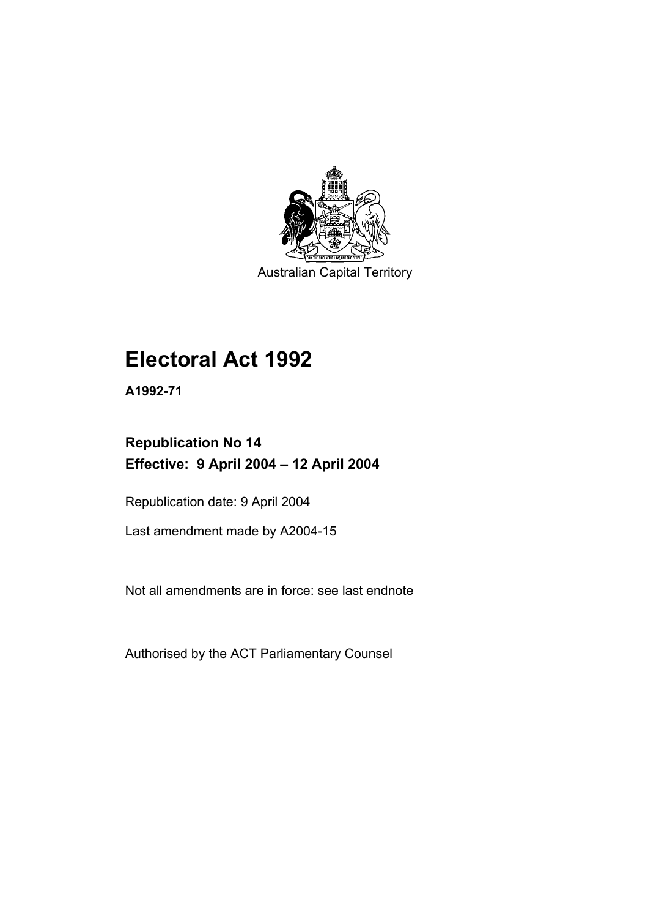Australian Capital Territory

# Electoral Act 1992

**A1992-71**

## Republication No 14
## Effective: 9 April 2004 – 12 April 2004

Republication date: 9 April 2004

Last amendment made by A2004-15

Not all amendments are in force: see last endnote

Authorised by the ACT Parliamentary Counsel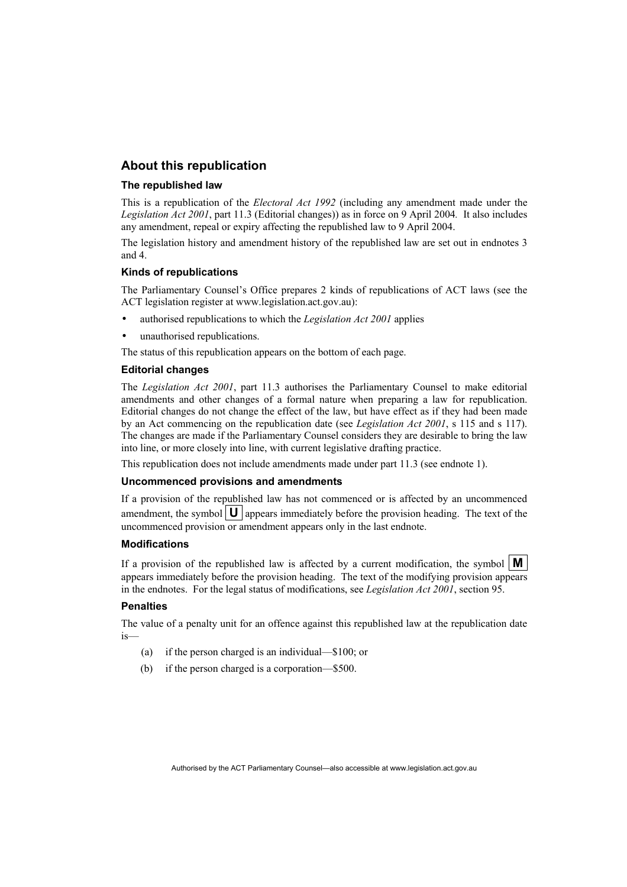## About this republication

### The republished law

This is a republication of the *Electoral Act 1992* (including any amendment made under the *Legislation Act 2001*, part 11.3 (Editorial changes)) as in force on 9 April 2004*.* It also includes any amendment, repeal or expiry affecting the republished law to 9 April 2004.

The legislation history and amendment history of the republished law are set out in endnotes 3 and 4.

### Kinds of republications

The Parliamentary Counsel's Office prepares 2 kinds of republications of ACT laws (see the ACT legislation register at www.legislation.act.gov.au):

- authorised republications to which the *Legislation Act 2001* applies
- unauthorised republications.

The status of this republication appears on the bottom of each page.

### Editorial changes

The *Legislation Act 2001*, part 11.3 authorises the Parliamentary Counsel to make editorial amendments and other changes of a formal nature when preparing a law for republication. Editorial changes do not change the effect of the law, but have effect as if they had been made by an Act commencing on the republication date (see *Legislation Act 2001*, s 115 and s 117). The changes are made if the Parliamentary Counsel considers they are desirable to bring the law into line, or more closely into line, with current legislative drafting practice.

This republication does not include amendments made under part 11.3 (see endnote 1).

### Uncommenced provisions and amendments

If a provision of the republished law has not commenced or is affected by an uncommenced amendment, the symbol **U** appears immediately before the provision heading. The text of the uncommenced provision or amendment appears only in the last endnote.

### Modifications

If a provision of the republished law is affected by a current modification, the symbol **M** appears immediately before the provision heading. The text of the modifying provision appears in the endnotes. For the legal status of modifications, see *Legislation Act 2001*, section 95.

### Penalties

The value of a penalty unit for an offence against this republished law at the republication date is—

(a) if the person charged is an individual—$100; or

(b) if the person charged is a corporation—$500.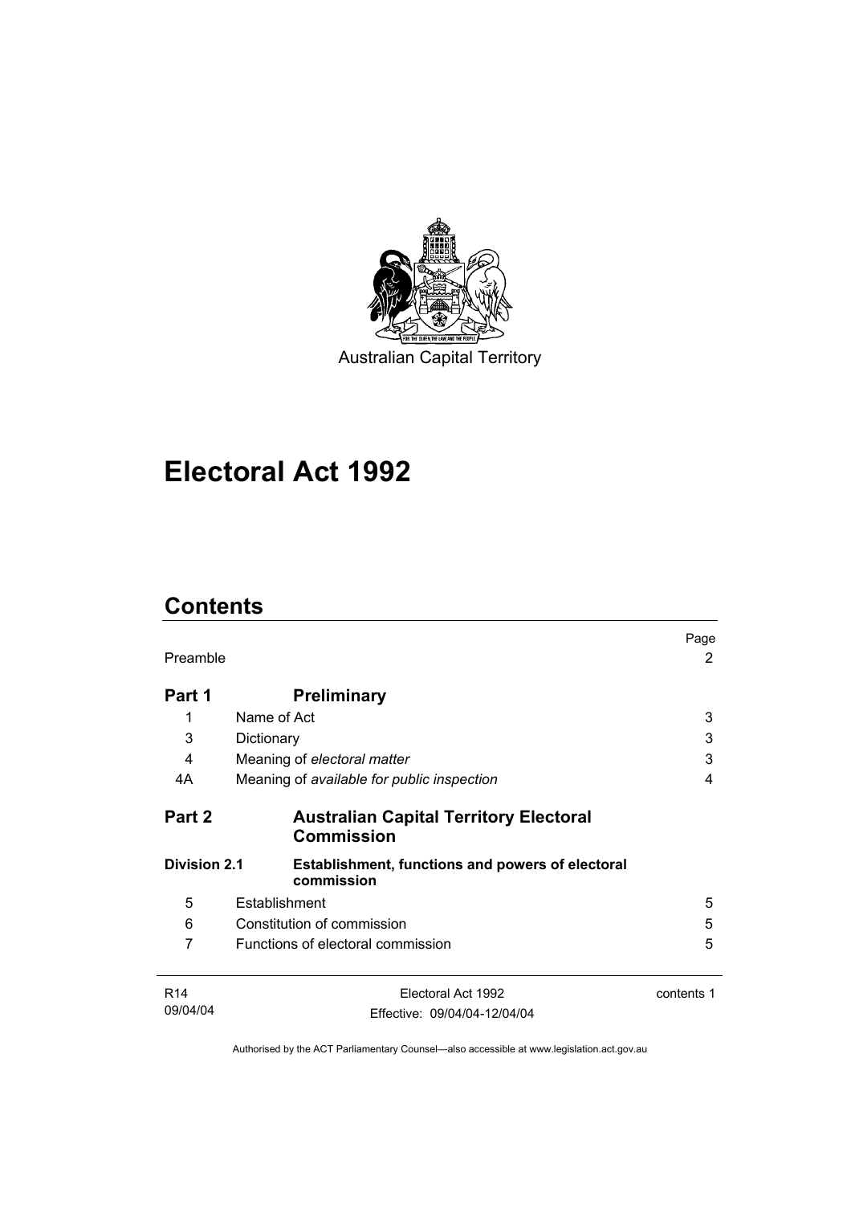Australian Capital Territory

# Electoral Act 1992

## Contents

| | | Page |
|---|---|---|
| Preamble | | 2 |
| **Part 1** | **Preliminary** | |
| 1 | Name of Act | 3 |
| 3 | Dictionary | 3 |
| 4 | Meaning of *electoral matter* | 3 |
| 4A | Meaning of *available for public inspection* | 4 |
| **Part 2** | **Australian Capital Territory Electoral Commission** | |
| **Division 2.1** | **Establishment, functions and powers of electoral commission** | |
| 5 | Establishment | 5 |
| 6 | Constitution of commission | 5 |
| 7 | Functions of electoral commission | 5 |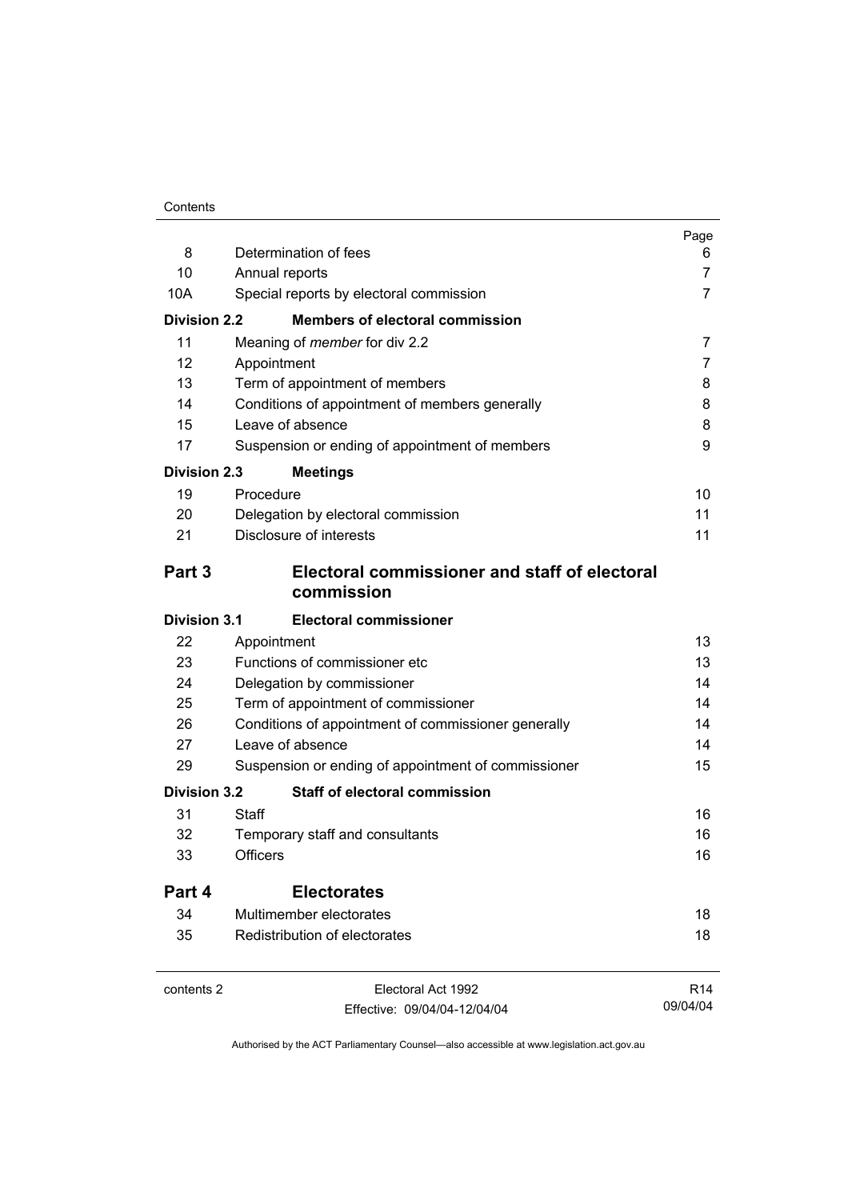| | | Page |
|---|---|---|
| 8 | Determination of fees | 6 |
| 10 | Annual reports | 7 |
| 10A | Special reports by electoral commission | 7 |
| **Division 2.2** | **Members of electoral commission** | |
| 11 | Meaning of *member* for div 2.2 | 7 |
| 12 | Appointment | 7 |
| 13 | Term of appointment of members | 8 |
| 14 | Conditions of appointment of members generally | 8 |
| 15 | Leave of absence | 8 |
| 17 | Suspension or ending of appointment of members | 9 |
| **Division 2.3** | **Meetings** | |
| 19 | Procedure | 10 |
| 20 | Delegation by electoral commission | 11 |
| 21 | Disclosure of interests | 11 |
| **Part 3** | **Electoral commissioner and staff of electoral commission** | |
| **Division 3.1** | **Electoral commissioner** | |
| 22 | Appointment | 13 |
| 23 | Functions of commissioner etc | 13 |
| 24 | Delegation by commissioner | 14 |
| 25 | Term of appointment of commissioner | 14 |
| 26 | Conditions of appointment of commissioner generally | 14 |
| 27 | Leave of absence | 14 |
| 29 | Suspension or ending of appointment of commissioner | 15 |
| **Division 3.2** | **Staff of electoral commission** | |
| 31 | Staff | 16 |
| 32 | Temporary staff and consultants | 16 |
| 33 | Officers | 16 |
| **Part 4** | **Electorates** | |
| 34 | Multimember electorates | 18 |
| 35 | Redistribution of electorates | 18 |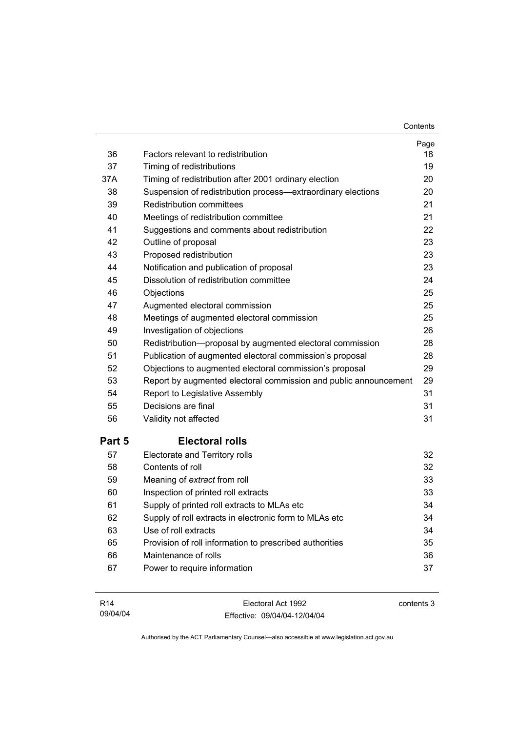| | | Page |
|---|---|---|
| 36 | Factors relevant to redistribution | 18 |
| 37 | Timing of redistributions | 19 |
| 37A | Timing of redistribution after 2001 ordinary election | 20 |
| 38 | Suspension of redistribution process—extraordinary elections | 20 |
| 39 | Redistribution committees | 21 |
| 40 | Meetings of redistribution committee | 21 |
| 41 | Suggestions and comments about redistribution | 22 |
| 42 | Outline of proposal | 23 |
| 43 | Proposed redistribution | 23 |
| 44 | Notification and publication of proposal | 23 |
| 45 | Dissolution of redistribution committee | 24 |
| 46 | Objections | 25 |
| 47 | Augmented electoral commission | 25 |
| 48 | Meetings of augmented electoral commission | 25 |
| 49 | Investigation of objections | 26 |
| 50 | Redistribution—proposal by augmented electoral commission | 28 |
| 51 | Publication of augmented electoral commission's proposal | 28 |
| 52 | Objections to augmented electoral commission's proposal | 29 |
| 53 | Report by augmented electoral commission and public announcement | 29 |
| 54 | Report to Legislative Assembly | 31 |
| 55 | Decisions are final | 31 |
| 56 | Validity not affected | 31 |

## Part 5 Electoral rolls

| | | |
|---|---|---|
| 57 | Electorate and Territory rolls | 32 |
| 58 | Contents of roll | 32 |
| 59 | Meaning of *extract* from roll | 33 |
| 60 | Inspection of printed roll extracts | 33 |
| 61 | Supply of printed roll extracts to MLAs etc | 34 |
| 62 | Supply of roll extracts in electronic form to MLAs etc | 34 |
| 63 | Use of roll extracts | 34 |
| 65 | Provision of roll information to prescribed authorities | 35 |
| 66 | Maintenance of rolls | 36 |
| 67 | Power to require information | 37 |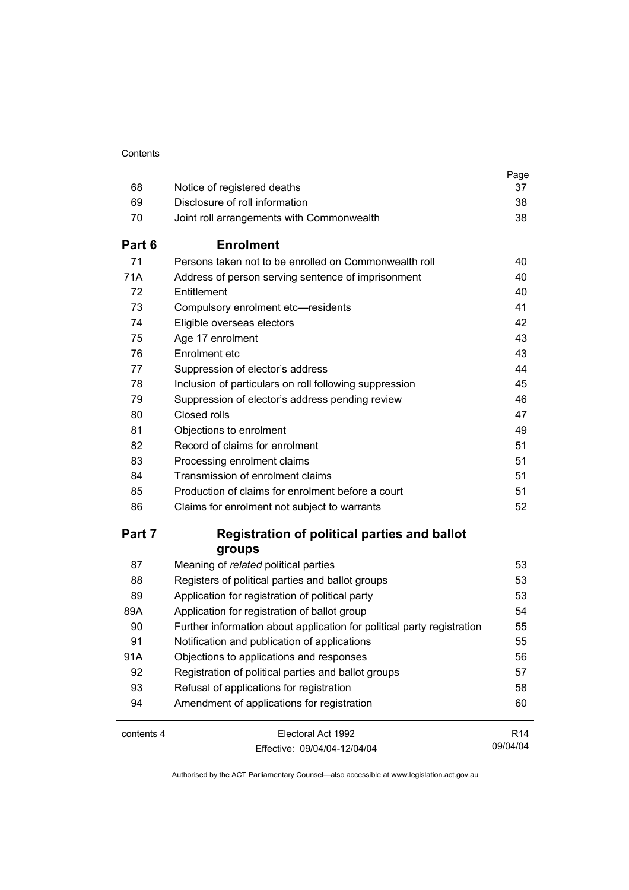| | | Page |
|---|---|---|
| 68 | Notice of registered deaths | 37 |
| 69 | Disclosure of roll information | 38 |
| 70 | Joint roll arrangements with Commonwealth | 38 |
| **Part 6** | **Enrolment** | |
| 71 | Persons taken not to be enrolled on Commonwealth roll | 40 |
| 71A | Address of person serving sentence of imprisonment | 40 |
| 72 | Entitlement | 40 |
| 73 | Compulsory enrolment etc—residents | 41 |
| 74 | Eligible overseas electors | 42 |
| 75 | Age 17 enrolment | 43 |
| 76 | Enrolment etc | 43 |
| 77 | Suppression of elector's address | 44 |
| 78 | Inclusion of particulars on roll following suppression | 45 |
| 79 | Suppression of elector's address pending review | 46 |
| 80 | Closed rolls | 47 |
| 81 | Objections to enrolment | 49 |
| 82 | Record of claims for enrolment | 51 |
| 83 | Processing enrolment claims | 51 |
| 84 | Transmission of enrolment claims | 51 |
| 85 | Production of claims for enrolment before a court | 51 |
| 86 | Claims for enrolment not subject to warrants | 52 |
| **Part 7** | **Registration of political parties and ballot groups** | |
| 87 | Meaning of *related* political parties | 53 |
| 88 | Registers of political parties and ballot groups | 53 |
| 89 | Application for registration of political party | 53 |
| 89A | Application for registration of ballot group | 54 |
| 90 | Further information about application for political party registration | 55 |
| 91 | Notification and publication of applications | 55 |
| 91A | Objections to applications and responses | 56 |
| 92 | Registration of political parties and ballot groups | 57 |
| 93 | Refusal of applications for registration | 58 |
| 94 | Amendment of applications for registration | 60 |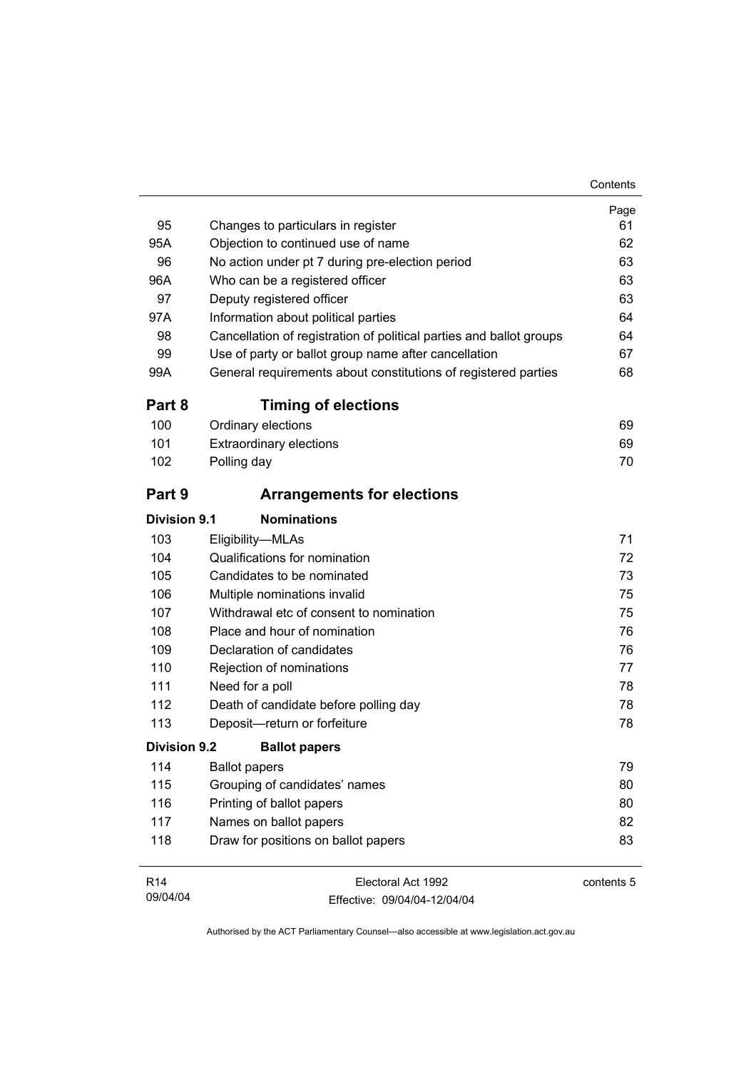| | | Page |
|---|---|---|
| 95 | Changes to particulars in register | 61 |
| 95A | Objection to continued use of name | 62 |
| 96 | No action under pt 7 during pre-election period | 63 |
| 96A | Who can be a registered officer | 63 |
| 97 | Deputy registered officer | 63 |
| 97A | Information about political parties | 64 |
| 98 | Cancellation of registration of political parties and ballot groups | 64 |
| 99 | Use of party or ballot group name after cancellation | 67 |
| 99A | General requirements about constitutions of registered parties | 68 |

## Part 8 Timing of elections

| | | |
|---|---|---|
| 100 | Ordinary elections | 69 |
| 101 | Extraordinary elections | 69 |
| 102 | Polling day | 70 |

## Part 9 Arrangements for elections

### Division 9.1 Nominations

| | | |
|---|---|---|
| 103 | Eligibility—MLAs | 71 |
| 104 | Qualifications for nomination | 72 |
| 105 | Candidates to be nominated | 73 |
| 106 | Multiple nominations invalid | 75 |
| 107 | Withdrawal etc of consent to nomination | 75 |
| 108 | Place and hour of nomination | 76 |
| 109 | Declaration of candidates | 76 |
| 110 | Rejection of nominations | 77 |
| 111 | Need for a poll | 78 |
| 112 | Death of candidate before polling day | 78 |
| 113 | Deposit—return or forfeiture | 78 |

### Division 9.2 Ballot papers

| | | |
|---|---|---|
| 114 | Ballot papers | 79 |
| 115 | Grouping of candidates' names | 80 |
| 116 | Printing of ballot papers | 80 |
| 117 | Names on ballot papers | 82 |
| 118 | Draw for positions on ballot papers | 83 |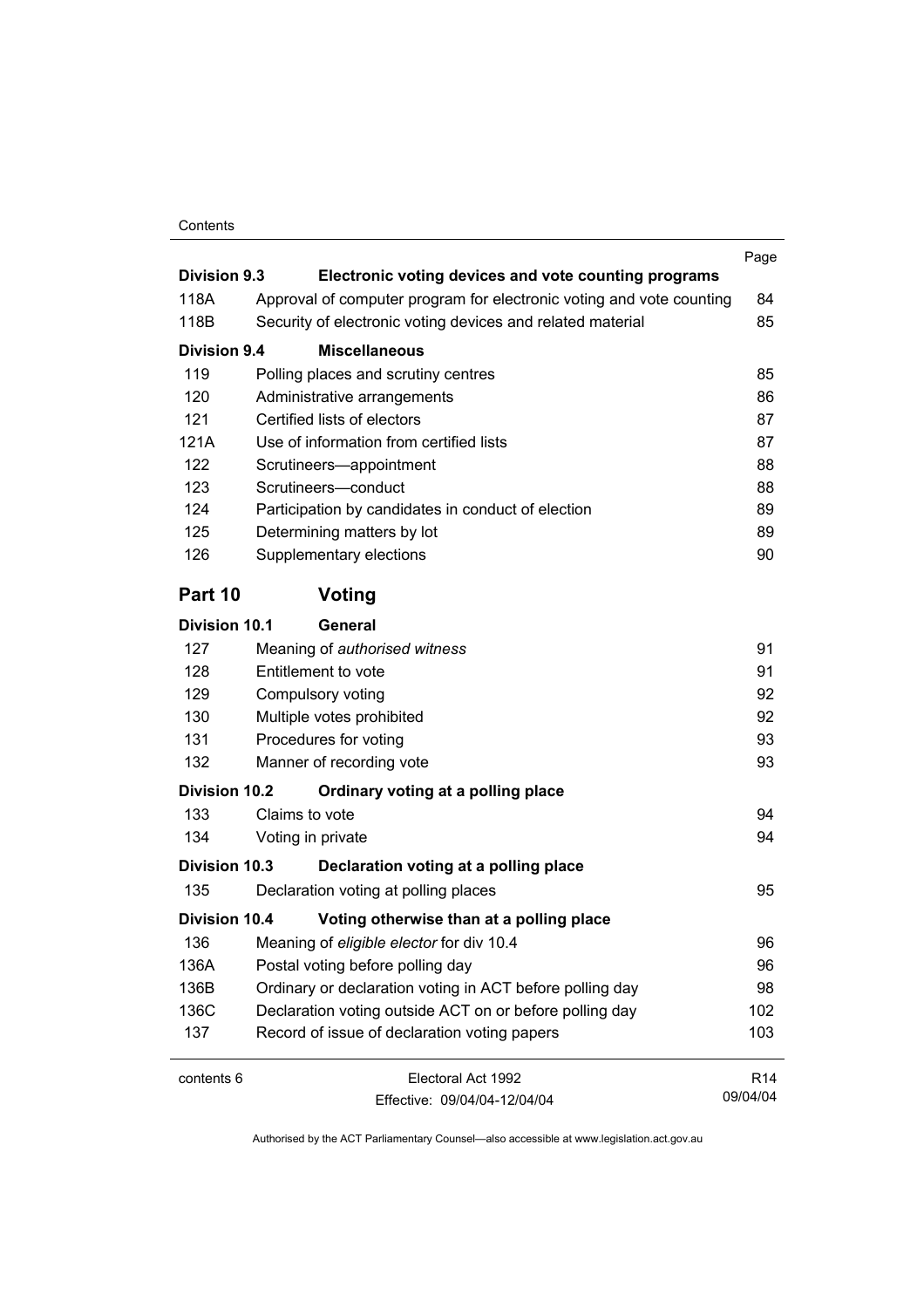| | | Page |
|---|---|---|
| **Division 9.3** | **Electronic voting devices and vote counting programs** | |
| 118A | Approval of computer program for electronic voting and vote counting | 84 |
| 118B | Security of electronic voting devices and related material | 85 |
| **Division 9.4** | **Miscellaneous** | |
| 119 | Polling places and scrutiny centres | 85 |
| 120 | Administrative arrangements | 86 |
| 121 | Certified lists of electors | 87 |
| 121A | Use of information from certified lists | 87 |
| 122 | Scrutineers—appointment | 88 |
| 123 | Scrutineers—conduct | 88 |
| 124 | Participation by candidates in conduct of election | 89 |
| 125 | Determining matters by lot | 89 |
| 126 | Supplementary elections | 90 |
| **Part 10** | **Voting** | |
| **Division 10.1** | **General** | |
| 127 | Meaning of *authorised witness* | 91 |
| 128 | Entitlement to vote | 91 |
| 129 | Compulsory voting | 92 |
| 130 | Multiple votes prohibited | 92 |
| 131 | Procedures for voting | 93 |
| 132 | Manner of recording vote | 93 |
| **Division 10.2** | **Ordinary voting at a polling place** | |
| 133 | Claims to vote | 94 |
| 134 | Voting in private | 94 |
| **Division 10.3** | **Declaration voting at a polling place** | |
| 135 | Declaration voting at polling places | 95 |
| **Division 10.4** | **Voting otherwise than at a polling place** | |
| 136 | Meaning of *eligible elector* for div 10.4 | 96 |
| 136A | Postal voting before polling day | 96 |
| 136B | Ordinary or declaration voting in ACT before polling day | 98 |
| 136C | Declaration voting outside ACT on or before polling day | 102 |
| 137 | Record of issue of declaration voting papers | 103 |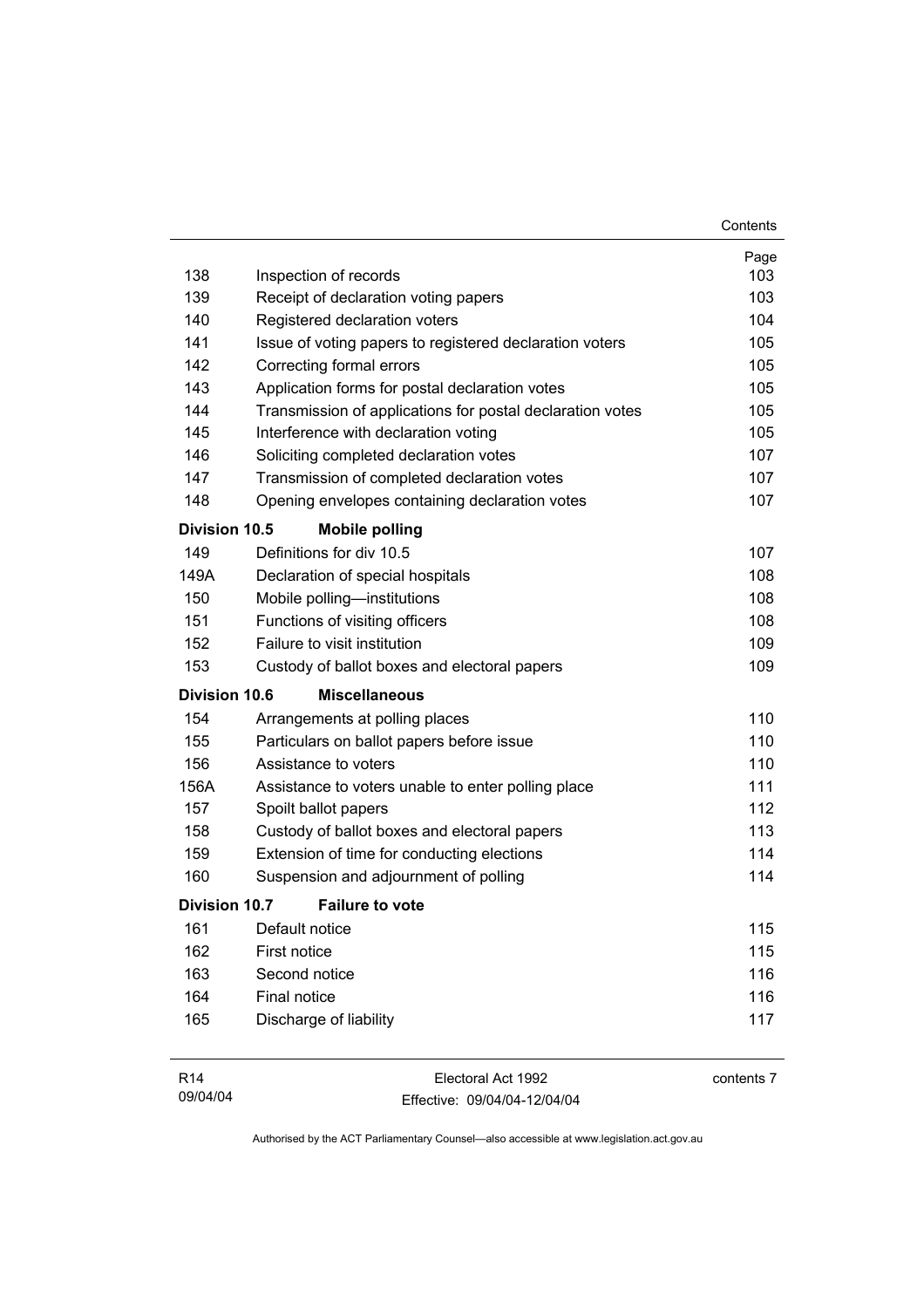| | | Page |
|---|---|---|
| 138 | Inspection of records | 103 |
| 139 | Receipt of declaration voting papers | 103 |
| 140 | Registered declaration voters | 104 |
| 141 | Issue of voting papers to registered declaration voters | 105 |
| 142 | Correcting formal errors | 105 |
| 143 | Application forms for postal declaration votes | 105 |
| 144 | Transmission of applications for postal declaration votes | 105 |
| 145 | Interference with declaration voting | 105 |
| 146 | Soliciting completed declaration votes | 107 |
| 147 | Transmission of completed declaration votes | 107 |
| 148 | Opening envelopes containing declaration votes | 107 |
| **Division 10.5** | **Mobile polling** | |
| 149 | Definitions for div 10.5 | 107 |
| 149A | Declaration of special hospitals | 108 |
| 150 | Mobile polling—institutions | 108 |
| 151 | Functions of visiting officers | 108 |
| 152 | Failure to visit institution | 109 |
| 153 | Custody of ballot boxes and electoral papers | 109 |
| **Division 10.6** | **Miscellaneous** | |
| 154 | Arrangements at polling places | 110 |
| 155 | Particulars on ballot papers before issue | 110 |
| 156 | Assistance to voters | 110 |
| 156A | Assistance to voters unable to enter polling place | 111 |
| 157 | Spoilt ballot papers | 112 |
| 158 | Custody of ballot boxes and electoral papers | 113 |
| 159 | Extension of time for conducting elections | 114 |
| 160 | Suspension and adjournment of polling | 114 |
| **Division 10.7** | **Failure to vote** | |
| 161 | Default notice | 115 |
| 162 | First notice | 115 |
| 163 | Second notice | 116 |
| 164 | Final notice | 116 |
| 165 | Discharge of liability | 117 |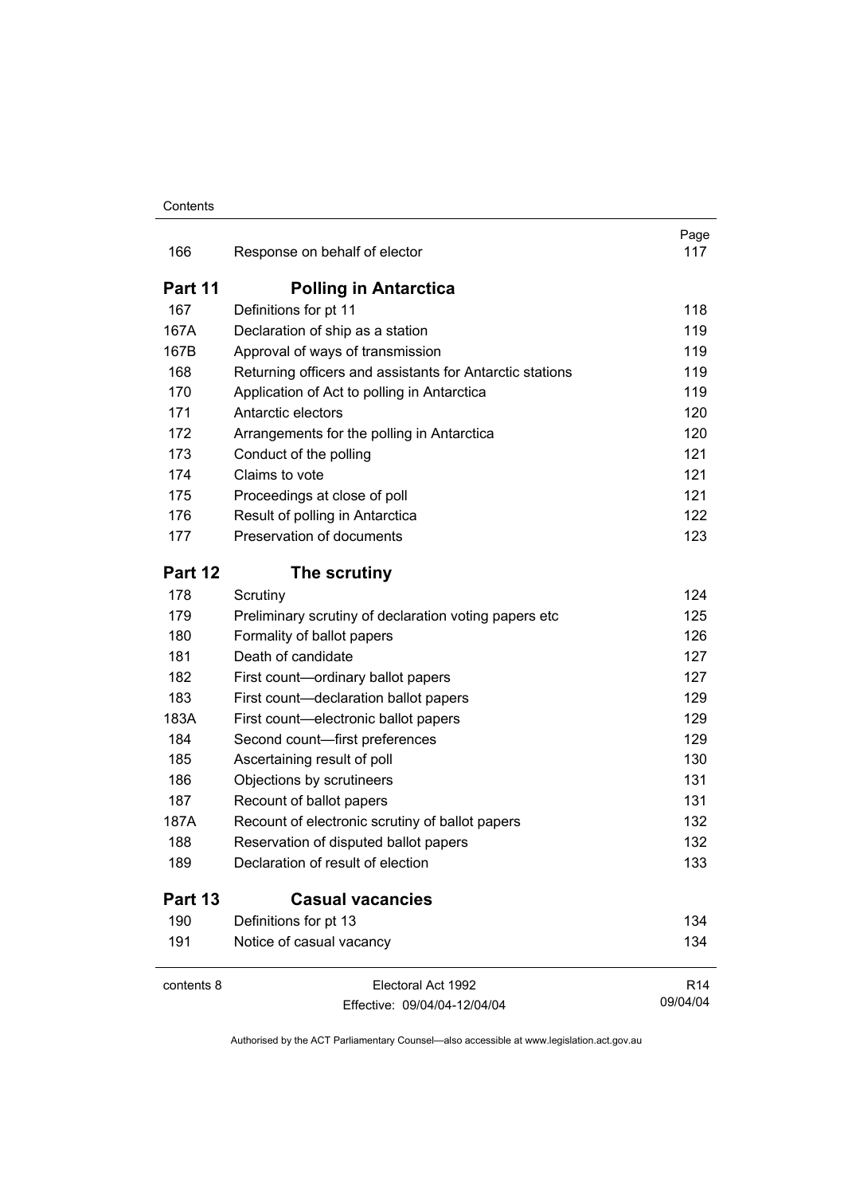| | | Page |
|---|---|---|
| 166 | Response on behalf of elector | 117 |

## Part 11 Polling in Antarctica

| | | |
|---|---|---|
| 167 | Definitions for pt 11 | 118 |
| 167A | Declaration of ship as a station | 119 |
| 167B | Approval of ways of transmission | 119 |
| 168 | Returning officers and assistants for Antarctic stations | 119 |
| 170 | Application of Act to polling in Antarctica | 119 |
| 171 | Antarctic electors | 120 |
| 172 | Arrangements for the polling in Antarctica | 120 |
| 173 | Conduct of the polling | 121 |
| 174 | Claims to vote | 121 |
| 175 | Proceedings at close of poll | 121 |
| 176 | Result of polling in Antarctica | 122 |
| 177 | Preservation of documents | 123 |

## Part 12 The scrutiny

| | | |
|---|---|---|
| 178 | Scrutiny | 124 |
| 179 | Preliminary scrutiny of declaration voting papers etc | 125 |
| 180 | Formality of ballot papers | 126 |
| 181 | Death of candidate | 127 |
| 182 | First count—ordinary ballot papers | 127 |
| 183 | First count—declaration ballot papers | 129 |
| 183A | First count—electronic ballot papers | 129 |
| 184 | Second count—first preferences | 129 |
| 185 | Ascertaining result of poll | 130 |
| 186 | Objections by scrutineers | 131 |
| 187 | Recount of ballot papers | 131 |
| 187A | Recount of electronic scrutiny of ballot papers | 132 |
| 188 | Reservation of disputed ballot papers | 132 |
| 189 | Declaration of result of election | 133 |

## Part 13 Casual vacancies

| | | |
|---|---|---|
| 190 | Definitions for pt 13 | 134 |
| 191 | Notice of casual vacancy | 134 |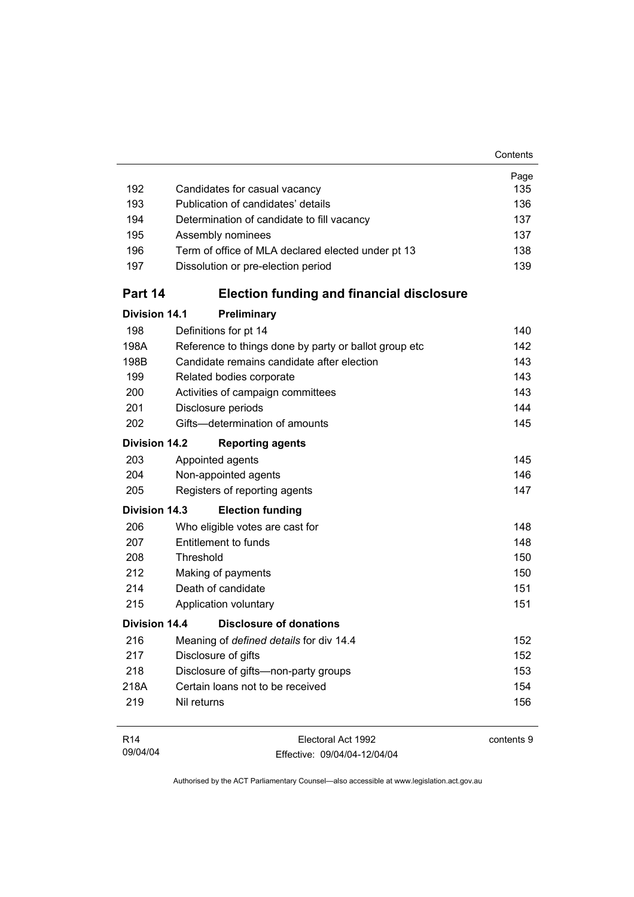| | | Page |
|---|---|---|
| 192 | Candidates for casual vacancy | 135 |
| 193 | Publication of candidates' details | 136 |
| 194 | Determination of candidate to fill vacancy | 137 |
| 195 | Assembly nominees | 137 |
| 196 | Term of office of MLA declared elected under pt 13 | 138 |
| 197 | Dissolution or pre-election period | 139 |

## Part 14 Election funding and financial disclosure

### Division 14.1 Preliminary

| | | |
|---|---|---|
| 198 | Definitions for pt 14 | 140 |
| 198A | Reference to things done by party or ballot group etc | 142 |
| 198B | Candidate remains candidate after election | 143 |
| 199 | Related bodies corporate | 143 |
| 200 | Activities of campaign committees | 143 |
| 201 | Disclosure periods | 144 |
| 202 | Gifts—determination of amounts | 145 |

### Division 14.2 Reporting agents

| | | |
|---|---|---|
| 203 | Appointed agents | 145 |
| 204 | Non-appointed agents | 146 |
| 205 | Registers of reporting agents | 147 |

### Division 14.3 Election funding

| | | |
|---|---|---|
| 206 | Who eligible votes are cast for | 148 |
| 207 | Entitlement to funds | 148 |
| 208 | Threshold | 150 |
| 212 | Making of payments | 150 |
| 214 | Death of candidate | 151 |
| 215 | Application voluntary | 151 |

### Division 14.4 Disclosure of donations

| | | |
|---|---|---|
| 216 | Meaning of *defined details* for div 14.4 | 152 |
| 217 | Disclosure of gifts | 152 |
| 218 | Disclosure of gifts—non-party groups | 153 |
| 218A | Certain loans not to be received | 154 |
| 219 | Nil returns | 156 |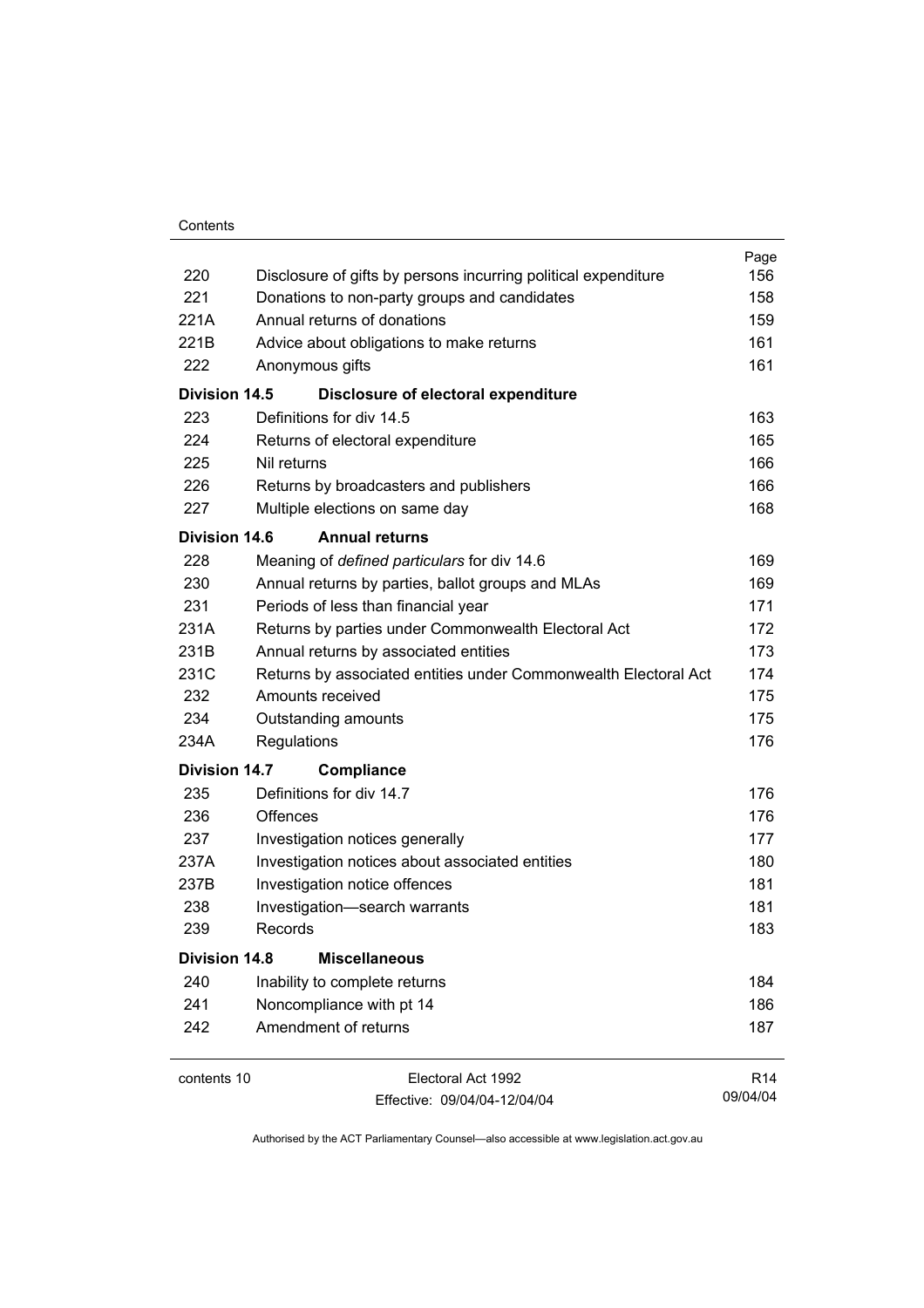| | | Page |
|---|---|---|
| 220 | Disclosure of gifts by persons incurring political expenditure | 156 |
| 221 | Donations to non-party groups and candidates | 158 |
| 221A | Annual returns of donations | 159 |
| 221B | Advice about obligations to make returns | 161 |
| 222 | Anonymous gifts | 161 |
| **Division 14.5** | **Disclosure of electoral expenditure** | |
| 223 | Definitions for div 14.5 | 163 |
| 224 | Returns of electoral expenditure | 165 |
| 225 | Nil returns | 166 |
| 226 | Returns by broadcasters and publishers | 166 |
| 227 | Multiple elections on same day | 168 |
| **Division 14.6** | **Annual returns** | |
| 228 | Meaning of *defined particulars* for div 14.6 | 169 |
| 230 | Annual returns by parties, ballot groups and MLAs | 169 |
| 231 | Periods of less than financial year | 171 |
| 231A | Returns by parties under Commonwealth Electoral Act | 172 |
| 231B | Annual returns by associated entities | 173 |
| 231C | Returns by associated entities under Commonwealth Electoral Act | 174 |
| 232 | Amounts received | 175 |
| 234 | Outstanding amounts | 175 |
| 234A | Regulations | 176 |
| **Division 14.7** | **Compliance** | |
| 235 | Definitions for div 14.7 | 176 |
| 236 | Offences | 176 |
| 237 | Investigation notices generally | 177 |
| 237A | Investigation notices about associated entities | 180 |
| 237B | Investigation notice offences | 181 |
| 238 | Investigation—search warrants | 181 |
| 239 | Records | 183 |
| **Division 14.8** | **Miscellaneous** | |
| 240 | Inability to complete returns | 184 |
| 241 | Noncompliance with pt 14 | 186 |
| 242 | Amendment of returns | 187 |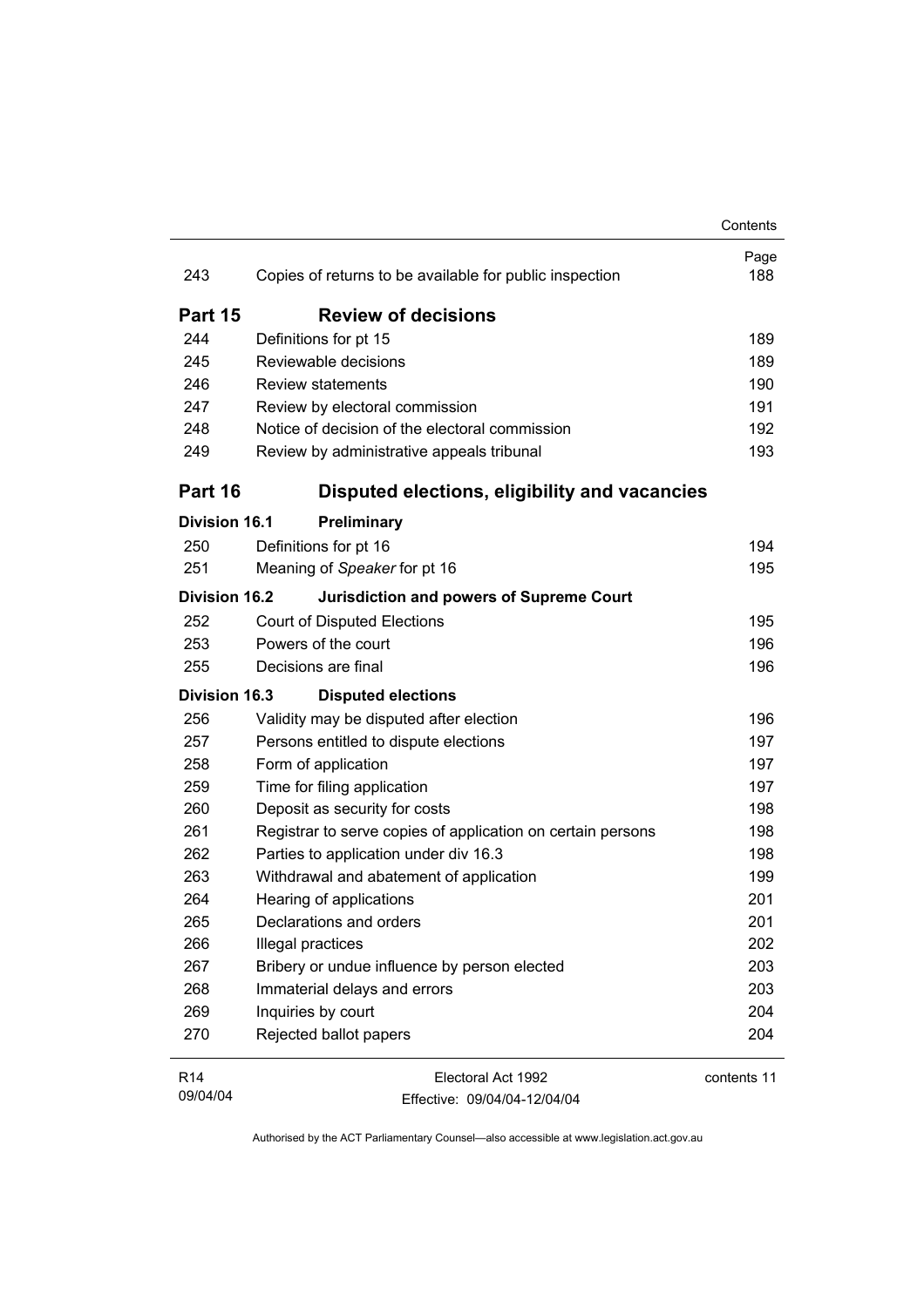| | | Page |
|---|---|---|
| 243 | Copies of returns to be available for public inspection | 188 |
| **Part 15** | **Review of decisions** | |
| 244 | Definitions for pt 15 | 189 |
| 245 | Reviewable decisions | 189 |
| 246 | Review statements | 190 |
| 247 | Review by electoral commission | 191 |
| 248 | Notice of decision of the electoral commission | 192 |
| 249 | Review by administrative appeals tribunal | 193 |
| **Part 16** | **Disputed elections, eligibility and vacancies** | |
| **Division 16.1** | **Preliminary** | |
| 250 | Definitions for pt 16 | 194 |
| 251 | Meaning of *Speaker* for pt 16 | 195 |
| **Division 16.2** | **Jurisdiction and powers of Supreme Court** | |
| 252 | Court of Disputed Elections | 195 |
| 253 | Powers of the court | 196 |
| 255 | Decisions are final | 196 |
| **Division 16.3** | **Disputed elections** | |
| 256 | Validity may be disputed after election | 196 |
| 257 | Persons entitled to dispute elections | 197 |
| 258 | Form of application | 197 |
| 259 | Time for filing application | 197 |
| 260 | Deposit as security for costs | 198 |
| 261 | Registrar to serve copies of application on certain persons | 198 |
| 262 | Parties to application under div 16.3 | 198 |
| 263 | Withdrawal and abatement of application | 199 |
| 264 | Hearing of applications | 201 |
| 265 | Declarations and orders | 201 |
| 266 | Illegal practices | 202 |
| 267 | Bribery or undue influence by person elected | 203 |
| 268 | Immaterial delays and errors | 203 |
| 269 | Inquiries by court | 204 |
| 270 | Rejected ballot papers | 204 |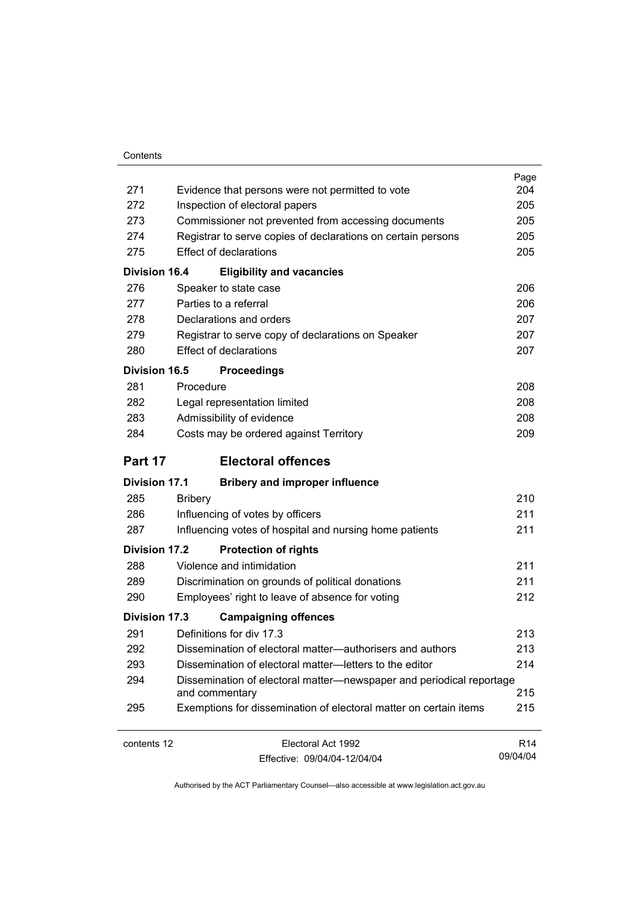| | | Page |
|---|---|---|
| 271 | Evidence that persons were not permitted to vote | 204 |
| 272 | Inspection of electoral papers | 205 |
| 273 | Commissioner not prevented from accessing documents | 205 |
| 274 | Registrar to serve copies of declarations on certain persons | 205 |
| 275 | Effect of declarations | 205 |
| **Division 16.4** | **Eligibility and vacancies** | |
| 276 | Speaker to state case | 206 |
| 277 | Parties to a referral | 206 |
| 278 | Declarations and orders | 207 |
| 279 | Registrar to serve copy of declarations on Speaker | 207 |
| 280 | Effect of declarations | 207 |
| **Division 16.5** | **Proceedings** | |
| 281 | Procedure | 208 |
| 282 | Legal representation limited | 208 |
| 283 | Admissibility of evidence | 208 |
| 284 | Costs may be ordered against Territory | 209 |
| **Part 17** | **Electoral offences** | |
| **Division 17.1** | **Bribery and improper influence** | |
| 285 | Bribery | 210 |
| 286 | Influencing of votes by officers | 211 |
| 287 | Influencing votes of hospital and nursing home patients | 211 |
| **Division 17.2** | **Protection of rights** | |
| 288 | Violence and intimidation | 211 |
| 289 | Discrimination on grounds of political donations | 211 |
| 290 | Employees' right to leave of absence for voting | 212 |
| **Division 17.3** | **Campaigning offences** | |
| 291 | Definitions for div 17.3 | 213 |
| 292 | Dissemination of electoral matter—authorisers and authors | 213 |
| 293 | Dissemination of electoral matter—letters to the editor | 214 |
| 294 | Dissemination of electoral matter—newspaper and periodical reportage and commentary | 215 |
| 295 | Exemptions for dissemination of electoral matter on certain items | 215 |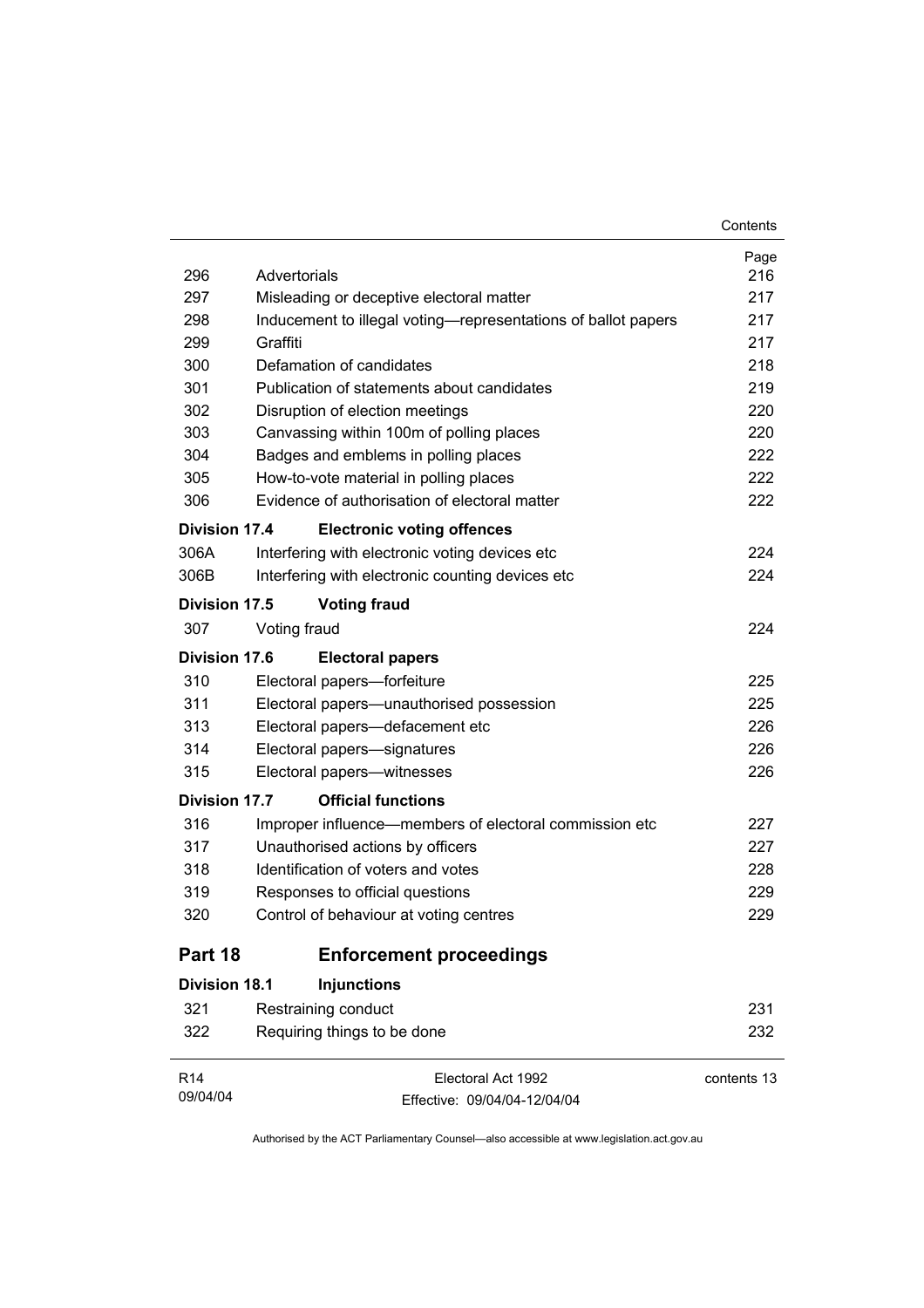| | | Page |
|---|---|---|
| 296 | Advertorials | 216 |
| 297 | Misleading or deceptive electoral matter | 217 |
| 298 | Inducement to illegal voting—representations of ballot papers | 217 |
| 299 | Graffiti | 217 |
| 300 | Defamation of candidates | 218 |
| 301 | Publication of statements about candidates | 219 |
| 302 | Disruption of election meetings | 220 |
| 303 | Canvassing within 100m of polling places | 220 |
| 304 | Badges and emblems in polling places | 222 |
| 305 | How-to-vote material in polling places | 222 |
| 306 | Evidence of authorisation of electoral matter | 222 |
| **Division 17.4** | **Electronic voting offences** | |
| 306A | Interfering with electronic voting devices etc | 224 |
| 306B | Interfering with electronic counting devices etc | 224 |
| **Division 17.5** | **Voting fraud** | |
| 307 | Voting fraud | 224 |
| **Division 17.6** | **Electoral papers** | |
| 310 | Electoral papers—forfeiture | 225 |
| 311 | Electoral papers—unauthorised possession | 225 |
| 313 | Electoral papers—defacement etc | 226 |
| 314 | Electoral papers—signatures | 226 |
| 315 | Electoral papers—witnesses | 226 |
| **Division 17.7** | **Official functions** | |
| 316 | Improper influence—members of electoral commission etc | 227 |
| 317 | Unauthorised actions by officers | 227 |
| 318 | Identification of voters and votes | 228 |
| 319 | Responses to official questions | 229 |
| 320 | Control of behaviour at voting centres | 229 |

## Part 18 Enforcement proceedings

| | | |
|---|---|---|
| **Division 18.1** | **Injunctions** | |
| 321 | Restraining conduct | 231 |
| 322 | Requiring things to be done | 232 |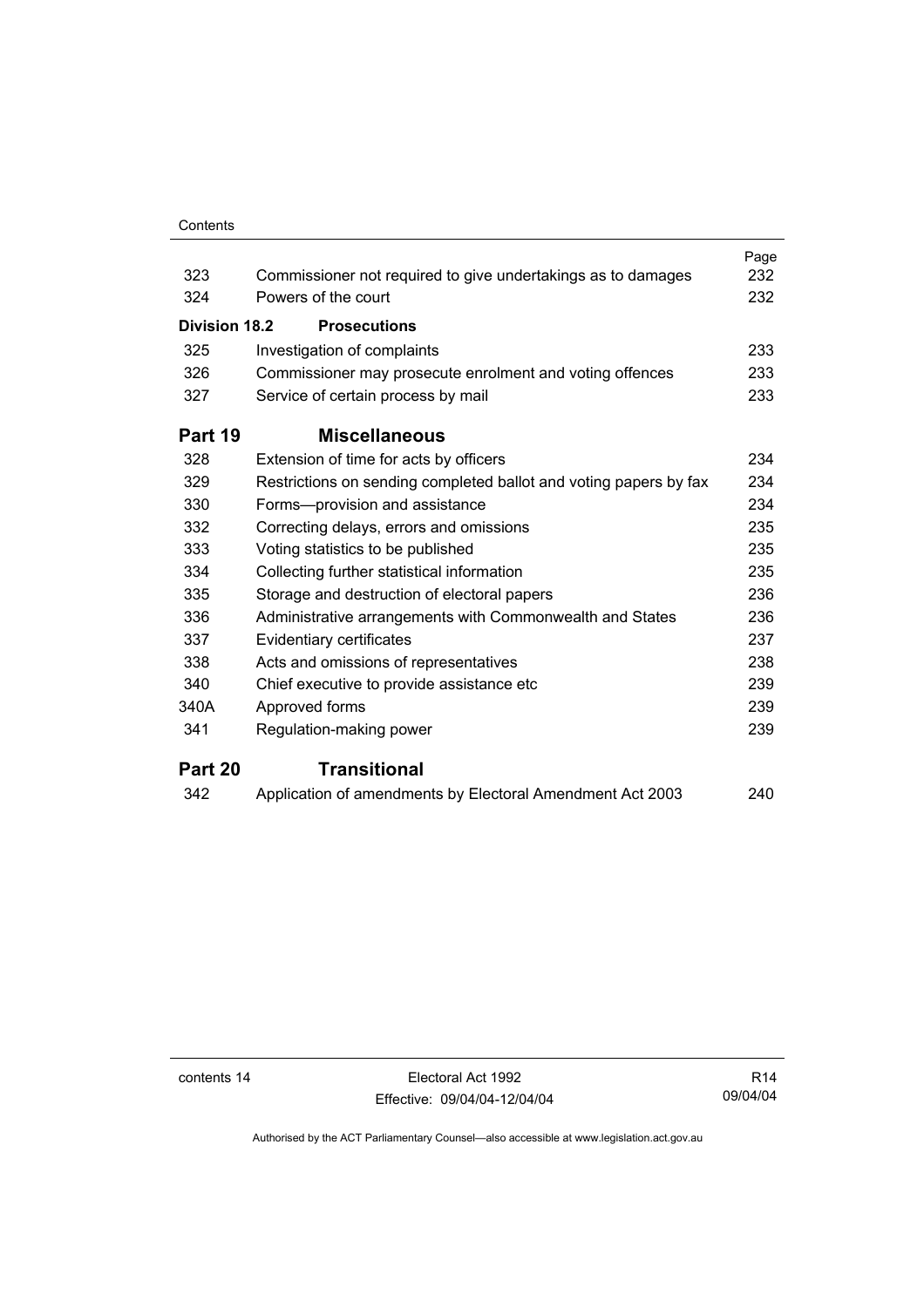| | | Page |
|---|---|---|
| 323 | Commissioner not required to give undertakings as to damages | 232 |
| 324 | Powers of the court | 232 |
| **Division 18.2** | **Prosecutions** | |
| 325 | Investigation of complaints | 233 |
| 326 | Commissioner may prosecute enrolment and voting offences | 233 |
| 327 | Service of certain process by mail | 233 |
| **Part 19** | **Miscellaneous** | |
| 328 | Extension of time for acts by officers | 234 |
| 329 | Restrictions on sending completed ballot and voting papers by fax | 234 |
| 330 | Forms—provision and assistance | 234 |
| 332 | Correcting delays, errors and omissions | 235 |
| 333 | Voting statistics to be published | 235 |
| 334 | Collecting further statistical information | 235 |
| 335 | Storage and destruction of electoral papers | 236 |
| 336 | Administrative arrangements with Commonwealth and States | 236 |
| 337 | Evidentiary certificates | 237 |
| 338 | Acts and omissions of representatives | 238 |
| 340 | Chief executive to provide assistance etc | 239 |
| 340A | Approved forms | 239 |
| 341 | Regulation-making power | 239 |
| **Part 20** | **Transitional** | |
| 342 | Application of amendments by Electoral Amendment Act 2003 | 240 |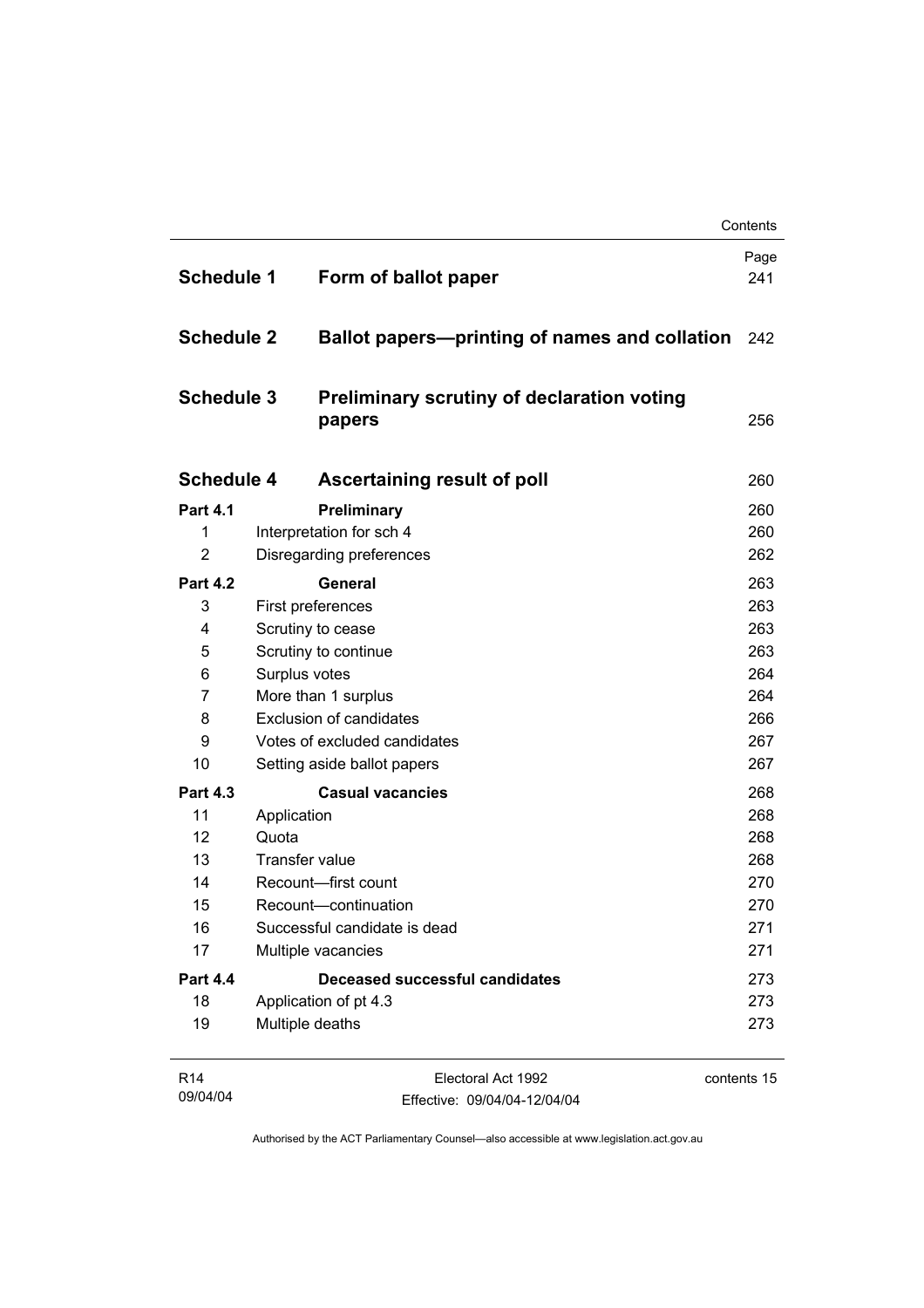| | | Page |
|---|---|---|
| **Schedule 1** | **Form of ballot paper** | 241 |
| **Schedule 2** | **Ballot papers—printing of names and collation** | 242 |
| **Schedule 3** | **Preliminary scrutiny of declaration voting papers** | 256 |
| **Schedule 4** | **Ascertaining result of poll** | 260 |
| **Part 4.1** | **Preliminary** | 260 |
| 1 | Interpretation for sch 4 | 260 |
| 2 | Disregarding preferences | 262 |
| **Part 4.2** | **General** | 263 |
| 3 | First preferences | 263 |
| 4 | Scrutiny to cease | 263 |
| 5 | Scrutiny to continue | 263 |
| 6 | Surplus votes | 264 |
| 7 | More than 1 surplus | 264 |
| 8 | Exclusion of candidates | 266 |
| 9 | Votes of excluded candidates | 267 |
| 10 | Setting aside ballot papers | 267 |
| **Part 4.3** | **Casual vacancies** | 268 |
| 11 | Application | 268 |
| 12 | Quota | 268 |
| 13 | Transfer value | 268 |
| 14 | Recount—first count | 270 |
| 15 | Recount—continuation | 270 |
| 16 | Successful candidate is dead | 271 |
| 17 | Multiple vacancies | 271 |
| **Part 4.4** | **Deceased successful candidates** | 273 |
| 18 | Application of pt 4.3 | 273 |
| 19 | Multiple deaths | 273 |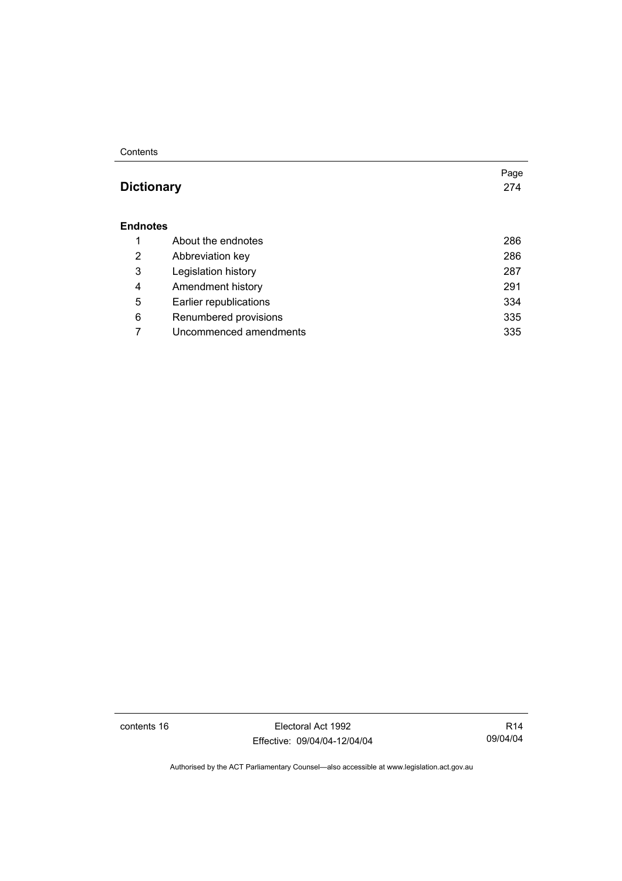| | | Page |
|---|---|---|
| **Dictionary** | | 274 |
| **Endnotes** | | |
| 1 | About the endnotes | 286 |
| 2 | Abbreviation key | 286 |
| 3 | Legislation history | 287 |
| 4 | Amendment history | 291 |
| 5 | Earlier republications | 334 |
| 6 | Renumbered provisions | 335 |
| 7 | Uncommenced amendments | 335 |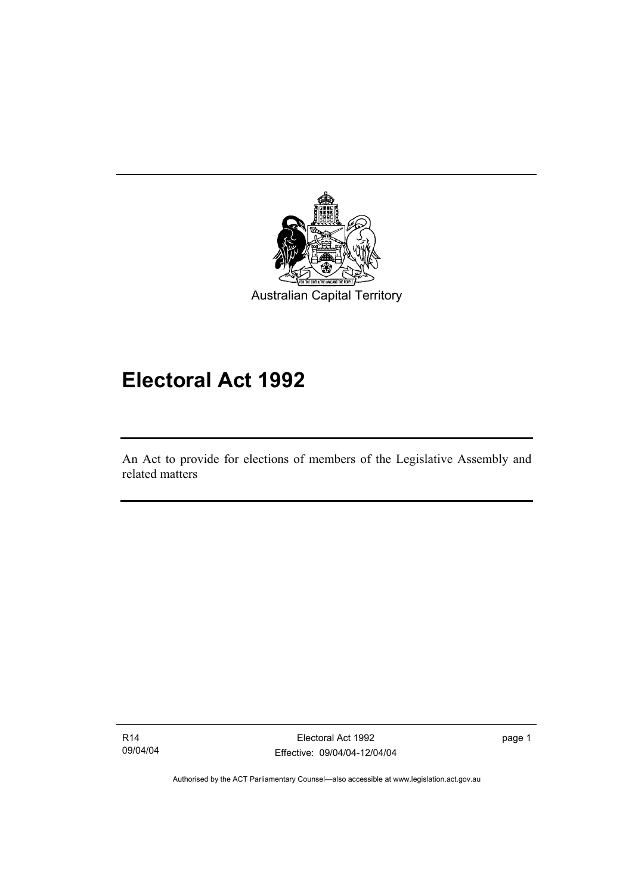Australian Capital Territory

# Electoral Act 1992

An Act to provide for elections of members of the Legislative Assembly and related matters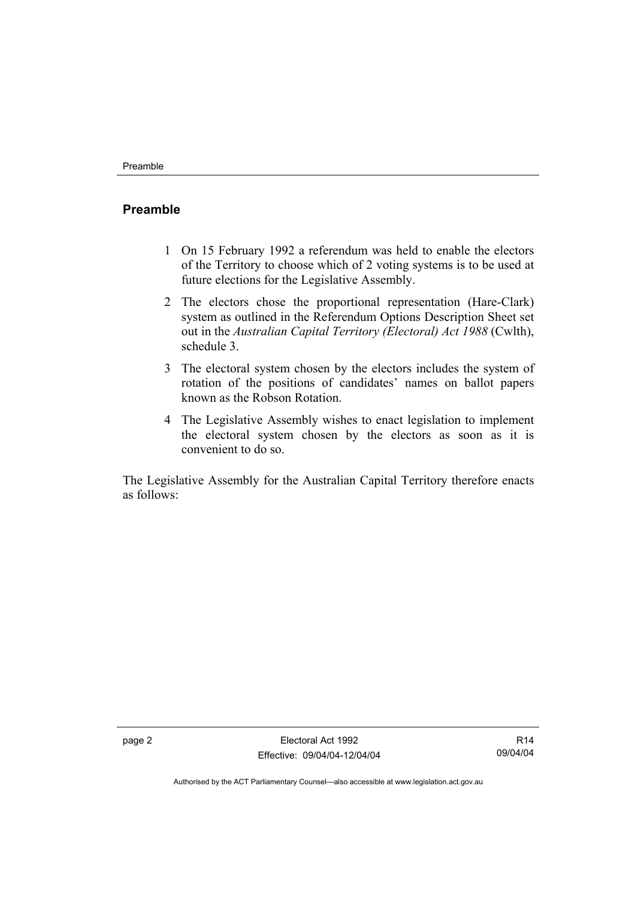## Preamble

1 On 15 February 1992 a referendum was held to enable the electors of the Territory to choose which of 2 voting systems is to be used at future elections for the Legislative Assembly.

2 The electors chose the proportional representation (Hare-Clark) system as outlined in the Referendum Options Description Sheet set out in the *Australian Capital Territory (Electoral) Act 1988* (Cwlth), schedule 3.

3 The electoral system chosen by the electors includes the system of rotation of the positions of candidates' names on ballot papers known as the Robson Rotation.

4 The Legislative Assembly wishes to enact legislation to implement the electoral system chosen by the electors as soon as it is convenient to do so.

The Legislative Assembly for the Australian Capital Territory therefore enacts as follows: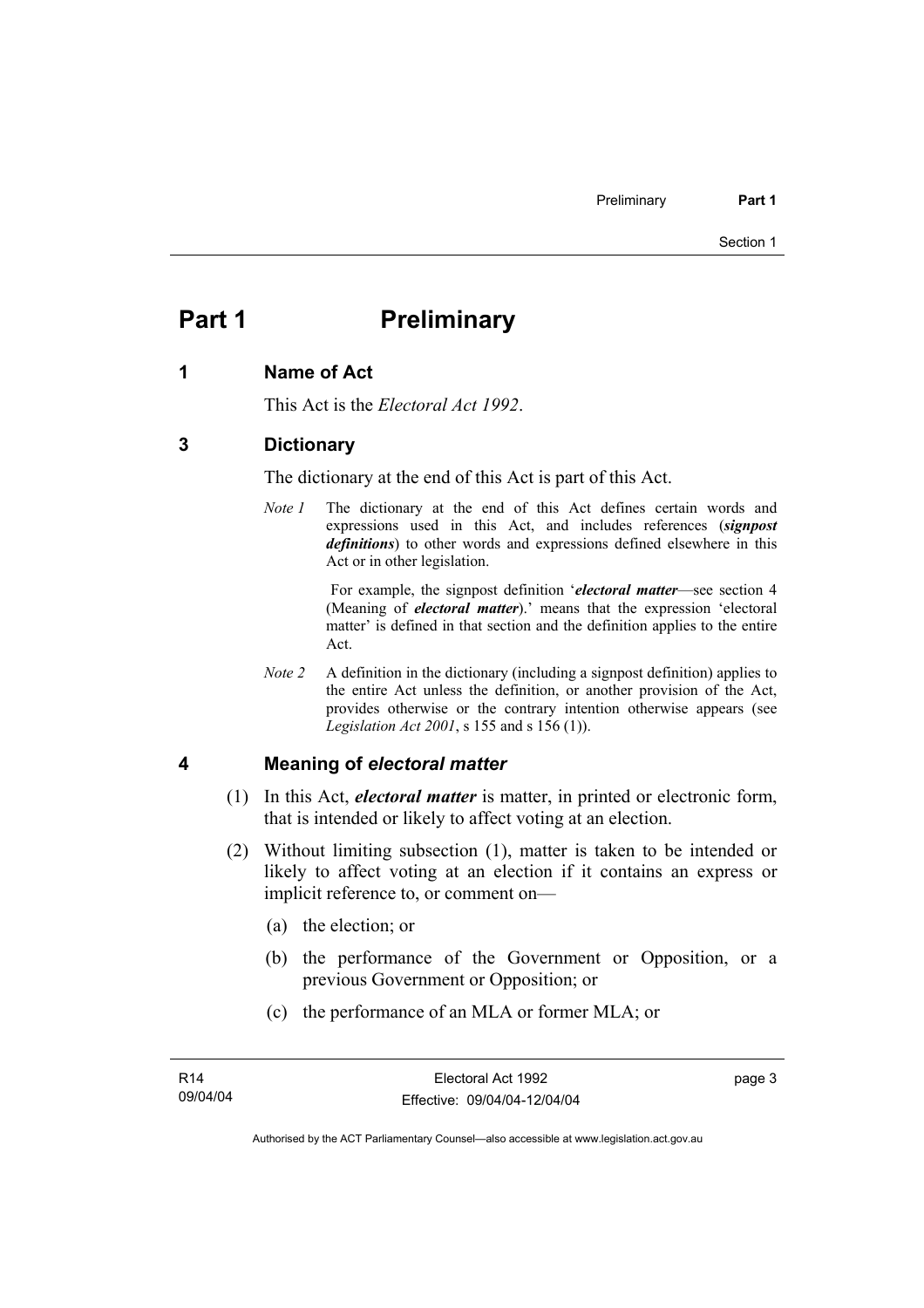# Part 1 Preliminary

## 1 Name of Act

This Act is the *Electoral Act 1992*.

## 3 Dictionary

The dictionary at the end of this Act is part of this Act.

*Note 1* The dictionary at the end of this Act defines certain words and expressions used in this Act, and includes references (***signpost definitions***) to other words and expressions defined elsewhere in this Act or in other legislation.

For example, the signpost definition '***electoral matter***—see section 4 (Meaning of ***electoral matter***).' means that the expression 'electoral matter' is defined in that section and the definition applies to the entire Act.

*Note 2* A definition in the dictionary (including a signpost definition) applies to the entire Act unless the definition, or another provision of the Act, provides otherwise or the contrary intention otherwise appears (see *Legislation Act 2001*, s 155 and s 156 (1)).

## 4 Meaning of *electoral matter*

(1) In this Act, ***electoral matter*** is matter, in printed or electronic form, that is intended or likely to affect voting at an election.

(2) Without limiting subsection (1), matter is taken to be intended or likely to affect voting at an election if it contains an express or implicit reference to, or comment on—

(a) the election; or

(b) the performance of the Government or Opposition, or a previous Government or Opposition; or

(c) the performance of an MLA or former MLA; or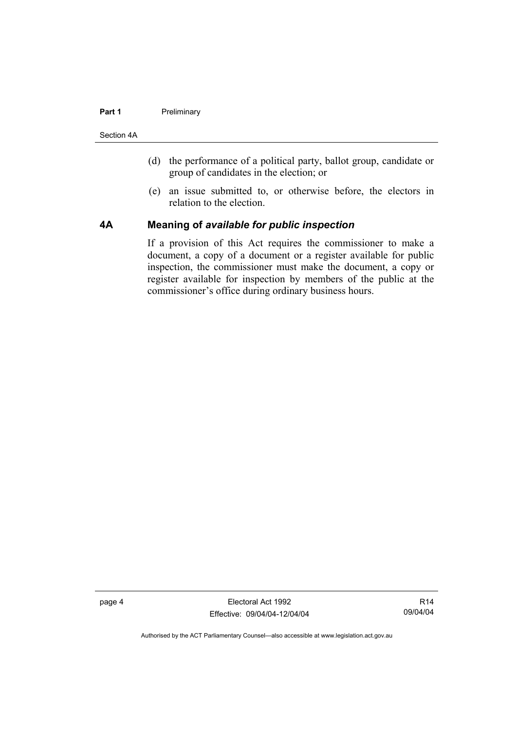(d) the performance of a political party, ballot group, candidate or group of candidates in the election; or

(e) an issue submitted to, or otherwise before, the electors in relation to the election.

## 4A Meaning of *available for public inspection*

If a provision of this Act requires the commissioner to make a document, a copy of a document or a register available for public inspection, the commissioner must make the document, a copy or register available for inspection by members of the public at the commissioner's office during ordinary business hours.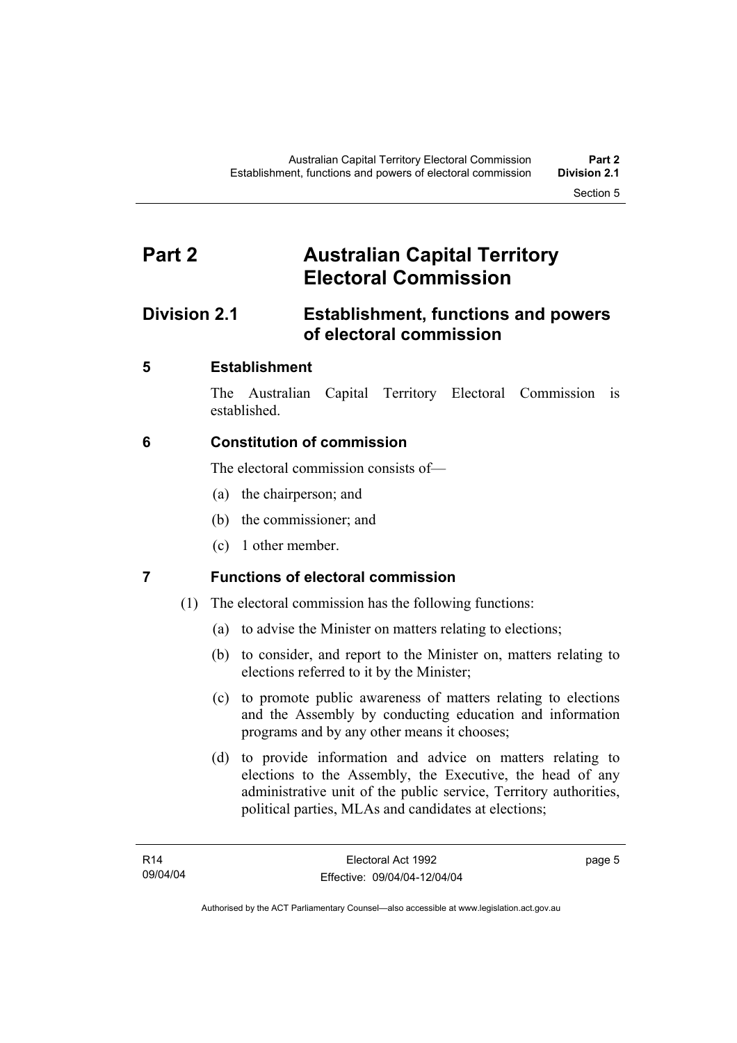# Part 2 Australian Capital Territory Electoral Commission

## Division 2.1 Establishment, functions and powers of electoral commission

### 5 Establishment

The Australian Capital Territory Electoral Commission is established.

### 6 Constitution of commission

The electoral commission consists of—

(a) the chairperson; and

(b) the commissioner; and

(c) 1 other member.

### 7 Functions of electoral commission

(1) The electoral commission has the following functions:

(a) to advise the Minister on matters relating to elections;

(b) to consider, and report to the Minister on, matters relating to elections referred to it by the Minister;

(c) to promote public awareness of matters relating to elections and the Assembly by conducting education and information programs and by any other means it chooses;

(d) to provide information and advice on matters relating to elections to the Assembly, the Executive, the head of any administrative unit of the public service, Territory authorities, political parties, MLAs and candidates at elections;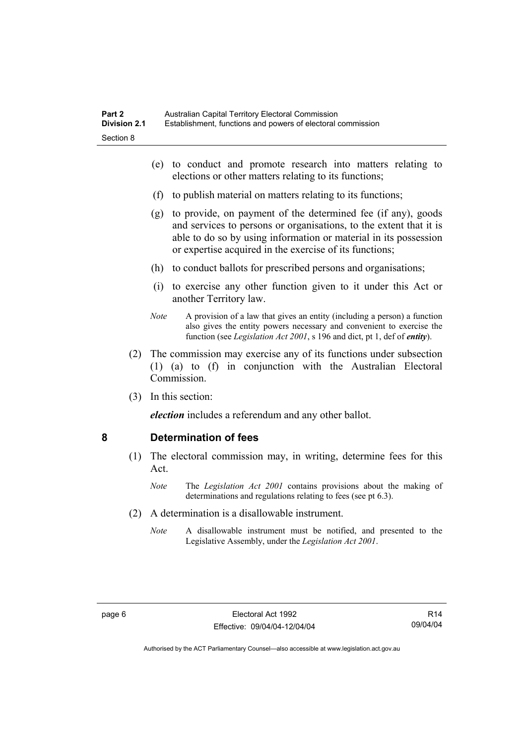(e) to conduct and promote research into matters relating to elections or other matters relating to its functions;

(f) to publish material on matters relating to its functions;

(g) to provide, on payment of the determined fee (if any), goods and services to persons or organisations, to the extent that it is able to do so by using information or material in its possession or expertise acquired in the exercise of its functions;

(h) to conduct ballots for prescribed persons and organisations;

(i) to exercise any other function given to it under this Act or another Territory law.

*Note* A provision of a law that gives an entity (including a person) a function also gives the entity powers necessary and convenient to exercise the function (see *Legislation Act 2001*, s 196 and dict, pt 1, def of ***entity***).

(2) The commission may exercise any of its functions under subsection (1) (a) to (f) in conjunction with the Australian Electoral Commission.

(3) In this section:

***election*** includes a referendum and any other ballot.

## 8 Determination of fees

(1) The electoral commission may, in writing, determine fees for this Act.

*Note* The *Legislation Act 2001* contains provisions about the making of determinations and regulations relating to fees (see pt 6.3).

(2) A determination is a disallowable instrument.

*Note* A disallowable instrument must be notified, and presented to the Legislative Assembly, under the *Legislation Act 2001*.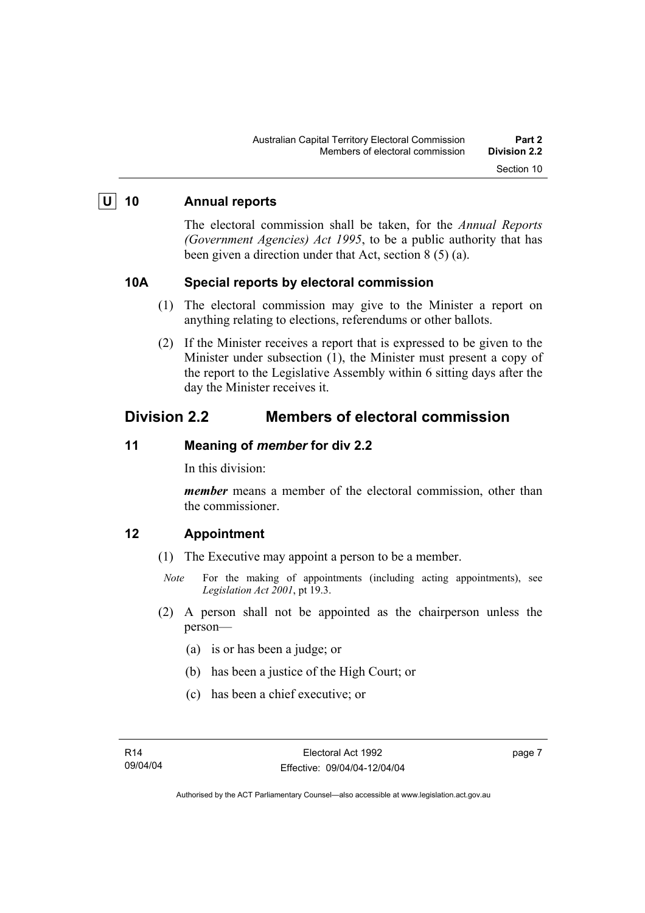### U 10 Annual reports

The electoral commission shall be taken, for the *Annual Reports (Government Agencies) Act 1995*, to be a public authority that has been given a direction under that Act, section 8 (5) (a).

### 10A Special reports by electoral commission

(1) The electoral commission may give to the Minister a report on anything relating to elections, referendums or other ballots.

(2) If the Minister receives a report that is expressed to be given to the Minister under subsection (1), the Minister must present a copy of the report to the Legislative Assembly within 6 sitting days after the day the Minister receives it.

## Division 2.2 Members of electoral commission

### 11 Meaning of *member* for div 2.2

In this division:

***member*** means a member of the electoral commission, other than the commissioner.

### 12 Appointment

(1) The Executive may appoint a person to be a member.

*Note* For the making of appointments (including acting appointments), see *Legislation Act 2001*, pt 19.3.

(2) A person shall not be appointed as the chairperson unless the person—

(a) is or has been a judge; or

(b) has been a justice of the High Court; or

(c) has been a chief executive; or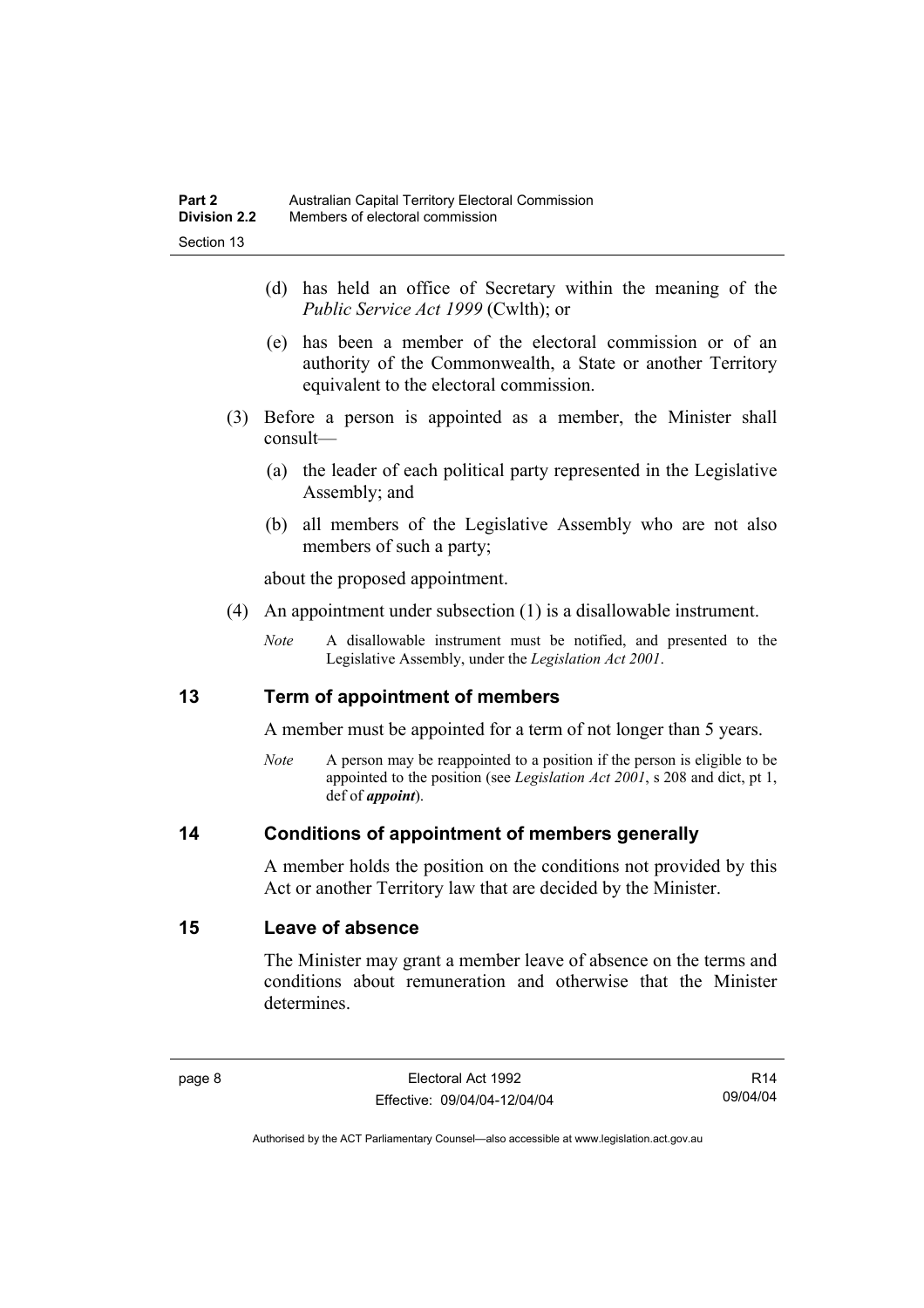(d) has held an office of Secretary within the meaning of the *Public Service Act 1999* (Cwlth); or

(e) has been a member of the electoral commission or of an authority of the Commonwealth, a State or another Territory equivalent to the electoral commission.

(3) Before a person is appointed as a member, the Minister shall consult—

(a) the leader of each political party represented in the Legislative Assembly; and

(b) all members of the Legislative Assembly who are not also members of such a party;

about the proposed appointment.

(4) An appointment under subsection (1) is a disallowable instrument.

*Note* A disallowable instrument must be notified, and presented to the Legislative Assembly, under the *Legislation Act 2001*.

## 13 Term of appointment of members

A member must be appointed for a term of not longer than 5 years.

*Note* A person may be reappointed to a position if the person is eligible to be appointed to the position (see *Legislation Act 2001*, s 208 and dict, pt 1, def of ***appoint***).

## 14 Conditions of appointment of members generally

A member holds the position on the conditions not provided by this Act or another Territory law that are decided by the Minister.

## 15 Leave of absence

The Minister may grant a member leave of absence on the terms and conditions about remuneration and otherwise that the Minister determines.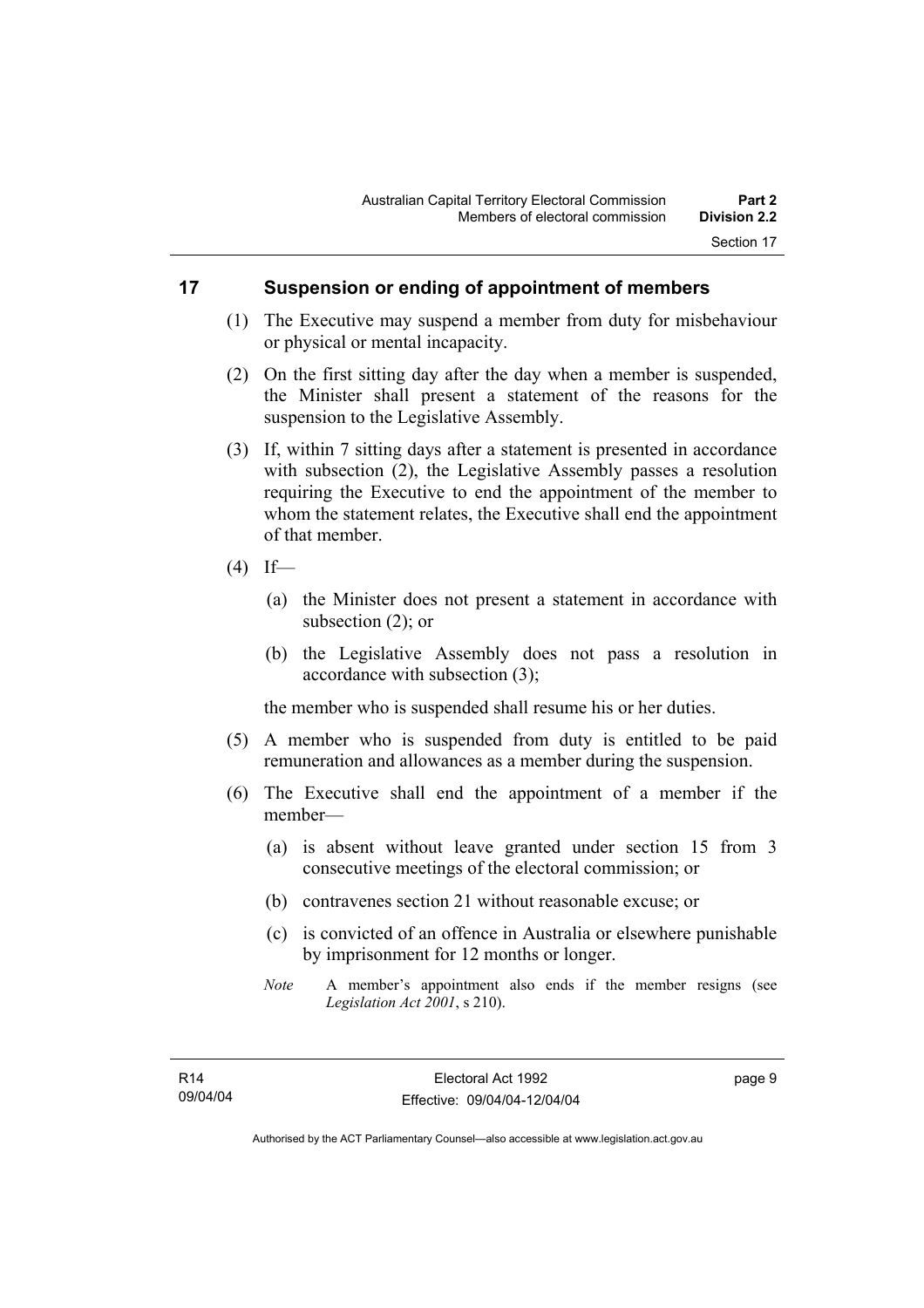## 17 Suspension or ending of appointment of members

(1) The Executive may suspend a member from duty for misbehaviour or physical or mental incapacity.

(2) On the first sitting day after the day when a member is suspended, the Minister shall present a statement of the reasons for the suspension to the Legislative Assembly.

(3) If, within 7 sitting days after a statement is presented in accordance with subsection (2), the Legislative Assembly passes a resolution requiring the Executive to end the appointment of the member to whom the statement relates, the Executive shall end the appointment of that member.

(4) If—

(a) the Minister does not present a statement in accordance with subsection (2); or

(b) the Legislative Assembly does not pass a resolution in accordance with subsection (3);

the member who is suspended shall resume his or her duties.

(5) A member who is suspended from duty is entitled to be paid remuneration and allowances as a member during the suspension.

(6) The Executive shall end the appointment of a member if the member—

(a) is absent without leave granted under section 15 from 3 consecutive meetings of the electoral commission; or

(b) contravenes section 21 without reasonable excuse; or

(c) is convicted of an offence in Australia or elsewhere punishable by imprisonment for 12 months or longer.

*Note* A member's appointment also ends if the member resigns (see *Legislation Act 2001*, s 210).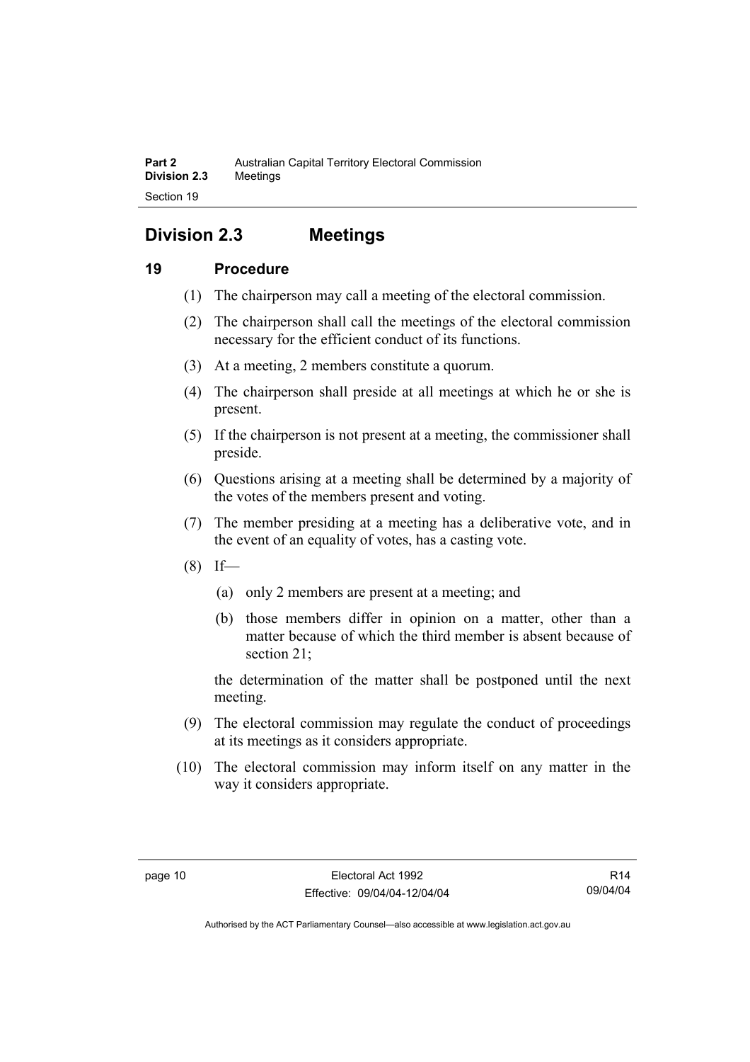## Division 2.3 Meetings

### 19 Procedure

(1) The chairperson may call a meeting of the electoral commission.

(2) The chairperson shall call the meetings of the electoral commission necessary for the efficient conduct of its functions.

(3) At a meeting, 2 members constitute a quorum.

(4) The chairperson shall preside at all meetings at which he or she is present.

(5) If the chairperson is not present at a meeting, the commissioner shall preside.

(6) Questions arising at a meeting shall be determined by a majority of the votes of the members present and voting.

(7) The member presiding at a meeting has a deliberative vote, and in the event of an equality of votes, has a casting vote.

(8) If—

- (a) only 2 members are present at a meeting; and
- (b) those members differ in opinion on a matter, other than a matter because of which the third member is absent because of section 21;

the determination of the matter shall be postponed until the next meeting.

(9) The electoral commission may regulate the conduct of proceedings at its meetings as it considers appropriate.

(10) The electoral commission may inform itself on any matter in the way it considers appropriate.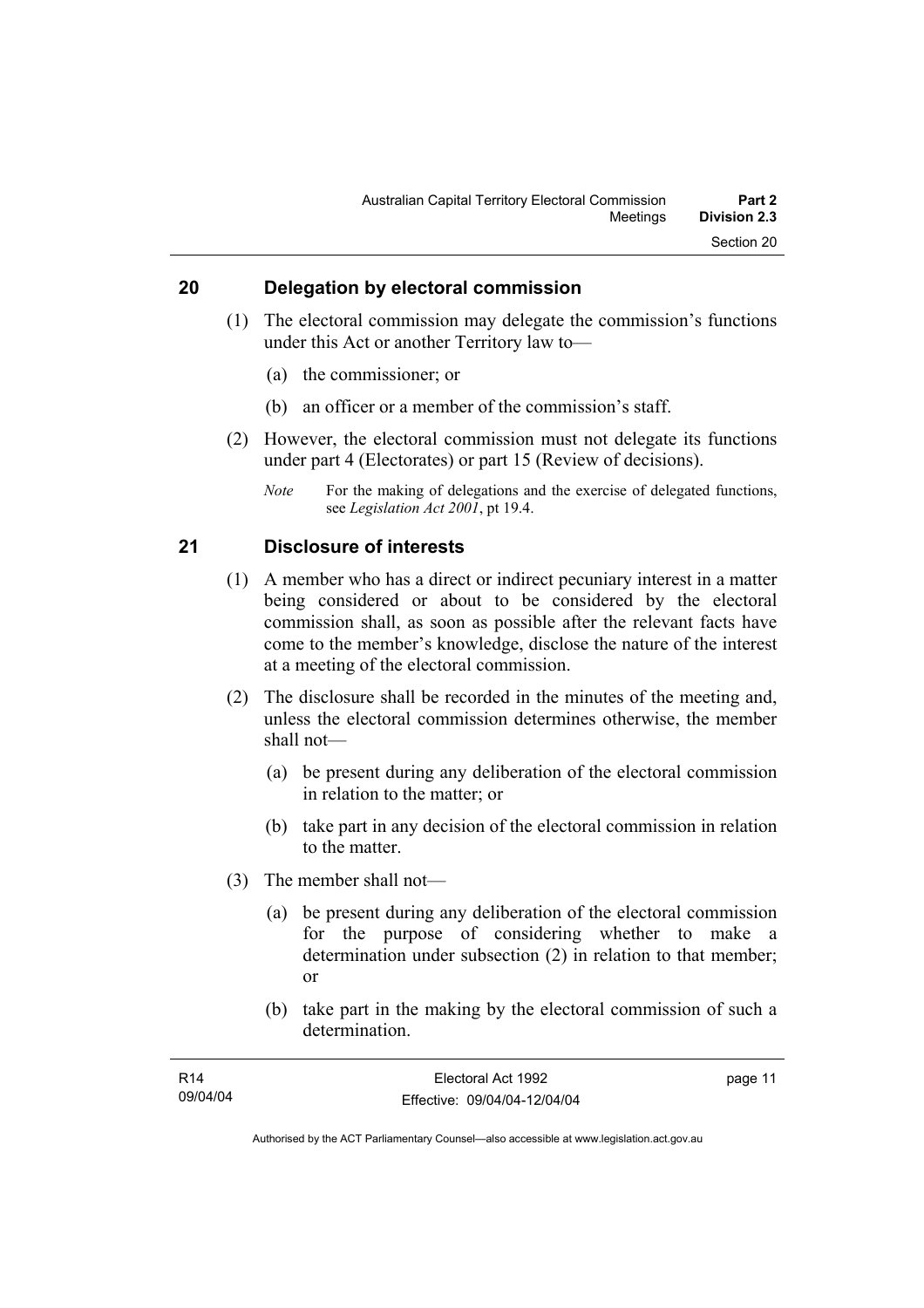## 20 Delegation by electoral commission

(1) The electoral commission may delegate the commission's functions under this Act or another Territory law to—

(a) the commissioner; or

(b) an officer or a member of the commission's staff.

(2) However, the electoral commission must not delegate its functions under part 4 (Electorates) or part 15 (Review of decisions).

*Note* For the making of delegations and the exercise of delegated functions, see *Legislation Act 2001*, pt 19.4.

## 21 Disclosure of interests

(1) A member who has a direct or indirect pecuniary interest in a matter being considered or about to be considered by the electoral commission shall, as soon as possible after the relevant facts have come to the member's knowledge, disclose the nature of the interest at a meeting of the electoral commission.

(2) The disclosure shall be recorded in the minutes of the meeting and, unless the electoral commission determines otherwise, the member shall not—

(a) be present during any deliberation of the electoral commission in relation to the matter; or

(b) take part in any decision of the electoral commission in relation to the matter.

(3) The member shall not—

(a) be present during any deliberation of the electoral commission for the purpose of considering whether to make a determination under subsection (2) in relation to that member; or

(b) take part in the making by the electoral commission of such a determination.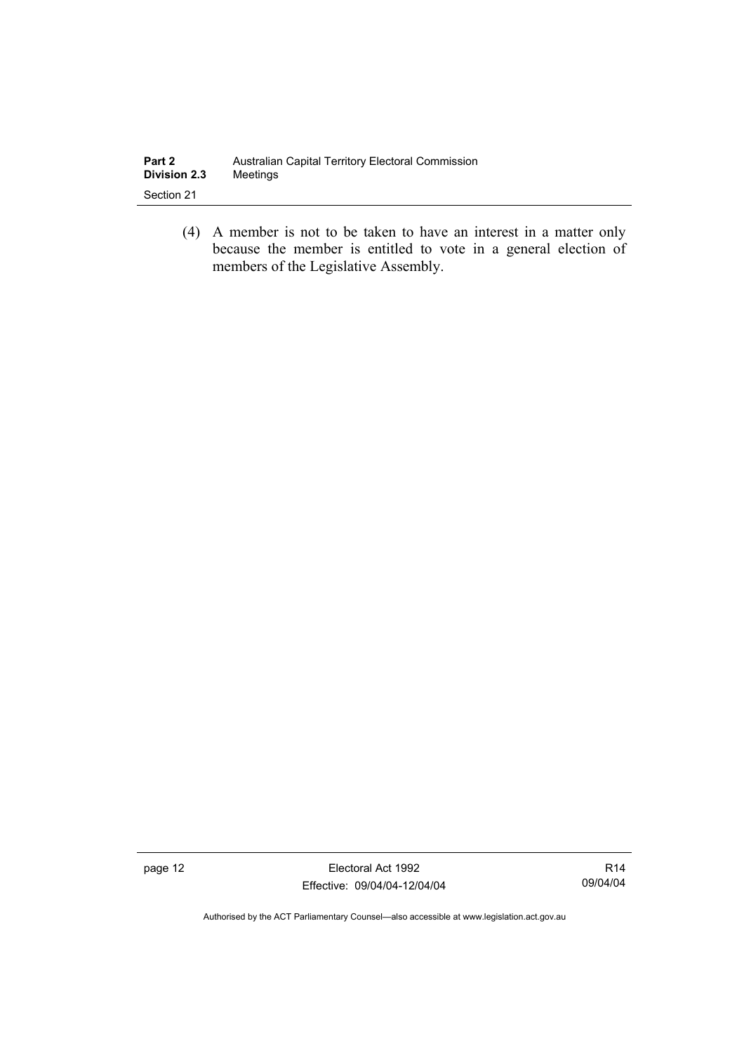(4) A member is not to be taken to have an interest in a matter only because the member is entitled to vote in a general election of members of the Legislative Assembly.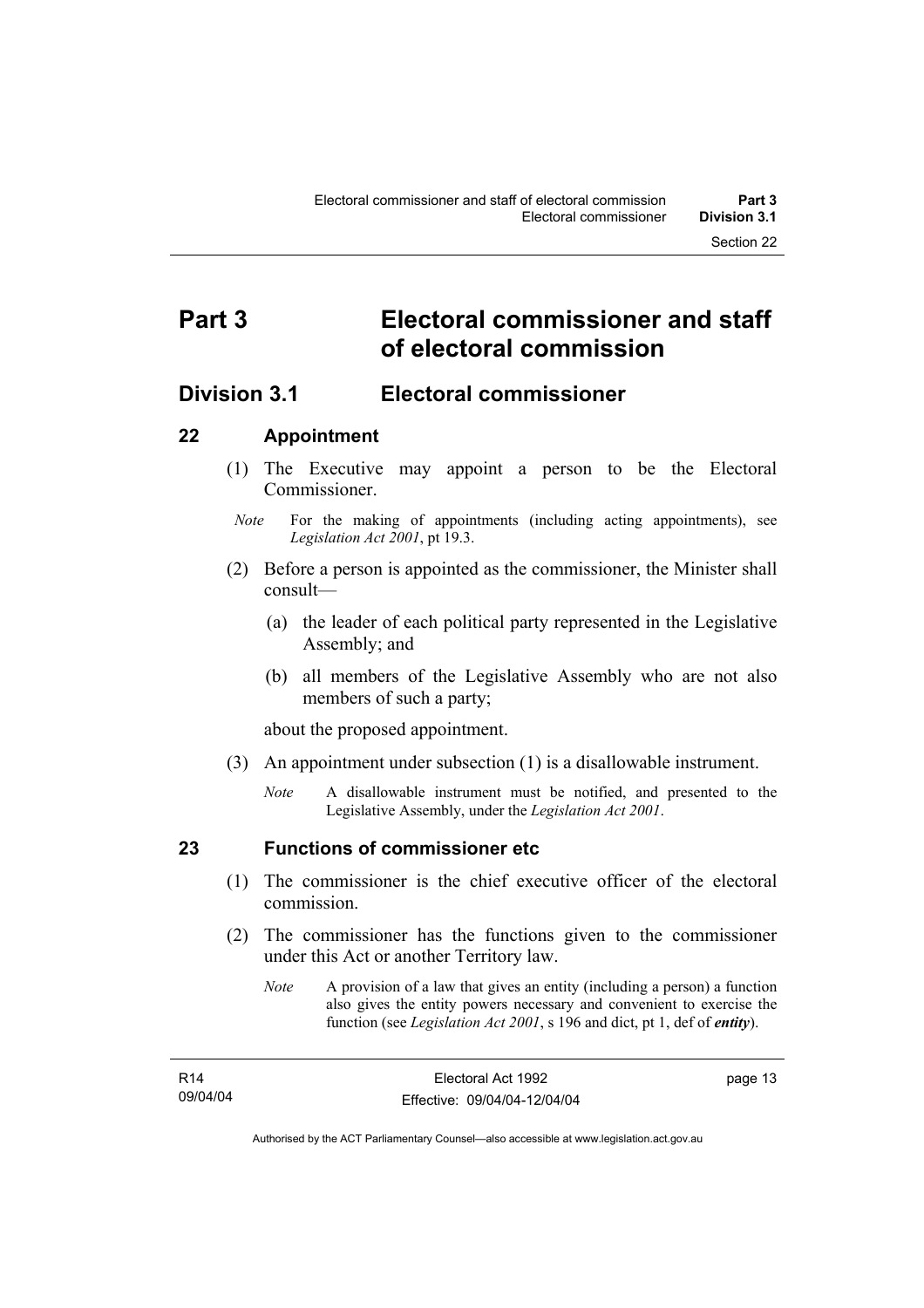# Part 3 Electoral commissioner and staff of electoral commission

## Division 3.1 Electoral commissioner

### 22 Appointment

(1) The Executive may appoint a person to be the Electoral Commissioner.

*Note* For the making of appointments (including acting appointments), see *Legislation Act 2001*, pt 19.3.

(2) Before a person is appointed as the commissioner, the Minister shall consult—

(a) the leader of each political party represented in the Legislative Assembly; and

(b) all members of the Legislative Assembly who are not also members of such a party;

about the proposed appointment.

(3) An appointment under subsection (1) is a disallowable instrument.

*Note* A disallowable instrument must be notified, and presented to the Legislative Assembly, under the *Legislation Act 2001*.

### 23 Functions of commissioner etc

(1) The commissioner is the chief executive officer of the electoral commission.

(2) The commissioner has the functions given to the commissioner under this Act or another Territory law.

*Note* A provision of a law that gives an entity (including a person) a function also gives the entity powers necessary and convenient to exercise the function (see *Legislation Act 2001*, s 196 and dict, pt 1, def of ***entity***).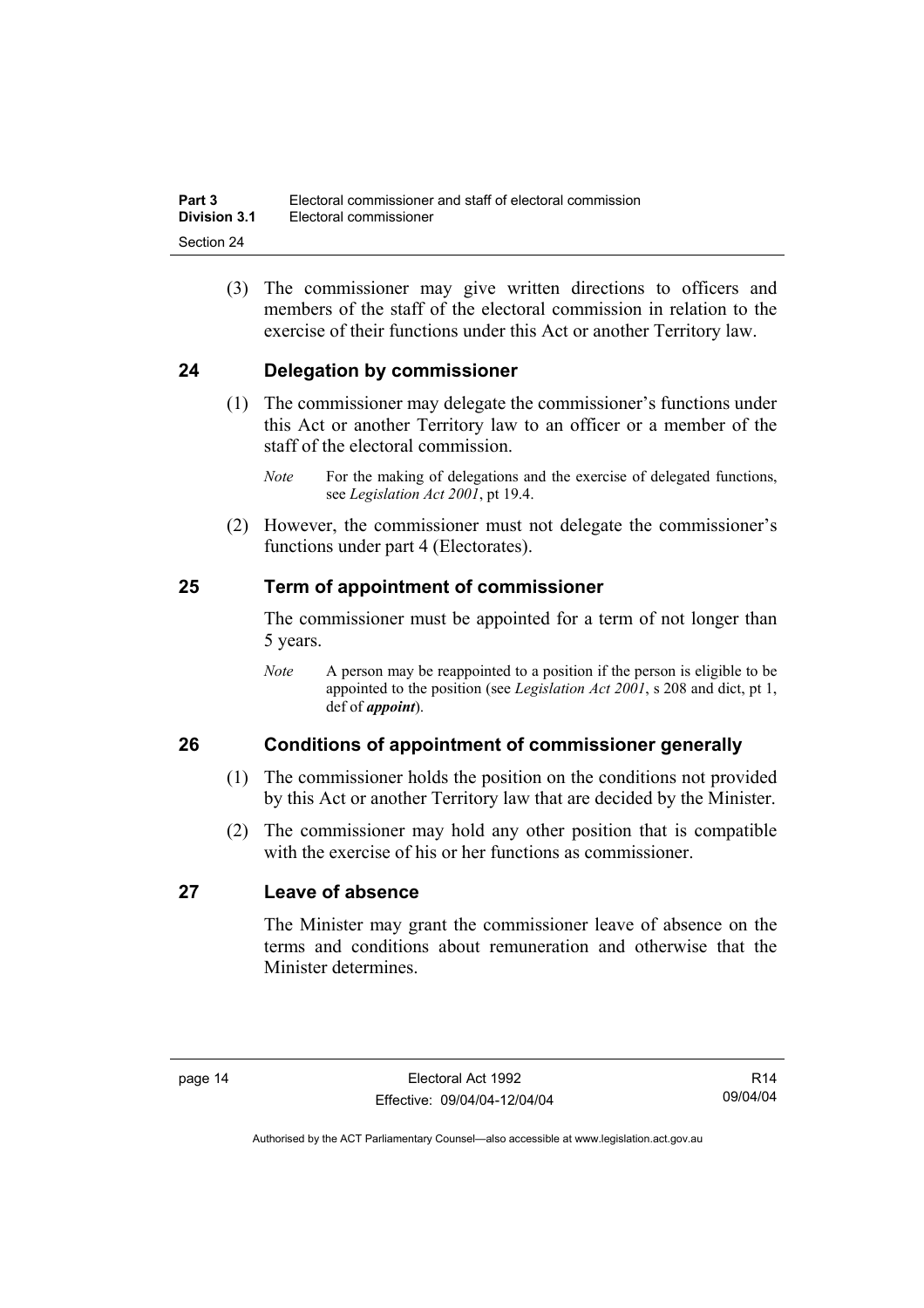(3) The commissioner may give written directions to officers and members of the staff of the electoral commission in relation to the exercise of their functions under this Act or another Territory law.

## 24 Delegation by commissioner

(1) The commissioner may delegate the commissioner's functions under this Act or another Territory law to an officer or a member of the staff of the electoral commission.

*Note* For the making of delegations and the exercise of delegated functions, see *Legislation Act 2001*, pt 19.4.

(2) However, the commissioner must not delegate the commissioner's functions under part 4 (Electorates).

## 25 Term of appointment of commissioner

The commissioner must be appointed for a term of not longer than 5 years.

*Note* A person may be reappointed to a position if the person is eligible to be appointed to the position (see *Legislation Act 2001*, s 208 and dict, pt 1, def of ***appoint***).

## 26 Conditions of appointment of commissioner generally

(1) The commissioner holds the position on the conditions not provided by this Act or another Territory law that are decided by the Minister.

(2) The commissioner may hold any other position that is compatible with the exercise of his or her functions as commissioner.

## 27 Leave of absence

The Minister may grant the commissioner leave of absence on the terms and conditions about remuneration and otherwise that the Minister determines.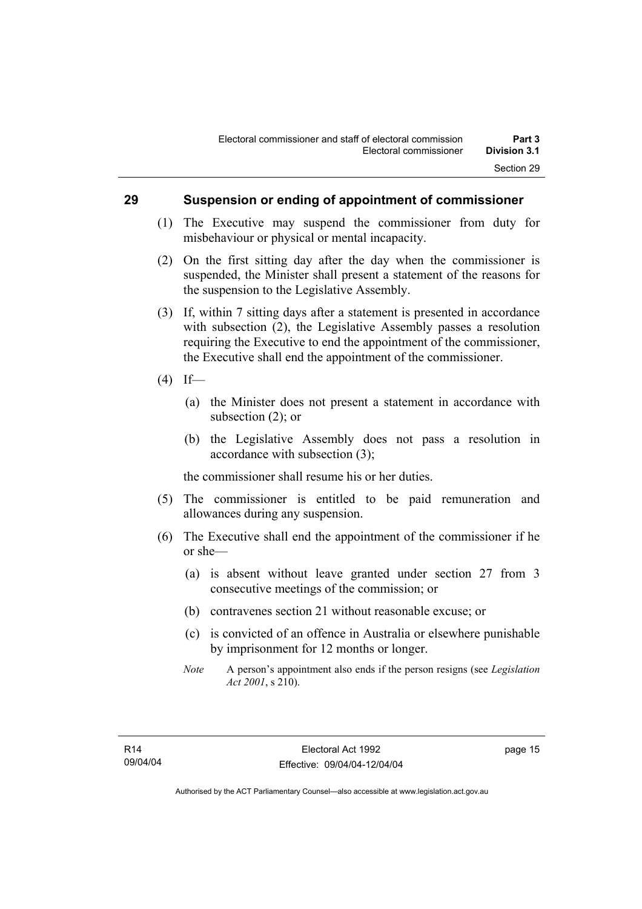## 29 Suspension or ending of appointment of commissioner

(1) The Executive may suspend the commissioner from duty for misbehaviour or physical or mental incapacity.

(2) On the first sitting day after the day when the commissioner is suspended, the Minister shall present a statement of the reasons for the suspension to the Legislative Assembly.

(3) If, within 7 sitting days after a statement is presented in accordance with subsection (2), the Legislative Assembly passes a resolution requiring the Executive to end the appointment of the commissioner, the Executive shall end the appointment of the commissioner.

(4) If—

(a) the Minister does not present a statement in accordance with subsection (2); or

(b) the Legislative Assembly does not pass a resolution in accordance with subsection (3);

the commissioner shall resume his or her duties.

(5) The commissioner is entitled to be paid remuneration and allowances during any suspension.

(6) The Executive shall end the appointment of the commissioner if he or she—

(a) is absent without leave granted under section 27 from 3 consecutive meetings of the commission; or

(b) contravenes section 21 without reasonable excuse; or

(c) is convicted of an offence in Australia or elsewhere punishable by imprisonment for 12 months or longer.

*Note* A person's appointment also ends if the person resigns (see *Legislation Act 2001*, s 210).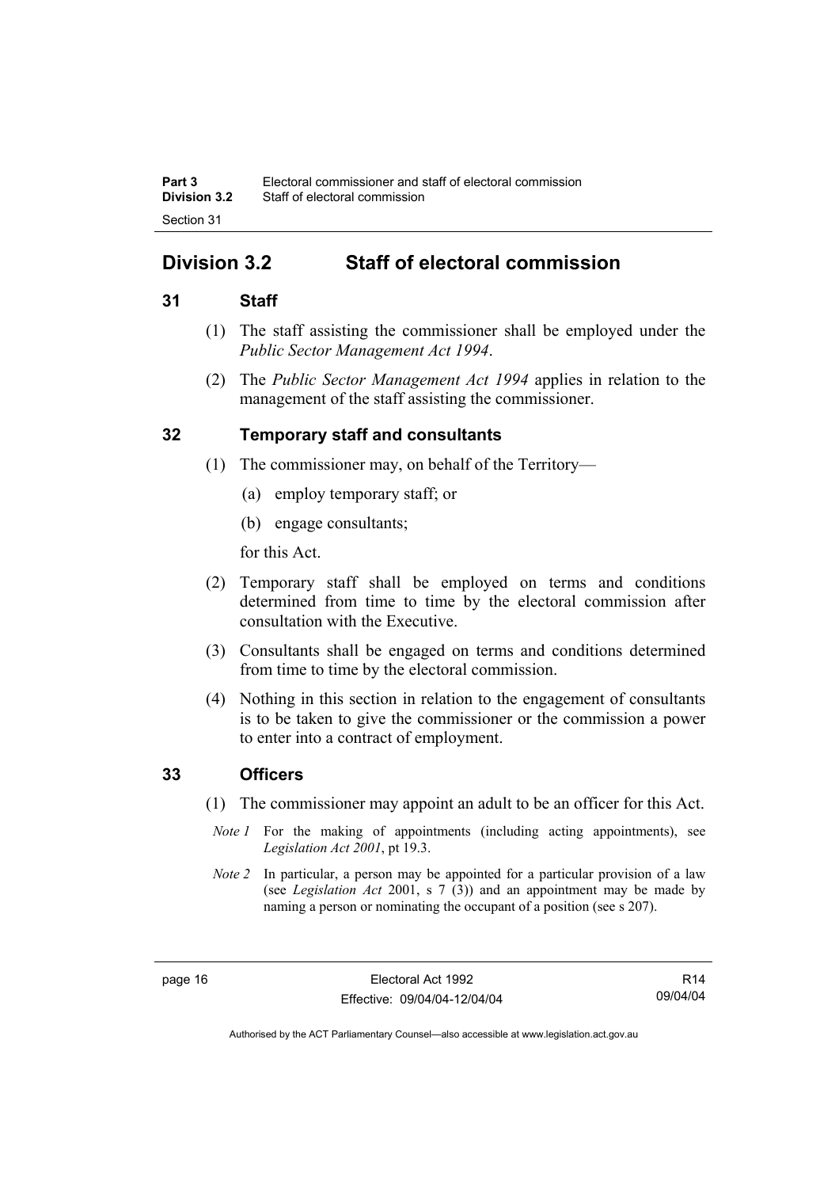## Division 3.2 Staff of electoral commission

### 31 Staff

(1) The staff assisting the commissioner shall be employed under the *Public Sector Management Act 1994*.

(2) The *Public Sector Management Act 1994* applies in relation to the management of the staff assisting the commissioner.

### 32 Temporary staff and consultants

(1) The commissioner may, on behalf of the Territory—

(a) employ temporary staff; or

(b) engage consultants;

for this Act.

(2) Temporary staff shall be employed on terms and conditions determined from time to time by the electoral commission after consultation with the Executive.

(3) Consultants shall be engaged on terms and conditions determined from time to time by the electoral commission.

(4) Nothing in this section in relation to the engagement of consultants is to be taken to give the commissioner or the commission a power to enter into a contract of employment.

### 33 Officers

(1) The commissioner may appoint an adult to be an officer for this Act.

*Note 1* For the making of appointments (including acting appointments), see *Legislation Act 2001*, pt 19.3.

*Note 2* In particular, a person may be appointed for a particular provision of a law (see *Legislation Act* 2001, s 7 (3)) and an appointment may be made by naming a person or nominating the occupant of a position (see s 207).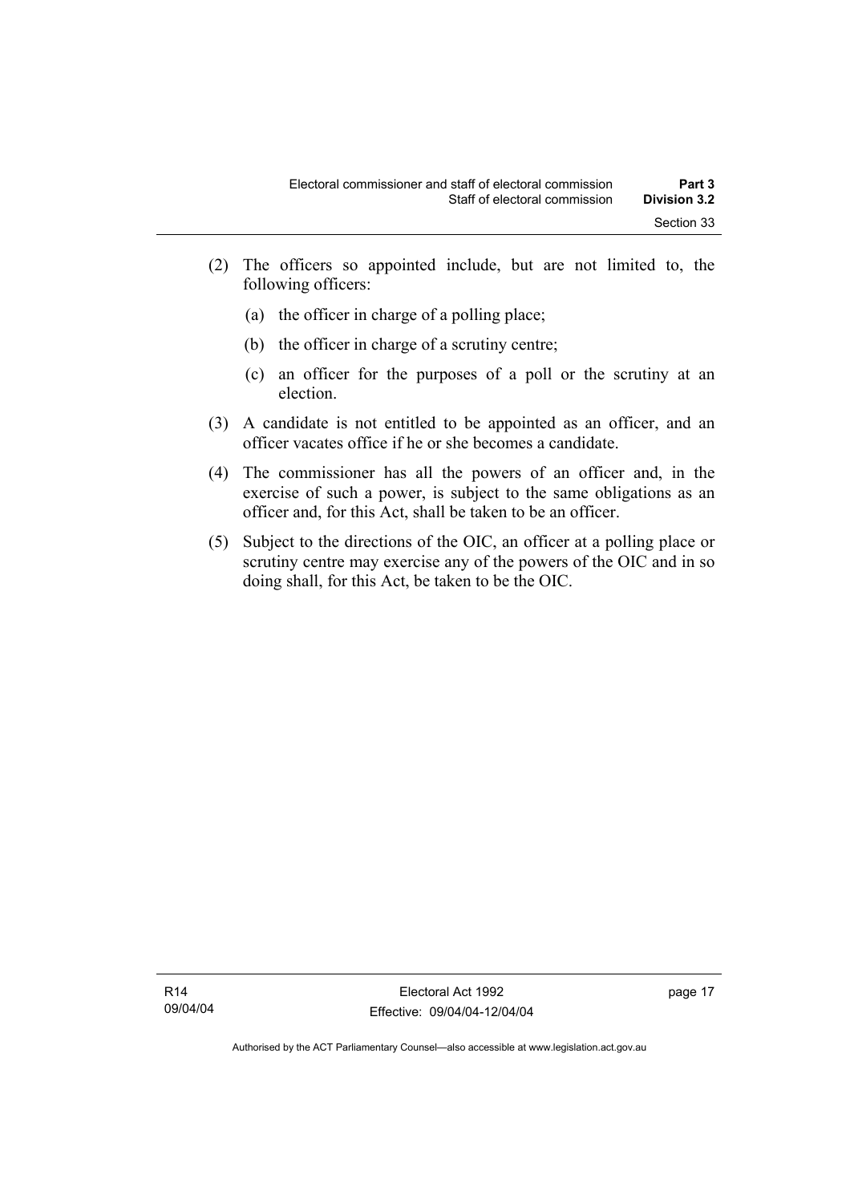(2) The officers so appointed include, but are not limited to, the following officers:

(a) the officer in charge of a polling place;

(b) the officer in charge of a scrutiny centre;

(c) an officer for the purposes of a poll or the scrutiny at an election.

(3) A candidate is not entitled to be appointed as an officer, and an officer vacates office if he or she becomes a candidate.

(4) The commissioner has all the powers of an officer and, in the exercise of such a power, is subject to the same obligations as an officer and, for this Act, shall be taken to be an officer.

(5) Subject to the directions of the OIC, an officer at a polling place or scrutiny centre may exercise any of the powers of the OIC and in so doing shall, for this Act, be taken to be the OIC.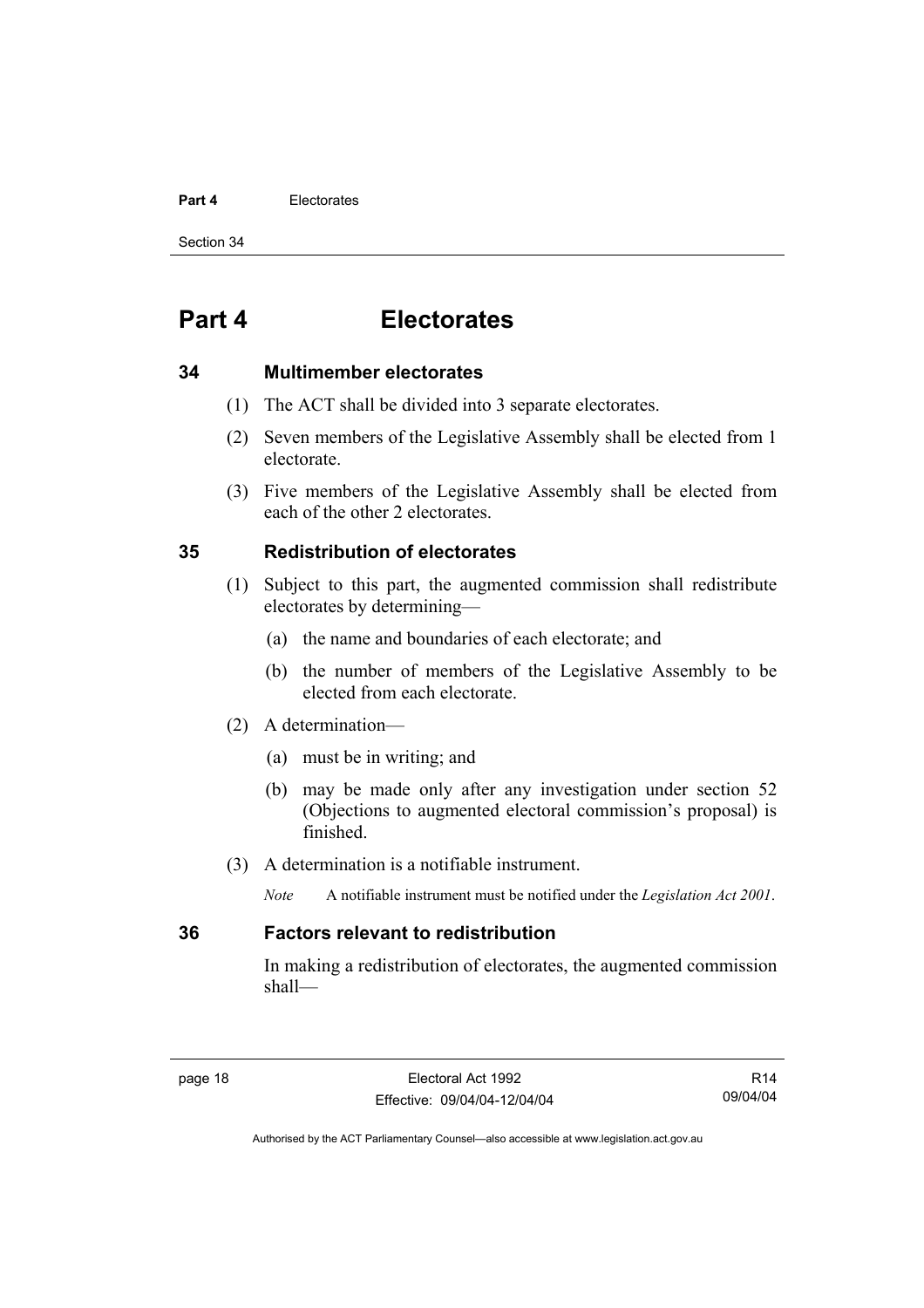# Part 4 Electorates

## 34 Multimember electorates

(1) The ACT shall be divided into 3 separate electorates.

(2) Seven members of the Legislative Assembly shall be elected from 1 electorate.

(3) Five members of the Legislative Assembly shall be elected from each of the other 2 electorates.

## 35 Redistribution of electorates

(1) Subject to this part, the augmented commission shall redistribute electorates by determining—

(a) the name and boundaries of each electorate; and

(b) the number of members of the Legislative Assembly to be elected from each electorate.

(2) A determination—

(a) must be in writing; and

(b) may be made only after any investigation under section 52 (Objections to augmented electoral commission's proposal) is finished.

(3) A determination is a notifiable instrument.

*Note* A notifiable instrument must be notified under the *Legislation Act 2001*.

## 36 Factors relevant to redistribution

In making a redistribution of electorates, the augmented commission shall—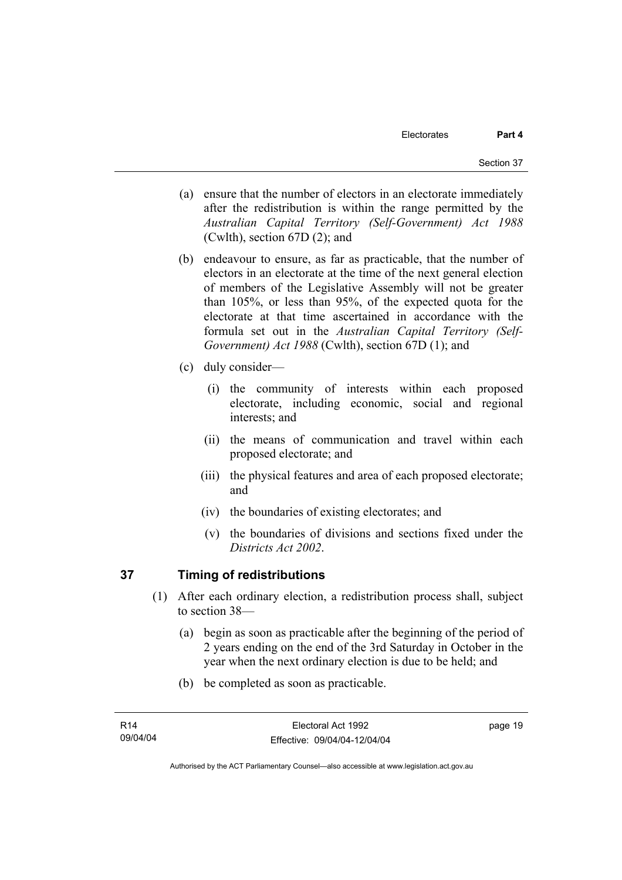(a) ensure that the number of electors in an electorate immediately after the redistribution is within the range permitted by the *Australian Capital Territory (Self-Government) Act 1988* (Cwlth), section 67D (2); and

(b) endeavour to ensure, as far as practicable, that the number of electors in an electorate at the time of the next general election of members of the Legislative Assembly will not be greater than 105%, or less than 95%, of the expected quota for the electorate at that time ascertained in accordance with the formula set out in the *Australian Capital Territory (Self-Government) Act 1988* (Cwlth), section 67D (1); and

(c) duly consider—

(i) the community of interests within each proposed electorate, including economic, social and regional interests; and

(ii) the means of communication and travel within each proposed electorate; and

(iii) the physical features and area of each proposed electorate; and

(iv) the boundaries of existing electorates; and

(v) the boundaries of divisions and sections fixed under the *Districts Act 2002*.

## 37 Timing of redistributions

(1) After each ordinary election, a redistribution process shall, subject to section 38—

(a) begin as soon as practicable after the beginning of the period of 2 years ending on the end of the 3rd Saturday in October in the year when the next ordinary election is due to be held; and

(b) be completed as soon as practicable.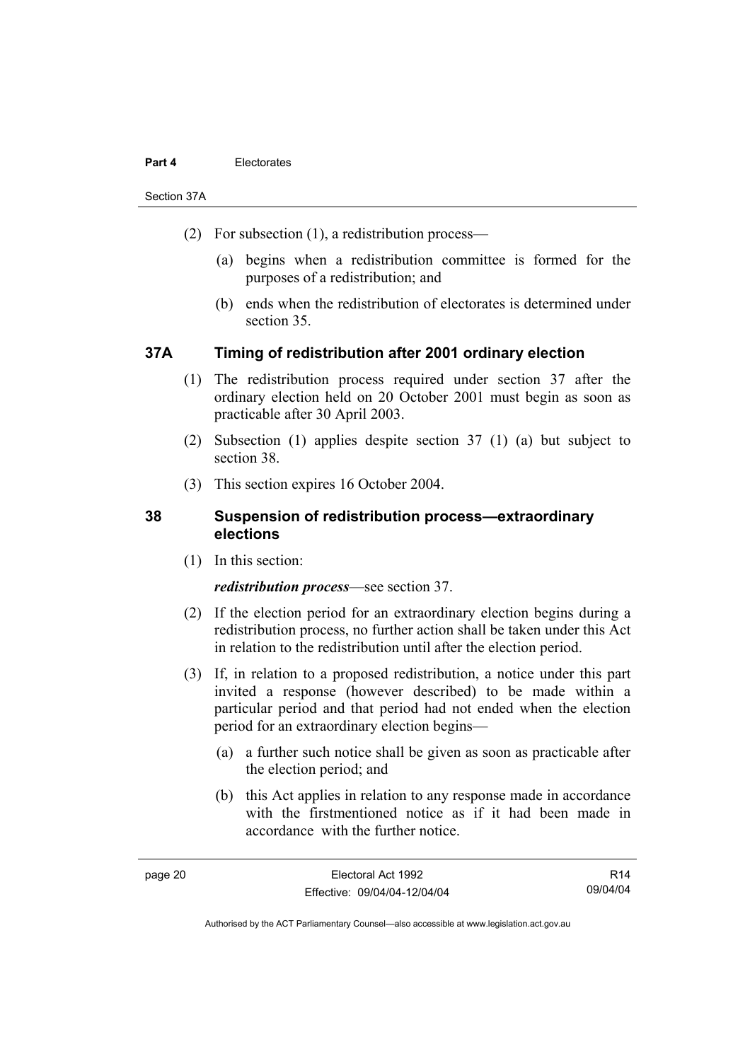(2) For subsection (1), a redistribution process—

(a) begins when a redistribution committee is formed for the purposes of a redistribution; and

(b) ends when the redistribution of electorates is determined under section 35.

### 37A Timing of redistribution after 2001 ordinary election

(1) The redistribution process required under section 37 after the ordinary election held on 20 October 2001 must begin as soon as practicable after 30 April 2003.

(2) Subsection (1) applies despite section 37 (1) (a) but subject to section 38.

(3) This section expires 16 October 2004.

### 38 Suspension of redistribution process—extraordinary elections

(1) In this section:

***redistribution process***—see section 37.

(2) If the election period for an extraordinary election begins during a redistribution process, no further action shall be taken under this Act in relation to the redistribution until after the election period.

(3) If, in relation to a proposed redistribution, a notice under this part invited a response (however described) to be made within a particular period and that period had not ended when the election period for an extraordinary election begins—

(a) a further such notice shall be given as soon as practicable after the election period; and

(b) this Act applies in relation to any response made in accordance with the firstmentioned notice as if it had been made in accordance with the further notice.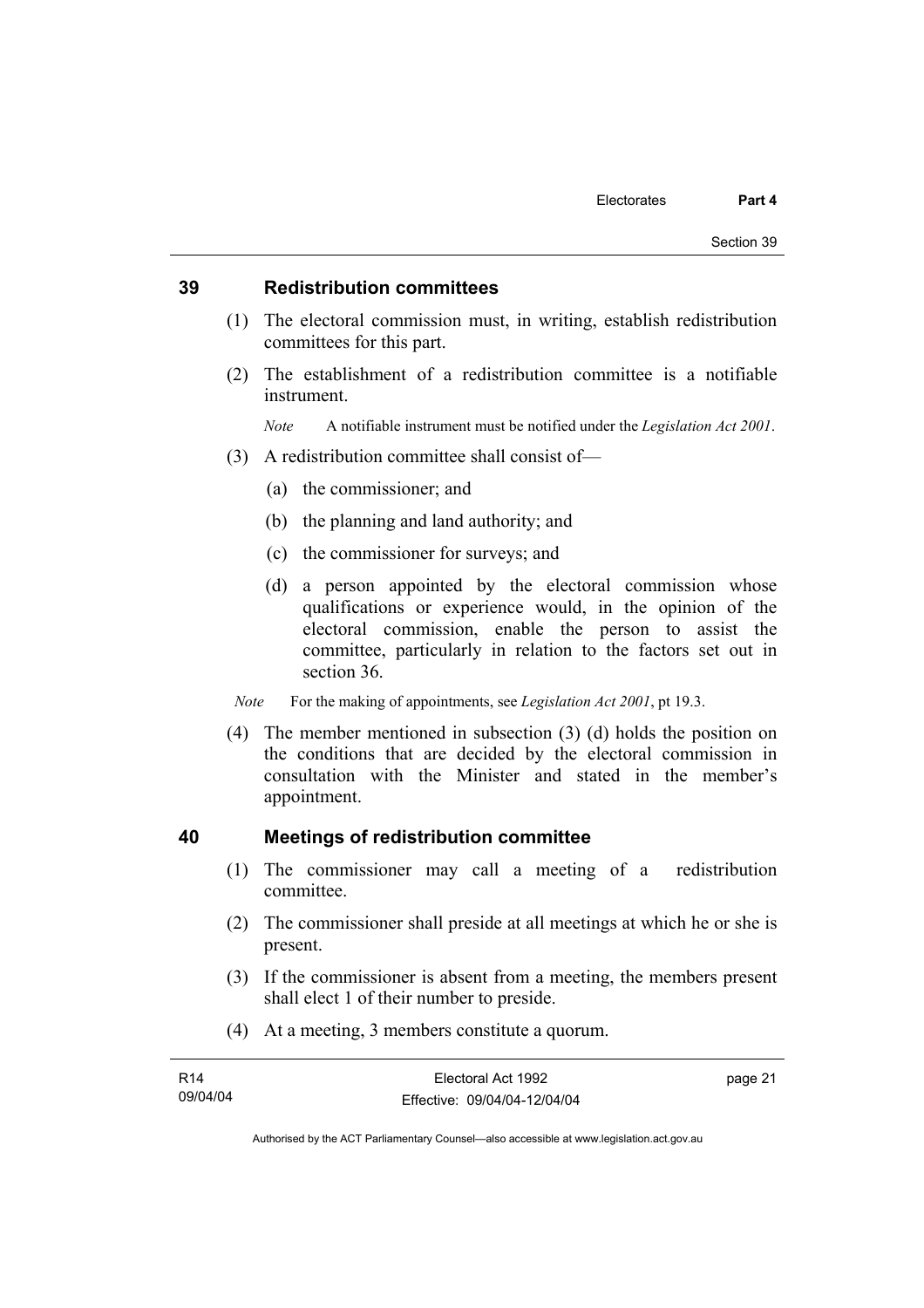## 39 Redistribution committees

(1) The electoral commission must, in writing, establish redistribution committees for this part.

(2) The establishment of a redistribution committee is a notifiable instrument.

*Note* A notifiable instrument must be notified under the *Legislation Act 2001*.

(3) A redistribution committee shall consist of—

(a) the commissioner; and

(b) the planning and land authority; and

(c) the commissioner for surveys; and

(d) a person appointed by the electoral commission whose qualifications or experience would, in the opinion of the electoral commission, enable the person to assist the committee, particularly in relation to the factors set out in section 36.

*Note* For the making of appointments, see *Legislation Act 2001*, pt 19.3.

(4) The member mentioned in subsection (3) (d) holds the position on the conditions that are decided by the electoral commission in consultation with the Minister and stated in the member's appointment.

## 40 Meetings of redistribution committee

(1) The commissioner may call a meeting of a redistribution committee.

(2) The commissioner shall preside at all meetings at which he or she is present.

(3) If the commissioner is absent from a meeting, the members present shall elect 1 of their number to preside.

(4) At a meeting, 3 members constitute a quorum.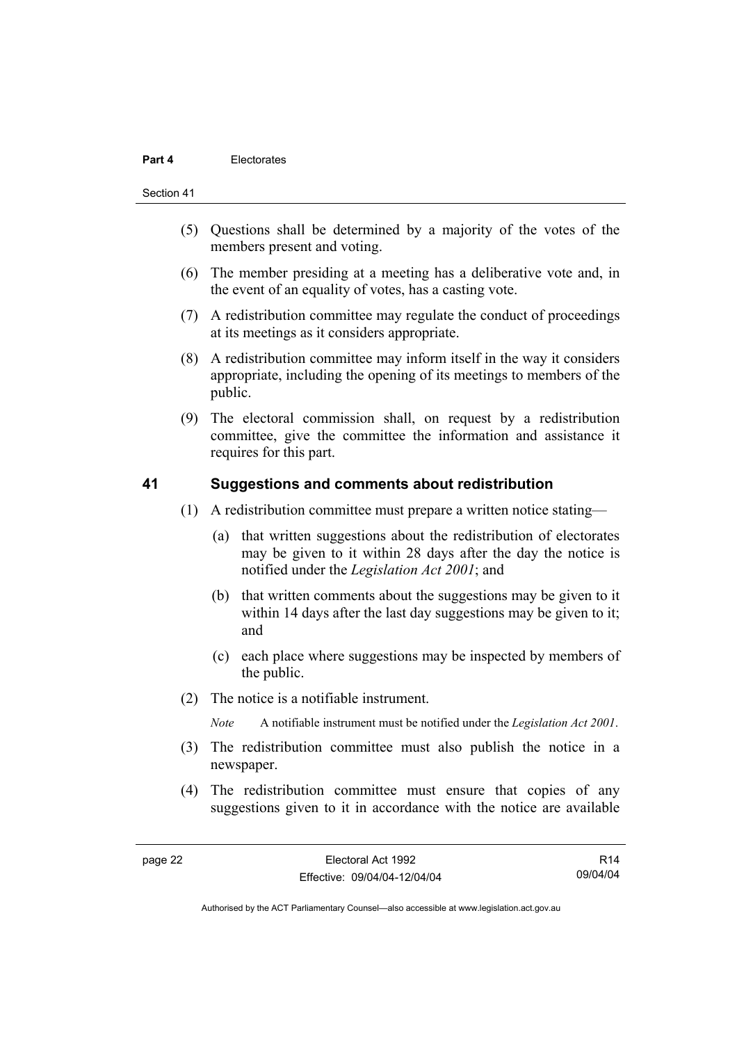(5) Questions shall be determined by a majority of the votes of the members present and voting.

(6) The member presiding at a meeting has a deliberative vote and, in the event of an equality of votes, has a casting vote.

(7) A redistribution committee may regulate the conduct of proceedings at its meetings as it considers appropriate.

(8) A redistribution committee may inform itself in the way it considers appropriate, including the opening of its meetings to members of the public.

(9) The electoral commission shall, on request by a redistribution committee, give the committee the information and assistance it requires for this part.

## 41 Suggestions and comments about redistribution

(1) A redistribution committee must prepare a written notice stating—

(a) that written suggestions about the redistribution of electorates may be given to it within 28 days after the day the notice is notified under the *Legislation Act 2001*; and

(b) that written comments about the suggestions may be given to it within 14 days after the last day suggestions may be given to it; and

(c) each place where suggestions may be inspected by members of the public.

(2) The notice is a notifiable instrument.

*Note* A notifiable instrument must be notified under the *Legislation Act 2001*.

(3) The redistribution committee must also publish the notice in a newspaper.

(4) The redistribution committee must ensure that copies of any suggestions given to it in accordance with the notice are available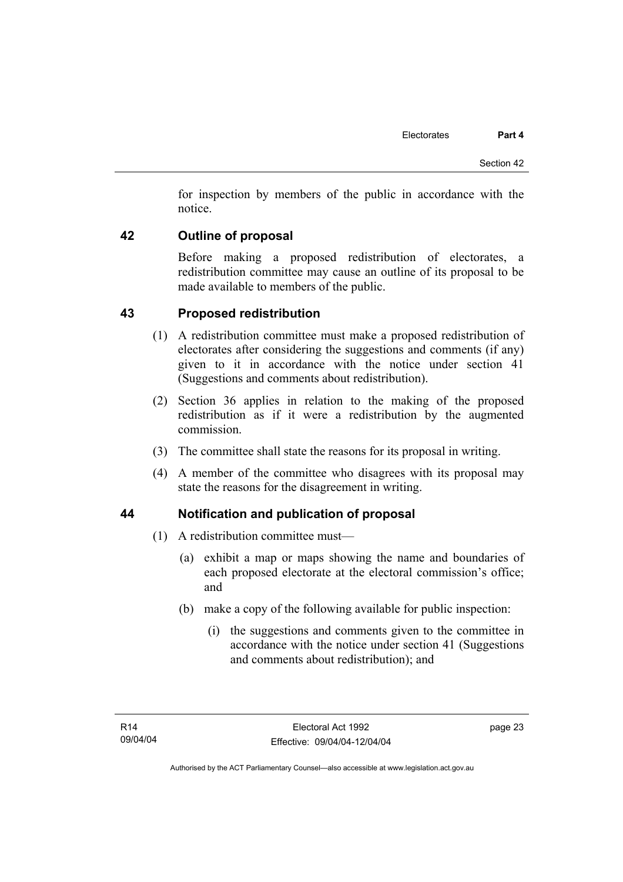for inspection by members of the public in accordance with the notice.

## 42 Outline of proposal

Before making a proposed redistribution of electorates, a redistribution committee may cause an outline of its proposal to be made available to members of the public.

## 43 Proposed redistribution

(1) A redistribution committee must make a proposed redistribution of electorates after considering the suggestions and comments (if any) given to it in accordance with the notice under section 41 (Suggestions and comments about redistribution).

(2) Section 36 applies in relation to the making of the proposed redistribution as if it were a redistribution by the augmented commission.

(3) The committee shall state the reasons for its proposal in writing.

(4) A member of the committee who disagrees with its proposal may state the reasons for the disagreement in writing.

## 44 Notification and publication of proposal

(1) A redistribution committee must—

(a) exhibit a map or maps showing the name and boundaries of each proposed electorate at the electoral commission's office; and

(b) make a copy of the following available for public inspection:

(i) the suggestions and comments given to the committee in accordance with the notice under section 41 (Suggestions and comments about redistribution); and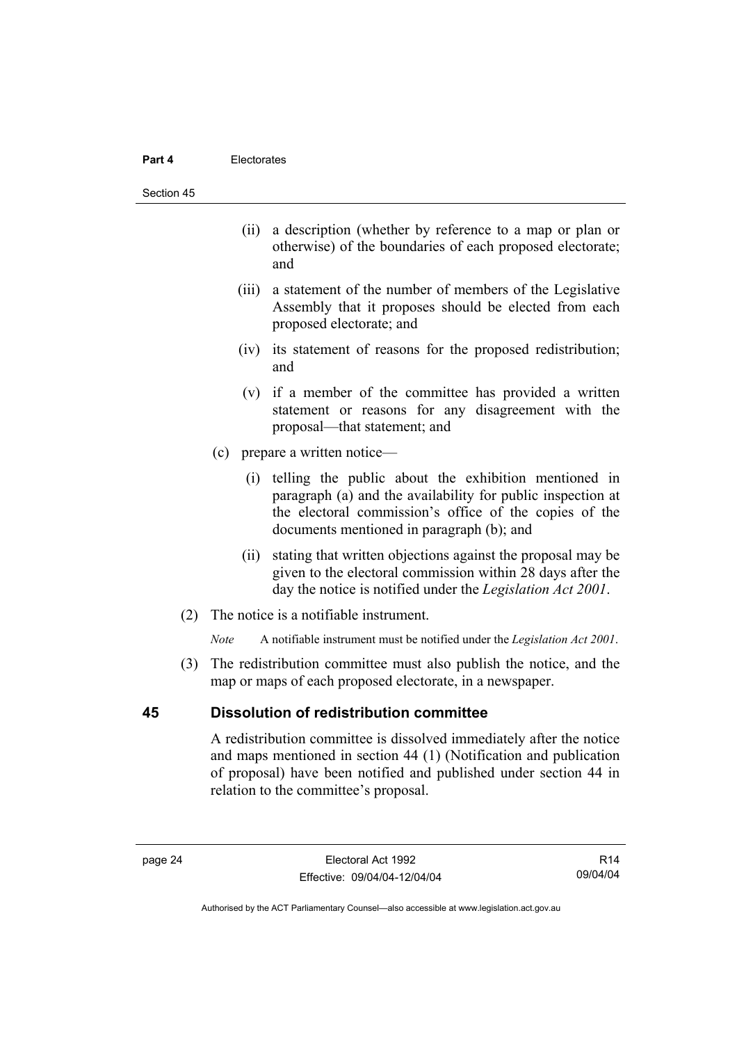(ii) a description (whether by reference to a map or plan or otherwise) of the boundaries of each proposed electorate; and

(iii) a statement of the number of members of the Legislative Assembly that it proposes should be elected from each proposed electorate; and

(iv) its statement of reasons for the proposed redistribution; and

(v) if a member of the committee has provided a written statement or reasons for any disagreement with the proposal—that statement; and

(c) prepare a written notice—

(i) telling the public about the exhibition mentioned in paragraph (a) and the availability for public inspection at the electoral commission's office of the copies of the documents mentioned in paragraph (b); and

(ii) stating that written objections against the proposal may be given to the electoral commission within 28 days after the day the notice is notified under the *Legislation Act 2001*.

(2) The notice is a notifiable instrument.

*Note* A notifiable instrument must be notified under the *Legislation Act 2001*.

(3) The redistribution committee must also publish the notice, and the map or maps of each proposed electorate, in a newspaper.

## 45 Dissolution of redistribution committee

A redistribution committee is dissolved immediately after the notice and maps mentioned in section 44 (1) (Notification and publication of proposal) have been notified and published under section 44 in relation to the committee's proposal.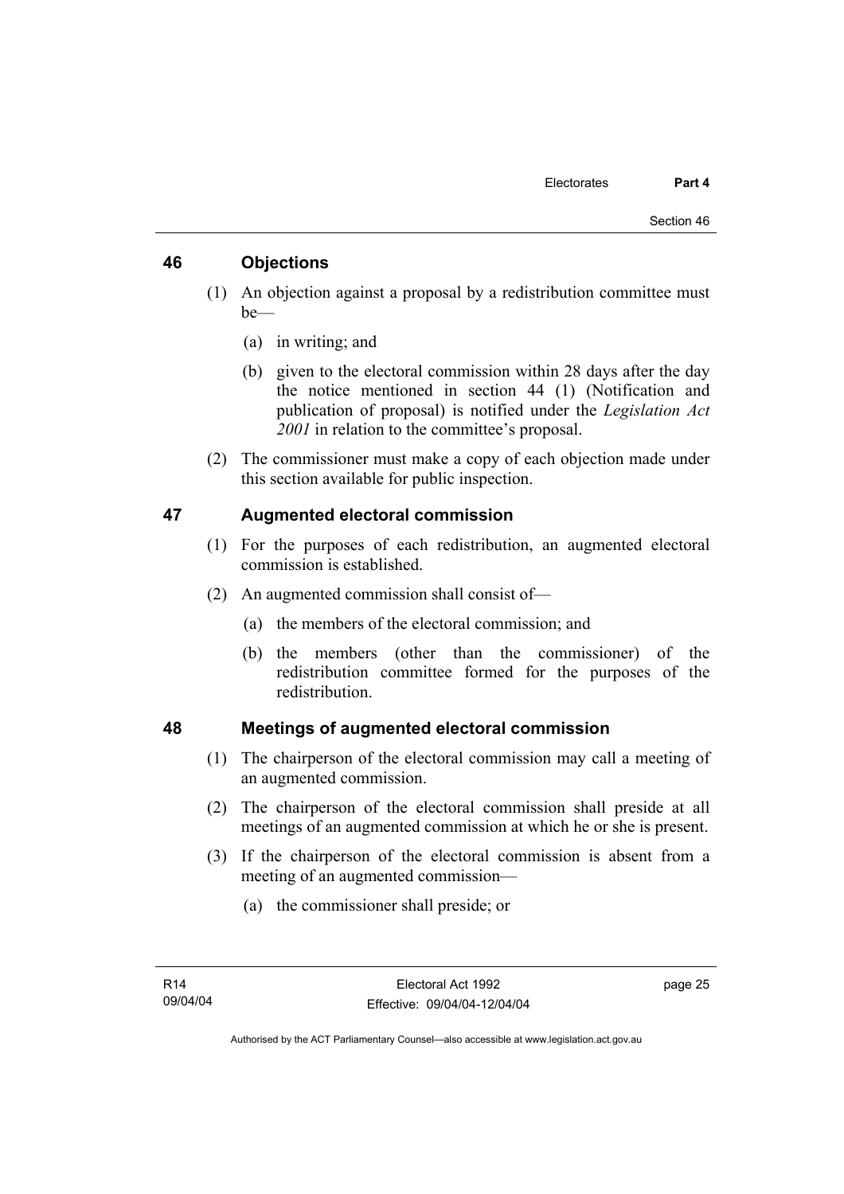## 46 Objections

(1) An objection against a proposal by a redistribution committee must be—

(a) in writing; and

(b) given to the electoral commission within 28 days after the day the notice mentioned in section 44 (1) (Notification and publication of proposal) is notified under the *Legislation Act 2001* in relation to the committee's proposal.

(2) The commissioner must make a copy of each objection made under this section available for public inspection.

## 47 Augmented electoral commission

(1) For the purposes of each redistribution, an augmented electoral commission is established.

(2) An augmented commission shall consist of—

(a) the members of the electoral commission; and

(b) the members (other than the commissioner) of the redistribution committee formed for the purposes of the redistribution.

## 48 Meetings of augmented electoral commission

(1) The chairperson of the electoral commission may call a meeting of an augmented commission.

(2) The chairperson of the electoral commission shall preside at all meetings of an augmented commission at which he or she is present.

(3) If the chairperson of the electoral commission is absent from a meeting of an augmented commission—

(a) the commissioner shall preside; or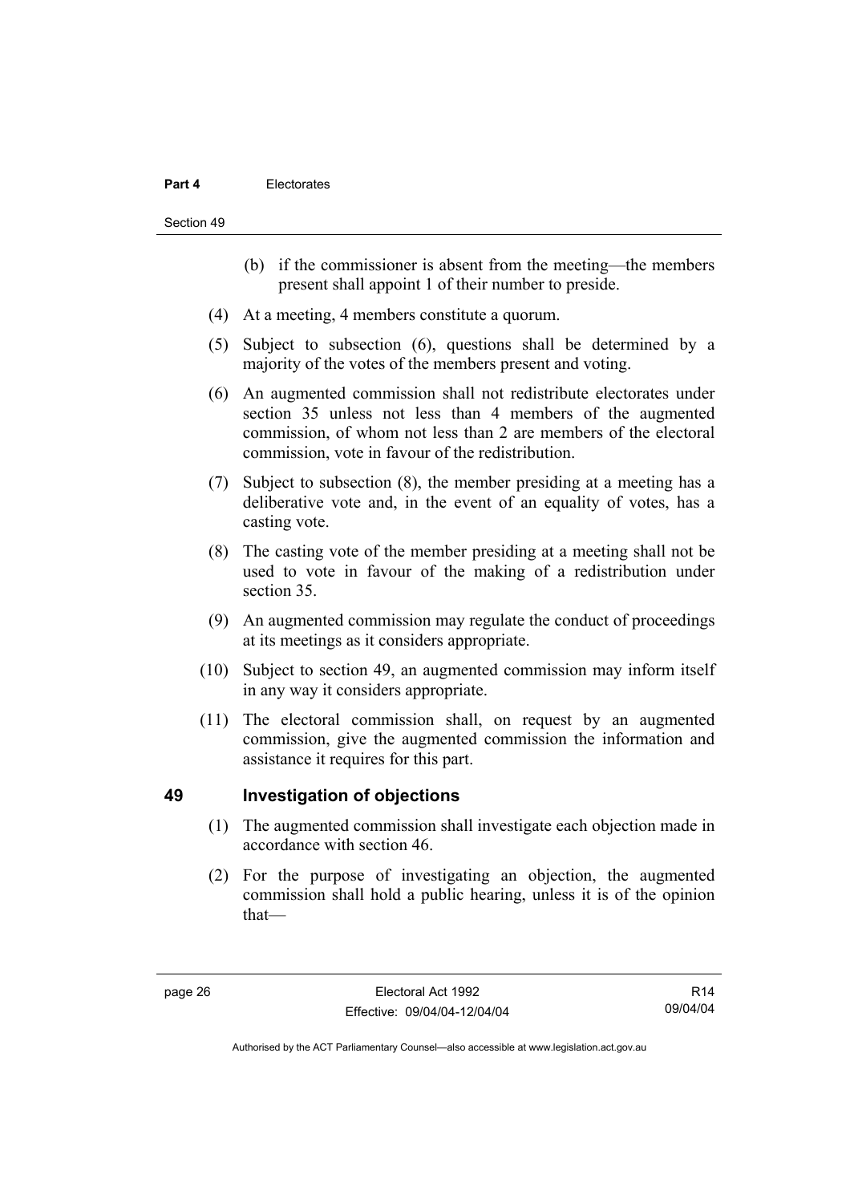(b) if the commissioner is absent from the meeting—the members present shall appoint 1 of their number to preside.

(4) At a meeting, 4 members constitute a quorum.

(5) Subject to subsection (6), questions shall be determined by a majority of the votes of the members present and voting.

(6) An augmented commission shall not redistribute electorates under section 35 unless not less than 4 members of the augmented commission, of whom not less than 2 are members of the electoral commission, vote in favour of the redistribution.

(7) Subject to subsection (8), the member presiding at a meeting has a deliberative vote and, in the event of an equality of votes, has a casting vote.

(8) The casting vote of the member presiding at a meeting shall not be used to vote in favour of the making of a redistribution under section 35.

(9) An augmented commission may regulate the conduct of proceedings at its meetings as it considers appropriate.

(10) Subject to section 49, an augmented commission may inform itself in any way it considers appropriate.

(11) The electoral commission shall, on request by an augmented commission, give the augmented commission the information and assistance it requires for this part.

## 49 Investigation of objections

(1) The augmented commission shall investigate each objection made in accordance with section 46.

(2) For the purpose of investigating an objection, the augmented commission shall hold a public hearing, unless it is of the opinion that—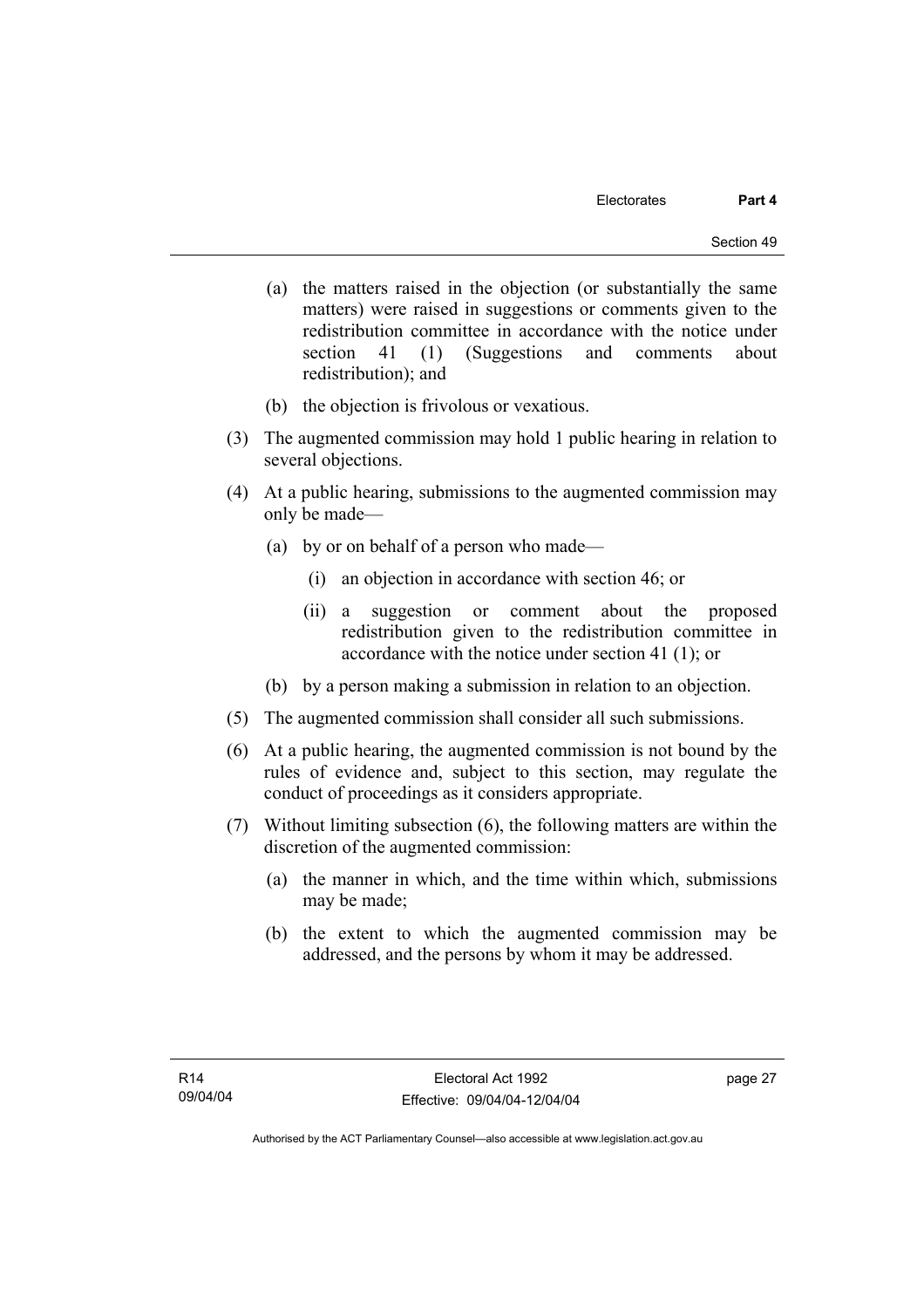(a) the matters raised in the objection (or substantially the same matters) were raised in suggestions or comments given to the redistribution committee in accordance with the notice under section 41 (1) (Suggestions and comments about redistribution); and

(b) the objection is frivolous or vexatious.

(3) The augmented commission may hold 1 public hearing in relation to several objections.

(4) At a public hearing, submissions to the augmented commission may only be made—

(a) by or on behalf of a person who made—

(i) an objection in accordance with section 46; or

(ii) a suggestion or comment about the proposed redistribution given to the redistribution committee in accordance with the notice under section 41 (1); or

(b) by a person making a submission in relation to an objection.

(5) The augmented commission shall consider all such submissions.

(6) At a public hearing, the augmented commission is not bound by the rules of evidence and, subject to this section, may regulate the conduct of proceedings as it considers appropriate.

(7) Without limiting subsection (6), the following matters are within the discretion of the augmented commission:

(a) the manner in which, and the time within which, submissions may be made;

(b) the extent to which the augmented commission may be addressed, and the persons by whom it may be addressed.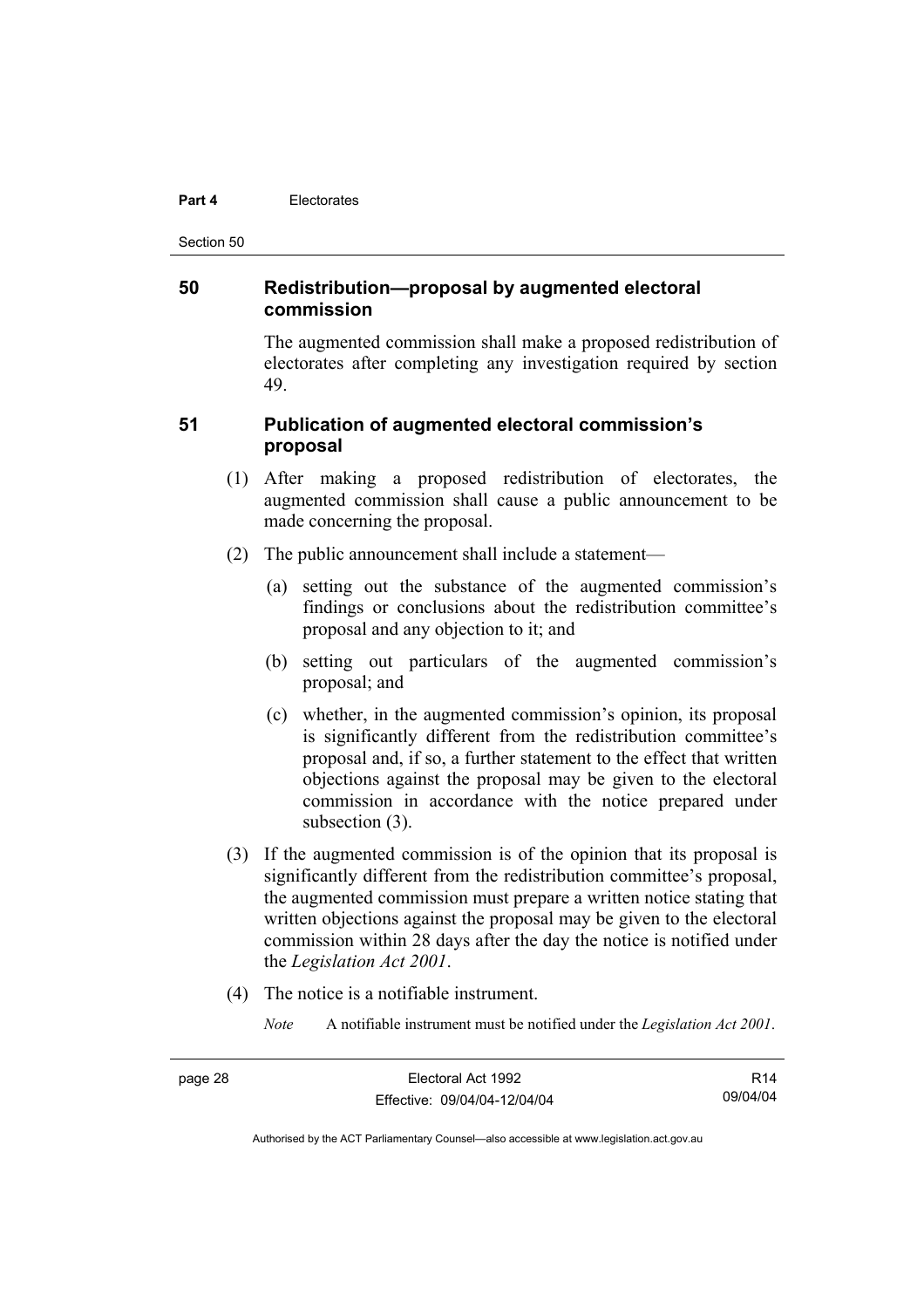## 50 Redistribution—proposal by augmented electoral commission

The augmented commission shall make a proposed redistribution of electorates after completing any investigation required by section 49.

## 51 Publication of augmented electoral commission's proposal

(1) After making a proposed redistribution of electorates, the augmented commission shall cause a public announcement to be made concerning the proposal.

(2) The public announcement shall include a statement—

(a) setting out the substance of the augmented commission's findings or conclusions about the redistribution committee's proposal and any objection to it; and

(b) setting out particulars of the augmented commission's proposal; and

(c) whether, in the augmented commission's opinion, its proposal is significantly different from the redistribution committee's proposal and, if so, a further statement to the effect that written objections against the proposal may be given to the electoral commission in accordance with the notice prepared under subsection (3).

(3) If the augmented commission is of the opinion that its proposal is significantly different from the redistribution committee's proposal, the augmented commission must prepare a written notice stating that written objections against the proposal may be given to the electoral commission within 28 days after the day the notice is notified under the *Legislation Act 2001*.

(4) The notice is a notifiable instrument.

*Note* A notifiable instrument must be notified under the *Legislation Act 2001*.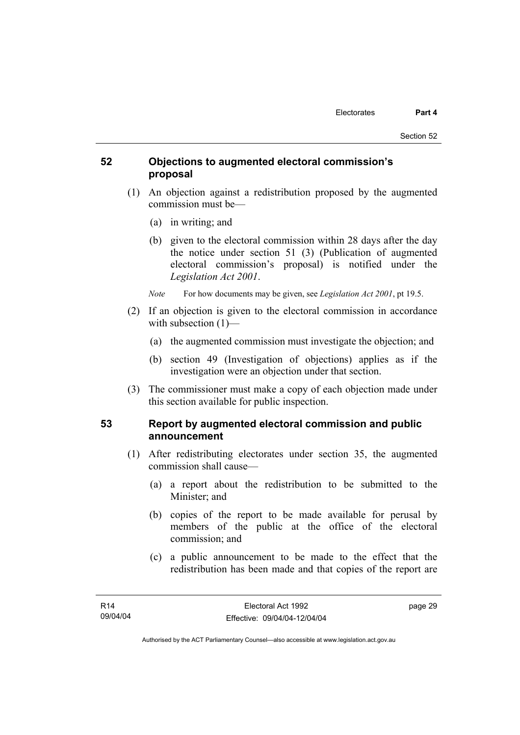## 52 Objections to augmented electoral commission's proposal

(1) An objection against a redistribution proposed by the augmented commission must be—

(a) in writing; and

(b) given to the electoral commission within 28 days after the day the notice under section 51 (3) (Publication of augmented electoral commission's proposal) is notified under the *Legislation Act 2001*.

*Note* For how documents may be given, see *Legislation Act 2001*, pt 19.5.

(2) If an objection is given to the electoral commission in accordance with subsection (1)—

(a) the augmented commission must investigate the objection; and

(b) section 49 (Investigation of objections) applies as if the investigation were an objection under that section.

(3) The commissioner must make a copy of each objection made under this section available for public inspection.

## 53 Report by augmented electoral commission and public announcement

(1) After redistributing electorates under section 35, the augmented commission shall cause—

(a) a report about the redistribution to be submitted to the Minister; and

(b) copies of the report to be made available for perusal by members of the public at the office of the electoral commission; and

(c) a public announcement to be made to the effect that the redistribution has been made and that copies of the report are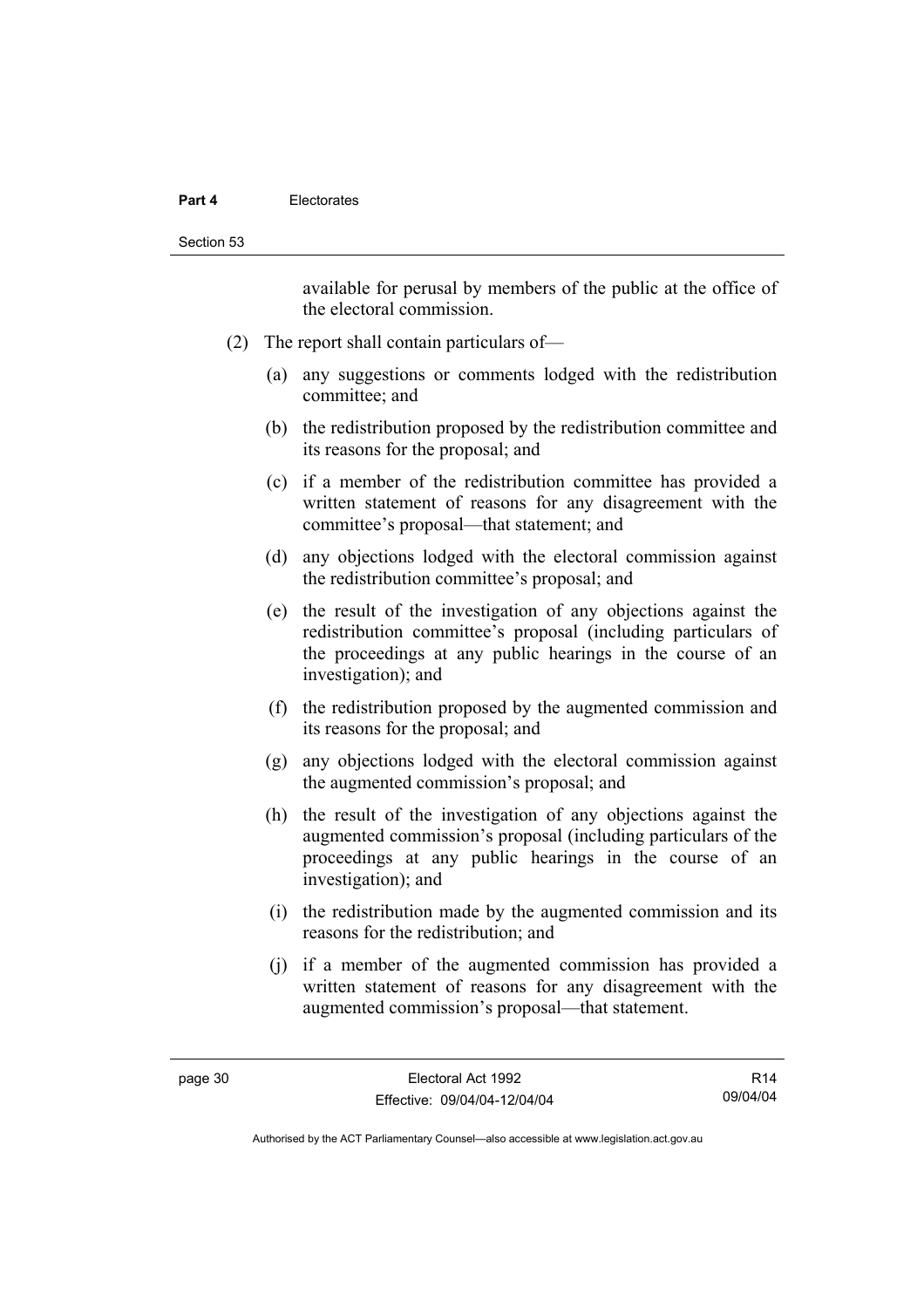available for perusal by members of the public at the office of the electoral commission.

(2) The report shall contain particulars of—

(a) any suggestions or comments lodged with the redistribution committee; and

(b) the redistribution proposed by the redistribution committee and its reasons for the proposal; and

(c) if a member of the redistribution committee has provided a written statement of reasons for any disagreement with the committee's proposal—that statement; and

(d) any objections lodged with the electoral commission against the redistribution committee's proposal; and

(e) the result of the investigation of any objections against the redistribution committee's proposal (including particulars of the proceedings at any public hearings in the course of an investigation); and

(f) the redistribution proposed by the augmented commission and its reasons for the proposal; and

(g) any objections lodged with the electoral commission against the augmented commission's proposal; and

(h) the result of the investigation of any objections against the augmented commission's proposal (including particulars of the proceedings at any public hearings in the course of an investigation); and

(i) the redistribution made by the augmented commission and its reasons for the redistribution; and

(j) if a member of the augmented commission has provided a written statement of reasons for any disagreement with the augmented commission's proposal—that statement.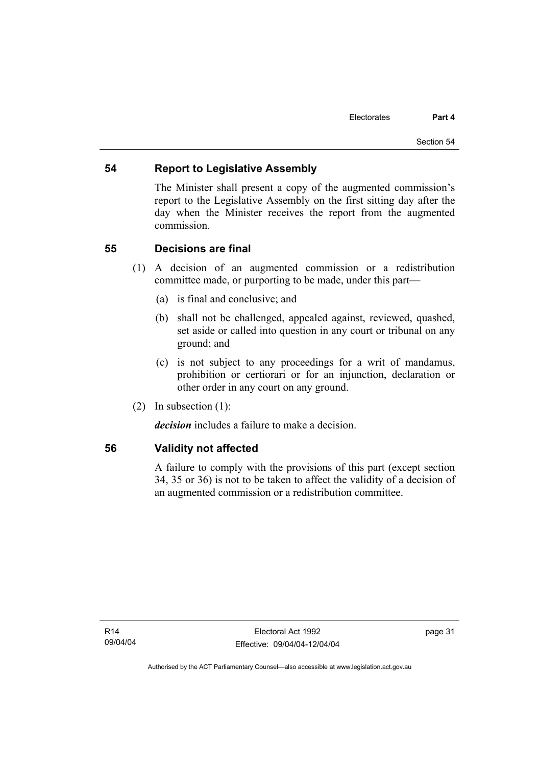## 54 Report to Legislative Assembly

The Minister shall present a copy of the augmented commission's report to the Legislative Assembly on the first sitting day after the day when the Minister receives the report from the augmented commission.

## 55 Decisions are final

(1) A decision of an augmented commission or a redistribution committee made, or purporting to be made, under this part—

(a) is final and conclusive; and

(b) shall not be challenged, appealed against, reviewed, quashed, set aside or called into question in any court or tribunal on any ground; and

(c) is not subject to any proceedings for a writ of mandamus, prohibition or certiorari or for an injunction, declaration or other order in any court on any ground.

(2) In subsection (1):

***decision*** includes a failure to make a decision.

## 56 Validity not affected

A failure to comply with the provisions of this part (except section 34, 35 or 36) is not to be taken to affect the validity of a decision of an augmented commission or a redistribution committee.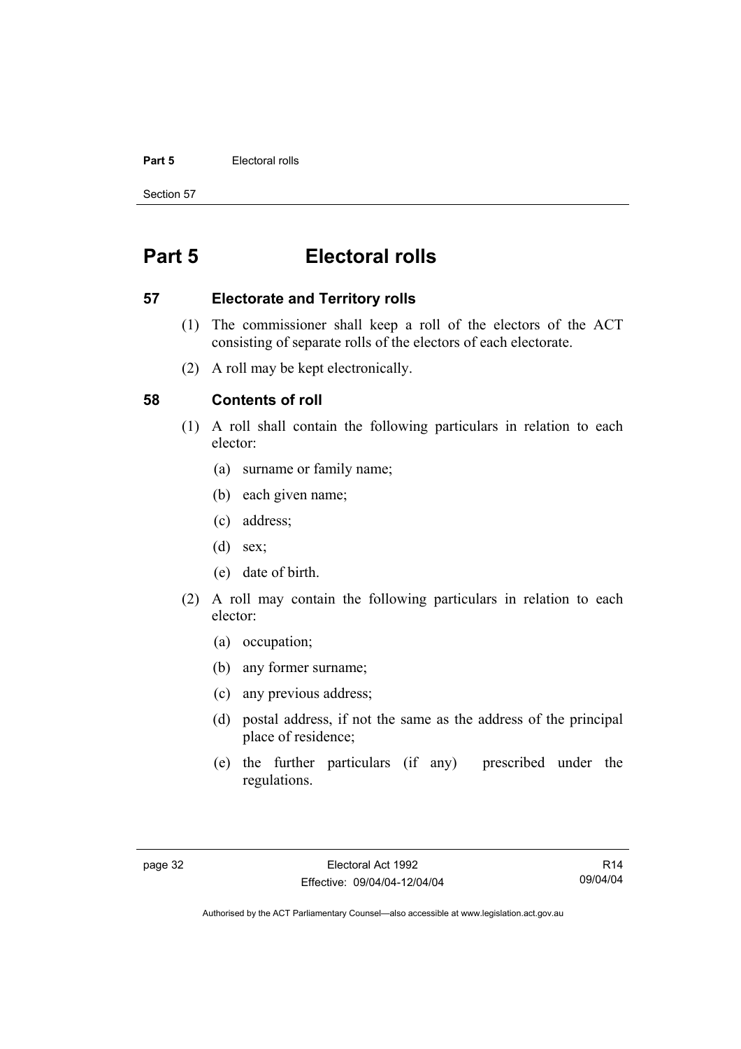# Part 5 Electoral rolls

## 57 Electorate and Territory rolls

(1) The commissioner shall keep a roll of the electors of the ACT consisting of separate rolls of the electors of each electorate.

(2) A roll may be kept electronically.

## 58 Contents of roll

(1) A roll shall contain the following particulars in relation to each elector:

(a) surname or family name;

(b) each given name;

(c) address;

(d) sex;

(e) date of birth.

(2) A roll may contain the following particulars in relation to each elector:

(a) occupation;

(b) any former surname;

(c) any previous address;

(d) postal address, if not the same as the address of the principal place of residence;

(e) the further particulars (if any) prescribed under the regulations.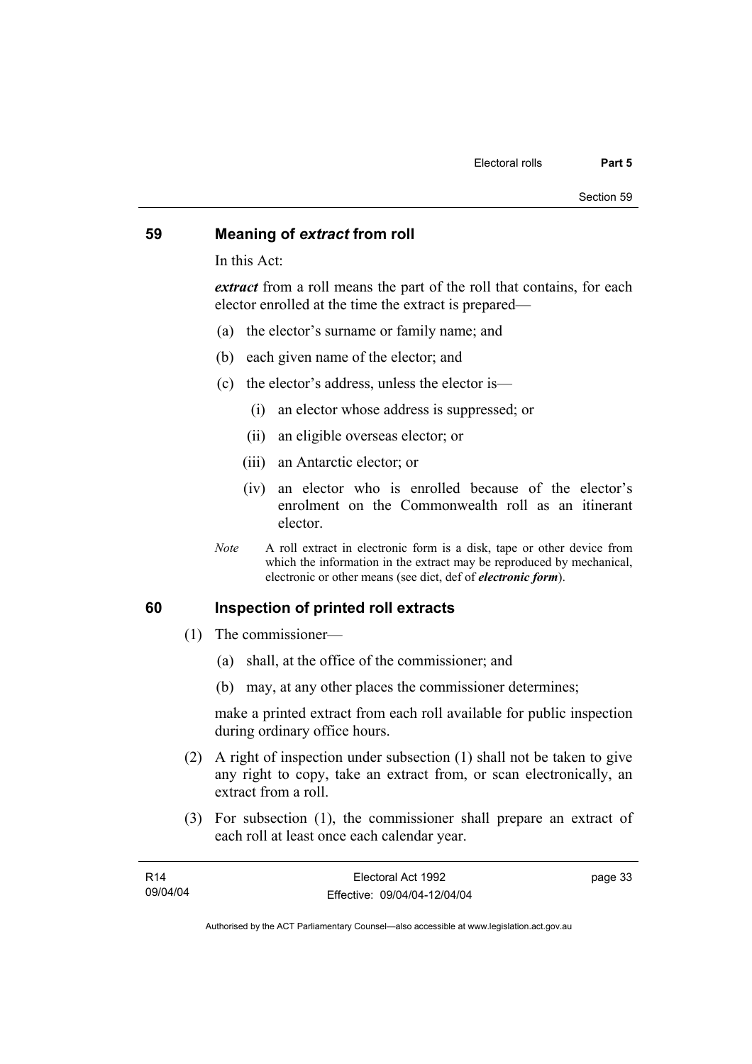## 59 Meaning of *extract* from roll

In this Act:

***extract*** from a roll means the part of the roll that contains, for each elector enrolled at the time the extract is prepared—

(a) the elector's surname or family name; and

(b) each given name of the elector; and

(c) the elector's address, unless the elector is—

  (i) an elector whose address is suppressed; or

  (ii) an eligible overseas elector; or

  (iii) an Antarctic elector; or

  (iv) an elector who is enrolled because of the elector's enrolment on the Commonwealth roll as an itinerant elector.

*Note* A roll extract in electronic form is a disk, tape or other device from which the information in the extract may be reproduced by mechanical, electronic or other means (see dict, def of ***electronic form***).

## 60 Inspection of printed roll extracts

(1) The commissioner—

  (a) shall, at the office of the commissioner; and

  (b) may, at any other places the commissioner determines;

  make a printed extract from each roll available for public inspection during ordinary office hours.

(2) A right of inspection under subsection (1) shall not be taken to give any right to copy, take an extract from, or scan electronically, an extract from a roll.

(3) For subsection (1), the commissioner shall prepare an extract of each roll at least once each calendar year.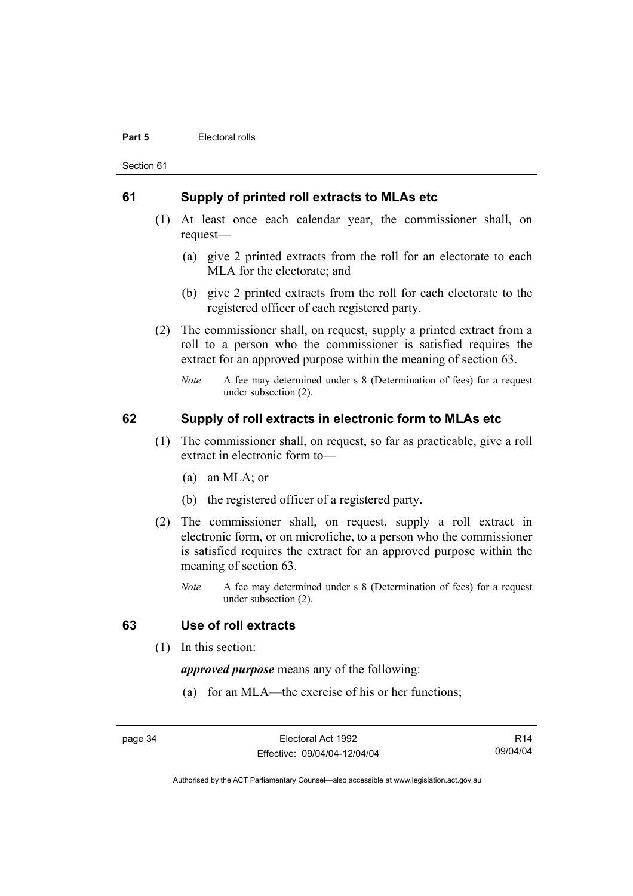## 61 Supply of printed roll extracts to MLAs etc

(1) At least once each calendar year, the commissioner shall, on request—

(a) give 2 printed extracts from the roll for an electorate to each MLA for the electorate; and

(b) give 2 printed extracts from the roll for each electorate to the registered officer of each registered party.

(2) The commissioner shall, on request, supply a printed extract from a roll to a person who the commissioner is satisfied requires the extract for an approved purpose within the meaning of section 63.

*Note* A fee may determined under s 8 (Determination of fees) for a request under subsection (2).

## 62 Supply of roll extracts in electronic form to MLAs etc

(1) The commissioner shall, on request, so far as practicable, give a roll extract in electronic form to—

(a) an MLA; or

(b) the registered officer of a registered party.

(2) The commissioner shall, on request, supply a roll extract in electronic form, or on microfiche, to a person who the commissioner is satisfied requires the extract for an approved purpose within the meaning of section 63.

*Note* A fee may determined under s 8 (Determination of fees) for a request under subsection (2).

## 63 Use of roll extracts

(1) In this section:

***approved purpose*** means any of the following:

(a) for an MLA—the exercise of his or her functions;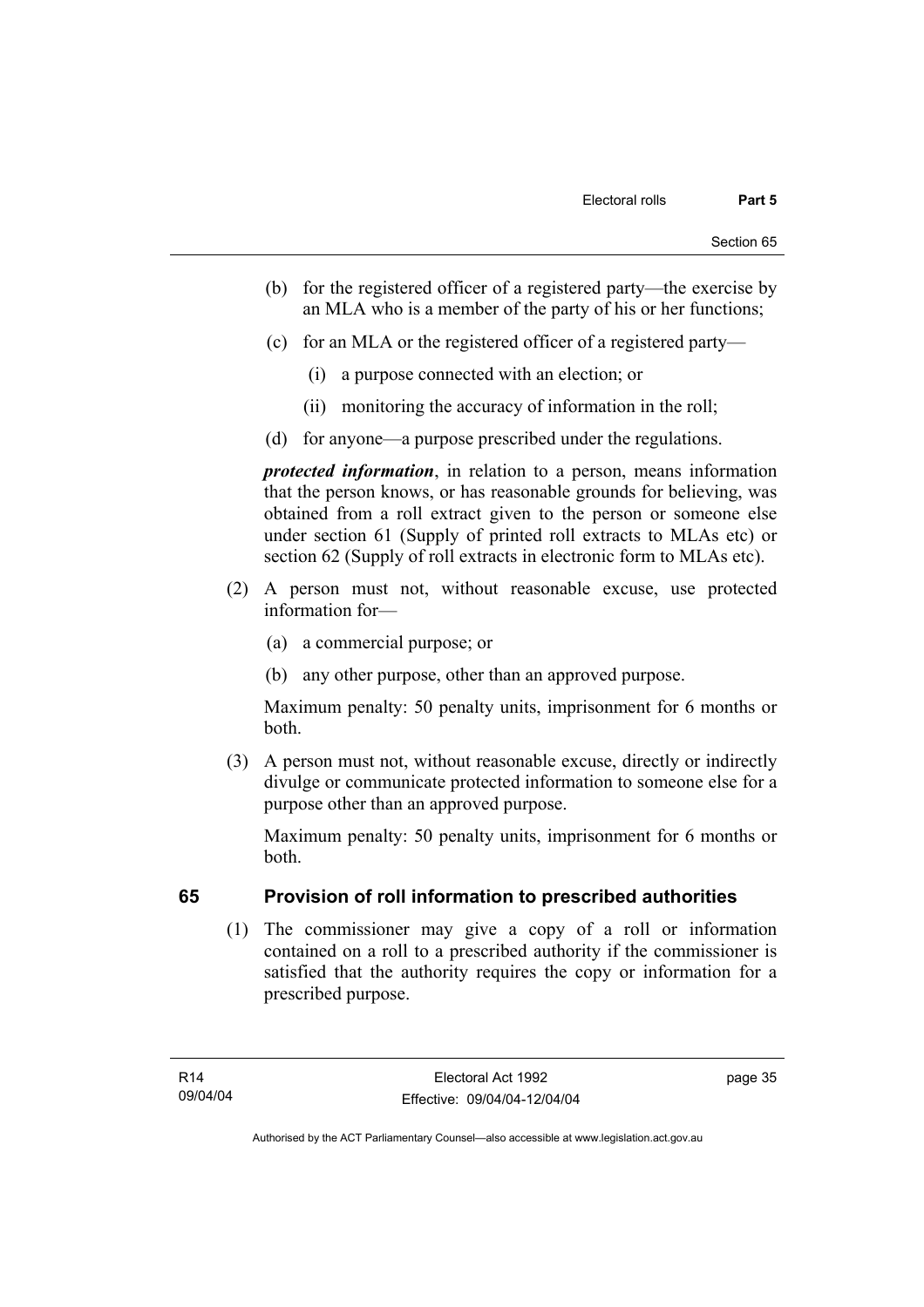(b) for the registered officer of a registered party—the exercise by an MLA who is a member of the party of his or her functions;

(c) for an MLA or the registered officer of a registered party—

(i) a purpose connected with an election; or

(ii) monitoring the accuracy of information in the roll;

(d) for anyone—a purpose prescribed under the regulations.

***protected information***, in relation to a person, means information that the person knows, or has reasonable grounds for believing, was obtained from a roll extract given to the person or someone else under section 61 (Supply of printed roll extracts to MLAs etc) or section 62 (Supply of roll extracts in electronic form to MLAs etc).

(2) A person must not, without reasonable excuse, use protected information for—

(a) a commercial purpose; or

(b) any other purpose, other than an approved purpose.

Maximum penalty: 50 penalty units, imprisonment for 6 months or both.

(3) A person must not, without reasonable excuse, directly or indirectly divulge or communicate protected information to someone else for a purpose other than an approved purpose.

Maximum penalty: 50 penalty units, imprisonment for 6 months or both.

## 65 Provision of roll information to prescribed authorities

(1) The commissioner may give a copy of a roll or information contained on a roll to a prescribed authority if the commissioner is satisfied that the authority requires the copy or information for a prescribed purpose.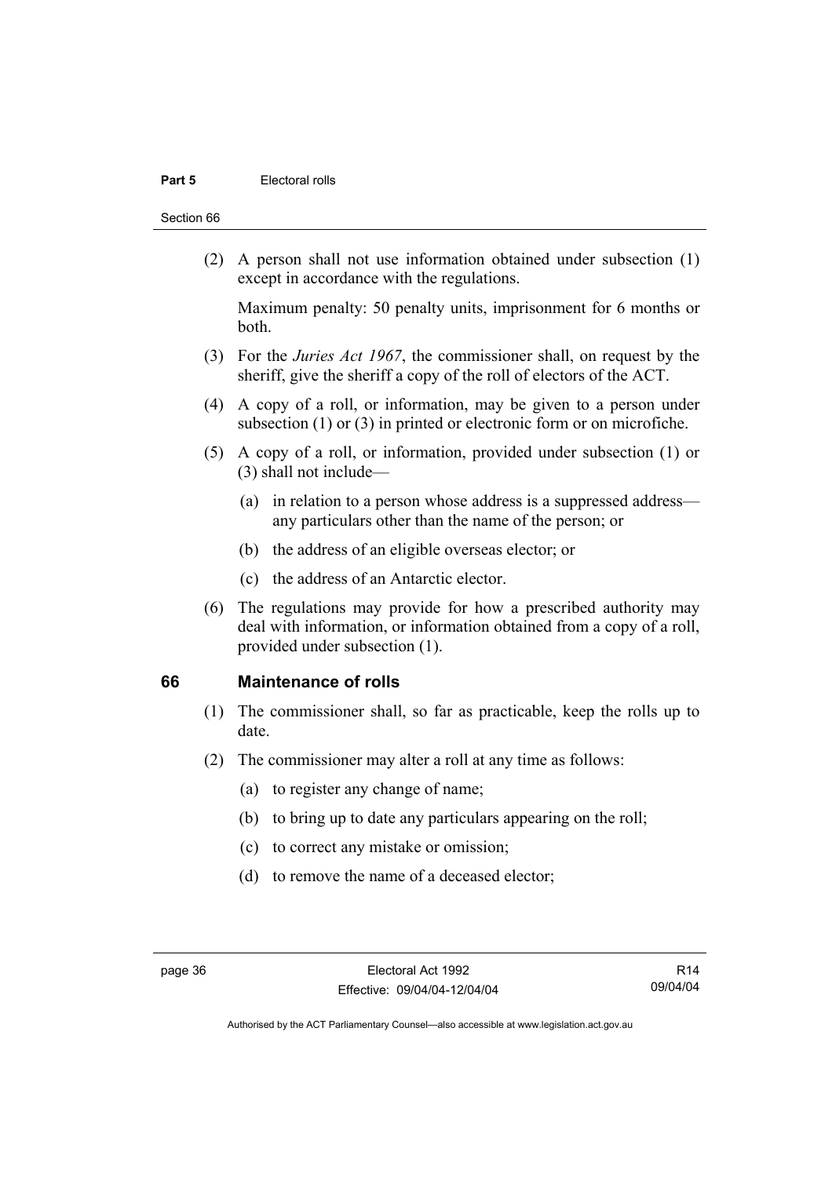(2) A person shall not use information obtained under subsection (1) except in accordance with the regulations.

Maximum penalty: 50 penalty units, imprisonment for 6 months or both.

(3) For the *Juries Act 1967*, the commissioner shall, on request by the sheriff, give the sheriff a copy of the roll of electors of the ACT.

(4) A copy of a roll, or information, may be given to a person under subsection (1) or (3) in printed or electronic form or on microfiche.

(5) A copy of a roll, or information, provided under subsection (1) or (3) shall not include—

(a) in relation to a person whose address is a suppressed address—any particulars other than the name of the person; or

(b) the address of an eligible overseas elector; or

(c) the address of an Antarctic elector.

(6) The regulations may provide for how a prescribed authority may deal with information, or information obtained from a copy of a roll, provided under subsection (1).

## 66 Maintenance of rolls

(1) The commissioner shall, so far as practicable, keep the rolls up to date.

(2) The commissioner may alter a roll at any time as follows:

(a) to register any change of name;

(b) to bring up to date any particulars appearing on the roll;

(c) to correct any mistake or omission;

(d) to remove the name of a deceased elector;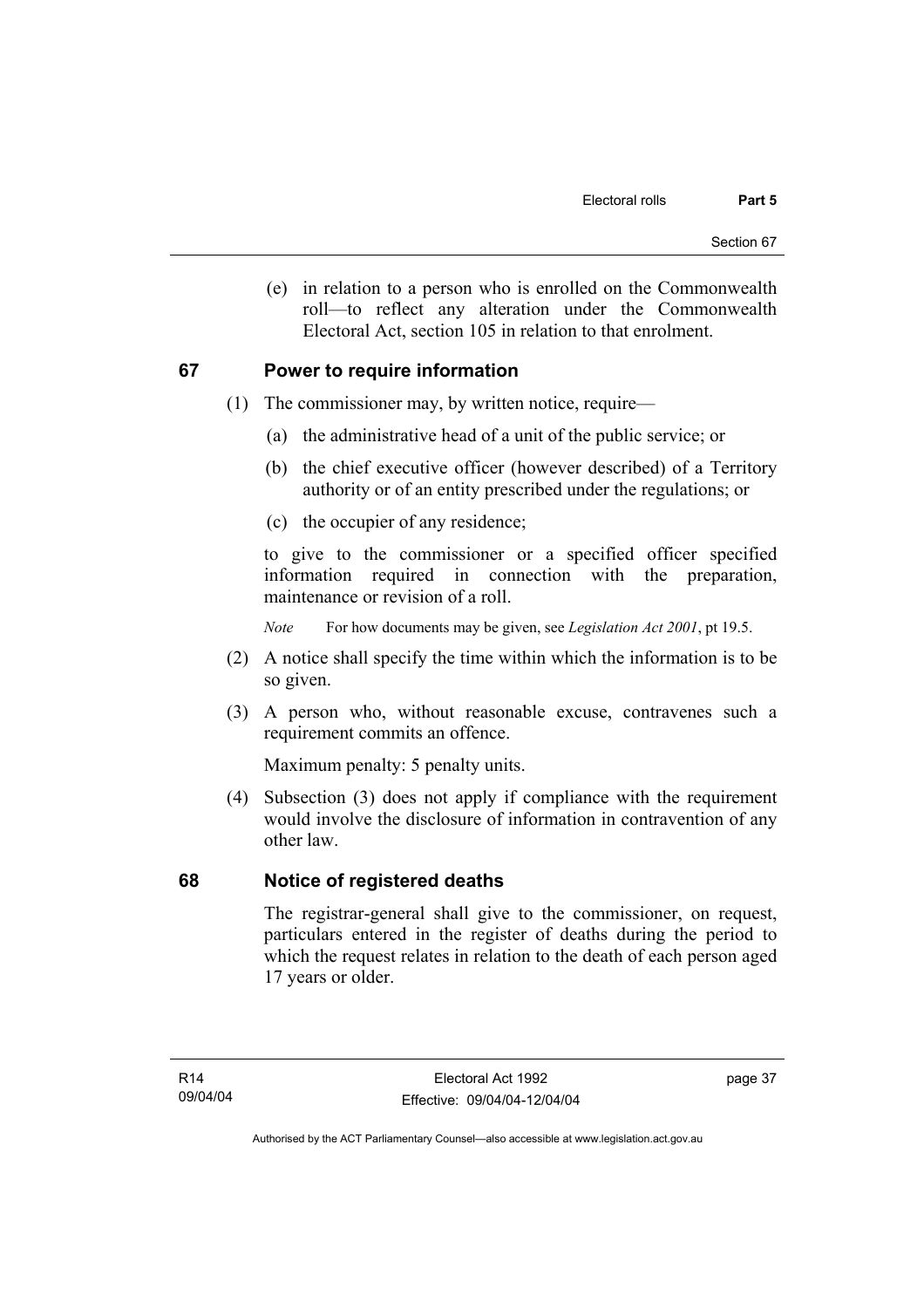(e) in relation to a person who is enrolled on the Commonwealth roll—to reflect any alteration under the Commonwealth Electoral Act, section 105 in relation to that enrolment.

## 67 Power to require information

(1) The commissioner may, by written notice, require—

(a) the administrative head of a unit of the public service; or

(b) the chief executive officer (however described) of a Territory authority or of an entity prescribed under the regulations; or

(c) the occupier of any residence;

to give to the commissioner or a specified officer specified information required in connection with the preparation, maintenance or revision of a roll.

*Note* For how documents may be given, see *Legislation Act 2001*, pt 19.5.

(2) A notice shall specify the time within which the information is to be so given.

(3) A person who, without reasonable excuse, contravenes such a requirement commits an offence.

Maximum penalty: 5 penalty units.

(4) Subsection (3) does not apply if compliance with the requirement would involve the disclosure of information in contravention of any other law.

## 68 Notice of registered deaths

The registrar-general shall give to the commissioner, on request, particulars entered in the register of deaths during the period to which the request relates in relation to the death of each person aged 17 years or older.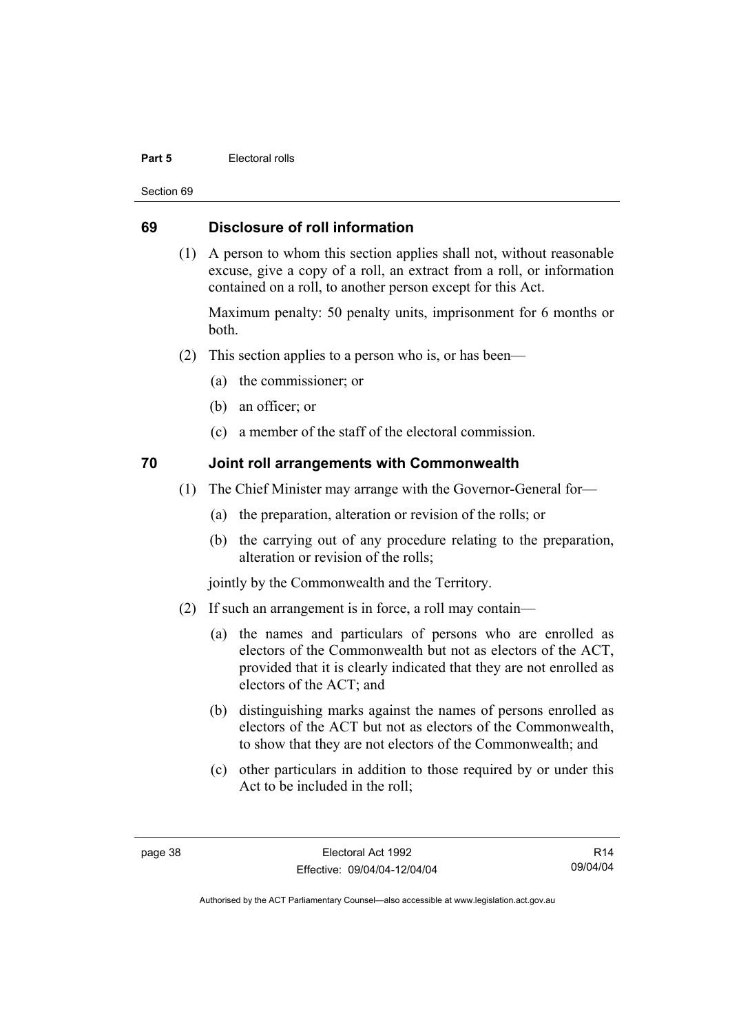## 69 Disclosure of roll information

(1) A person to whom this section applies shall not, without reasonable excuse, give a copy of a roll, an extract from a roll, or information contained on a roll, to another person except for this Act.

Maximum penalty: 50 penalty units, imprisonment for 6 months or both.

(2) This section applies to a person who is, or has been—

(a) the commissioner; or

(b) an officer; or

(c) a member of the staff of the electoral commission.

## 70 Joint roll arrangements with Commonwealth

(1) The Chief Minister may arrange with the Governor-General for—

(a) the preparation, alteration or revision of the rolls; or

(b) the carrying out of any procedure relating to the preparation, alteration or revision of the rolls;

jointly by the Commonwealth and the Territory.

(2) If such an arrangement is in force, a roll may contain—

(a) the names and particulars of persons who are enrolled as electors of the Commonwealth but not as electors of the ACT, provided that it is clearly indicated that they are not enrolled as electors of the ACT; and

(b) distinguishing marks against the names of persons enrolled as electors of the ACT but not as electors of the Commonwealth, to show that they are not electors of the Commonwealth; and

(c) other particulars in addition to those required by or under this Act to be included in the roll;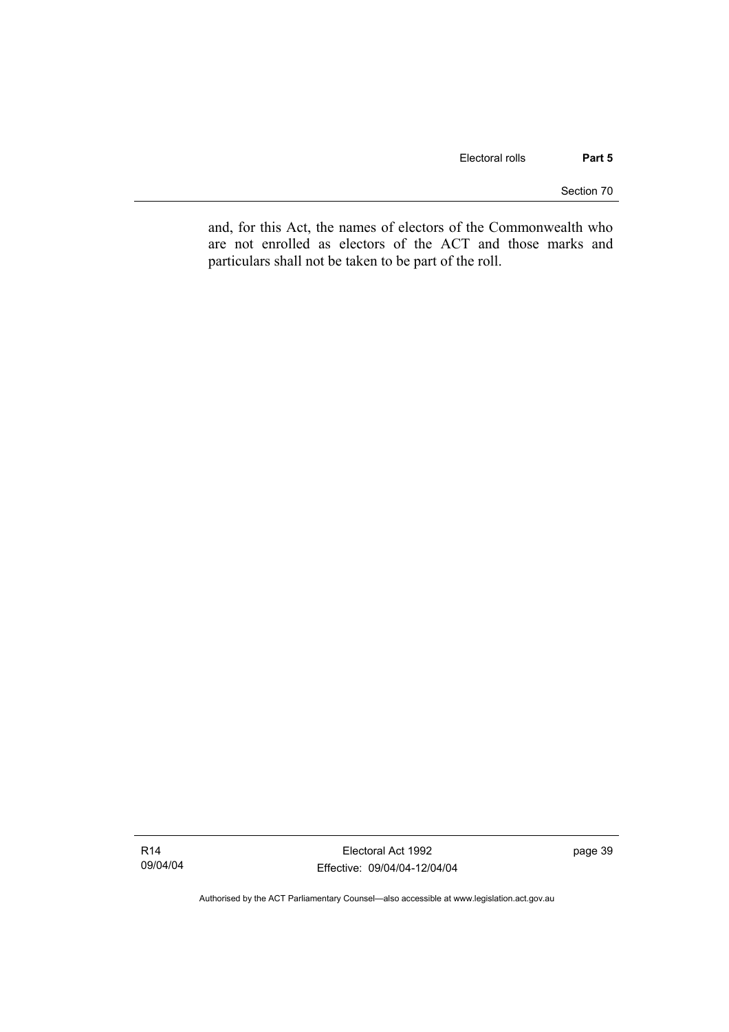and, for this Act, the names of electors of the Commonwealth who are not enrolled as electors of the ACT and those marks and particulars shall not be taken to be part of the roll.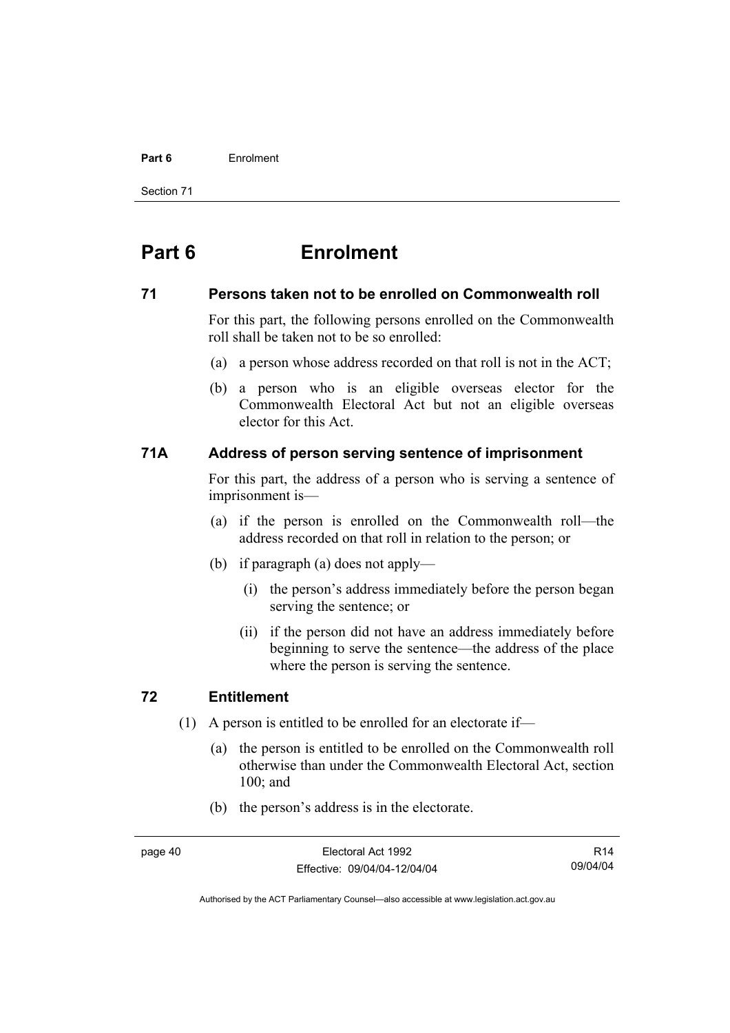# Part 6 Enrolment

## 71 Persons taken not to be enrolled on Commonwealth roll

For this part, the following persons enrolled on the Commonwealth roll shall be taken not to be so enrolled:

(a) a person whose address recorded on that roll is not in the ACT;

(b) a person who is an eligible overseas elector for the Commonwealth Electoral Act but not an eligible overseas elector for this Act.

## 71A Address of person serving sentence of imprisonment

For this part, the address of a person who is serving a sentence of imprisonment is—

(a) if the person is enrolled on the Commonwealth roll—the address recorded on that roll in relation to the person; or

(b) if paragraph (a) does not apply—

(i) the person's address immediately before the person began serving the sentence; or

(ii) if the person did not have an address immediately before beginning to serve the sentence—the address of the place where the person is serving the sentence.

## 72 Entitlement

(1) A person is entitled to be enrolled for an electorate if—

(a) the person is entitled to be enrolled on the Commonwealth roll otherwise than under the Commonwealth Electoral Act, section 100; and

(b) the person's address is in the electorate.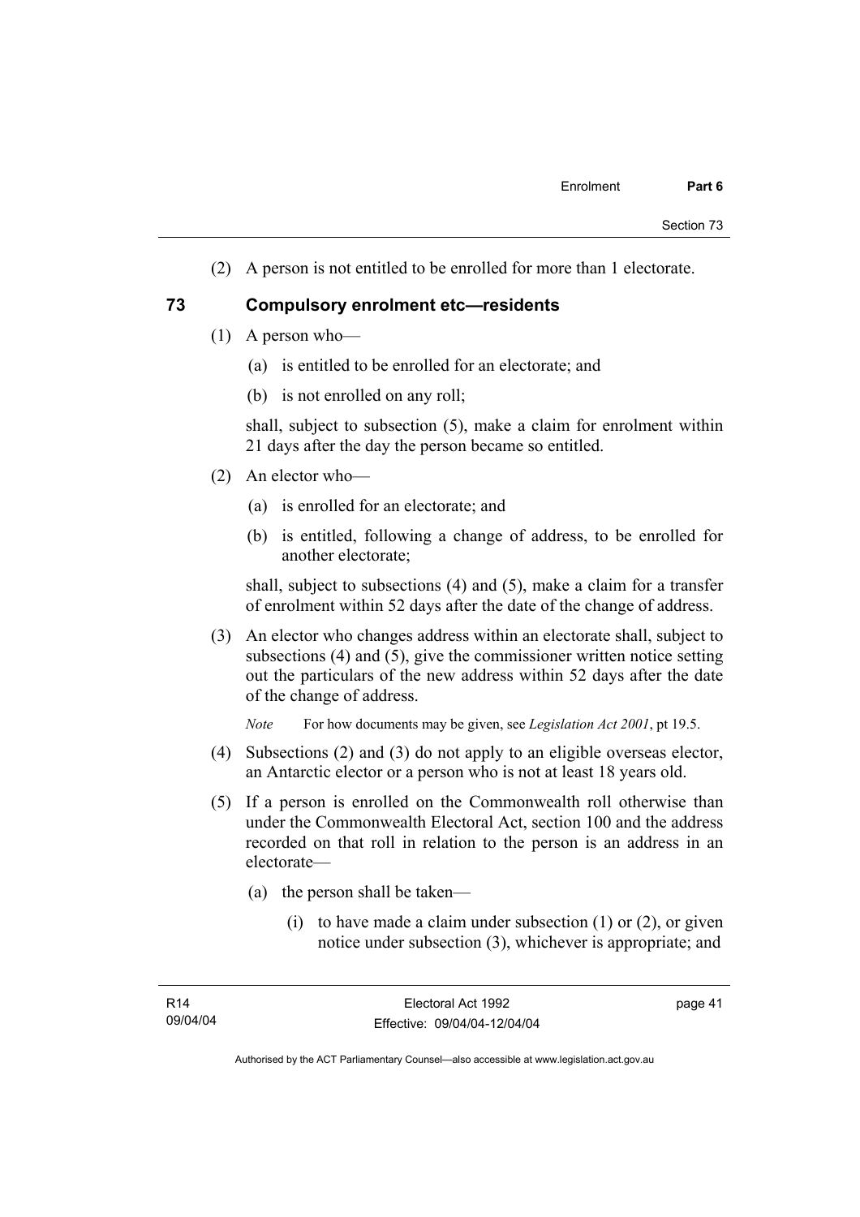(2) A person is not entitled to be enrolled for more than 1 electorate.

## 73 Compulsory enrolment etc—residents

(1) A person who—

(a) is entitled to be enrolled for an electorate; and

(b) is not enrolled on any roll;

shall, subject to subsection (5), make a claim for enrolment within 21 days after the day the person became so entitled.

(2) An elector who—

(a) is enrolled for an electorate; and

(b) is entitled, following a change of address, to be enrolled for another electorate;

shall, subject to subsections (4) and (5), make a claim for a transfer of enrolment within 52 days after the date of the change of address.

(3) An elector who changes address within an electorate shall, subject to subsections (4) and (5), give the commissioner written notice setting out the particulars of the new address within 52 days after the date of the change of address.

*Note* For how documents may be given, see *Legislation Act 2001*, pt 19.5.

(4) Subsections (2) and (3) do not apply to an eligible overseas elector, an Antarctic elector or a person who is not at least 18 years old.

(5) If a person is enrolled on the Commonwealth roll otherwise than under the Commonwealth Electoral Act, section 100 and the address recorded on that roll in relation to the person is an address in an electorate—

(a) the person shall be taken—

(i) to have made a claim under subsection (1) or (2), or given notice under subsection (3), whichever is appropriate; and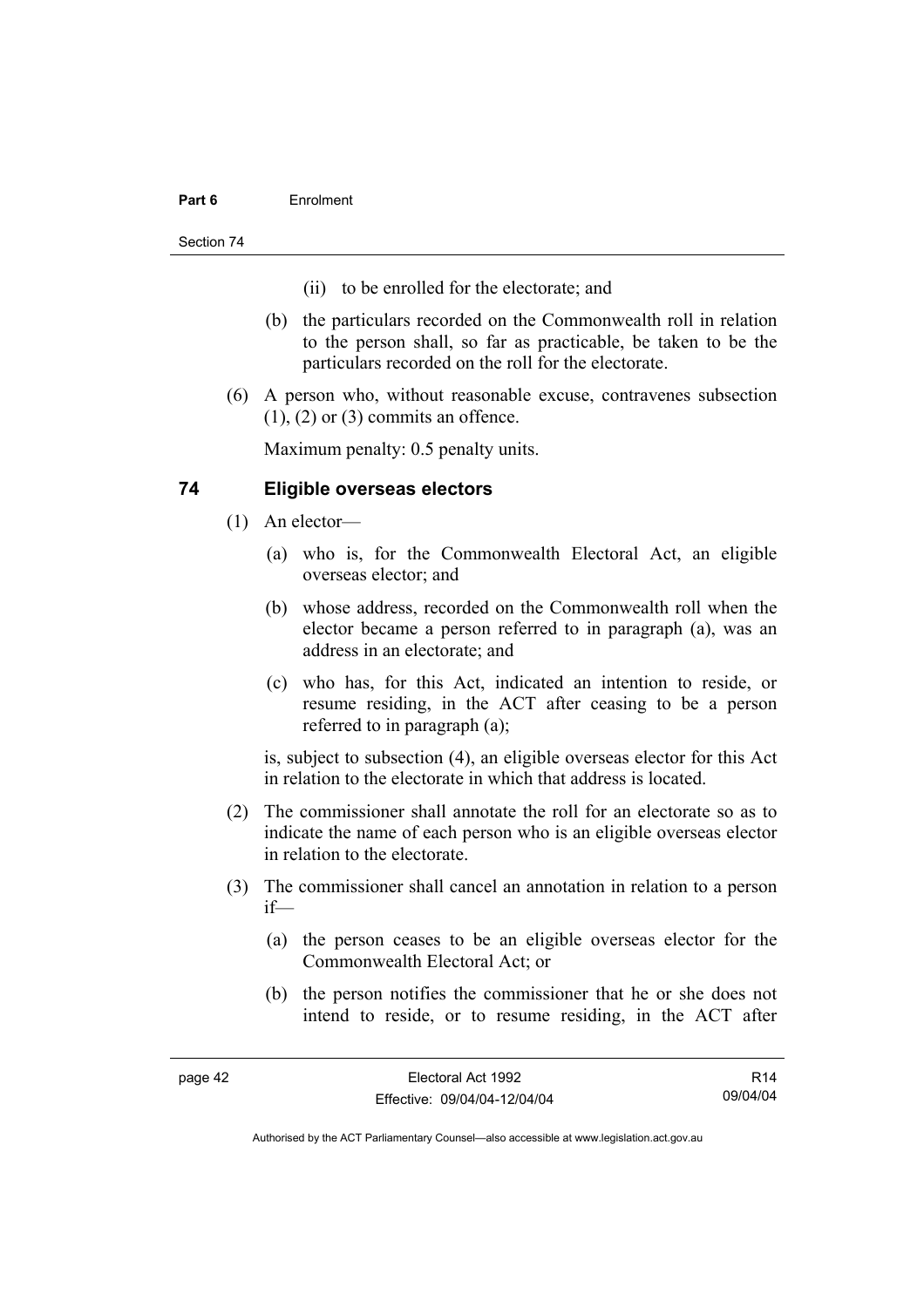(ii) to be enrolled for the electorate; and

(b) the particulars recorded on the Commonwealth roll in relation to the person shall, so far as practicable, be taken to be the particulars recorded on the roll for the electorate.

(6) A person who, without reasonable excuse, contravenes subsection (1), (2) or (3) commits an offence.

Maximum penalty: 0.5 penalty units.

## 74 Eligible overseas electors

(1) An elector—

(a) who is, for the Commonwealth Electoral Act, an eligible overseas elector; and

(b) whose address, recorded on the Commonwealth roll when the elector became a person referred to in paragraph (a), was an address in an electorate; and

(c) who has, for this Act, indicated an intention to reside, or resume residing, in the ACT after ceasing to be a person referred to in paragraph (a);

is, subject to subsection (4), an eligible overseas elector for this Act in relation to the electorate in which that address is located.

(2) The commissioner shall annotate the roll for an electorate so as to indicate the name of each person who is an eligible overseas elector in relation to the electorate.

(3) The commissioner shall cancel an annotation in relation to a person if—

(a) the person ceases to be an eligible overseas elector for the Commonwealth Electoral Act; or

(b) the person notifies the commissioner that he or she does not intend to reside, or to resume residing, in the ACT after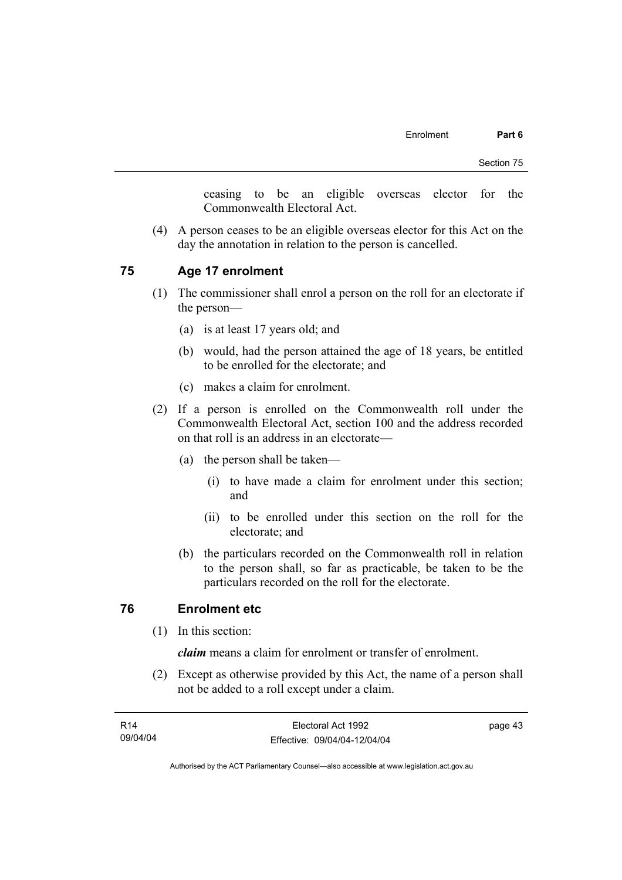ceasing to be an eligible overseas elector for the Commonwealth Electoral Act.

(4) A person ceases to be an eligible overseas elector for this Act on the day the annotation in relation to the person is cancelled.

## 75 Age 17 enrolment

(1) The commissioner shall enrol a person on the roll for an electorate if the person—

(a) is at least 17 years old; and

(b) would, had the person attained the age of 18 years, be entitled to be enrolled for the electorate; and

(c) makes a claim for enrolment.

(2) If a person is enrolled on the Commonwealth roll under the Commonwealth Electoral Act, section 100 and the address recorded on that roll is an address in an electorate—

(a) the person shall be taken—

(i) to have made a claim for enrolment under this section; and

(ii) to be enrolled under this section on the roll for the electorate; and

(b) the particulars recorded on the Commonwealth roll in relation to the person shall, so far as practicable, be taken to be the particulars recorded on the roll for the electorate.

## 76 Enrolment etc

(1) In this section:

***claim*** means a claim for enrolment or transfer of enrolment.

(2) Except as otherwise provided by this Act, the name of a person shall not be added to a roll except under a claim.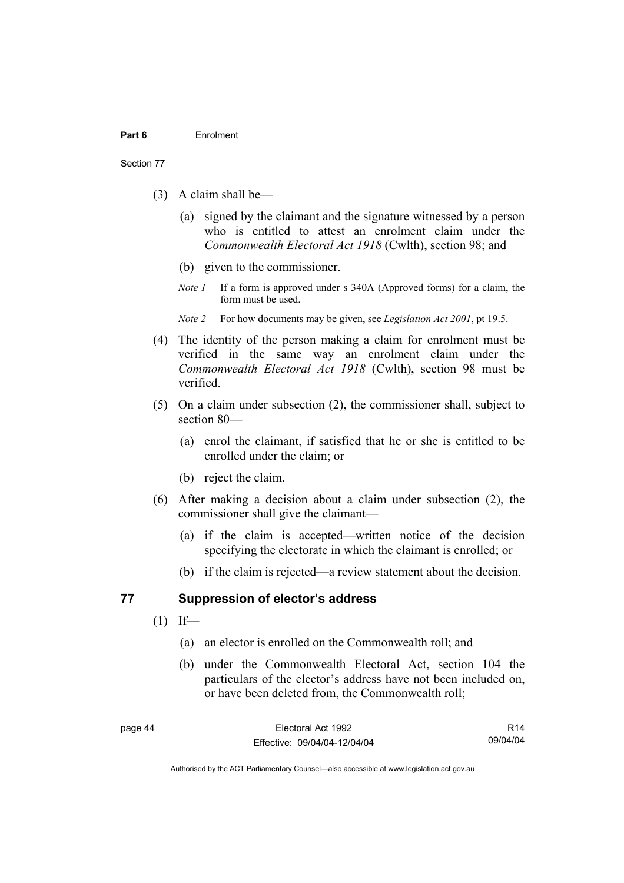(3) A claim shall be—

(a) signed by the claimant and the signature witnessed by a person who is entitled to attest an enrolment claim under the *Commonwealth Electoral Act 1918* (Cwlth), section 98; and

(b) given to the commissioner.

*Note 1* If a form is approved under s 340A (Approved forms) for a claim, the form must be used.

*Note 2* For how documents may be given, see *Legislation Act 2001*, pt 19.5.

(4) The identity of the person making a claim for enrolment must be verified in the same way an enrolment claim under the *Commonwealth Electoral Act 1918* (Cwlth), section 98 must be verified.

(5) On a claim under subsection (2), the commissioner shall, subject to section 80—

(a) enrol the claimant, if satisfied that he or she is entitled to be enrolled under the claim; or

(b) reject the claim.

(6) After making a decision about a claim under subsection (2), the commissioner shall give the claimant—

(a) if the claim is accepted—written notice of the decision specifying the electorate in which the claimant is enrolled; or

(b) if the claim is rejected—a review statement about the decision.

## 77 Suppression of elector's address

(1) If—

(a) an elector is enrolled on the Commonwealth roll; and

(b) under the Commonwealth Electoral Act, section 104 the particulars of the elector's address have not been included on, or have been deleted from, the Commonwealth roll;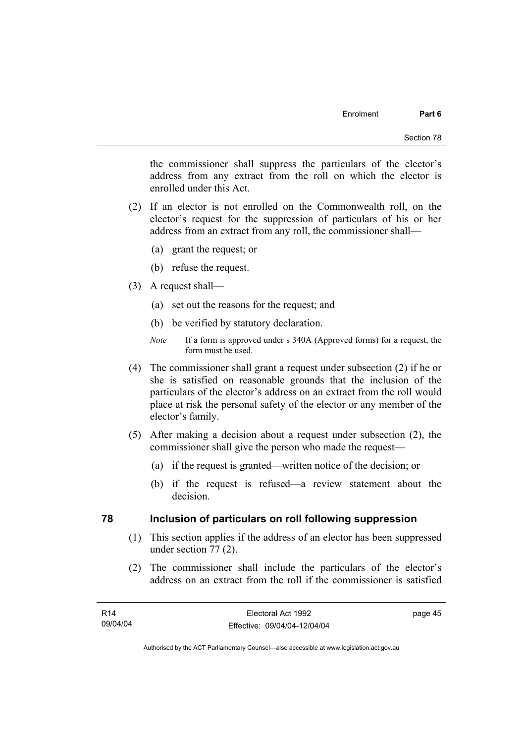the commissioner shall suppress the particulars of the elector's address from any extract from the roll on which the elector is enrolled under this Act.

(2) If an elector is not enrolled on the Commonwealth roll, on the elector's request for the suppression of particulars of his or her address from an extract from any roll, the commissioner shall—

(a) grant the request; or

(b) refuse the request.

(3) A request shall—

(a) set out the reasons for the request; and

(b) be verified by statutory declaration.

*Note* If a form is approved under s 340A (Approved forms) for a request, the form must be used.

(4) The commissioner shall grant a request under subsection (2) if he or she is satisfied on reasonable grounds that the inclusion of the particulars of the elector's address on an extract from the roll would place at risk the personal safety of the elector or any member of the elector's family.

(5) After making a decision about a request under subsection (2), the commissioner shall give the person who made the request—

(a) if the request is granted—written notice of the decision; or

(b) if the request is refused—a review statement about the decision.

## 78 Inclusion of particulars on roll following suppression

(1) This section applies if the address of an elector has been suppressed under section 77 (2).

(2) The commissioner shall include the particulars of the elector's address on an extract from the roll if the commissioner is satisfied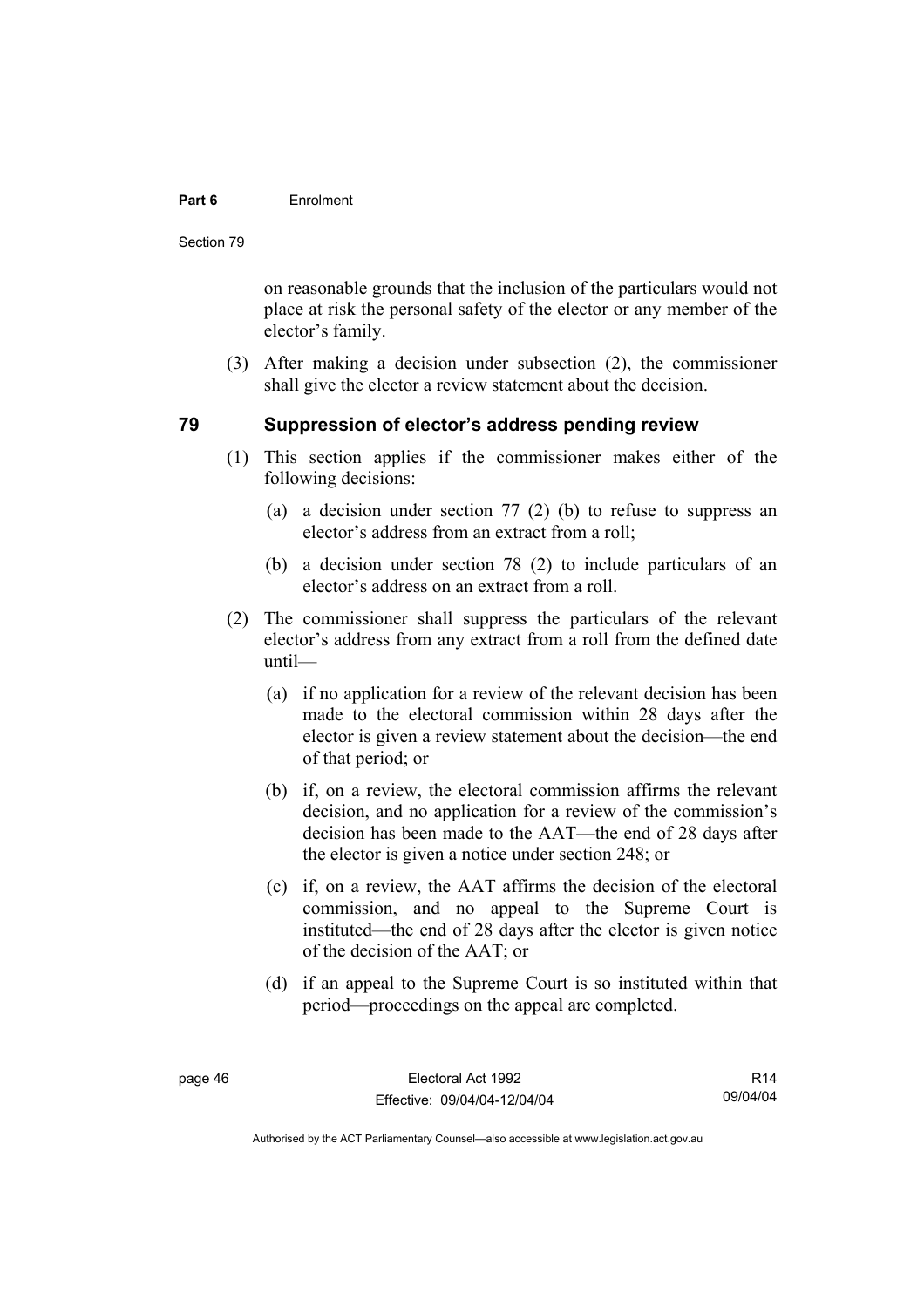on reasonable grounds that the inclusion of the particulars would not place at risk the personal safety of the elector or any member of the elector's family.

(3) After making a decision under subsection (2), the commissioner shall give the elector a review statement about the decision.

## 79 Suppression of elector's address pending review

(1) This section applies if the commissioner makes either of the following decisions:

(a) a decision under section 77 (2) (b) to refuse to suppress an elector's address from an extract from a roll;

(b) a decision under section 78 (2) to include particulars of an elector's address on an extract from a roll.

(2) The commissioner shall suppress the particulars of the relevant elector's address from any extract from a roll from the defined date until—

(a) if no application for a review of the relevant decision has been made to the electoral commission within 28 days after the elector is given a review statement about the decision—the end of that period; or

(b) if, on a review, the electoral commission affirms the relevant decision, and no application for a review of the commission's decision has been made to the AAT—the end of 28 days after the elector is given a notice under section 248; or

(c) if, on a review, the AAT affirms the decision of the electoral commission, and no appeal to the Supreme Court is instituted—the end of 28 days after the elector is given notice of the decision of the AAT; or

(d) if an appeal to the Supreme Court is so instituted within that period—proceedings on the appeal are completed.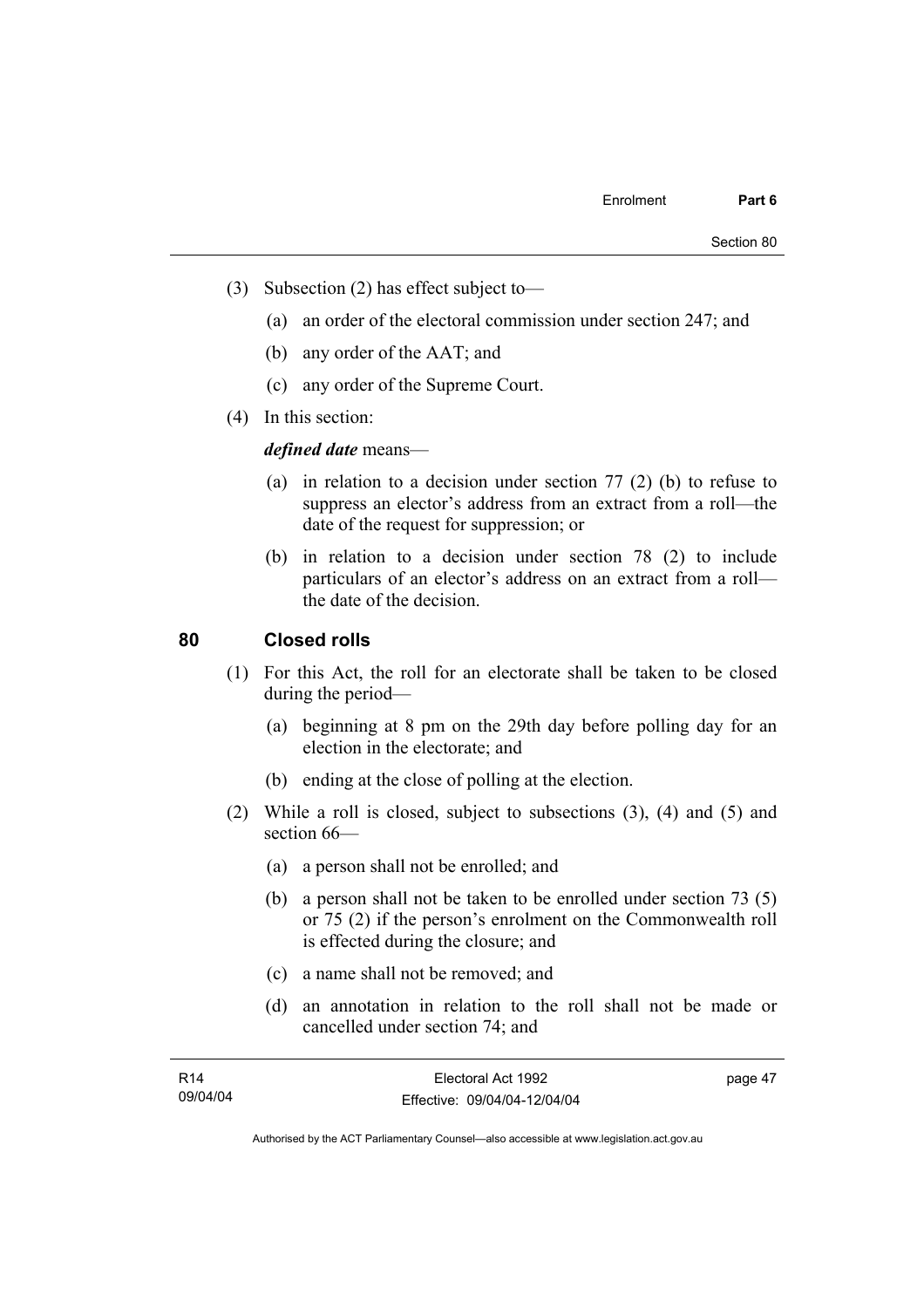(3) Subsection (2) has effect subject to—

  (a) an order of the electoral commission under section 247; and

  (b) any order of the AAT; and

  (c) any order of the Supreme Court.

(4) In this section:

***defined date*** means—

  (a) in relation to a decision under section 77 (2) (b) to refuse to suppress an elector's address from an extract from a roll—the date of the request for suppression; or

  (b) in relation to a decision under section 78 (2) to include particulars of an elector's address on an extract from a roll—the date of the decision.

## 80 Closed rolls

(1) For this Act, the roll for an electorate shall be taken to be closed during the period—

  (a) beginning at 8 pm on the 29th day before polling day for an election in the electorate; and

  (b) ending at the close of polling at the election.

(2) While a roll is closed, subject to subsections (3), (4) and (5) and section 66—

  (a) a person shall not be enrolled; and

  (b) a person shall not be taken to be enrolled under section 73 (5) or 75 (2) if the person's enrolment on the Commonwealth roll is effected during the closure; and

  (c) a name shall not be removed; and

  (d) an annotation in relation to the roll shall not be made or cancelled under section 74; and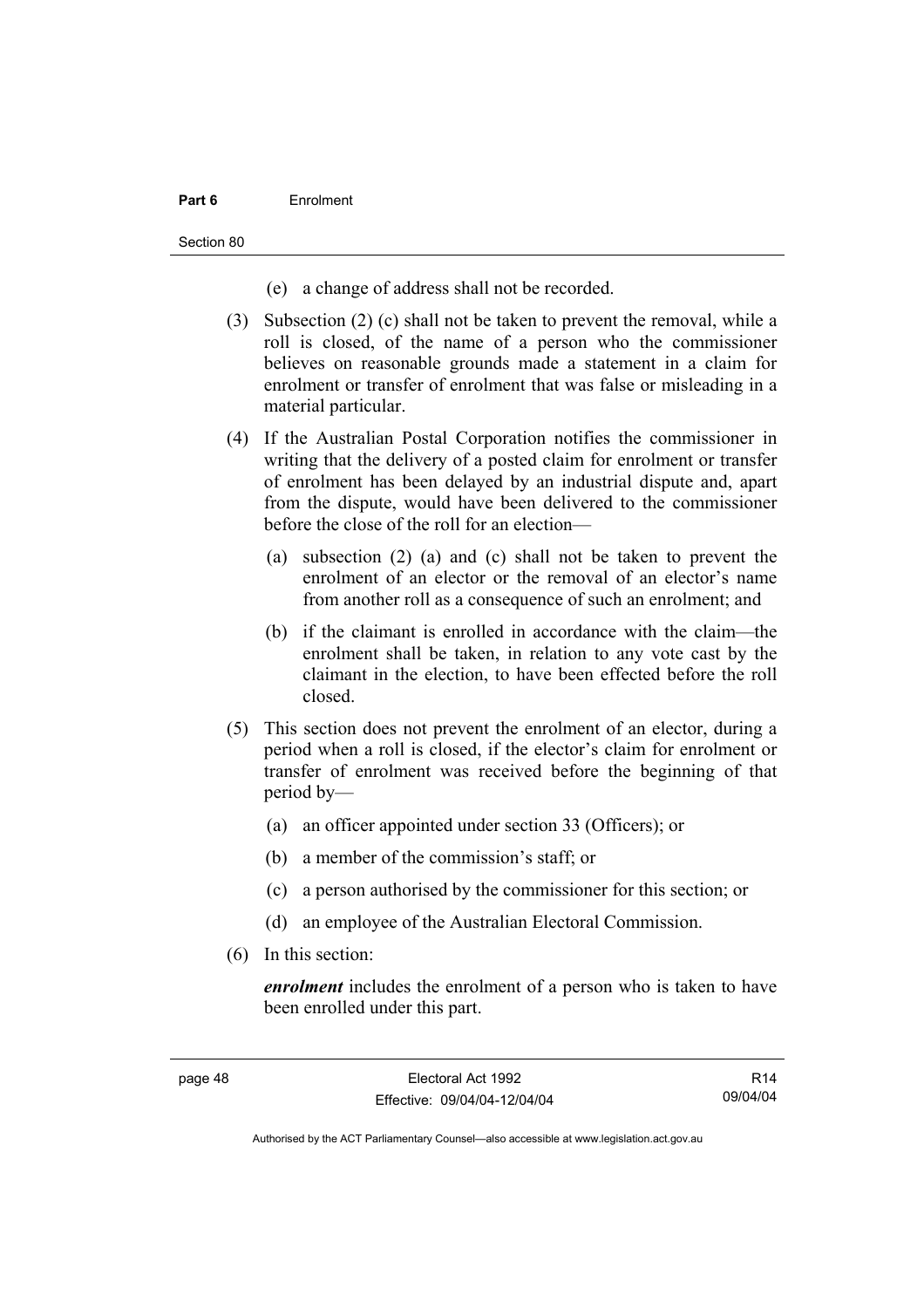(e) a change of address shall not be recorded.

(3) Subsection (2) (c) shall not be taken to prevent the removal, while a roll is closed, of the name of a person who the commissioner believes on reasonable grounds made a statement in a claim for enrolment or transfer of enrolment that was false or misleading in a material particular.

(4) If the Australian Postal Corporation notifies the commissioner in writing that the delivery of a posted claim for enrolment or transfer of enrolment has been delayed by an industrial dispute and, apart from the dispute, would have been delivered to the commissioner before the close of the roll for an election—

(a) subsection (2) (a) and (c) shall not be taken to prevent the enrolment of an elector or the removal of an elector's name from another roll as a consequence of such an enrolment; and

(b) if the claimant is enrolled in accordance with the claim—the enrolment shall be taken, in relation to any vote cast by the claimant in the election, to have been effected before the roll closed.

(5) This section does not prevent the enrolment of an elector, during a period when a roll is closed, if the elector's claim for enrolment or transfer of enrolment was received before the beginning of that period by—

(a) an officer appointed under section 33 (Officers); or

(b) a member of the commission's staff; or

(c) a person authorised by the commissioner for this section; or

(d) an employee of the Australian Electoral Commission.

(6) In this section:

***enrolment*** includes the enrolment of a person who is taken to have been enrolled under this part.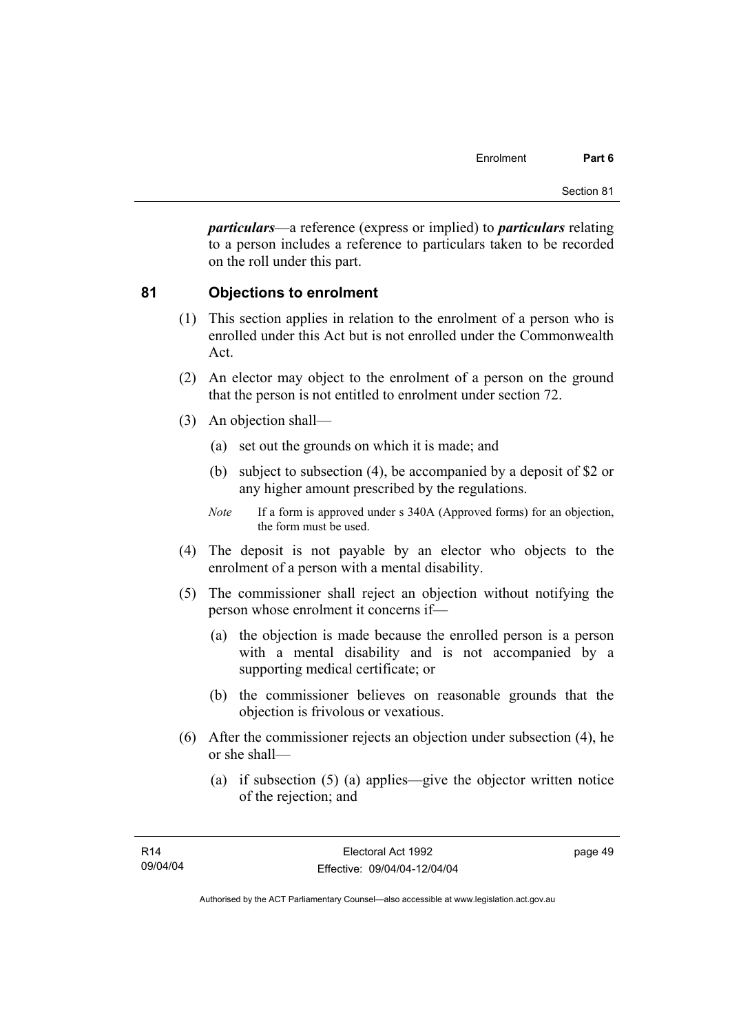***particulars***—a reference (express or implied) to ***particulars*** relating to a person includes a reference to particulars taken to be recorded on the roll under this part.

## 81 Objections to enrolment

(1) This section applies in relation to the enrolment of a person who is enrolled under this Act but is not enrolled under the Commonwealth Act.

(2) An elector may object to the enrolment of a person on the ground that the person is not entitled to enrolment under section 72.

(3) An objection shall—

(a) set out the grounds on which it is made; and

(b) subject to subsection (4), be accompanied by a deposit of $2 or any higher amount prescribed by the regulations.

*Note* If a form is approved under s 340A (Approved forms) for an objection, the form must be used.

(4) The deposit is not payable by an elector who objects to the enrolment of a person with a mental disability.

(5) The commissioner shall reject an objection without notifying the person whose enrolment it concerns if—

(a) the objection is made because the enrolled person is a person with a mental disability and is not accompanied by a supporting medical certificate; or

(b) the commissioner believes on reasonable grounds that the objection is frivolous or vexatious.

(6) After the commissioner rejects an objection under subsection (4), he or she shall—

(a) if subsection (5) (a) applies—give the objector written notice of the rejection; and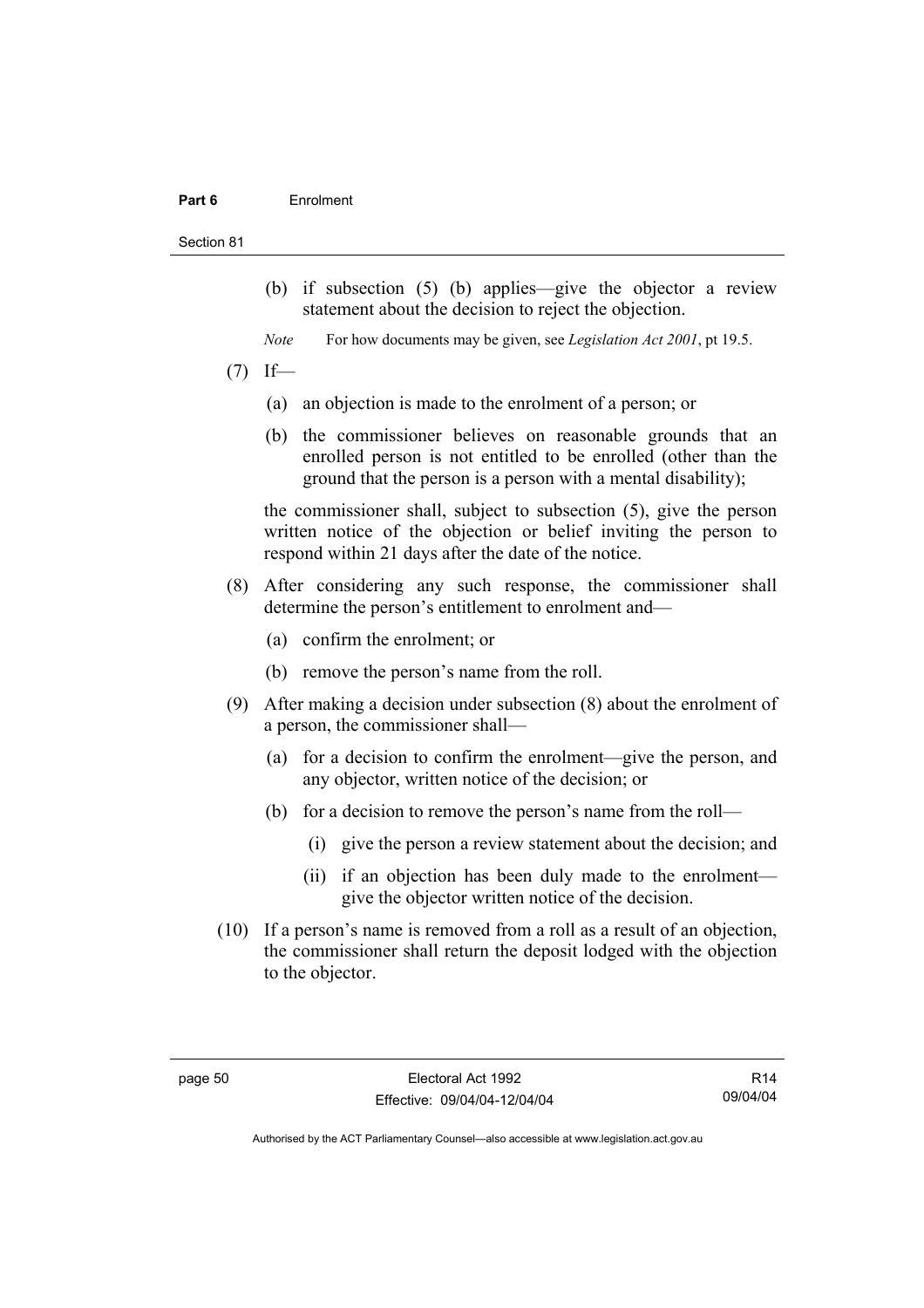(b) if subsection (5) (b) applies—give the objector a review statement about the decision to reject the objection.

*Note* For how documents may be given, see *Legislation Act 2001*, pt 19.5.

(7) If—

(a) an objection is made to the enrolment of a person; or

(b) the commissioner believes on reasonable grounds that an enrolled person is not entitled to be enrolled (other than the ground that the person is a person with a mental disability);

the commissioner shall, subject to subsection (5), give the person written notice of the objection or belief inviting the person to respond within 21 days after the date of the notice.

(8) After considering any such response, the commissioner shall determine the person's entitlement to enrolment and—

(a) confirm the enrolment; or

(b) remove the person's name from the roll.

(9) After making a decision under subsection (8) about the enrolment of a person, the commissioner shall—

(a) for a decision to confirm the enrolment—give the person, and any objector, written notice of the decision; or

(b) for a decision to remove the person's name from the roll—

(i) give the person a review statement about the decision; and

(ii) if an objection has been duly made to the enrolment—give the objector written notice of the decision.

(10) If a person's name is removed from a roll as a result of an objection, the commissioner shall return the deposit lodged with the objection to the objector.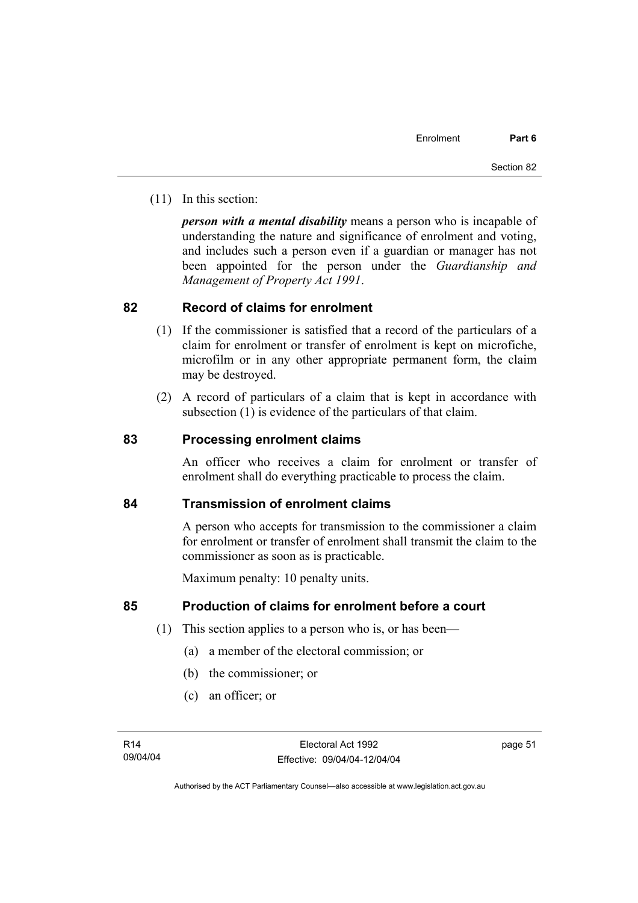(11) In this section:

***person with a mental disability*** means a person who is incapable of understanding the nature and significance of enrolment and voting, and includes such a person even if a guardian or manager has not been appointed for the person under the *Guardianship and Management of Property Act 1991*.

## 82 Record of claims for enrolment

(1) If the commissioner is satisfied that a record of the particulars of a claim for enrolment or transfer of enrolment is kept on microfiche, microfilm or in any other appropriate permanent form, the claim may be destroyed.

(2) A record of particulars of a claim that is kept in accordance with subsection (1) is evidence of the particulars of that claim.

## 83 Processing enrolment claims

An officer who receives a claim for enrolment or transfer of enrolment shall do everything practicable to process the claim.

## 84 Transmission of enrolment claims

A person who accepts for transmission to the commissioner a claim for enrolment or transfer of enrolment shall transmit the claim to the commissioner as soon as is practicable.

Maximum penalty: 10 penalty units.

## 85 Production of claims for enrolment before a court

(1) This section applies to a person who is, or has been—

(a) a member of the electoral commission; or

(b) the commissioner; or

(c) an officer; or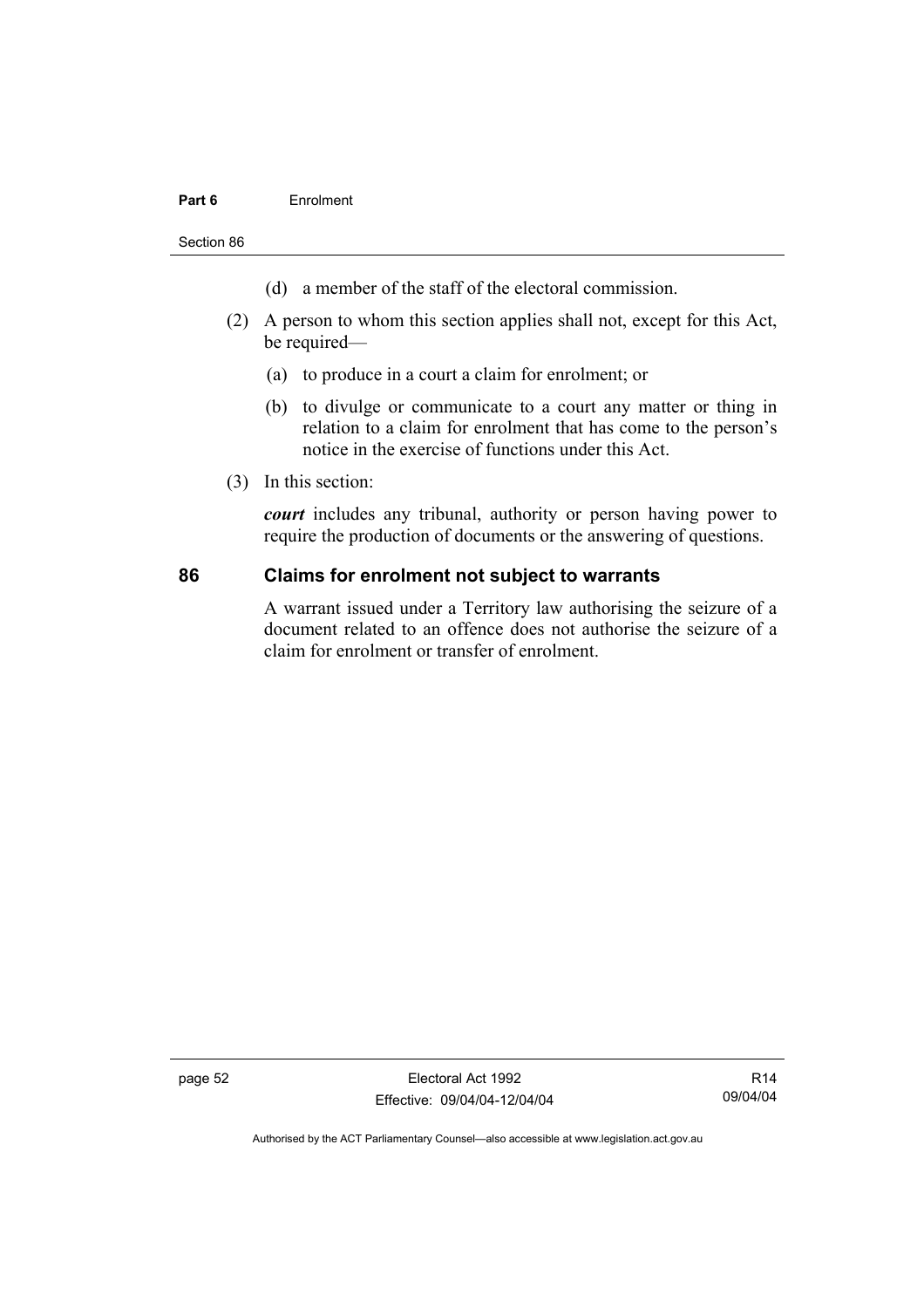(d) a member of the staff of the electoral commission.

(2) A person to whom this section applies shall not, except for this Act, be required—

(a) to produce in a court a claim for enrolment; or

(b) to divulge or communicate to a court any matter or thing in relation to a claim for enrolment that has come to the person's notice in the exercise of functions under this Act.

(3) In this section:

***court*** includes any tribunal, authority or person having power to require the production of documents or the answering of questions.

## 86 Claims for enrolment not subject to warrants

A warrant issued under a Territory law authorising the seizure of a document related to an offence does not authorise the seizure of a claim for enrolment or transfer of enrolment.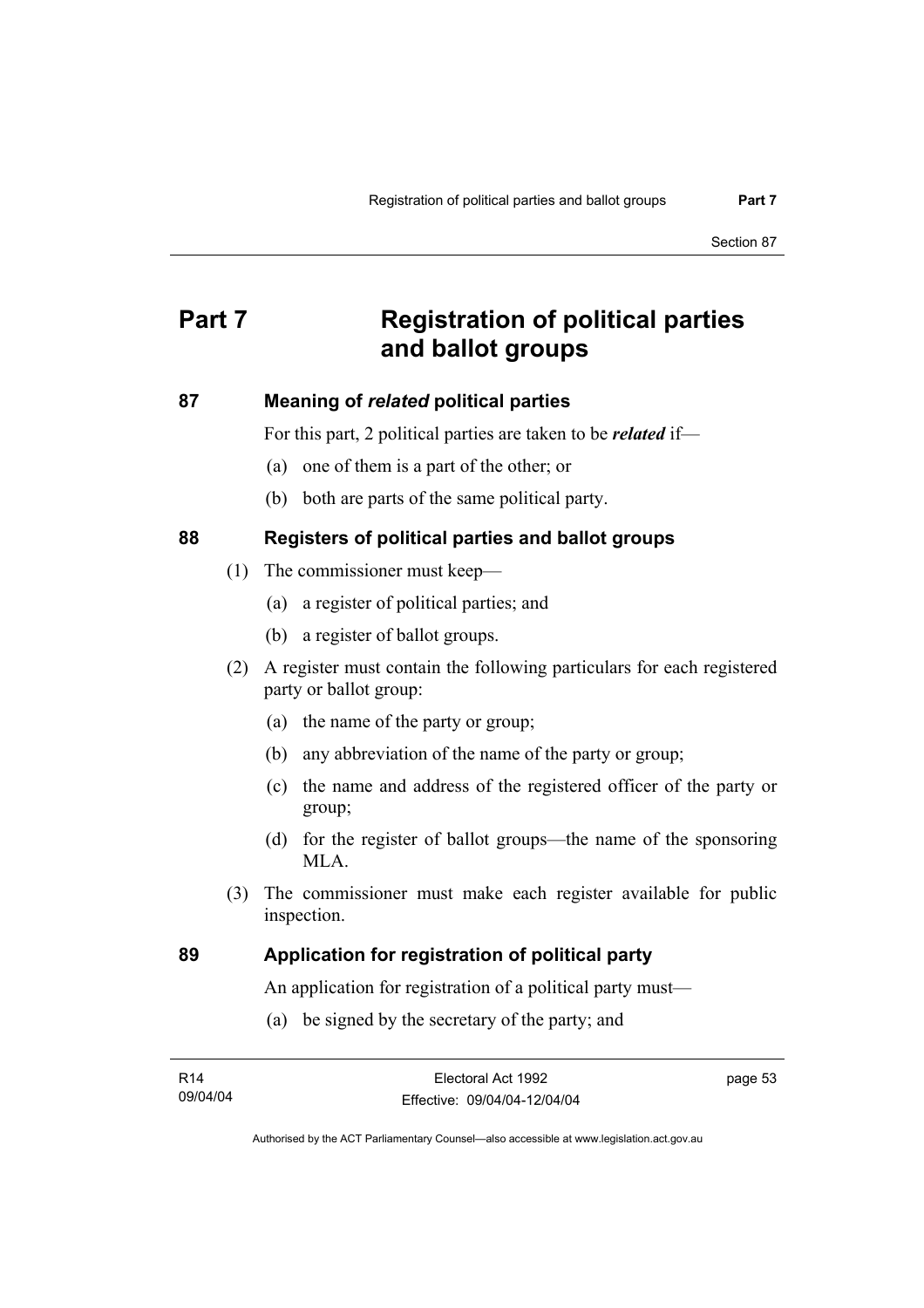# Part 7 Registration of political parties and ballot groups

## 87 Meaning of *related* political parties

For this part, 2 political parties are taken to be ***related*** if—

(a) one of them is a part of the other; or

(b) both are parts of the same political party.

## 88 Registers of political parties and ballot groups

(1) The commissioner must keep—

(a) a register of political parties; and

(b) a register of ballot groups.

(2) A register must contain the following particulars for each registered party or ballot group:

(a) the name of the party or group;

(b) any abbreviation of the name of the party or group;

(c) the name and address of the registered officer of the party or group;

(d) for the register of ballot groups—the name of the sponsoring MLA.

(3) The commissioner must make each register available for public inspection.

## 89 Application for registration of political party

An application for registration of a political party must—

(a) be signed by the secretary of the party; and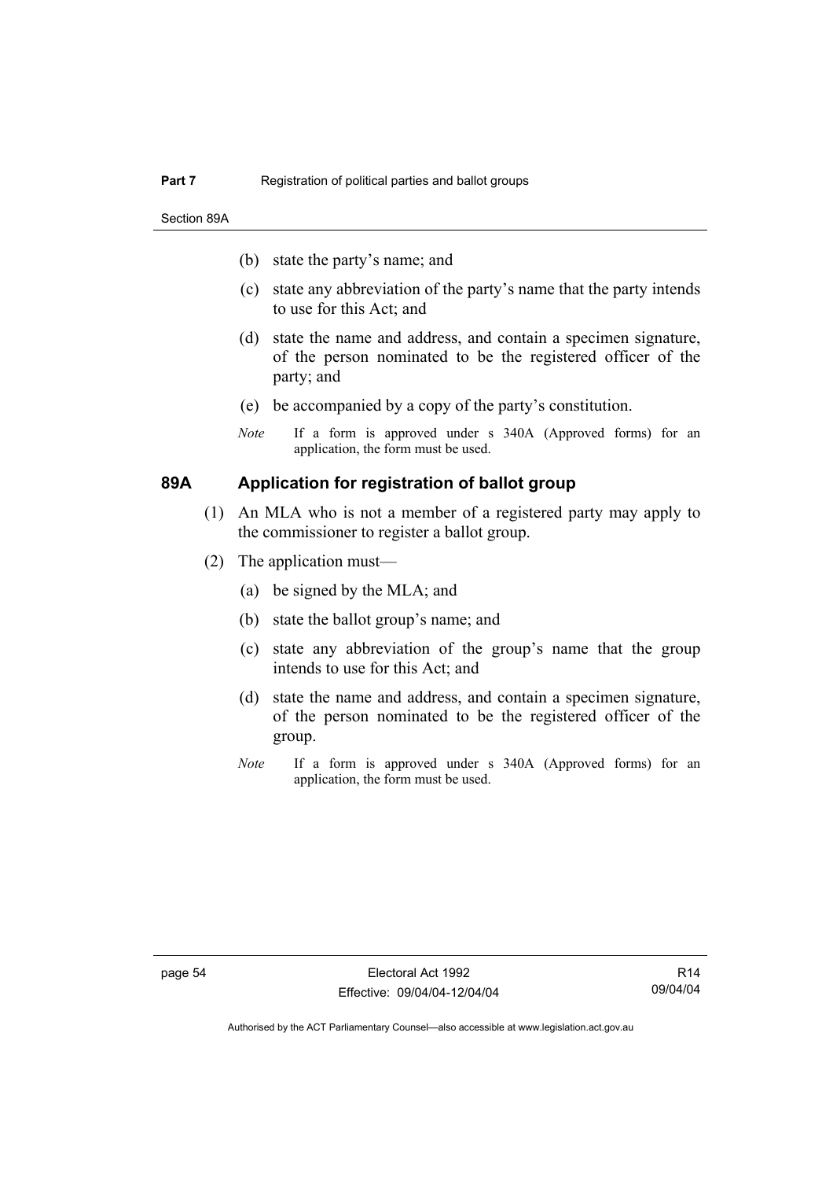(b) state the party's name; and

(c) state any abbreviation of the party's name that the party intends to use for this Act; and

(d) state the name and address, and contain a specimen signature, of the person nominated to be the registered officer of the party; and

(e) be accompanied by a copy of the party's constitution.

*Note* If a form is approved under s 340A (Approved forms) for an application, the form must be used.

### 89A Application for registration of ballot group

(1) An MLA who is not a member of a registered party may apply to the commissioner to register a ballot group.

(2) The application must—

(a) be signed by the MLA; and

(b) state the ballot group's name; and

(c) state any abbreviation of the group's name that the group intends to use for this Act; and

(d) state the name and address, and contain a specimen signature, of the person nominated to be the registered officer of the group.

*Note* If a form is approved under s 340A (Approved forms) for an application, the form must be used.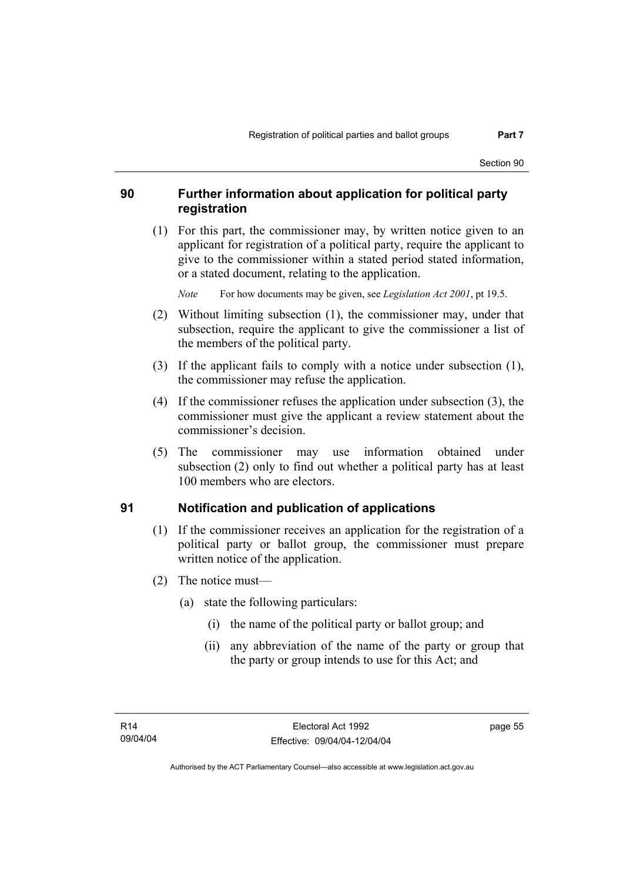## 90 Further information about application for political party registration

(1) For this part, the commissioner may, by written notice given to an applicant for registration of a political party, require the applicant to give to the commissioner within a stated period stated information, or a stated document, relating to the application.

*Note* For how documents may be given, see *Legislation Act 2001*, pt 19.5.

(2) Without limiting subsection (1), the commissioner may, under that subsection, require the applicant to give the commissioner a list of the members of the political party.

(3) If the applicant fails to comply with a notice under subsection (1), the commissioner may refuse the application.

(4) If the commissioner refuses the application under subsection (3), the commissioner must give the applicant a review statement about the commissioner's decision.

(5) The commissioner may use information obtained under subsection (2) only to find out whether a political party has at least 100 members who are electors.

## 91 Notification and publication of applications

(1) If the commissioner receives an application for the registration of a political party or ballot group, the commissioner must prepare written notice of the application.

(2) The notice must—

(a) state the following particulars:

(i) the name of the political party or ballot group; and

(ii) any abbreviation of the name of the party or group that the party or group intends to use for this Act; and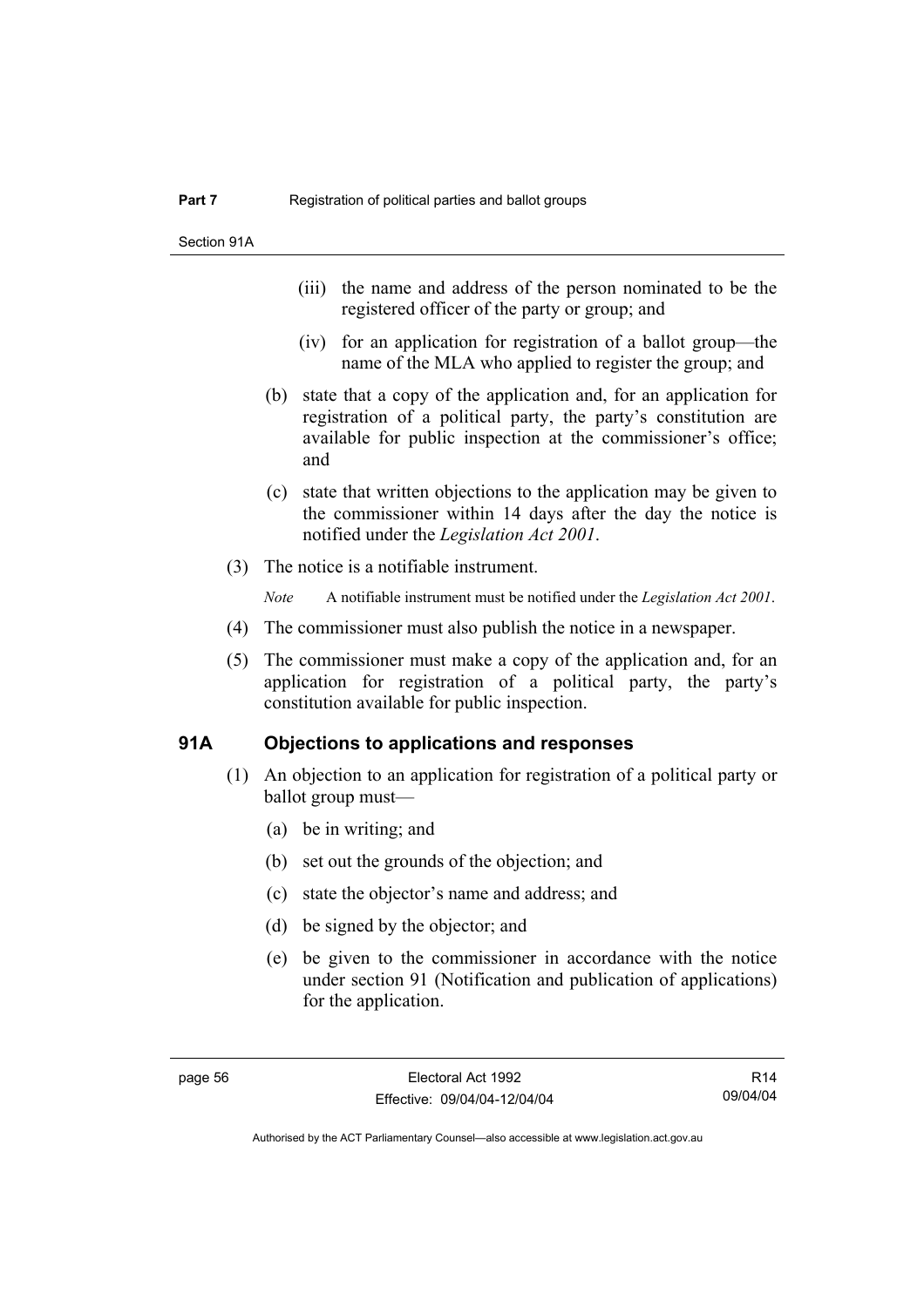(iii) the name and address of the person nominated to be the registered officer of the party or group; and

(iv) for an application for registration of a ballot group—the name of the MLA who applied to register the group; and

(b) state that a copy of the application and, for an application for registration of a political party, the party's constitution are available for public inspection at the commissioner's office; and

(c) state that written objections to the application may be given to the commissioner within 14 days after the day the notice is notified under the *Legislation Act 2001*.

(3) The notice is a notifiable instrument.

*Note* A notifiable instrument must be notified under the *Legislation Act 2001*.

(4) The commissioner must also publish the notice in a newspaper.

(5) The commissioner must make a copy of the application and, for an application for registration of a political party, the party's constitution available for public inspection.

## 91A Objections to applications and responses

(1) An objection to an application for registration of a political party or ballot group must—

(a) be in writing; and

(b) set out the grounds of the objection; and

(c) state the objector's name and address; and

(d) be signed by the objector; and

(e) be given to the commissioner in accordance with the notice under section 91 (Notification and publication of applications) for the application.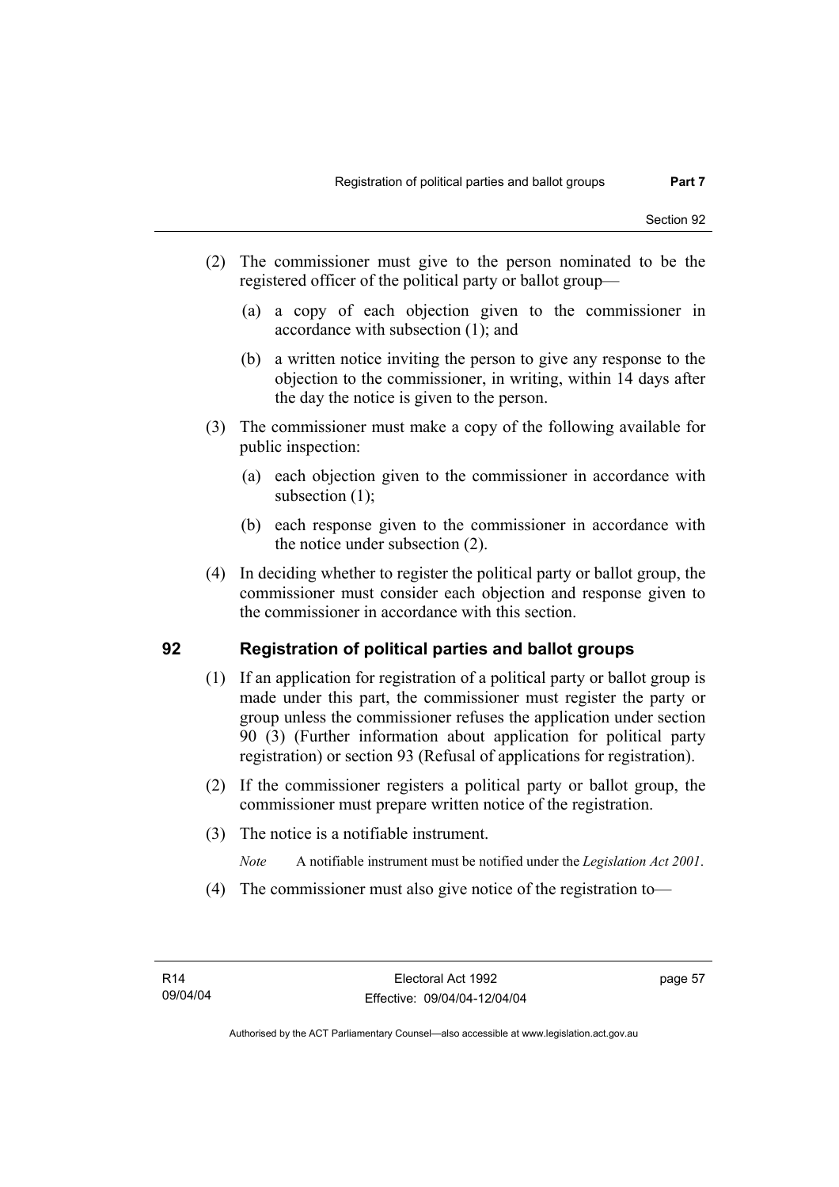(2) The commissioner must give to the person nominated to be the registered officer of the political party or ballot group—

(a) a copy of each objection given to the commissioner in accordance with subsection (1); and

(b) a written notice inviting the person to give any response to the objection to the commissioner, in writing, within 14 days after the day the notice is given to the person.

(3) The commissioner must make a copy of the following available for public inspection:

(a) each objection given to the commissioner in accordance with subsection (1);

(b) each response given to the commissioner in accordance with the notice under subsection (2).

(4) In deciding whether to register the political party or ballot group, the commissioner must consider each objection and response given to the commissioner in accordance with this section.

## 92 Registration of political parties and ballot groups

(1) If an application for registration of a political party or ballot group is made under this part, the commissioner must register the party or group unless the commissioner refuses the application under section 90 (3) (Further information about application for political party registration) or section 93 (Refusal of applications for registration).

(2) If the commissioner registers a political party or ballot group, the commissioner must prepare written notice of the registration.

(3) The notice is a notifiable instrument.

*Note* A notifiable instrument must be notified under the *Legislation Act 2001*.

(4) The commissioner must also give notice of the registration to—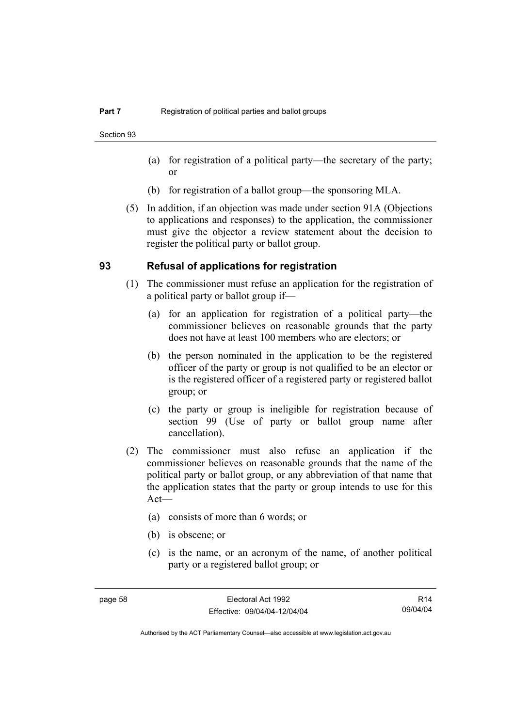(a) for registration of a political party—the secretary of the party; or

(b) for registration of a ballot group—the sponsoring MLA.

(5) In addition, if an objection was made under section 91A (Objections to applications and responses) to the application, the commissioner must give the objector a review statement about the decision to register the political party or ballot group.

## 93 Refusal of applications for registration

(1) The commissioner must refuse an application for the registration of a political party or ballot group if—

(a) for an application for registration of a political party—the commissioner believes on reasonable grounds that the party does not have at least 100 members who are electors; or

(b) the person nominated in the application to be the registered officer of the party or group is not qualified to be an elector or is the registered officer of a registered party or registered ballot group; or

(c) the party or group is ineligible for registration because of section 99 (Use of party or ballot group name after cancellation).

(2) The commissioner must also refuse an application if the commissioner believes on reasonable grounds that the name of the political party or ballot group, or any abbreviation of that name that the application states that the party or group intends to use for this Act—

(a) consists of more than 6 words; or

(b) is obscene; or

(c) is the name, or an acronym of the name, of another political party or a registered ballot group; or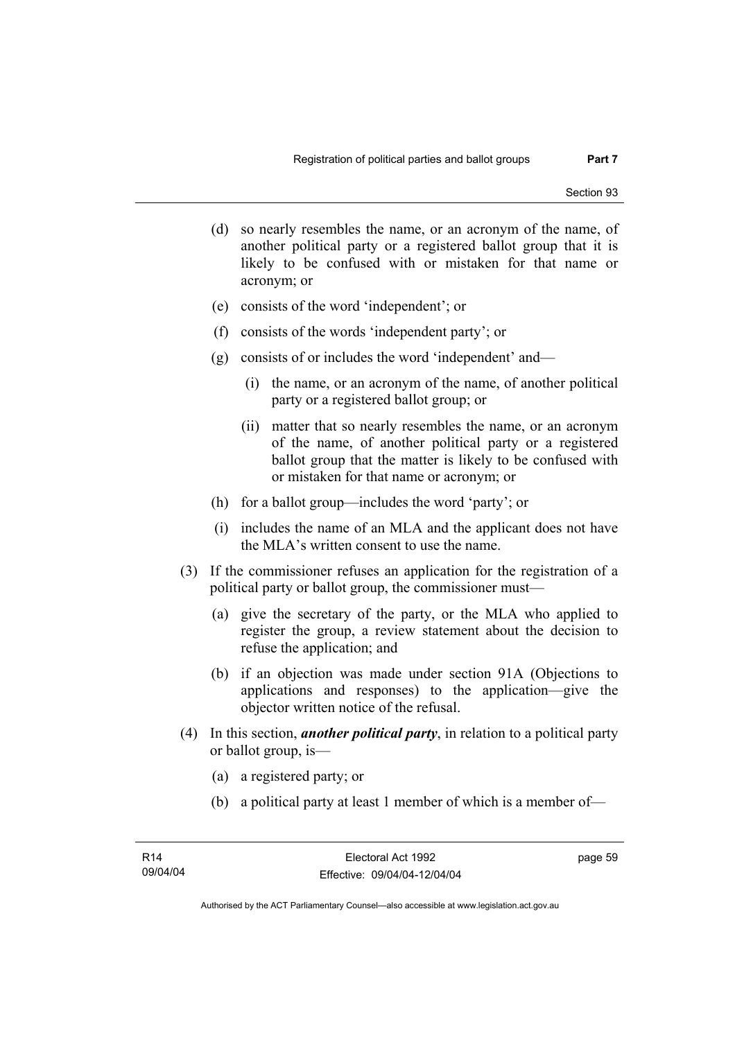(d) so nearly resembles the name, or an acronym of the name, of another political party or a registered ballot group that it is likely to be confused with or mistaken for that name or acronym; or

(e) consists of the word 'independent'; or

(f) consists of the words 'independent party'; or

(g) consists of or includes the word 'independent' and—

(i) the name, or an acronym of the name, of another political party or a registered ballot group; or

(ii) matter that so nearly resembles the name, or an acronym of the name, of another political party or a registered ballot group that the matter is likely to be confused with or mistaken for that name or acronym; or

(h) for a ballot group—includes the word 'party'; or

(i) includes the name of an MLA and the applicant does not have the MLA's written consent to use the name.

(3) If the commissioner refuses an application for the registration of a political party or ballot group, the commissioner must—

(a) give the secretary of the party, or the MLA who applied to register the group, a review statement about the decision to refuse the application; and

(b) if an objection was made under section 91A (Objections to applications and responses) to the application—give the objector written notice of the refusal.

(4) In this section, ***another political party***, in relation to a political party or ballot group, is—

(a) a registered party; or

(b) a political party at least 1 member of which is a member of—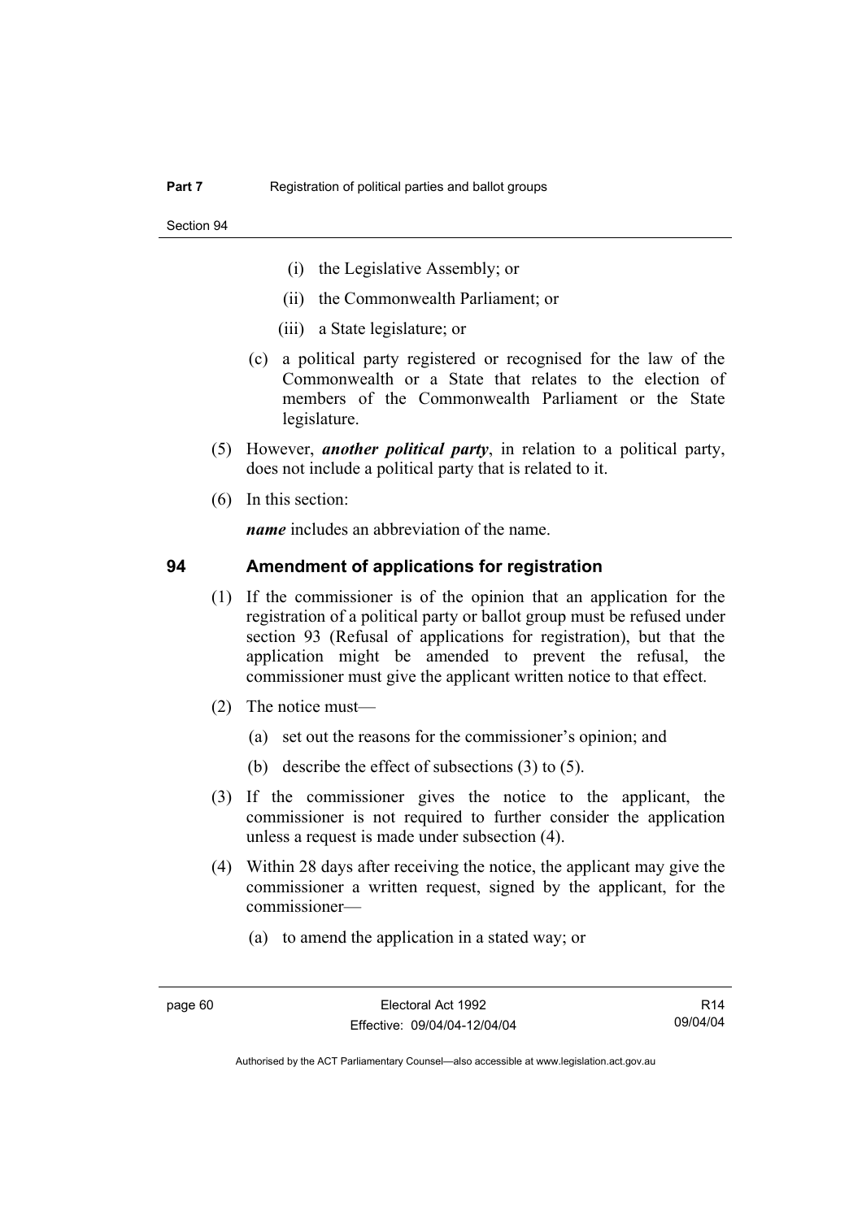(i) the Legislative Assembly; or

(ii) the Commonwealth Parliament; or

(iii) a State legislature; or

(c) a political party registered or recognised for the law of the Commonwealth or a State that relates to the election of members of the Commonwealth Parliament or the State legislature.

(5) However, ***another political party***, in relation to a political party, does not include a political party that is related to it.

(6) In this section:

***name*** includes an abbreviation of the name.

## 94 Amendment of applications for registration

(1) If the commissioner is of the opinion that an application for the registration of a political party or ballot group must be refused under section 93 (Refusal of applications for registration), but that the application might be amended to prevent the refusal, the commissioner must give the applicant written notice to that effect.

(2) The notice must—

(a) set out the reasons for the commissioner's opinion; and

(b) describe the effect of subsections (3) to (5).

(3) If the commissioner gives the notice to the applicant, the commissioner is not required to further consider the application unless a request is made under subsection (4).

(4) Within 28 days after receiving the notice, the applicant may give the commissioner a written request, signed by the applicant, for the commissioner—

(a) to amend the application in a stated way; or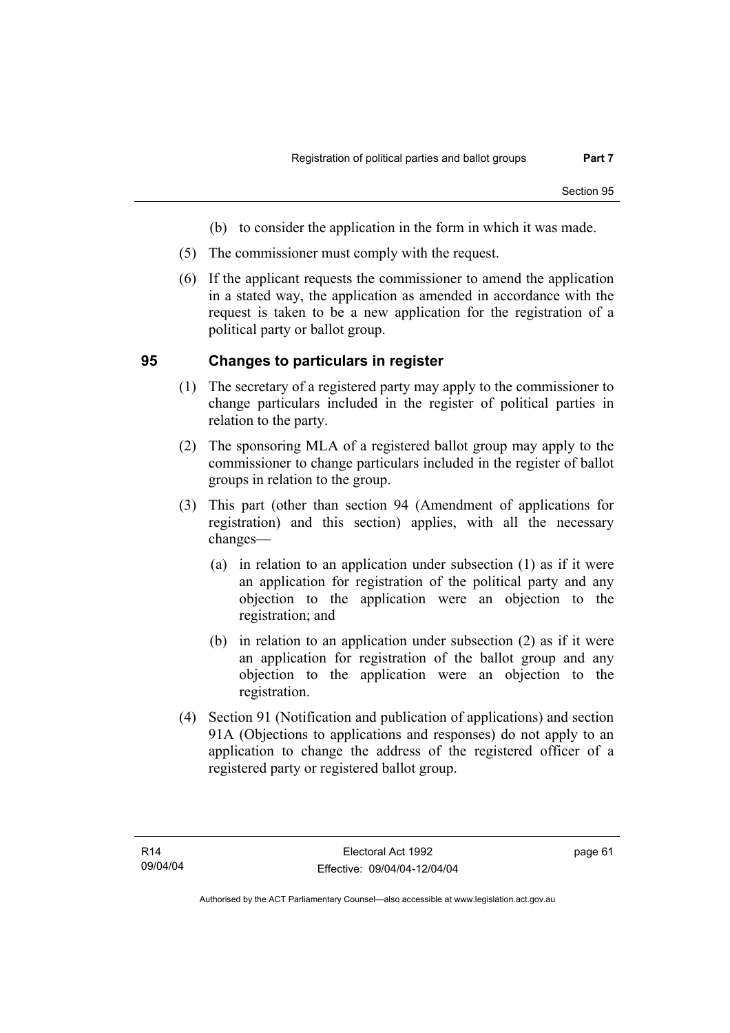(b) to consider the application in the form in which it was made.

(5) The commissioner must comply with the request.

(6) If the applicant requests the commissioner to amend the application in a stated way, the application as amended in accordance with the request is taken to be a new application for the registration of a political party or ballot group.

## 95 Changes to particulars in register

(1) The secretary of a registered party may apply to the commissioner to change particulars included in the register of political parties in relation to the party.

(2) The sponsoring MLA of a registered ballot group may apply to the commissioner to change particulars included in the register of ballot groups in relation to the group.

(3) This part (other than section 94 (Amendment of applications for registration) and this section) applies, with all the necessary changes—

  (a) in relation to an application under subsection (1) as if it were an application for registration of the political party and any objection to the application were an objection to the registration; and

  (b) in relation to an application under subsection (2) as if it were an application for registration of the ballot group and any objection to the application were an objection to the registration.

(4) Section 91 (Notification and publication of applications) and section 91A (Objections to applications and responses) do not apply to an application to change the address of the registered officer of a registered party or registered ballot group.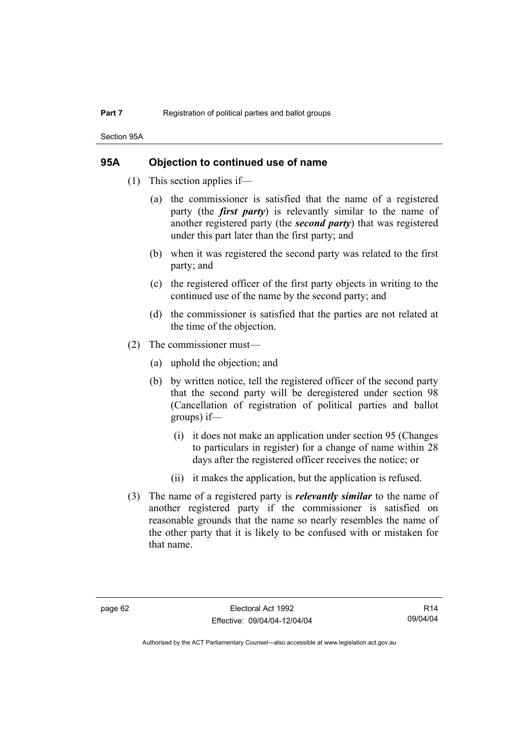## 95A Objection to continued use of name

(1) This section applies if—

(a) the commissioner is satisfied that the name of a registered party (the ***first party***) is relevantly similar to the name of another registered party (the ***second party***) that was registered under this part later than the first party; and

(b) when it was registered the second party was related to the first party; and

(c) the registered officer of the first party objects in writing to the continued use of the name by the second party; and

(d) the commissioner is satisfied that the parties are not related at the time of the objection.

(2) The commissioner must—

(a) uphold the objection; and

(b) by written notice, tell the registered officer of the second party that the second party will be deregistered under section 98 (Cancellation of registration of political parties and ballot groups) if—

(i) it does not make an application under section 95 (Changes to particulars in register) for a change of name within 28 days after the registered officer receives the notice; or

(ii) it makes the application, but the application is refused.

(3) The name of a registered party is ***relevantly similar*** to the name of another registered party if the commissioner is satisfied on reasonable grounds that the name so nearly resembles the name of the other party that it is likely to be confused with or mistaken for that name.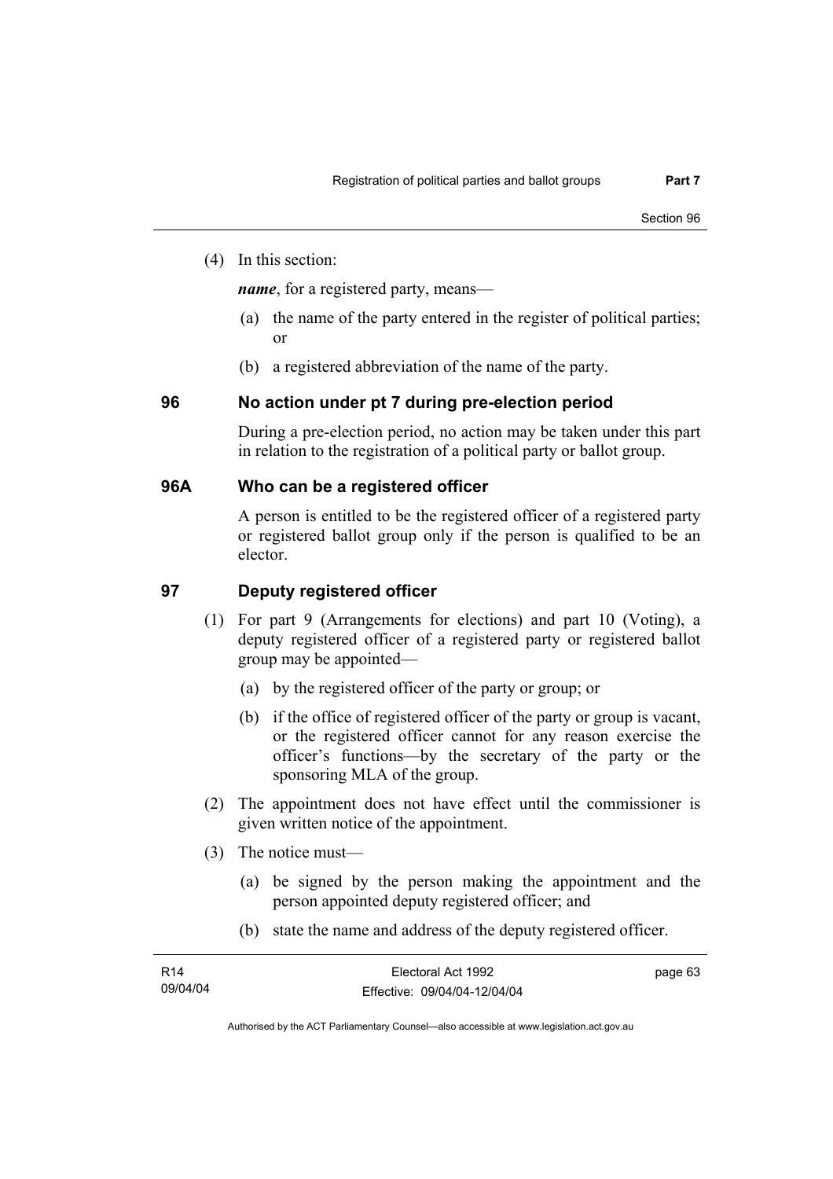(4) In this section:

***name***, for a registered party, means—

(a) the name of the party entered in the register of political parties; or

(b) a registered abbreviation of the name of the party.

## 96 No action under pt 7 during pre-election period

During a pre-election period, no action may be taken under this part in relation to the registration of a political party or ballot group.

## 96A Who can be a registered officer

A person is entitled to be the registered officer of a registered party or registered ballot group only if the person is qualified to be an elector.

## 97 Deputy registered officer

(1) For part 9 (Arrangements for elections) and part 10 (Voting), a deputy registered officer of a registered party or registered ballot group may be appointed—

(a) by the registered officer of the party or group; or

(b) if the office of registered officer of the party or group is vacant, or the registered officer cannot for any reason exercise the officer's functions—by the secretary of the party or the sponsoring MLA of the group.

(2) The appointment does not have effect until the commissioner is given written notice of the appointment.

(3) The notice must—

(a) be signed by the person making the appointment and the person appointed deputy registered officer; and

(b) state the name and address of the deputy registered officer.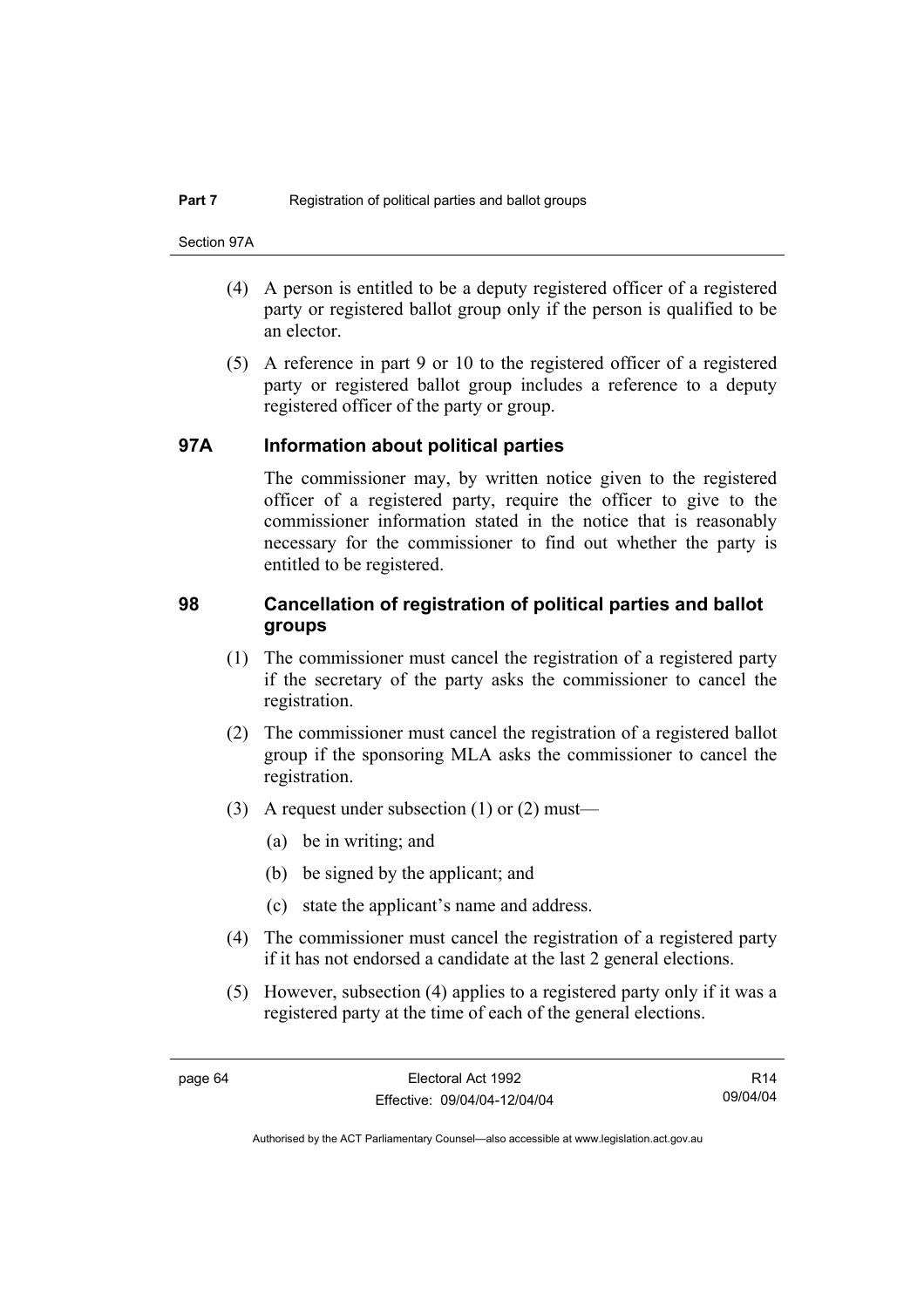(4) A person is entitled to be a deputy registered officer of a registered party or registered ballot group only if the person is qualified to be an elector.

(5) A reference in part 9 or 10 to the registered officer of a registered party or registered ballot group includes a reference to a deputy registered officer of the party or group.

## 97A Information about political parties

The commissioner may, by written notice given to the registered officer of a registered party, require the officer to give to the commissioner information stated in the notice that is reasonably necessary for the commissioner to find out whether the party is entitled to be registered.

## 98 Cancellation of registration of political parties and ballot groups

(1) The commissioner must cancel the registration of a registered party if the secretary of the party asks the commissioner to cancel the registration.

(2) The commissioner must cancel the registration of a registered ballot group if the sponsoring MLA asks the commissioner to cancel the registration.

(3) A request under subsection (1) or (2) must—

(a) be in writing; and

(b) be signed by the applicant; and

(c) state the applicant's name and address.

(4) The commissioner must cancel the registration of a registered party if it has not endorsed a candidate at the last 2 general elections.

(5) However, subsection (4) applies to a registered party only if it was a registered party at the time of each of the general elections.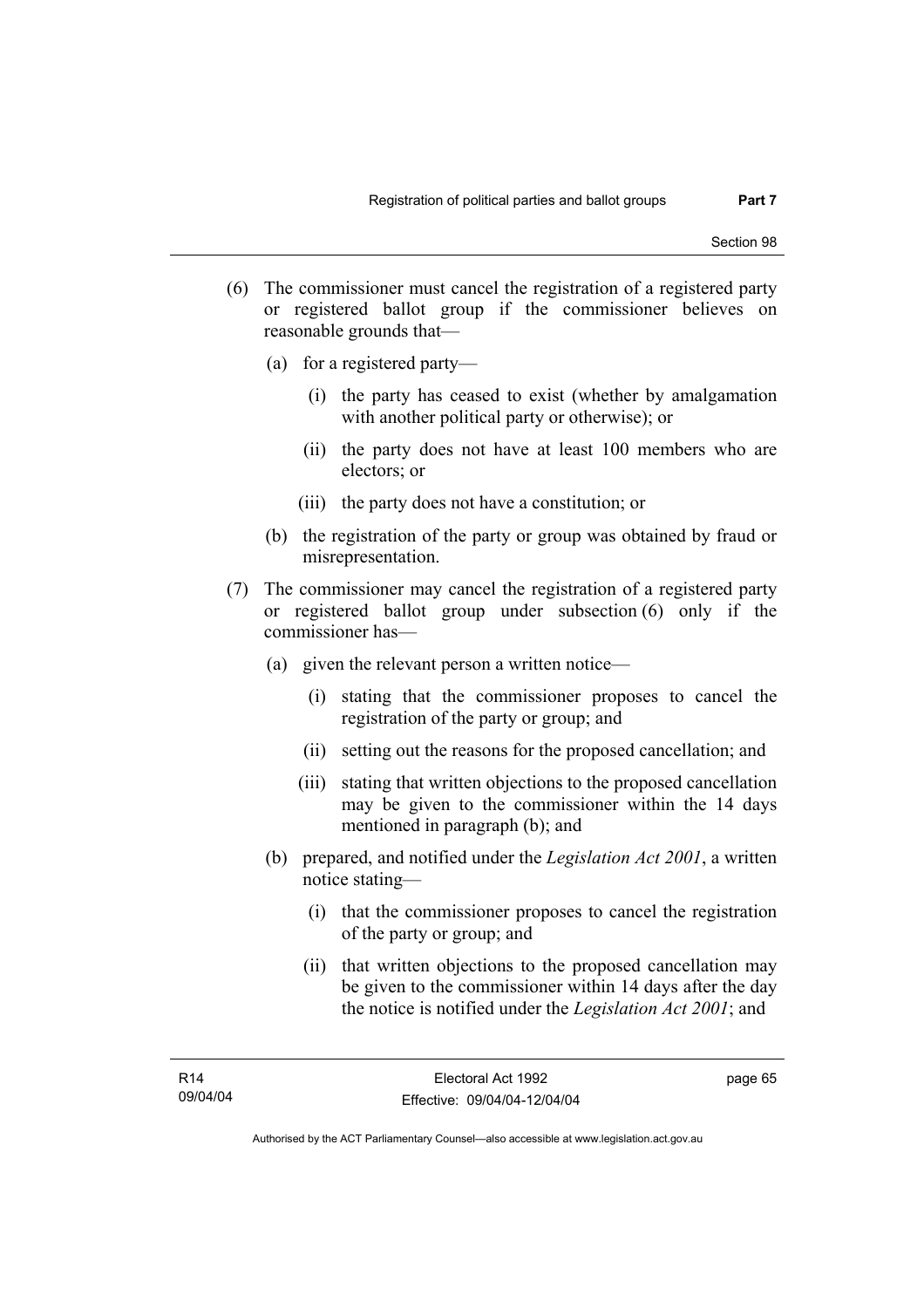(6) The commissioner must cancel the registration of a registered party or registered ballot group if the commissioner believes on reasonable grounds that—

   (a) for a registered party—

      (i) the party has ceased to exist (whether by amalgamation with another political party or otherwise); or

      (ii) the party does not have at least 100 members who are electors; or

      (iii) the party does not have a constitution; or

   (b) the registration of the party or group was obtained by fraud or misrepresentation.

(7) The commissioner may cancel the registration of a registered party or registered ballot group under subsection (6) only if the commissioner has—

   (a) given the relevant person a written notice—

      (i) stating that the commissioner proposes to cancel the registration of the party or group; and

      (ii) setting out the reasons for the proposed cancellation; and

      (iii) stating that written objections to the proposed cancellation may be given to the commissioner within the 14 days mentioned in paragraph (b); and

   (b) prepared, and notified under the *Legislation Act 2001*, a written notice stating—

      (i) that the commissioner proposes to cancel the registration of the party or group; and

      (ii) that written objections to the proposed cancellation may be given to the commissioner within 14 days after the day the notice is notified under the *Legislation Act 2001*; and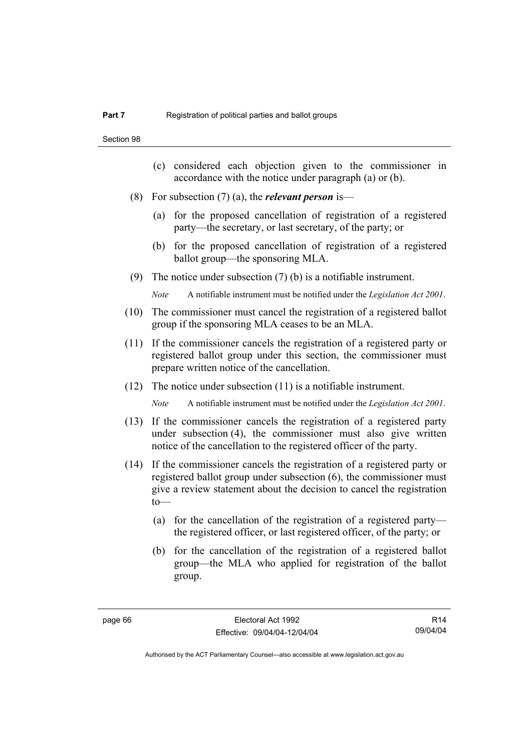(c) considered each objection given to the commissioner in accordance with the notice under paragraph (a) or (b).

(8) For subsection (7) (a), the ***relevant person*** is—

(a) for the proposed cancellation of registration of a registered party—the secretary, or last secretary, of the party; or

(b) for the proposed cancellation of registration of a registered ballot group—the sponsoring MLA.

(9) The notice under subsection (7) (b) is a notifiable instrument.

*Note* A notifiable instrument must be notified under the *Legislation Act 2001*.

(10) The commissioner must cancel the registration of a registered ballot group if the sponsoring MLA ceases to be an MLA.

(11) If the commissioner cancels the registration of a registered party or registered ballot group under this section, the commissioner must prepare written notice of the cancellation.

(12) The notice under subsection (11) is a notifiable instrument.

*Note* A notifiable instrument must be notified under the *Legislation Act 2001*.

(13) If the commissioner cancels the registration of a registered party under subsection (4), the commissioner must also give written notice of the cancellation to the registered officer of the party.

(14) If the commissioner cancels the registration of a registered party or registered ballot group under subsection (6), the commissioner must give a review statement about the decision to cancel the registration to—

(a) for the cancellation of the registration of a registered party—the registered officer, or last registered officer, of the party; or

(b) for the cancellation of the registration of a registered ballot group—the MLA who applied for registration of the ballot group.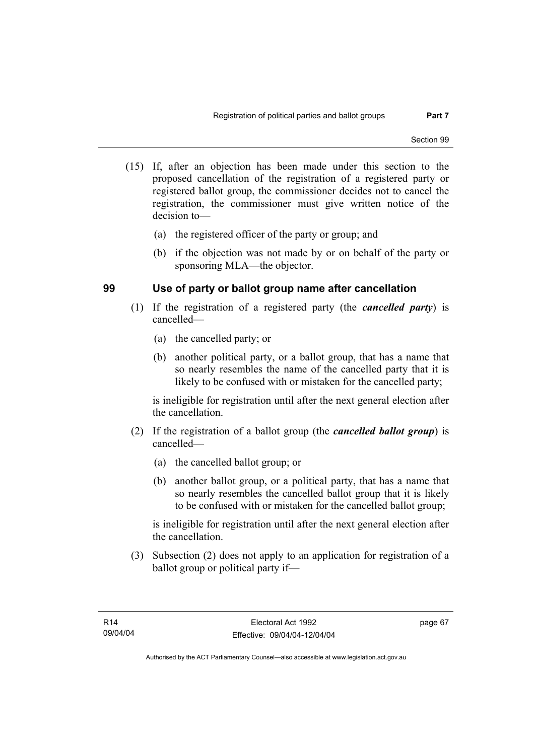(15) If, after an objection has been made under this section to the proposed cancellation of the registration of a registered party or registered ballot group, the commissioner decides not to cancel the registration, the commissioner must give written notice of the decision to—

(a) the registered officer of the party or group; and

(b) if the objection was not made by or on behalf of the party or sponsoring MLA—the objector.

## 99 Use of party or ballot group name after cancellation

(1) If the registration of a registered party (the ***cancelled party***) is cancelled—

(a) the cancelled party; or

(b) another political party, or a ballot group, that has a name that so nearly resembles the name of the cancelled party that it is likely to be confused with or mistaken for the cancelled party;

is ineligible for registration until after the next general election after the cancellation.

(2) If the registration of a ballot group (the ***cancelled ballot group***) is cancelled—

(a) the cancelled ballot group; or

(b) another ballot group, or a political party, that has a name that so nearly resembles the cancelled ballot group that it is likely to be confused with or mistaken for the cancelled ballot group;

is ineligible for registration until after the next general election after the cancellation.

(3) Subsection (2) does not apply to an application for registration of a ballot group or political party if—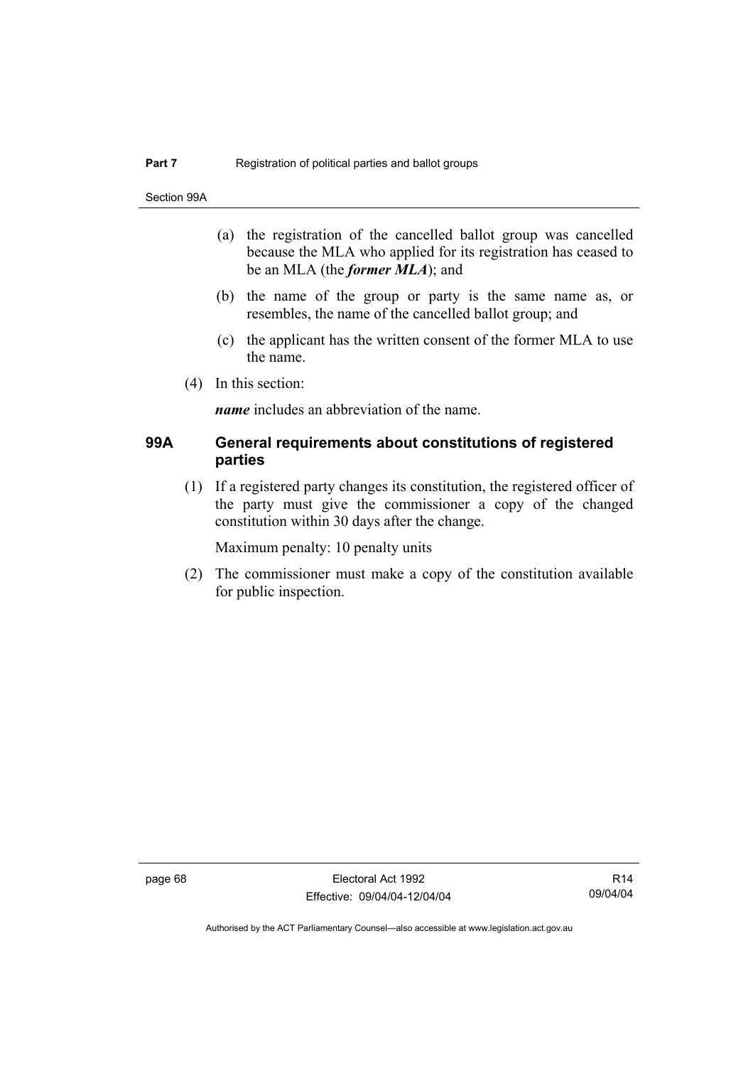(a) the registration of the cancelled ballot group was cancelled because the MLA who applied for its registration has ceased to be an MLA (the ***former MLA***); and

(b) the name of the group or party is the same name as, or resembles, the name of the cancelled ballot group; and

(c) the applicant has the written consent of the former MLA to use the name.

(4) In this section:

***name*** includes an abbreviation of the name.

### 99A General requirements about constitutions of registered parties

(1) If a registered party changes its constitution, the registered officer of the party must give the commissioner a copy of the changed constitution within 30 days after the change.

Maximum penalty: 10 penalty units

(2) The commissioner must make a copy of the constitution available for public inspection.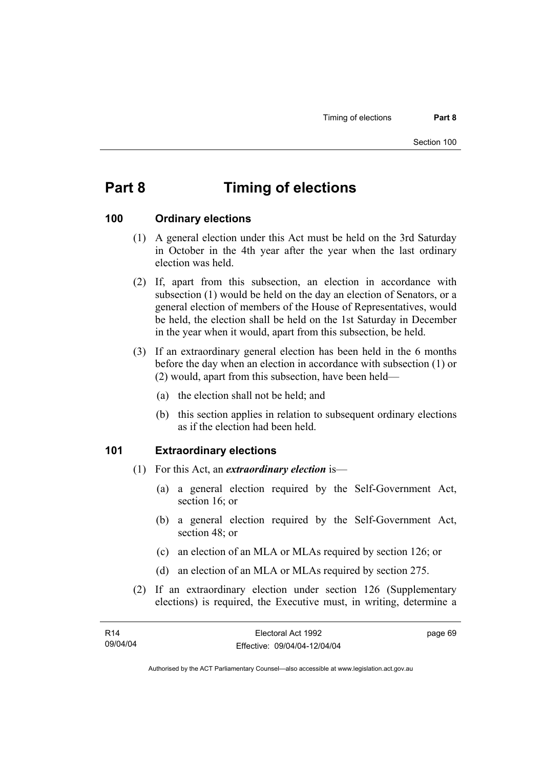# Part 8 Timing of elections

## 100 Ordinary elections

(1) A general election under this Act must be held on the 3rd Saturday in October in the 4th year after the year when the last ordinary election was held.

(2) If, apart from this subsection, an election in accordance with subsection (1) would be held on the day an election of Senators, or a general election of members of the House of Representatives, would be held, the election shall be held on the 1st Saturday in December in the year when it would, apart from this subsection, be held.

(3) If an extraordinary general election has been held in the 6 months before the day when an election in accordance with subsection (1) or (2) would, apart from this subsection, have been held—

- (a) the election shall not be held; and
- (b) this section applies in relation to subsequent ordinary elections as if the election had been held.

## 101 Extraordinary elections

(1) For this Act, an ***extraordinary election*** is—

- (a) a general election required by the Self-Government Act, section 16; or
- (b) a general election required by the Self-Government Act, section 48; or
- (c) an election of an MLA or MLAs required by section 126; or
- (d) an election of an MLA or MLAs required by section 275.

(2) If an extraordinary election under section 126 (Supplementary elections) is required, the Executive must, in writing, determine a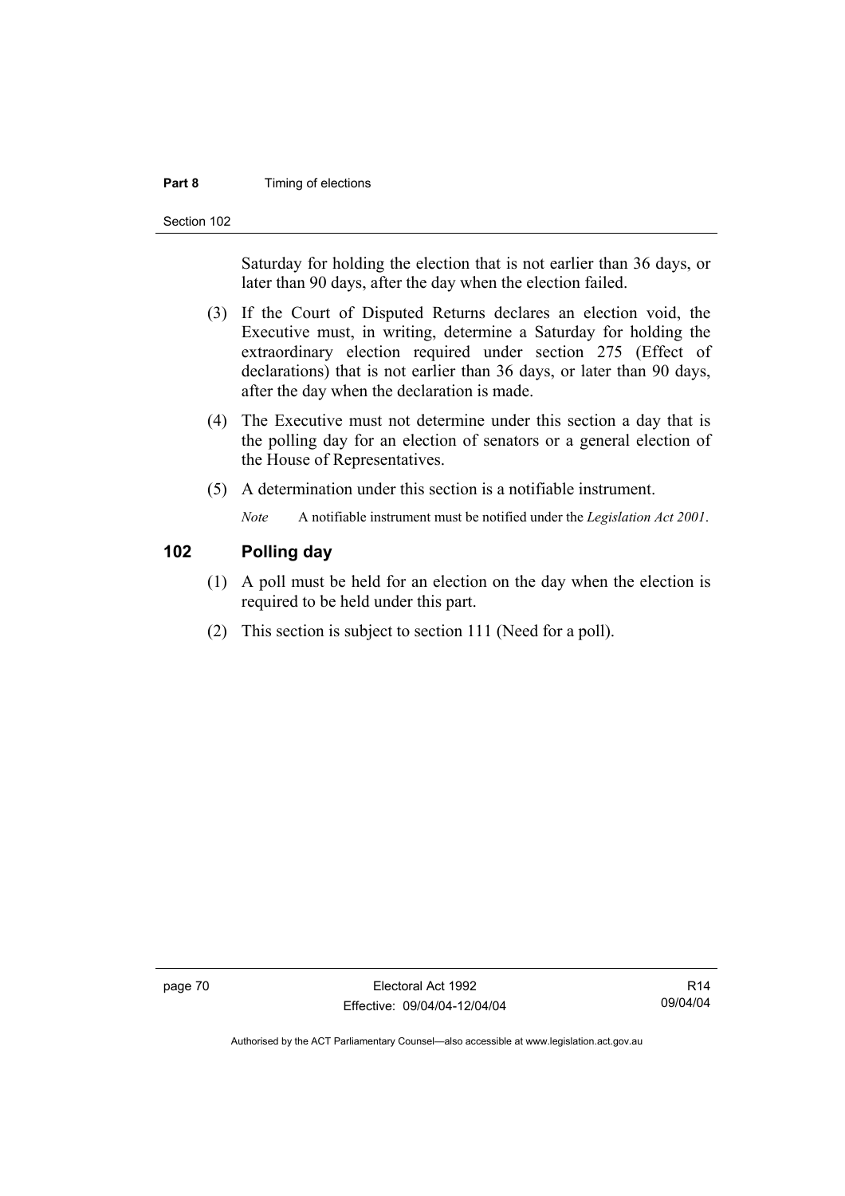Saturday for holding the election that is not earlier than 36 days, or later than 90 days, after the day when the election failed.

(3) If the Court of Disputed Returns declares an election void, the Executive must, in writing, determine a Saturday for holding the extraordinary election required under section 275 (Effect of declarations) that is not earlier than 36 days, or later than 90 days, after the day when the declaration is made.

(4) The Executive must not determine under this section a day that is the polling day for an election of senators or a general election of the House of Representatives.

(5) A determination under this section is a notifiable instrument.

*Note* A notifiable instrument must be notified under the *Legislation Act 2001*.

## 102 Polling day

(1) A poll must be held for an election on the day when the election is required to be held under this part.

(2) This section is subject to section 111 (Need for a poll).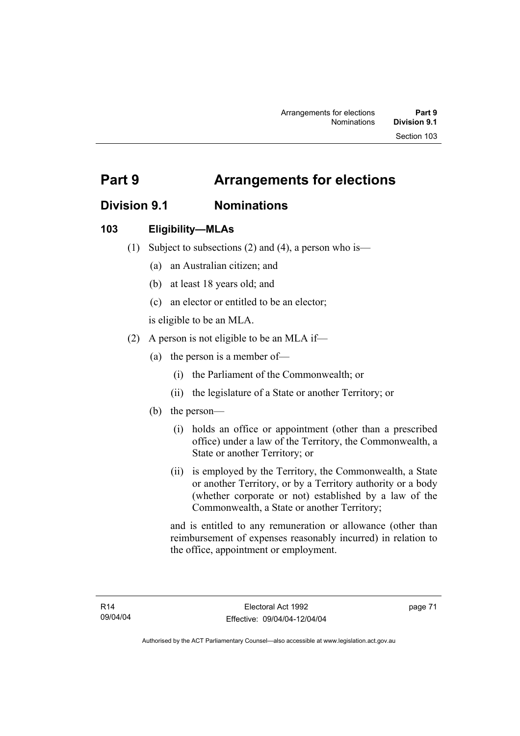# Part 9 Arrangements for elections

## Division 9.1 Nominations

### 103 Eligibility—MLAs

(1) Subject to subsections (2) and (4), a person who is—

(a) an Australian citizen; and

(b) at least 18 years old; and

(c) an elector or entitled to be an elector;

is eligible to be an MLA.

(2) A person is not eligible to be an MLA if—

(a) the person is a member of—

(i) the Parliament of the Commonwealth; or

(ii) the legislature of a State or another Territory; or

(b) the person—

(i) holds an office or appointment (other than a prescribed office) under a law of the Territory, the Commonwealth, a State or another Territory; or

(ii) is employed by the Territory, the Commonwealth, a State or another Territory, or by a Territory authority or a body (whether corporate or not) established by a law of the Commonwealth, a State or another Territory;

and is entitled to any remuneration or allowance (other than reimbursement of expenses reasonably incurred) in relation to the office, appointment or employment.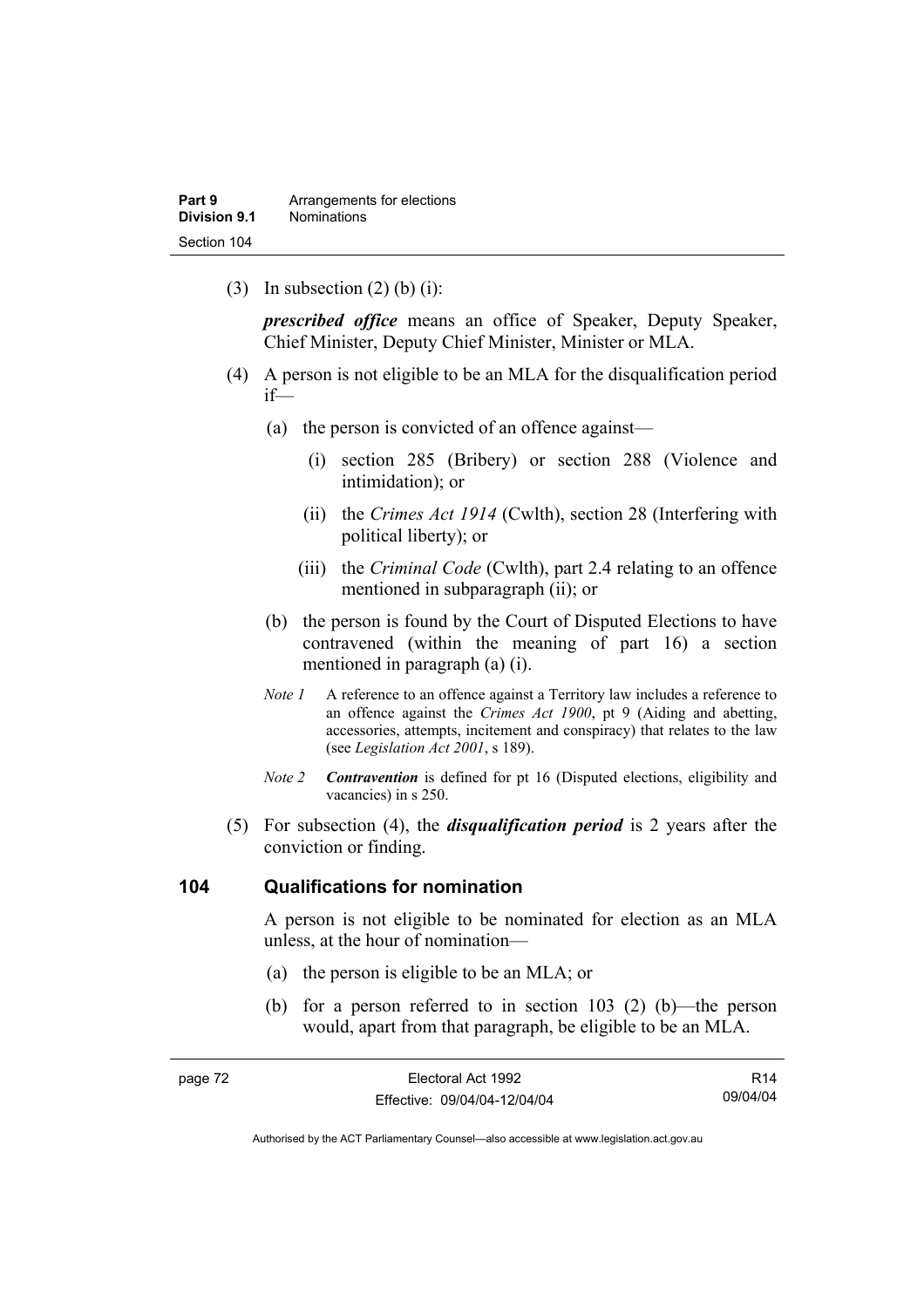(3) In subsection (2) (b) (i):

***prescribed office*** means an office of Speaker, Deputy Speaker, Chief Minister, Deputy Chief Minister, Minister or MLA.

(4) A person is not eligible to be an MLA for the disqualification period if—

(a) the person is convicted of an offence against—

(i) section 285 (Bribery) or section 288 (Violence and intimidation); or

(ii) the *Crimes Act 1914* (Cwlth), section 28 (Interfering with political liberty); or

(iii) the *Criminal Code* (Cwlth), part 2.4 relating to an offence mentioned in subparagraph (ii); or

(b) the person is found by the Court of Disputed Elections to have contravened (within the meaning of part 16) a section mentioned in paragraph (a) (i).

*Note 1* A reference to an offence against a Territory law includes a reference to an offence against the *Crimes Act 1900*, pt 9 (Aiding and abetting, accessories, attempts, incitement and conspiracy) that relates to the law (see *Legislation Act 2001*, s 189).

*Note 2* ***Contravention*** is defined for pt 16 (Disputed elections, eligibility and vacancies) in s 250.

(5) For subsection (4), the ***disqualification period*** is 2 years after the conviction or finding.

## 104 Qualifications for nomination

A person is not eligible to be nominated for election as an MLA unless, at the hour of nomination—

(a) the person is eligible to be an MLA; or

(b) for a person referred to in section 103 (2) (b)—the person would, apart from that paragraph, be eligible to be an MLA.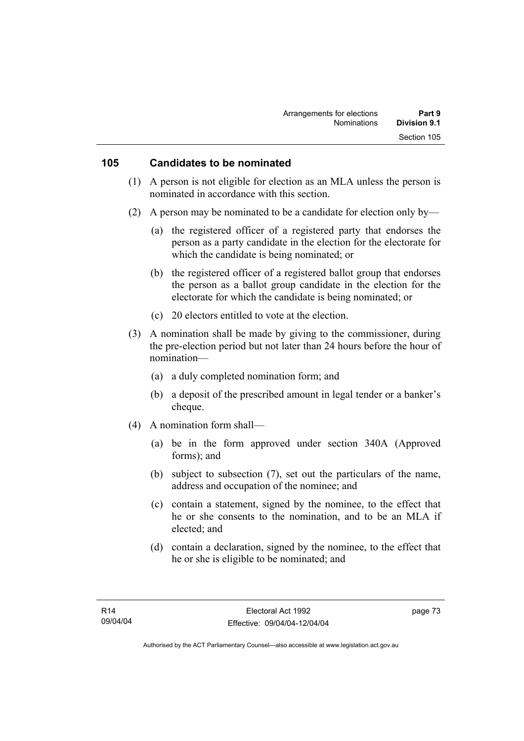## 105 Candidates to be nominated

(1) A person is not eligible for election as an MLA unless the person is nominated in accordance with this section.

(2) A person may be nominated to be a candidate for election only by—

(a) the registered officer of a registered party that endorses the person as a party candidate in the election for the electorate for which the candidate is being nominated; or

(b) the registered officer of a registered ballot group that endorses the person as a ballot group candidate in the election for the electorate for which the candidate is being nominated; or

(c) 20 electors entitled to vote at the election.

(3) A nomination shall be made by giving to the commissioner, during the pre-election period but not later than 24 hours before the hour of nomination—

(a) a duly completed nomination form; and

(b) a deposit of the prescribed amount in legal tender or a banker's cheque.

(4) A nomination form shall—

(a) be in the form approved under section 340A (Approved forms); and

(b) subject to subsection (7), set out the particulars of the name, address and occupation of the nominee; and

(c) contain a statement, signed by the nominee, to the effect that he or she consents to the nomination, and to be an MLA if elected; and

(d) contain a declaration, signed by the nominee, to the effect that he or she is eligible to be nominated; and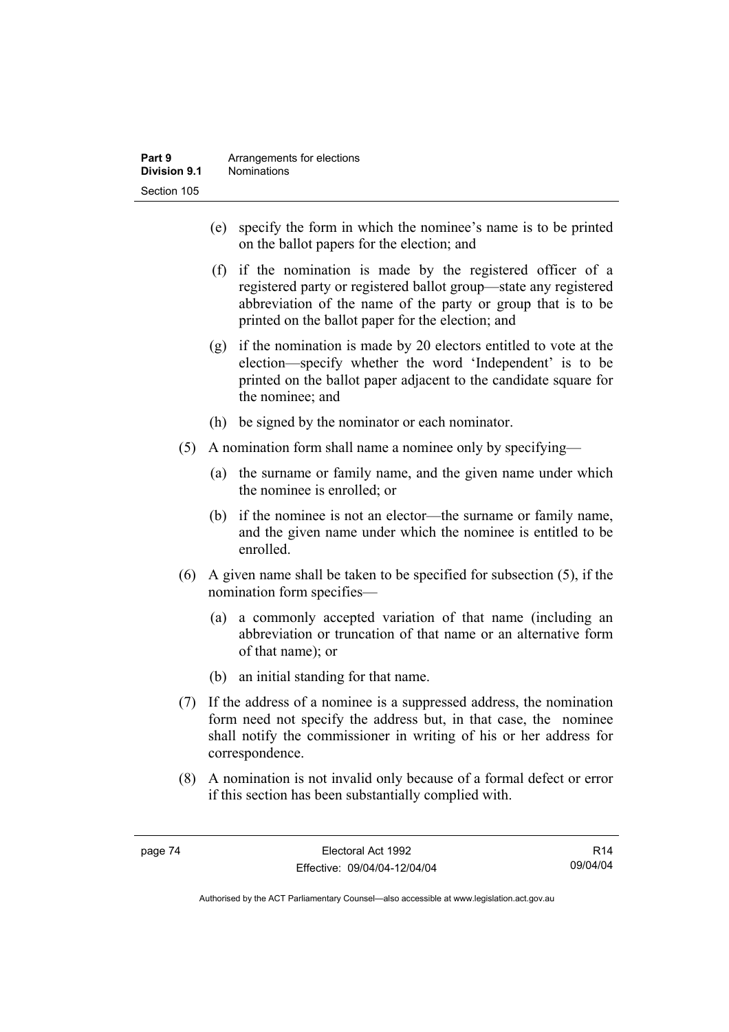(e) specify the form in which the nominee's name is to be printed on the ballot papers for the election; and

(f) if the nomination is made by the registered officer of a registered party or registered ballot group—state any registered abbreviation of the name of the party or group that is to be printed on the ballot paper for the election; and

(g) if the nomination is made by 20 electors entitled to vote at the election—specify whether the word 'Independent' is to be printed on the ballot paper adjacent to the candidate square for the nominee; and

(h) be signed by the nominator or each nominator.

(5) A nomination form shall name a nominee only by specifying—

(a) the surname or family name, and the given name under which the nominee is enrolled; or

(b) if the nominee is not an elector—the surname or family name, and the given name under which the nominee is entitled to be enrolled.

(6) A given name shall be taken to be specified for subsection (5), if the nomination form specifies—

(a) a commonly accepted variation of that name (including an abbreviation or truncation of that name or an alternative form of that name); or

(b) an initial standing for that name.

(7) If the address of a nominee is a suppressed address, the nomination form need not specify the address but, in that case, the nominee shall notify the commissioner in writing of his or her address for correspondence.

(8) A nomination is not invalid only because of a formal defect or error if this section has been substantially complied with.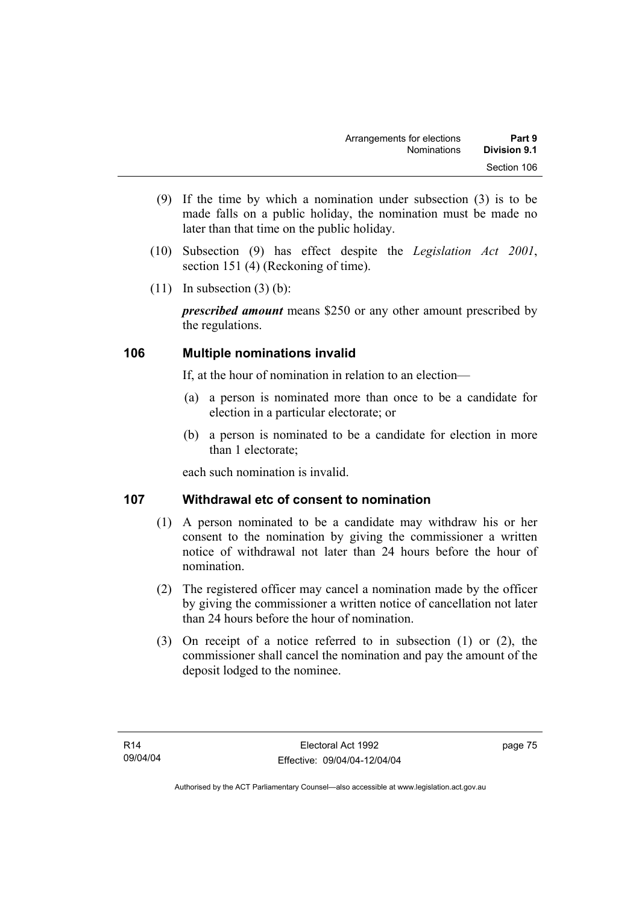(9) If the time by which a nomination under subsection (3) is to be made falls on a public holiday, the nomination must be made no later than that time on the public holiday.

(10) Subsection (9) has effect despite the *Legislation Act 2001*, section 151 (4) (Reckoning of time).

(11) In subsection (3) (b):

***prescribed amount*** means $250 or any other amount prescribed by the regulations.

## 106 Multiple nominations invalid

If, at the hour of nomination in relation to an election—

(a) a person is nominated more than once to be a candidate for election in a particular electorate; or

(b) a person is nominated to be a candidate for election in more than 1 electorate;

each such nomination is invalid.

## 107 Withdrawal etc of consent to nomination

(1) A person nominated to be a candidate may withdraw his or her consent to the nomination by giving the commissioner a written notice of withdrawal not later than 24 hours before the hour of nomination.

(2) The registered officer may cancel a nomination made by the officer by giving the commissioner a written notice of cancellation not later than 24 hours before the hour of nomination.

(3) On receipt of a notice referred to in subsection (1) or (2), the commissioner shall cancel the nomination and pay the amount of the deposit lodged to the nominee.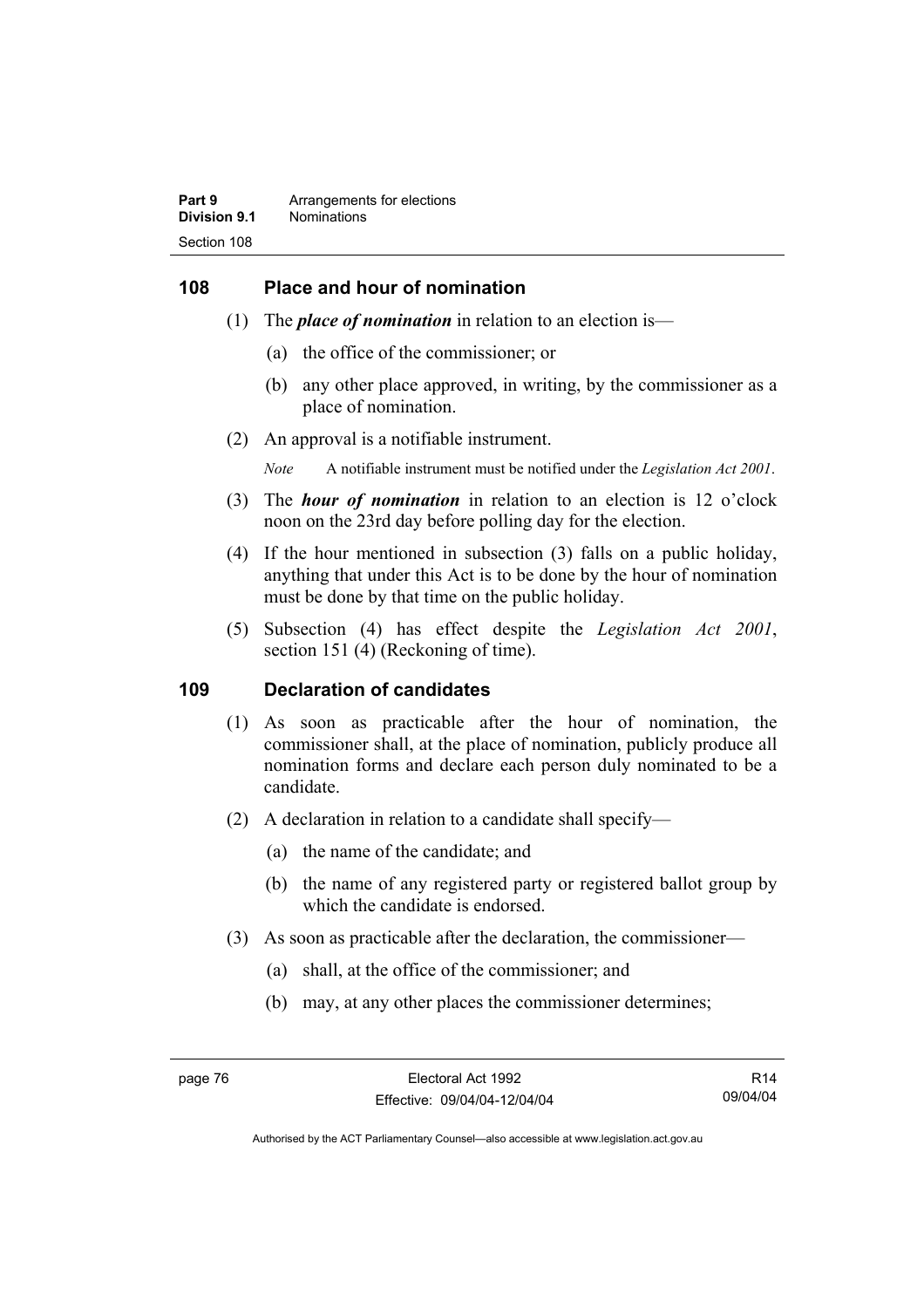## 108 Place and hour of nomination

(1) The ***place of nomination*** in relation to an election is—

(a) the office of the commissioner; or

(b) any other place approved, in writing, by the commissioner as a place of nomination.

(2) An approval is a notifiable instrument.

*Note* A notifiable instrument must be notified under the *Legislation Act 2001*.

(3) The ***hour of nomination*** in relation to an election is 12 o'clock noon on the 23rd day before polling day for the election.

(4) If the hour mentioned in subsection (3) falls on a public holiday, anything that under this Act is to be done by the hour of nomination must be done by that time on the public holiday.

(5) Subsection (4) has effect despite the *Legislation Act 2001*, section 151 (4) (Reckoning of time).

## 109 Declaration of candidates

(1) As soon as practicable after the hour of nomination, the commissioner shall, at the place of nomination, publicly produce all nomination forms and declare each person duly nominated to be a candidate.

(2) A declaration in relation to a candidate shall specify—

(a) the name of the candidate; and

(b) the name of any registered party or registered ballot group by which the candidate is endorsed.

(3) As soon as practicable after the declaration, the commissioner—

(a) shall, at the office of the commissioner; and

(b) may, at any other places the commissioner determines;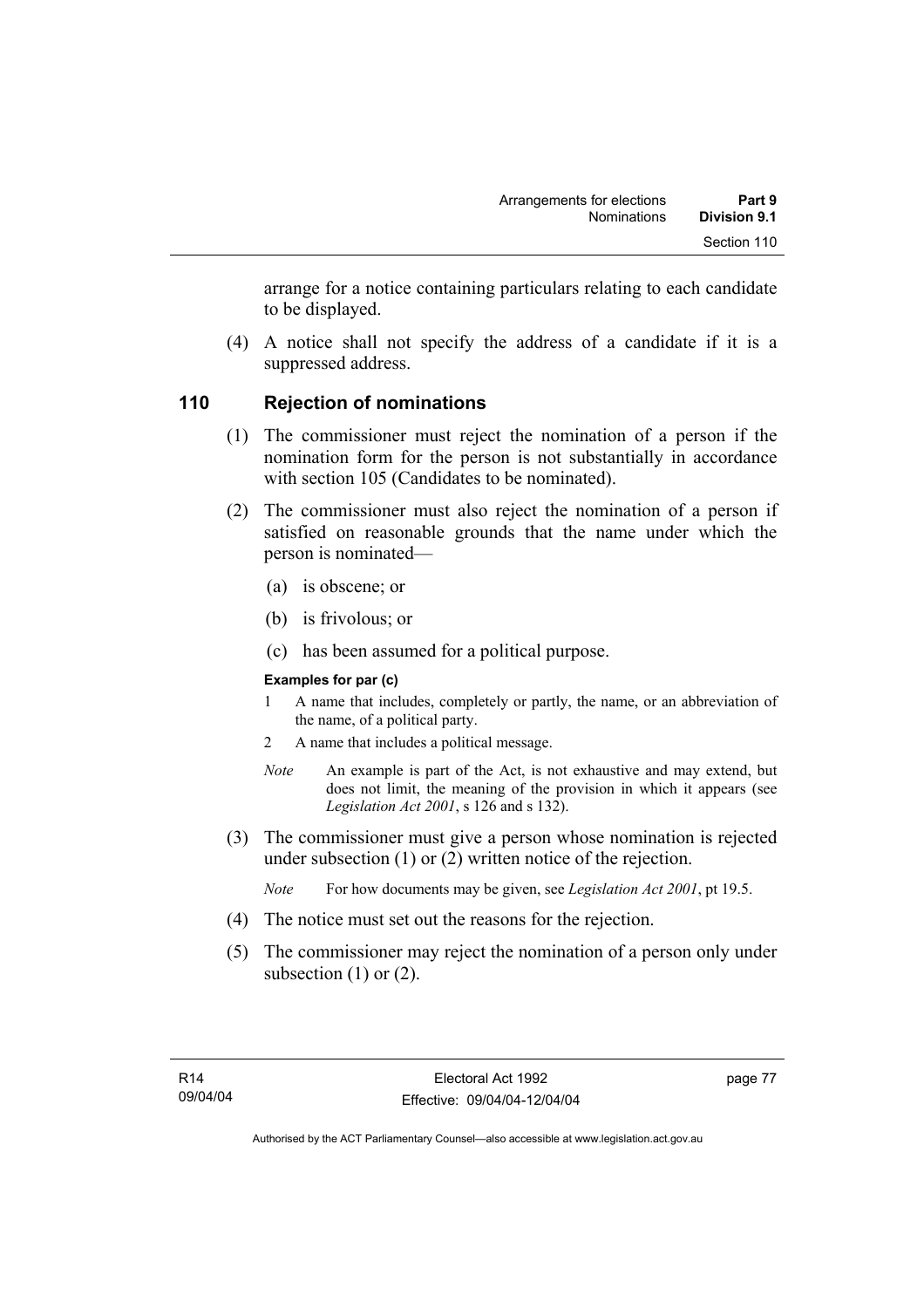arrange for a notice containing particulars relating to each candidate to be displayed.

(4) A notice shall not specify the address of a candidate if it is a suppressed address.

## 110 Rejection of nominations

(1) The commissioner must reject the nomination of a person if the nomination form for the person is not substantially in accordance with section 105 (Candidates to be nominated).

(2) The commissioner must also reject the nomination of a person if satisfied on reasonable grounds that the name under which the person is nominated—

(a) is obscene; or

(b) is frivolous; or

(c) has been assumed for a political purpose.

**Examples for par (c)**

1 A name that includes, completely or partly, the name, or an abbreviation of the name, of a political party.

2 A name that includes a political message.

*Note* An example is part of the Act, is not exhaustive and may extend, but does not limit, the meaning of the provision in which it appears (see *Legislation Act 2001*, s 126 and s 132).

(3) The commissioner must give a person whose nomination is rejected under subsection (1) or (2) written notice of the rejection.

*Note* For how documents may be given, see *Legislation Act 2001*, pt 19.5.

(4) The notice must set out the reasons for the rejection.

(5) The commissioner may reject the nomination of a person only under subsection (1) or (2).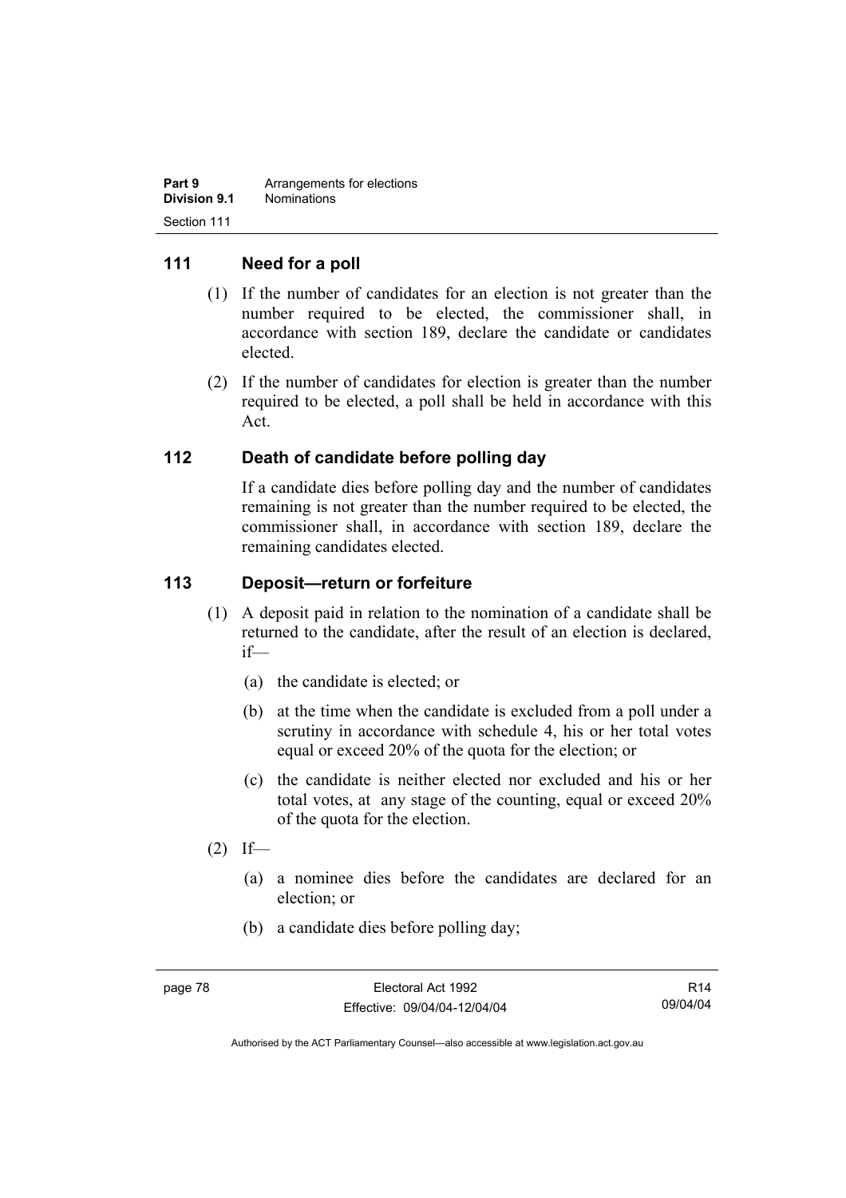## 111 Need for a poll

(1) If the number of candidates for an election is not greater than the number required to be elected, the commissioner shall, in accordance with section 189, declare the candidate or candidates elected.

(2) If the number of candidates for election is greater than the number required to be elected, a poll shall be held in accordance with this Act.

## 112 Death of candidate before polling day

If a candidate dies before polling day and the number of candidates remaining is not greater than the number required to be elected, the commissioner shall, in accordance with section 189, declare the remaining candidates elected.

## 113 Deposit—return or forfeiture

(1) A deposit paid in relation to the nomination of a candidate shall be returned to the candidate, after the result of an election is declared, if—

(a) the candidate is elected; or

(b) at the time when the candidate is excluded from a poll under a scrutiny in accordance with schedule 4, his or her total votes equal or exceed 20% of the quota for the election; or

(c) the candidate is neither elected nor excluded and his or her total votes, at any stage of the counting, equal or exceed 20% of the quota for the election.

(2) If—

(a) a nominee dies before the candidates are declared for an election; or

(b) a candidate dies before polling day;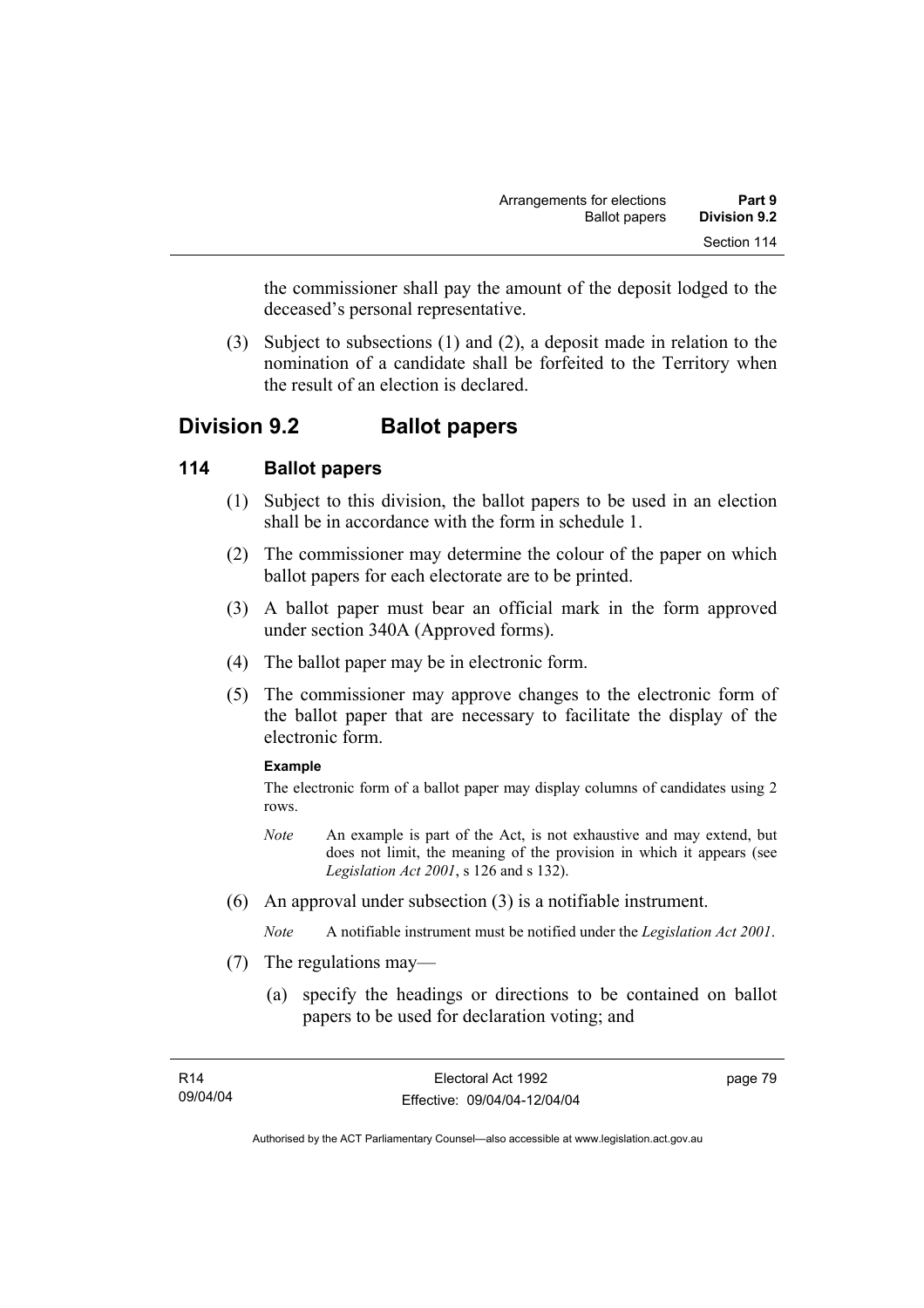the commissioner shall pay the amount of the deposit lodged to the deceased's personal representative.

(3) Subject to subsections (1) and (2), a deposit made in relation to the nomination of a candidate shall be forfeited to the Territory when the result of an election is declared.

## Division 9.2 Ballot papers

### 114 Ballot papers

(1) Subject to this division, the ballot papers to be used in an election shall be in accordance with the form in schedule 1.

(2) The commissioner may determine the colour of the paper on which ballot papers for each electorate are to be printed.

(3) A ballot paper must bear an official mark in the form approved under section 340A (Approved forms).

(4) The ballot paper may be in electronic form.

(5) The commissioner may approve changes to the electronic form of the ballot paper that are necessary to facilitate the display of the electronic form.

**Example**

The electronic form of a ballot paper may display columns of candidates using 2 rows.

*Note* An example is part of the Act, is not exhaustive and may extend, but does not limit, the meaning of the provision in which it appears (see *Legislation Act 2001*, s 126 and s 132).

(6) An approval under subsection (3) is a notifiable instrument.

*Note* A notifiable instrument must be notified under the *Legislation Act 2001*.

(7) The regulations may—

(a) specify the headings or directions to be contained on ballot papers to be used for declaration voting; and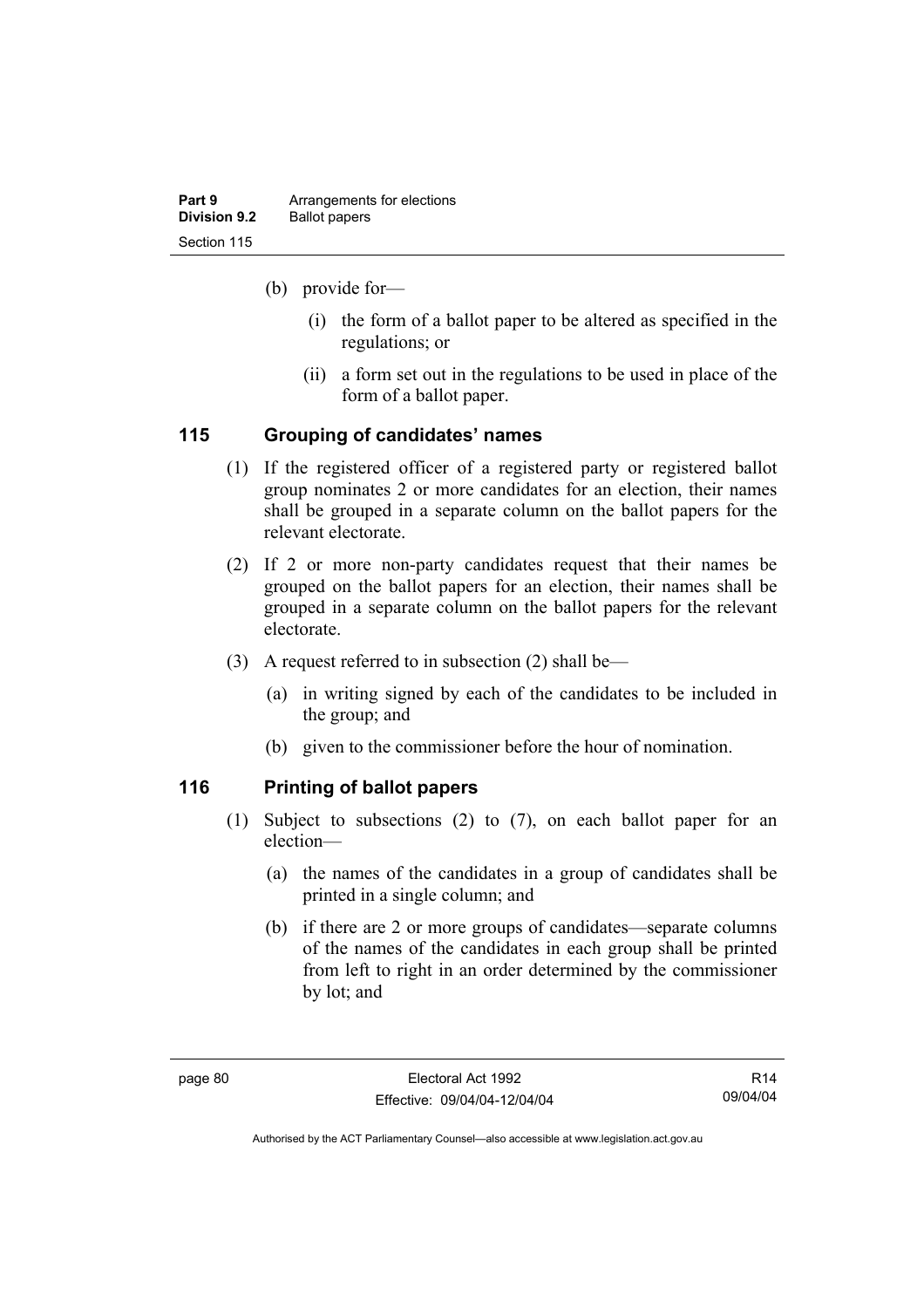(b) provide for—

   (i) the form of a ballot paper to be altered as specified in the regulations; or

   (ii) a form set out in the regulations to be used in place of the form of a ballot paper.

## 115 Grouping of candidates' names

(1) If the registered officer of a registered party or registered ballot group nominates 2 or more candidates for an election, their names shall be grouped in a separate column on the ballot papers for the relevant electorate.

(2) If 2 or more non-party candidates request that their names be grouped on the ballot papers for an election, their names shall be grouped in a separate column on the ballot papers for the relevant electorate.

(3) A request referred to in subsection (2) shall be—

   (a) in writing signed by each of the candidates to be included in the group; and

   (b) given to the commissioner before the hour of nomination.

## 116 Printing of ballot papers

(1) Subject to subsections (2) to (7), on each ballot paper for an election—

   (a) the names of the candidates in a group of candidates shall be printed in a single column; and

   (b) if there are 2 or more groups of candidates—separate columns of the names of the candidates in each group shall be printed from left to right in an order determined by the commissioner by lot; and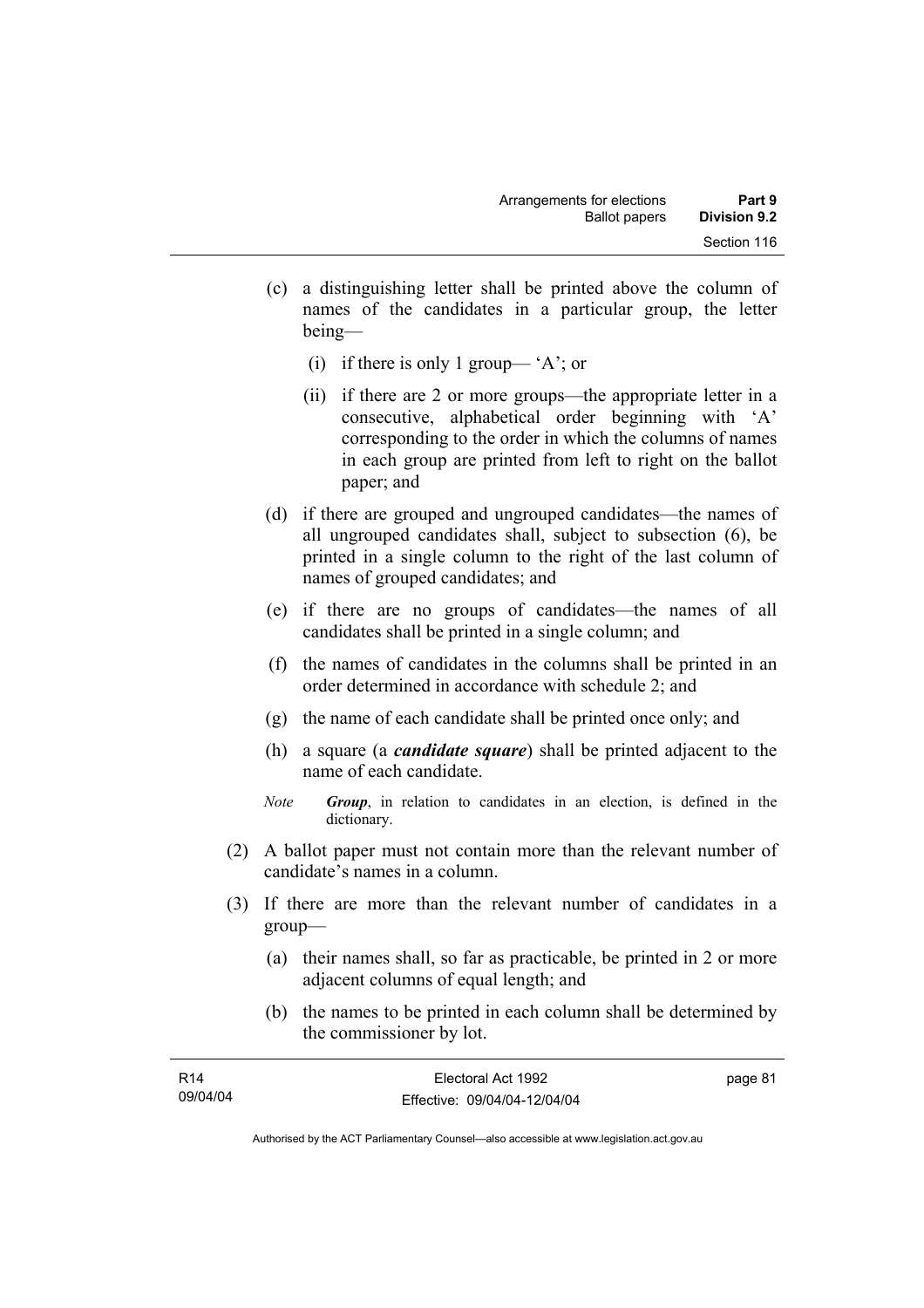(c) a distinguishing letter shall be printed above the column of names of the candidates in a particular group, the letter being—

  (i) if there is only 1 group— 'A'; or

  (ii) if there are 2 or more groups—the appropriate letter in a consecutive, alphabetical order beginning with 'A' corresponding to the order in which the columns of names in each group are printed from left to right on the ballot paper; and

(d) if there are grouped and ungrouped candidates—the names of all ungrouped candidates shall, subject to subsection (6), be printed in a single column to the right of the last column of names of grouped candidates; and

(e) if there are no groups of candidates—the names of all candidates shall be printed in a single column; and

(f) the names of candidates in the columns shall be printed in an order determined in accordance with schedule 2; and

(g) the name of each candidate shall be printed once only; and

(h) a square (a ***candidate square***) shall be printed adjacent to the name of each candidate.

*Note* ***Group***, in relation to candidates in an election, is defined in the dictionary.

(2) A ballot paper must not contain more than the relevant number of candidate's names in a column.

(3) If there are more than the relevant number of candidates in a group—

  (a) their names shall, so far as practicable, be printed in 2 or more adjacent columns of equal length; and

  (b) the names to be printed in each column shall be determined by the commissioner by lot.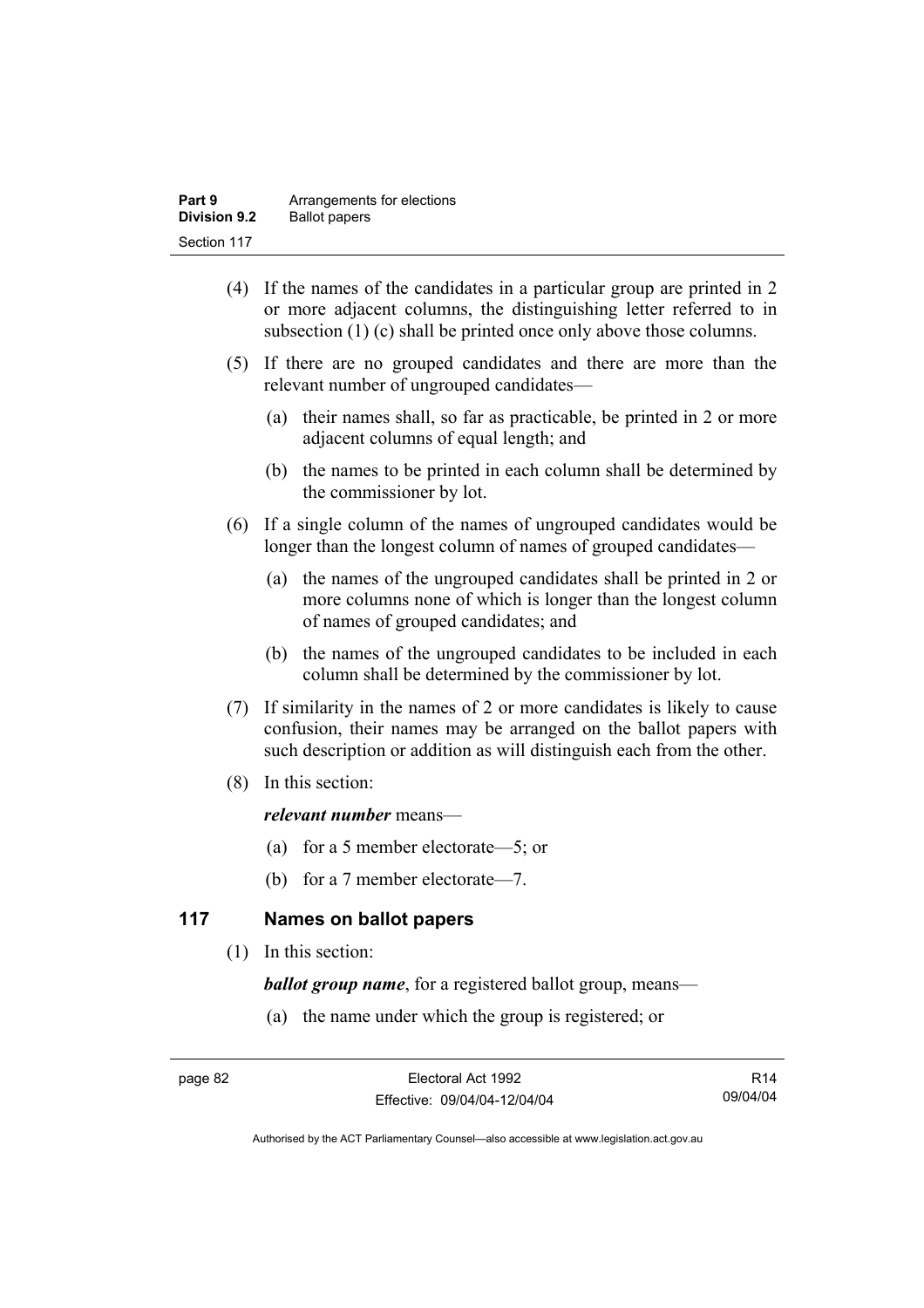(4) If the names of the candidates in a particular group are printed in 2 or more adjacent columns, the distinguishing letter referred to in subsection (1) (c) shall be printed once only above those columns.

(5) If there are no grouped candidates and there are more than the relevant number of ungrouped candidates—

- (a) their names shall, so far as practicable, be printed in 2 or more adjacent columns of equal length; and
- (b) the names to be printed in each column shall be determined by the commissioner by lot.

(6) If a single column of the names of ungrouped candidates would be longer than the longest column of names of grouped candidates—

- (a) the names of the ungrouped candidates shall be printed in 2 or more columns none of which is longer than the longest column of names of grouped candidates; and
- (b) the names of the ungrouped candidates to be included in each column shall be determined by the commissioner by lot.

(7) If similarity in the names of 2 or more candidates is likely to cause confusion, their names may be arranged on the ballot papers with such description or addition as will distinguish each from the other.

(8) In this section:

***relevant number*** means—

- (a) for a 5 member electorate—5; or
- (b) for a 7 member electorate—7.

## 117 Names on ballot papers

(1) In this section:

***ballot group name***, for a registered ballot group, means—

- (a) the name under which the group is registered; or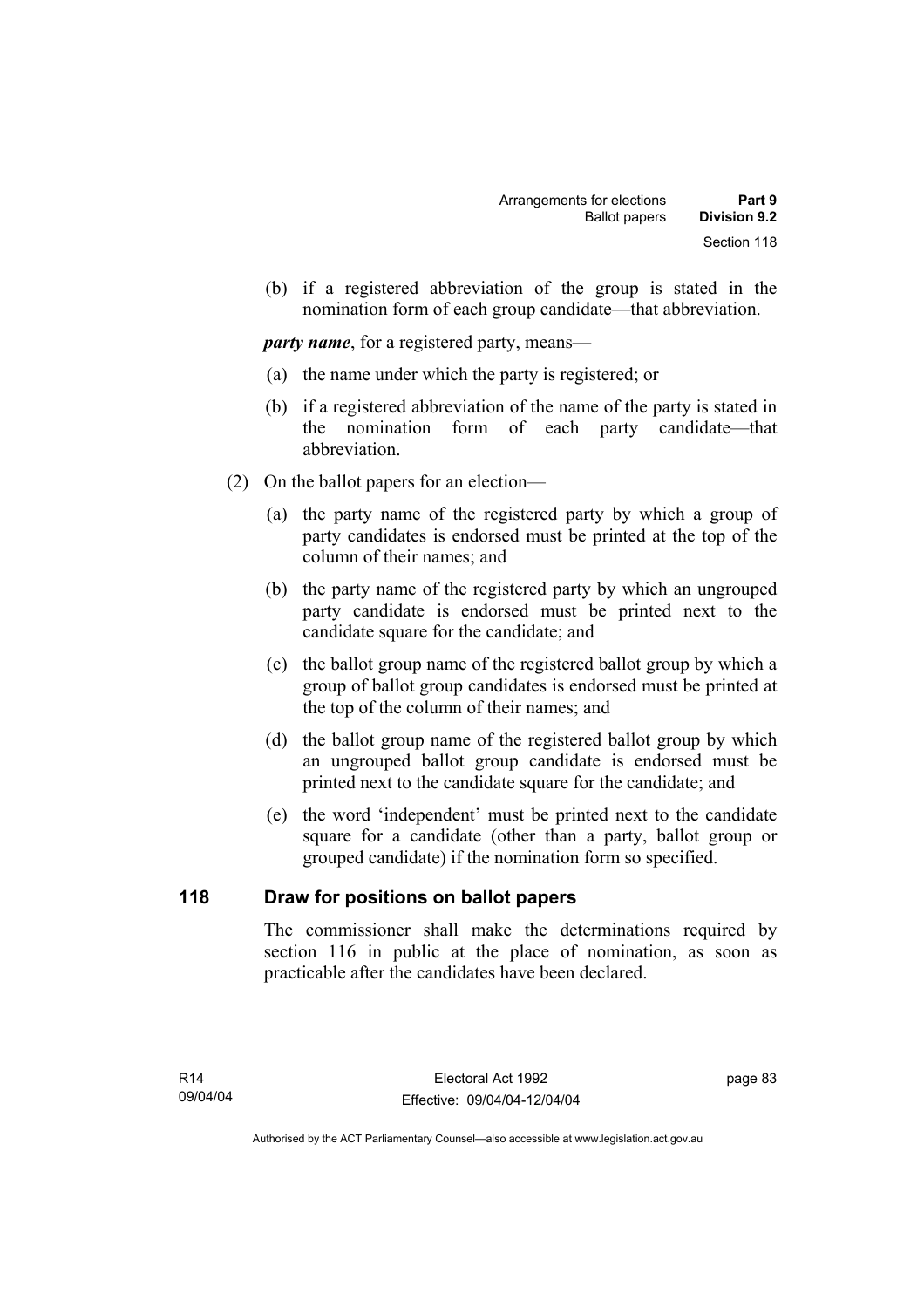(b) if a registered abbreviation of the group is stated in the nomination form of each group candidate—that abbreviation.

***party name***, for a registered party, means—

(a) the name under which the party is registered; or

(b) if a registered abbreviation of the name of the party is stated in the nomination form of each party candidate—that abbreviation.

(2) On the ballot papers for an election—

(a) the party name of the registered party by which a group of party candidates is endorsed must be printed at the top of the column of their names; and

(b) the party name of the registered party by which an ungrouped party candidate is endorsed must be printed next to the candidate square for the candidate; and

(c) the ballot group name of the registered ballot group by which a group of ballot group candidates is endorsed must be printed at the top of the column of their names; and

(d) the ballot group name of the registered ballot group by which an ungrouped ballot group candidate is endorsed must be printed next to the candidate square for the candidate; and

(e) the word 'independent' must be printed next to the candidate square for a candidate (other than a party, ballot group or grouped candidate) if the nomination form so specified.

## 118 Draw for positions on ballot papers

The commissioner shall make the determinations required by section 116 in public at the place of nomination, as soon as practicable after the candidates have been declared.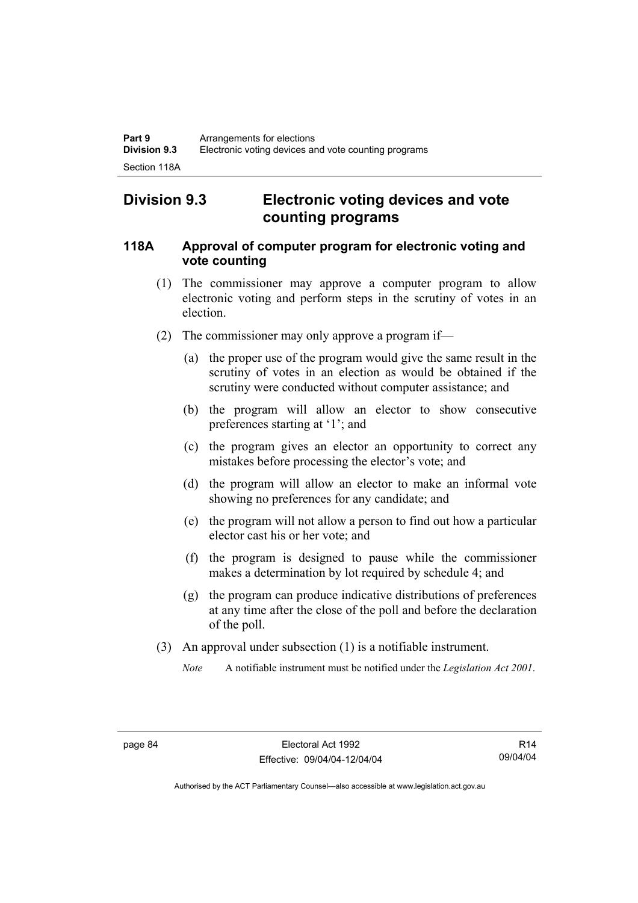## Division 9.3 Electronic voting devices and vote counting programs

### 118A Approval of computer program for electronic voting and vote counting

(1) The commissioner may approve a computer program to allow electronic voting and perform steps in the scrutiny of votes in an election.

(2) The commissioner may only approve a program if—

(a) the proper use of the program would give the same result in the scrutiny of votes in an election as would be obtained if the scrutiny were conducted without computer assistance; and

(b) the program will allow an elector to show consecutive preferences starting at '1'; and

(c) the program gives an elector an opportunity to correct any mistakes before processing the elector's vote; and

(d) the program will allow an elector to make an informal vote showing no preferences for any candidate; and

(e) the program will not allow a person to find out how a particular elector cast his or her vote; and

(f) the program is designed to pause while the commissioner makes a determination by lot required by schedule 4; and

(g) the program can produce indicative distributions of preferences at any time after the close of the poll and before the declaration of the poll.

(3) An approval under subsection (1) is a notifiable instrument.

*Note* A notifiable instrument must be notified under the *Legislation Act 2001*.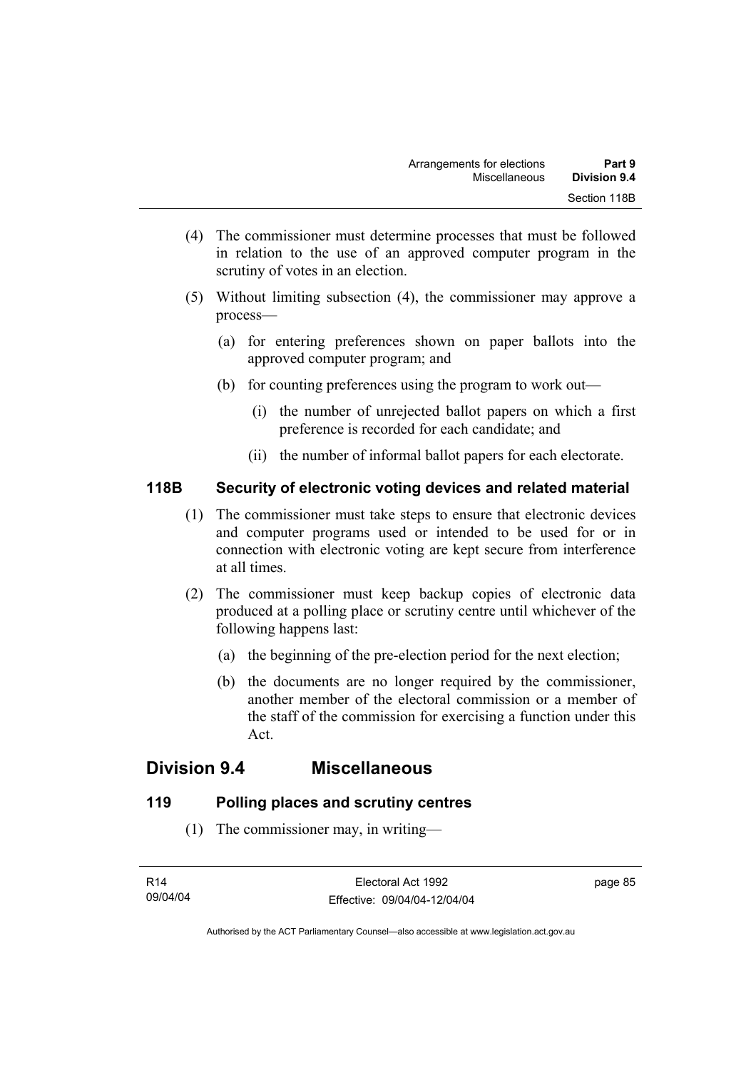(4) The commissioner must determine processes that must be followed in relation to the use of an approved computer program in the scrutiny of votes in an election.

(5) Without limiting subsection (4), the commissioner may approve a process—

(a) for entering preferences shown on paper ballots into the approved computer program; and

(b) for counting preferences using the program to work out—

(i) the number of unrejected ballot papers on which a first preference is recorded for each candidate; and

(ii) the number of informal ballot papers for each electorate.

### 118B Security of electronic voting devices and related material

(1) The commissioner must take steps to ensure that electronic devices and computer programs used or intended to be used for or in connection with electronic voting are kept secure from interference at all times.

(2) The commissioner must keep backup copies of electronic data produced at a polling place or scrutiny centre until whichever of the following happens last:

(a) the beginning of the pre-election period for the next election;

(b) the documents are no longer required by the commissioner, another member of the electoral commission or a member of the staff of the commission for exercising a function under this Act.

## Division 9.4 Miscellaneous

### 119 Polling places and scrutiny centres

(1) The commissioner may, in writing—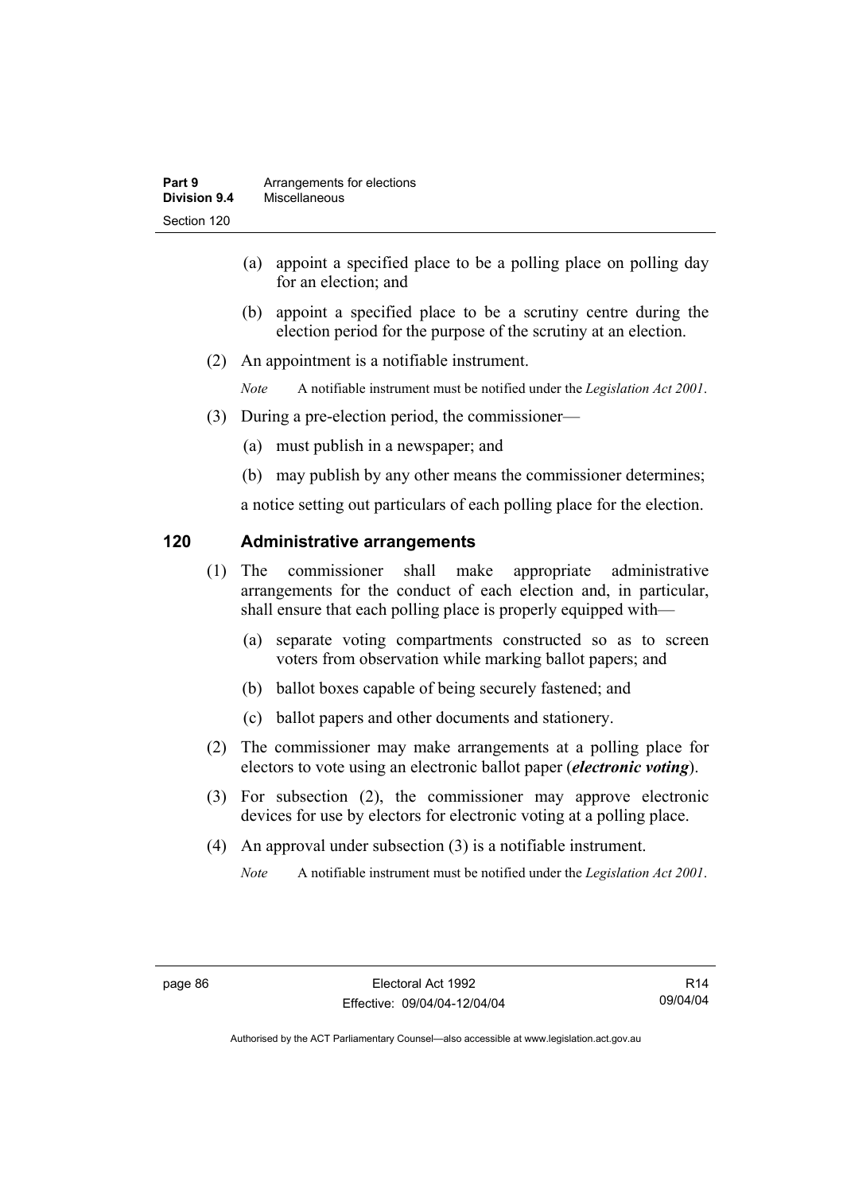(a) appoint a specified place to be a polling place on polling day for an election; and

(b) appoint a specified place to be a scrutiny centre during the election period for the purpose of the scrutiny at an election.

(2) An appointment is a notifiable instrument.

*Note* A notifiable instrument must be notified under the *Legislation Act 2001*.

(3) During a pre-election period, the commissioner—

(a) must publish in a newspaper; and

(b) may publish by any other means the commissioner determines;

a notice setting out particulars of each polling place for the election.

## 120 Administrative arrangements

(1) The commissioner shall make appropriate administrative arrangements for the conduct of each election and, in particular, shall ensure that each polling place is properly equipped with—

(a) separate voting compartments constructed so as to screen voters from observation while marking ballot papers; and

(b) ballot boxes capable of being securely fastened; and

(c) ballot papers and other documents and stationery.

(2) The commissioner may make arrangements at a polling place for electors to vote using an electronic ballot paper (***electronic voting***).

(3) For subsection (2), the commissioner may approve electronic devices for use by electors for electronic voting at a polling place.

(4) An approval under subsection (3) is a notifiable instrument.

*Note* A notifiable instrument must be notified under the *Legislation Act 2001*.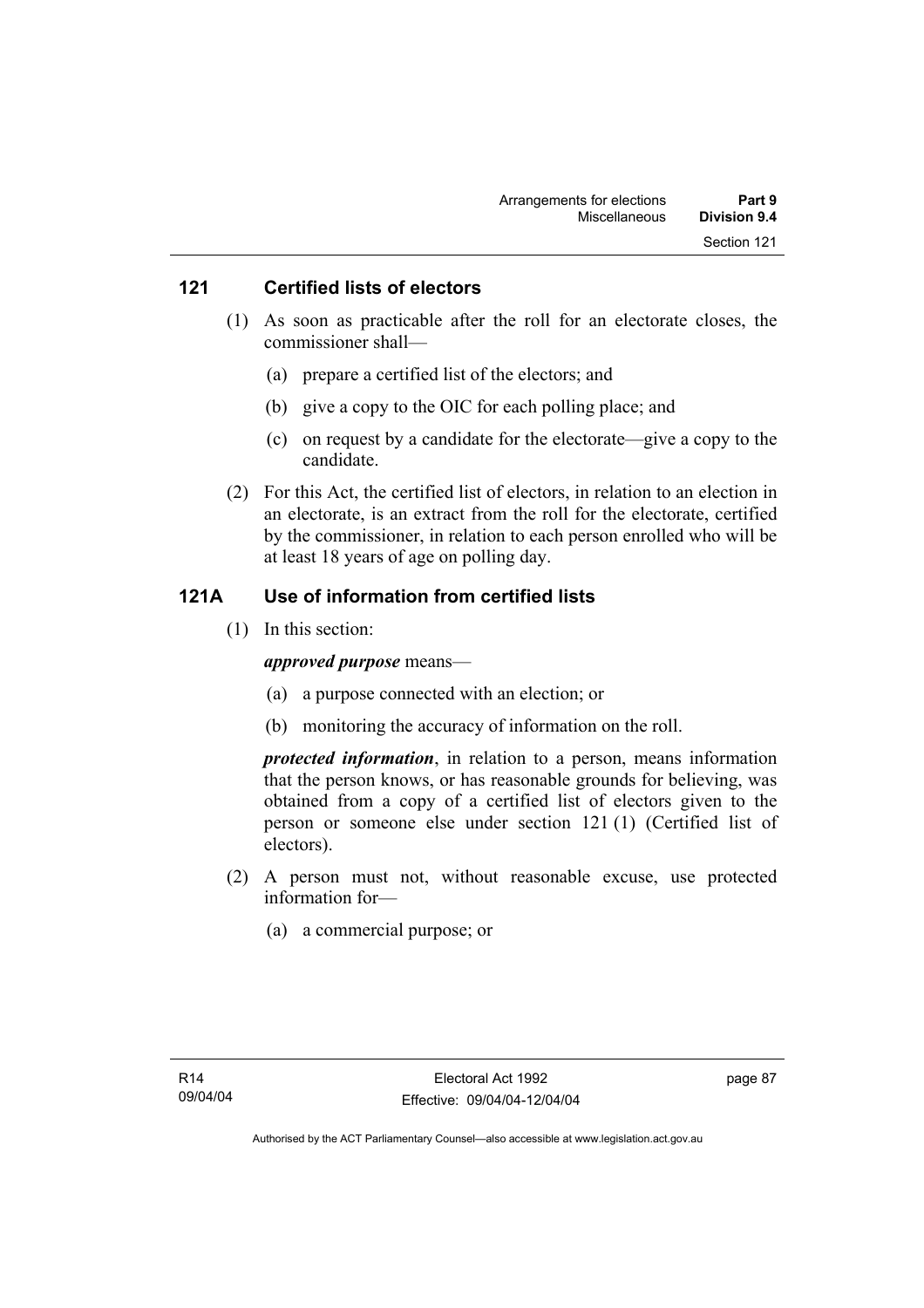## 121 Certified lists of electors

(1) As soon as practicable after the roll for an electorate closes, the commissioner shall—

(a) prepare a certified list of the electors; and

(b) give a copy to the OIC for each polling place; and

(c) on request by a candidate for the electorate—give a copy to the candidate.

(2) For this Act, the certified list of electors, in relation to an election in an electorate, is an extract from the roll for the electorate, certified by the commissioner, in relation to each person enrolled who will be at least 18 years of age on polling day.

## 121A Use of information from certified lists

(1) In this section:

***approved purpose*** means—

(a) a purpose connected with an election; or

(b) monitoring the accuracy of information on the roll.

***protected information***, in relation to a person, means information that the person knows, or has reasonable grounds for believing, was obtained from a copy of a certified list of electors given to the person or someone else under section 121 (1) (Certified list of electors).

(2) A person must not, without reasonable excuse, use protected information for—

(a) a commercial purpose; or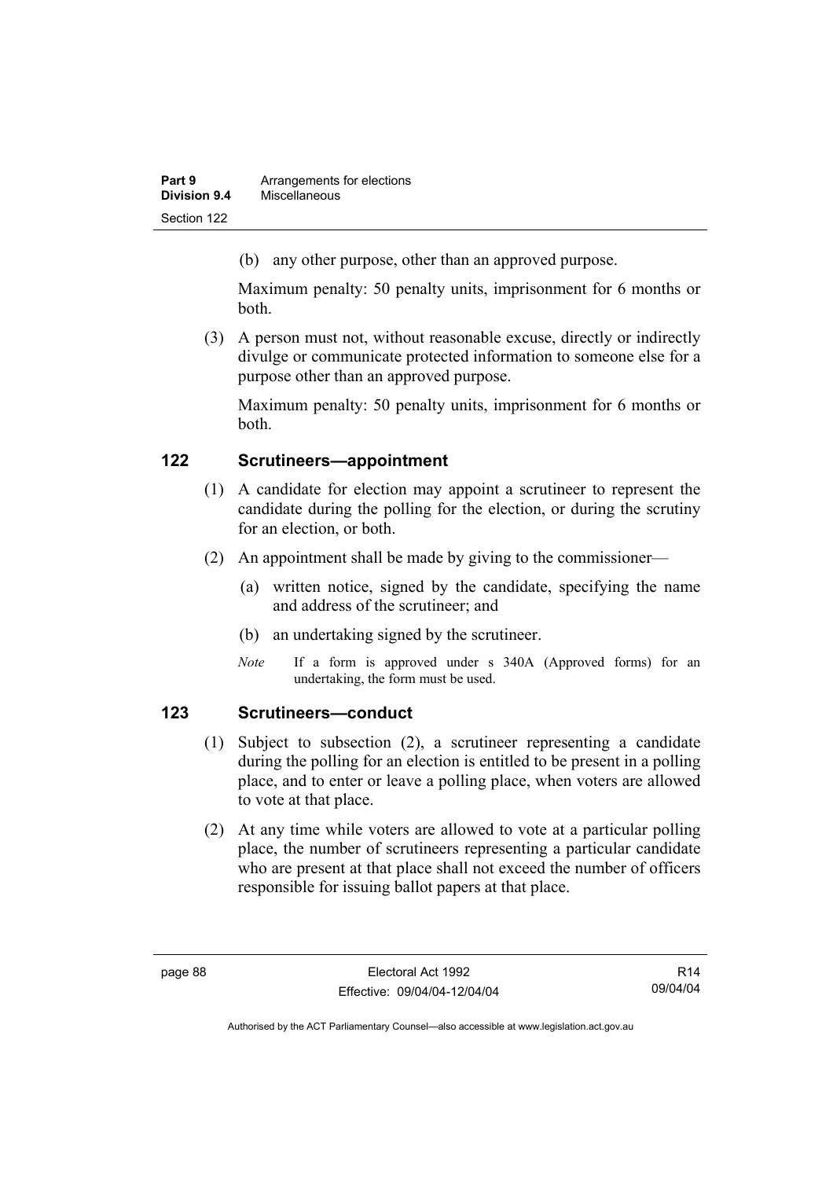(b) any other purpose, other than an approved purpose.

Maximum penalty: 50 penalty units, imprisonment for 6 months or both.

(3) A person must not, without reasonable excuse, directly or indirectly divulge or communicate protected information to someone else for a purpose other than an approved purpose.

Maximum penalty: 50 penalty units, imprisonment for 6 months or both.

## 122 Scrutineers—appointment

(1) A candidate for election may appoint a scrutineer to represent the candidate during the polling for the election, or during the scrutiny for an election, or both.

(2) An appointment shall be made by giving to the commissioner—

(a) written notice, signed by the candidate, specifying the name and address of the scrutineer; and

(b) an undertaking signed by the scrutineer.

*Note* If a form is approved under s 340A (Approved forms) for an undertaking, the form must be used.

## 123 Scrutineers—conduct

(1) Subject to subsection (2), a scrutineer representing a candidate during the polling for an election is entitled to be present in a polling place, and to enter or leave a polling place, when voters are allowed to vote at that place.

(2) At any time while voters are allowed to vote at a particular polling place, the number of scrutineers representing a particular candidate who are present at that place shall not exceed the number of officers responsible for issuing ballot papers at that place.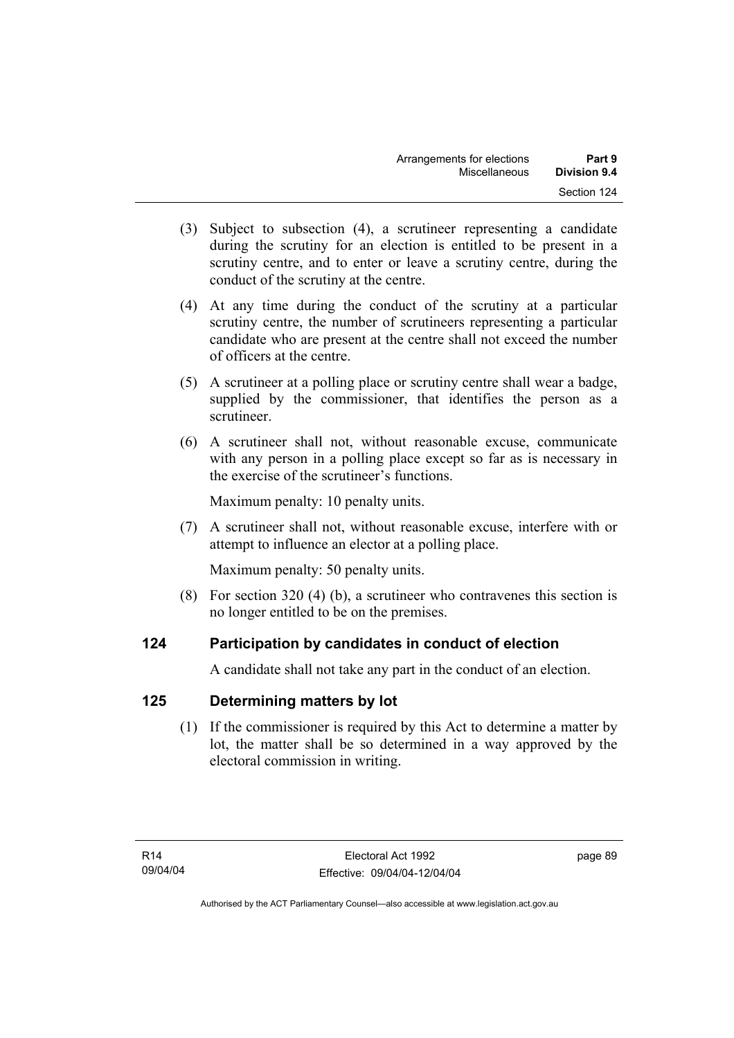(3) Subject to subsection (4), a scrutineer representing a candidate during the scrutiny for an election is entitled to be present in a scrutiny centre, and to enter or leave a scrutiny centre, during the conduct of the scrutiny at the centre.

(4) At any time during the conduct of the scrutiny at a particular scrutiny centre, the number of scrutineers representing a particular candidate who are present at the centre shall not exceed the number of officers at the centre.

(5) A scrutineer at a polling place or scrutiny centre shall wear a badge, supplied by the commissioner, that identifies the person as a scrutineer.

(6) A scrutineer shall not, without reasonable excuse, communicate with any person in a polling place except so far as is necessary in the exercise of the scrutineer's functions.

Maximum penalty: 10 penalty units.

(7) A scrutineer shall not, without reasonable excuse, interfere with or attempt to influence an elector at a polling place.

Maximum penalty: 50 penalty units.

(8) For section 320 (4) (b), a scrutineer who contravenes this section is no longer entitled to be on the premises.

## 124 Participation by candidates in conduct of election

A candidate shall not take any part in the conduct of an election.

## 125 Determining matters by lot

(1) If the commissioner is required by this Act to determine a matter by lot, the matter shall be so determined in a way approved by the electoral commission in writing.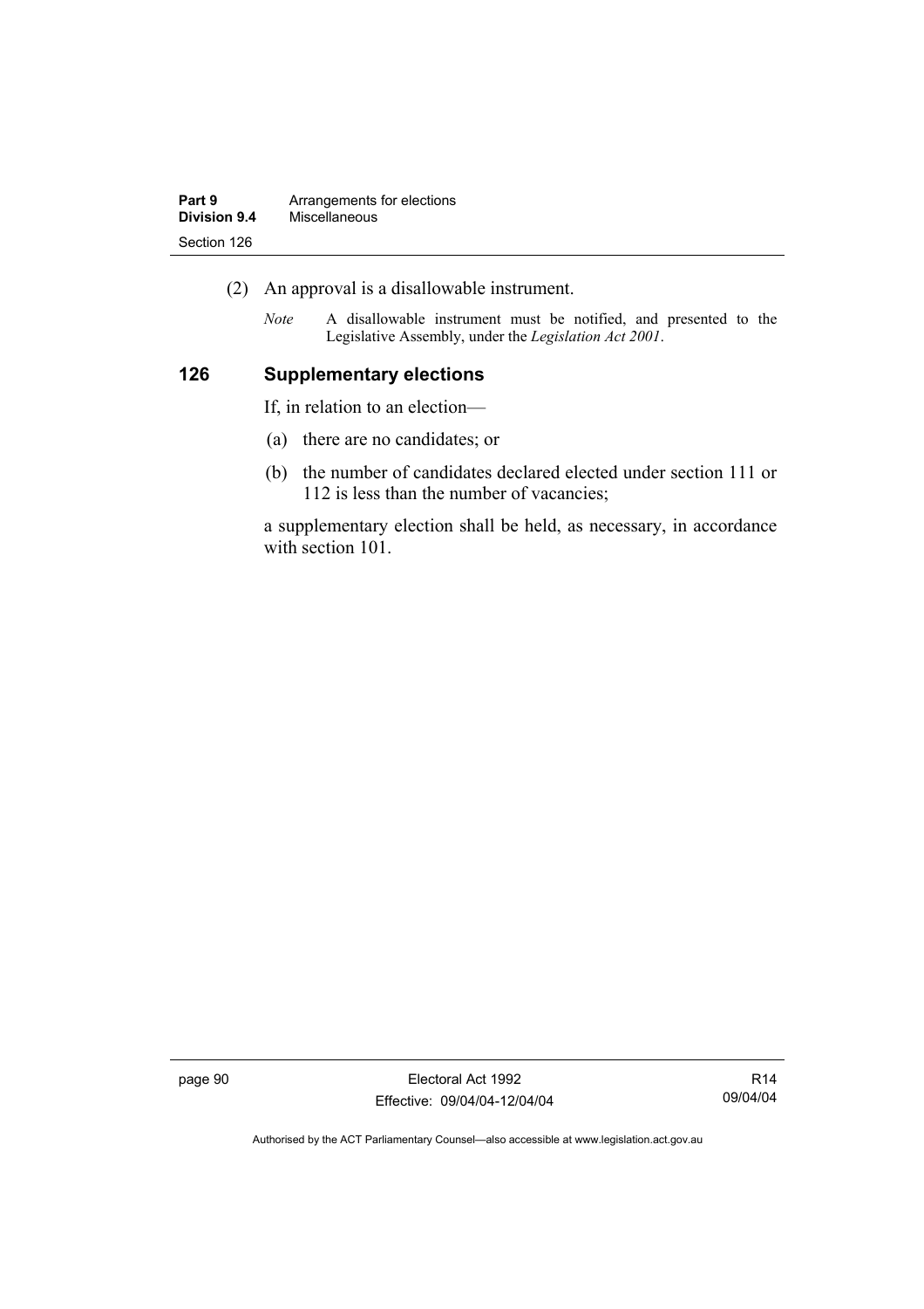(2) An approval is a disallowable instrument.

*Note* A disallowable instrument must be notified, and presented to the Legislative Assembly, under the *Legislation Act 2001*.

### 126 Supplementary elections

If, in relation to an election—

(a) there are no candidates; or

(b) the number of candidates declared elected under section 111 or 112 is less than the number of vacancies;

a supplementary election shall be held, as necessary, in accordance with section 101.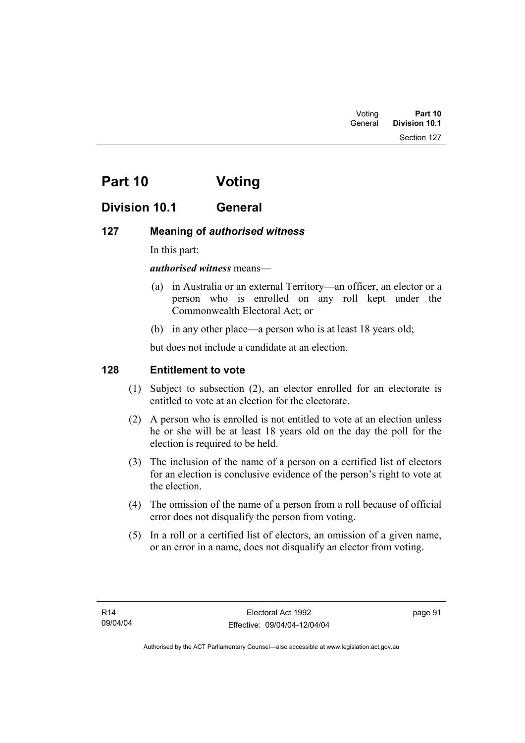# Part 10 Voting

## Division 10.1 General

### 127 Meaning of *authorised witness*

In this part:

***authorised witness*** means—

(a) in Australia or an external Territory—an officer, an elector or a person who is enrolled on any roll kept under the Commonwealth Electoral Act; or

(b) in any other place—a person who is at least 18 years old;

but does not include a candidate at an election.

### 128 Entitlement to vote

(1) Subject to subsection (2), an elector enrolled for an electorate is entitled to vote at an election for the electorate.

(2) A person who is enrolled is not entitled to vote at an election unless he or she will be at least 18 years old on the day the poll for the election is required to be held.

(3) The inclusion of the name of a person on a certified list of electors for an election is conclusive evidence of the person's right to vote at the election.

(4) The omission of the name of a person from a roll because of official error does not disqualify the person from voting.

(5) In a roll or a certified list of electors, an omission of a given name, or an error in a name, does not disqualify an elector from voting.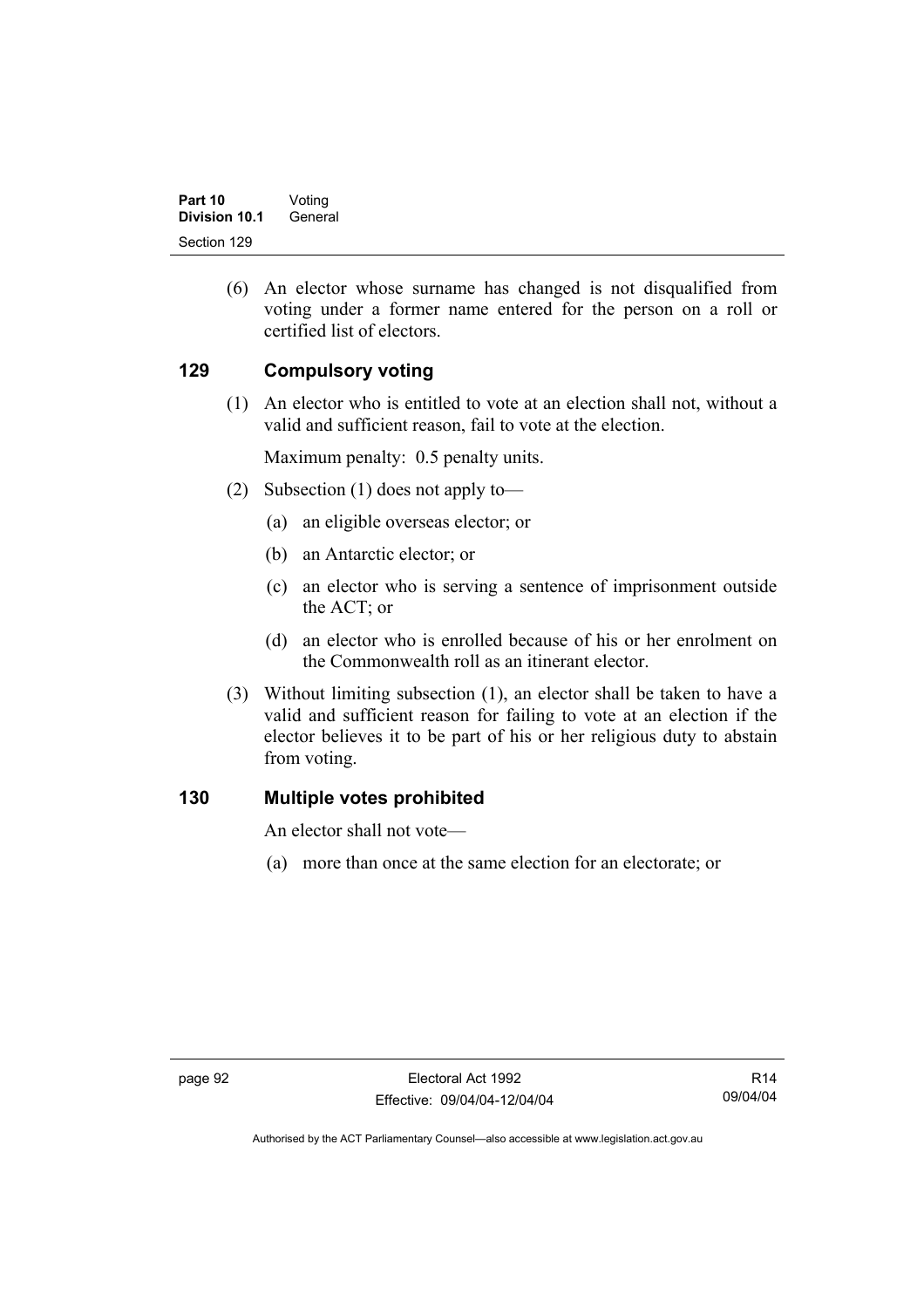(6) An elector whose surname has changed is not disqualified from voting under a former name entered for the person on a roll or certified list of electors.

## 129 Compulsory voting

(1) An elector who is entitled to vote at an election shall not, without a valid and sufficient reason, fail to vote at the election.

Maximum penalty: 0.5 penalty units.

(2) Subsection (1) does not apply to—

(a) an eligible overseas elector; or

(b) an Antarctic elector; or

(c) an elector who is serving a sentence of imprisonment outside the ACT; or

(d) an elector who is enrolled because of his or her enrolment on the Commonwealth roll as an itinerant elector.

(3) Without limiting subsection (1), an elector shall be taken to have a valid and sufficient reason for failing to vote at an election if the elector believes it to be part of his or her religious duty to abstain from voting.

## 130 Multiple votes prohibited

An elector shall not vote—

(a) more than once at the same election for an electorate; or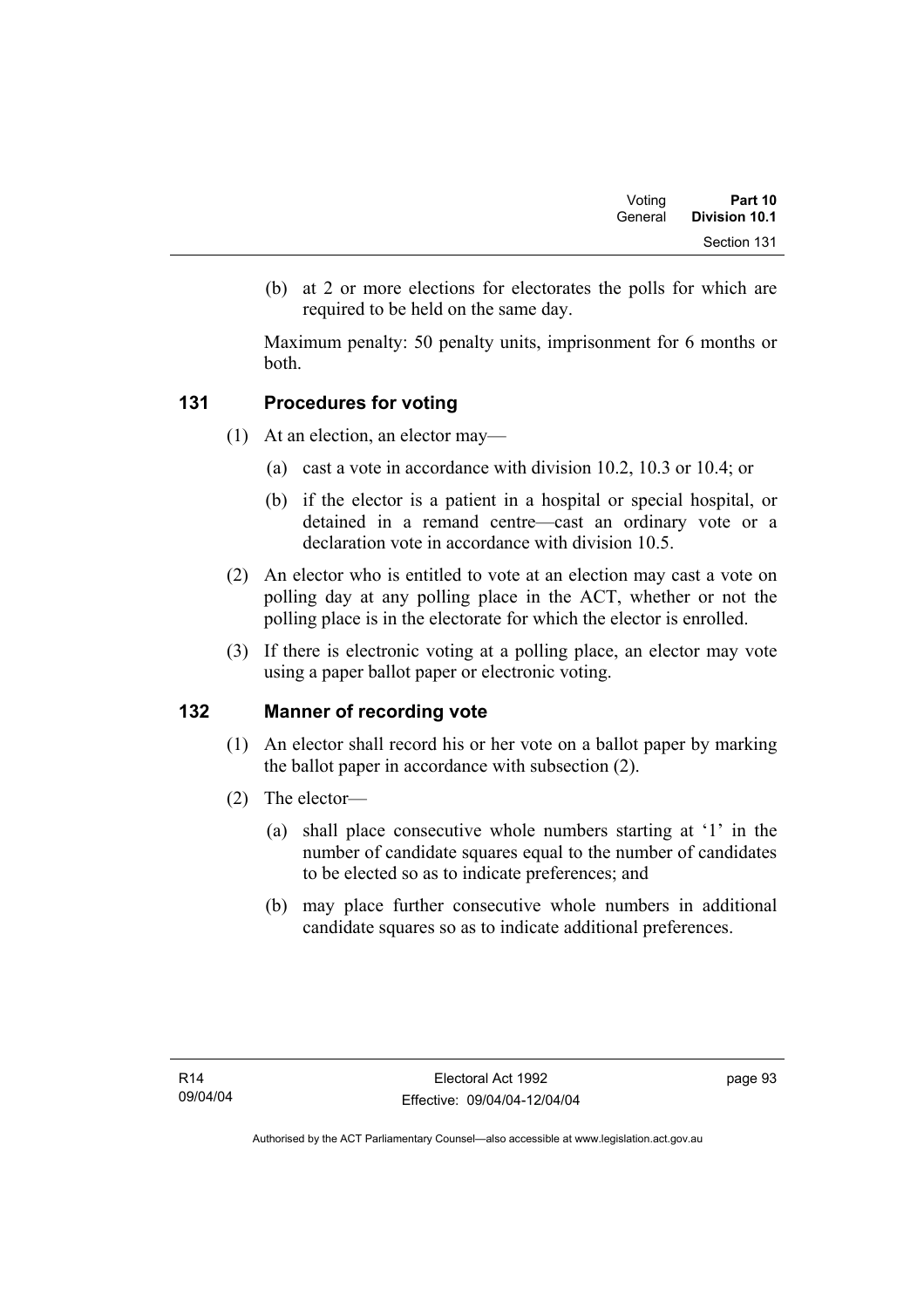(b) at 2 or more elections for electorates the polls for which are required to be held on the same day.

Maximum penalty: 50 penalty units, imprisonment for 6 months or both.

## 131 Procedures for voting

(1) At an election, an elector may—

(a) cast a vote in accordance with division 10.2, 10.3 or 10.4; or

(b) if the elector is a patient in a hospital or special hospital, or detained in a remand centre—cast an ordinary vote or a declaration vote in accordance with division 10.5.

(2) An elector who is entitled to vote at an election may cast a vote on polling day at any polling place in the ACT, whether or not the polling place is in the electorate for which the elector is enrolled.

(3) If there is electronic voting at a polling place, an elector may vote using a paper ballot paper or electronic voting.

## 132 Manner of recording vote

(1) An elector shall record his or her vote on a ballot paper by marking the ballot paper in accordance with subsection (2).

(2) The elector—

(a) shall place consecutive whole numbers starting at '1' in the number of candidate squares equal to the number of candidates to be elected so as to indicate preferences; and

(b) may place further consecutive whole numbers in additional candidate squares so as to indicate additional preferences.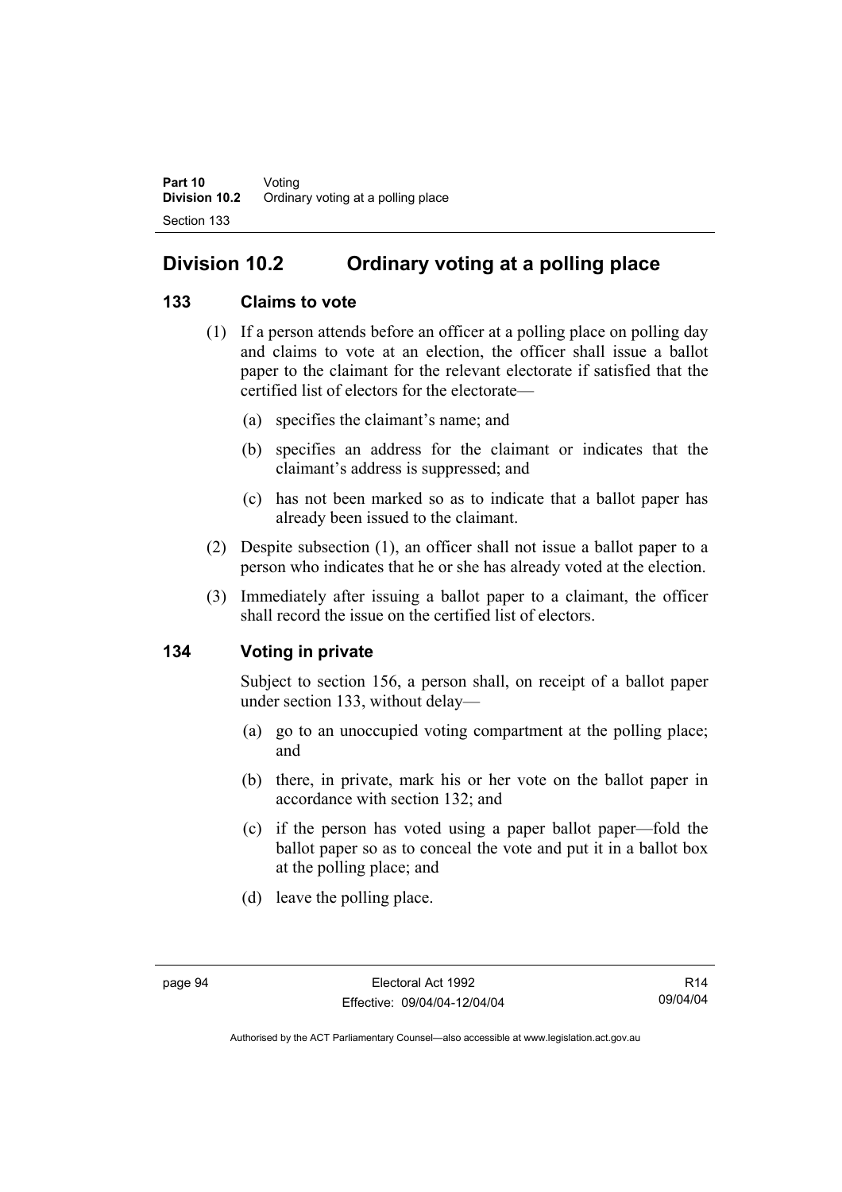# Division 10.2 Ordinary voting at a polling place

## 133 Claims to vote

(1) If a person attends before an officer at a polling place on polling day and claims to vote at an election, the officer shall issue a ballot paper to the claimant for the relevant electorate if satisfied that the certified list of electors for the electorate—

- (a) specifies the claimant's name; and
- (b) specifies an address for the claimant or indicates that the claimant's address is suppressed; and
- (c) has not been marked so as to indicate that a ballot paper has already been issued to the claimant.

(2) Despite subsection (1), an officer shall not issue a ballot paper to a person who indicates that he or she has already voted at the election.

(3) Immediately after issuing a ballot paper to a claimant, the officer shall record the issue on the certified list of electors.

## 134 Voting in private

Subject to section 156, a person shall, on receipt of a ballot paper under section 133, without delay—

- (a) go to an unoccupied voting compartment at the polling place; and
- (b) there, in private, mark his or her vote on the ballot paper in accordance with section 132; and
- (c) if the person has voted using a paper ballot paper—fold the ballot paper so as to conceal the vote and put it in a ballot box at the polling place; and
- (d) leave the polling place.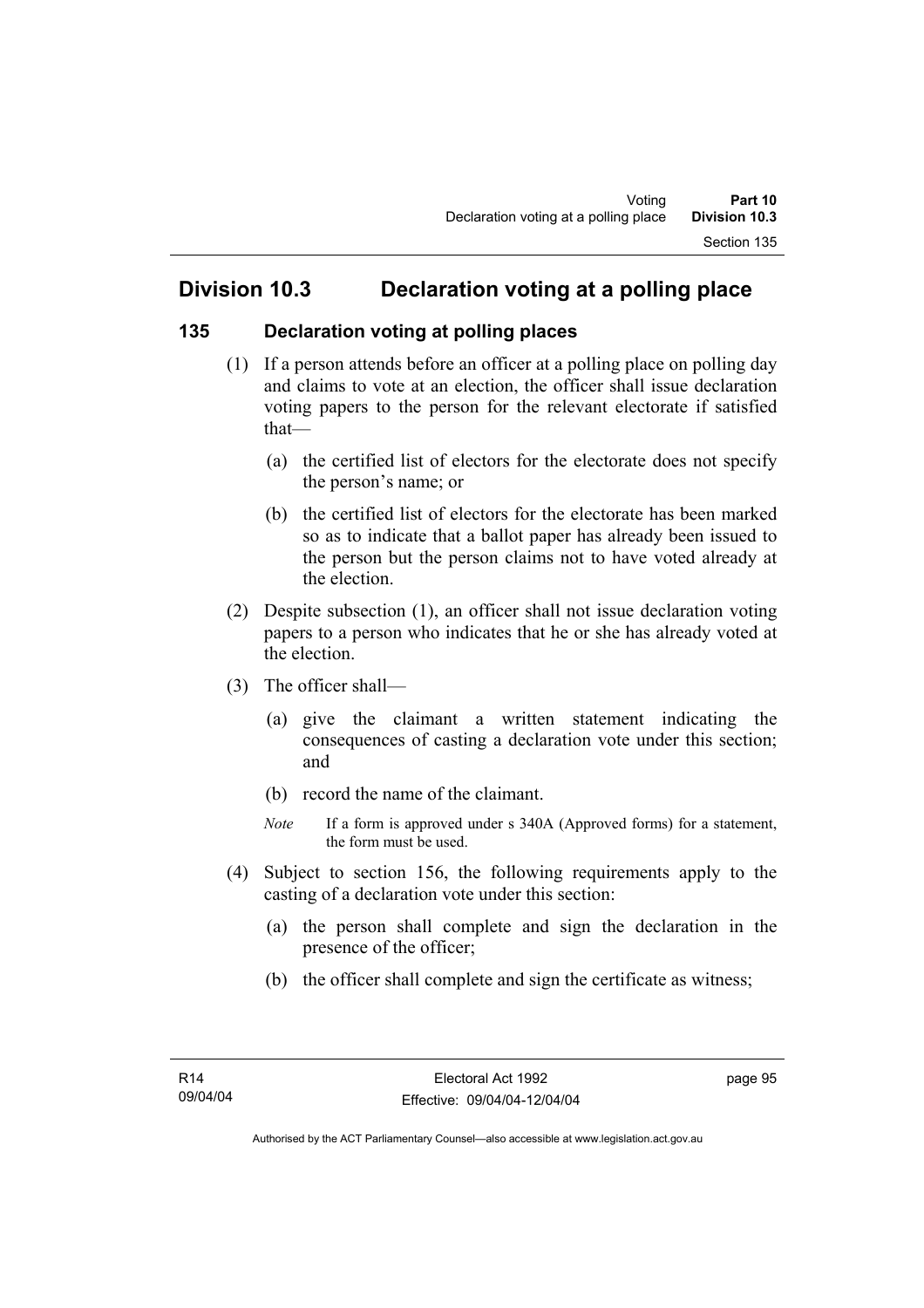## Division 10.3 Declaration voting at a polling place

### 135 Declaration voting at polling places

(1) If a person attends before an officer at a polling place on polling day and claims to vote at an election, the officer shall issue declaration voting papers to the person for the relevant electorate if satisfied that—

(a) the certified list of electors for the electorate does not specify the person's name; or

(b) the certified list of electors for the electorate has been marked so as to indicate that a ballot paper has already been issued to the person but the person claims not to have voted already at the election.

(2) Despite subsection (1), an officer shall not issue declaration voting papers to a person who indicates that he or she has already voted at the election.

(3) The officer shall—

(a) give the claimant a written statement indicating the consequences of casting a declaration vote under this section; and

(b) record the name of the claimant.

*Note* If a form is approved under s 340A (Approved forms) for a statement, the form must be used.

(4) Subject to section 156, the following requirements apply to the casting of a declaration vote under this section:

(a) the person shall complete and sign the declaration in the presence of the officer;

(b) the officer shall complete and sign the certificate as witness;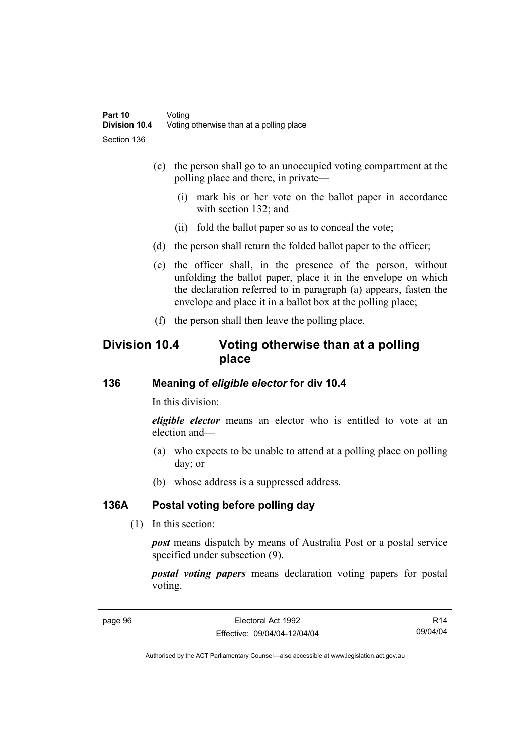(c) the person shall go to an unoccupied voting compartment at the polling place and there, in private—

  (i) mark his or her vote on the ballot paper in accordance with section 132; and

  (ii) fold the ballot paper so as to conceal the vote;

(d) the person shall return the folded ballot paper to the officer;

(e) the officer shall, in the presence of the person, without unfolding the ballot paper, place it in the envelope on which the declaration referred to in paragraph (a) appears, fasten the envelope and place it in a ballot box at the polling place;

(f) the person shall then leave the polling place.

## Division 10.4 Voting otherwise than at a polling place

### 136 Meaning of *eligible elector* for div 10.4

In this division:

***eligible elector*** means an elector who is entitled to vote at an election and—

(a) who expects to be unable to attend at a polling place on polling day; or

(b) whose address is a suppressed address.

### 136A Postal voting before polling day

(1) In this section:

***post*** means dispatch by means of Australia Post or a postal service specified under subsection (9).

***postal voting papers*** means declaration voting papers for postal voting.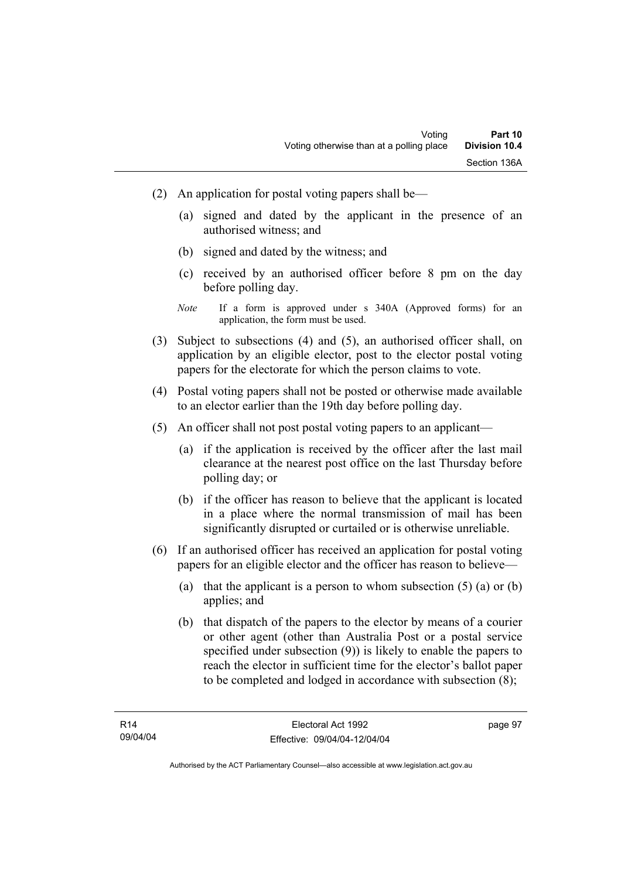(2) An application for postal voting papers shall be—

(a) signed and dated by the applicant in the presence of an authorised witness; and

(b) signed and dated by the witness; and

(c) received by an authorised officer before 8 pm on the day before polling day.

*Note* If a form is approved under s 340A (Approved forms) for an application, the form must be used.

(3) Subject to subsections (4) and (5), an authorised officer shall, on application by an eligible elector, post to the elector postal voting papers for the electorate for which the person claims to vote.

(4) Postal voting papers shall not be posted or otherwise made available to an elector earlier than the 19th day before polling day.

(5) An officer shall not post postal voting papers to an applicant—

(a) if the application is received by the officer after the last mail clearance at the nearest post office on the last Thursday before polling day; or

(b) if the officer has reason to believe that the applicant is located in a place where the normal transmission of mail has been significantly disrupted or curtailed or is otherwise unreliable.

(6) If an authorised officer has received an application for postal voting papers for an eligible elector and the officer has reason to believe—

(a) that the applicant is a person to whom subsection (5) (a) or (b) applies; and

(b) that dispatch of the papers to the elector by means of a courier or other agent (other than Australia Post or a postal service specified under subsection (9)) is likely to enable the papers to reach the elector in sufficient time for the elector's ballot paper to be completed and lodged in accordance with subsection (8);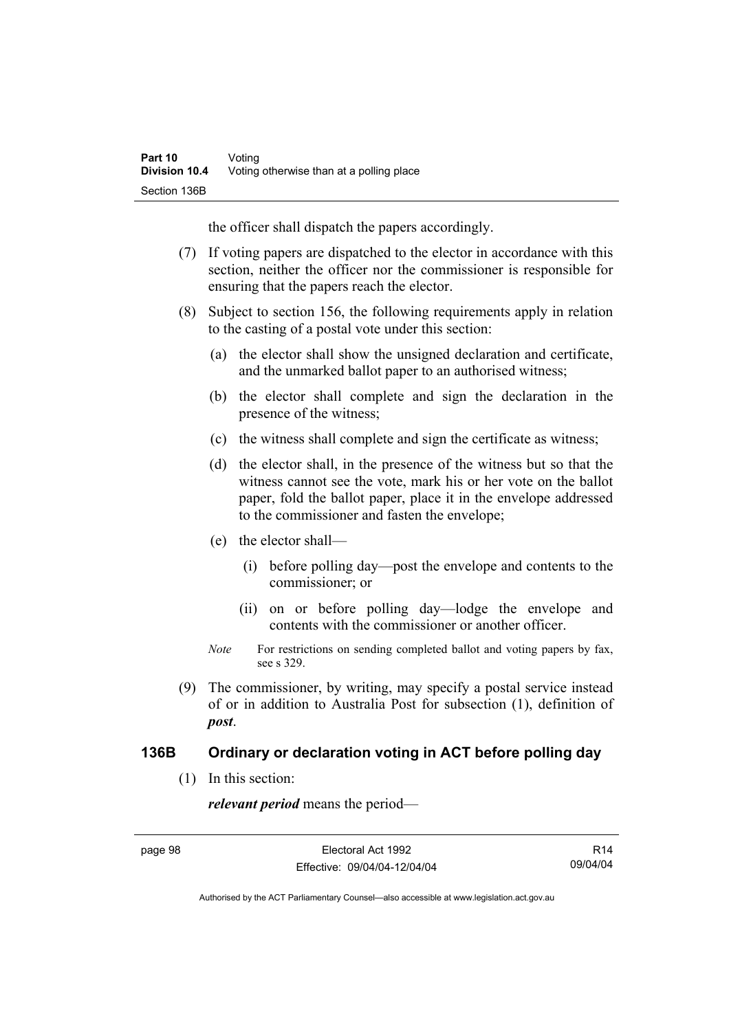the officer shall dispatch the papers accordingly.

(7) If voting papers are dispatched to the elector in accordance with this section, neither the officer nor the commissioner is responsible for ensuring that the papers reach the elector.

(8) Subject to section 156, the following requirements apply in relation to the casting of a postal vote under this section:

(a) the elector shall show the unsigned declaration and certificate, and the unmarked ballot paper to an authorised witness;

(b) the elector shall complete and sign the declaration in the presence of the witness;

(c) the witness shall complete and sign the certificate as witness;

(d) the elector shall, in the presence of the witness but so that the witness cannot see the vote, mark his or her vote on the ballot paper, fold the ballot paper, place it in the envelope addressed to the commissioner and fasten the envelope;

(e) the elector shall—

(i) before polling day—post the envelope and contents to the commissioner; or

(ii) on or before polling day—lodge the envelope and contents with the commissioner or another officer.

*Note* For restrictions on sending completed ballot and voting papers by fax, see s 329.

(9) The commissioner, by writing, may specify a postal service instead of or in addition to Australia Post for subsection (1), definition of ***post***.

## 136B Ordinary or declaration voting in ACT before polling day

(1) In this section:

***relevant period*** means the period—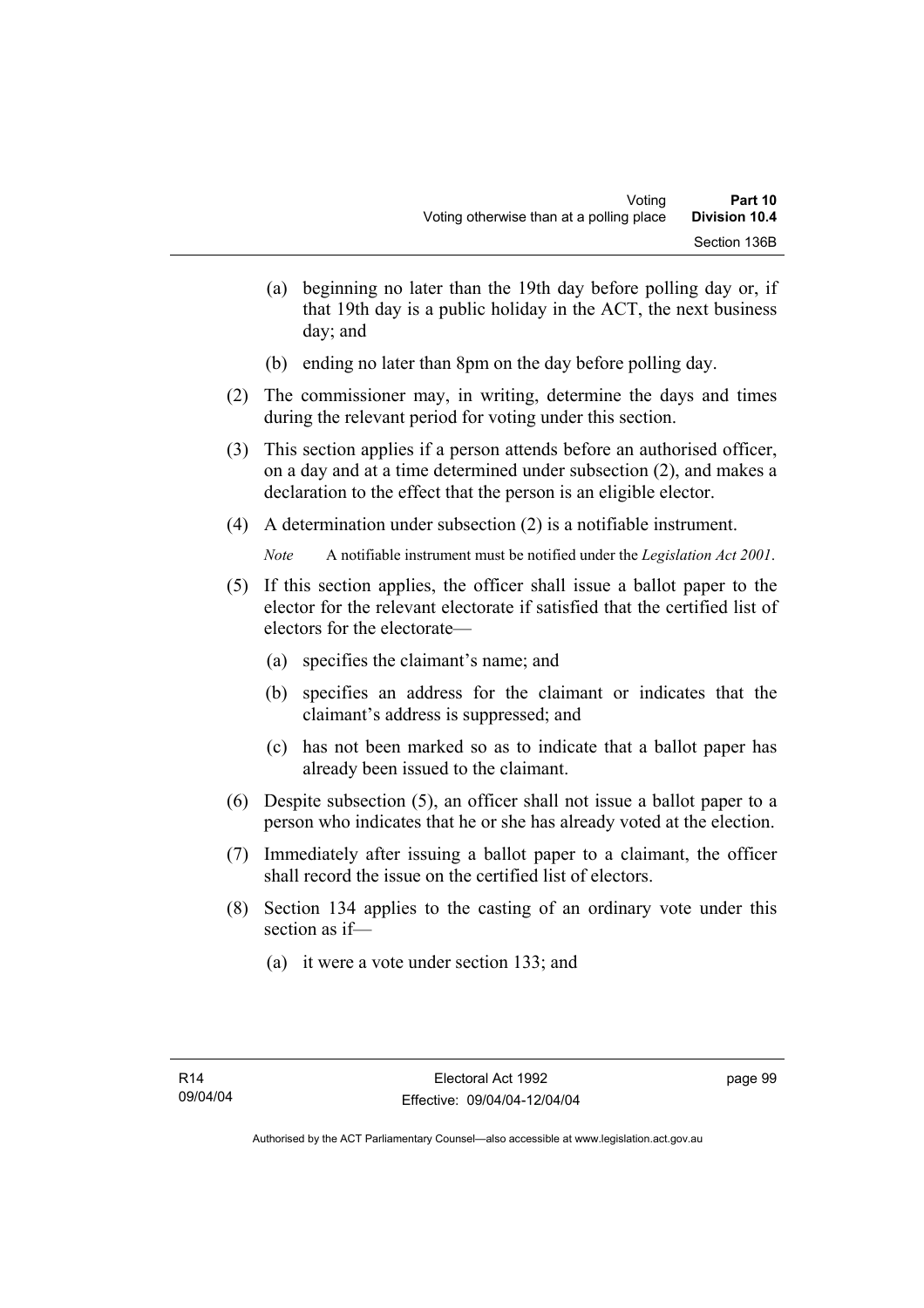(a) beginning no later than the 19th day before polling day or, if that 19th day is a public holiday in the ACT, the next business day; and

(b) ending no later than 8pm on the day before polling day.

(2) The commissioner may, in writing, determine the days and times during the relevant period for voting under this section.

(3) This section applies if a person attends before an authorised officer, on a day and at a time determined under subsection (2), and makes a declaration to the effect that the person is an eligible elector.

(4) A determination under subsection (2) is a notifiable instrument.

*Note* A notifiable instrument must be notified under the *Legislation Act 2001*.

(5) If this section applies, the officer shall issue a ballot paper to the elector for the relevant electorate if satisfied that the certified list of electors for the electorate—

(a) specifies the claimant's name; and

(b) specifies an address for the claimant or indicates that the claimant's address is suppressed; and

(c) has not been marked so as to indicate that a ballot paper has already been issued to the claimant.

(6) Despite subsection (5), an officer shall not issue a ballot paper to a person who indicates that he or she has already voted at the election.

(7) Immediately after issuing a ballot paper to a claimant, the officer shall record the issue on the certified list of electors.

(8) Section 134 applies to the casting of an ordinary vote under this section as if—

(a) it were a vote under section 133; and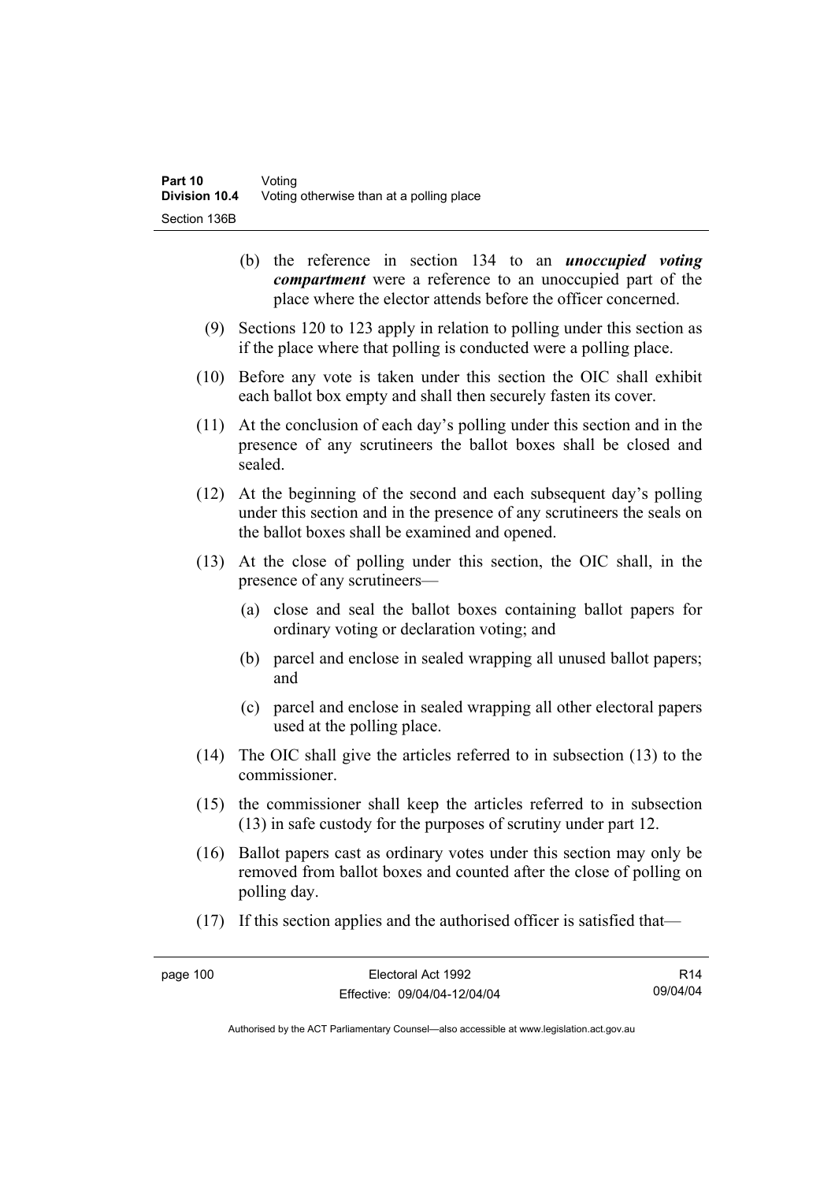(b) the reference in section 134 to an ***unoccupied voting compartment*** were a reference to an unoccupied part of the place where the elector attends before the officer concerned.

(9) Sections 120 to 123 apply in relation to polling under this section as if the place where that polling is conducted were a polling place.

(10) Before any vote is taken under this section the OIC shall exhibit each ballot box empty and shall then securely fasten its cover.

(11) At the conclusion of each day's polling under this section and in the presence of any scrutineers the ballot boxes shall be closed and sealed.

(12) At the beginning of the second and each subsequent day's polling under this section and in the presence of any scrutineers the seals on the ballot boxes shall be examined and opened.

(13) At the close of polling under this section, the OIC shall, in the presence of any scrutineers—

(a) close and seal the ballot boxes containing ballot papers for ordinary voting or declaration voting; and

(b) parcel and enclose in sealed wrapping all unused ballot papers; and

(c) parcel and enclose in sealed wrapping all other electoral papers used at the polling place.

(14) The OIC shall give the articles referred to in subsection (13) to the commissioner.

(15) the commissioner shall keep the articles referred to in subsection (13) in safe custody for the purposes of scrutiny under part 12.

(16) Ballot papers cast as ordinary votes under this section may only be removed from ballot boxes and counted after the close of polling on polling day.

(17) If this section applies and the authorised officer is satisfied that—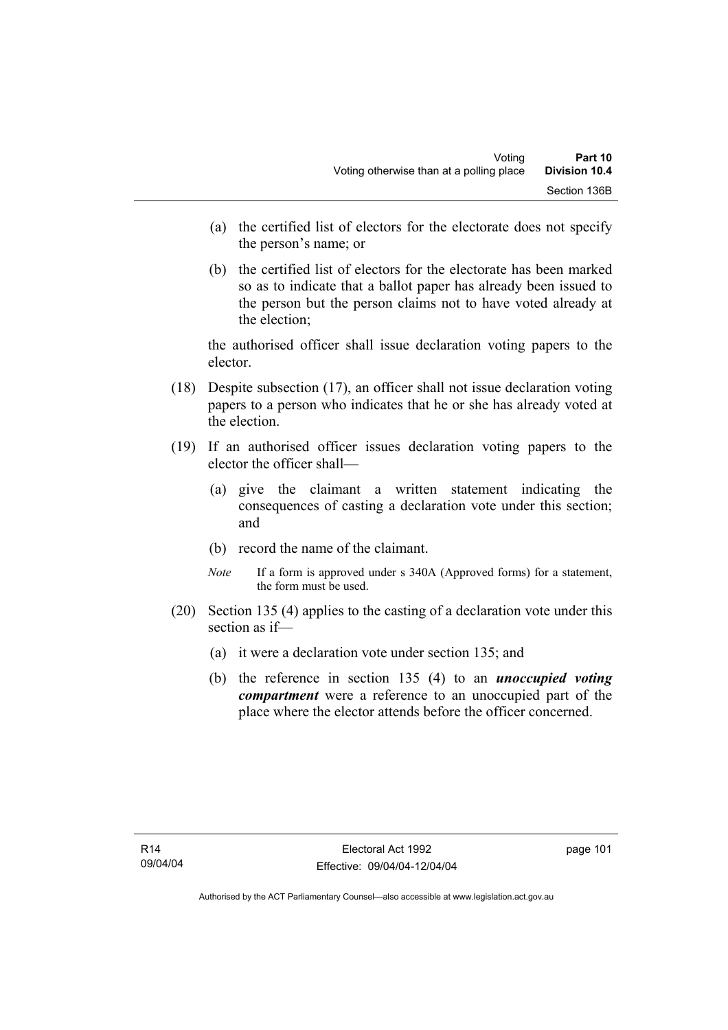(a) the certified list of electors for the electorate does not specify the person's name; or

(b) the certified list of electors for the electorate has been marked so as to indicate that a ballot paper has already been issued to the person but the person claims not to have voted already at the election;

the authorised officer shall issue declaration voting papers to the elector.

(18) Despite subsection (17), an officer shall not issue declaration voting papers to a person who indicates that he or she has already voted at the election.

(19) If an authorised officer issues declaration voting papers to the elector the officer shall—

(a) give the claimant a written statement indicating the consequences of casting a declaration vote under this section; and

(b) record the name of the claimant.

*Note* If a form is approved under s 340A (Approved forms) for a statement, the form must be used.

(20) Section 135 (4) applies to the casting of a declaration vote under this section as if—

(a) it were a declaration vote under section 135; and

(b) the reference in section 135 (4) to an ***unoccupied voting compartment*** were a reference to an unoccupied part of the place where the elector attends before the officer concerned.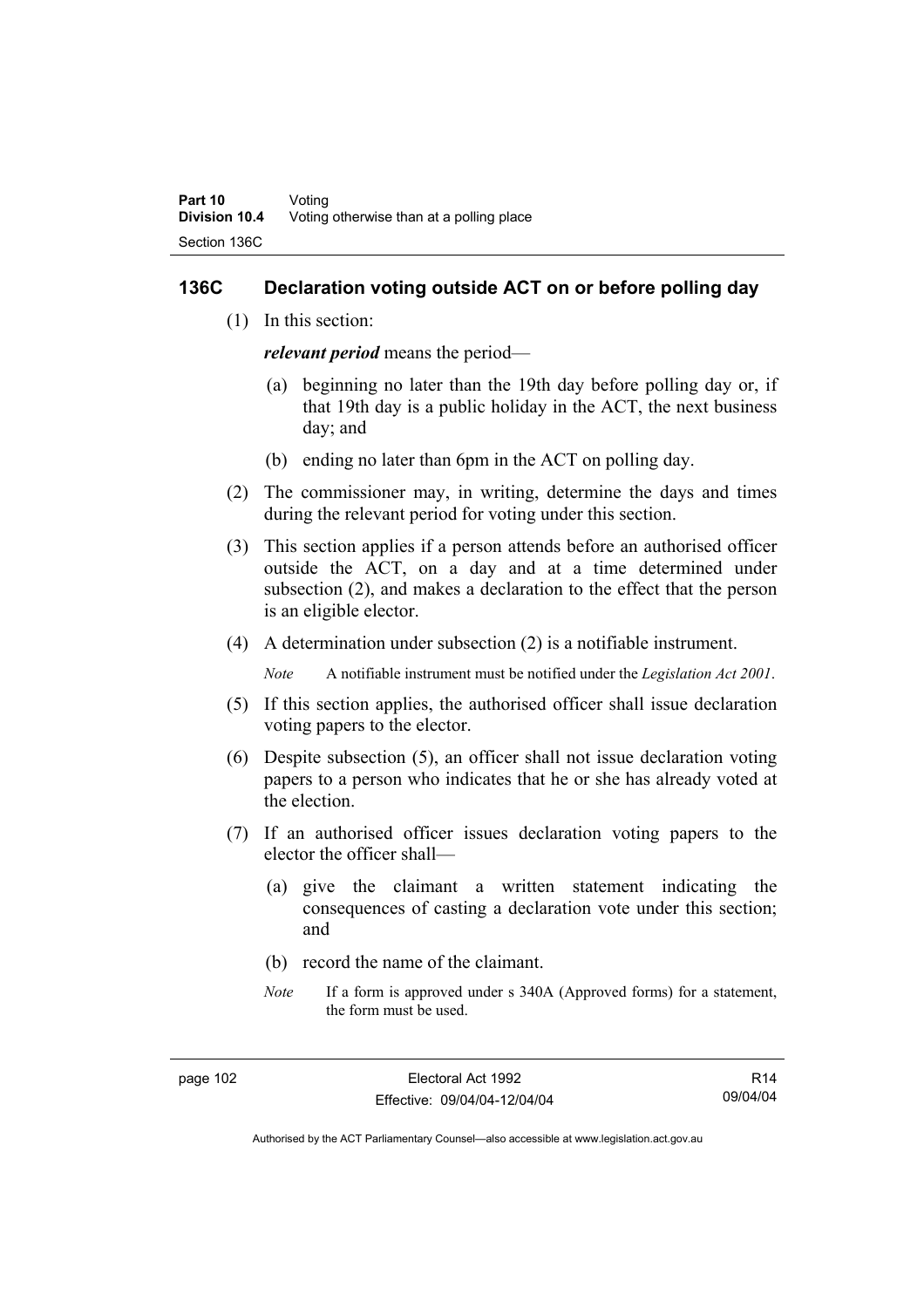## 136C Declaration voting outside ACT on or before polling day

(1) In this section:

***relevant period*** means the period—

(a) beginning no later than the 19th day before polling day or, if that 19th day is a public holiday in the ACT, the next business day; and

(b) ending no later than 6pm in the ACT on polling day.

(2) The commissioner may, in writing, determine the days and times during the relevant period for voting under this section.

(3) This section applies if a person attends before an authorised officer outside the ACT, on a day and at a time determined under subsection (2), and makes a declaration to the effect that the person is an eligible elector.

(4) A determination under subsection (2) is a notifiable instrument.

*Note* A notifiable instrument must be notified under the *Legislation Act 2001*.

(5) If this section applies, the authorised officer shall issue declaration voting papers to the elector.

(6) Despite subsection (5), an officer shall not issue declaration voting papers to a person who indicates that he or she has already voted at the election.

(7) If an authorised officer issues declaration voting papers to the elector the officer shall—

(a) give the claimant a written statement indicating the consequences of casting a declaration vote under this section; and

(b) record the name of the claimant.

*Note* If a form is approved under s 340A (Approved forms) for a statement, the form must be used.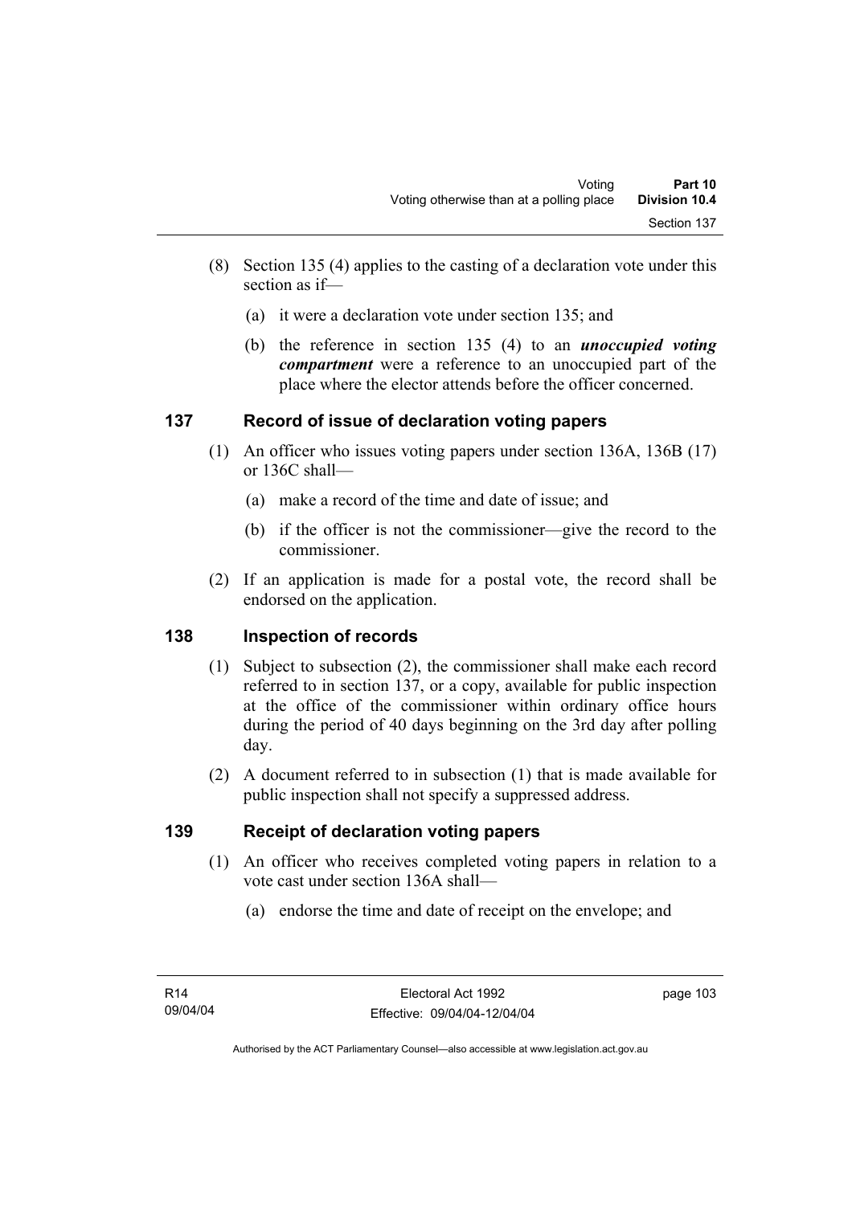(8) Section 135 (4) applies to the casting of a declaration vote under this section as if—

   (a) it were a declaration vote under section 135; and

   (b) the reference in section 135 (4) to an ***unoccupied voting compartment*** were a reference to an unoccupied part of the place where the elector attends before the officer concerned.

## 137 Record of issue of declaration voting papers

(1) An officer who issues voting papers under section 136A, 136B (17) or 136C shall—

   (a) make a record of the time and date of issue; and

   (b) if the officer is not the commissioner—give the record to the commissioner.

(2) If an application is made for a postal vote, the record shall be endorsed on the application.

## 138 Inspection of records

(1) Subject to subsection (2), the commissioner shall make each record referred to in section 137, or a copy, available for public inspection at the office of the commissioner within ordinary office hours during the period of 40 days beginning on the 3rd day after polling day.

(2) A document referred to in subsection (1) that is made available for public inspection shall not specify a suppressed address.

## 139 Receipt of declaration voting papers

(1) An officer who receives completed voting papers in relation to a vote cast under section 136A shall—

   (a) endorse the time and date of receipt on the envelope; and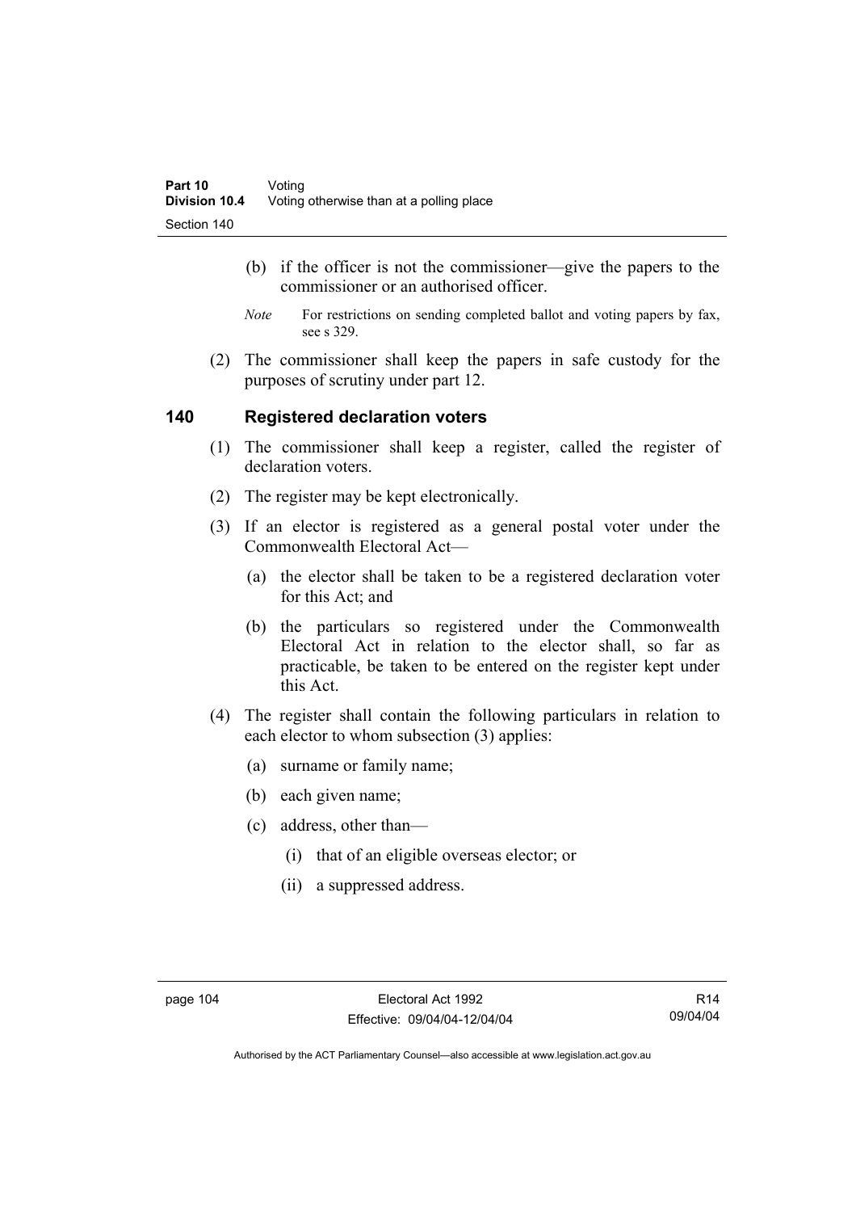(b) if the officer is not the commissioner—give the papers to the commissioner or an authorised officer.

*Note* For restrictions on sending completed ballot and voting papers by fax, see s 329.

(2) The commissioner shall keep the papers in safe custody for the purposes of scrutiny under part 12.

## 140 Registered declaration voters

(1) The commissioner shall keep a register, called the register of declaration voters.

(2) The register may be kept electronically.

(3) If an elector is registered as a general postal voter under the Commonwealth Electoral Act—

(a) the elector shall be taken to be a registered declaration voter for this Act; and

(b) the particulars so registered under the Commonwealth Electoral Act in relation to the elector shall, so far as practicable, be taken to be entered on the register kept under this Act.

(4) The register shall contain the following particulars in relation to each elector to whom subsection (3) applies:

(a) surname or family name;

(b) each given name;

(c) address, other than—

(i) that of an eligible overseas elector; or

(ii) a suppressed address.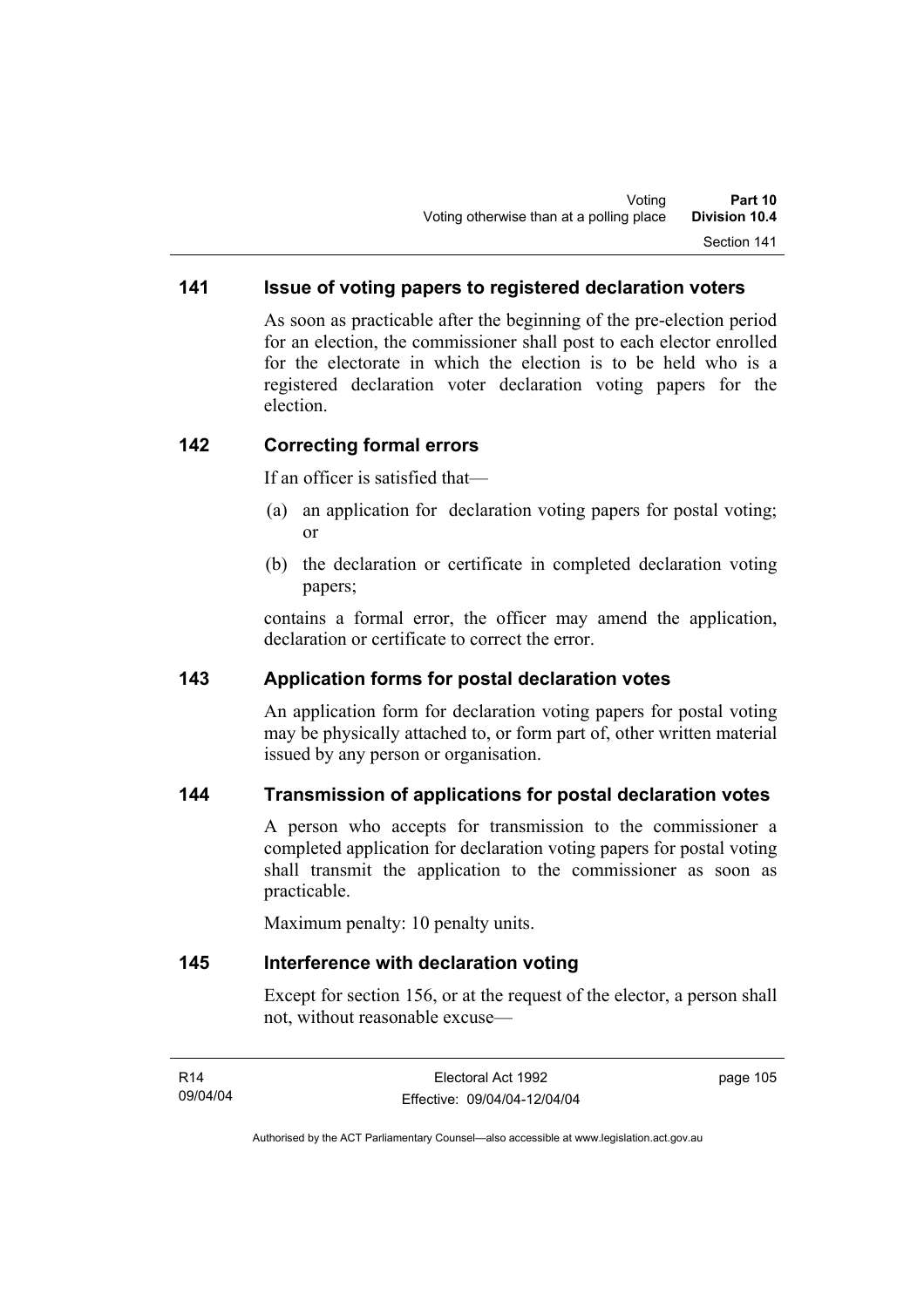## 141 Issue of voting papers to registered declaration voters

As soon as practicable after the beginning of the pre-election period for an election, the commissioner shall post to each elector enrolled for the electorate in which the election is to be held who is a registered declaration voter declaration voting papers for the election.

## 142 Correcting formal errors

If an officer is satisfied that—

(a) an application for declaration voting papers for postal voting; or

(b) the declaration or certificate in completed declaration voting papers;

contains a formal error, the officer may amend the application, declaration or certificate to correct the error.

## 143 Application forms for postal declaration votes

An application form for declaration voting papers for postal voting may be physically attached to, or form part of, other written material issued by any person or organisation.

## 144 Transmission of applications for postal declaration votes

A person who accepts for transmission to the commissioner a completed application for declaration voting papers for postal voting shall transmit the application to the commissioner as soon as practicable.

Maximum penalty: 10 penalty units.

## 145 Interference with declaration voting

Except for section 156, or at the request of the elector, a person shall not, without reasonable excuse—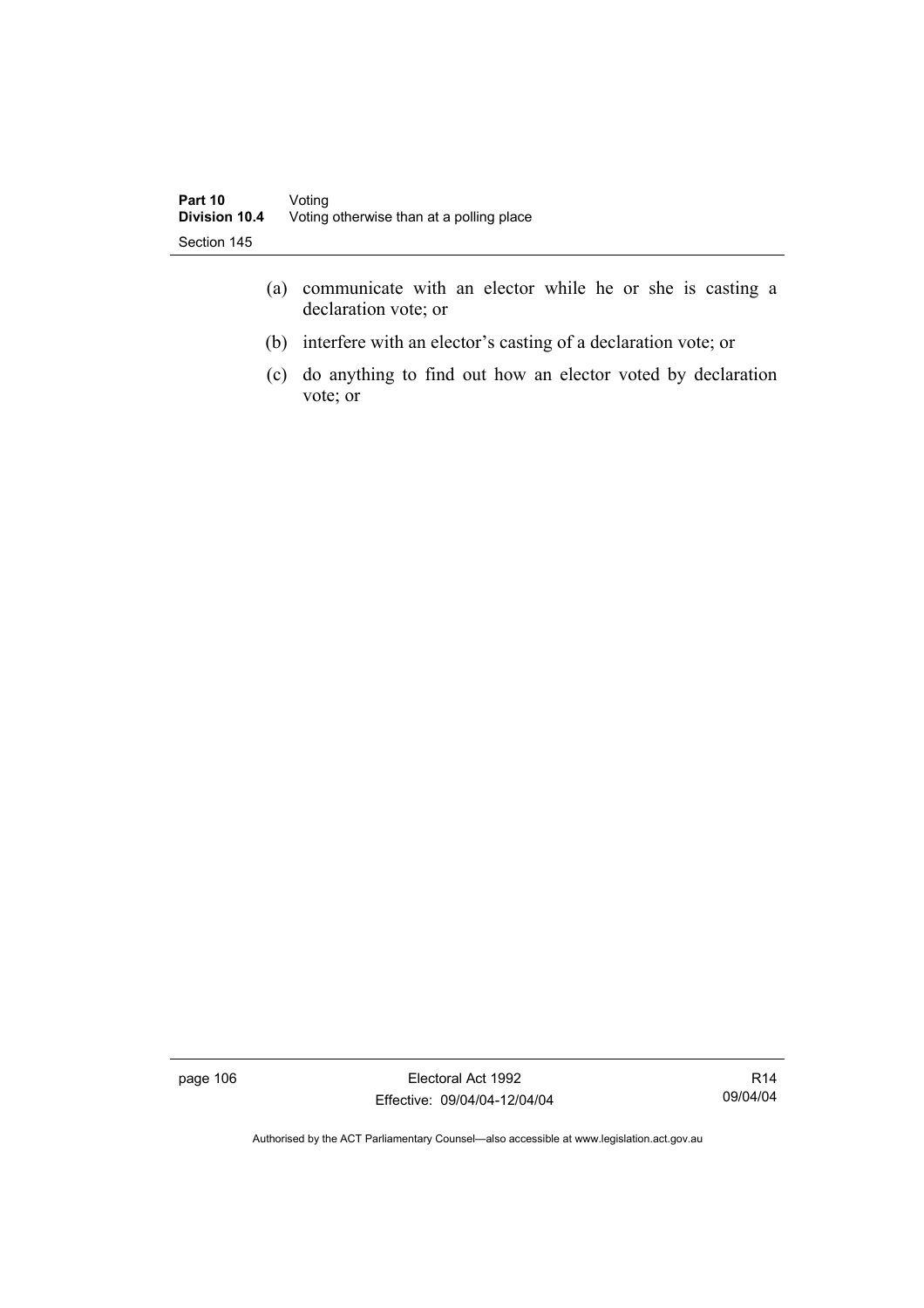(a) communicate with an elector while he or she is casting a declaration vote; or

(b) interfere with an elector's casting of a declaration vote; or

(c) do anything to find out how an elector voted by declaration vote; or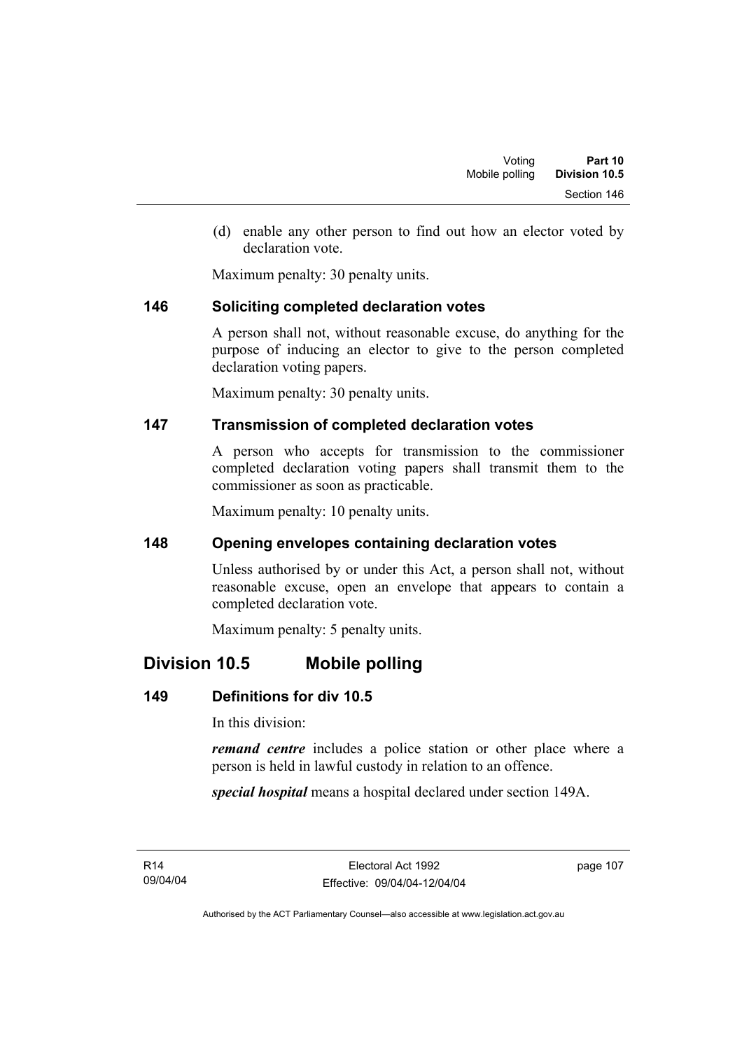(d) enable any other person to find out how an elector voted by declaration vote.

Maximum penalty: 30 penalty units.

### 146 Soliciting completed declaration votes

A person shall not, without reasonable excuse, do anything for the purpose of inducing an elector to give to the person completed declaration voting papers.

Maximum penalty: 30 penalty units.

### 147 Transmission of completed declaration votes

A person who accepts for transmission to the commissioner completed declaration voting papers shall transmit them to the commissioner as soon as practicable.

Maximum penalty: 10 penalty units.

### 148 Opening envelopes containing declaration votes

Unless authorised by or under this Act, a person shall not, without reasonable excuse, open an envelope that appears to contain a completed declaration vote.

Maximum penalty: 5 penalty units.

## Division 10.5 Mobile polling

### 149 Definitions for div 10.5

In this division:

***remand centre*** includes a police station or other place where a person is held in lawful custody in relation to an offence.

***special hospital*** means a hospital declared under section 149A.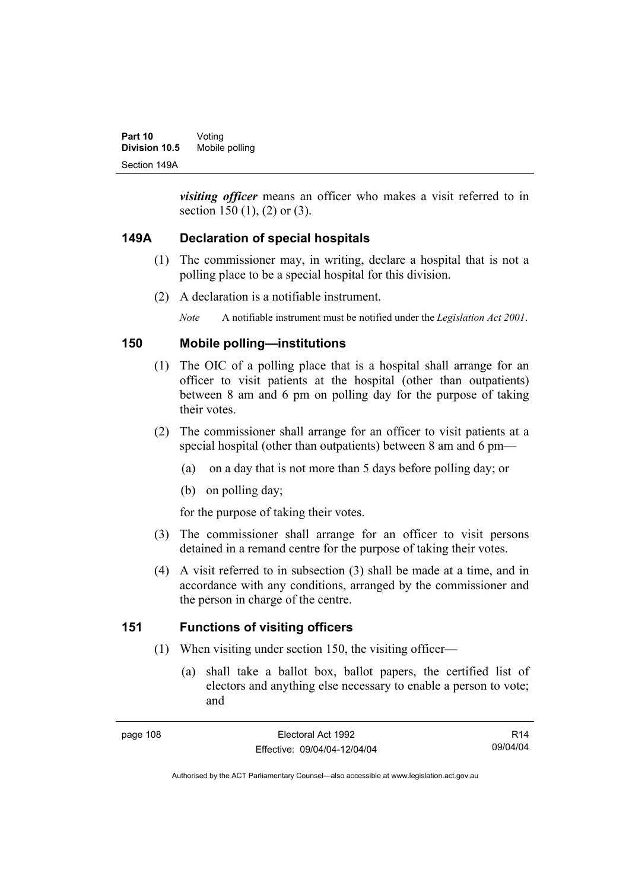***visiting officer*** means an officer who makes a visit referred to in section 150 (1), (2) or (3).

### 149A Declaration of special hospitals

(1) The commissioner may, in writing, declare a hospital that is not a polling place to be a special hospital for this division.

(2) A declaration is a notifiable instrument.

*Note* A notifiable instrument must be notified under the *Legislation Act 2001*.

### 150 Mobile polling—institutions

(1) The OIC of a polling place that is a hospital shall arrange for an officer to visit patients at the hospital (other than outpatients) between 8 am and 6 pm on polling day for the purpose of taking their votes.

(2) The commissioner shall arrange for an officer to visit patients at a special hospital (other than outpatients) between 8 am and 6 pm—

(a) on a day that is not more than 5 days before polling day; or

(b) on polling day;

for the purpose of taking their votes.

(3) The commissioner shall arrange for an officer to visit persons detained in a remand centre for the purpose of taking their votes.

(4) A visit referred to in subsection (3) shall be made at a time, and in accordance with any conditions, arranged by the commissioner and the person in charge of the centre.

### 151 Functions of visiting officers

(1) When visiting under section 150, the visiting officer—

(a) shall take a ballot box, ballot papers, the certified list of electors and anything else necessary to enable a person to vote; and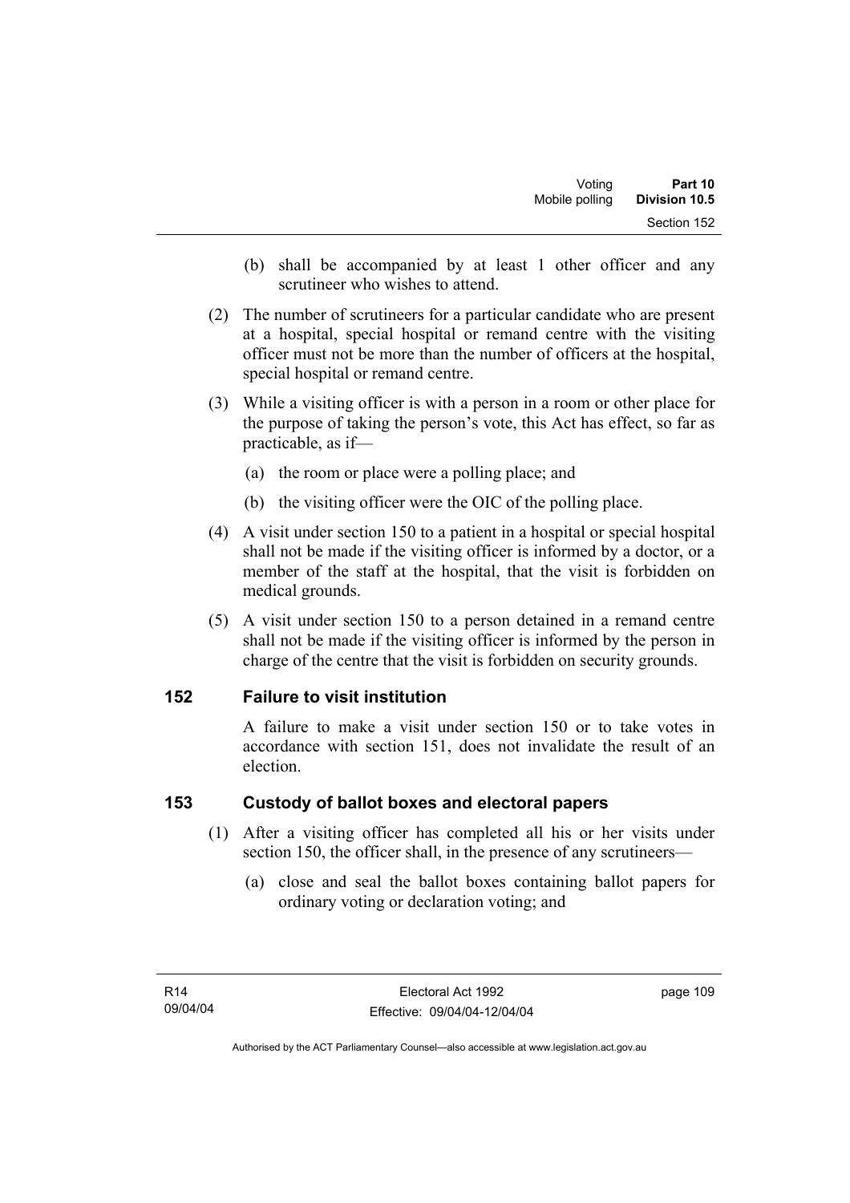(b) shall be accompanied by at least 1 other officer and any scrutineer who wishes to attend.

(2) The number of scrutineers for a particular candidate who are present at a hospital, special hospital or remand centre with the visiting officer must not be more than the number of officers at the hospital, special hospital or remand centre.

(3) While a visiting officer is with a person in a room or other place for the purpose of taking the person's vote, this Act has effect, so far as practicable, as if—

(a) the room or place were a polling place; and

(b) the visiting officer were the OIC of the polling place.

(4) A visit under section 150 to a patient in a hospital or special hospital shall not be made if the visiting officer is informed by a doctor, or a member of the staff at the hospital, that the visit is forbidden on medical grounds.

(5) A visit under section 150 to a person detained in a remand centre shall not be made if the visiting officer is informed by the person in charge of the centre that the visit is forbidden on security grounds.

## 152 Failure to visit institution

A failure to make a visit under section 150 or to take votes in accordance with section 151, does not invalidate the result of an election.

## 153 Custody of ballot boxes and electoral papers

(1) After a visiting officer has completed all his or her visits under section 150, the officer shall, in the presence of any scrutineers—

(a) close and seal the ballot boxes containing ballot papers for ordinary voting or declaration voting; and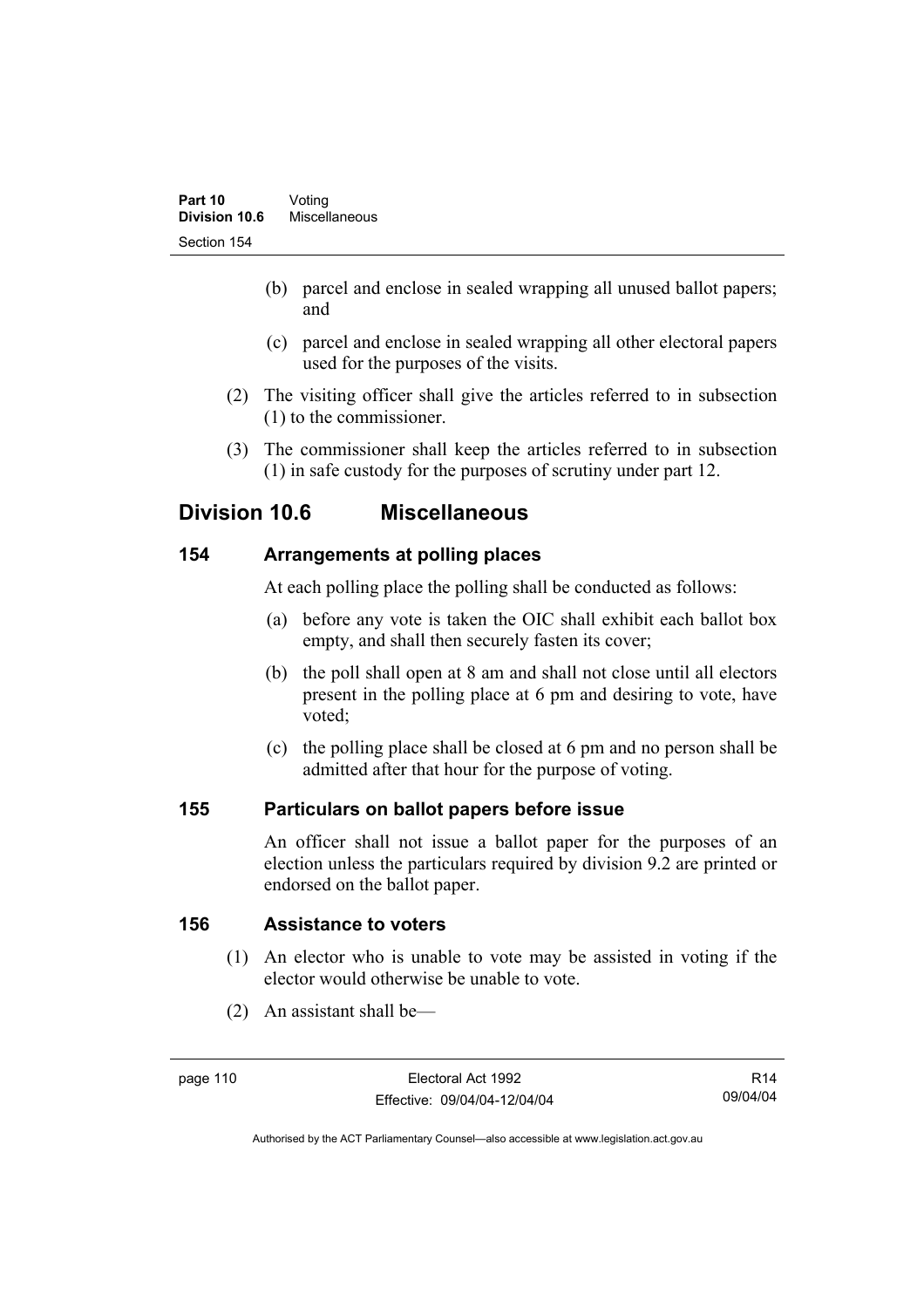(b) parcel and enclose in sealed wrapping all unused ballot papers; and

(c) parcel and enclose in sealed wrapping all other electoral papers used for the purposes of the visits.

(2) The visiting officer shall give the articles referred to in subsection (1) to the commissioner.

(3) The commissioner shall keep the articles referred to in subsection (1) in safe custody for the purposes of scrutiny under part 12.

## Division 10.6 Miscellaneous

### 154 Arrangements at polling places

At each polling place the polling shall be conducted as follows:

(a) before any vote is taken the OIC shall exhibit each ballot box empty, and shall then securely fasten its cover;

(b) the poll shall open at 8 am and shall not close until all electors present in the polling place at 6 pm and desiring to vote, have voted;

(c) the polling place shall be closed at 6 pm and no person shall be admitted after that hour for the purpose of voting.

### 155 Particulars on ballot papers before issue

An officer shall not issue a ballot paper for the purposes of an election unless the particulars required by division 9.2 are printed or endorsed on the ballot paper.

### 156 Assistance to voters

(1) An elector who is unable to vote may be assisted in voting if the elector would otherwise be unable to vote.

(2) An assistant shall be—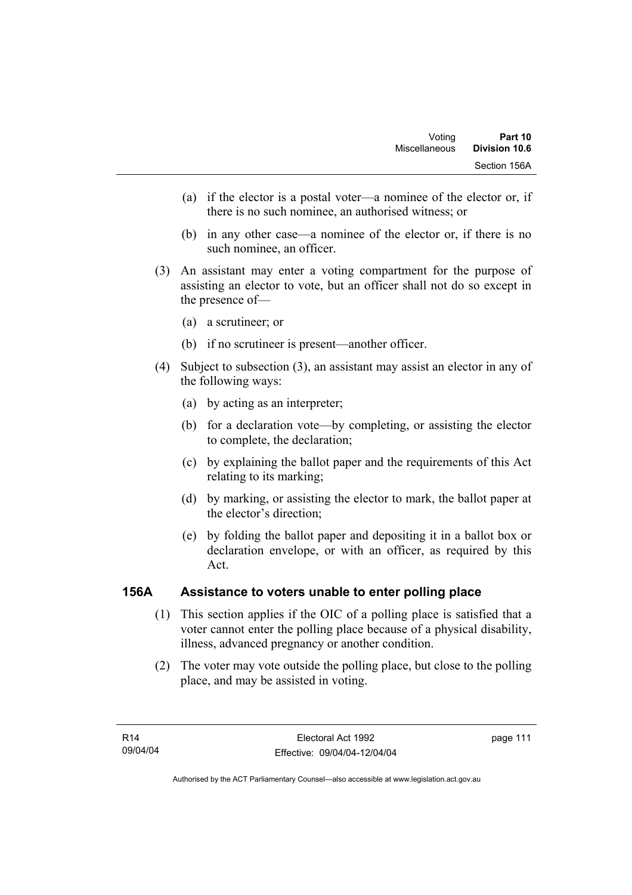(a) if the elector is a postal voter—a nominee of the elector or, if there is no such nominee, an authorised witness; or

(b) in any other case—a nominee of the elector or, if there is no such nominee, an officer.

(3) An assistant may enter a voting compartment for the purpose of assisting an elector to vote, but an officer shall not do so except in the presence of—

(a) a scrutineer; or

(b) if no scrutineer is present—another officer.

(4) Subject to subsection (3), an assistant may assist an elector in any of the following ways:

(a) by acting as an interpreter;

(b) for a declaration vote—by completing, or assisting the elector to complete, the declaration;

(c) by explaining the ballot paper and the requirements of this Act relating to its marking;

(d) by marking, or assisting the elector to mark, the ballot paper at the elector's direction;

(e) by folding the ballot paper and depositing it in a ballot box or declaration envelope, or with an officer, as required by this Act.

## 156A Assistance to voters unable to enter polling place

(1) This section applies if the OIC of a polling place is satisfied that a voter cannot enter the polling place because of a physical disability, illness, advanced pregnancy or another condition.

(2) The voter may vote outside the polling place, but close to the polling place, and may be assisted in voting.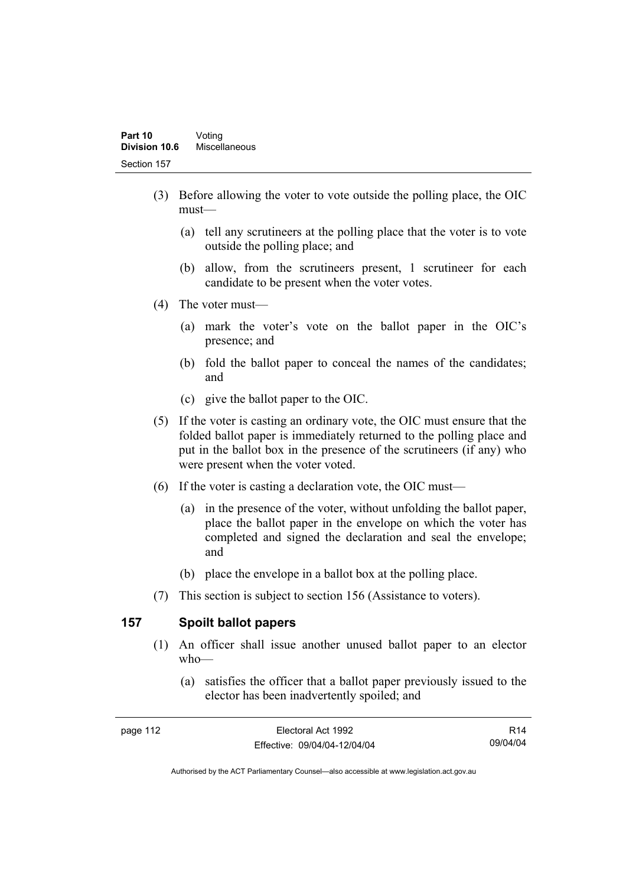(3) Before allowing the voter to vote outside the polling place, the OIC must—

   (a) tell any scrutineers at the polling place that the voter is to vote outside the polling place; and

   (b) allow, from the scrutineers present, 1 scrutineer for each candidate to be present when the voter votes.

(4) The voter must—

   (a) mark the voter's vote on the ballot paper in the OIC's presence; and

   (b) fold the ballot paper to conceal the names of the candidates; and

   (c) give the ballot paper to the OIC.

(5) If the voter is casting an ordinary vote, the OIC must ensure that the folded ballot paper is immediately returned to the polling place and put in the ballot box in the presence of the scrutineers (if any) who were present when the voter voted.

(6) If the voter is casting a declaration vote, the OIC must—

   (a) in the presence of the voter, without unfolding the ballot paper, place the ballot paper in the envelope on which the voter has completed and signed the declaration and seal the envelope; and

   (b) place the envelope in a ballot box at the polling place.

(7) This section is subject to section 156 (Assistance to voters).

## 157 Spoilt ballot papers

(1) An officer shall issue another unused ballot paper to an elector who—

   (a) satisfies the officer that a ballot paper previously issued to the elector has been inadvertently spoiled; and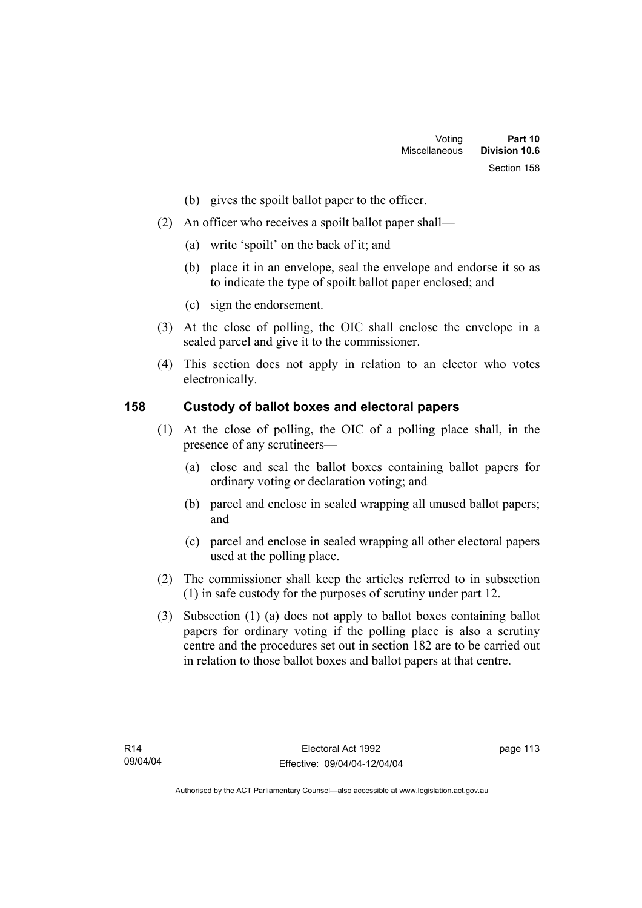(b) gives the spoilt ballot paper to the officer.

(2) An officer who receives a spoilt ballot paper shall—

(a) write 'spoilt' on the back of it; and

(b) place it in an envelope, seal the envelope and endorse it so as to indicate the type of spoilt ballot paper enclosed; and

(c) sign the endorsement.

(3) At the close of polling, the OIC shall enclose the envelope in a sealed parcel and give it to the commissioner.

(4) This section does not apply in relation to an elector who votes electronically.

## 158 Custody of ballot boxes and electoral papers

(1) At the close of polling, the OIC of a polling place shall, in the presence of any scrutineers—

(a) close and seal the ballot boxes containing ballot papers for ordinary voting or declaration voting; and

(b) parcel and enclose in sealed wrapping all unused ballot papers; and

(c) parcel and enclose in sealed wrapping all other electoral papers used at the polling place.

(2) The commissioner shall keep the articles referred to in subsection (1) in safe custody for the purposes of scrutiny under part 12.

(3) Subsection (1) (a) does not apply to ballot boxes containing ballot papers for ordinary voting if the polling place is also a scrutiny centre and the procedures set out in section 182 are to be carried out in relation to those ballot boxes and ballot papers at that centre.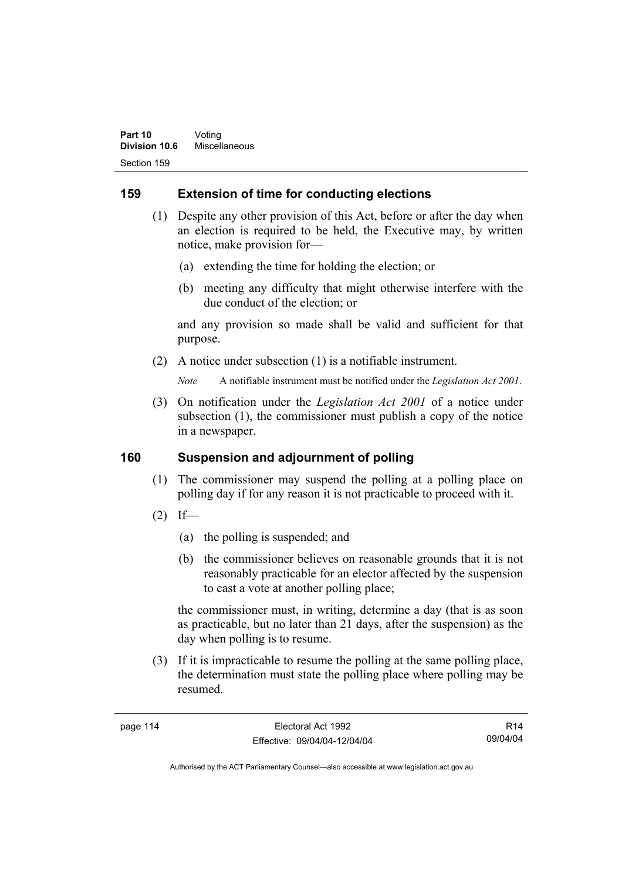## 159 Extension of time for conducting elections

(1) Despite any other provision of this Act, before or after the day when an election is required to be held, the Executive may, by written notice, make provision for—

(a) extending the time for holding the election; or

(b) meeting any difficulty that might otherwise interfere with the due conduct of the election; or

and any provision so made shall be valid and sufficient for that purpose.

(2) A notice under subsection (1) is a notifiable instrument.

*Note* A notifiable instrument must be notified under the *Legislation Act 2001*.

(3) On notification under the *Legislation Act 2001* of a notice under subsection (1), the commissioner must publish a copy of the notice in a newspaper.

## 160 Suspension and adjournment of polling

(1) The commissioner may suspend the polling at a polling place on polling day if for any reason it is not practicable to proceed with it.

(2) If—

(a) the polling is suspended; and

(b) the commissioner believes on reasonable grounds that it is not reasonably practicable for an elector affected by the suspension to cast a vote at another polling place;

the commissioner must, in writing, determine a day (that is as soon as practicable, but no later than 21 days, after the suspension) as the day when polling is to resume.

(3) If it is impracticable to resume the polling at the same polling place, the determination must state the polling place where polling may be resumed.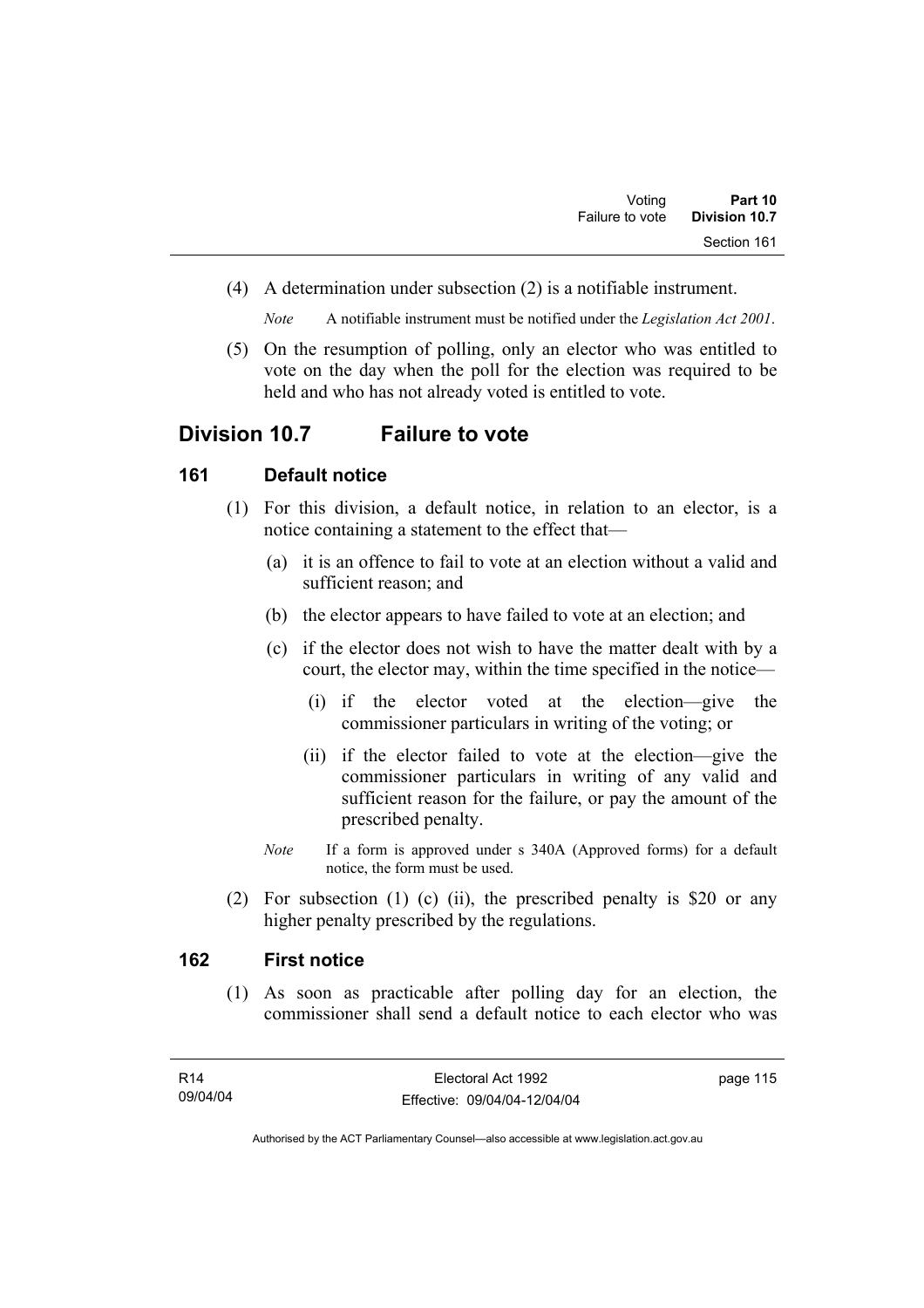(4) A determination under subsection (2) is a notifiable instrument.

*Note* A notifiable instrument must be notified under the *Legislation Act 2001*.

(5) On the resumption of polling, only an elector who was entitled to vote on the day when the poll for the election was required to be held and who has not already voted is entitled to vote.

## Division 10.7 Failure to vote

### 161 Default notice

(1) For this division, a default notice, in relation to an elector, is a notice containing a statement to the effect that—

(a) it is an offence to fail to vote at an election without a valid and sufficient reason; and

(b) the elector appears to have failed to vote at an election; and

(c) if the elector does not wish to have the matter dealt with by a court, the elector may, within the time specified in the notice—

(i) if the elector voted at the election—give the commissioner particulars in writing of the voting; or

(ii) if the elector failed to vote at the election—give the commissioner particulars in writing of any valid and sufficient reason for the failure, or pay the amount of the prescribed penalty.

*Note* If a form is approved under s 340A (Approved forms) for a default notice, the form must be used.

(2) For subsection (1) (c) (ii), the prescribed penalty is $20 or any higher penalty prescribed by the regulations.

### 162 First notice

(1) As soon as practicable after polling day for an election, the commissioner shall send a default notice to each elector who was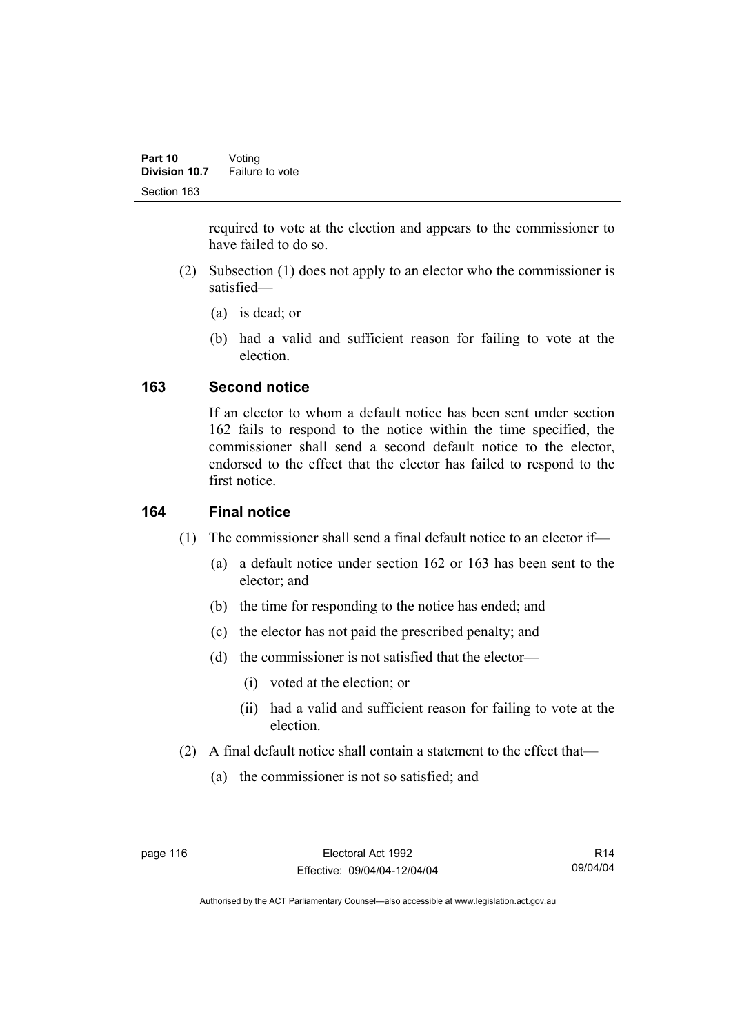required to vote at the election and appears to the commissioner to have failed to do so.

(2) Subsection (1) does not apply to an elector who the commissioner is satisfied—

(a) is dead; or

(b) had a valid and sufficient reason for failing to vote at the election.

### 163 Second notice

If an elector to whom a default notice has been sent under section 162 fails to respond to the notice within the time specified, the commissioner shall send a second default notice to the elector, endorsed to the effect that the elector has failed to respond to the first notice.

### 164 Final notice

(1) The commissioner shall send a final default notice to an elector if—

(a) a default notice under section 162 or 163 has been sent to the elector; and

(b) the time for responding to the notice has ended; and

(c) the elector has not paid the prescribed penalty; and

(d) the commissioner is not satisfied that the elector—

(i) voted at the election; or

(ii) had a valid and sufficient reason for failing to vote at the election.

(2) A final default notice shall contain a statement to the effect that—

(a) the commissioner is not so satisfied; and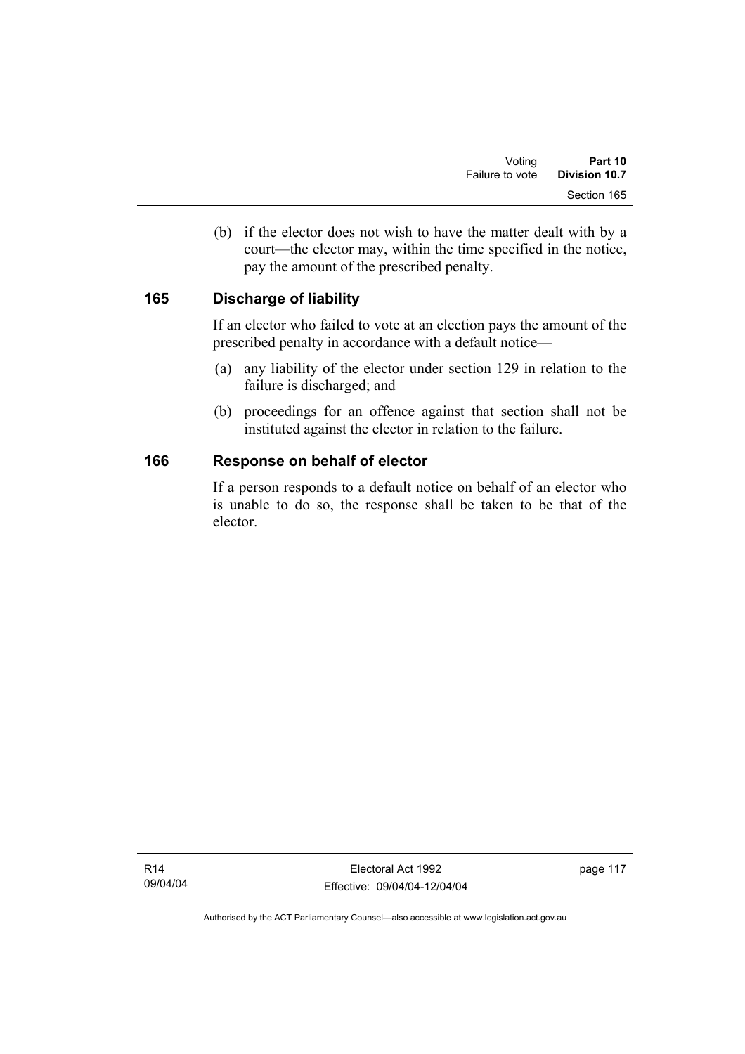(b) if the elector does not wish to have the matter dealt with by a court—the elector may, within the time specified in the notice, pay the amount of the prescribed penalty.

## 165 Discharge of liability

If an elector who failed to vote at an election pays the amount of the prescribed penalty in accordance with a default notice—

(a) any liability of the elector under section 129 in relation to the failure is discharged; and

(b) proceedings for an offence against that section shall not be instituted against the elector in relation to the failure.

## 166 Response on behalf of elector

If a person responds to a default notice on behalf of an elector who is unable to do so, the response shall be taken to be that of the elector.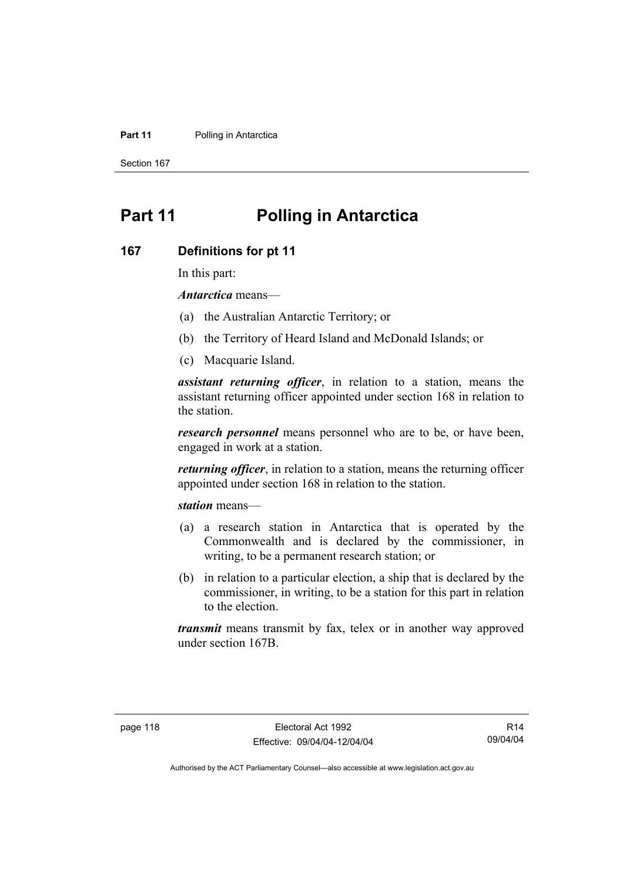# Part 11 Polling in Antarctica

## 167 Definitions for pt 11

In this part:

***Antarctica*** means—

(a) the Australian Antarctic Territory; or

(b) the Territory of Heard Island and McDonald Islands; or

(c) Macquarie Island.

***assistant returning officer***, in relation to a station, means the assistant returning officer appointed under section 168 in relation to the station.

***research personnel*** means personnel who are to be, or have been, engaged in work at a station.

***returning officer***, in relation to a station, means the returning officer appointed under section 168 in relation to the station.

***station*** means—

(a) a research station in Antarctica that is operated by the Commonwealth and is declared by the commissioner, in writing, to be a permanent research station; or

(b) in relation to a particular election, a ship that is declared by the commissioner, in writing, to be a station for this part in relation to the election.

***transmit*** means transmit by fax, telex or in another way approved under section 167B.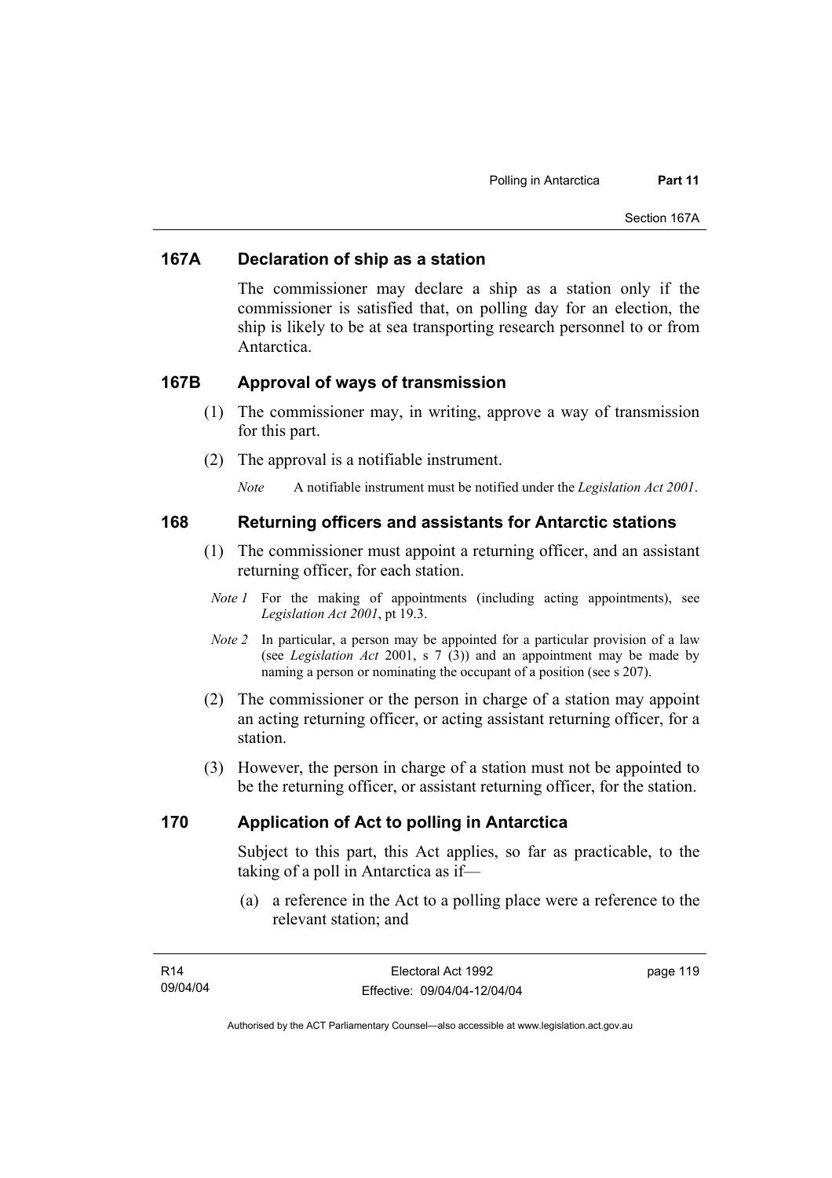## 167A Declaration of ship as a station

The commissioner may declare a ship as a station only if the commissioner is satisfied that, on polling day for an election, the ship is likely to be at sea transporting research personnel to or from Antarctica.

## 167B Approval of ways of transmission

(1) The commissioner may, in writing, approve a way of transmission for this part.

(2) The approval is a notifiable instrument.

*Note* A notifiable instrument must be notified under the *Legislation Act 2001*.

## 168 Returning officers and assistants for Antarctic stations

(1) The commissioner must appoint a returning officer, and an assistant returning officer, for each station.

*Note 1* For the making of appointments (including acting appointments), see *Legislation Act 2001*, pt 19.3.

*Note 2* In particular, a person may be appointed for a particular provision of a law (see *Legislation Act* 2001, s 7 (3)) and an appointment may be made by naming a person or nominating the occupant of a position (see s 207).

(2) The commissioner or the person in charge of a station may appoint an acting returning officer, or acting assistant returning officer, for a station.

(3) However, the person in charge of a station must not be appointed to be the returning officer, or assistant returning officer, for the station.

## 170 Application of Act to polling in Antarctica

Subject to this part, this Act applies, so far as practicable, to the taking of a poll in Antarctica as if—

(a) a reference in the Act to a polling place were a reference to the relevant station; and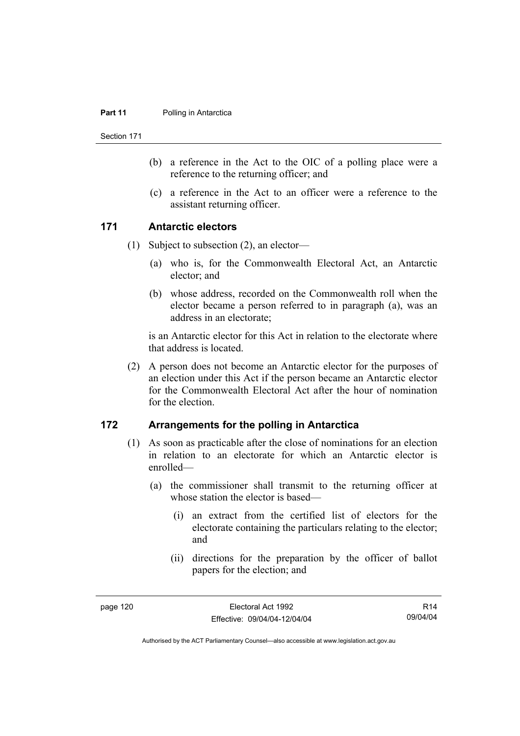(b) a reference in the Act to the OIC of a polling place were a reference to the returning officer; and

(c) a reference in the Act to an officer were a reference to the assistant returning officer.

## 171 Antarctic electors

(1) Subject to subsection (2), an elector—

(a) who is, for the Commonwealth Electoral Act, an Antarctic elector; and

(b) whose address, recorded on the Commonwealth roll when the elector became a person referred to in paragraph (a), was an address in an electorate;

is an Antarctic elector for this Act in relation to the electorate where that address is located.

(2) A person does not become an Antarctic elector for the purposes of an election under this Act if the person became an Antarctic elector for the Commonwealth Electoral Act after the hour of nomination for the election.

## 172 Arrangements for the polling in Antarctica

(1) As soon as practicable after the close of nominations for an election in relation to an electorate for which an Antarctic elector is enrolled—

(a) the commissioner shall transmit to the returning officer at whose station the elector is based—

(i) an extract from the certified list of electors for the electorate containing the particulars relating to the elector; and

(ii) directions for the preparation by the officer of ballot papers for the election; and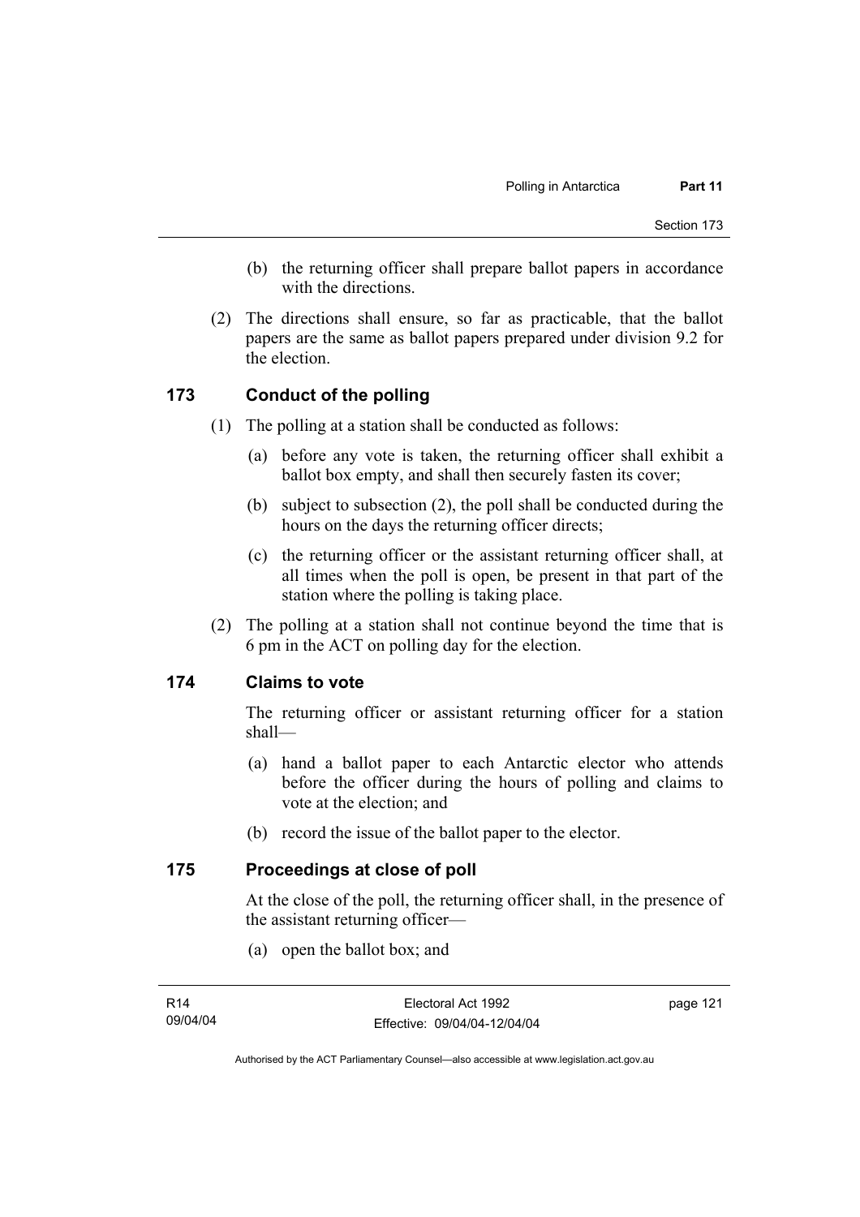(b) the returning officer shall prepare ballot papers in accordance with the directions.

(2) The directions shall ensure, so far as practicable, that the ballot papers are the same as ballot papers prepared under division 9.2 for the election.

## 173 Conduct of the polling

(1) The polling at a station shall be conducted as follows:

(a) before any vote is taken, the returning officer shall exhibit a ballot box empty, and shall then securely fasten its cover;

(b) subject to subsection (2), the poll shall be conducted during the hours on the days the returning officer directs;

(c) the returning officer or the assistant returning officer shall, at all times when the poll is open, be present in that part of the station where the polling is taking place.

(2) The polling at a station shall not continue beyond the time that is 6 pm in the ACT on polling day for the election.

## 174 Claims to vote

The returning officer or assistant returning officer for a station shall—

(a) hand a ballot paper to each Antarctic elector who attends before the officer during the hours of polling and claims to vote at the election; and

(b) record the issue of the ballot paper to the elector.

## 175 Proceedings at close of poll

At the close of the poll, the returning officer shall, in the presence of the assistant returning officer—

(a) open the ballot box; and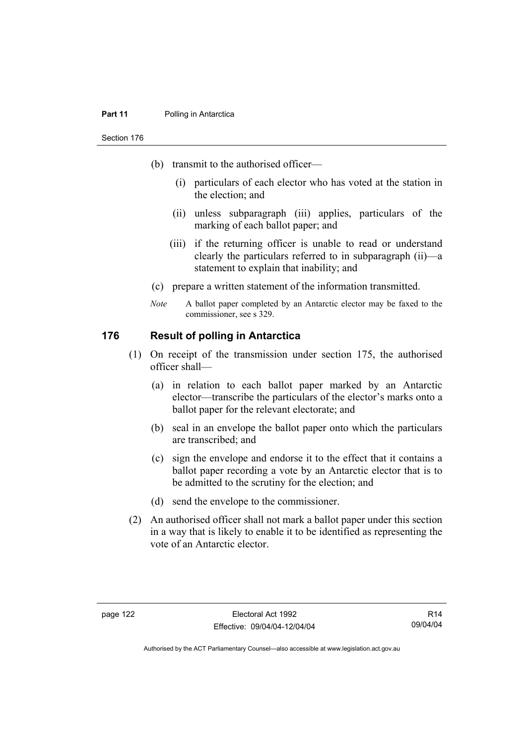(b) transmit to the authorised officer—

  (i) particulars of each elector who has voted at the station in the election; and

  (ii) unless subparagraph (iii) applies, particulars of the marking of each ballot paper; and

  (iii) if the returning officer is unable to read or understand clearly the particulars referred to in subparagraph (ii)—a statement to explain that inability; and

(c) prepare a written statement of the information transmitted.

*Note* A ballot paper completed by an Antarctic elector may be faxed to the commissioner, see s 329.

## 176 Result of polling in Antarctica

(1) On receipt of the transmission under section 175, the authorised officer shall—

  (a) in relation to each ballot paper marked by an Antarctic elector—transcribe the particulars of the elector's marks onto a ballot paper for the relevant electorate; and

  (b) seal in an envelope the ballot paper onto which the particulars are transcribed; and

  (c) sign the envelope and endorse it to the effect that it contains a ballot paper recording a vote by an Antarctic elector that is to be admitted to the scrutiny for the election; and

  (d) send the envelope to the commissioner.

(2) An authorised officer shall not mark a ballot paper under this section in a way that is likely to enable it to be identified as representing the vote of an Antarctic elector.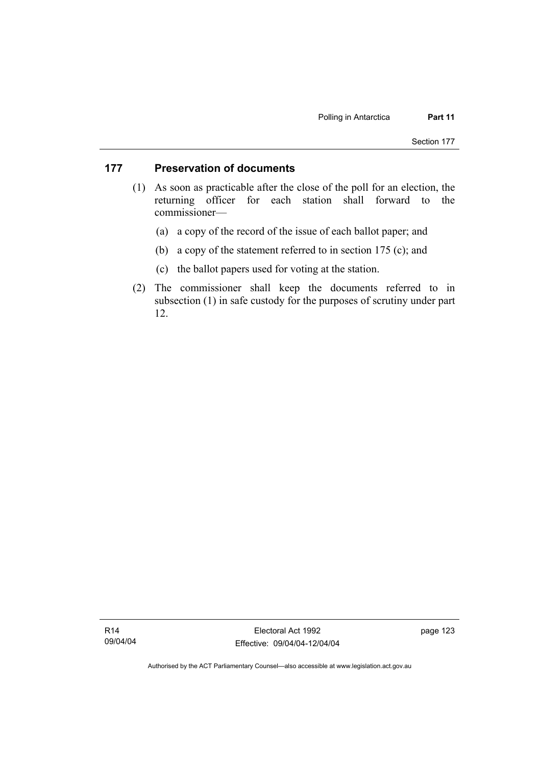### 177 Preservation of documents

(1) As soon as practicable after the close of the poll for an election, the returning officer for each station shall forward to the commissioner—

(a) a copy of the record of the issue of each ballot paper; and

(b) a copy of the statement referred to in section 175 (c); and

(c) the ballot papers used for voting at the station.

(2) The commissioner shall keep the documents referred to in subsection (1) in safe custody for the purposes of scrutiny under part 12.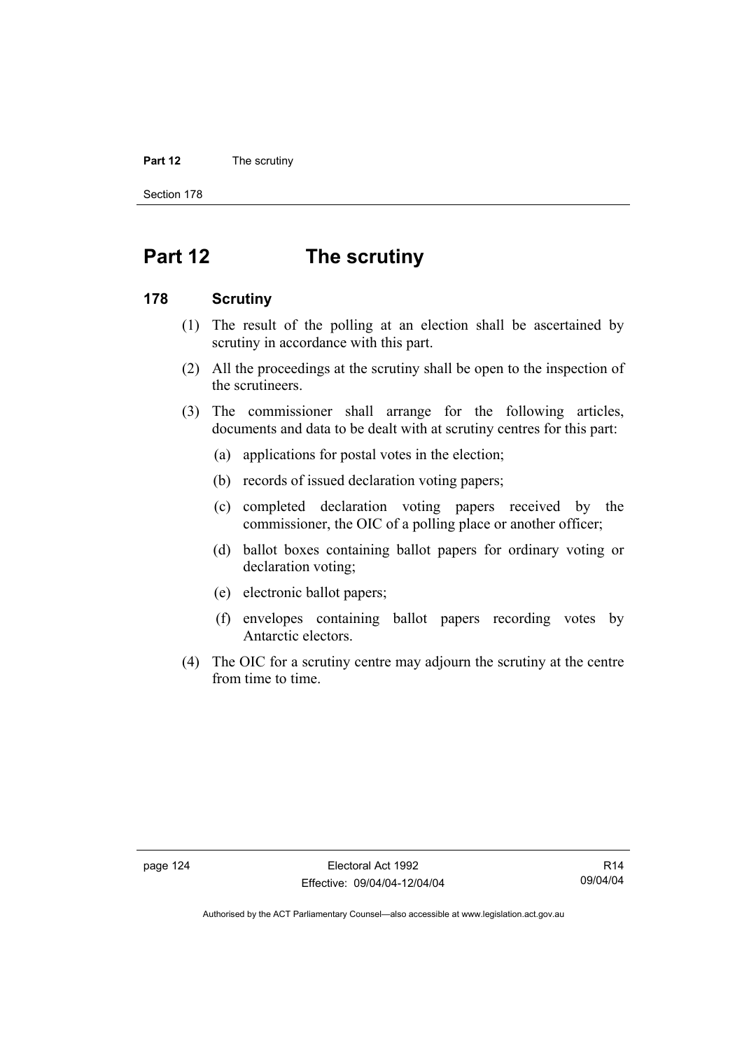# Part 12 The scrutiny

## 178 Scrutiny

(1) The result of the polling at an election shall be ascertained by scrutiny in accordance with this part.

(2) All the proceedings at the scrutiny shall be open to the inspection of the scrutineers.

(3) The commissioner shall arrange for the following articles, documents and data to be dealt with at scrutiny centres for this part:

- (a) applications for postal votes in the election;
- (b) records of issued declaration voting papers;
- (c) completed declaration voting papers received by the commissioner, the OIC of a polling place or another officer;
- (d) ballot boxes containing ballot papers for ordinary voting or declaration voting;
- (e) electronic ballot papers;
- (f) envelopes containing ballot papers recording votes by Antarctic electors.

(4) The OIC for a scrutiny centre may adjourn the scrutiny at the centre from time to time.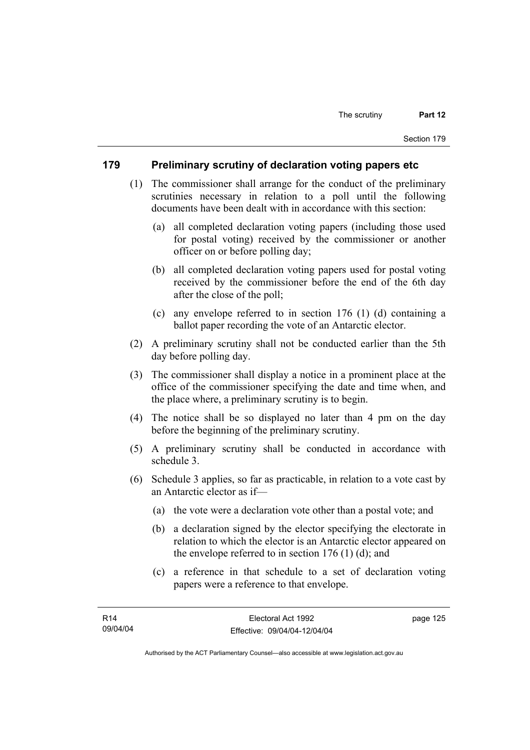## 179 Preliminary scrutiny of declaration voting papers etc

(1) The commissioner shall arrange for the conduct of the preliminary scrutinies necessary in relation to a poll until the following documents have been dealt with in accordance with this section:

(a) all completed declaration voting papers (including those used for postal voting) received by the commissioner or another officer on or before polling day;

(b) all completed declaration voting papers used for postal voting received by the commissioner before the end of the 6th day after the close of the poll;

(c) any envelope referred to in section 176 (1) (d) containing a ballot paper recording the vote of an Antarctic elector.

(2) A preliminary scrutiny shall not be conducted earlier than the 5th day before polling day.

(3) The commissioner shall display a notice in a prominent place at the office of the commissioner specifying the date and time when, and the place where, a preliminary scrutiny is to begin.

(4) The notice shall be so displayed no later than 4 pm on the day before the beginning of the preliminary scrutiny.

(5) A preliminary scrutiny shall be conducted in accordance with schedule 3.

(6) Schedule 3 applies, so far as practicable, in relation to a vote cast by an Antarctic elector as if—

(a) the vote were a declaration vote other than a postal vote; and

(b) a declaration signed by the elector specifying the electorate in relation to which the elector is an Antarctic elector appeared on the envelope referred to in section 176 (1) (d); and

(c) a reference in that schedule to a set of declaration voting papers were a reference to that envelope.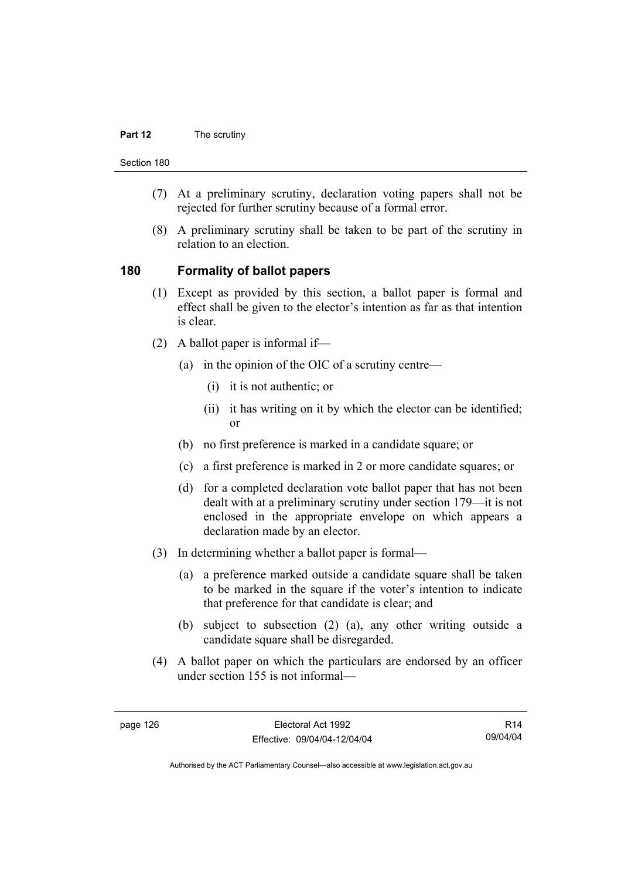(7) At a preliminary scrutiny, declaration voting papers shall not be rejected for further scrutiny because of a formal error.

(8) A preliminary scrutiny shall be taken to be part of the scrutiny in relation to an election.

## 180 Formality of ballot papers

(1) Except as provided by this section, a ballot paper is formal and effect shall be given to the elector's intention as far as that intention is clear.

(2) A ballot paper is informal if—

(a) in the opinion of the OIC of a scrutiny centre—

(i) it is not authentic; or

(ii) it has writing on it by which the elector can be identified; or

(b) no first preference is marked in a candidate square; or

(c) a first preference is marked in 2 or more candidate squares; or

(d) for a completed declaration vote ballot paper that has not been dealt with at a preliminary scrutiny under section 179—it is not enclosed in the appropriate envelope on which appears a declaration made by an elector.

(3) In determining whether a ballot paper is formal—

(a) a preference marked outside a candidate square shall be taken to be marked in the square if the voter's intention to indicate that preference for that candidate is clear; and

(b) subject to subsection (2) (a), any other writing outside a candidate square shall be disregarded.

(4) A ballot paper on which the particulars are endorsed by an officer under section 155 is not informal—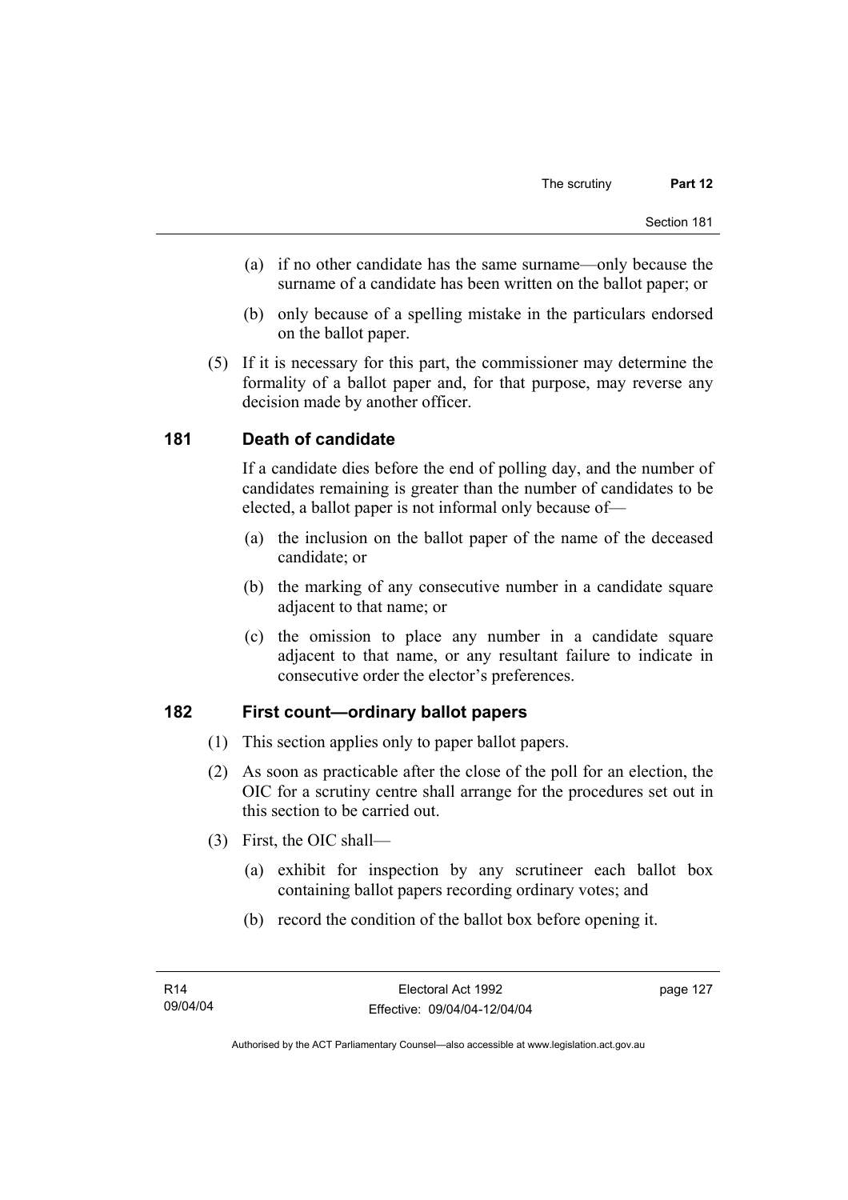(a) if no other candidate has the same surname—only because the surname of a candidate has been written on the ballot paper; or

(b) only because of a spelling mistake in the particulars endorsed on the ballot paper.

(5) If it is necessary for this part, the commissioner may determine the formality of a ballot paper and, for that purpose, may reverse any decision made by another officer.

## 181 Death of candidate

If a candidate dies before the end of polling day, and the number of candidates remaining is greater than the number of candidates to be elected, a ballot paper is not informal only because of—

(a) the inclusion on the ballot paper of the name of the deceased candidate; or

(b) the marking of any consecutive number in a candidate square adjacent to that name; or

(c) the omission to place any number in a candidate square adjacent to that name, or any resultant failure to indicate in consecutive order the elector's preferences.

## 182 First count—ordinary ballot papers

(1) This section applies only to paper ballot papers.

(2) As soon as practicable after the close of the poll for an election, the OIC for a scrutiny centre shall arrange for the procedures set out in this section to be carried out.

(3) First, the OIC shall—

(a) exhibit for inspection by any scrutineer each ballot box containing ballot papers recording ordinary votes; and

(b) record the condition of the ballot box before opening it.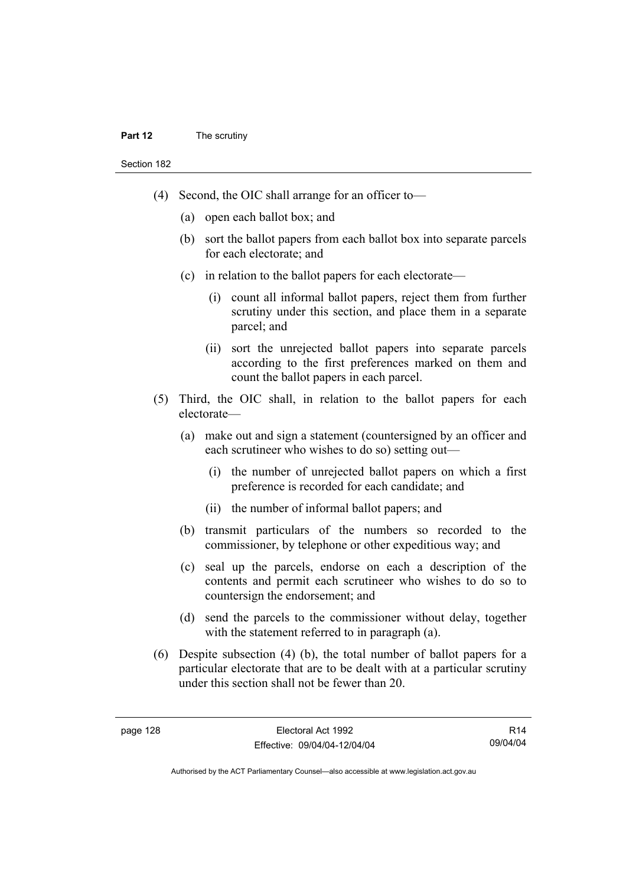(4) Second, the OIC shall arrange for an officer to—

   (a) open each ballot box; and

   (b) sort the ballot papers from each ballot box into separate parcels for each electorate; and

   (c) in relation to the ballot papers for each electorate—

      (i) count all informal ballot papers, reject them from further scrutiny under this section, and place them in a separate parcel; and

      (ii) sort the unrejected ballot papers into separate parcels according to the first preferences marked on them and count the ballot papers in each parcel.

(5) Third, the OIC shall, in relation to the ballot papers for each electorate—

   (a) make out and sign a statement (countersigned by an officer and each scrutineer who wishes to do so) setting out—

      (i) the number of unrejected ballot papers on which a first preference is recorded for each candidate; and

      (ii) the number of informal ballot papers; and

   (b) transmit particulars of the numbers so recorded to the commissioner, by telephone or other expeditious way; and

   (c) seal up the parcels, endorse on each a description of the contents and permit each scrutineer who wishes to do so to countersign the endorsement; and

   (d) send the parcels to the commissioner without delay, together with the statement referred to in paragraph (a).

(6) Despite subsection (4) (b), the total number of ballot papers for a particular electorate that are to be dealt with at a particular scrutiny under this section shall not be fewer than 20.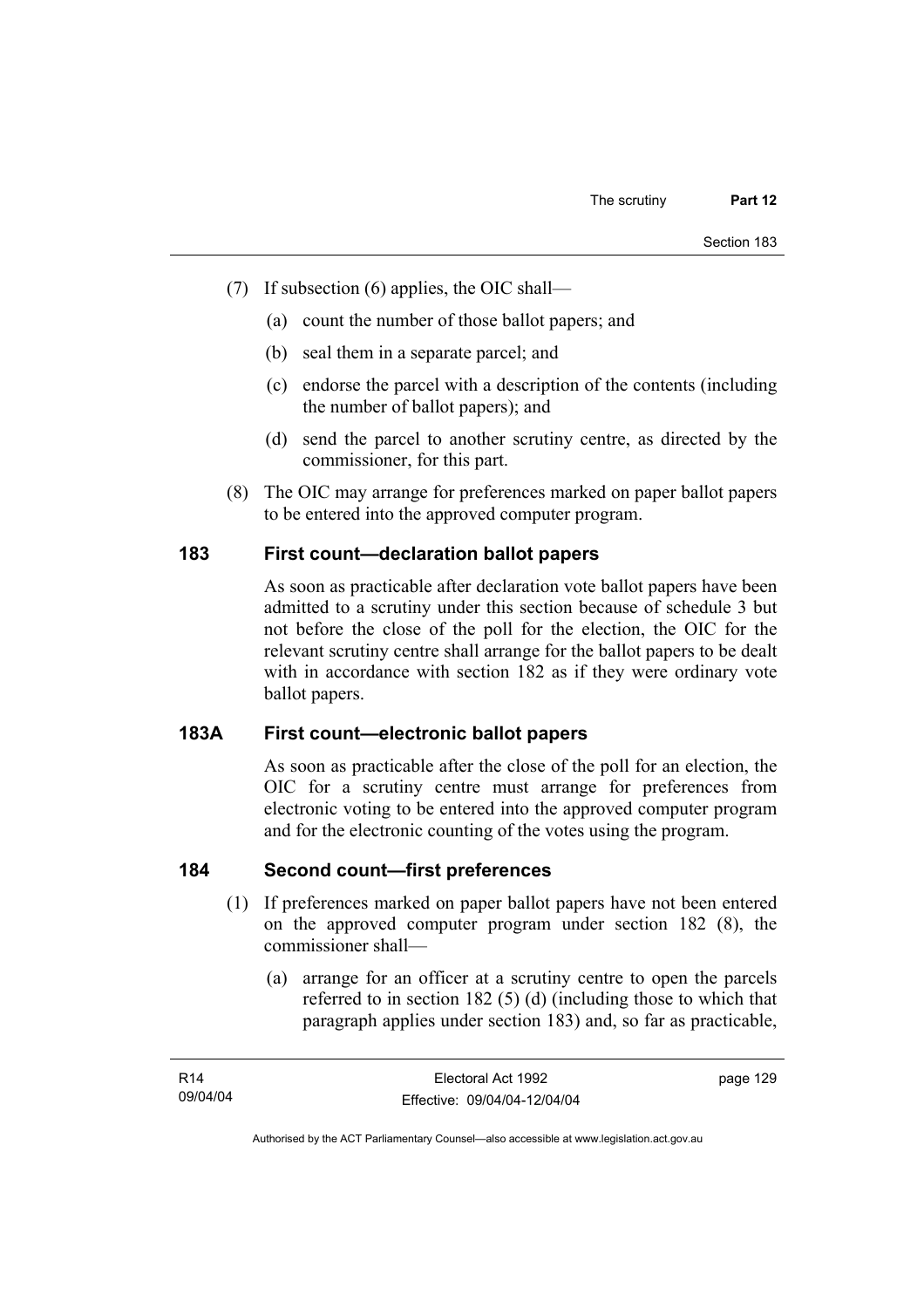(7) If subsection (6) applies, the OIC shall—

(a) count the number of those ballot papers; and

(b) seal them in a separate parcel; and

(c) endorse the parcel with a description of the contents (including the number of ballot papers); and

(d) send the parcel to another scrutiny centre, as directed by the commissioner, for this part.

(8) The OIC may arrange for preferences marked on paper ballot papers to be entered into the approved computer program.

### 183 First count—declaration ballot papers

As soon as practicable after declaration vote ballot papers have been admitted to a scrutiny under this section because of schedule 3 but not before the close of the poll for the election, the OIC for the relevant scrutiny centre shall arrange for the ballot papers to be dealt with in accordance with section 182 as if they were ordinary vote ballot papers.

### 183A First count—electronic ballot papers

As soon as practicable after the close of the poll for an election, the OIC for a scrutiny centre must arrange for preferences from electronic voting to be entered into the approved computer program and for the electronic counting of the votes using the program.

### 184 Second count—first preferences

(1) If preferences marked on paper ballot papers have not been entered on the approved computer program under section 182 (8), the commissioner shall—

(a) arrange for an officer at a scrutiny centre to open the parcels referred to in section 182 (5) (d) (including those to which that paragraph applies under section 183) and, so far as practicable,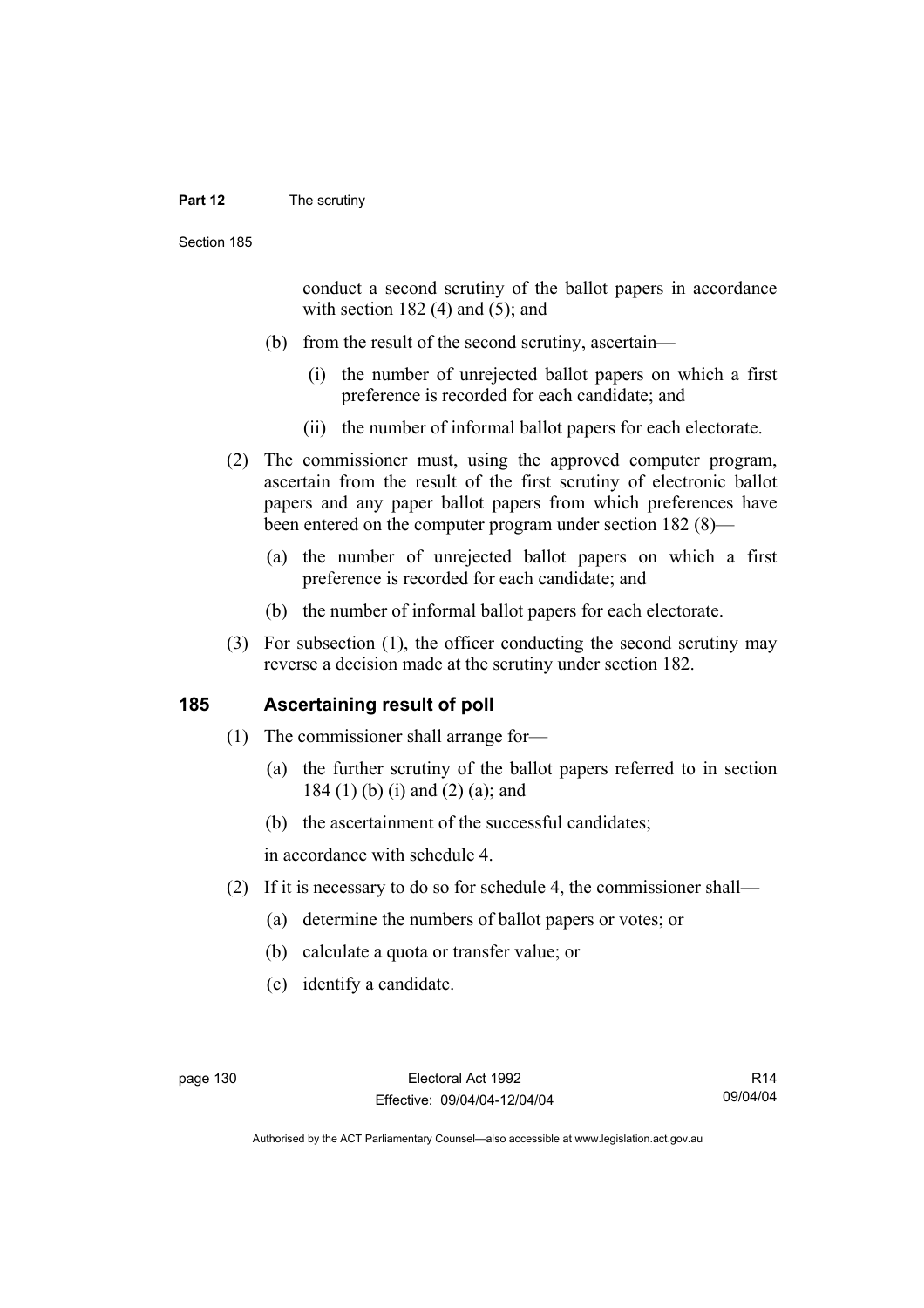conduct a second scrutiny of the ballot papers in accordance with section 182 (4) and (5); and

(b) from the result of the second scrutiny, ascertain—

(i) the number of unrejected ballot papers on which a first preference is recorded for each candidate; and

(ii) the number of informal ballot papers for each electorate.

(2) The commissioner must, using the approved computer program, ascertain from the result of the first scrutiny of electronic ballot papers and any paper ballot papers from which preferences have been entered on the computer program under section 182 (8)—

(a) the number of unrejected ballot papers on which a first preference is recorded for each candidate; and

(b) the number of informal ballot papers for each electorate.

(3) For subsection (1), the officer conducting the second scrutiny may reverse a decision made at the scrutiny under section 182.

## 185 Ascertaining result of poll

(1) The commissioner shall arrange for—

(a) the further scrutiny of the ballot papers referred to in section 184 (1) (b) (i) and (2) (a); and

(b) the ascertainment of the successful candidates;

in accordance with schedule 4.

(2) If it is necessary to do so for schedule 4, the commissioner shall—

(a) determine the numbers of ballot papers or votes; or

(b) calculate a quota or transfer value; or

(c) identify a candidate.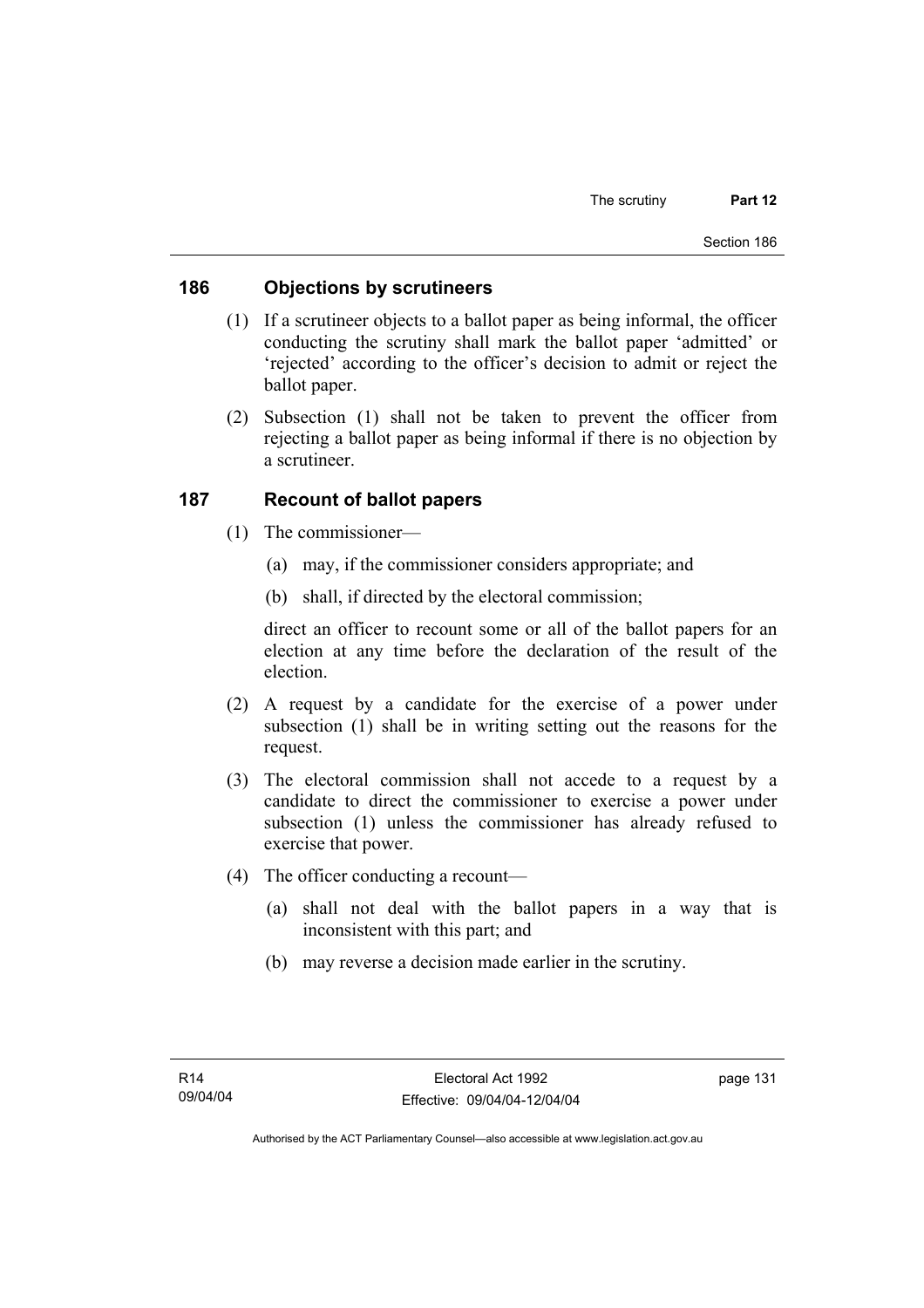## 186 Objections by scrutineers

(1) If a scrutineer objects to a ballot paper as being informal, the officer conducting the scrutiny shall mark the ballot paper 'admitted' or 'rejected' according to the officer's decision to admit or reject the ballot paper.

(2) Subsection (1) shall not be taken to prevent the officer from rejecting a ballot paper as being informal if there is no objection by a scrutineer.

## 187 Recount of ballot papers

(1) The commissioner—

(a) may, if the commissioner considers appropriate; and

(b) shall, if directed by the electoral commission;

direct an officer to recount some or all of the ballot papers for an election at any time before the declaration of the result of the election.

(2) A request by a candidate for the exercise of a power under subsection (1) shall be in writing setting out the reasons for the request.

(3) The electoral commission shall not accede to a request by a candidate to direct the commissioner to exercise a power under subsection (1) unless the commissioner has already refused to exercise that power.

(4) The officer conducting a recount—

(a) shall not deal with the ballot papers in a way that is inconsistent with this part; and

(b) may reverse a decision made earlier in the scrutiny.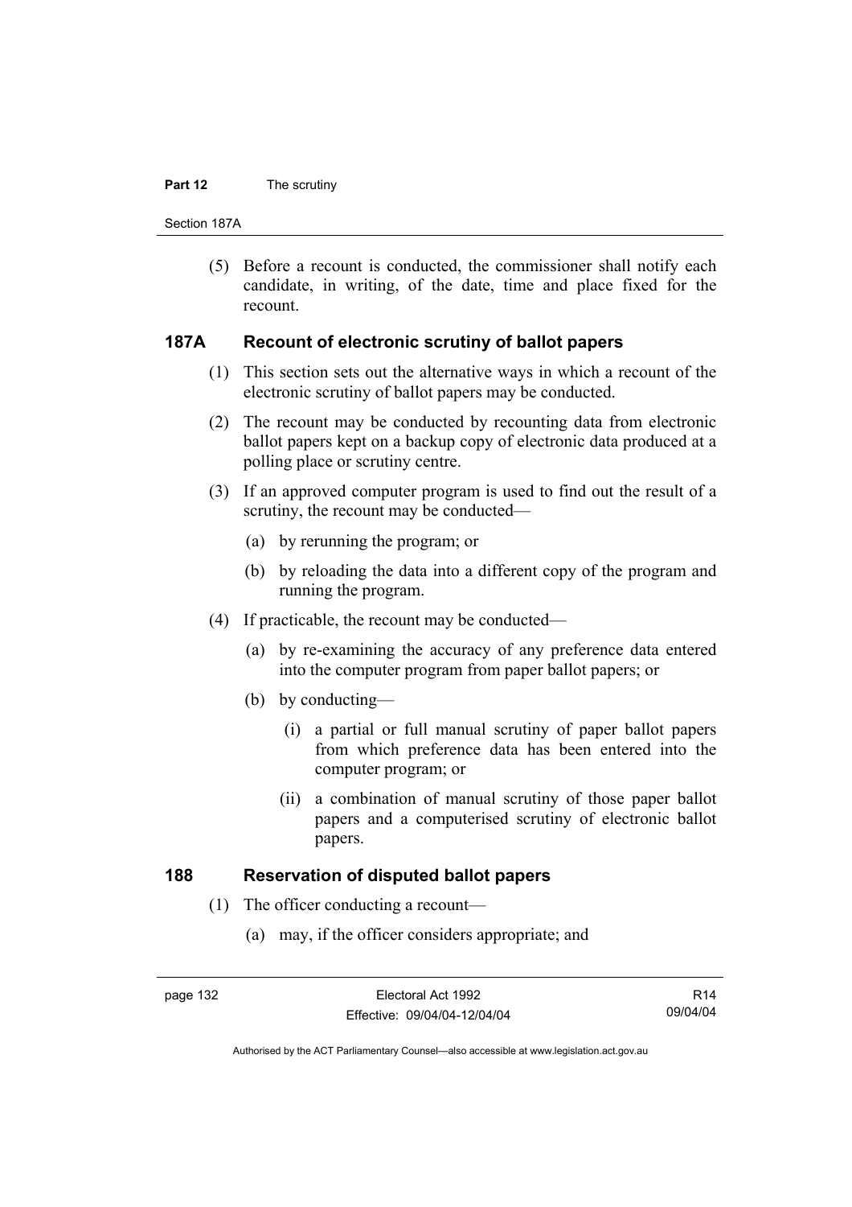(5) Before a recount is conducted, the commissioner shall notify each candidate, in writing, of the date, time and place fixed for the recount.

## 187A Recount of electronic scrutiny of ballot papers

(1) This section sets out the alternative ways in which a recount of the electronic scrutiny of ballot papers may be conducted.

(2) The recount may be conducted by recounting data from electronic ballot papers kept on a backup copy of electronic data produced at a polling place or scrutiny centre.

(3) If an approved computer program is used to find out the result of a scrutiny, the recount may be conducted—

(a) by rerunning the program; or

(b) by reloading the data into a different copy of the program and running the program.

(4) If practicable, the recount may be conducted—

(a) by re-examining the accuracy of any preference data entered into the computer program from paper ballot papers; or

(b) by conducting—

(i) a partial or full manual scrutiny of paper ballot papers from which preference data has been entered into the computer program; or

(ii) a combination of manual scrutiny of those paper ballot papers and a computerised scrutiny of electronic ballot papers.

## 188 Reservation of disputed ballot papers

(1) The officer conducting a recount—

(a) may, if the officer considers appropriate; and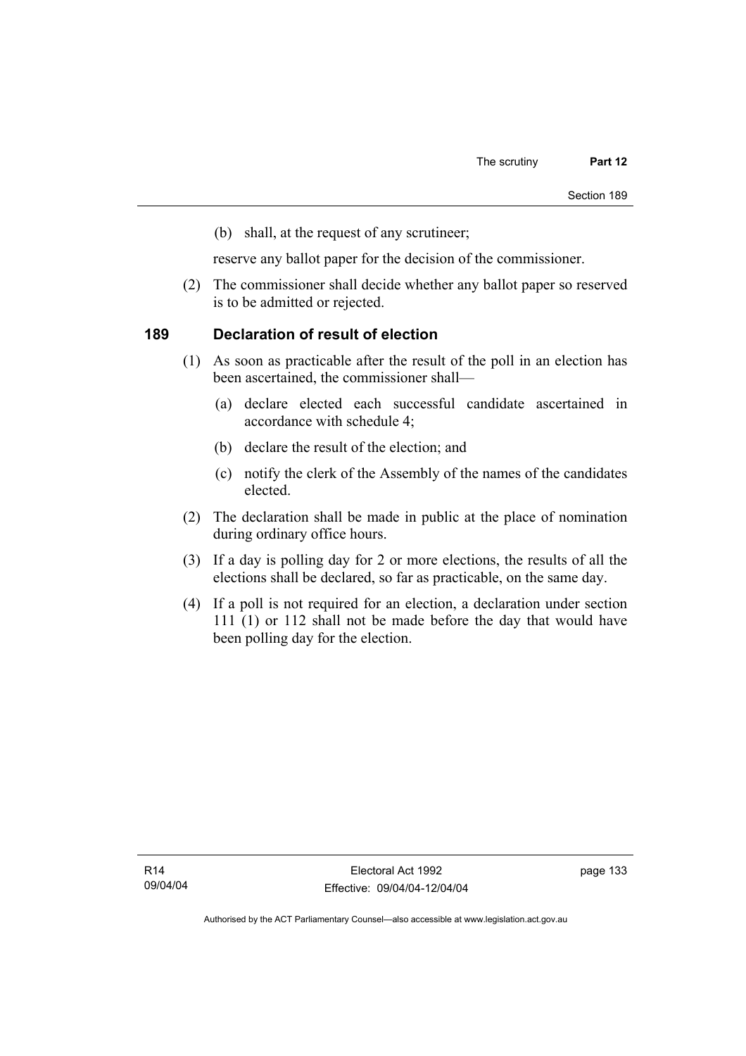(b) shall, at the request of any scrutineer;

reserve any ballot paper for the decision of the commissioner.

(2) The commissioner shall decide whether any ballot paper so reserved is to be admitted or rejected.

## 189 Declaration of result of election

(1) As soon as practicable after the result of the poll in an election has been ascertained, the commissioner shall—

(a) declare elected each successful candidate ascertained in accordance with schedule 4;

(b) declare the result of the election; and

(c) notify the clerk of the Assembly of the names of the candidates elected.

(2) The declaration shall be made in public at the place of nomination during ordinary office hours.

(3) If a day is polling day for 2 or more elections, the results of all the elections shall be declared, so far as practicable, on the same day.

(4) If a poll is not required for an election, a declaration under section 111 (1) or 112 shall not be made before the day that would have been polling day for the election.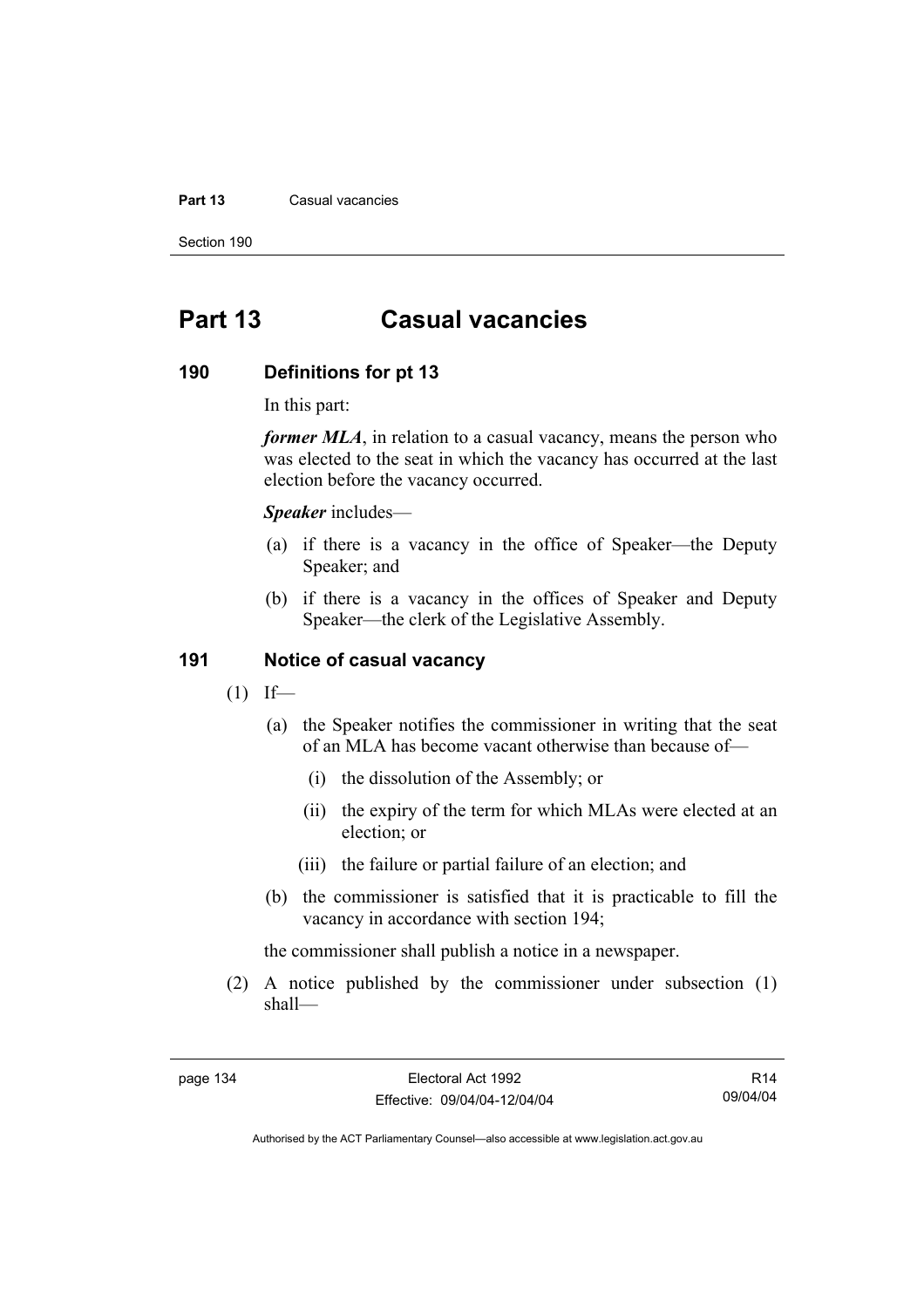# Part 13 Casual vacancies

### 190 Definitions for pt 13

In this part:

***former MLA***, in relation to a casual vacancy, means the person who was elected to the seat in which the vacancy has occurred at the last election before the vacancy occurred.

***Speaker*** includes—

(a) if there is a vacancy in the office of Speaker—the Deputy Speaker; and

(b) if there is a vacancy in the offices of Speaker and Deputy Speaker—the clerk of the Legislative Assembly.

### 191 Notice of casual vacancy

(1) If—

(a) the Speaker notifies the commissioner in writing that the seat of an MLA has become vacant otherwise than because of—

(i) the dissolution of the Assembly; or

(ii) the expiry of the term for which MLAs were elected at an election; or

(iii) the failure or partial failure of an election; and

(b) the commissioner is satisfied that it is practicable to fill the vacancy in accordance with section 194;

the commissioner shall publish a notice in a newspaper.

(2) A notice published by the commissioner under subsection (1) shall—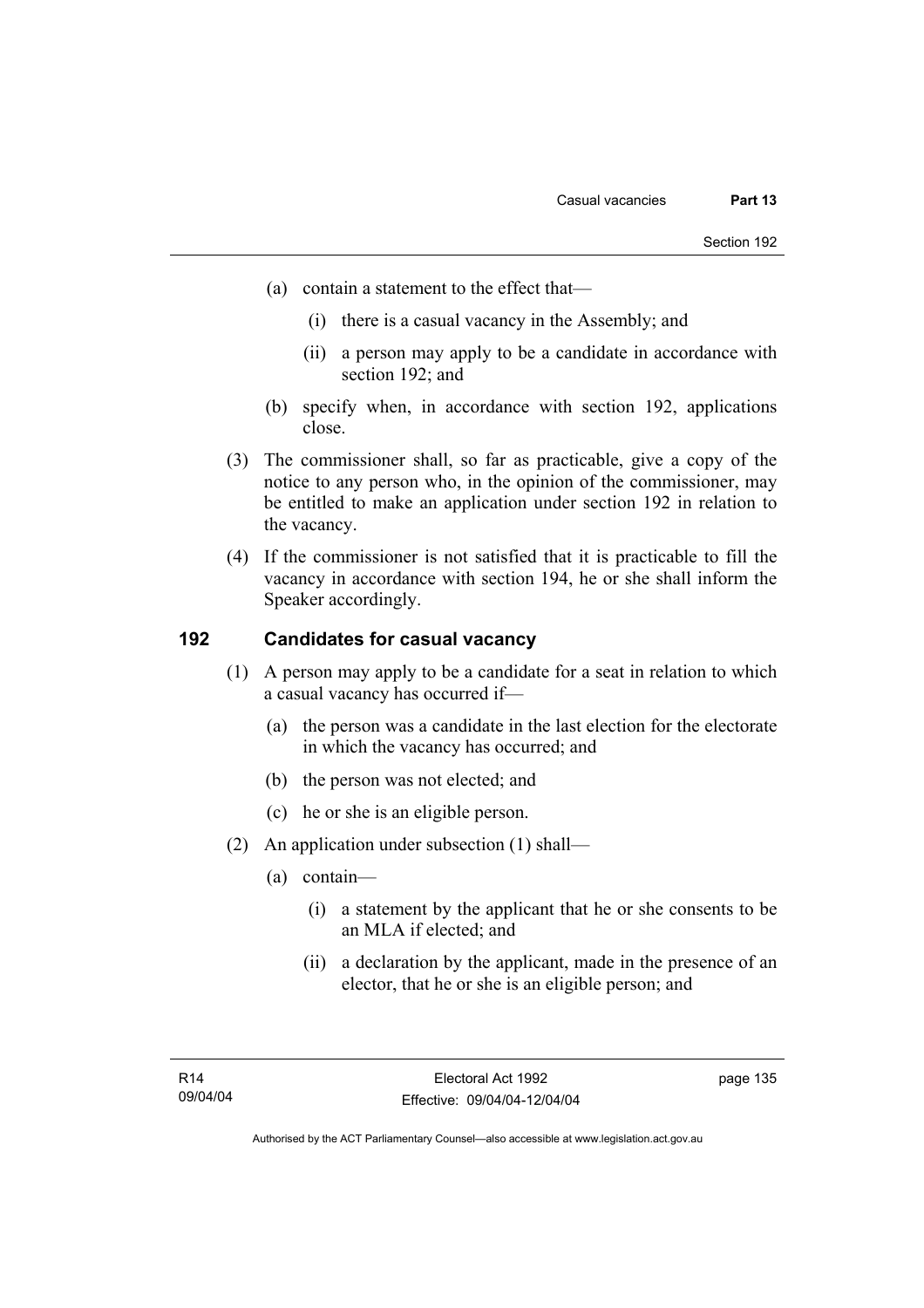(a) contain a statement to the effect that—

  (i) there is a casual vacancy in the Assembly; and

  (ii) a person may apply to be a candidate in accordance with section 192; and

(b) specify when, in accordance with section 192, applications close.

(3) The commissioner shall, so far as practicable, give a copy of the notice to any person who, in the opinion of the commissioner, may be entitled to make an application under section 192 in relation to the vacancy.

(4) If the commissioner is not satisfied that it is practicable to fill the vacancy in accordance with section 194, he or she shall inform the Speaker accordingly.

## 192 Candidates for casual vacancy

(1) A person may apply to be a candidate for a seat in relation to which a casual vacancy has occurred if—

  (a) the person was a candidate in the last election for the electorate in which the vacancy has occurred; and

  (b) the person was not elected; and

  (c) he or she is an eligible person.

(2) An application under subsection (1) shall—

  (a) contain—

    (i) a statement by the applicant that he or she consents to be an MLA if elected; and

    (ii) a declaration by the applicant, made in the presence of an elector, that he or she is an eligible person; and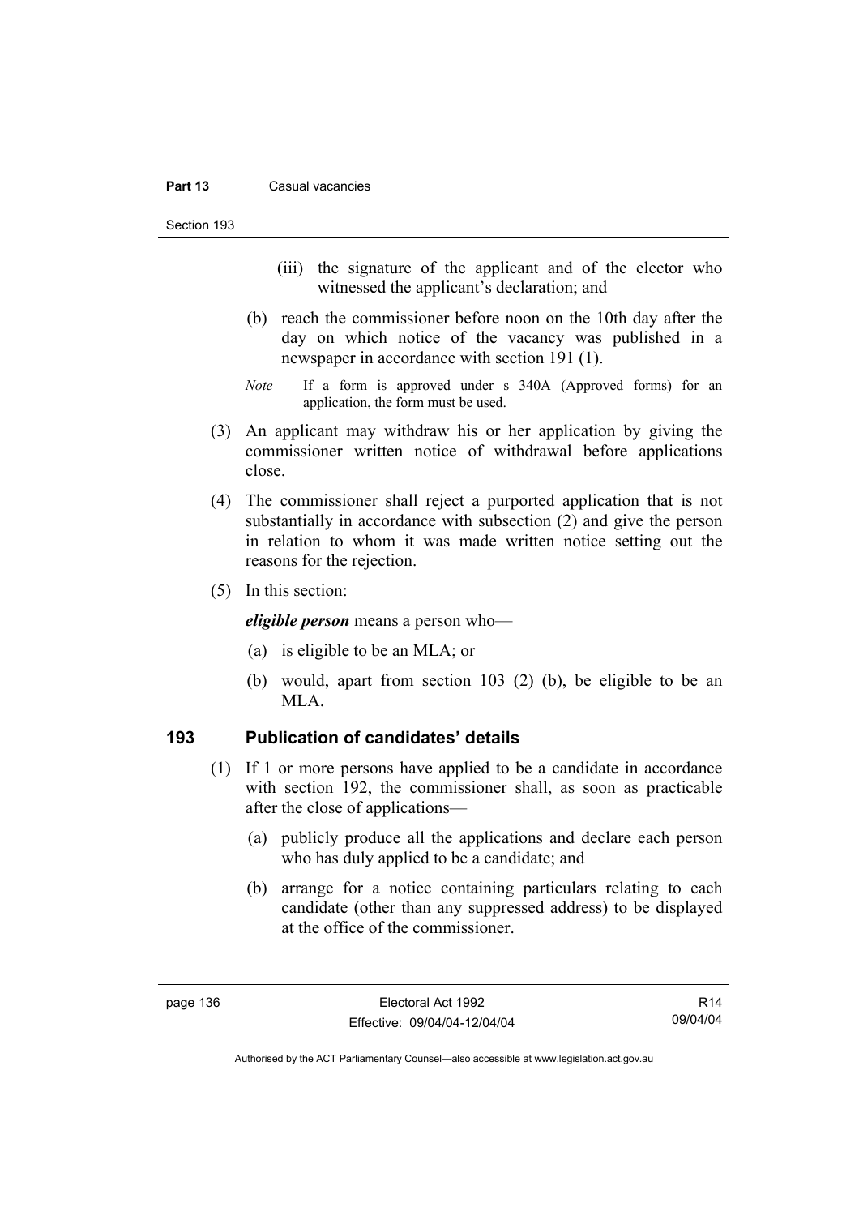(iii) the signature of the applicant and of the elector who witnessed the applicant's declaration; and

(b) reach the commissioner before noon on the 10th day after the day on which notice of the vacancy was published in a newspaper in accordance with section 191 (1).

*Note* If a form is approved under s 340A (Approved forms) for an application, the form must be used.

(3) An applicant may withdraw his or her application by giving the commissioner written notice of withdrawal before applications close.

(4) The commissioner shall reject a purported application that is not substantially in accordance with subsection (2) and give the person in relation to whom it was made written notice setting out the reasons for the rejection.

(5) In this section:

***eligible person*** means a person who—

(a) is eligible to be an MLA; or

(b) would, apart from section 103 (2) (b), be eligible to be an MLA.

### 193 Publication of candidates' details

(1) If 1 or more persons have applied to be a candidate in accordance with section 192, the commissioner shall, as soon as practicable after the close of applications—

(a) publicly produce all the applications and declare each person who has duly applied to be a candidate; and

(b) arrange for a notice containing particulars relating to each candidate (other than any suppressed address) to be displayed at the office of the commissioner.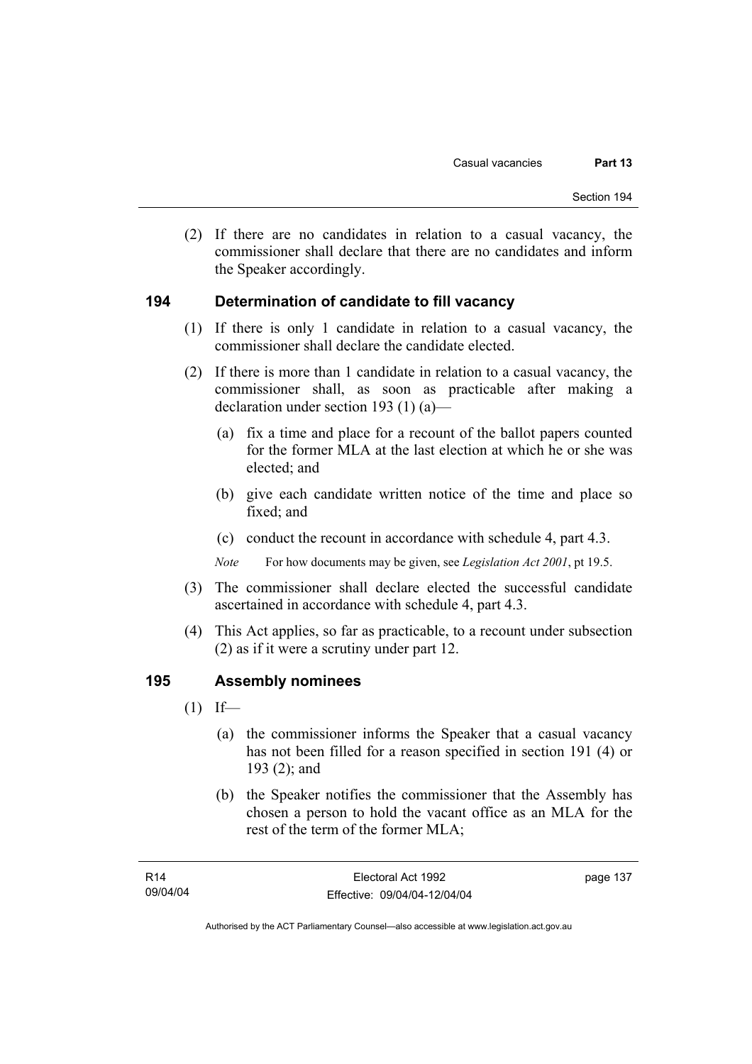(2) If there are no candidates in relation to a casual vacancy, the commissioner shall declare that there are no candidates and inform the Speaker accordingly.

## 194 Determination of candidate to fill vacancy

(1) If there is only 1 candidate in relation to a casual vacancy, the commissioner shall declare the candidate elected.

(2) If there is more than 1 candidate in relation to a casual vacancy, the commissioner shall, as soon as practicable after making a declaration under section 193 (1) (a)—

(a) fix a time and place for a recount of the ballot papers counted for the former MLA at the last election at which he or she was elected; and

(b) give each candidate written notice of the time and place so fixed; and

(c) conduct the recount in accordance with schedule 4, part 4.3.

*Note* For how documents may be given, see *Legislation Act 2001*, pt 19.5.

(3) The commissioner shall declare elected the successful candidate ascertained in accordance with schedule 4, part 4.3.

(4) This Act applies, so far as practicable, to a recount under subsection (2) as if it were a scrutiny under part 12.

## 195 Assembly nominees

(1) If—

(a) the commissioner informs the Speaker that a casual vacancy has not been filled for a reason specified in section 191 (4) or 193 (2); and

(b) the Speaker notifies the commissioner that the Assembly has chosen a person to hold the vacant office as an MLA for the rest of the term of the former MLA;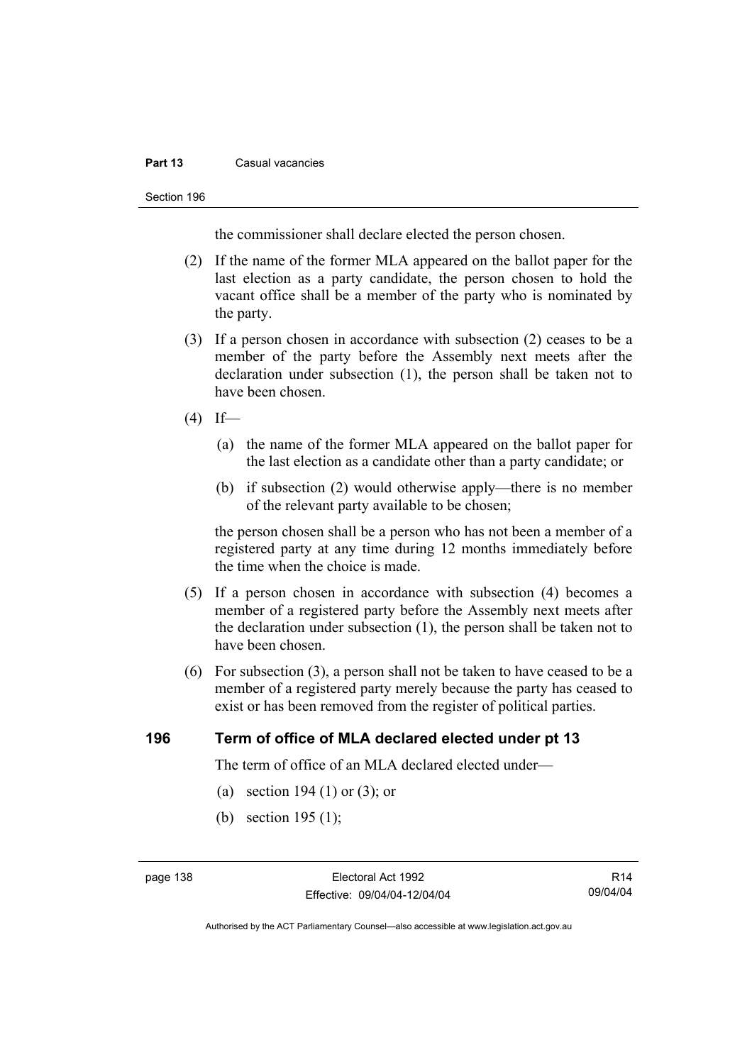the commissioner shall declare elected the person chosen.

(2) If the name of the former MLA appeared on the ballot paper for the last election as a party candidate, the person chosen to hold the vacant office shall be a member of the party who is nominated by the party.

(3) If a person chosen in accordance with subsection (2) ceases to be a member of the party before the Assembly next meets after the declaration under subsection (1), the person shall be taken not to have been chosen.

(4) If—

(a) the name of the former MLA appeared on the ballot paper for the last election as a candidate other than a party candidate; or

(b) if subsection (2) would otherwise apply—there is no member of the relevant party available to be chosen;

the person chosen shall be a person who has not been a member of a registered party at any time during 12 months immediately before the time when the choice is made.

(5) If a person chosen in accordance with subsection (4) becomes a member of a registered party before the Assembly next meets after the declaration under subsection (1), the person shall be taken not to have been chosen.

(6) For subsection (3), a person shall not be taken to have ceased to be a member of a registered party merely because the party has ceased to exist or has been removed from the register of political parties.

### 196 Term of office of MLA declared elected under pt 13

The term of office of an MLA declared elected under—

(a) section 194 (1) or (3); or

(b) section 195 (1);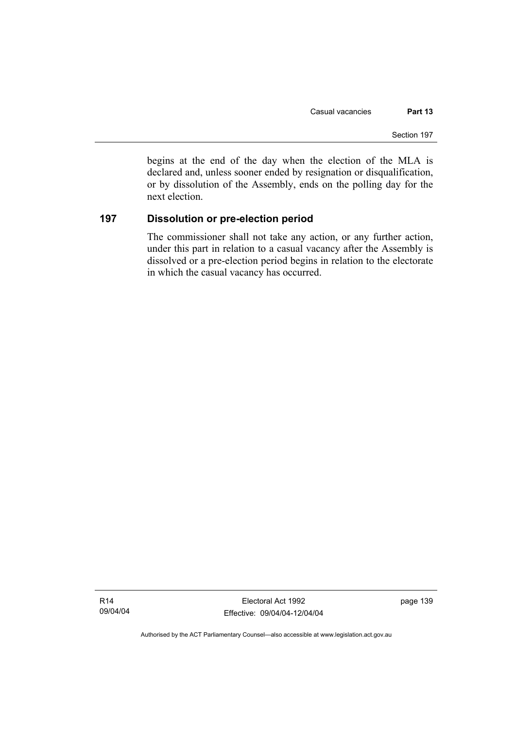begins at the end of the day when the election of the MLA is declared and, unless sooner ended by resignation or disqualification, or by dissolution of the Assembly, ends on the polling day for the next election.

## 197 Dissolution or pre-election period

The commissioner shall not take any action, or any further action, under this part in relation to a casual vacancy after the Assembly is dissolved or a pre-election period begins in relation to the electorate in which the casual vacancy has occurred.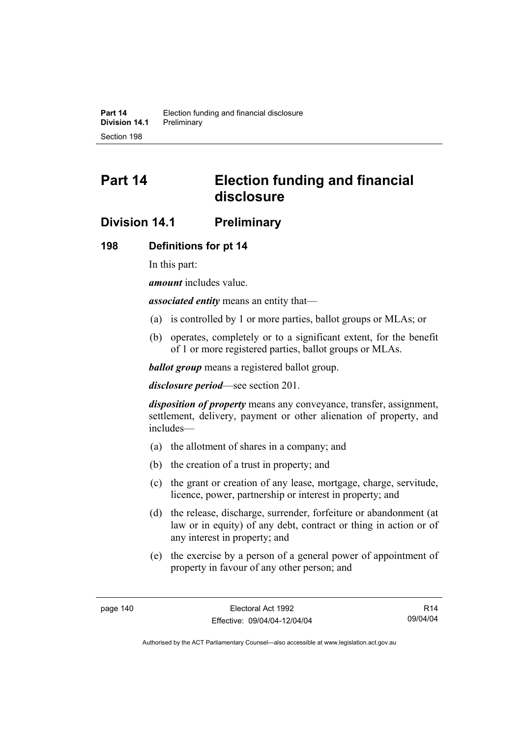# Part 14 Election funding and financial disclosure

## Division 14.1 Preliminary

### 198 Definitions for pt 14

In this part:

***amount*** includes value.

***associated entity*** means an entity that—

(a) is controlled by 1 or more parties, ballot groups or MLAs; or

(b) operates, completely or to a significant extent, for the benefit of 1 or more registered parties, ballot groups or MLAs.

***ballot group*** means a registered ballot group.

***disclosure period***—see section 201.

***disposition of property*** means any conveyance, transfer, assignment, settlement, delivery, payment or other alienation of property, and includes—

(a) the allotment of shares in a company; and

(b) the creation of a trust in property; and

(c) the grant or creation of any lease, mortgage, charge, servitude, licence, power, partnership or interest in property; and

(d) the release, discharge, surrender, forfeiture or abandonment (at law or in equity) of any debt, contract or thing in action or of any interest in property; and

(e) the exercise by a person of a general power of appointment of property in favour of any other person; and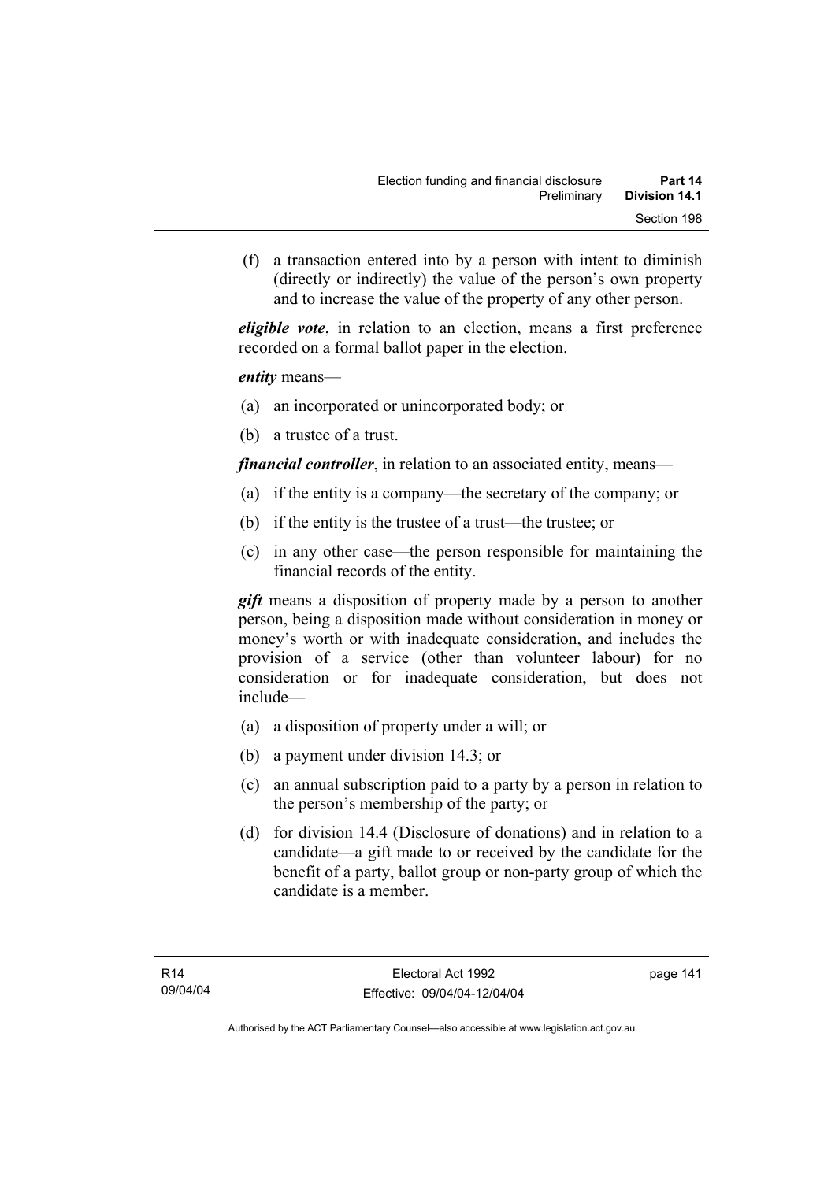(f) a transaction entered into by a person with intent to diminish (directly or indirectly) the value of the person's own property and to increase the value of the property of any other person.

***eligible vote***, in relation to an election, means a first preference recorded on a formal ballot paper in the election.

***entity*** means—

(a) an incorporated or unincorporated body; or

(b) a trustee of a trust.

***financial controller***, in relation to an associated entity, means—

(a) if the entity is a company—the secretary of the company; or

(b) if the entity is the trustee of a trust—the trustee; or

(c) in any other case—the person responsible for maintaining the financial records of the entity.

***gift*** means a disposition of property made by a person to another person, being a disposition made without consideration in money or money's worth or with inadequate consideration, and includes the provision of a service (other than volunteer labour) for no consideration or for inadequate consideration, but does not include—

(a) a disposition of property under a will; or

(b) a payment under division 14.3; or

(c) an annual subscription paid to a party by a person in relation to the person's membership of the party; or

(d) for division 14.4 (Disclosure of donations) and in relation to a candidate—a gift made to or received by the candidate for the benefit of a party, ballot group or non-party group of which the candidate is a member.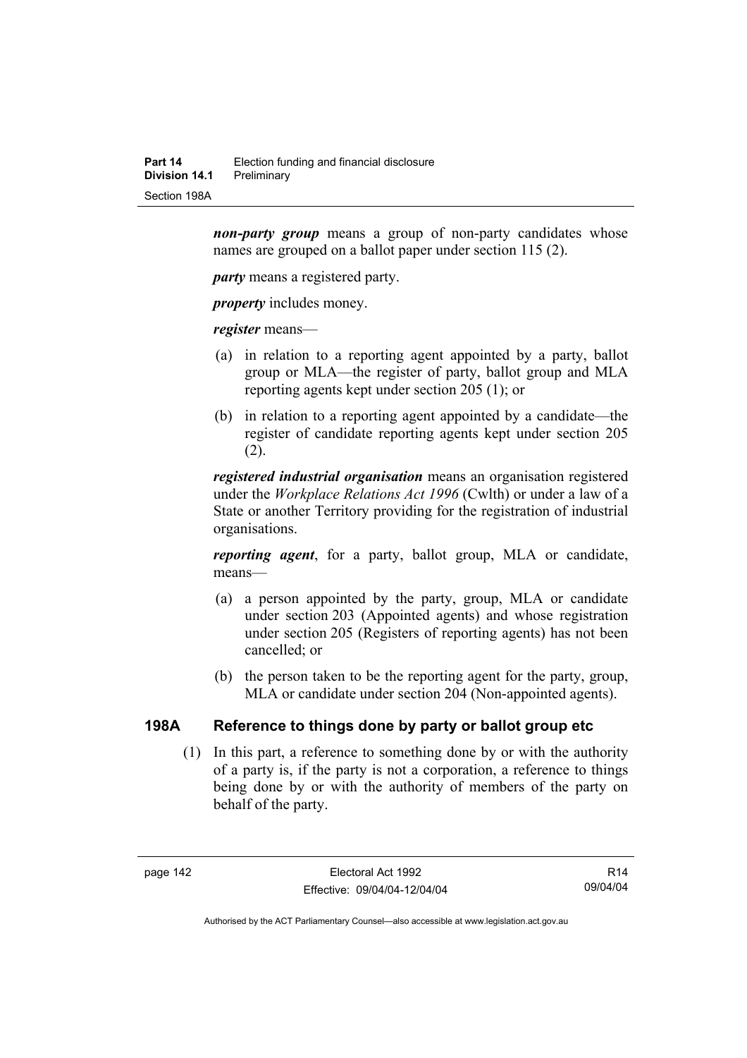***non-party group*** means a group of non-party candidates whose names are grouped on a ballot paper under section 115 (2).

***party*** means a registered party.

***property*** includes money.

***register*** means—

- (a) in relation to a reporting agent appointed by a party, ballot group or MLA—the register of party, ballot group and MLA reporting agents kept under section 205 (1); or
- (b) in relation to a reporting agent appointed by a candidate—the register of candidate reporting agents kept under section 205 (2).

***registered industrial organisation*** means an organisation registered under the *Workplace Relations Act 1996* (Cwlth) or under a law of a State or another Territory providing for the registration of industrial organisations.

***reporting agent***, for a party, ballot group, MLA or candidate, means—

- (a) a person appointed by the party, group, MLA or candidate under section 203 (Appointed agents) and whose registration under section 205 (Registers of reporting agents) has not been cancelled; or
- (b) the person taken to be the reporting agent for the party, group, MLA or candidate under section 204 (Non-appointed agents).

## 198A Reference to things done by party or ballot group etc

(1) In this part, a reference to something done by or with the authority of a party is, if the party is not a corporation, a reference to things being done by or with the authority of members of the party on behalf of the party.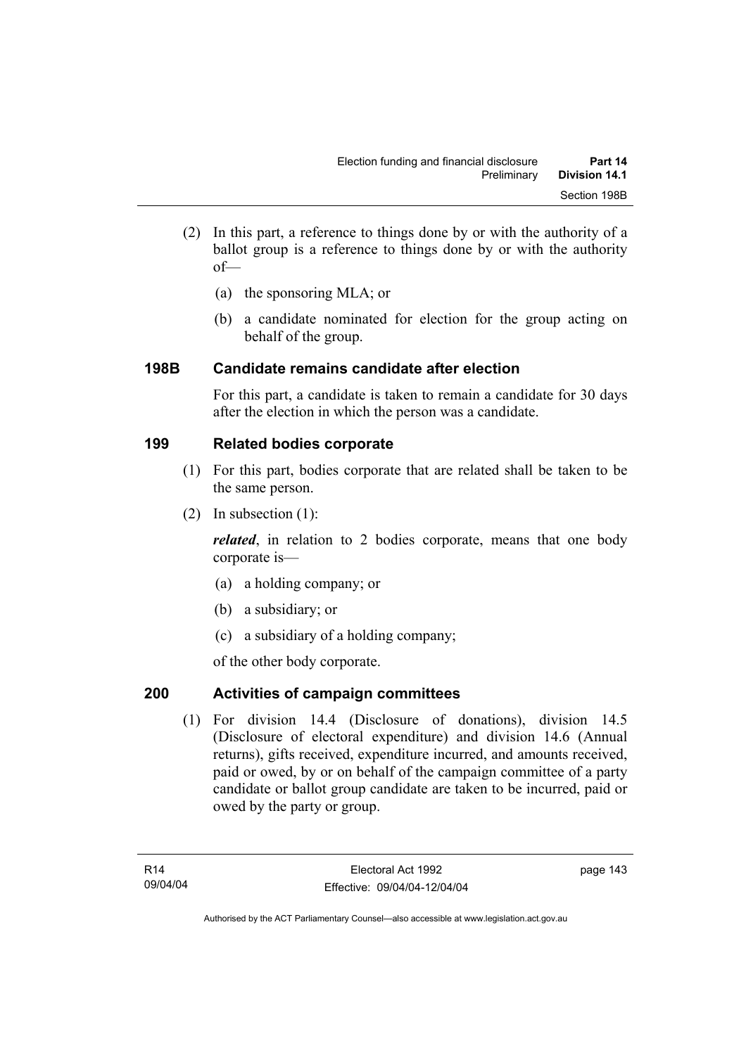(2) In this part, a reference to things done by or with the authority of a ballot group is a reference to things done by or with the authority of—

(a) the sponsoring MLA; or

(b) a candidate nominated for election for the group acting on behalf of the group.

### 198B Candidate remains candidate after election

For this part, a candidate is taken to remain a candidate for 30 days after the election in which the person was a candidate.

### 199 Related bodies corporate

(1) For this part, bodies corporate that are related shall be taken to be the same person.

(2) In subsection (1):

***related***, in relation to 2 bodies corporate, means that one body corporate is—

(a) a holding company; or

(b) a subsidiary; or

(c) a subsidiary of a holding company;

of the other body corporate.

### 200 Activities of campaign committees

(1) For division 14.4 (Disclosure of donations), division 14.5 (Disclosure of electoral expenditure) and division 14.6 (Annual returns), gifts received, expenditure incurred, and amounts received, paid or owed, by or on behalf of the campaign committee of a party candidate or ballot group candidate are taken to be incurred, paid or owed by the party or group.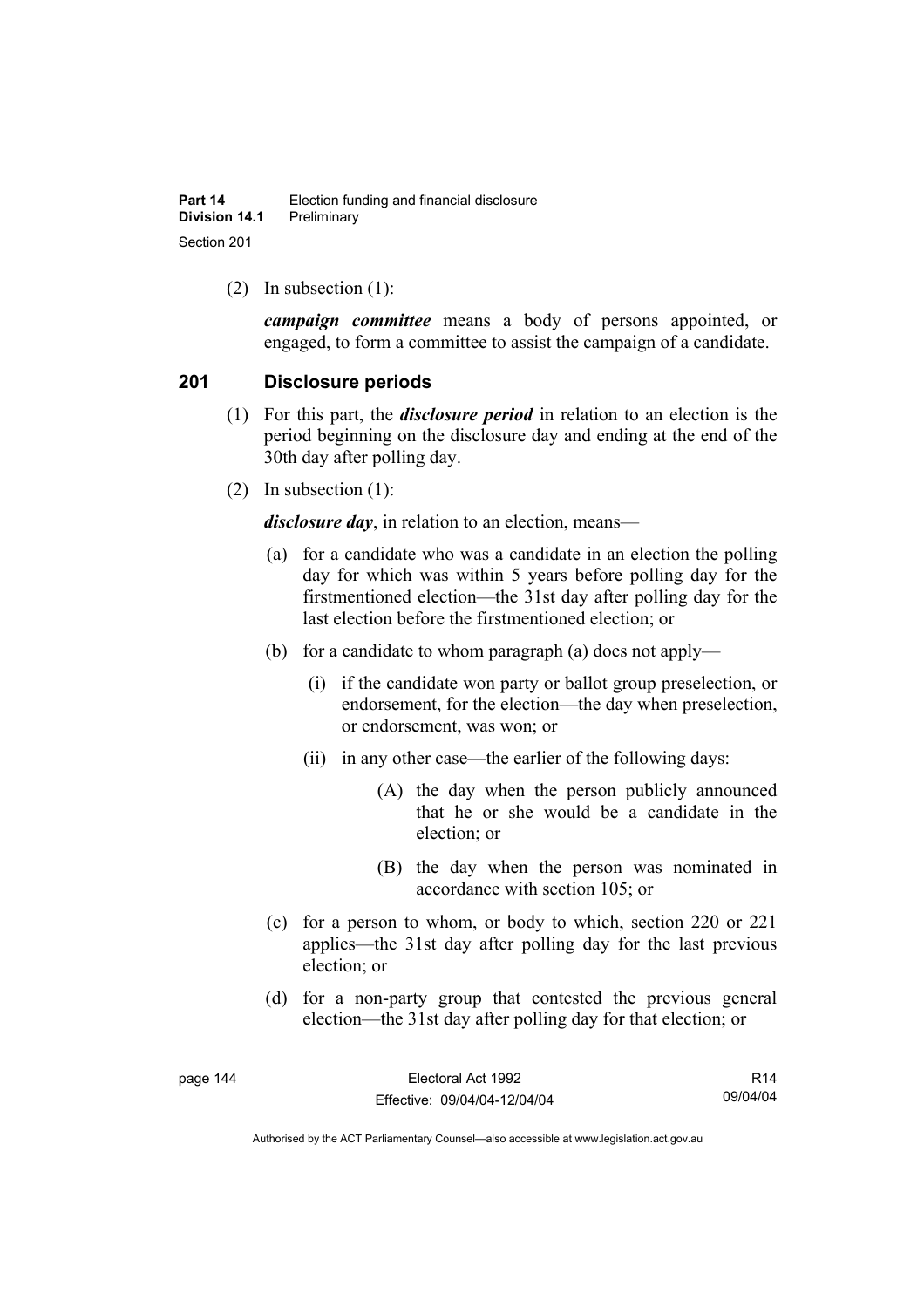(2) In subsection (1):

***campaign committee*** means a body of persons appointed, or engaged, to form a committee to assist the campaign of a candidate.

## 201 Disclosure periods

(1) For this part, the ***disclosure period*** in relation to an election is the period beginning on the disclosure day and ending at the end of the 30th day after polling day.

(2) In subsection (1):

***disclosure day***, in relation to an election, means—

(a) for a candidate who was a candidate in an election the polling day for which was within 5 years before polling day for the firstmentioned election—the 31st day after polling day for the last election before the firstmentioned election; or

(b) for a candidate to whom paragraph (a) does not apply—

(i) if the candidate won party or ballot group preselection, or endorsement, for the election—the day when preselection, or endorsement, was won; or

(ii) in any other case—the earlier of the following days:

(A) the day when the person publicly announced that he or she would be a candidate in the election; or

(B) the day when the person was nominated in accordance with section 105; or

(c) for a person to whom, or body to which, section 220 or 221 applies—the 31st day after polling day for the last previous election; or

(d) for a non-party group that contested the previous general election—the 31st day after polling day for that election; or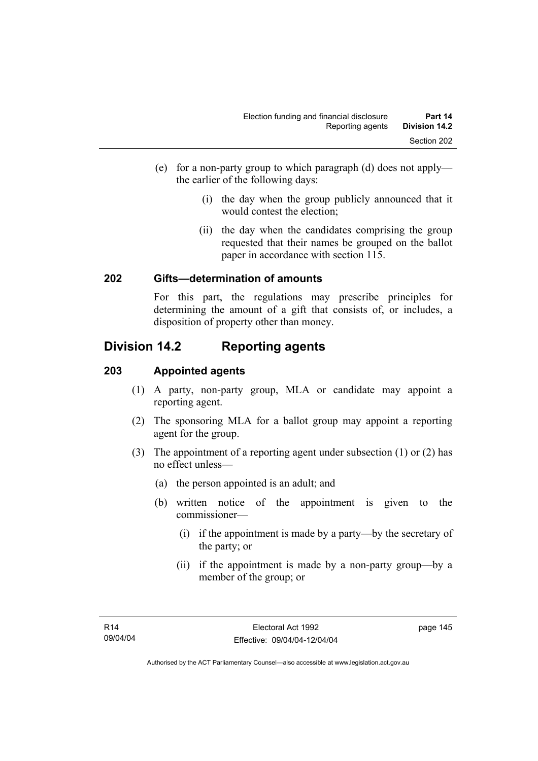(e) for a non-party group to which paragraph (d) does not apply—the earlier of the following days:

 (i) the day when the group publicly announced that it would contest the election;

 (ii) the day when the candidates comprising the group requested that their names be grouped on the ballot paper in accordance with section 115.

### 202 Gifts—determination of amounts

For this part, the regulations may prescribe principles for determining the amount of a gift that consists of, or includes, a disposition of property other than money.

## Division 14.2 Reporting agents

### 203 Appointed agents

(1) A party, non-party group, MLA or candidate may appoint a reporting agent.

(2) The sponsoring MLA for a ballot group may appoint a reporting agent for the group.

(3) The appointment of a reporting agent under subsection (1) or (2) has no effect unless—

 (a) the person appointed is an adult; and

 (b) written notice of the appointment is given to the commissioner—

  (i) if the appointment is made by a party—by the secretary of the party; or

  (ii) if the appointment is made by a non-party group—by a member of the group; or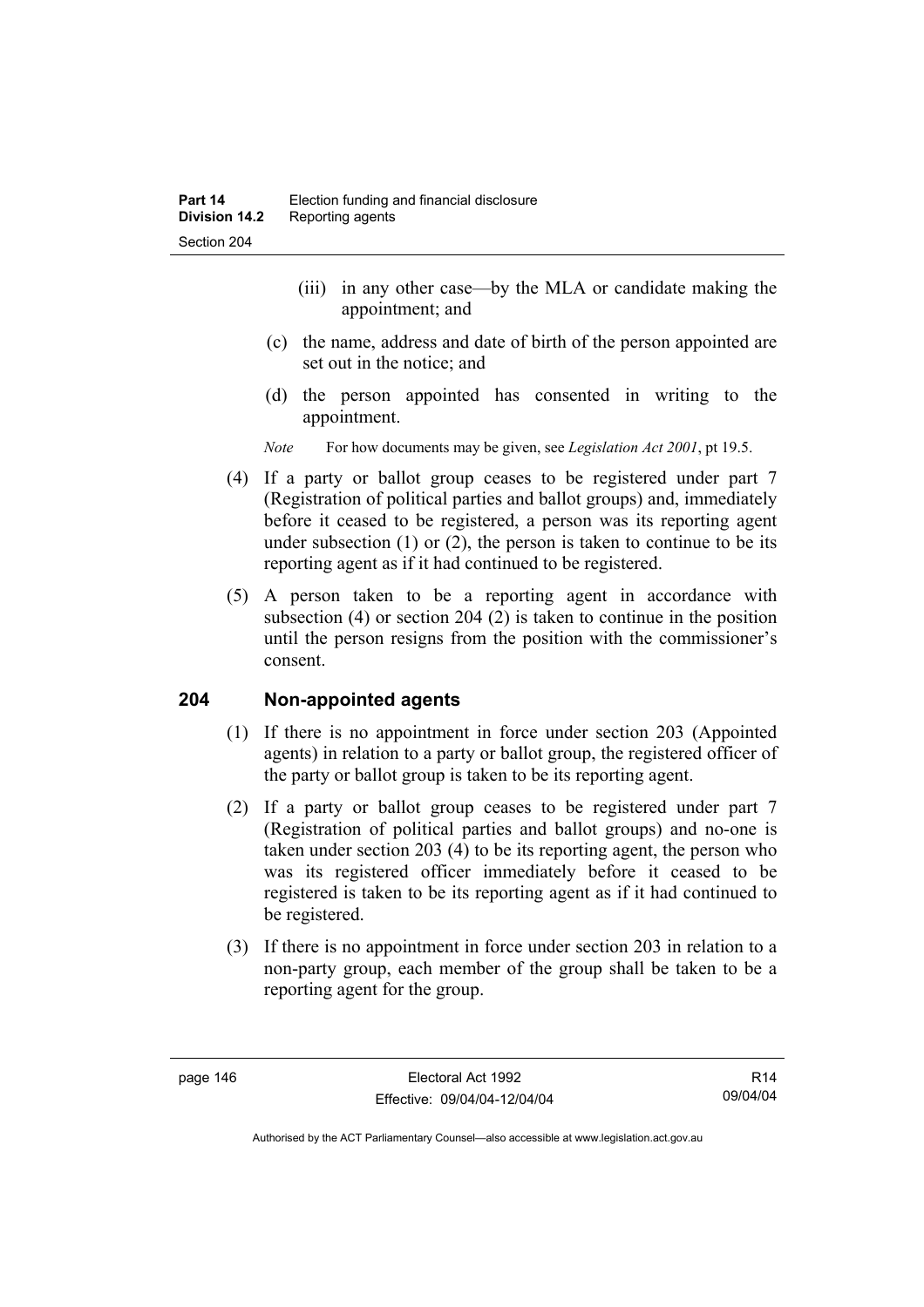(iii) in any other case—by the MLA or candidate making the appointment; and

(c) the name, address and date of birth of the person appointed are set out in the notice; and

(d) the person appointed has consented in writing to the appointment.

*Note* For how documents may be given, see *Legislation Act 2001*, pt 19.5.

(4) If a party or ballot group ceases to be registered under part 7 (Registration of political parties and ballot groups) and, immediately before it ceased to be registered, a person was its reporting agent under subsection (1) or (2), the person is taken to continue to be its reporting agent as if it had continued to be registered.

(5) A person taken to be a reporting agent in accordance with subsection (4) or section 204 (2) is taken to continue in the position until the person resigns from the position with the commissioner's consent.

## 204 Non-appointed agents

(1) If there is no appointment in force under section 203 (Appointed agents) in relation to a party or ballot group, the registered officer of the party or ballot group is taken to be its reporting agent.

(2) If a party or ballot group ceases to be registered under part 7 (Registration of political parties and ballot groups) and no-one is taken under section 203 (4) to be its reporting agent, the person who was its registered officer immediately before it ceased to be registered is taken to be its reporting agent as if it had continued to be registered.

(3) If there is no appointment in force under section 203 in relation to a non-party group, each member of the group shall be taken to be a reporting agent for the group.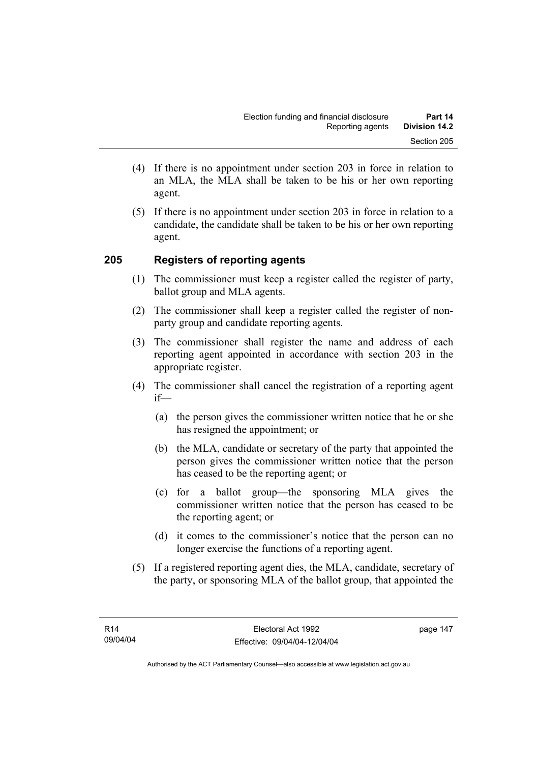(4) If there is no appointment under section 203 in force in relation to an MLA, the MLA shall be taken to be his or her own reporting agent.

(5) If there is no appointment under section 203 in force in relation to a candidate, the candidate shall be taken to be his or her own reporting agent.

## 205 Registers of reporting agents

(1) The commissioner must keep a register called the register of party, ballot group and MLA agents.

(2) The commissioner shall keep a register called the register of non-party group and candidate reporting agents.

(3) The commissioner shall register the name and address of each reporting agent appointed in accordance with section 203 in the appropriate register.

(4) The commissioner shall cancel the registration of a reporting agent if—

(a) the person gives the commissioner written notice that he or she has resigned the appointment; or

(b) the MLA, candidate or secretary of the party that appointed the person gives the commissioner written notice that the person has ceased to be the reporting agent; or

(c) for a ballot group—the sponsoring MLA gives the commissioner written notice that the person has ceased to be the reporting agent; or

(d) it comes to the commissioner's notice that the person can no longer exercise the functions of a reporting agent.

(5) If a registered reporting agent dies, the MLA, candidate, secretary of the party, or sponsoring MLA of the ballot group, that appointed the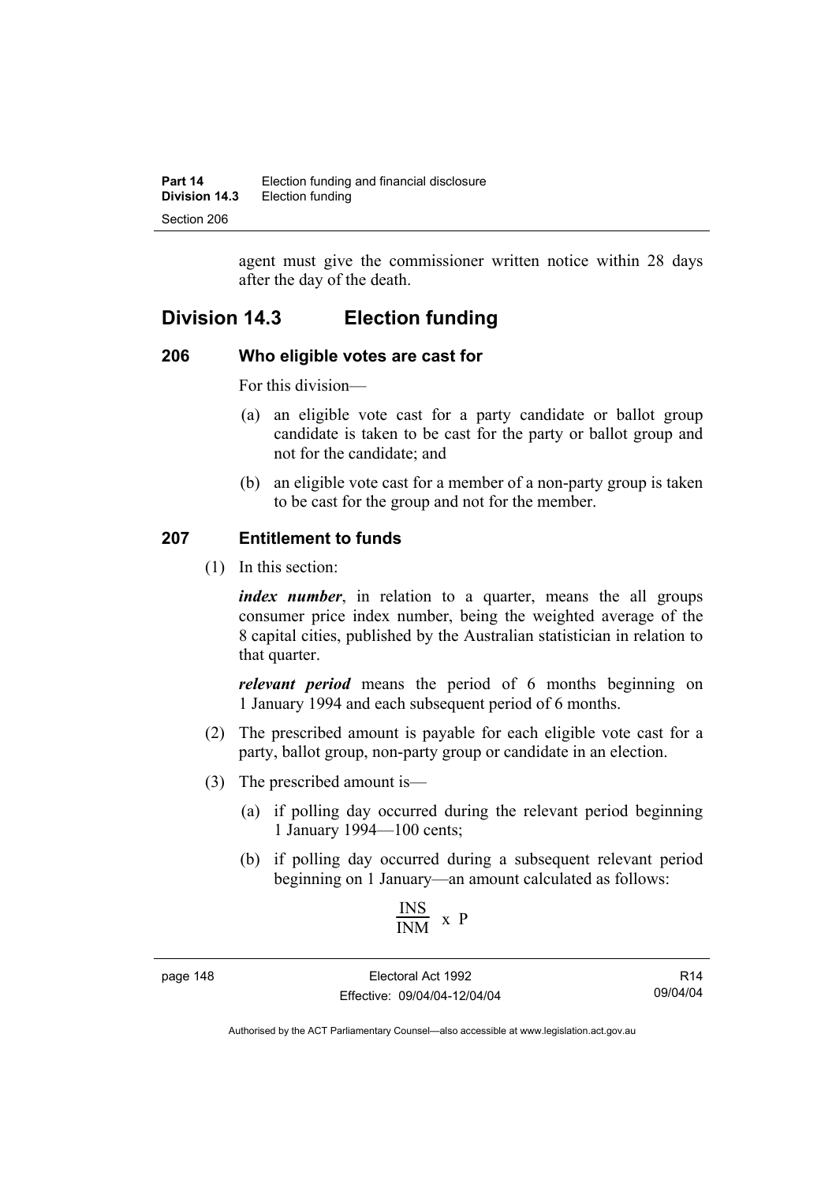agent must give the commissioner written notice within 28 days after the day of the death.

## Division 14.3 Election funding

### 206 Who eligible votes are cast for

For this division—

(a) an eligible vote cast for a party candidate or ballot group candidate is taken to be cast for the party or ballot group and not for the candidate; and

(b) an eligible vote cast for a member of a non-party group is taken to be cast for the group and not for the member.

### 207 Entitlement to funds

(1) In this section:

***index number***, in relation to a quarter, means the all groups consumer price index number, being the weighted average of the 8 capital cities, published by the Australian statistician in relation to that quarter.

***relevant period*** means the period of 6 months beginning on 1 January 1994 and each subsequent period of 6 months.

(2) The prescribed amount is payable for each eligible vote cast for a party, ballot group, non-party group or candidate in an election.

(3) The prescribed amount is—

(a) if polling day occurred during the relevant period beginning 1 January 1994—100 cents;

(b) if polling day occurred during a subsequent relevant period beginning on 1 January—an amount calculated as follows:

$$\frac{INS}{INM} \times P$$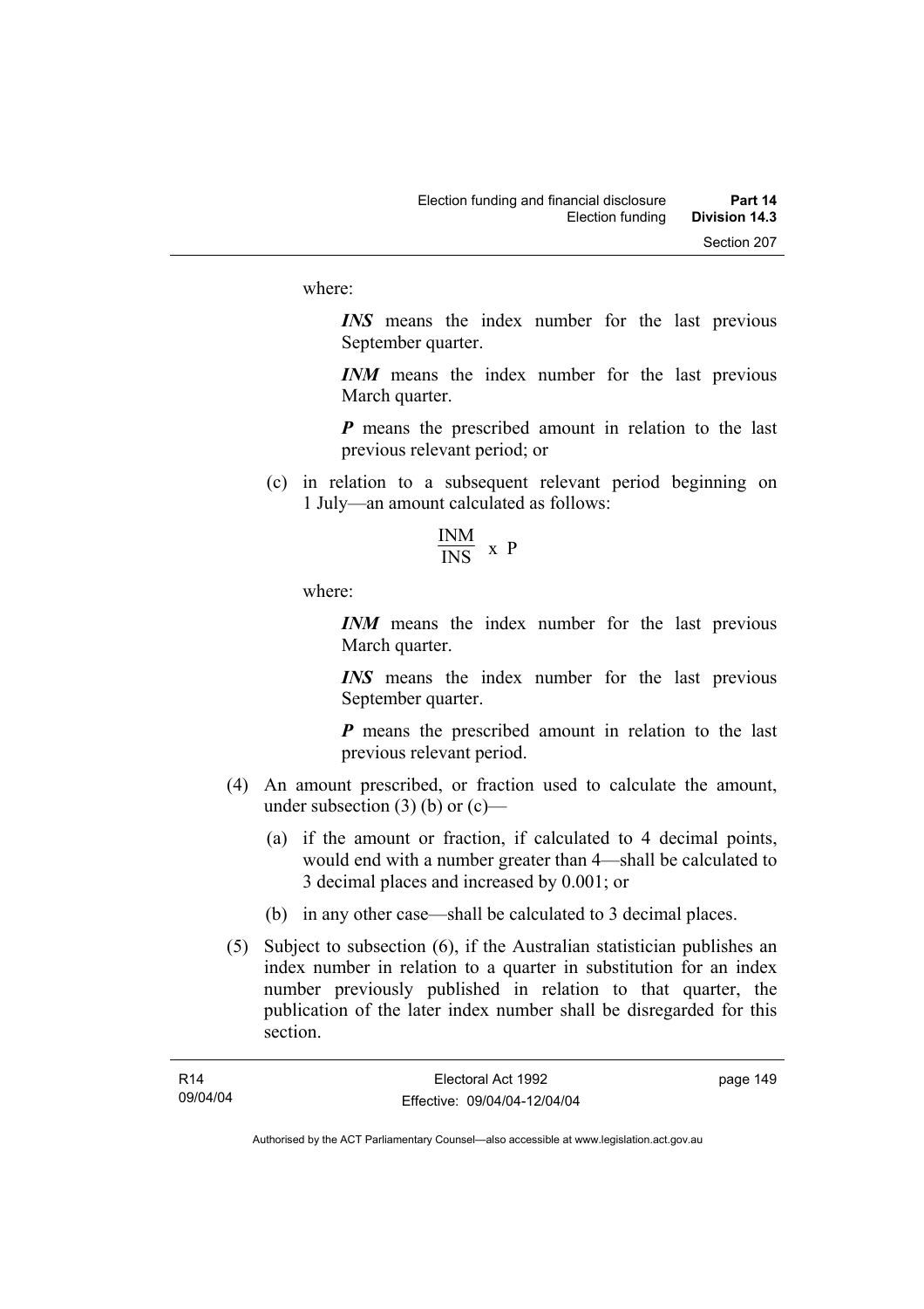where:

***INS*** means the index number for the last previous September quarter.

***INM*** means the index number for the last previous March quarter.

***P*** means the prescribed amount in relation to the last previous relevant period; or

(c) in relation to a subsequent relevant period beginning on 1 July—an amount calculated as follows:

$$\frac{INM}{INS} \times P$$

where:

***INM*** means the index number for the last previous March quarter.

***INS*** means the index number for the last previous September quarter.

***P*** means the prescribed amount in relation to the last previous relevant period.

(4) An amount prescribed, or fraction used to calculate the amount, under subsection (3) (b) or (c)—

(a) if the amount or fraction, if calculated to 4 decimal points, would end with a number greater than 4—shall be calculated to 3 decimal places and increased by 0.001; or

(b) in any other case—shall be calculated to 3 decimal places.

(5) Subject to subsection (6), if the Australian statistician publishes an index number in relation to a quarter in substitution for an index number previously published in relation to that quarter, the publication of the later index number shall be disregarded for this section.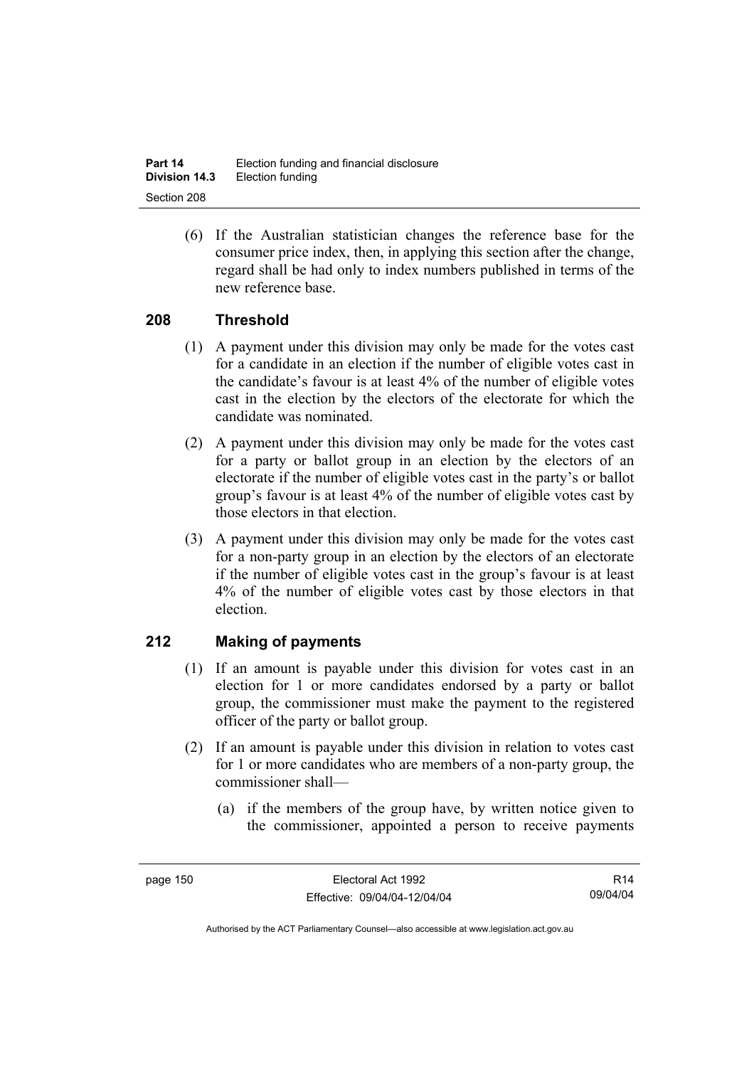(6) If the Australian statistician changes the reference base for the consumer price index, then, in applying this section after the change, regard shall be had only to index numbers published in terms of the new reference base.

## 208 Threshold

(1) A payment under this division may only be made for the votes cast for a candidate in an election if the number of eligible votes cast in the candidate's favour is at least 4% of the number of eligible votes cast in the election by the electors of the electorate for which the candidate was nominated.

(2) A payment under this division may only be made for the votes cast for a party or ballot group in an election by the electors of an electorate if the number of eligible votes cast in the party's or ballot group's favour is at least 4% of the number of eligible votes cast by those electors in that election.

(3) A payment under this division may only be made for the votes cast for a non-party group in an election by the electors of an electorate if the number of eligible votes cast in the group's favour is at least 4% of the number of eligible votes cast by those electors in that election.

## 212 Making of payments

(1) If an amount is payable under this division for votes cast in an election for 1 or more candidates endorsed by a party or ballot group, the commissioner must make the payment to the registered officer of the party or ballot group.

(2) If an amount is payable under this division in relation to votes cast for 1 or more candidates who are members of a non-party group, the commissioner shall—

(a) if the members of the group have, by written notice given to the commissioner, appointed a person to receive payments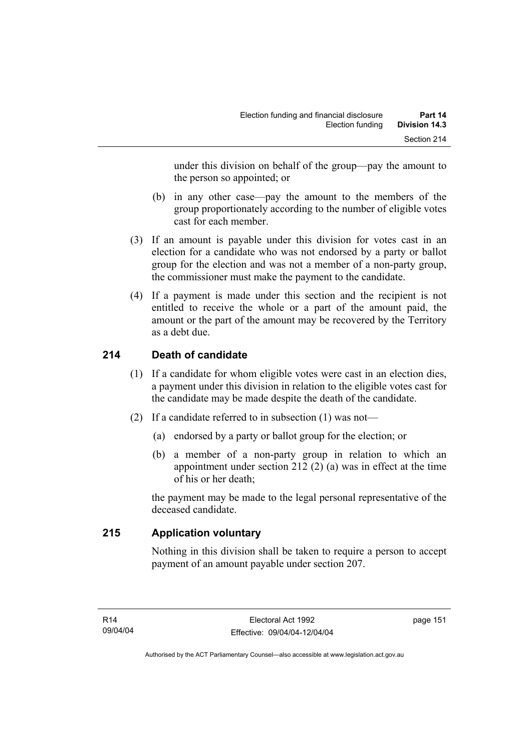under this division on behalf of the group—pay the amount to the person so appointed; or

(b) in any other case—pay the amount to the members of the group proportionately according to the number of eligible votes cast for each member.

(3) If an amount is payable under this division for votes cast in an election for a candidate who was not endorsed by a party or ballot group for the election and was not a member of a non-party group, the commissioner must make the payment to the candidate.

(4) If a payment is made under this section and the recipient is not entitled to receive the whole or a part of the amount paid, the amount or the part of the amount may be recovered by the Territory as a debt due.

## 214 Death of candidate

(1) If a candidate for whom eligible votes were cast in an election dies, a payment under this division in relation to the eligible votes cast for the candidate may be made despite the death of the candidate.

(2) If a candidate referred to in subsection (1) was not—

(a) endorsed by a party or ballot group for the election; or

(b) a member of a non-party group in relation to which an appointment under section 212 (2) (a) was in effect at the time of his or her death;

the payment may be made to the legal personal representative of the deceased candidate.

## 215 Application voluntary

Nothing in this division shall be taken to require a person to accept payment of an amount payable under section 207.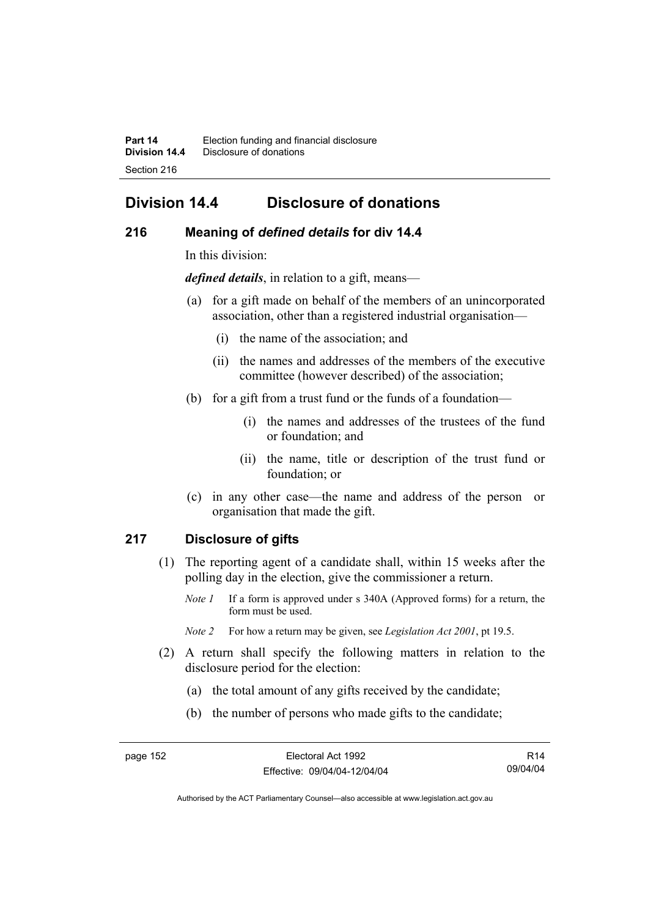# Division 14.4 Disclosure of donations

## 216 Meaning of *defined details* for div 14.4

In this division:

***defined details***, in relation to a gift, means—

(a) for a gift made on behalf of the members of an unincorporated association, other than a registered industrial organisation—

(i) the name of the association; and

(ii) the names and addresses of the members of the executive committee (however described) of the association;

(b) for a gift from a trust fund or the funds of a foundation—

(i) the names and addresses of the trustees of the fund or foundation; and

(ii) the name, title or description of the trust fund or foundation; or

(c) in any other case—the name and address of the person or organisation that made the gift.

## 217 Disclosure of gifts

(1) The reporting agent of a candidate shall, within 15 weeks after the polling day in the election, give the commissioner a return.

*Note 1* If a form is approved under s 340A (Approved forms) for a return, the form must be used.

*Note 2* For how a return may be given, see *Legislation Act 2001*, pt 19.5.

(2) A return shall specify the following matters in relation to the disclosure period for the election:

(a) the total amount of any gifts received by the candidate;

(b) the number of persons who made gifts to the candidate;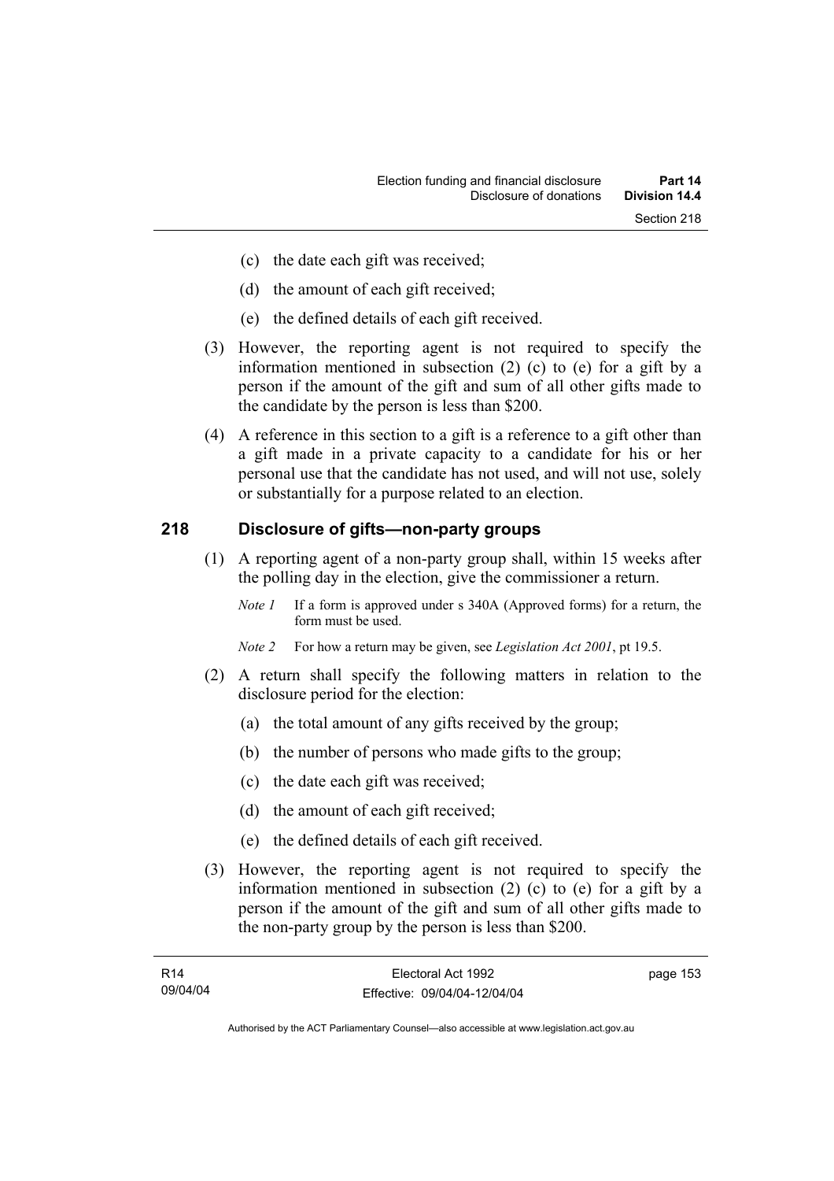(c) the date each gift was received;

(d) the amount of each gift received;

(e) the defined details of each gift received.

(3) However, the reporting agent is not required to specify the information mentioned in subsection (2) (c) to (e) for a gift by a person if the amount of the gift and sum of all other gifts made to the candidate by the person is less than $200.

(4) A reference in this section to a gift is a reference to a gift other than a gift made in a private capacity to a candidate for his or her personal use that the candidate has not used, and will not use, solely or substantially for a purpose related to an election.

## 218 Disclosure of gifts—non-party groups

(1) A reporting agent of a non-party group shall, within 15 weeks after the polling day in the election, give the commissioner a return.

*Note 1* If a form is approved under s 340A (Approved forms) for a return, the form must be used.

*Note 2* For how a return may be given, see *Legislation Act 2001*, pt 19.5.

(2) A return shall specify the following matters in relation to the disclosure period for the election:

(a) the total amount of any gifts received by the group;

(b) the number of persons who made gifts to the group;

(c) the date each gift was received;

(d) the amount of each gift received;

(e) the defined details of each gift received.

(3) However, the reporting agent is not required to specify the information mentioned in subsection (2) (c) to (e) for a gift by a person if the amount of the gift and sum of all other gifts made to the non-party group by the person is less than $200.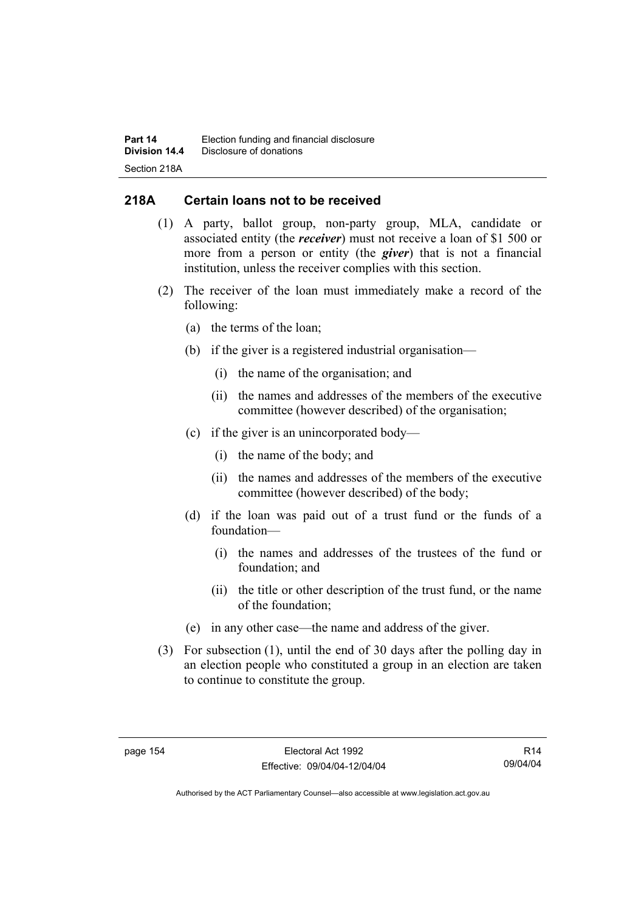## 218A Certain loans not to be received

(1) A party, ballot group, non-party group, MLA, candidate or associated entity (the ***receiver***) must not receive a loan of $1 500 or more from a person or entity (the ***giver***) that is not a financial institution, unless the receiver complies with this section.

(2) The receiver of the loan must immediately make a record of the following:

(a) the terms of the loan;

(b) if the giver is a registered industrial organisation—

(i) the name of the organisation; and

(ii) the names and addresses of the members of the executive committee (however described) of the organisation;

(c) if the giver is an unincorporated body—

(i) the name of the body; and

(ii) the names and addresses of the members of the executive committee (however described) of the body;

(d) if the loan was paid out of a trust fund or the funds of a foundation—

(i) the names and addresses of the trustees of the fund or foundation; and

(ii) the title or other description of the trust fund, or the name of the foundation;

(e) in any other case—the name and address of the giver.

(3) For subsection (1), until the end of 30 days after the polling day in an election people who constituted a group in an election are taken to continue to constitute the group.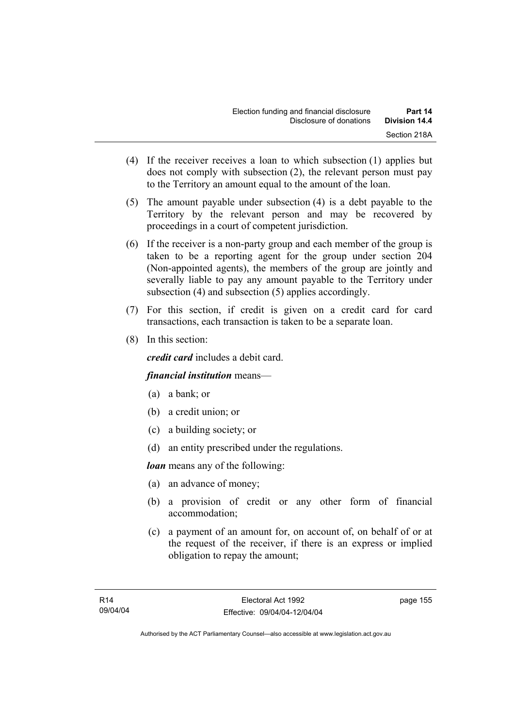(4) If the receiver receives a loan to which subsection (1) applies but does not comply with subsection (2), the relevant person must pay to the Territory an amount equal to the amount of the loan.

(5) The amount payable under subsection (4) is a debt payable to the Territory by the relevant person and may be recovered by proceedings in a court of competent jurisdiction.

(6) If the receiver is a non-party group and each member of the group is taken to be a reporting agent for the group under section 204 (Non-appointed agents), the members of the group are jointly and severally liable to pay any amount payable to the Territory under subsection (4) and subsection (5) applies accordingly.

(7) For this section, if credit is given on a credit card for card transactions, each transaction is taken to be a separate loan.

(8) In this section:

***credit card*** includes a debit card.

***financial institution*** means—

(a) a bank; or

(b) a credit union; or

(c) a building society; or

(d) an entity prescribed under the regulations.

***loan*** means any of the following:

(a) an advance of money;

(b) a provision of credit or any other form of financial accommodation;

(c) a payment of an amount for, on account of, on behalf of or at the request of the receiver, if there is an express or implied obligation to repay the amount;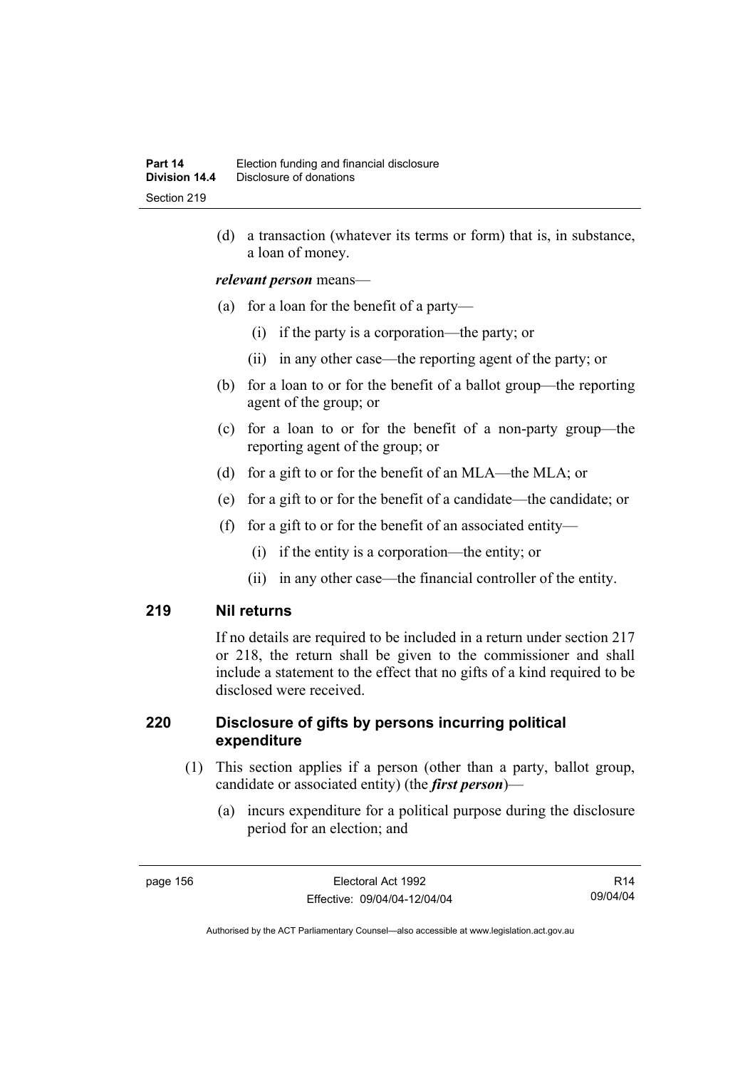(d) a transaction (whatever its terms or form) that is, in substance, a loan of money.

***relevant person*** means—

(a) for a loan for the benefit of a party—

  (i) if the party is a corporation—the party; or

  (ii) in any other case—the reporting agent of the party; or

(b) for a loan to or for the benefit of a ballot group—the reporting agent of the group; or

(c) for a loan to or for the benefit of a non-party group—the reporting agent of the group; or

(d) for a gift to or for the benefit of an MLA—the MLA; or

(e) for a gift to or for the benefit of a candidate—the candidate; or

(f) for a gift to or for the benefit of an associated entity—

  (i) if the entity is a corporation—the entity; or

  (ii) in any other case—the financial controller of the entity.

## 219 Nil returns

If no details are required to be included in a return under section 217 or 218, the return shall be given to the commissioner and shall include a statement to the effect that no gifts of a kind required to be disclosed were received.

## 220 Disclosure of gifts by persons incurring political expenditure

(1) This section applies if a person (other than a party, ballot group, candidate or associated entity) (the ***first person***)—

(a) incurs expenditure for a political purpose during the disclosure period for an election; and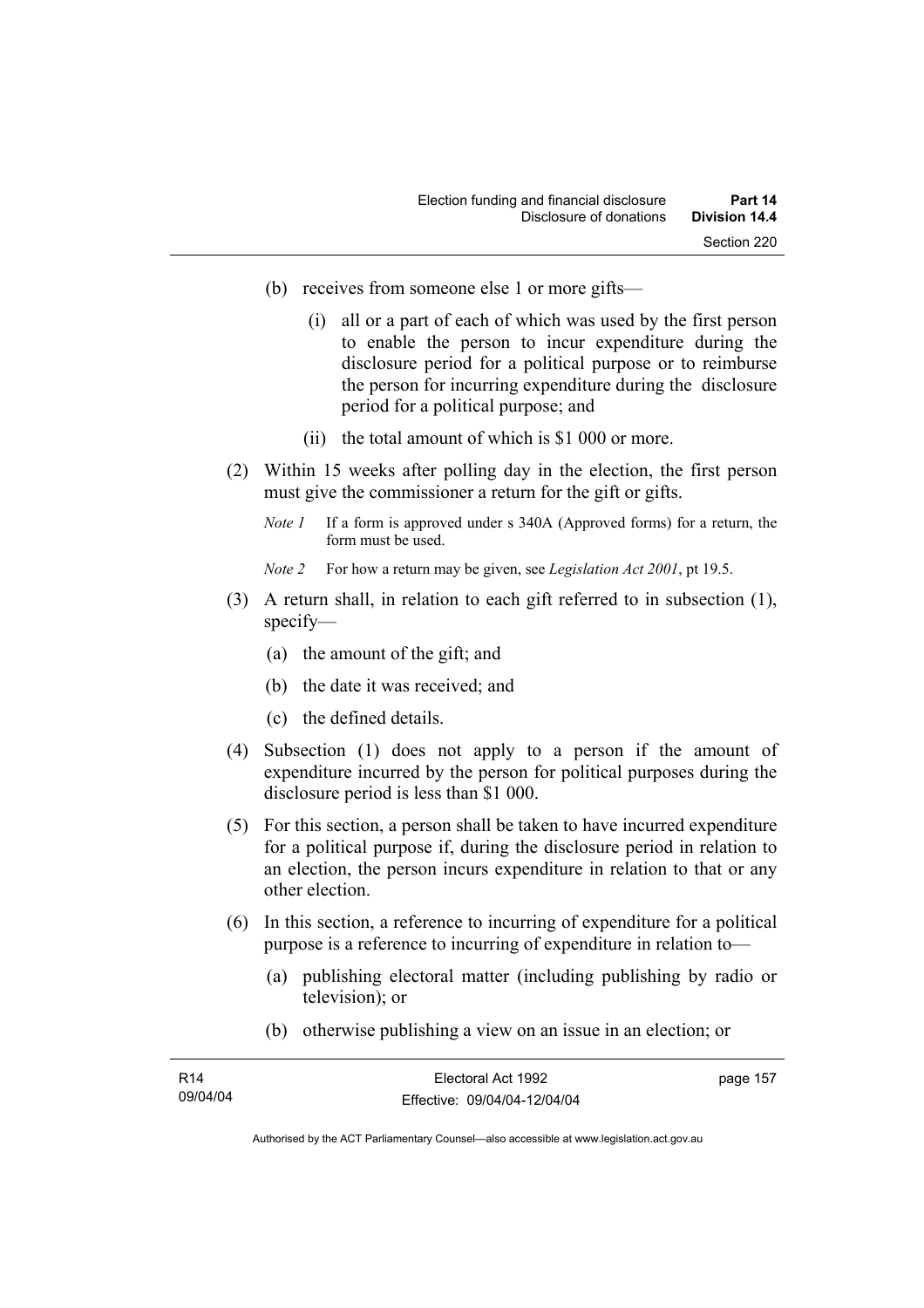(b) receives from someone else 1 or more gifts—

  (i) all or a part of each of which was used by the first person to enable the person to incur expenditure during the disclosure period for a political purpose or to reimburse the person for incurring expenditure during the disclosure period for a political purpose; and

  (ii) the total amount of which is $1 000 or more.

(2) Within 15 weeks after polling day in the election, the first person must give the commissioner a return for the gift or gifts.

*Note 1* If a form is approved under s 340A (Approved forms) for a return, the form must be used.

*Note 2* For how a return may be given, see *Legislation Act 2001*, pt 19.5.

(3) A return shall, in relation to each gift referred to in subsection (1), specify—

  (a) the amount of the gift; and

  (b) the date it was received; and

  (c) the defined details.

(4) Subsection (1) does not apply to a person if the amount of expenditure incurred by the person for political purposes during the disclosure period is less than $1 000.

(5) For this section, a person shall be taken to have incurred expenditure for a political purpose if, during the disclosure period in relation to an election, the person incurs expenditure in relation to that or any other election.

(6) In this section, a reference to incurring of expenditure for a political purpose is a reference to incurring of expenditure in relation to—

  (a) publishing electoral matter (including publishing by radio or television); or

  (b) otherwise publishing a view on an issue in an election; or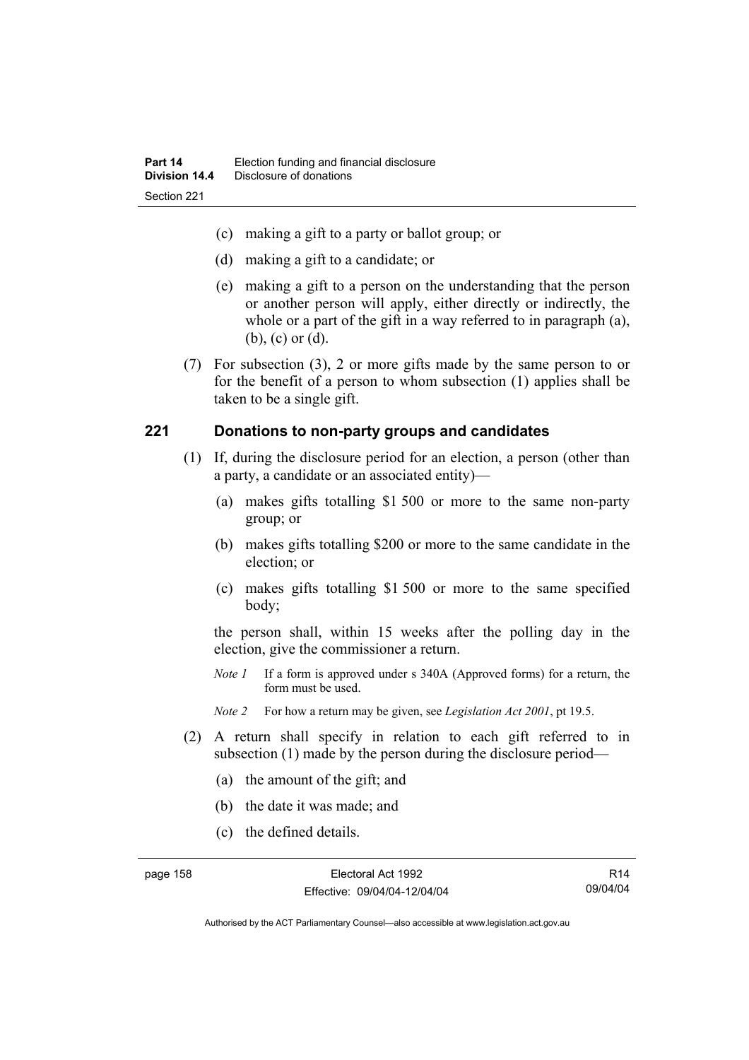(c) making a gift to a party or ballot group; or

(d) making a gift to a candidate; or

(e) making a gift to a person on the understanding that the person or another person will apply, either directly or indirectly, the whole or a part of the gift in a way referred to in paragraph (a), (b), (c) or (d).

(7) For subsection (3), 2 or more gifts made by the same person to or for the benefit of a person to whom subsection (1) applies shall be taken to be a single gift.

## 221 Donations to non-party groups and candidates

(1) If, during the disclosure period for an election, a person (other than a party, a candidate or an associated entity)—

(a) makes gifts totalling $1 500 or more to the same non-party group; or

(b) makes gifts totalling $200 or more to the same candidate in the election; or

(c) makes gifts totalling $1 500 or more to the same specified body;

the person shall, within 15 weeks after the polling day in the election, give the commissioner a return.

*Note 1* If a form is approved under s 340A (Approved forms) for a return, the form must be used.

*Note 2* For how a return may be given, see *Legislation Act 2001*, pt 19.5.

(2) A return shall specify in relation to each gift referred to in subsection (1) made by the person during the disclosure period—

(a) the amount of the gift; and

(b) the date it was made; and

(c) the defined details.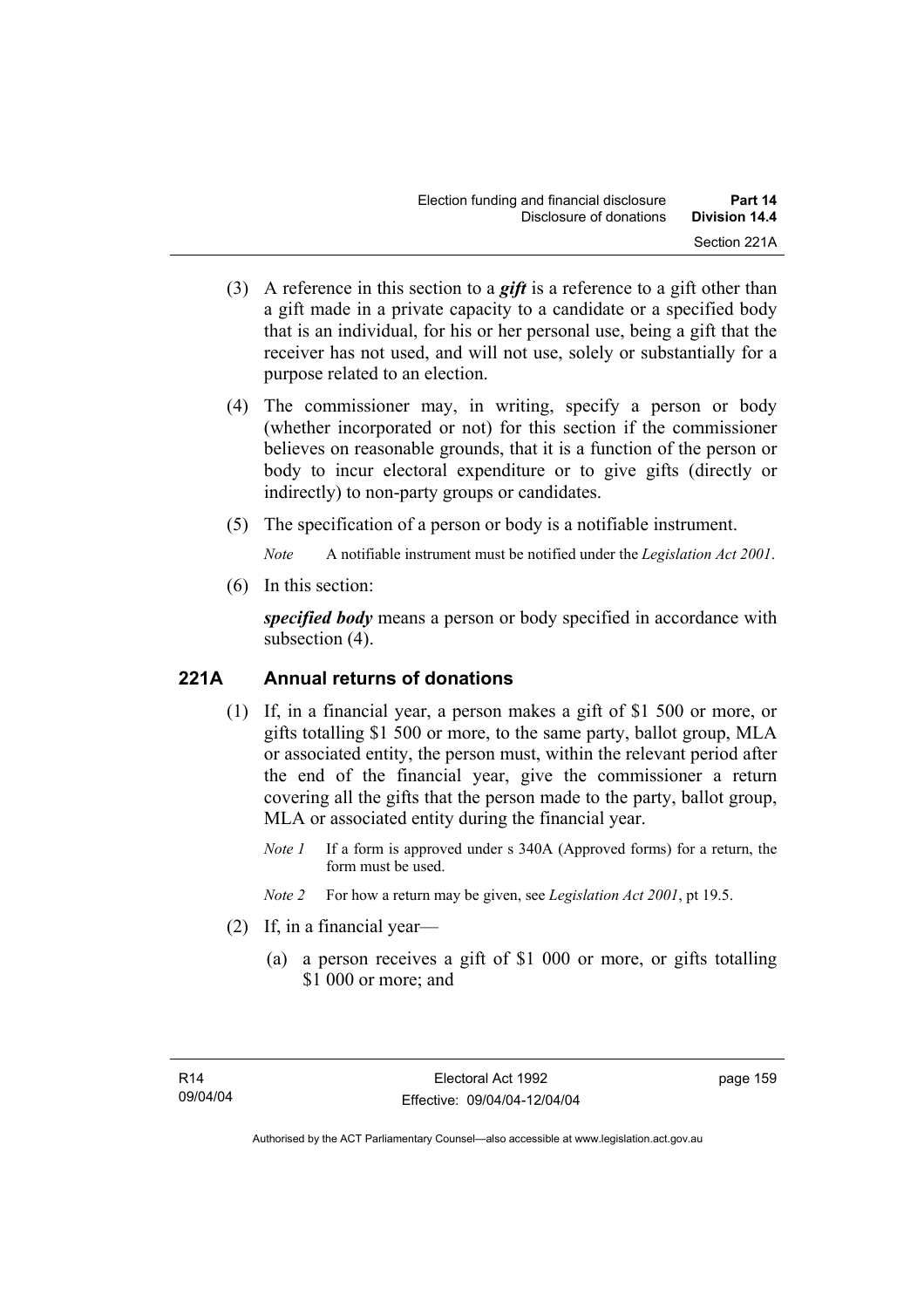(3) A reference in this section to a ***gift*** is a reference to a gift other than a gift made in a private capacity to a candidate or a specified body that is an individual, for his or her personal use, being a gift that the receiver has not used, and will not use, solely or substantially for a purpose related to an election.

(4) The commissioner may, in writing, specify a person or body (whether incorporated or not) for this section if the commissioner believes on reasonable grounds, that it is a function of the person or body to incur electoral expenditure or to give gifts (directly or indirectly) to non-party groups or candidates.

(5) The specification of a person or body is a notifiable instrument.

*Note* A notifiable instrument must be notified under the *Legislation Act 2001*.

(6) In this section:

***specified body*** means a person or body specified in accordance with subsection (4).

## 221A Annual returns of donations

(1) If, in a financial year, a person makes a gift of $1 500 or more, or gifts totalling $1 500 or more, to the same party, ballot group, MLA or associated entity, the person must, within the relevant period after the end of the financial year, give the commissioner a return covering all the gifts that the person made to the party, ballot group, MLA or associated entity during the financial year.

*Note 1* If a form is approved under s 340A (Approved forms) for a return, the form must be used.

*Note 2* For how a return may be given, see *Legislation Act 2001*, pt 19.5.

(2) If, in a financial year—

(a) a person receives a gift of $1 000 or more, or gifts totalling $1 000 or more; and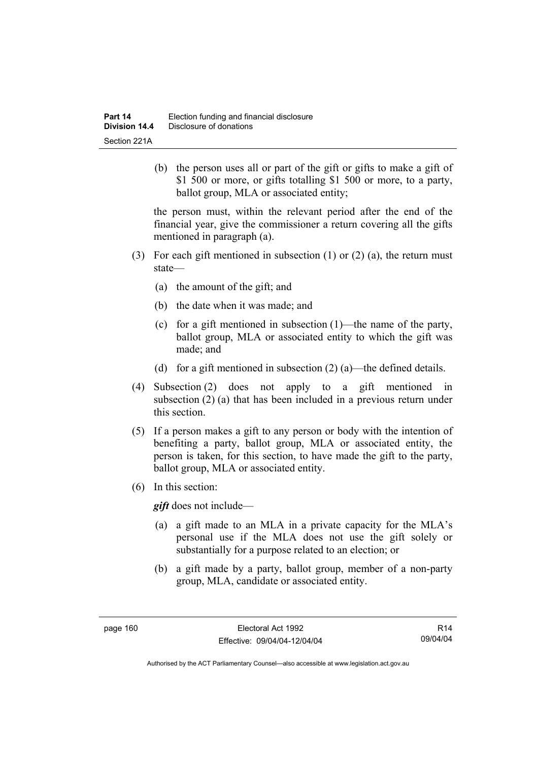(b) the person uses all or part of the gift or gifts to make a gift of $1 500 or more, or gifts totalling $1 500 or more, to a party, ballot group, MLA or associated entity;

the person must, within the relevant period after the end of the financial year, give the commissioner a return covering all the gifts mentioned in paragraph (a).

(3) For each gift mentioned in subsection (1) or (2) (a), the return must state—

(a) the amount of the gift; and

(b) the date when it was made; and

(c) for a gift mentioned in subsection (1)—the name of the party, ballot group, MLA or associated entity to which the gift was made; and

(d) for a gift mentioned in subsection (2) (a)—the defined details.

(4) Subsection (2) does not apply to a gift mentioned in subsection (2) (a) that has been included in a previous return under this section.

(5) If a person makes a gift to any person or body with the intention of benefiting a party, ballot group, MLA or associated entity, the person is taken, for this section, to have made the gift to the party, ballot group, MLA or associated entity.

(6) In this section:

***gift*** does not include—

(a) a gift made to an MLA in a private capacity for the MLA's personal use if the MLA does not use the gift solely or substantially for a purpose related to an election; or

(b) a gift made by a party, ballot group, member of a non-party group, MLA, candidate or associated entity.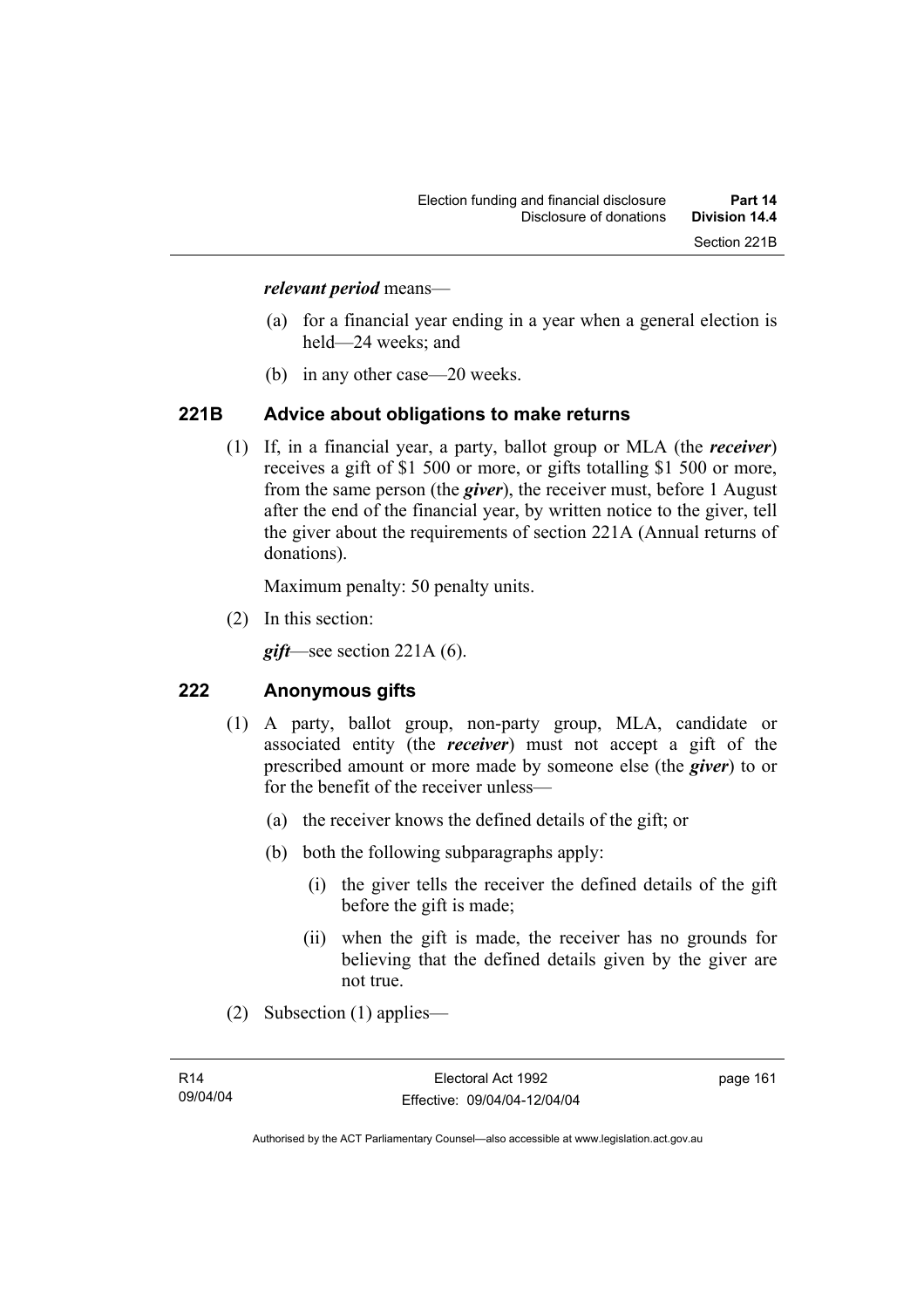***relevant period*** means—

(a) for a financial year ending in a year when a general election is held—24 weeks; and

(b) in any other case—20 weeks.

## 221B Advice about obligations to make returns

(1) If, in a financial year, a party, ballot group or MLA (the ***receiver***) receives a gift of $1 500 or more, or gifts totalling $1 500 or more, from the same person (the ***giver***), the receiver must, before 1 August after the end of the financial year, by written notice to the giver, tell the giver about the requirements of section 221A (Annual returns of donations).

Maximum penalty: 50 penalty units.

(2) In this section:

***gift***—see section 221A (6).

## 222 Anonymous gifts

(1) A party, ballot group, non-party group, MLA, candidate or associated entity (the ***receiver***) must not accept a gift of the prescribed amount or more made by someone else (the ***giver***) to or for the benefit of the receiver unless—

(a) the receiver knows the defined details of the gift; or

(b) both the following subparagraphs apply:

(i) the giver tells the receiver the defined details of the gift before the gift is made;

(ii) when the gift is made, the receiver has no grounds for believing that the defined details given by the giver are not true.

(2) Subsection (1) applies—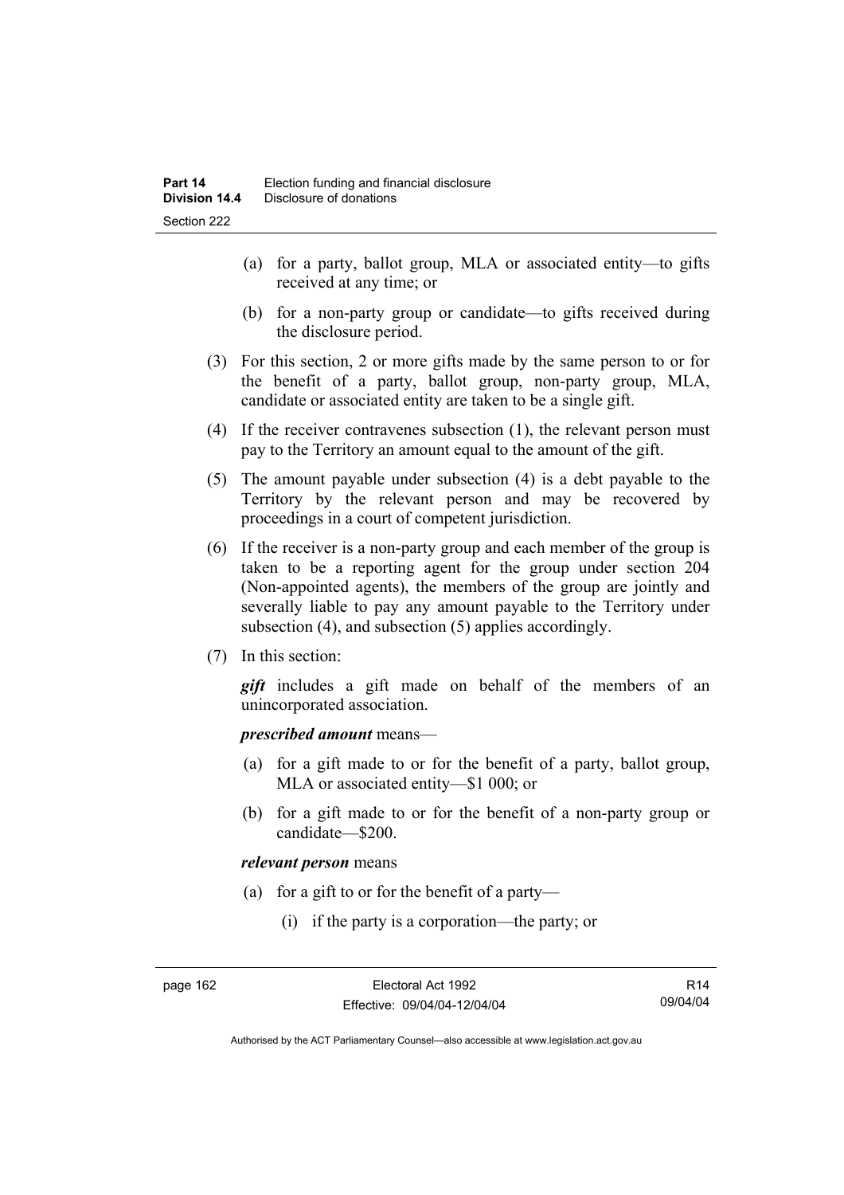(a) for a party, ballot group, MLA or associated entity—to gifts received at any time; or

(b) for a non-party group or candidate—to gifts received during the disclosure period.

(3) For this section, 2 or more gifts made by the same person to or for the benefit of a party, ballot group, non-party group, MLA, candidate or associated entity are taken to be a single gift.

(4) If the receiver contravenes subsection (1), the relevant person must pay to the Territory an amount equal to the amount of the gift.

(5) The amount payable under subsection (4) is a debt payable to the Territory by the relevant person and may be recovered by proceedings in a court of competent jurisdiction.

(6) If the receiver is a non-party group and each member of the group is taken to be a reporting agent for the group under section 204 (Non-appointed agents), the members of the group are jointly and severally liable to pay any amount payable to the Territory under subsection (4), and subsection (5) applies accordingly.

(7) In this section:

***gift*** includes a gift made on behalf of the members of an unincorporated association.

***prescribed amount*** means—

(a) for a gift made to or for the benefit of a party, ballot group, MLA or associated entity—$1 000; or

(b) for a gift made to or for the benefit of a non-party group or candidate—$200.

***relevant person*** means

(a) for a gift to or for the benefit of a party—

(i) if the party is a corporation—the party; or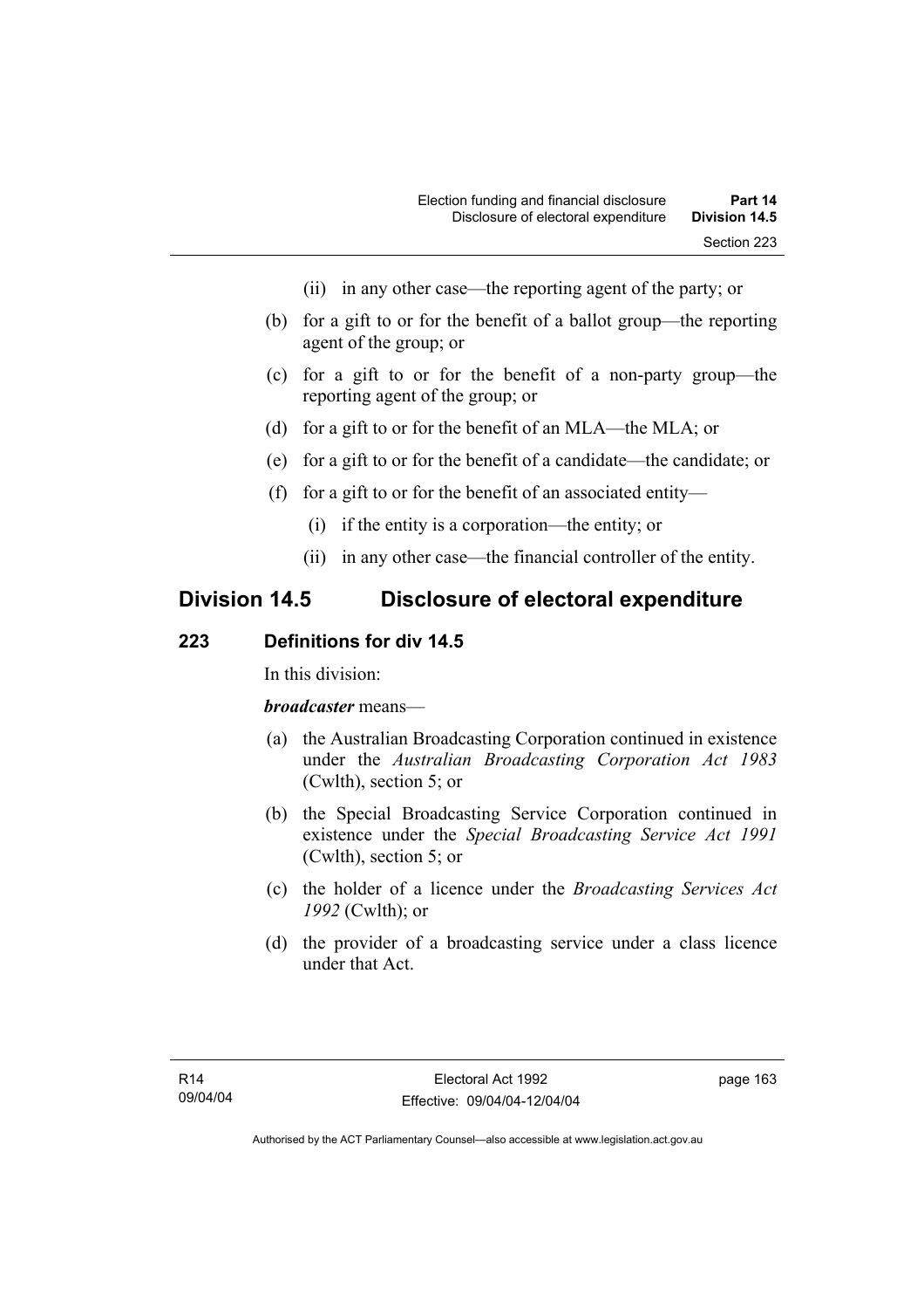(ii) in any other case—the reporting agent of the party; or

(b) for a gift to or for the benefit of a ballot group—the reporting agent of the group; or

(c) for a gift to or for the benefit of a non-party group—the reporting agent of the group; or

(d) for a gift to or for the benefit of an MLA—the MLA; or

(e) for a gift to or for the benefit of a candidate—the candidate; or

(f) for a gift to or for the benefit of an associated entity—

(i) if the entity is a corporation—the entity; or

(ii) in any other case—the financial controller of the entity.

## Division 14.5 Disclosure of electoral expenditure

### 223 Definitions for div 14.5

In this division:

***broadcaster*** means—

(a) the Australian Broadcasting Corporation continued in existence under the *Australian Broadcasting Corporation Act 1983* (Cwlth), section 5; or

(b) the Special Broadcasting Service Corporation continued in existence under the *Special Broadcasting Service Act 1991* (Cwlth), section 5; or

(c) the holder of a licence under the *Broadcasting Services Act 1992* (Cwlth); or

(d) the provider of a broadcasting service under a class licence under that Act.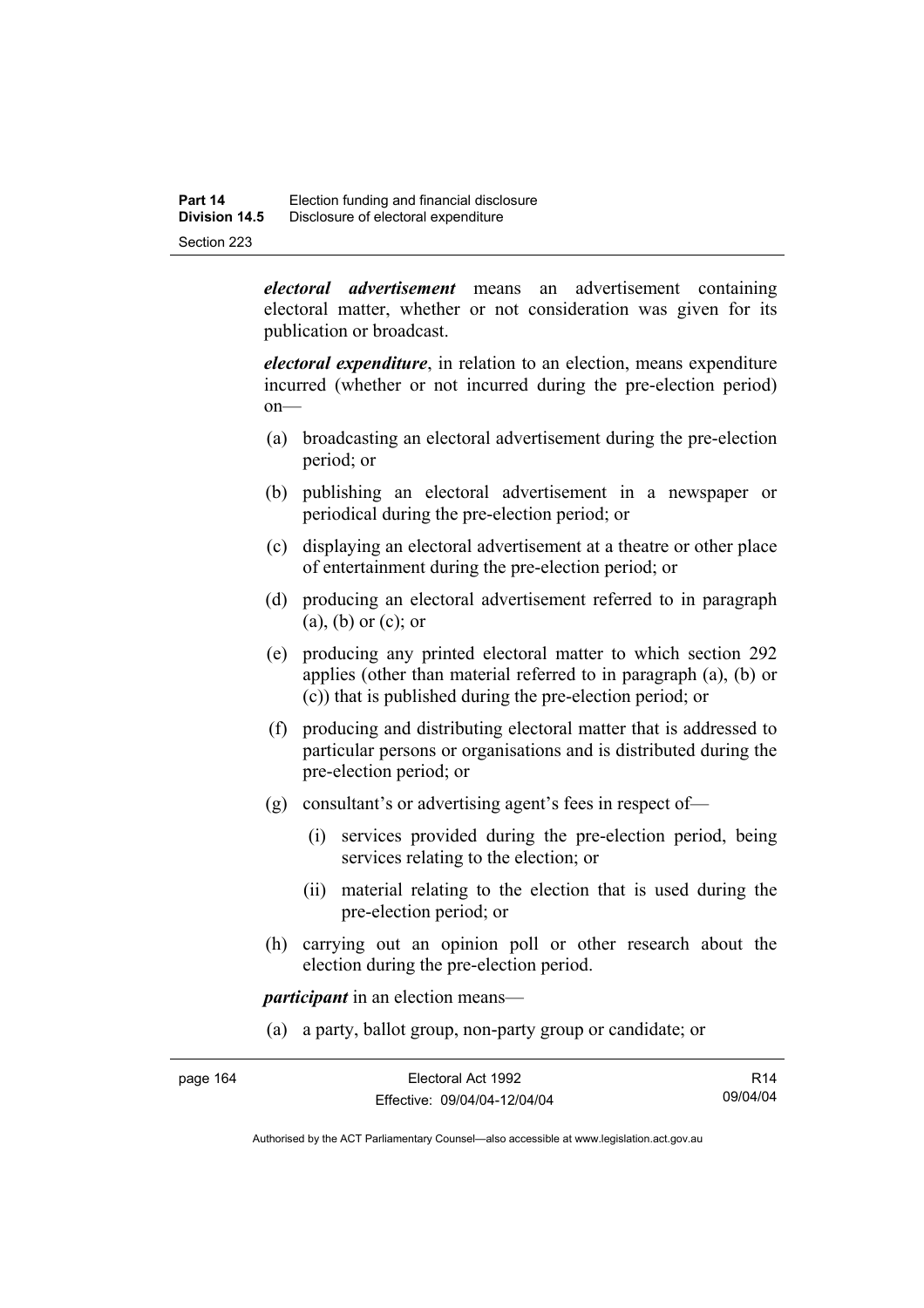***electoral advertisement*** means an advertisement containing electoral matter, whether or not consideration was given for its publication or broadcast.

***electoral expenditure***, in relation to an election, means expenditure incurred (whether or not incurred during the pre-election period) on—

(a) broadcasting an electoral advertisement during the pre-election period; or

(b) publishing an electoral advertisement in a newspaper or periodical during the pre-election period; or

(c) displaying an electoral advertisement at a theatre or other place of entertainment during the pre-election period; or

(d) producing an electoral advertisement referred to in paragraph (a), (b) or (c); or

(e) producing any printed electoral matter to which section 292 applies (other than material referred to in paragraph (a), (b) or (c)) that is published during the pre-election period; or

(f) producing and distributing electoral matter that is addressed to particular persons or organisations and is distributed during the pre-election period; or

(g) consultant's or advertising agent's fees in respect of—

(i) services provided during the pre-election period, being services relating to the election; or

(ii) material relating to the election that is used during the pre-election period; or

(h) carrying out an opinion poll or other research about the election during the pre-election period.

***participant*** in an election means—

(a) a party, ballot group, non-party group or candidate; or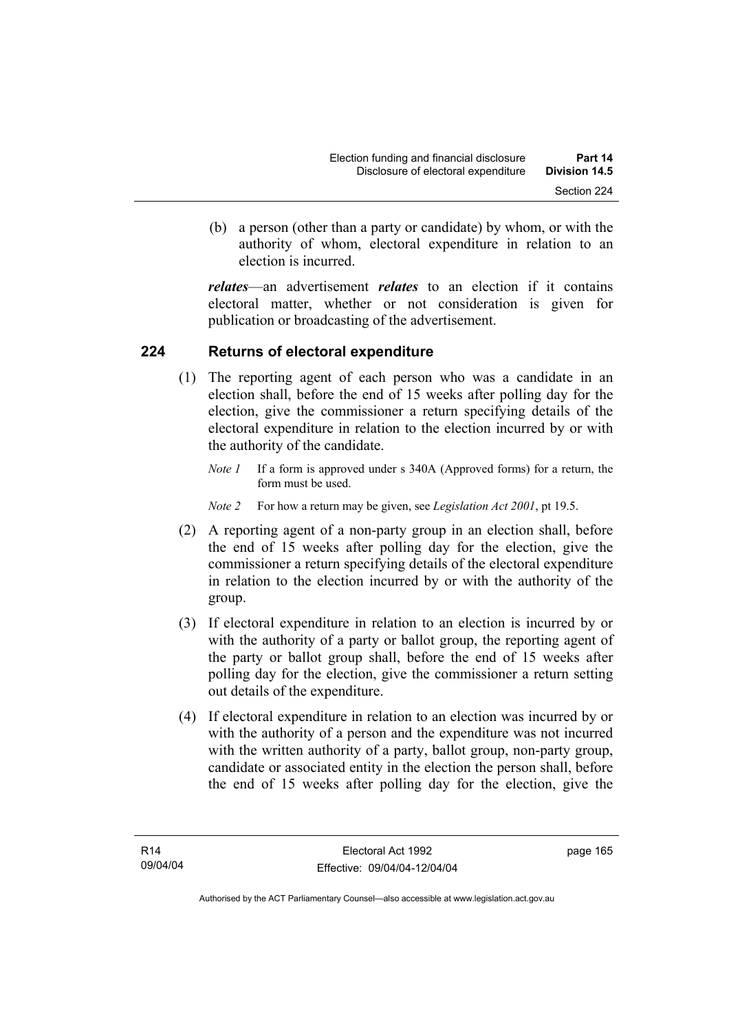(b) a person (other than a party or candidate) by whom, or with the authority of whom, electoral expenditure in relation to an election is incurred.

***relates***—an advertisement ***relates*** to an election if it contains electoral matter, whether or not consideration is given for publication or broadcasting of the advertisement.

## 224 Returns of electoral expenditure

(1) The reporting agent of each person who was a candidate in an election shall, before the end of 15 weeks after polling day for the election, give the commissioner a return specifying details of the electoral expenditure in relation to the election incurred by or with the authority of the candidate.

*Note 1* If a form is approved under s 340A (Approved forms) for a return, the form must be used.

*Note 2* For how a return may be given, see *Legislation Act 2001*, pt 19.5.

(2) A reporting agent of a non-party group in an election shall, before the end of 15 weeks after polling day for the election, give the commissioner a return specifying details of the electoral expenditure in relation to the election incurred by or with the authority of the group.

(3) If electoral expenditure in relation to an election is incurred by or with the authority of a party or ballot group, the reporting agent of the party or ballot group shall, before the end of 15 weeks after polling day for the election, give the commissioner a return setting out details of the expenditure.

(4) If electoral expenditure in relation to an election was incurred by or with the authority of a person and the expenditure was not incurred with the written authority of a party, ballot group, non-party group, candidate or associated entity in the election the person shall, before the end of 15 weeks after polling day for the election, give the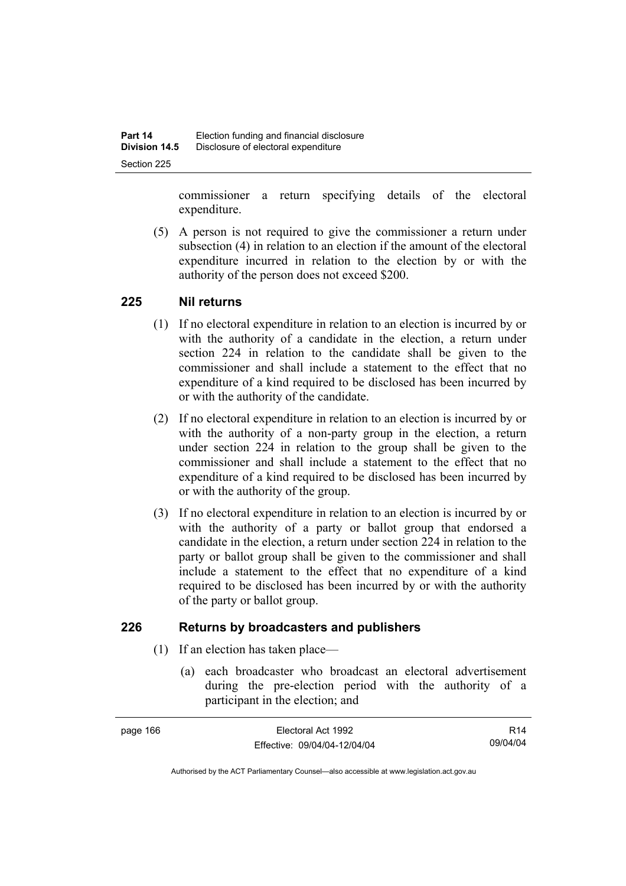commissioner a return specifying details of the electoral expenditure.

(5) A person is not required to give the commissioner a return under subsection (4) in relation to an election if the amount of the electoral expenditure incurred in relation to the election by or with the authority of the person does not exceed $200.

## 225 Nil returns

(1) If no electoral expenditure in relation to an election is incurred by or with the authority of a candidate in the election, a return under section 224 in relation to the candidate shall be given to the commissioner and shall include a statement to the effect that no expenditure of a kind required to be disclosed has been incurred by or with the authority of the candidate.

(2) If no electoral expenditure in relation to an election is incurred by or with the authority of a non-party group in the election, a return under section 224 in relation to the group shall be given to the commissioner and shall include a statement to the effect that no expenditure of a kind required to be disclosed has been incurred by or with the authority of the group.

(3) If no electoral expenditure in relation to an election is incurred by or with the authority of a party or ballot group that endorsed a candidate in the election, a return under section 224 in relation to the party or ballot group shall be given to the commissioner and shall include a statement to the effect that no expenditure of a kind required to be disclosed has been incurred by or with the authority of the party or ballot group.

## 226 Returns by broadcasters and publishers

(1) If an election has taken place—

(a) each broadcaster who broadcast an electoral advertisement during the pre-election period with the authority of a participant in the election; and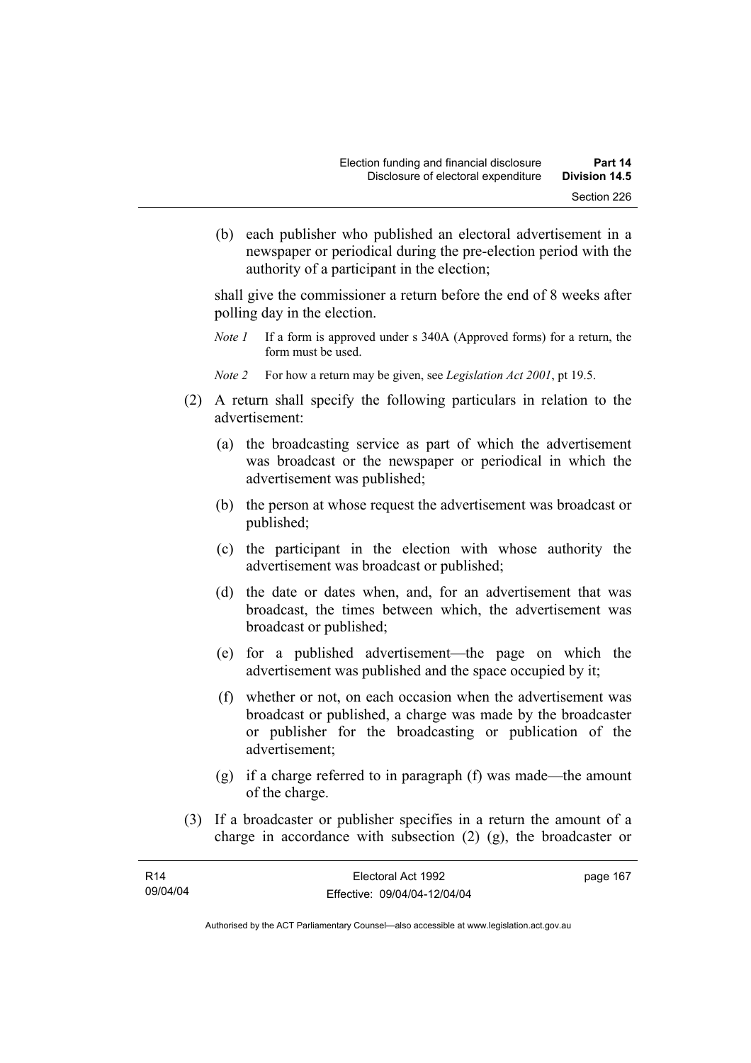(b) each publisher who published an electoral advertisement in a newspaper or periodical during the pre-election period with the authority of a participant in the election;

shall give the commissioner a return before the end of 8 weeks after polling day in the election.

*Note 1* If a form is approved under s 340A (Approved forms) for a return, the form must be used.

*Note 2* For how a return may be given, see *Legislation Act 2001*, pt 19.5.

(2) A return shall specify the following particulars in relation to the advertisement:

(a) the broadcasting service as part of which the advertisement was broadcast or the newspaper or periodical in which the advertisement was published;

(b) the person at whose request the advertisement was broadcast or published;

(c) the participant in the election with whose authority the advertisement was broadcast or published;

(d) the date or dates when, and, for an advertisement that was broadcast, the times between which, the advertisement was broadcast or published;

(e) for a published advertisement—the page on which the advertisement was published and the space occupied by it;

(f) whether or not, on each occasion when the advertisement was broadcast or published, a charge was made by the broadcaster or publisher for the broadcasting or publication of the advertisement;

(g) if a charge referred to in paragraph (f) was made—the amount of the charge.

(3) If a broadcaster or publisher specifies in a return the amount of a charge in accordance with subsection (2) (g), the broadcaster or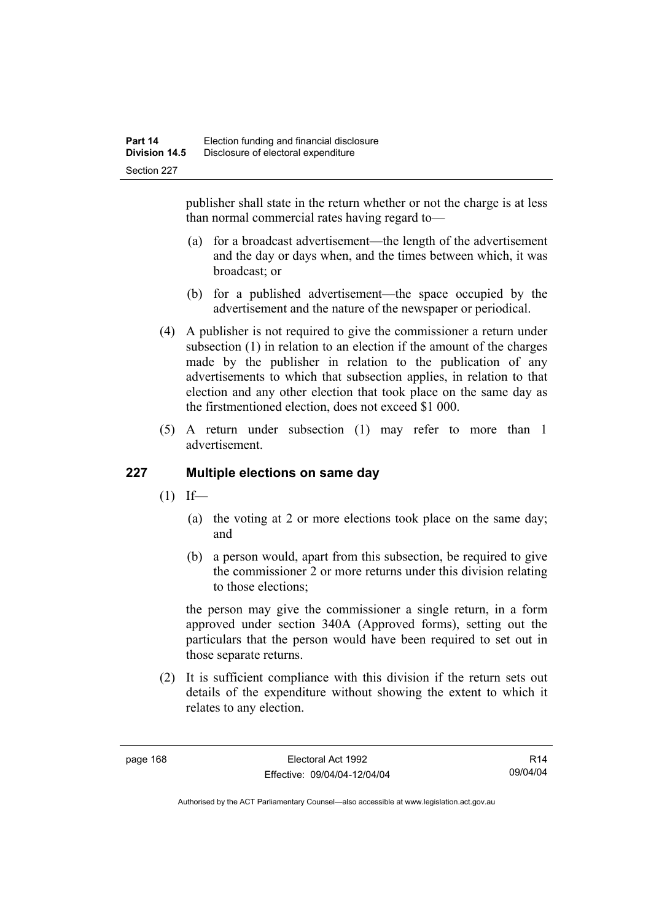publisher shall state in the return whether or not the charge is at less than normal commercial rates having regard to—

(a) for a broadcast advertisement—the length of the advertisement and the day or days when, and the times between which, it was broadcast; or

(b) for a published advertisement—the space occupied by the advertisement and the nature of the newspaper or periodical.

(4) A publisher is not required to give the commissioner a return under subsection (1) in relation to an election if the amount of the charges made by the publisher in relation to the publication of any advertisements to which that subsection applies, in relation to that election and any other election that took place on the same day as the firstmentioned election, does not exceed $1 000.

(5) A return under subsection (1) may refer to more than 1 advertisement.

## 227 Multiple elections on same day

(1) If—

(a) the voting at 2 or more elections took place on the same day; and

(b) a person would, apart from this subsection, be required to give the commissioner 2 or more returns under this division relating to those elections;

the person may give the commissioner a single return, in a form approved under section 340A (Approved forms), setting out the particulars that the person would have been required to set out in those separate returns.

(2) It is sufficient compliance with this division if the return sets out details of the expenditure without showing the extent to which it relates to any election.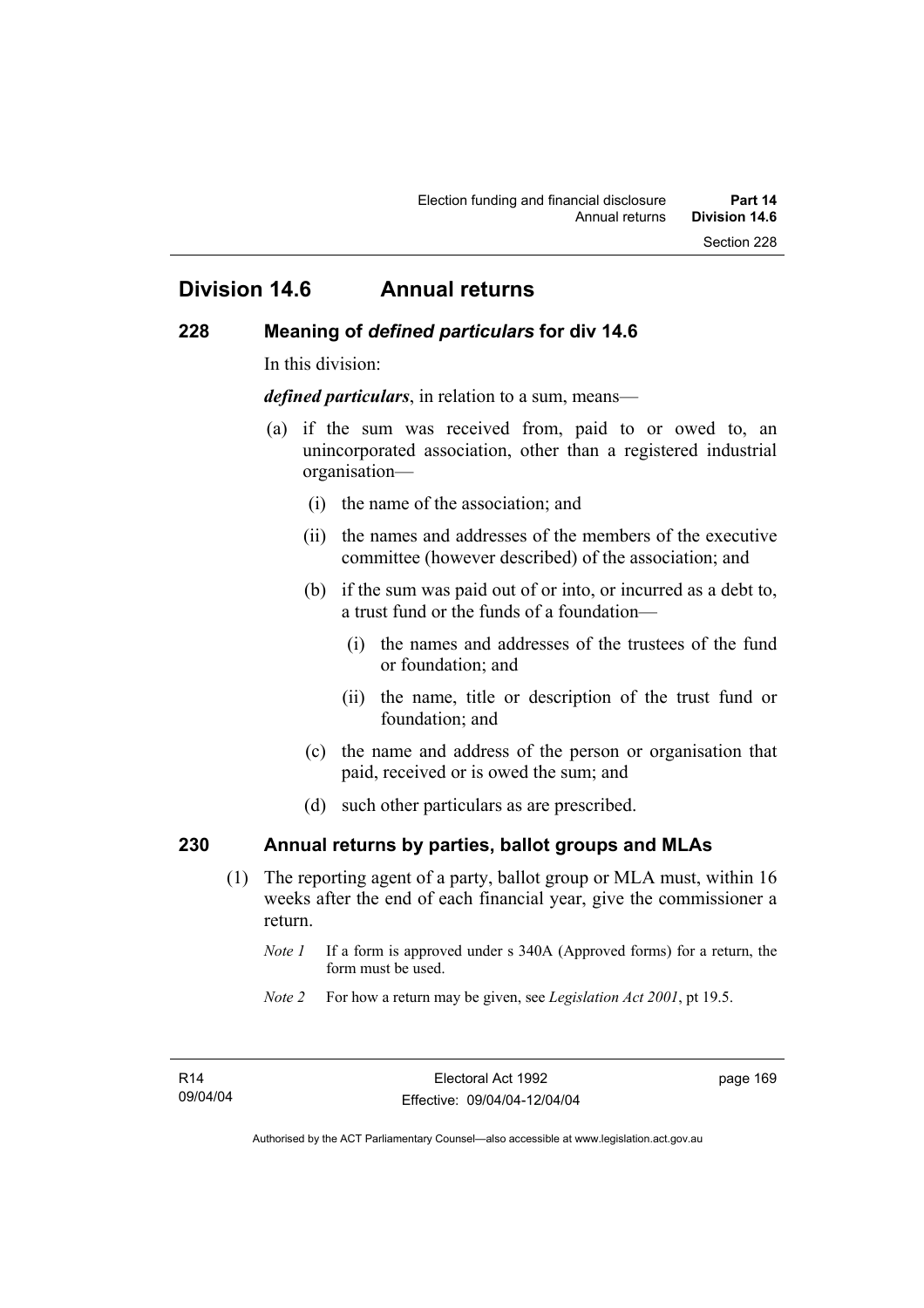## Division 14.6 Annual returns

### 228 Meaning of *defined particulars* for div 14.6

In this division:

***defined particulars***, in relation to a sum, means—

(a) if the sum was received from, paid to or owed to, an unincorporated association, other than a registered industrial organisation—

  (i) the name of the association; and

  (ii) the names and addresses of the members of the executive committee (however described) of the association; and

  (b) if the sum was paid out of or into, or incurred as a debt to, a trust fund or the funds of a foundation—

    (i) the names and addresses of the trustees of the fund or foundation; and

    (ii) the name, title or description of the trust fund or foundation; and

  (c) the name and address of the person or organisation that paid, received or is owed the sum; and

  (d) such other particulars as are prescribed.

### 230 Annual returns by parties, ballot groups and MLAs

(1) The reporting agent of a party, ballot group or MLA must, within 16 weeks after the end of each financial year, give the commissioner a return.

*Note 1* If a form is approved under s 340A (Approved forms) for a return, the form must be used.

*Note 2* For how a return may be given, see *Legislation Act 2001*, pt 19.5.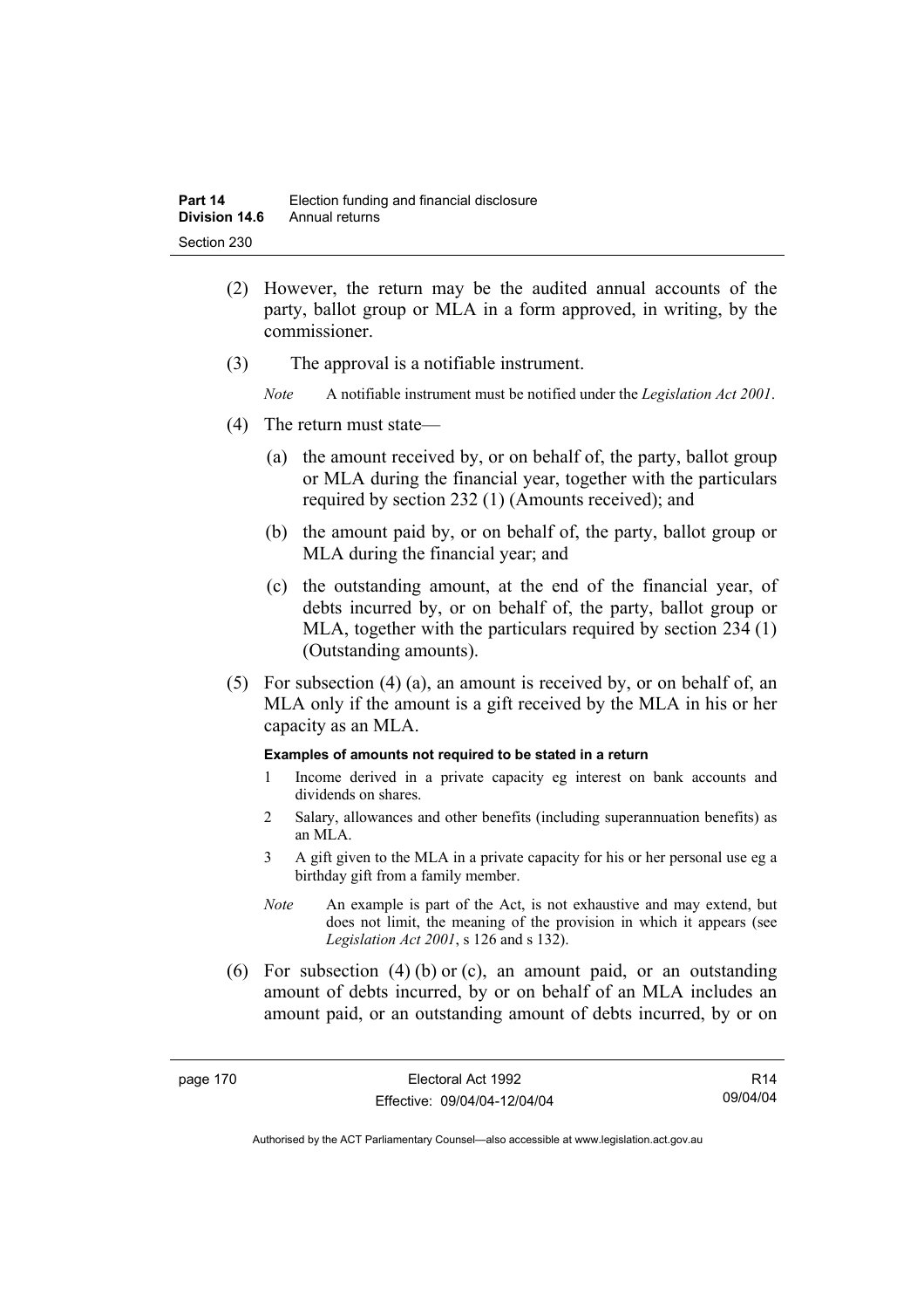(2) However, the return may be the audited annual accounts of the party, ballot group or MLA in a form approved, in writing, by the commissioner.

(3) The approval is a notifiable instrument.

*Note* A notifiable instrument must be notified under the *Legislation Act 2001*.

(4) The return must state—

(a) the amount received by, or on behalf of, the party, ballot group or MLA during the financial year, together with the particulars required by section 232 (1) (Amounts received); and

(b) the amount paid by, or on behalf of, the party, ballot group or MLA during the financial year; and

(c) the outstanding amount, at the end of the financial year, of debts incurred by, or on behalf of, the party, ballot group or MLA, together with the particulars required by section 234 (1) (Outstanding amounts).

(5) For subsection (4) (a), an amount is received by, or on behalf of, an MLA only if the amount is a gift received by the MLA in his or her capacity as an MLA.

**Examples of amounts not required to be stated in a return**

1 Income derived in a private capacity eg interest on bank accounts and dividends on shares.

2 Salary, allowances and other benefits (including superannuation benefits) as an MLA.

3 A gift given to the MLA in a private capacity for his or her personal use eg a birthday gift from a family member.

*Note* An example is part of the Act, is not exhaustive and may extend, but does not limit, the meaning of the provision in which it appears (see *Legislation Act 2001*, s 126 and s 132).

(6) For subsection (4) (b) or (c), an amount paid, or an outstanding amount of debts incurred, by or on behalf of an MLA includes an amount paid, or an outstanding amount of debts incurred, by or on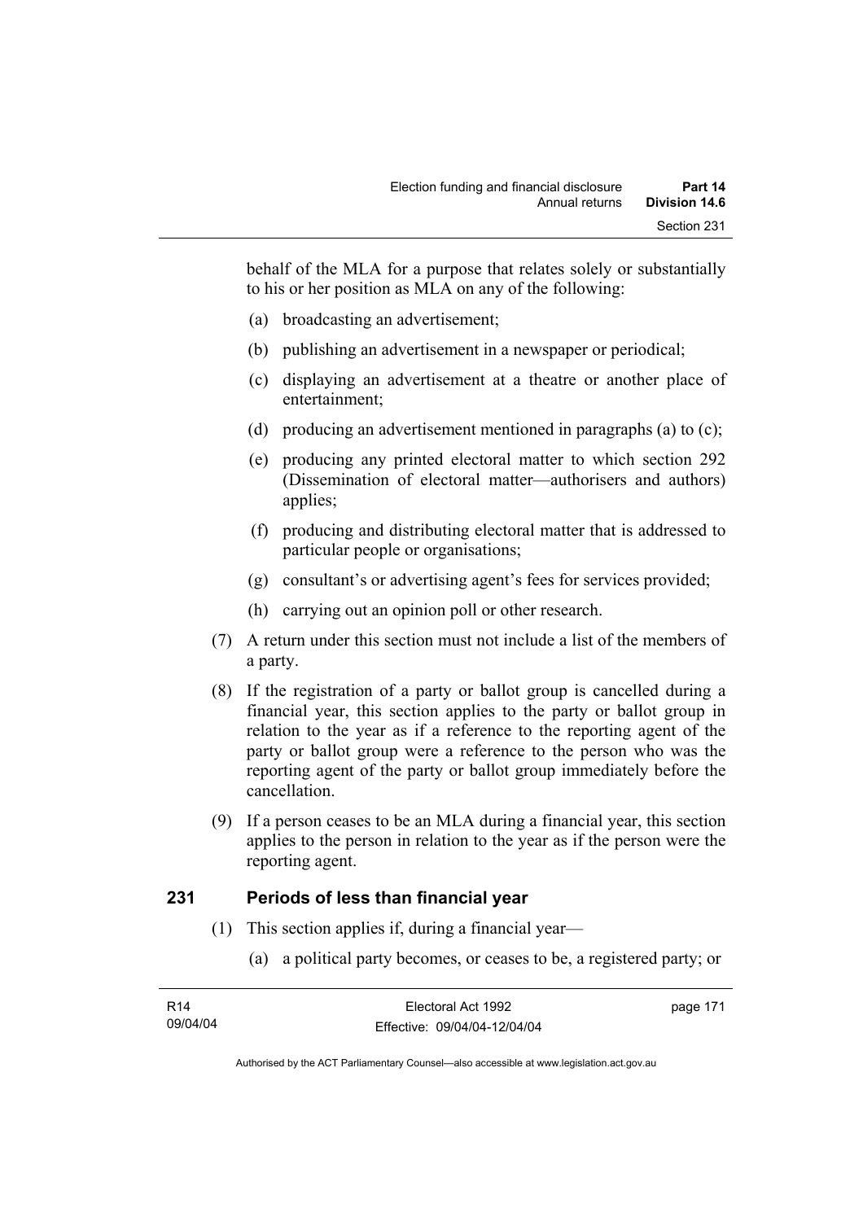behalf of the MLA for a purpose that relates solely or substantially to his or her position as MLA on any of the following:

(a) broadcasting an advertisement;

(b) publishing an advertisement in a newspaper or periodical;

(c) displaying an advertisement at a theatre or another place of entertainment;

(d) producing an advertisement mentioned in paragraphs (a) to (c);

(e) producing any printed electoral matter to which section 292 (Dissemination of electoral matter—authorisers and authors) applies;

(f) producing and distributing electoral matter that is addressed to particular people or organisations;

(g) consultant's or advertising agent's fees for services provided;

(h) carrying out an opinion poll or other research.

(7) A return under this section must not include a list of the members of a party.

(8) If the registration of a party or ballot group is cancelled during a financial year, this section applies to the party or ballot group in relation to the year as if a reference to the reporting agent of the party or ballot group were a reference to the person who was the reporting agent of the party or ballot group immediately before the cancellation.

(9) If a person ceases to be an MLA during a financial year, this section applies to the person in relation to the year as if the person were the reporting agent.

## 231 Periods of less than financial year

(1) This section applies if, during a financial year—

(a) a political party becomes, or ceases to be, a registered party; or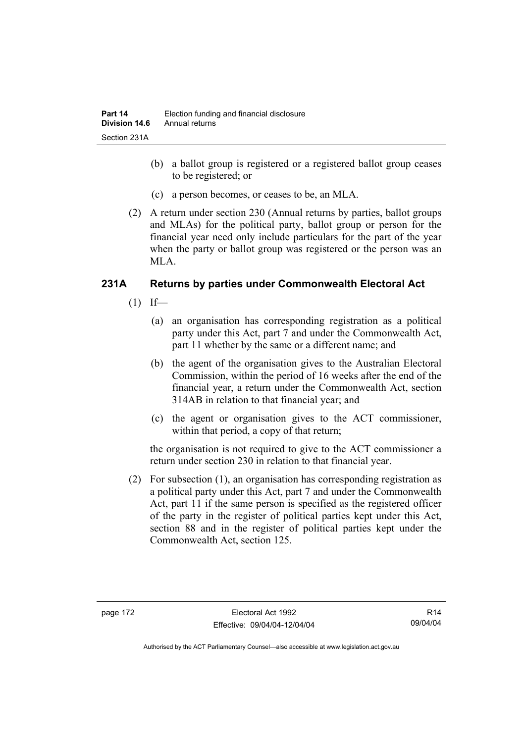(b) a ballot group is registered or a registered ballot group ceases to be registered; or

(c) a person becomes, or ceases to be, an MLA.

(2) A return under section 230 (Annual returns by parties, ballot groups and MLAs) for the political party, ballot group or person for the financial year need only include particulars for the part of the year when the party or ballot group was registered or the person was an MLA.

### 231A Returns by parties under Commonwealth Electoral Act

(1) If—

(a) an organisation has corresponding registration as a political party under this Act, part 7 and under the Commonwealth Act, part 11 whether by the same or a different name; and

(b) the agent of the organisation gives to the Australian Electoral Commission, within the period of 16 weeks after the end of the financial year, a return under the Commonwealth Act, section 314AB in relation to that financial year; and

(c) the agent or organisation gives to the ACT commissioner, within that period, a copy of that return;

the organisation is not required to give to the ACT commissioner a return under section 230 in relation to that financial year.

(2) For subsection (1), an organisation has corresponding registration as a political party under this Act, part 7 and under the Commonwealth Act, part 11 if the same person is specified as the registered officer of the party in the register of political parties kept under this Act, section 88 and in the register of political parties kept under the Commonwealth Act, section 125.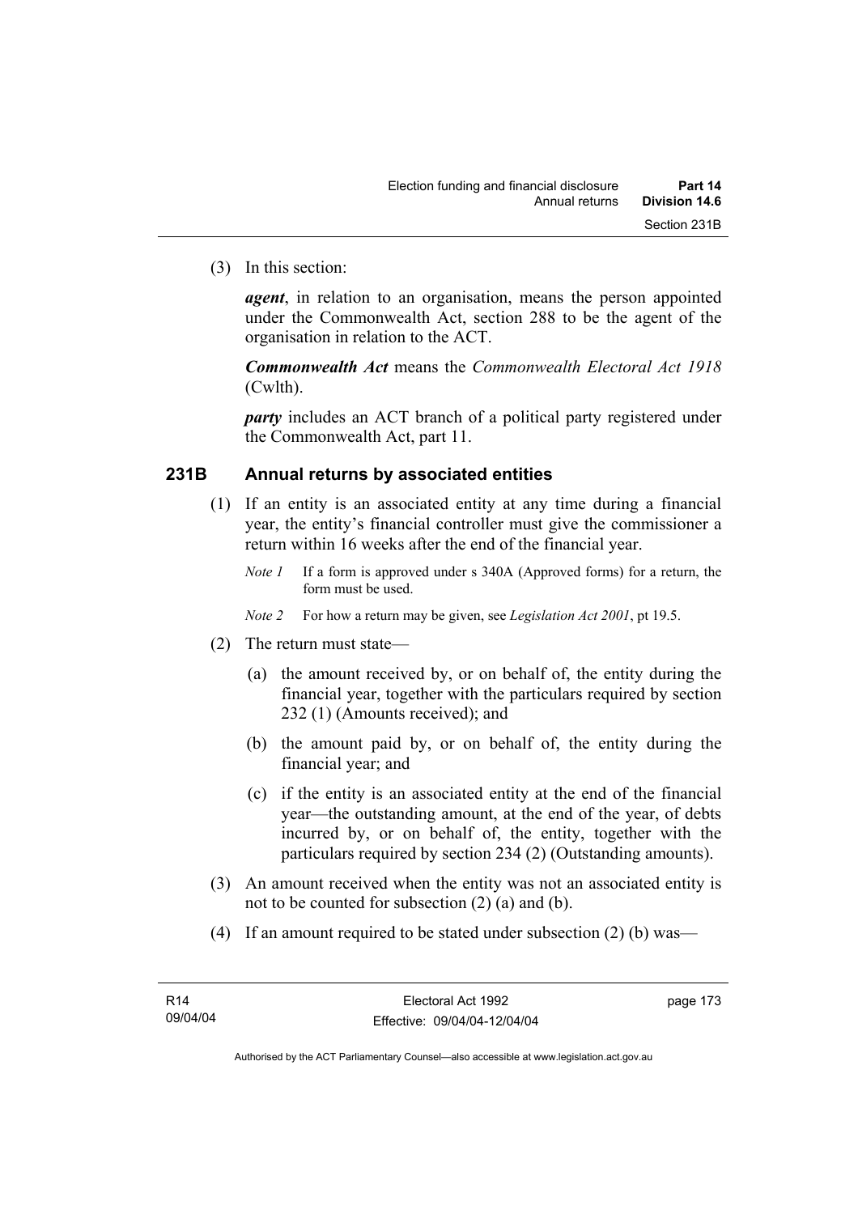(3) In this section:

***agent***, in relation to an organisation, means the person appointed under the Commonwealth Act, section 288 to be the agent of the organisation in relation to the ACT.

***Commonwealth Act*** means the *Commonwealth Electoral Act 1918* (Cwlth).

***party*** includes an ACT branch of a political party registered under the Commonwealth Act, part 11.

### 231B Annual returns by associated entities

(1) If an entity is an associated entity at any time during a financial year, the entity's financial controller must give the commissioner a return within 16 weeks after the end of the financial year.

*Note 1* If a form is approved under s 340A (Approved forms) for a return, the form must be used.

*Note 2* For how a return may be given, see *Legislation Act 2001*, pt 19.5.

(2) The return must state—

(a) the amount received by, or on behalf of, the entity during the financial year, together with the particulars required by section 232 (1) (Amounts received); and

(b) the amount paid by, or on behalf of, the entity during the financial year; and

(c) if the entity is an associated entity at the end of the financial year—the outstanding amount, at the end of the year, of debts incurred by, or on behalf of, the entity, together with the particulars required by section 234 (2) (Outstanding amounts).

(3) An amount received when the entity was not an associated entity is not to be counted for subsection (2) (a) and (b).

(4) If an amount required to be stated under subsection (2) (b) was—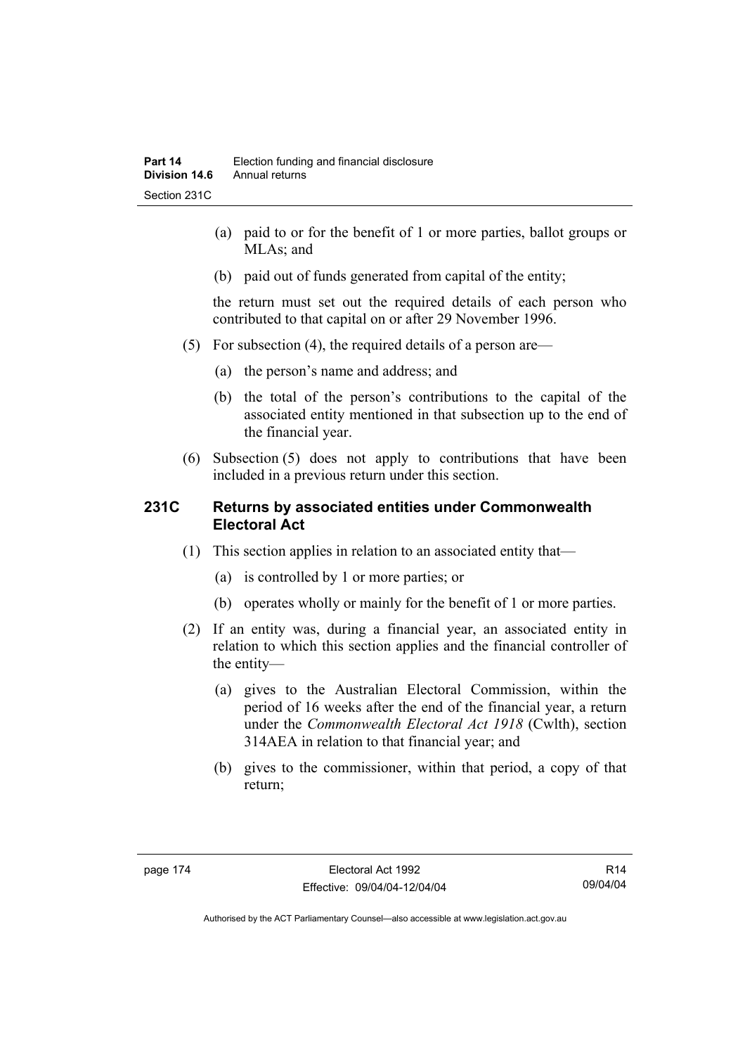(a) paid to or for the benefit of 1 or more parties, ballot groups or MLAs; and

(b) paid out of funds generated from capital of the entity;

the return must set out the required details of each person who contributed to that capital on or after 29 November 1996.

(5) For subsection (4), the required details of a person are—

(a) the person's name and address; and

(b) the total of the person's contributions to the capital of the associated entity mentioned in that subsection up to the end of the financial year.

(6) Subsection (5) does not apply to contributions that have been included in a previous return under this section.

### 231C Returns by associated entities under Commonwealth Electoral Act

(1) This section applies in relation to an associated entity that—

(a) is controlled by 1 or more parties; or

(b) operates wholly or mainly for the benefit of 1 or more parties.

(2) If an entity was, during a financial year, an associated entity in relation to which this section applies and the financial controller of the entity—

(a) gives to the Australian Electoral Commission, within the period of 16 weeks after the end of the financial year, a return under the *Commonwealth Electoral Act 1918* (Cwlth), section 314AEA in relation to that financial year; and

(b) gives to the commissioner, within that period, a copy of that return;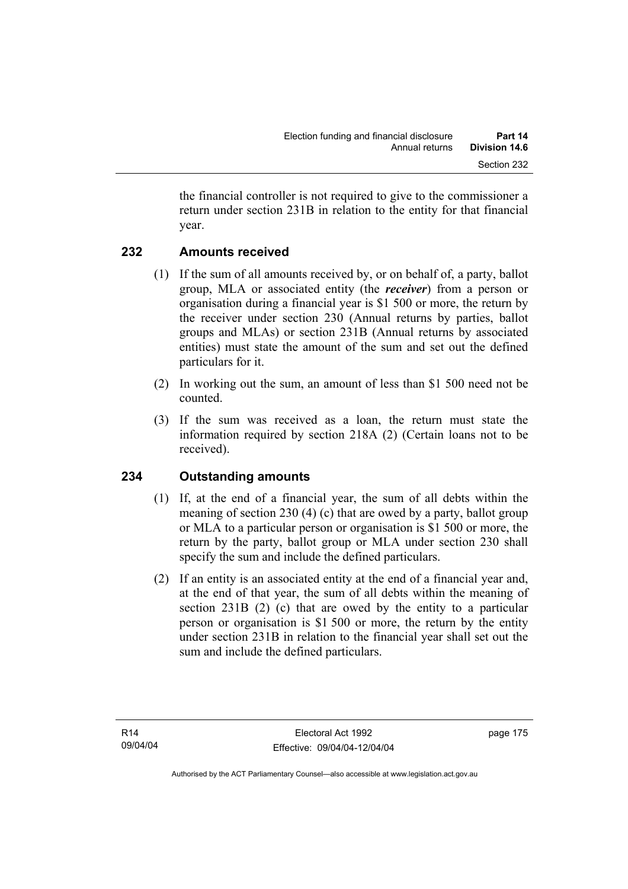the financial controller is not required to give to the commissioner a return under section 231B in relation to the entity for that financial year.

## 232 Amounts received

(1) If the sum of all amounts received by, or on behalf of, a party, ballot group, MLA or associated entity (the ***receiver***) from a person or organisation during a financial year is $1 500 or more, the return by the receiver under section 230 (Annual returns by parties, ballot groups and MLAs) or section 231B (Annual returns by associated entities) must state the amount of the sum and set out the defined particulars for it.

(2) In working out the sum, an amount of less than $1 500 need not be counted.

(3) If the sum was received as a loan, the return must state the information required by section 218A (2) (Certain loans not to be received).

## 234 Outstanding amounts

(1) If, at the end of a financial year, the sum of all debts within the meaning of section 230 (4) (c) that are owed by a party, ballot group or MLA to a particular person or organisation is $1 500 or more, the return by the party, ballot group or MLA under section 230 shall specify the sum and include the defined particulars.

(2) If an entity is an associated entity at the end of a financial year and, at the end of that year, the sum of all debts within the meaning of section 231B (2) (c) that are owed by the entity to a particular person or organisation is $1 500 or more, the return by the entity under section 231B in relation to the financial year shall set out the sum and include the defined particulars.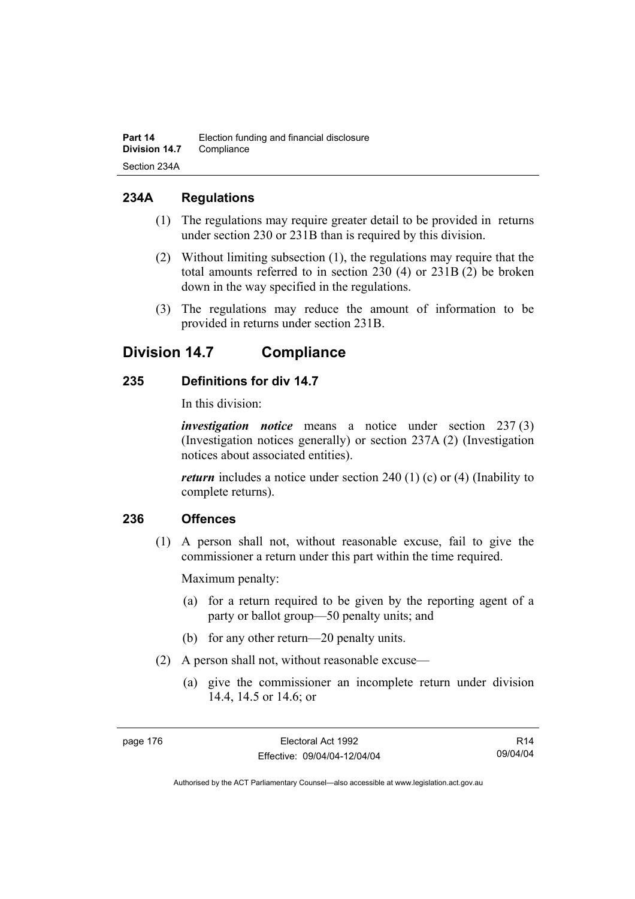### 234A Regulations

(1) The regulations may require greater detail to be provided in returns under section 230 or 231B than is required by this division.

(2) Without limiting subsection (1), the regulations may require that the total amounts referred to in section 230 (4) or 231B (2) be broken down in the way specified in the regulations.

(3) The regulations may reduce the amount of information to be provided in returns under section 231B.

## Division 14.7 Compliance

### 235 Definitions for div 14.7

In this division:

***investigation notice*** means a notice under section 237 (3) (Investigation notices generally) or section 237A (2) (Investigation notices about associated entities).

***return*** includes a notice under section 240 (1) (c) or (4) (Inability to complete returns).

### 236 Offences

(1) A person shall not, without reasonable excuse, fail to give the commissioner a return under this part within the time required.

Maximum penalty:

(a) for a return required to be given by the reporting agent of a party or ballot group—50 penalty units; and

(b) for any other return—20 penalty units.

(2) A person shall not, without reasonable excuse—

(a) give the commissioner an incomplete return under division 14.4, 14.5 or 14.6; or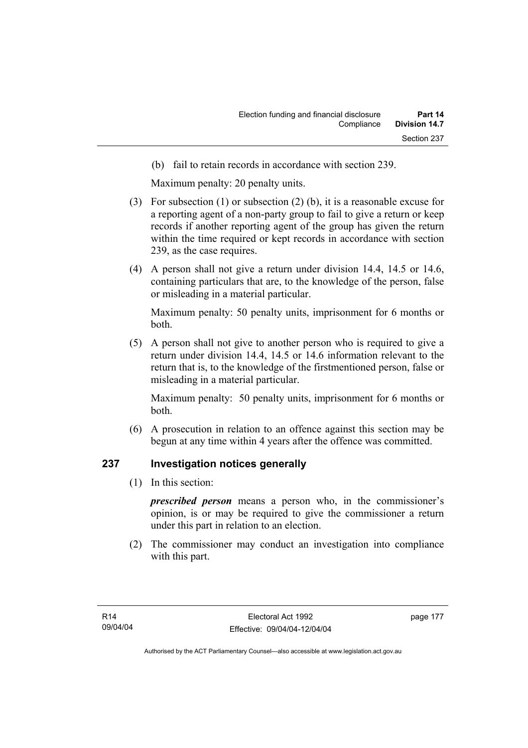(b) fail to retain records in accordance with section 239.

Maximum penalty: 20 penalty units.

(3) For subsection (1) or subsection (2) (b), it is a reasonable excuse for a reporting agent of a non-party group to fail to give a return or keep records if another reporting agent of the group has given the return within the time required or kept records in accordance with section 239, as the case requires.

(4) A person shall not give a return under division 14.4, 14.5 or 14.6, containing particulars that are, to the knowledge of the person, false or misleading in a material particular.

Maximum penalty: 50 penalty units, imprisonment for 6 months or both.

(5) A person shall not give to another person who is required to give a return under division 14.4, 14.5 or 14.6 information relevant to the return that is, to the knowledge of the firstmentioned person, false or misleading in a material particular.

Maximum penalty: 50 penalty units, imprisonment for 6 months or both.

(6) A prosecution in relation to an offence against this section may be begun at any time within 4 years after the offence was committed.

## 237 Investigation notices generally

(1) In this section:

***prescribed person*** means a person who, in the commissioner's opinion, is or may be required to give the commissioner a return under this part in relation to an election.

(2) The commissioner may conduct an investigation into compliance with this part.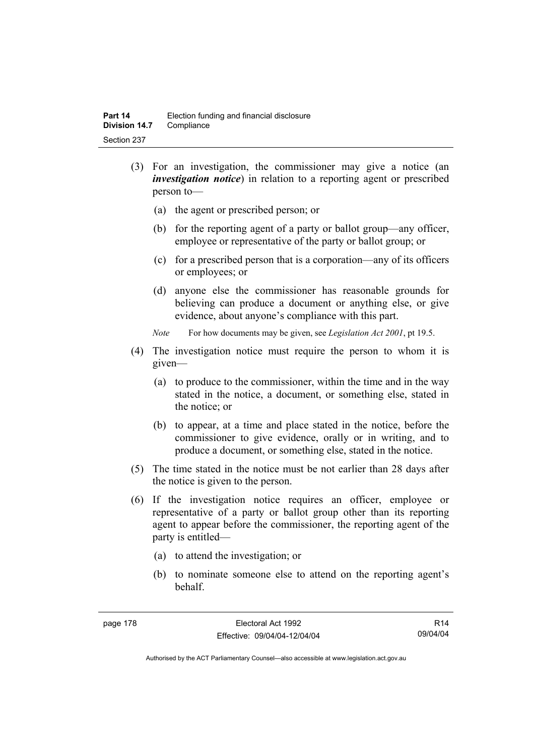(3) For an investigation, the commissioner may give a notice (an ***investigation notice***) in relation to a reporting agent or prescribed person to—

(a) the agent or prescribed person; or

(b) for the reporting agent of a party or ballot group—any officer, employee or representative of the party or ballot group; or

(c) for a prescribed person that is a corporation—any of its officers or employees; or

(d) anyone else the commissioner has reasonable grounds for believing can produce a document or anything else, or give evidence, about anyone's compliance with this part.

*Note* For how documents may be given, see *Legislation Act 2001*, pt 19.5.

(4) The investigation notice must require the person to whom it is given—

(a) to produce to the commissioner, within the time and in the way stated in the notice, a document, or something else, stated in the notice; or

(b) to appear, at a time and place stated in the notice, before the commissioner to give evidence, orally or in writing, and to produce a document, or something else, stated in the notice.

(5) The time stated in the notice must be not earlier than 28 days after the notice is given to the person.

(6) If the investigation notice requires an officer, employee or representative of a party or ballot group other than its reporting agent to appear before the commissioner, the reporting agent of the party is entitled—

(a) to attend the investigation; or

(b) to nominate someone else to attend on the reporting agent's behalf.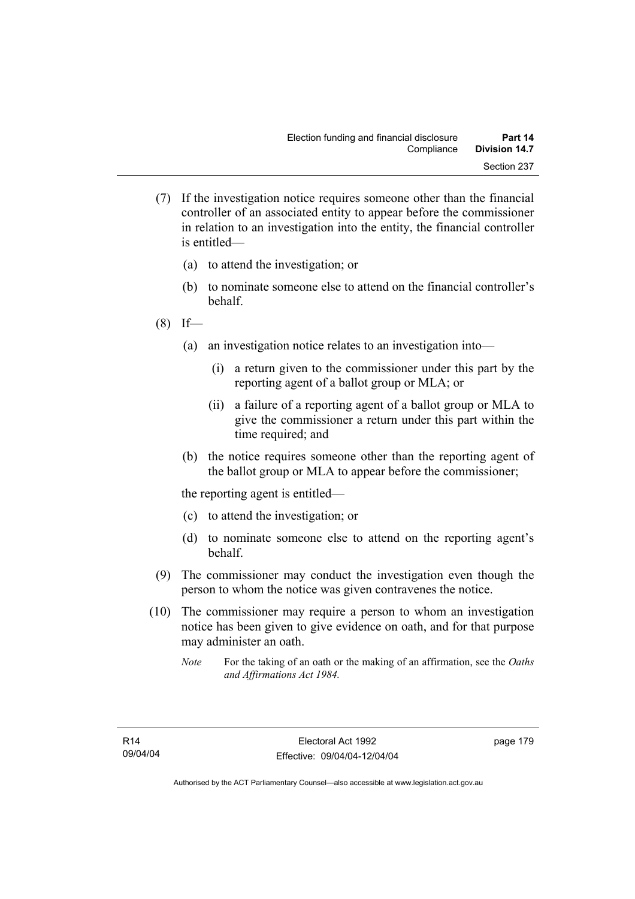(7) If the investigation notice requires someone other than the financial controller of an associated entity to appear before the commissioner in relation to an investigation into the entity, the financial controller is entitled—

(a) to attend the investigation; or

(b) to nominate someone else to attend on the financial controller's behalf.

(8) If—

(a) an investigation notice relates to an investigation into—

(i) a return given to the commissioner under this part by the reporting agent of a ballot group or MLA; or

(ii) a failure of a reporting agent of a ballot group or MLA to give the commissioner a return under this part within the time required; and

(b) the notice requires someone other than the reporting agent of the ballot group or MLA to appear before the commissioner;

the reporting agent is entitled—

(c) to attend the investigation; or

(d) to nominate someone else to attend on the reporting agent's behalf.

(9) The commissioner may conduct the investigation even though the person to whom the notice was given contravenes the notice.

(10) The commissioner may require a person to whom an investigation notice has been given to give evidence on oath, and for that purpose may administer an oath.

*Note* For the taking of an oath or the making of an affirmation, see the *Oaths and Affirmations Act 1984.*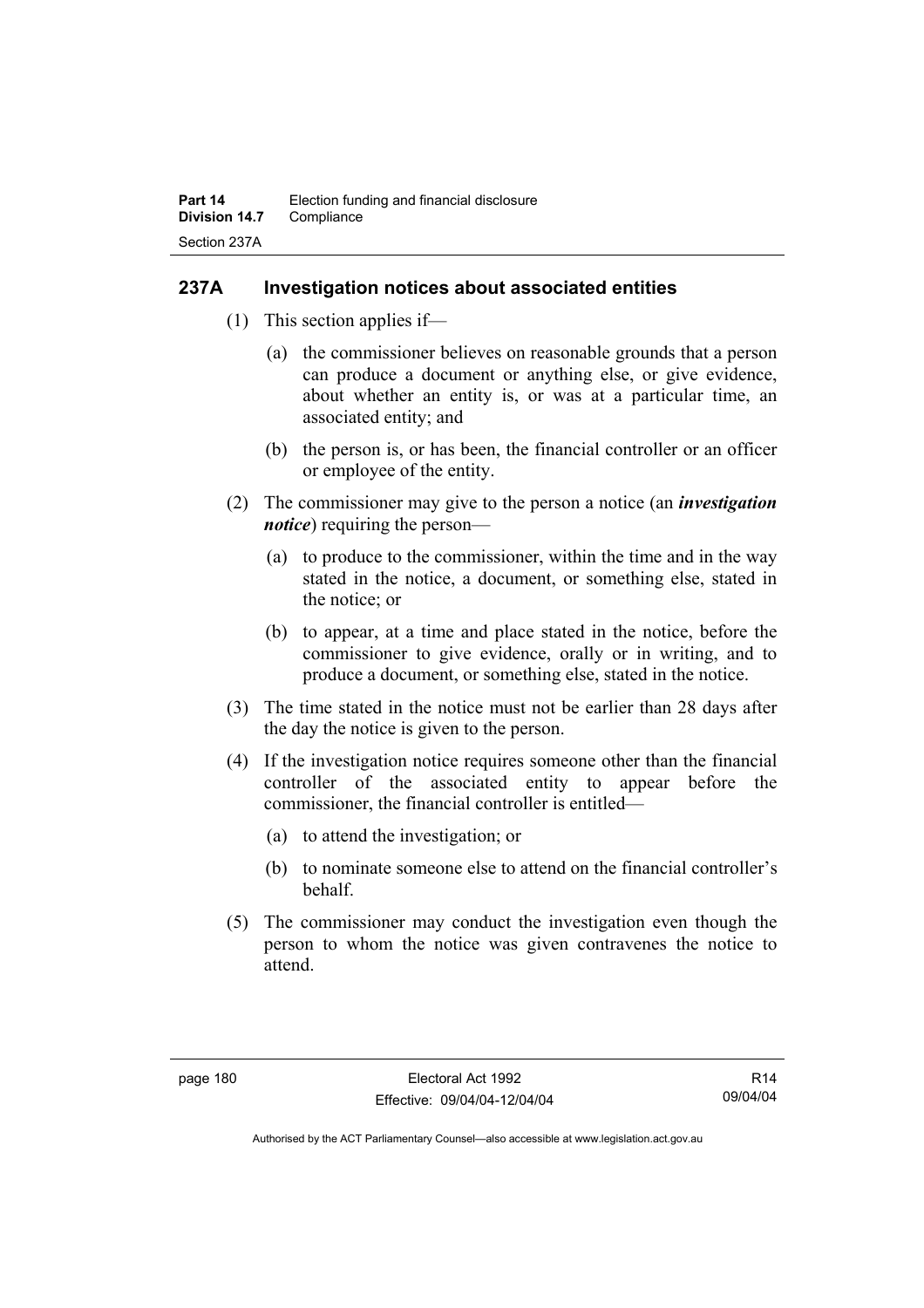## 237A Investigation notices about associated entities

(1) This section applies if—

(a) the commissioner believes on reasonable grounds that a person can produce a document or anything else, or give evidence, about whether an entity is, or was at a particular time, an associated entity; and

(b) the person is, or has been, the financial controller or an officer or employee of the entity.

(2) The commissioner may give to the person a notice (an ***investigation notice***) requiring the person—

(a) to produce to the commissioner, within the time and in the way stated in the notice, a document, or something else, stated in the notice; or

(b) to appear, at a time and place stated in the notice, before the commissioner to give evidence, orally or in writing, and to produce a document, or something else, stated in the notice.

(3) The time stated in the notice must not be earlier than 28 days after the day the notice is given to the person.

(4) If the investigation notice requires someone other than the financial controller of the associated entity to appear before the commissioner, the financial controller is entitled—

(a) to attend the investigation; or

(b) to nominate someone else to attend on the financial controller's behalf.

(5) The commissioner may conduct the investigation even though the person to whom the notice was given contravenes the notice to attend.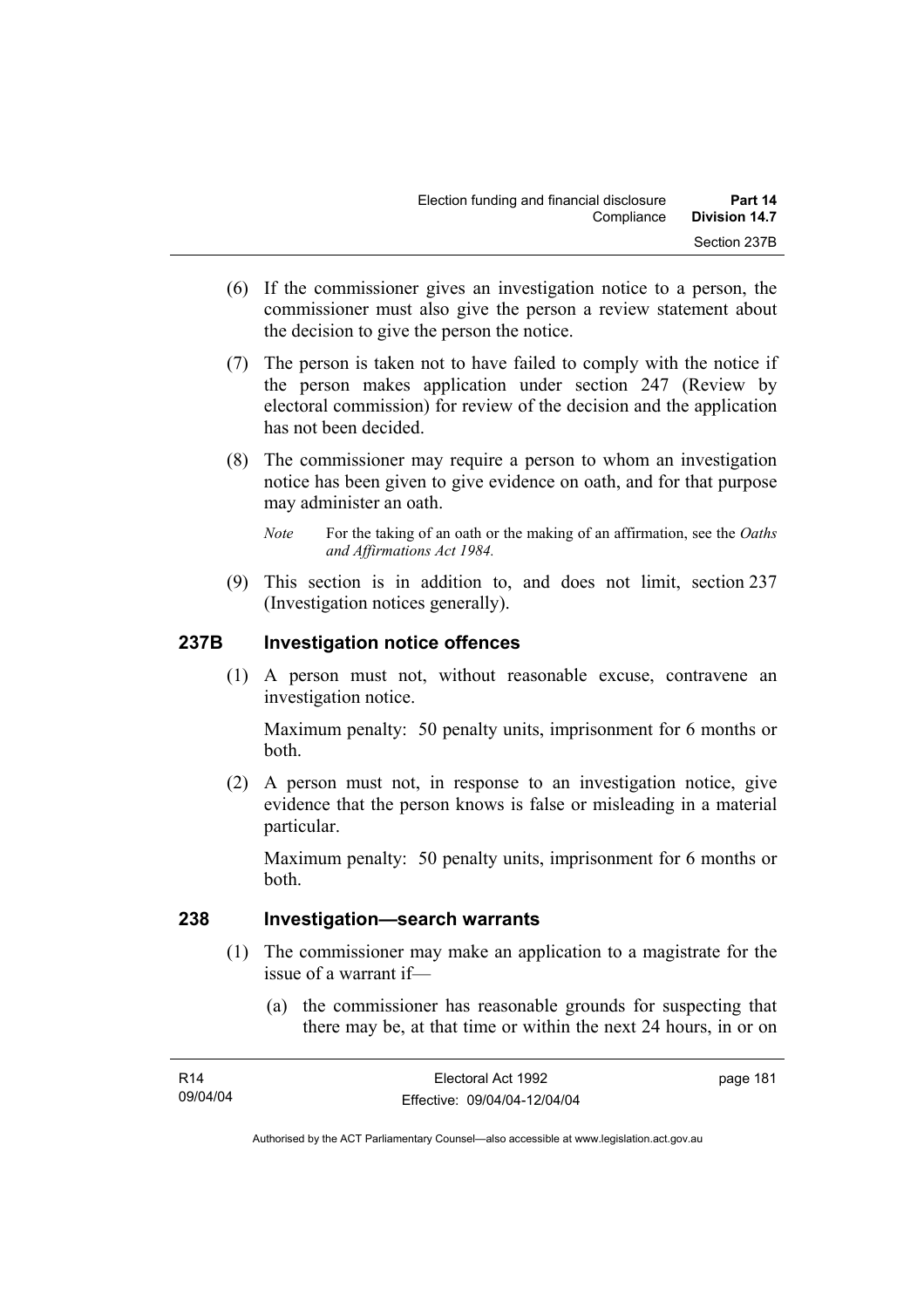(6) If the commissioner gives an investigation notice to a person, the commissioner must also give the person a review statement about the decision to give the person the notice.

(7) The person is taken not to have failed to comply with the notice if the person makes application under section 247 (Review by electoral commission) for review of the decision and the application has not been decided.

(8) The commissioner may require a person to whom an investigation notice has been given to give evidence on oath, and for that purpose may administer an oath.

*Note* For the taking of an oath or the making of an affirmation, see the *Oaths and Affirmations Act 1984.*

(9) This section is in addition to, and does not limit, section 237 (Investigation notices generally).

### 237B Investigation notice offences

(1) A person must not, without reasonable excuse, contravene an investigation notice.

Maximum penalty: 50 penalty units, imprisonment for 6 months or both.

(2) A person must not, in response to an investigation notice, give evidence that the person knows is false or misleading in a material particular.

Maximum penalty: 50 penalty units, imprisonment for 6 months or both.

### 238 Investigation—search warrants

(1) The commissioner may make an application to a magistrate for the issue of a warrant if—

(a) the commissioner has reasonable grounds for suspecting that there may be, at that time or within the next 24 hours, in or on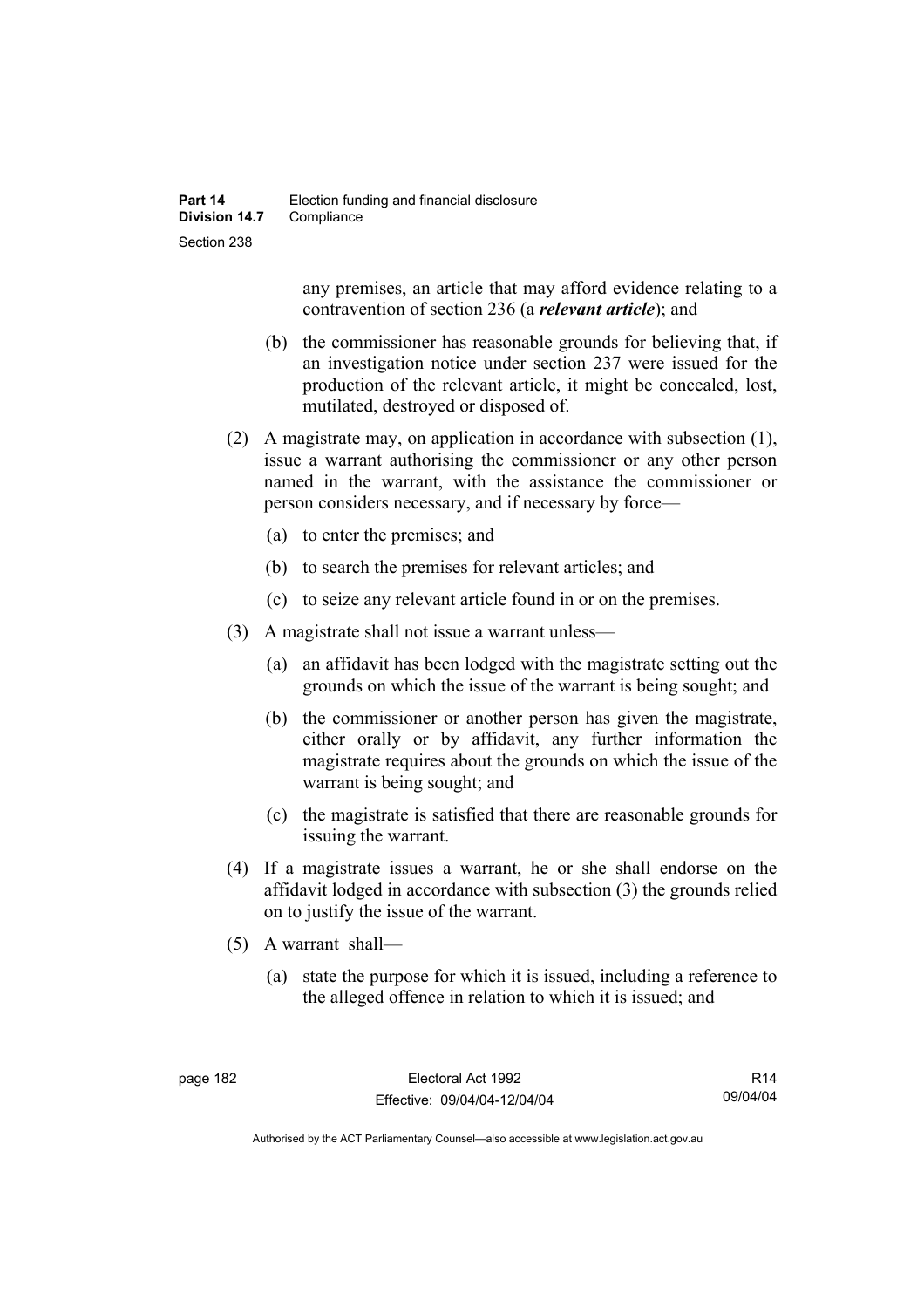any premises, an article that may afford evidence relating to a contravention of section 236 (a ***relevant article***); and

(b) the commissioner has reasonable grounds for believing that, if an investigation notice under section 237 were issued for the production of the relevant article, it might be concealed, lost, mutilated, destroyed or disposed of.

(2) A magistrate may, on application in accordance with subsection (1), issue a warrant authorising the commissioner or any other person named in the warrant, with the assistance the commissioner or person considers necessary, and if necessary by force—

(a) to enter the premises; and

(b) to search the premises for relevant articles; and

(c) to seize any relevant article found in or on the premises.

(3) A magistrate shall not issue a warrant unless—

(a) an affidavit has been lodged with the magistrate setting out the grounds on which the issue of the warrant is being sought; and

(b) the commissioner or another person has given the magistrate, either orally or by affidavit, any further information the magistrate requires about the grounds on which the issue of the warrant is being sought; and

(c) the magistrate is satisfied that there are reasonable grounds for issuing the warrant.

(4) If a magistrate issues a warrant, he or she shall endorse on the affidavit lodged in accordance with subsection (3) the grounds relied on to justify the issue of the warrant.

(5) A warrant shall—

(a) state the purpose for which it is issued, including a reference to the alleged offence in relation to which it is issued; and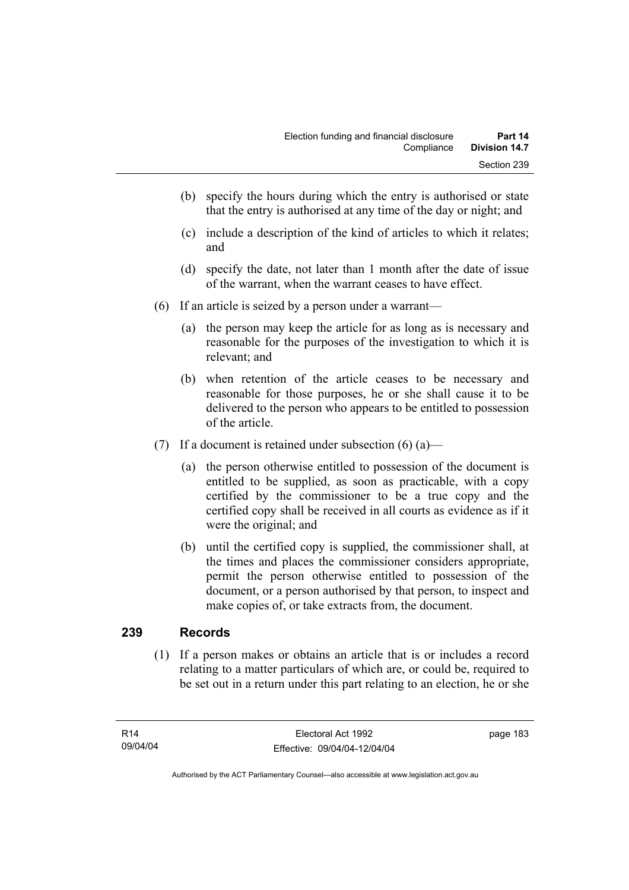(b) specify the hours during which the entry is authorised or state that the entry is authorised at any time of the day or night; and

(c) include a description of the kind of articles to which it relates; and

(d) specify the date, not later than 1 month after the date of issue of the warrant, when the warrant ceases to have effect.

(6) If an article is seized by a person under a warrant—

(a) the person may keep the article for as long as is necessary and reasonable for the purposes of the investigation to which it is relevant; and

(b) when retention of the article ceases to be necessary and reasonable for those purposes, he or she shall cause it to be delivered to the person who appears to be entitled to possession of the article.

(7) If a document is retained under subsection (6) (a)—

(a) the person otherwise entitled to possession of the document is entitled to be supplied, as soon as practicable, with a copy certified by the commissioner to be a true copy and the certified copy shall be received in all courts as evidence as if it were the original; and

(b) until the certified copy is supplied, the commissioner shall, at the times and places the commissioner considers appropriate, permit the person otherwise entitled to possession of the document, or a person authorised by that person, to inspect and make copies of, or take extracts from, the document.

## 239 Records

(1) If a person makes or obtains an article that is or includes a record relating to a matter particulars of which are, or could be, required to be set out in a return under this part relating to an election, he or she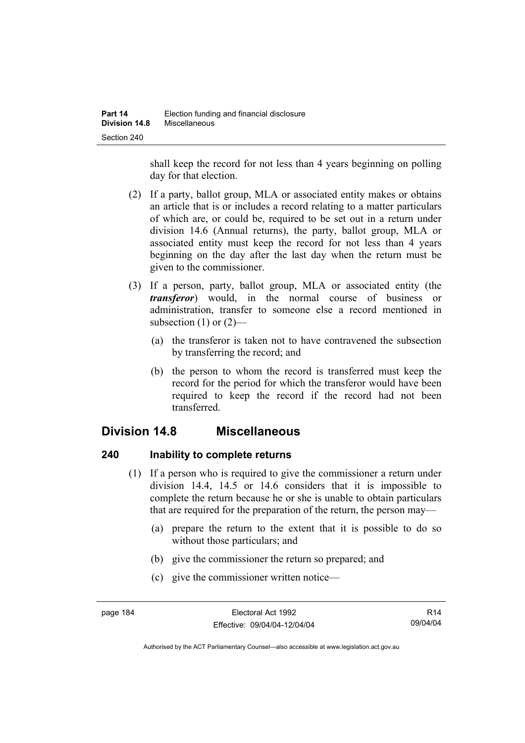shall keep the record for not less than 4 years beginning on polling day for that election.

(2) If a party, ballot group, MLA or associated entity makes or obtains an article that is or includes a record relating to a matter particulars of which are, or could be, required to be set out in a return under division 14.6 (Annual returns), the party, ballot group, MLA or associated entity must keep the record for not less than 4 years beginning on the day after the last day when the return must be given to the commissioner.

(3) If a person, party, ballot group, MLA or associated entity (the ***transferor***) would, in the normal course of business or administration, transfer to someone else a record mentioned in subsection (1) or (2)—

(a) the transferor is taken not to have contravened the subsection by transferring the record; and

(b) the person to whom the record is transferred must keep the record for the period for which the transferor would have been required to keep the record if the record had not been transferred.

## Division 14.8 Miscellaneous

### 240 Inability to complete returns

(1) If a person who is required to give the commissioner a return under division 14.4, 14.5 or 14.6 considers that it is impossible to complete the return because he or she is unable to obtain particulars that are required for the preparation of the return, the person may—

(a) prepare the return to the extent that it is possible to do so without those particulars; and

(b) give the commissioner the return so prepared; and

(c) give the commissioner written notice—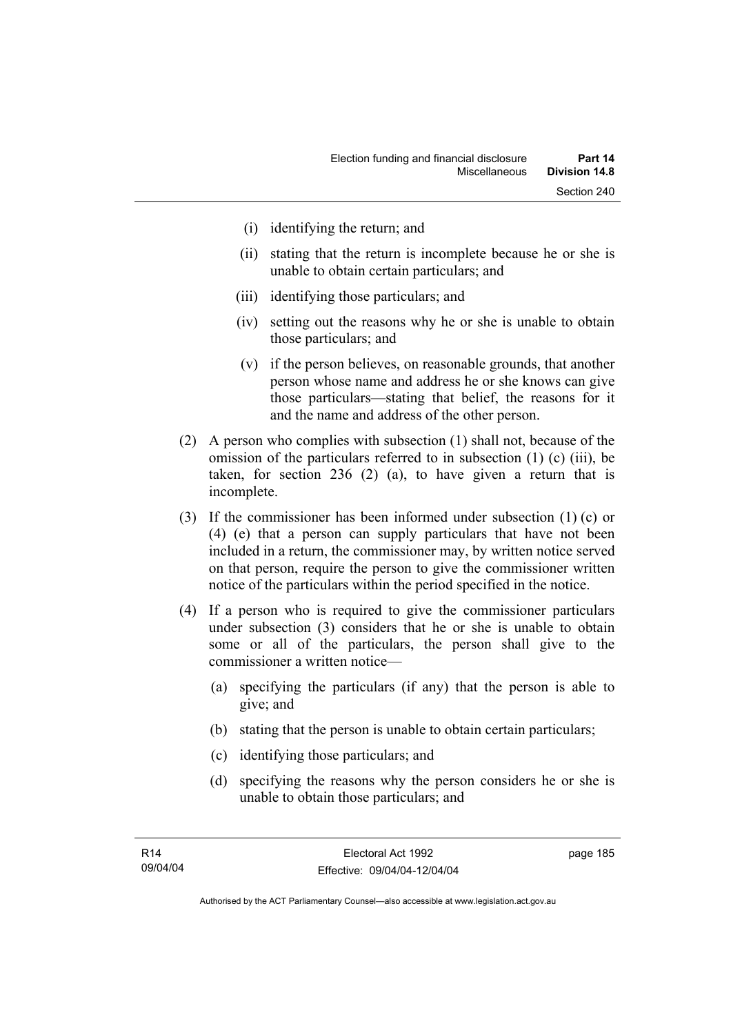(i) identifying the return; and

(ii) stating that the return is incomplete because he or she is unable to obtain certain particulars; and

(iii) identifying those particulars; and

(iv) setting out the reasons why he or she is unable to obtain those particulars; and

(v) if the person believes, on reasonable grounds, that another person whose name and address he or she knows can give those particulars—stating that belief, the reasons for it and the name and address of the other person.

(2) A person who complies with subsection (1) shall not, because of the omission of the particulars referred to in subsection (1) (c) (iii), be taken, for section 236 (2) (a), to have given a return that is incomplete.

(3) If the commissioner has been informed under subsection (1) (c) or (4) (e) that a person can supply particulars that have not been included in a return, the commissioner may, by written notice served on that person, require the person to give the commissioner written notice of the particulars within the period specified in the notice.

(4) If a person who is required to give the commissioner particulars under subsection (3) considers that he or she is unable to obtain some or all of the particulars, the person shall give to the commissioner a written notice—

(a) specifying the particulars (if any) that the person is able to give; and

(b) stating that the person is unable to obtain certain particulars;

(c) identifying those particulars; and

(d) specifying the reasons why the person considers he or she is unable to obtain those particulars; and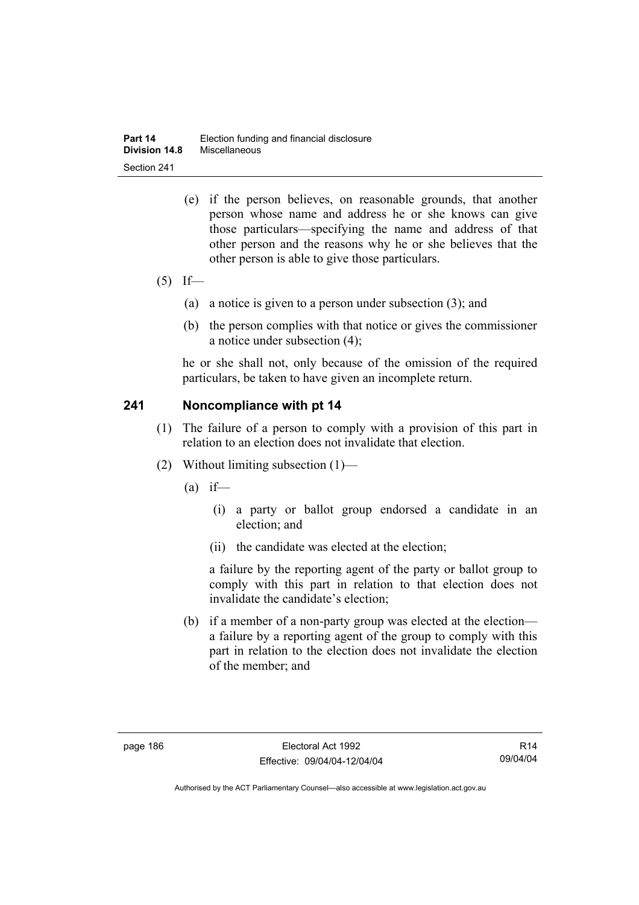(e) if the person believes, on reasonable grounds, that another person whose name and address he or she knows can give those particulars—specifying the name and address of that other person and the reasons why he or she believes that the other person is able to give those particulars.

(5) If—

(a) a notice is given to a person under subsection (3); and

(b) the person complies with that notice or gives the commissioner a notice under subsection (4);

he or she shall not, only because of the omission of the required particulars, be taken to have given an incomplete return.

## 241 Noncompliance with pt 14

(1) The failure of a person to comply with a provision of this part in relation to an election does not invalidate that election.

(2) Without limiting subsection (1)—

(a) if—

(i) a party or ballot group endorsed a candidate in an election; and

(ii) the candidate was elected at the election;

a failure by the reporting agent of the party or ballot group to comply with this part in relation to that election does not invalidate the candidate's election;

(b) if a member of a non-party group was elected at the election—a failure by a reporting agent of the group to comply with this part in relation to the election does not invalidate the election of the member; and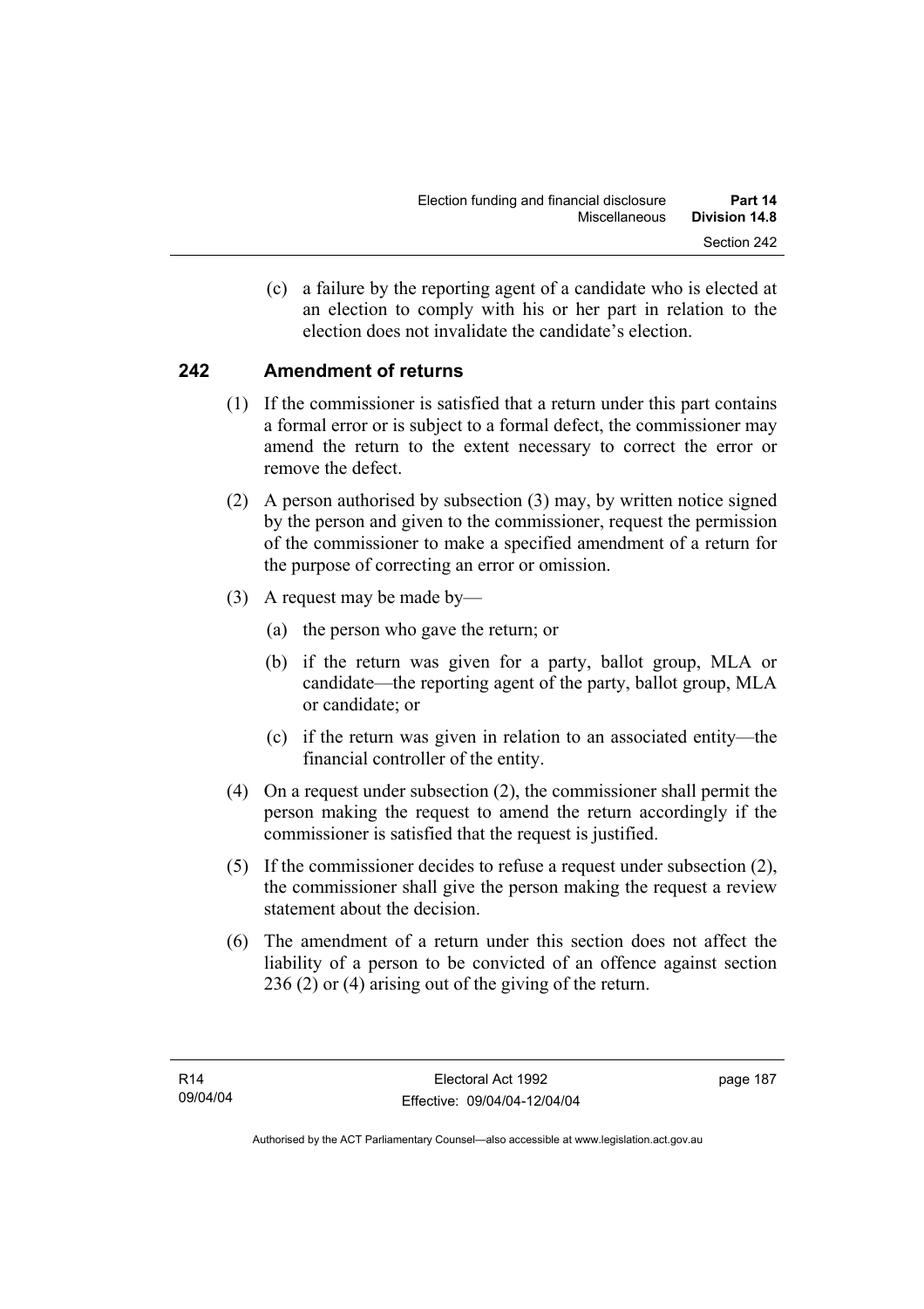(c) a failure by the reporting agent of a candidate who is elected at an election to comply with his or her part in relation to the election does not invalidate the candidate's election.

## 242 Amendment of returns

(1) If the commissioner is satisfied that a return under this part contains a formal error or is subject to a formal defect, the commissioner may amend the return to the extent necessary to correct the error or remove the defect.

(2) A person authorised by subsection (3) may, by written notice signed by the person and given to the commissioner, request the permission of the commissioner to make a specified amendment of a return for the purpose of correcting an error or omission.

(3) A request may be made by—

(a) the person who gave the return; or

(b) if the return was given for a party, ballot group, MLA or candidate—the reporting agent of the party, ballot group, MLA or candidate; or

(c) if the return was given in relation to an associated entity—the financial controller of the entity.

(4) On a request under subsection (2), the commissioner shall permit the person making the request to amend the return accordingly if the commissioner is satisfied that the request is justified.

(5) If the commissioner decides to refuse a request under subsection (2), the commissioner shall give the person making the request a review statement about the decision.

(6) The amendment of a return under this section does not affect the liability of a person to be convicted of an offence against section 236 (2) or (4) arising out of the giving of the return.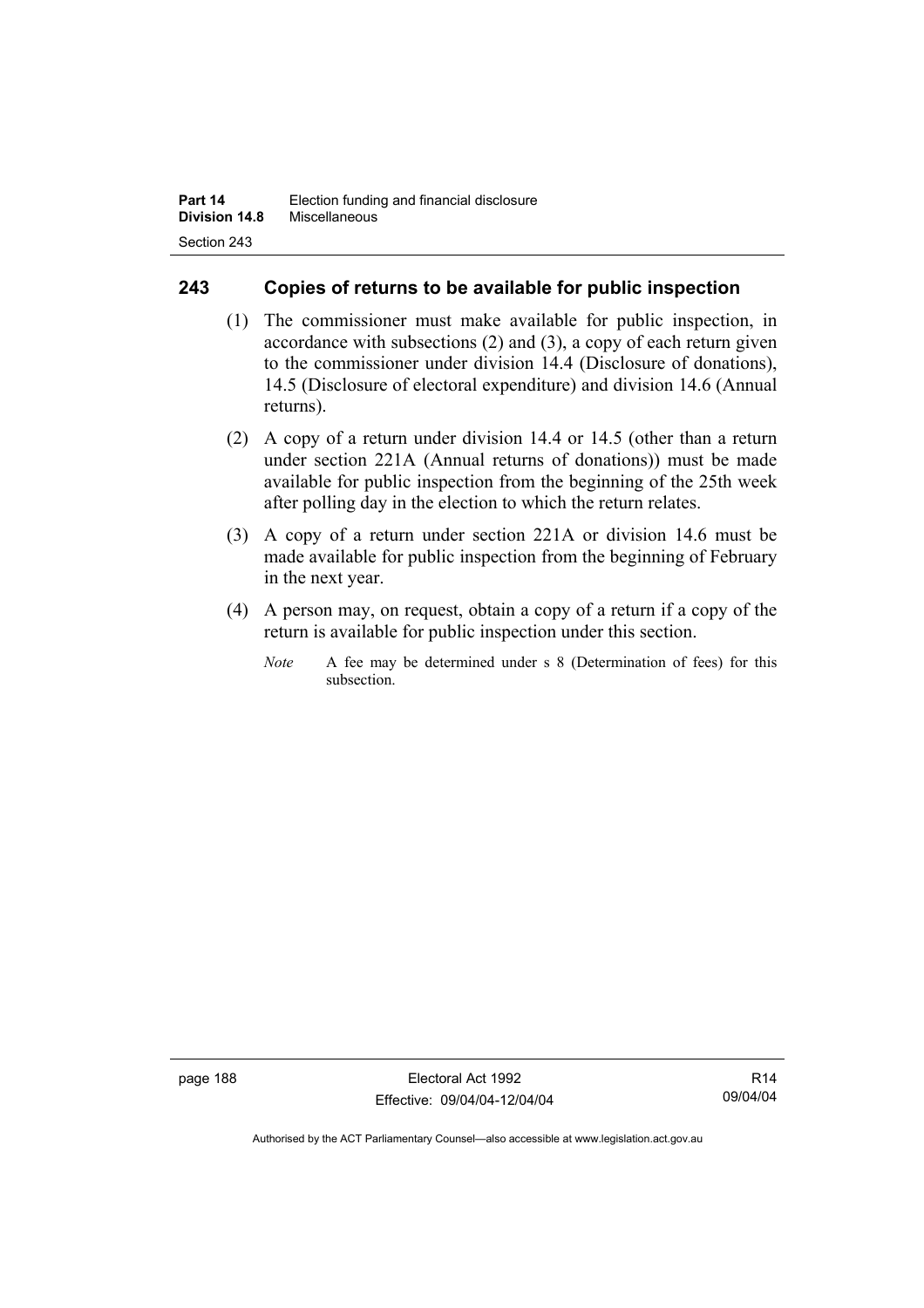## 243 Copies of returns to be available for public inspection

(1) The commissioner must make available for public inspection, in accordance with subsections (2) and (3), a copy of each return given to the commissioner under division 14.4 (Disclosure of donations), 14.5 (Disclosure of electoral expenditure) and division 14.6 (Annual returns).

(2) A copy of a return under division 14.4 or 14.5 (other than a return under section 221A (Annual returns of donations)) must be made available for public inspection from the beginning of the 25th week after polling day in the election to which the return relates.

(3) A copy of a return under section 221A or division 14.6 must be made available for public inspection from the beginning of February in the next year.

(4) A person may, on request, obtain a copy of a return if a copy of the return is available for public inspection under this section.

*Note* A fee may be determined under s 8 (Determination of fees) for this subsection.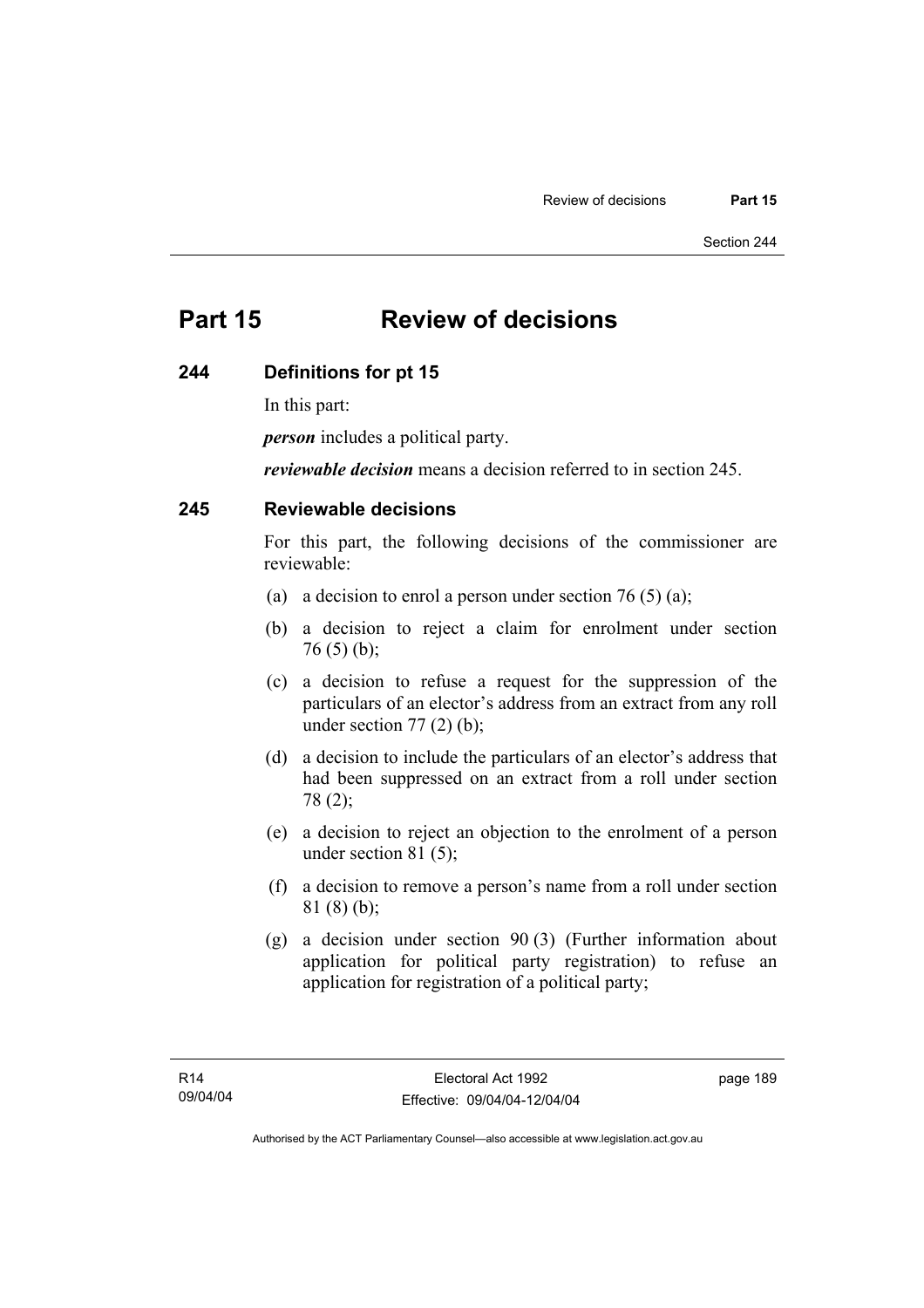# Part 15 Review of decisions

## 244 Definitions for pt 15

In this part:

***person*** includes a political party.

***reviewable decision*** means a decision referred to in section 245.

## 245 Reviewable decisions

For this part, the following decisions of the commissioner are reviewable:

(a) a decision to enrol a person under section 76 (5) (a);

(b) a decision to reject a claim for enrolment under section 76 (5) (b);

(c) a decision to refuse a request for the suppression of the particulars of an elector's address from an extract from any roll under section 77 (2) (b);

(d) a decision to include the particulars of an elector's address that had been suppressed on an extract from a roll under section 78 (2);

(e) a decision to reject an objection to the enrolment of a person under section 81 (5);

(f) a decision to remove a person's name from a roll under section 81 (8) (b);

(g) a decision under section 90 (3) (Further information about application for political party registration) to refuse an application for registration of a political party;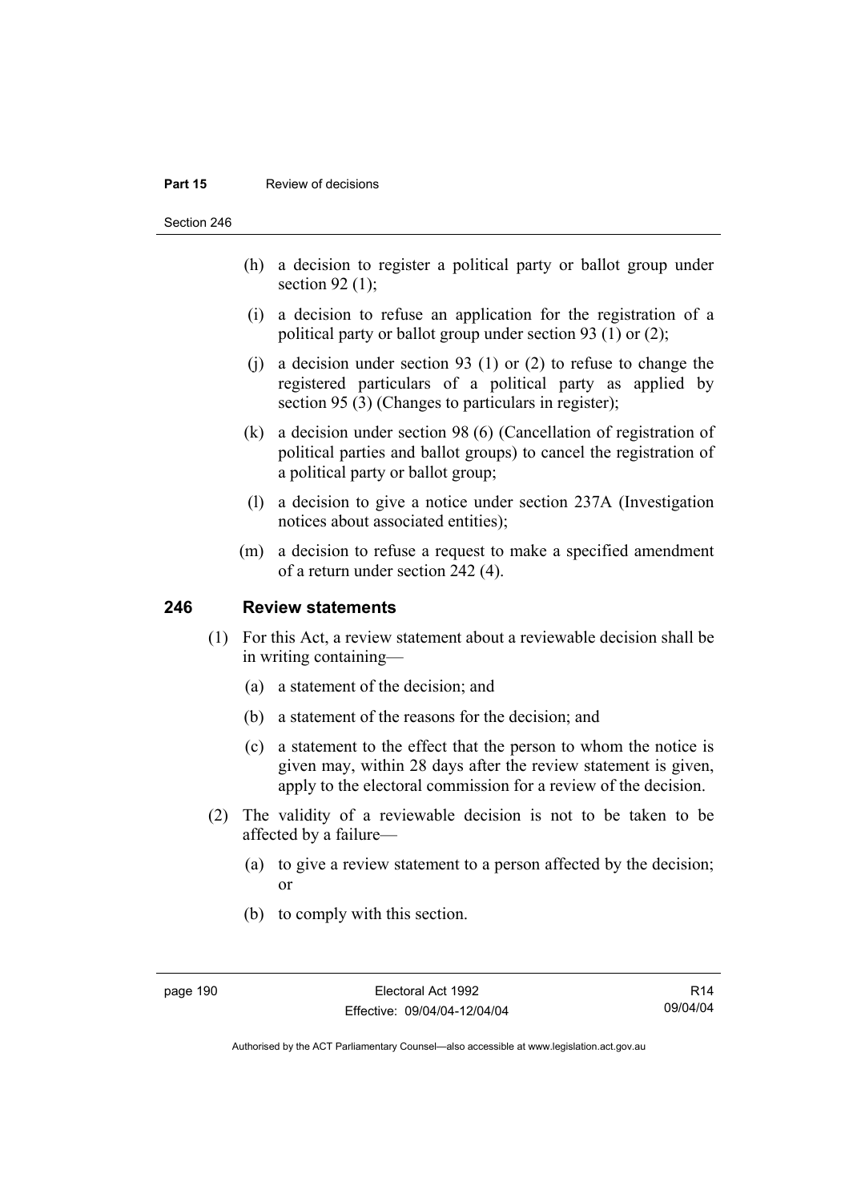(h) a decision to register a political party or ballot group under section 92 (1);

(i) a decision to refuse an application for the registration of a political party or ballot group under section 93 (1) or (2);

(j) a decision under section 93 (1) or (2) to refuse to change the registered particulars of a political party as applied by section 95 (3) (Changes to particulars in register);

(k) a decision under section 98 (6) (Cancellation of registration of political parties and ballot groups) to cancel the registration of a political party or ballot group;

(l) a decision to give a notice under section 237A (Investigation notices about associated entities);

(m) a decision to refuse a request to make a specified amendment of a return under section 242 (4).

## 246 Review statements

(1) For this Act, a review statement about a reviewable decision shall be in writing containing—

(a) a statement of the decision; and

(b) a statement of the reasons for the decision; and

(c) a statement to the effect that the person to whom the notice is given may, within 28 days after the review statement is given, apply to the electoral commission for a review of the decision.

(2) The validity of a reviewable decision is not to be taken to be affected by a failure—

(a) to give a review statement to a person affected by the decision; or

(b) to comply with this section.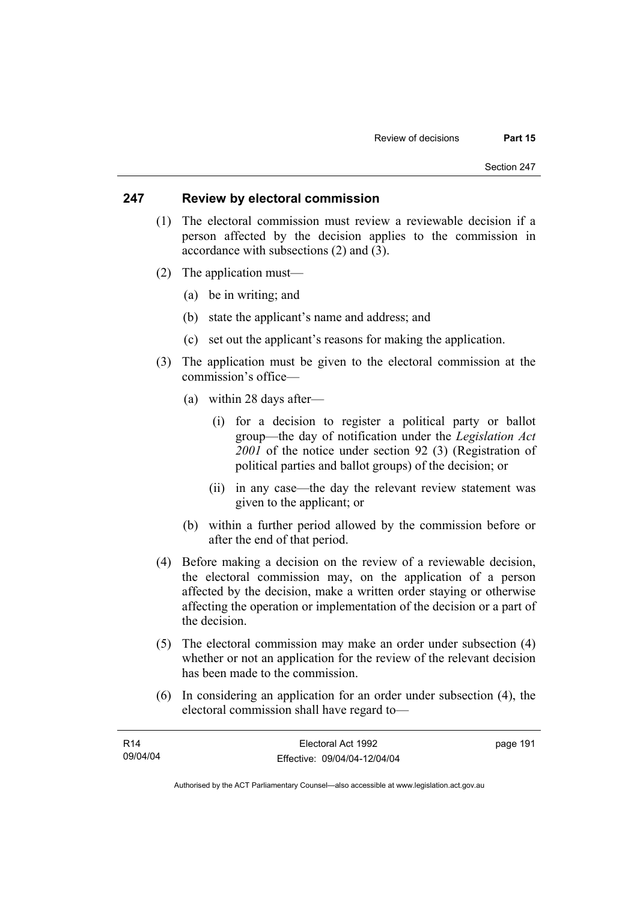## 247 Review by electoral commission

(1) The electoral commission must review a reviewable decision if a person affected by the decision applies to the commission in accordance with subsections (2) and (3).

(2) The application must—

(a) be in writing; and

(b) state the applicant's name and address; and

(c) set out the applicant's reasons for making the application.

(3) The application must be given to the electoral commission at the commission's office—

(a) within 28 days after—

(i) for a decision to register a political party or ballot group—the day of notification under the *Legislation Act 2001* of the notice under section 92 (3) (Registration of political parties and ballot groups) of the decision; or

(ii) in any case—the day the relevant review statement was given to the applicant; or

(b) within a further period allowed by the commission before or after the end of that period.

(4) Before making a decision on the review of a reviewable decision, the electoral commission may, on the application of a person affected by the decision, make a written order staying or otherwise affecting the operation or implementation of the decision or a part of the decision.

(5) The electoral commission may make an order under subsection (4) whether or not an application for the review of the relevant decision has been made to the commission.

(6) In considering an application for an order under subsection (4), the electoral commission shall have regard to—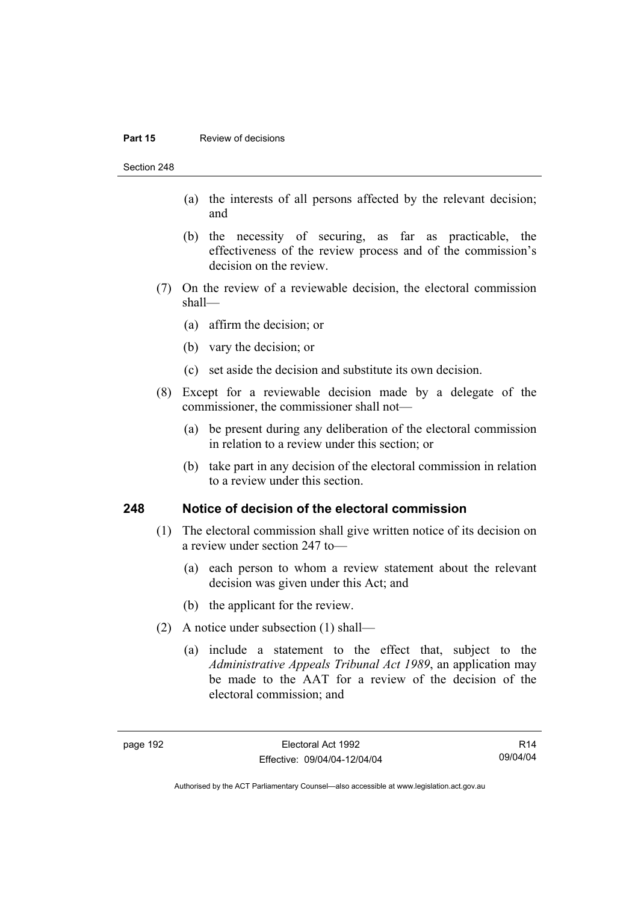(a) the interests of all persons affected by the relevant decision; and

(b) the necessity of securing, as far as practicable, the effectiveness of the review process and of the commission's decision on the review.

(7) On the review of a reviewable decision, the electoral commission shall—

(a) affirm the decision; or

(b) vary the decision; or

(c) set aside the decision and substitute its own decision.

(8) Except for a reviewable decision made by a delegate of the commissioner, the commissioner shall not—

(a) be present during any deliberation of the electoral commission in relation to a review under this section; or

(b) take part in any decision of the electoral commission in relation to a review under this section.

## 248 Notice of decision of the electoral commission

(1) The electoral commission shall give written notice of its decision on a review under section 247 to—

(a) each person to whom a review statement about the relevant decision was given under this Act; and

(b) the applicant for the review.

(2) A notice under subsection (1) shall—

(a) include a statement to the effect that, subject to the *Administrative Appeals Tribunal Act 1989*, an application may be made to the AAT for a review of the decision of the electoral commission; and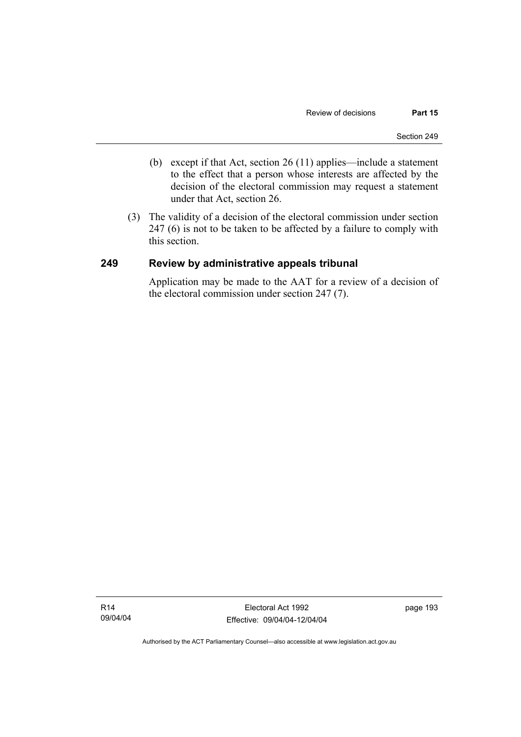(b) except if that Act, section 26 (11) applies—include a statement to the effect that a person whose interests are affected by the decision of the electoral commission may request a statement under that Act, section 26.

(3) The validity of a decision of the electoral commission under section 247 (6) is not to be taken to be affected by a failure to comply with this section.

## 249 Review by administrative appeals tribunal

Application may be made to the AAT for a review of a decision of the electoral commission under section 247 (7).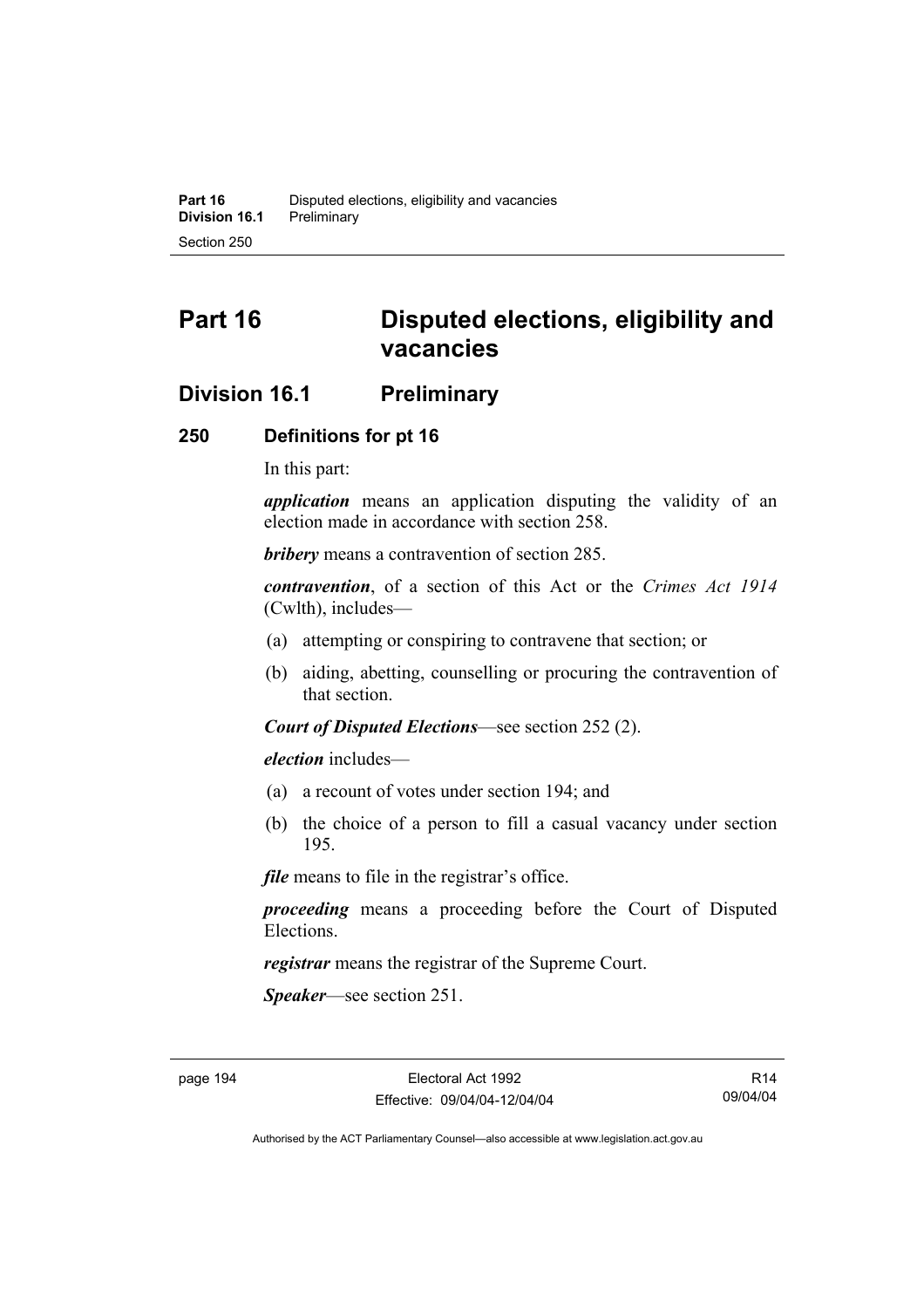# Part 16 Disputed elections, eligibility and vacancies

## Division 16.1 Preliminary

### 250 Definitions for pt 16

In this part:

***application*** means an application disputing the validity of an election made in accordance with section 258.

***bribery*** means a contravention of section 285.

***contravention***, of a section of this Act or the *Crimes Act 1914* (Cwlth), includes—

(a) attempting or conspiring to contravene that section; or

(b) aiding, abetting, counselling or procuring the contravention of that section.

***Court of Disputed Elections***—see section 252 (2).

***election*** includes—

(a) a recount of votes under section 194; and

(b) the choice of a person to fill a casual vacancy under section 195.

***file*** means to file in the registrar's office.

***proceeding*** means a proceeding before the Court of Disputed Elections.

***registrar*** means the registrar of the Supreme Court.

***Speaker***—see section 251.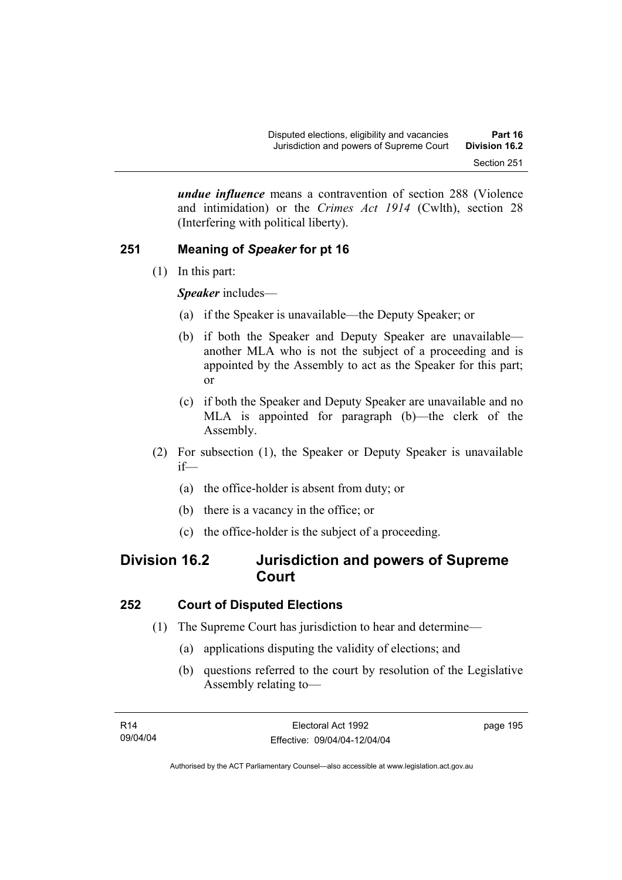***undue influence*** means a contravention of section 288 (Violence and intimidation) or the *Crimes Act 1914* (Cwlth), section 28 (Interfering with political liberty).

### 251 Meaning of *Speaker* for pt 16

(1) In this part:

***Speaker*** includes—

(a) if the Speaker is unavailable—the Deputy Speaker; or

(b) if both the Speaker and Deputy Speaker are unavailable—another MLA who is not the subject of a proceeding and is appointed by the Assembly to act as the Speaker for this part; or

(c) if both the Speaker and Deputy Speaker are unavailable and no MLA is appointed for paragraph (b)—the clerk of the Assembly.

(2) For subsection (1), the Speaker or Deputy Speaker is unavailable if—

(a) the office-holder is absent from duty; or

(b) there is a vacancy in the office; or

(c) the office-holder is the subject of a proceeding.

## Division 16.2 Jurisdiction and powers of Supreme Court

### 252 Court of Disputed Elections

(1) The Supreme Court has jurisdiction to hear and determine—

(a) applications disputing the validity of elections; and

(b) questions referred to the court by resolution of the Legislative Assembly relating to—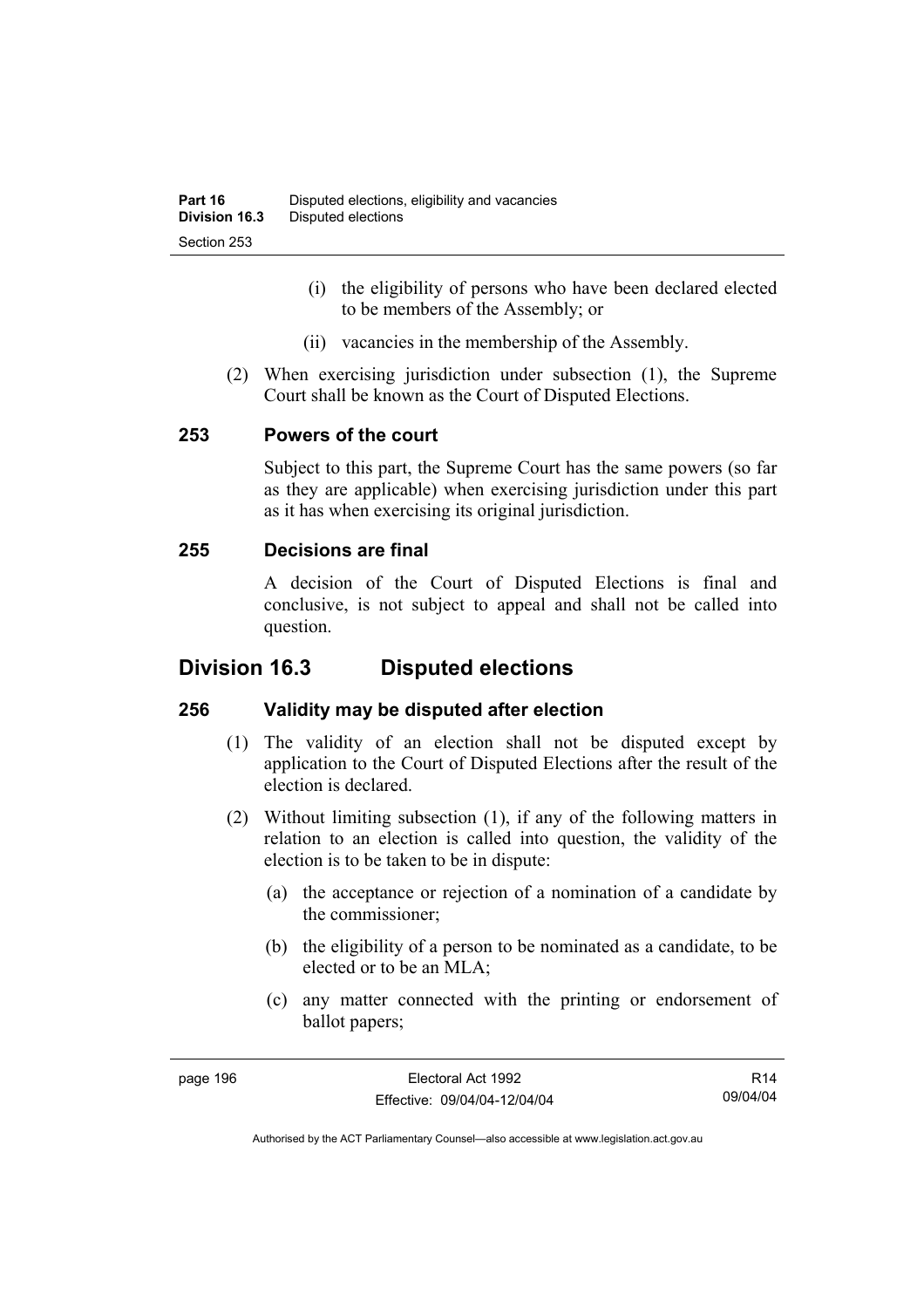(i) the eligibility of persons who have been declared elected to be members of the Assembly; or

(ii) vacancies in the membership of the Assembly.

(2) When exercising jurisdiction under subsection (1), the Supreme Court shall be known as the Court of Disputed Elections.

### 253 Powers of the court

Subject to this part, the Supreme Court has the same powers (so far as they are applicable) when exercising jurisdiction under this part as it has when exercising its original jurisdiction.

### 255 Decisions are final

A decision of the Court of Disputed Elections is final and conclusive, is not subject to appeal and shall not be called into question.

## Division 16.3 Disputed elections

### 256 Validity may be disputed after election

(1) The validity of an election shall not be disputed except by application to the Court of Disputed Elections after the result of the election is declared.

(2) Without limiting subsection (1), if any of the following matters in relation to an election is called into question, the validity of the election is to be taken to be in dispute:

(a) the acceptance or rejection of a nomination of a candidate by the commissioner;

(b) the eligibility of a person to be nominated as a candidate, to be elected or to be an MLA;

(c) any matter connected with the printing or endorsement of ballot papers;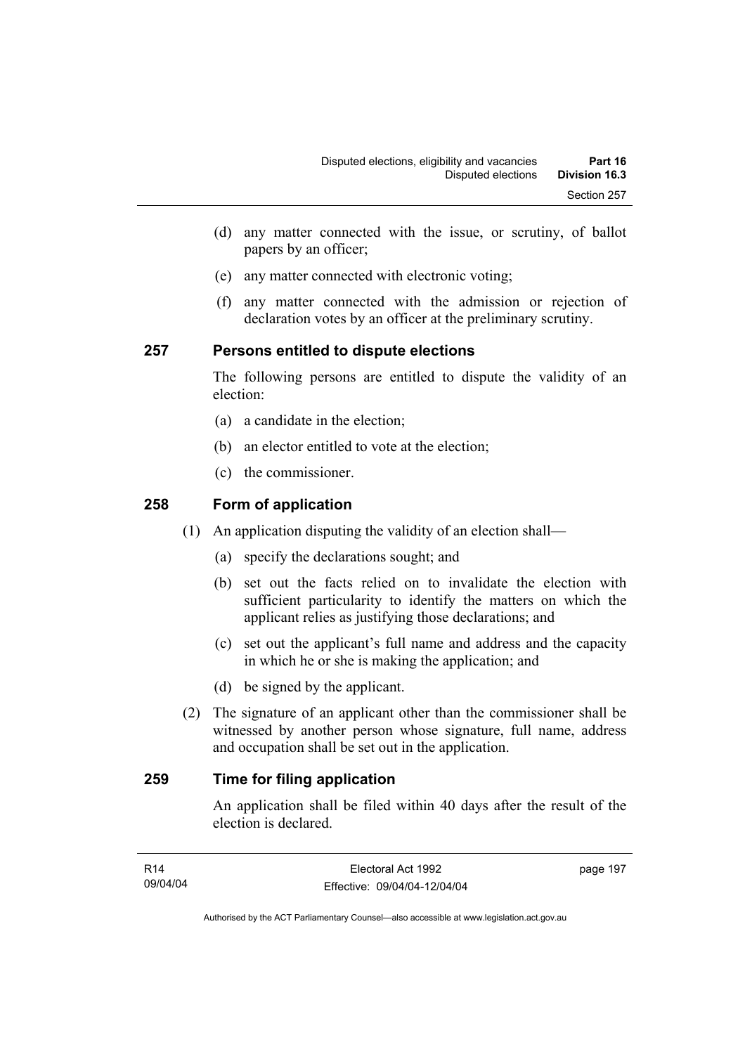(d) any matter connected with the issue, or scrutiny, of ballot papers by an officer;

(e) any matter connected with electronic voting;

(f) any matter connected with the admission or rejection of declaration votes by an officer at the preliminary scrutiny.

## 257 Persons entitled to dispute elections

The following persons are entitled to dispute the validity of an election:

(a) a candidate in the election;

(b) an elector entitled to vote at the election;

(c) the commissioner.

## 258 Form of application

(1) An application disputing the validity of an election shall—

(a) specify the declarations sought; and

(b) set out the facts relied on to invalidate the election with sufficient particularity to identify the matters on which the applicant relies as justifying those declarations; and

(c) set out the applicant's full name and address and the capacity in which he or she is making the application; and

(d) be signed by the applicant.

(2) The signature of an applicant other than the commissioner shall be witnessed by another person whose signature, full name, address and occupation shall be set out in the application.

## 259 Time for filing application

An application shall be filed within 40 days after the result of the election is declared.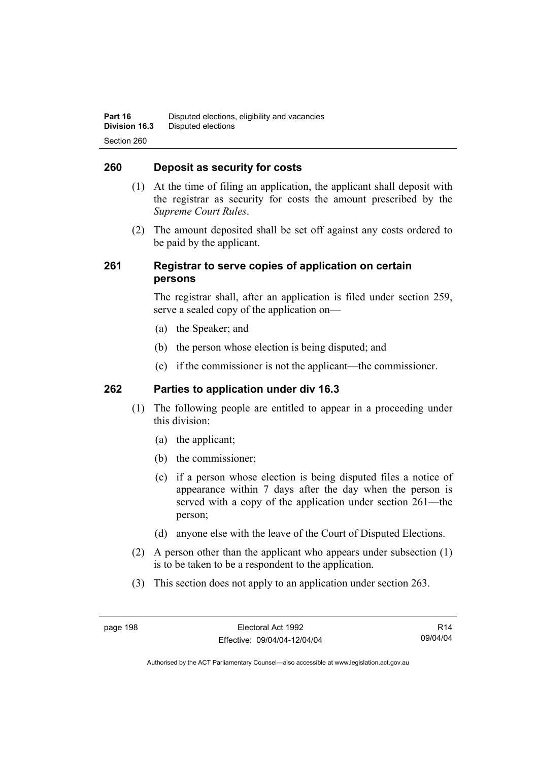## 260 Deposit as security for costs

(1) At the time of filing an application, the applicant shall deposit with the registrar as security for costs the amount prescribed by the *Supreme Court Rules*.

(2) The amount deposited shall be set off against any costs ordered to be paid by the applicant.

## 261 Registrar to serve copies of application on certain persons

The registrar shall, after an application is filed under section 259, serve a sealed copy of the application on—

(a) the Speaker; and

(b) the person whose election is being disputed; and

(c) if the commissioner is not the applicant—the commissioner.

## 262 Parties to application under div 16.3

(1) The following people are entitled to appear in a proceeding under this division:

(a) the applicant;

(b) the commissioner;

(c) if a person whose election is being disputed files a notice of appearance within 7 days after the day when the person is served with a copy of the application under section 261—the person;

(d) anyone else with the leave of the Court of Disputed Elections.

(2) A person other than the applicant who appears under subsection (1) is to be taken to be a respondent to the application.

(3) This section does not apply to an application under section 263.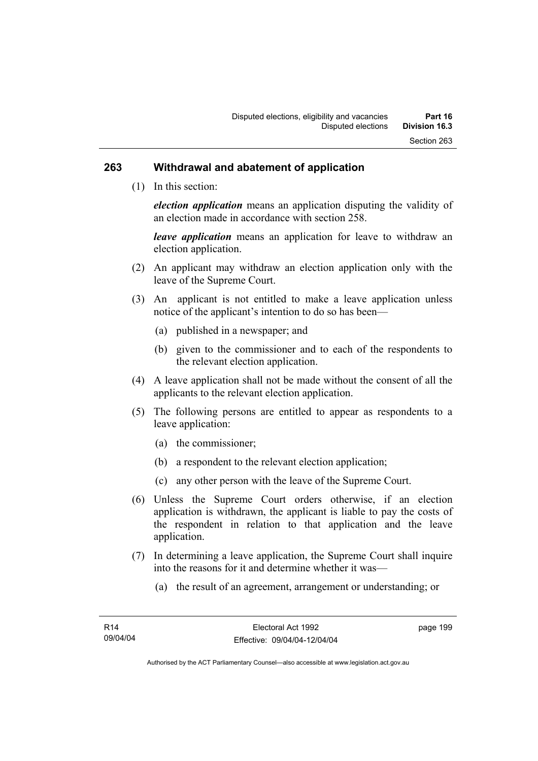## 263 Withdrawal and abatement of application

(1) In this section:

***election application*** means an application disputing the validity of an election made in accordance with section 258.

***leave application*** means an application for leave to withdraw an election application.

(2) An applicant may withdraw an election application only with the leave of the Supreme Court.

(3) An applicant is not entitled to make a leave application unless notice of the applicant's intention to do so has been—

(a) published in a newspaper; and

(b) given to the commissioner and to each of the respondents to the relevant election application.

(4) A leave application shall not be made without the consent of all the applicants to the relevant election application.

(5) The following persons are entitled to appear as respondents to a leave application:

(a) the commissioner;

(b) a respondent to the relevant election application;

(c) any other person with the leave of the Supreme Court.

(6) Unless the Supreme Court orders otherwise, if an election application is withdrawn, the applicant is liable to pay the costs of the respondent in relation to that application and the leave application.

(7) In determining a leave application, the Supreme Court shall inquire into the reasons for it and determine whether it was—

(a) the result of an agreement, arrangement or understanding; or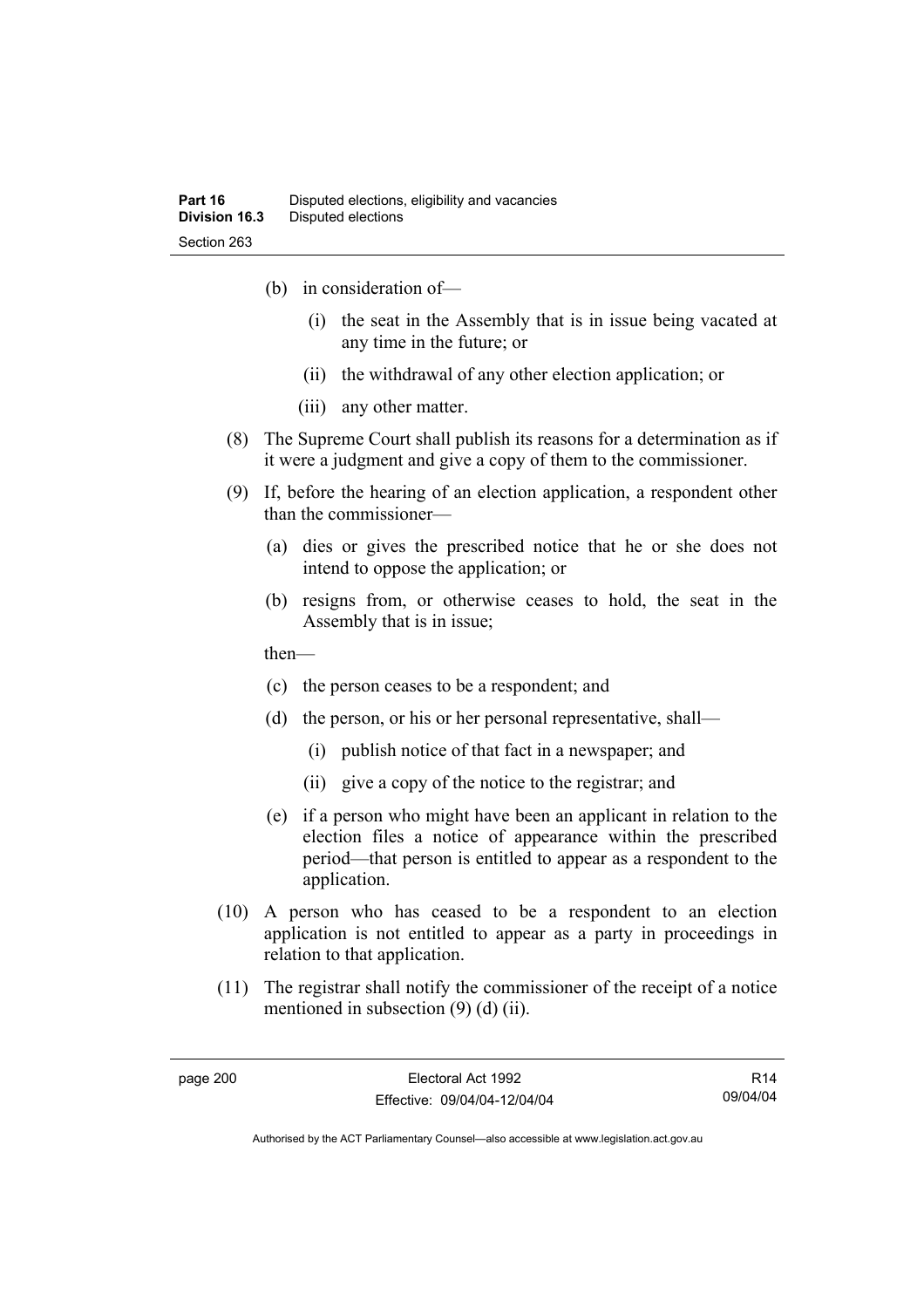(b) in consideration of—

   (i) the seat in the Assembly that is in issue being vacated at any time in the future; or

   (ii) the withdrawal of any other election application; or

   (iii) any other matter.

(8) The Supreme Court shall publish its reasons for a determination as if it were a judgment and give a copy of them to the commissioner.

(9) If, before the hearing of an election application, a respondent other than the commissioner—

   (a) dies or gives the prescribed notice that he or she does not intend to oppose the application; or

   (b) resigns from, or otherwise ceases to hold, the seat in the Assembly that is in issue;

   then—

   (c) the person ceases to be a respondent; and

   (d) the person, or his or her personal representative, shall—

      (i) publish notice of that fact in a newspaper; and

      (ii) give a copy of the notice to the registrar; and

   (e) if a person who might have been an applicant in relation to the election files a notice of appearance within the prescribed period—that person is entitled to appear as a respondent to the application.

(10) A person who has ceased to be a respondent to an election application is not entitled to appear as a party in proceedings in relation to that application.

(11) The registrar shall notify the commissioner of the receipt of a notice mentioned in subsection (9) (d) (ii).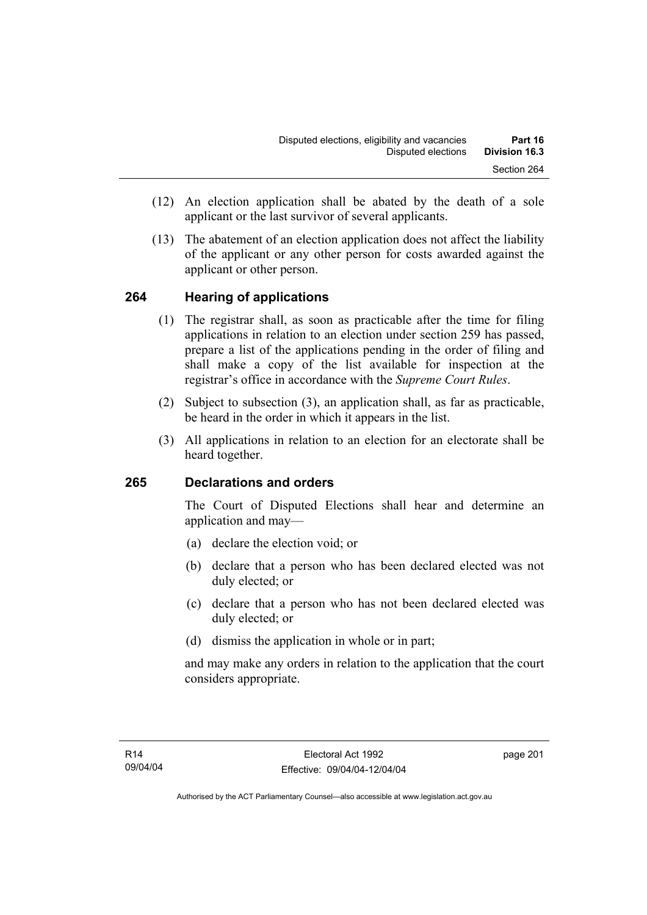(12) An election application shall be abated by the death of a sole applicant or the last survivor of several applicants.

(13) The abatement of an election application does not affect the liability of the applicant or any other person for costs awarded against the applicant or other person.

## 264 Hearing of applications

(1) The registrar shall, as soon as practicable after the time for filing applications in relation to an election under section 259 has passed, prepare a list of the applications pending in the order of filing and shall make a copy of the list available for inspection at the registrar's office in accordance with the *Supreme Court Rules*.

(2) Subject to subsection (3), an application shall, as far as practicable, be heard in the order in which it appears in the list.

(3) All applications in relation to an election for an electorate shall be heard together.

## 265 Declarations and orders

The Court of Disputed Elections shall hear and determine an application and may—

(a) declare the election void; or

(b) declare that a person who has been declared elected was not duly elected; or

(c) declare that a person who has not been declared elected was duly elected; or

(d) dismiss the application in whole or in part;

and may make any orders in relation to the application that the court considers appropriate.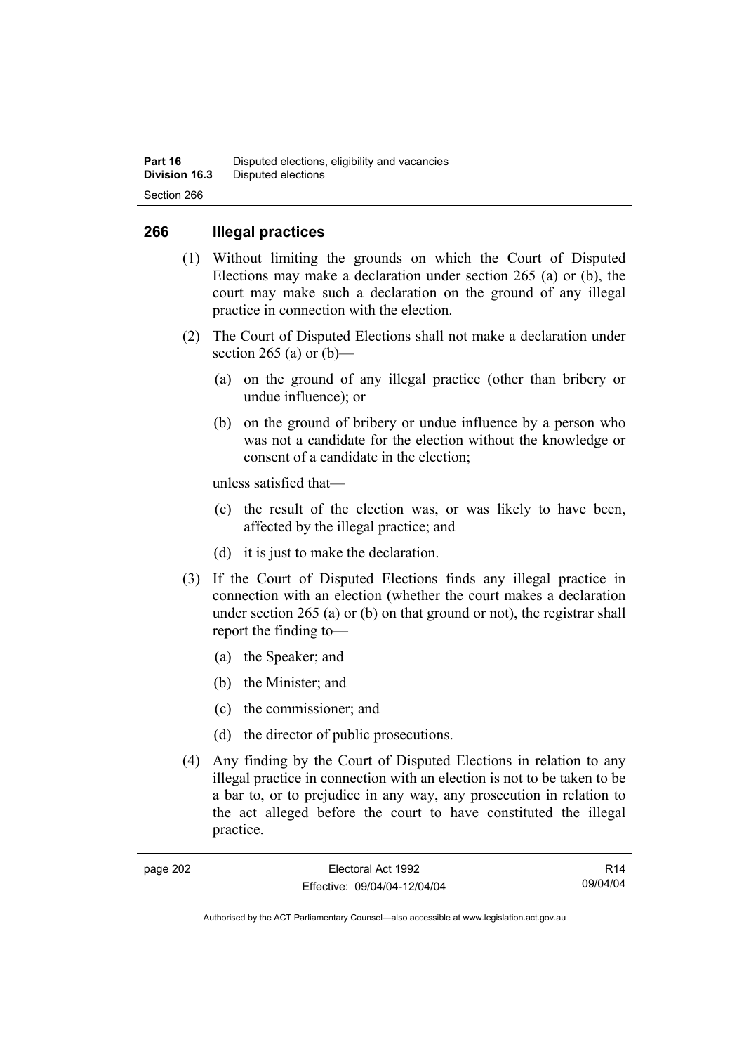## 266 Illegal practices

(1) Without limiting the grounds on which the Court of Disputed Elections may make a declaration under section 265 (a) or (b), the court may make such a declaration on the ground of any illegal practice in connection with the election.

(2) The Court of Disputed Elections shall not make a declaration under section 265 (a) or (b)—

(a) on the ground of any illegal practice (other than bribery or undue influence); or

(b) on the ground of bribery or undue influence by a person who was not a candidate for the election without the knowledge or consent of a candidate in the election;

unless satisfied that—

(c) the result of the election was, or was likely to have been, affected by the illegal practice; and

(d) it is just to make the declaration.

(3) If the Court of Disputed Elections finds any illegal practice in connection with an election (whether the court makes a declaration under section 265 (a) or (b) on that ground or not), the registrar shall report the finding to—

(a) the Speaker; and

(b) the Minister; and

(c) the commissioner; and

(d) the director of public prosecutions.

(4) Any finding by the Court of Disputed Elections in relation to any illegal practice in connection with an election is not to be taken to be a bar to, or to prejudice in any way, any prosecution in relation to the act alleged before the court to have constituted the illegal practice.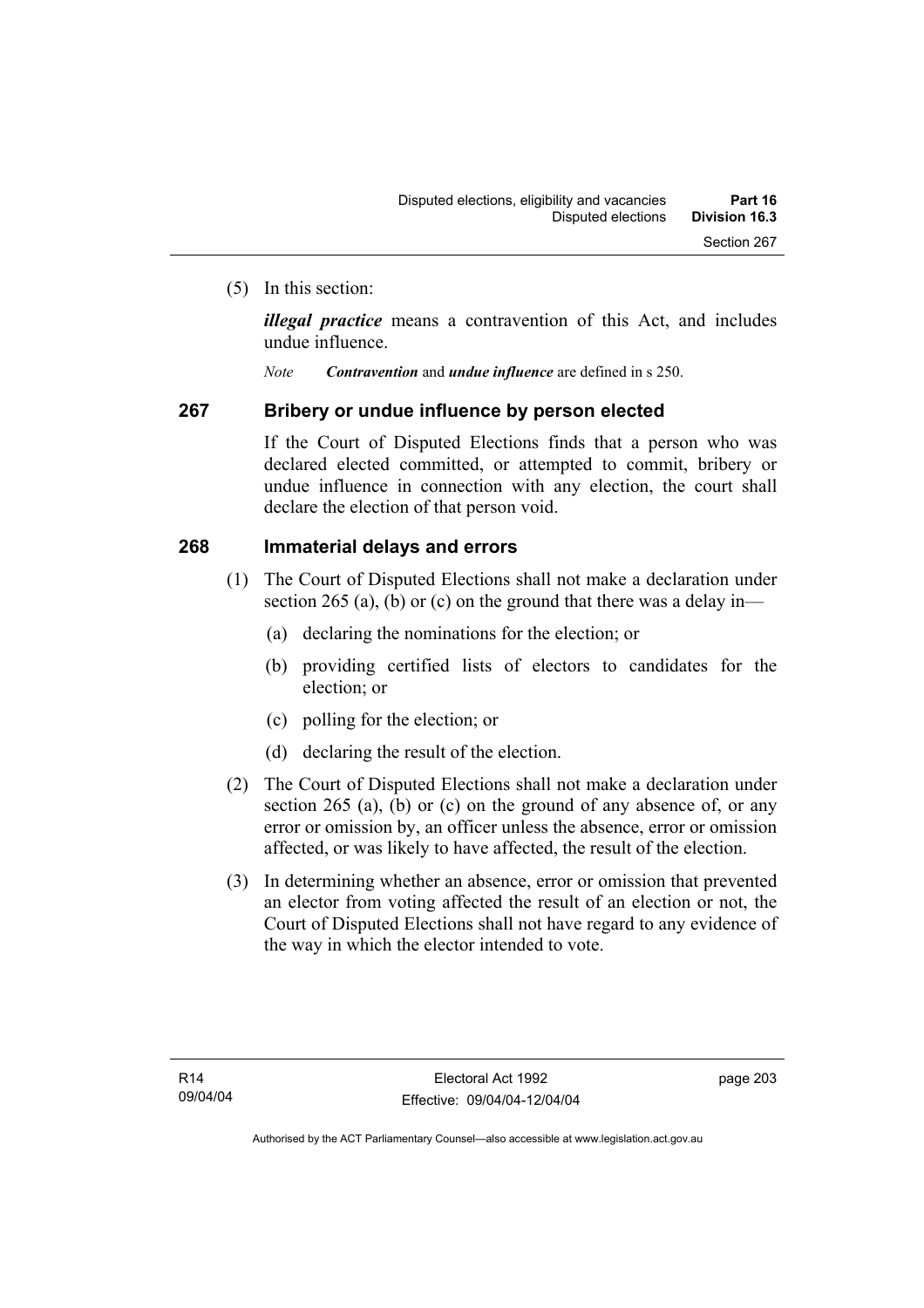(5) In this section:

***illegal practice*** means a contravention of this Act, and includes undue influence.

*Note* ***Contravention*** and ***undue influence*** are defined in s 250.

## 267 Bribery or undue influence by person elected

If the Court of Disputed Elections finds that a person who was declared elected committed, or attempted to commit, bribery or undue influence in connection with any election, the court shall declare the election of that person void.

## 268 Immaterial delays and errors

(1) The Court of Disputed Elections shall not make a declaration under section 265 (a), (b) or (c) on the ground that there was a delay in—

   (a) declaring the nominations for the election; or

   (b) providing certified lists of electors to candidates for the election; or

   (c) polling for the election; or

   (d) declaring the result of the election.

(2) The Court of Disputed Elections shall not make a declaration under section 265 (a), (b) or (c) on the ground of any absence of, or any error or omission by, an officer unless the absence, error or omission affected, or was likely to have affected, the result of the election.

(3) In determining whether an absence, error or omission that prevented an elector from voting affected the result of an election or not, the Court of Disputed Elections shall not have regard to any evidence of the way in which the elector intended to vote.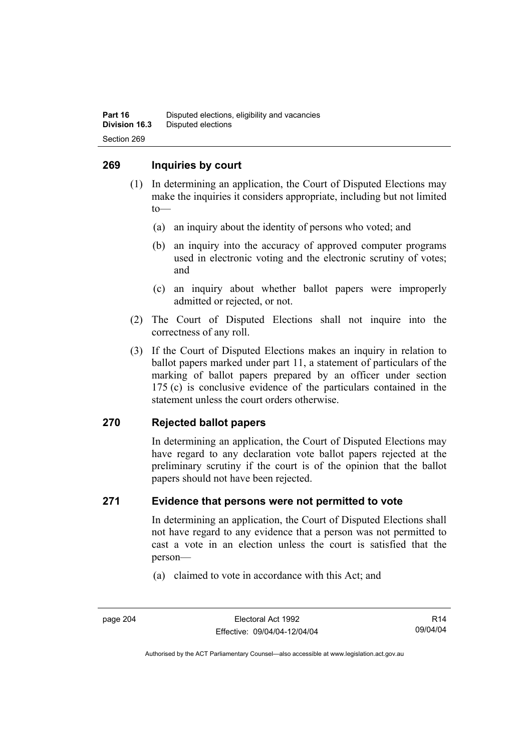## 269 Inquiries by court

(1) In determining an application, the Court of Disputed Elections may make the inquiries it considers appropriate, including but not limited to—

(a) an inquiry about the identity of persons who voted; and

(b) an inquiry into the accuracy of approved computer programs used in electronic voting and the electronic scrutiny of votes; and

(c) an inquiry about whether ballot papers were improperly admitted or rejected, or not.

(2) The Court of Disputed Elections shall not inquire into the correctness of any roll.

(3) If the Court of Disputed Elections makes an inquiry in relation to ballot papers marked under part 11, a statement of particulars of the marking of ballot papers prepared by an officer under section 175 (c) is conclusive evidence of the particulars contained in the statement unless the court orders otherwise.

## 270 Rejected ballot papers

In determining an application, the Court of Disputed Elections may have regard to any declaration vote ballot papers rejected at the preliminary scrutiny if the court is of the opinion that the ballot papers should not have been rejected.

## 271 Evidence that persons were not permitted to vote

In determining an application, the Court of Disputed Elections shall not have regard to any evidence that a person was not permitted to cast a vote in an election unless the court is satisfied that the person—

(a) claimed to vote in accordance with this Act; and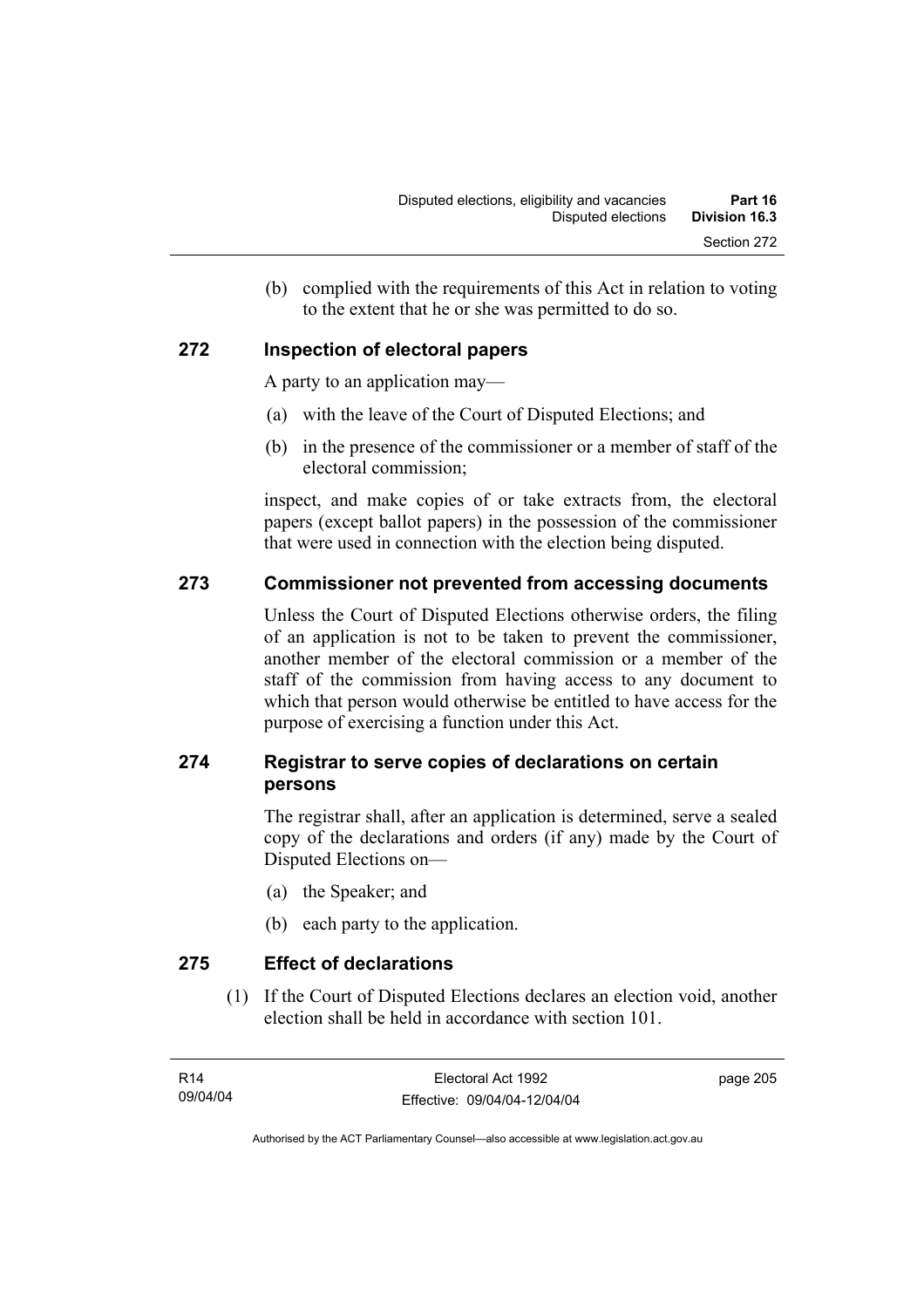(b) complied with the requirements of this Act in relation to voting to the extent that he or she was permitted to do so.

## 272 Inspection of electoral papers

A party to an application may—

(a) with the leave of the Court of Disputed Elections; and

(b) in the presence of the commissioner or a member of staff of the electoral commission;

inspect, and make copies of or take extracts from, the electoral papers (except ballot papers) in the possession of the commissioner that were used in connection with the election being disputed.

## 273 Commissioner not prevented from accessing documents

Unless the Court of Disputed Elections otherwise orders, the filing of an application is not to be taken to prevent the commissioner, another member of the electoral commission or a member of the staff of the commission from having access to any document to which that person would otherwise be entitled to have access for the purpose of exercising a function under this Act.

## 274 Registrar to serve copies of declarations on certain persons

The registrar shall, after an application is determined, serve a sealed copy of the declarations and orders (if any) made by the Court of Disputed Elections on—

(a) the Speaker; and

(b) each party to the application.

## 275 Effect of declarations

(1) If the Court of Disputed Elections declares an election void, another election shall be held in accordance with section 101.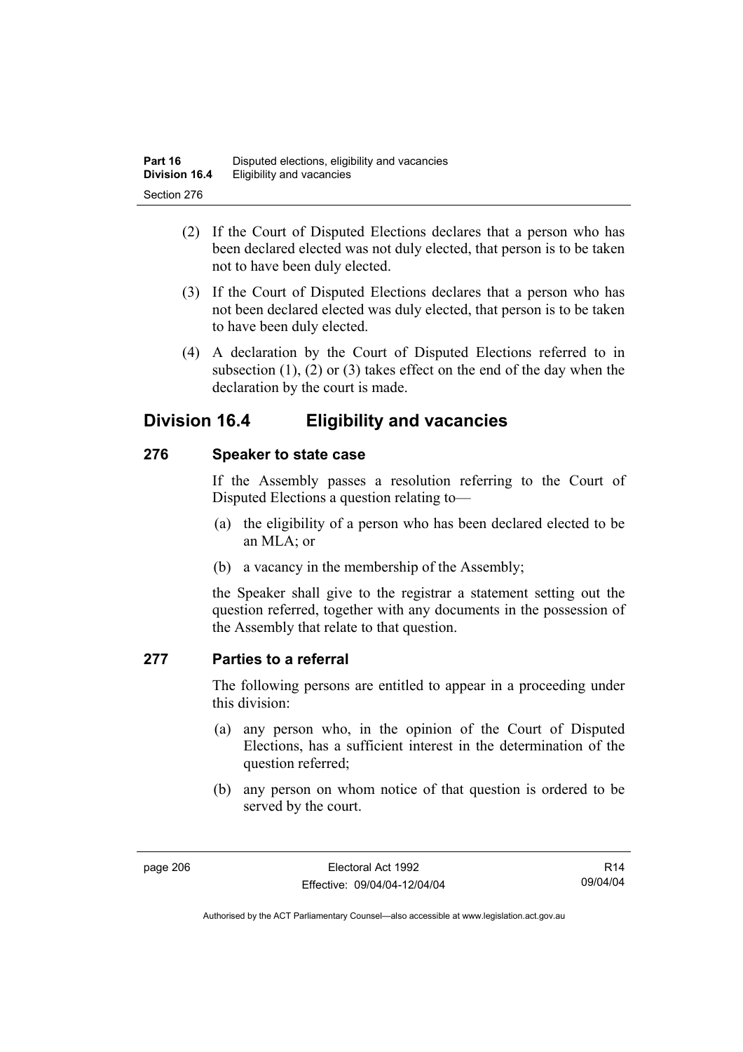(2) If the Court of Disputed Elections declares that a person who has been declared elected was not duly elected, that person is to be taken not to have been duly elected.

(3) If the Court of Disputed Elections declares that a person who has not been declared elected was duly elected, that person is to be taken to have been duly elected.

(4) A declaration by the Court of Disputed Elections referred to in subsection (1), (2) or (3) takes effect on the end of the day when the declaration by the court is made.

## Division 16.4 Eligibility and vacancies

### 276 Speaker to state case

If the Assembly passes a resolution referring to the Court of Disputed Elections a question relating to—

(a) the eligibility of a person who has been declared elected to be an MLA; or

(b) a vacancy in the membership of the Assembly;

the Speaker shall give to the registrar a statement setting out the question referred, together with any documents in the possession of the Assembly that relate to that question.

### 277 Parties to a referral

The following persons are entitled to appear in a proceeding under this division:

(a) any person who, in the opinion of the Court of Disputed Elections, has a sufficient interest in the determination of the question referred;

(b) any person on whom notice of that question is ordered to be served by the court.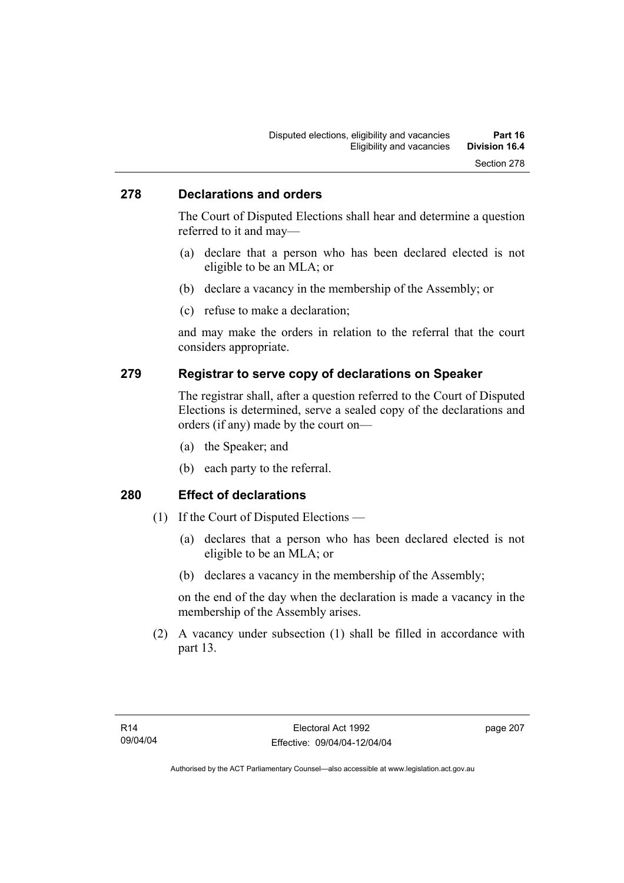## 278 Declarations and orders

The Court of Disputed Elections shall hear and determine a question referred to it and may—

(a) declare that a person who has been declared elected is not eligible to be an MLA; or

(b) declare a vacancy in the membership of the Assembly; or

(c) refuse to make a declaration;

and may make the orders in relation to the referral that the court considers appropriate.

## 279 Registrar to serve copy of declarations on Speaker

The registrar shall, after a question referred to the Court of Disputed Elections is determined, serve a sealed copy of the declarations and orders (if any) made by the court on—

(a) the Speaker; and

(b) each party to the referral.

## 280 Effect of declarations

(1) If the Court of Disputed Elections —

(a) declares that a person who has been declared elected is not eligible to be an MLA; or

(b) declares a vacancy in the membership of the Assembly;

on the end of the day when the declaration is made a vacancy in the membership of the Assembly arises.

(2) A vacancy under subsection (1) shall be filled in accordance with part 13.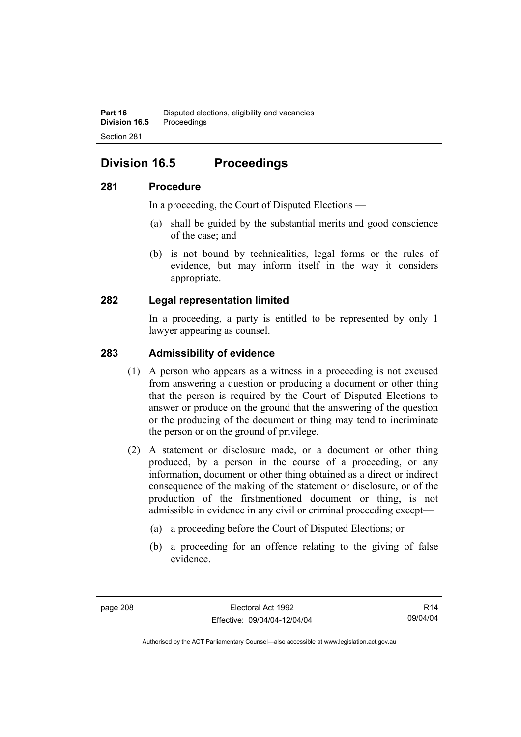## Division 16.5 Proceedings

### 281 Procedure

In a proceeding, the Court of Disputed Elections —

(a) shall be guided by the substantial merits and good conscience of the case; and

(b) is not bound by technicalities, legal forms or the rules of evidence, but may inform itself in the way it considers appropriate.

### 282 Legal representation limited

In a proceeding, a party is entitled to be represented by only 1 lawyer appearing as counsel.

### 283 Admissibility of evidence

(1) A person who appears as a witness in a proceeding is not excused from answering a question or producing a document or other thing that the person is required by the Court of Disputed Elections to answer or produce on the ground that the answering of the question or the producing of the document or thing may tend to incriminate the person or on the ground of privilege.

(2) A statement or disclosure made, or a document or other thing produced, by a person in the course of a proceeding, or any information, document or other thing obtained as a direct or indirect consequence of the making of the statement or disclosure, or of the production of the firstmentioned document or thing, is not admissible in evidence in any civil or criminal proceeding except—

(a) a proceeding before the Court of Disputed Elections; or

(b) a proceeding for an offence relating to the giving of false evidence.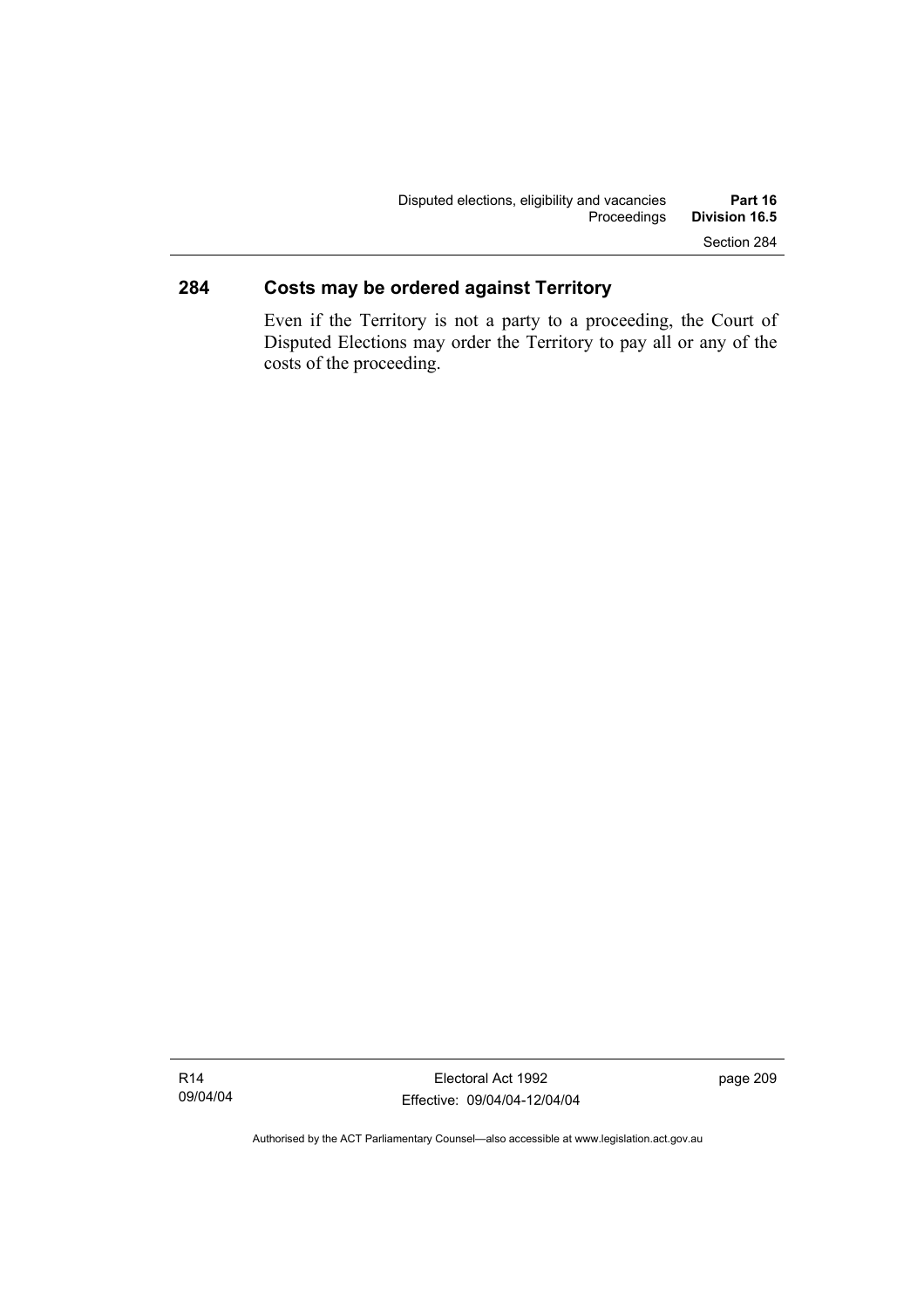## 284 Costs may be ordered against Territory

Even if the Territory is not a party to a proceeding, the Court of Disputed Elections may order the Territory to pay all or any of the costs of the proceeding.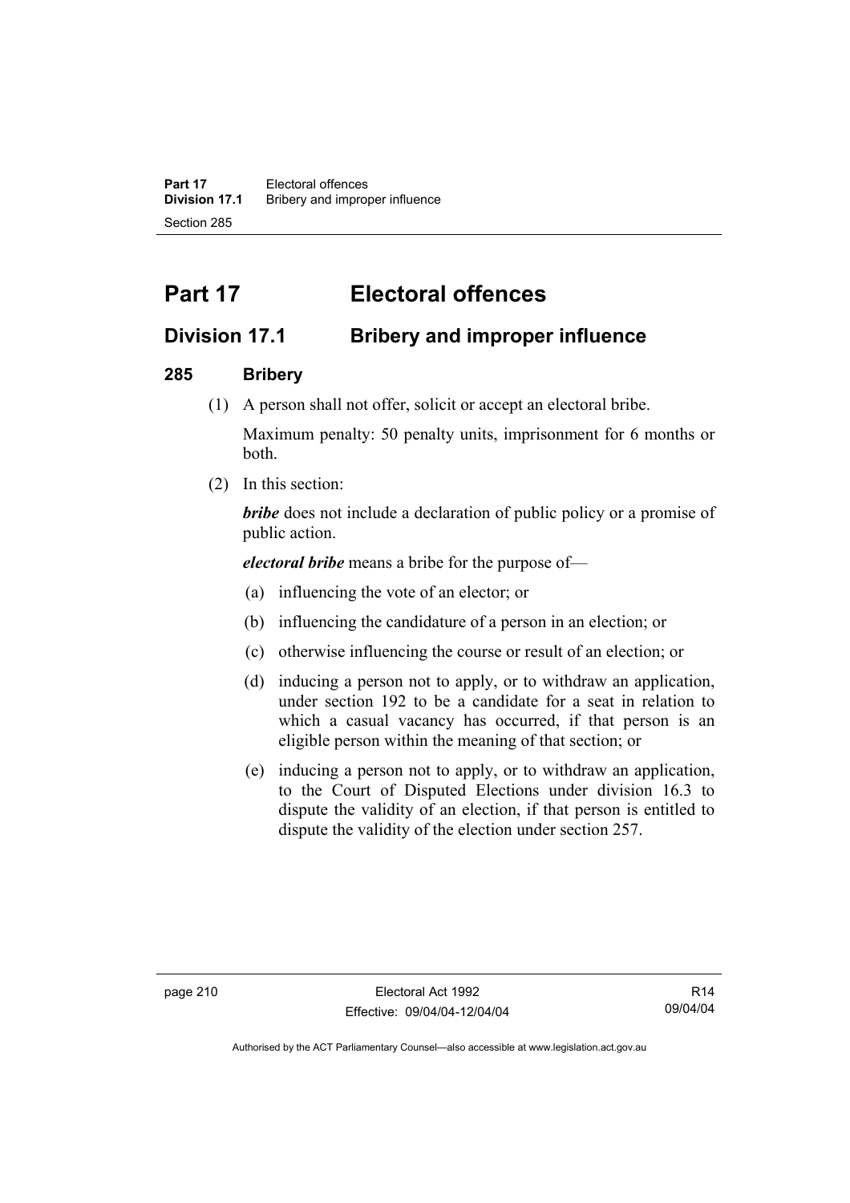# Part 17 Electoral offences

## Division 17.1 Bribery and improper influence

### 285 Bribery

(1) A person shall not offer, solicit or accept an electoral bribe.

Maximum penalty: 50 penalty units, imprisonment for 6 months or both.

(2) In this section:

***bribe*** does not include a declaration of public policy or a promise of public action.

***electoral bribe*** means a bribe for the purpose of—

(a) influencing the vote of an elector; or

(b) influencing the candidature of a person in an election; or

(c) otherwise influencing the course or result of an election; or

(d) inducing a person not to apply, or to withdraw an application, under section 192 to be a candidate for a seat in relation to which a casual vacancy has occurred, if that person is an eligible person within the meaning of that section; or

(e) inducing a person not to apply, or to withdraw an application, to the Court of Disputed Elections under division 16.3 to dispute the validity of an election, if that person is entitled to dispute the validity of the election under section 257.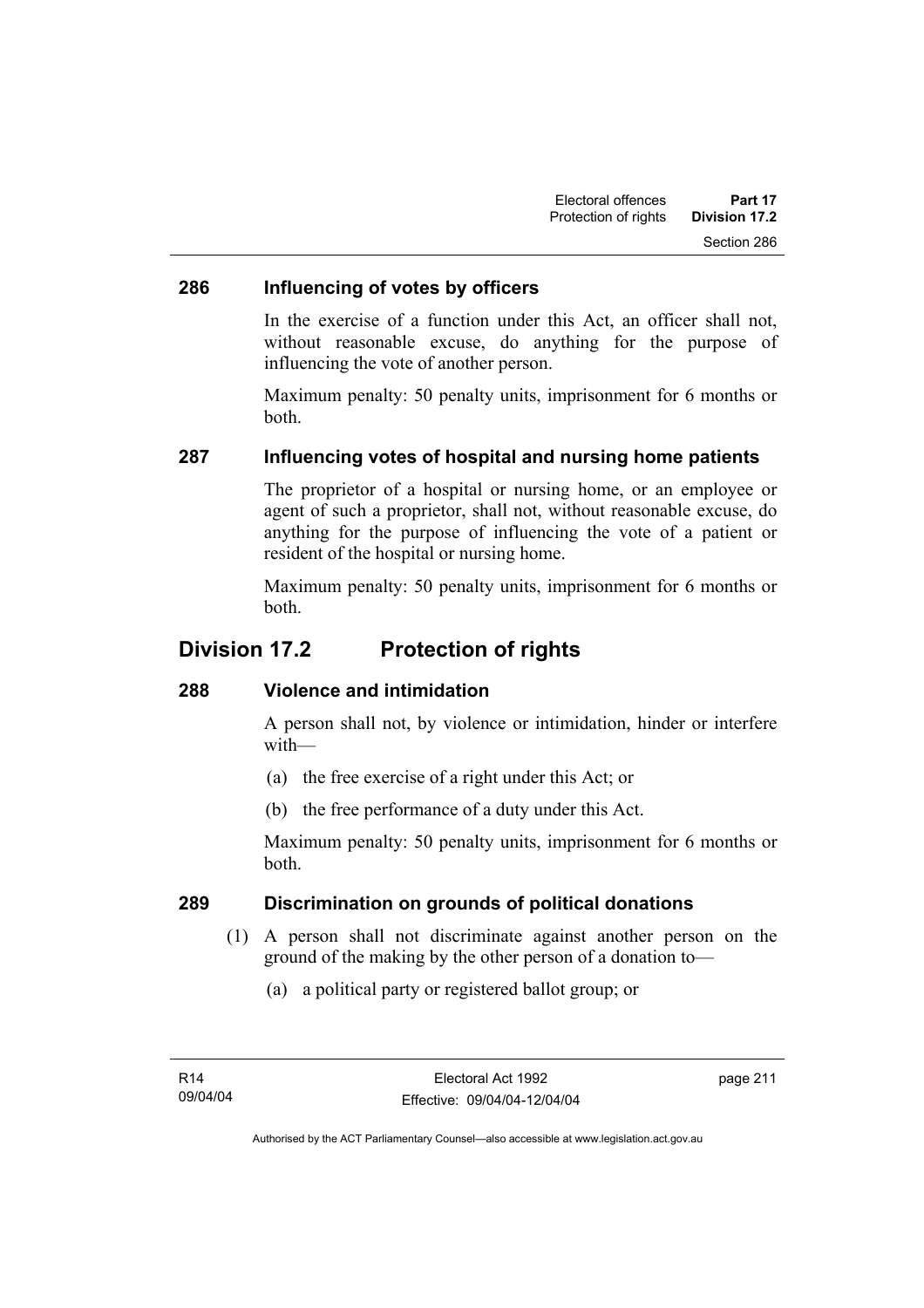### 286 Influencing of votes by officers

In the exercise of a function under this Act, an officer shall not, without reasonable excuse, do anything for the purpose of influencing the vote of another person.

Maximum penalty: 50 penalty units, imprisonment for 6 months or both.

### 287 Influencing votes of hospital and nursing home patients

The proprietor of a hospital or nursing home, or an employee or agent of such a proprietor, shall not, without reasonable excuse, do anything for the purpose of influencing the vote of a patient or resident of the hospital or nursing home.

Maximum penalty: 50 penalty units, imprisonment for 6 months or both.

## Division 17.2 Protection of rights

### 288 Violence and intimidation

A person shall not, by violence or intimidation, hinder or interfere with—

(a) the free exercise of a right under this Act; or

(b) the free performance of a duty under this Act.

Maximum penalty: 50 penalty units, imprisonment for 6 months or both.

### 289 Discrimination on grounds of political donations

(1) A person shall not discriminate against another person on the ground of the making by the other person of a donation to—

(a) a political party or registered ballot group; or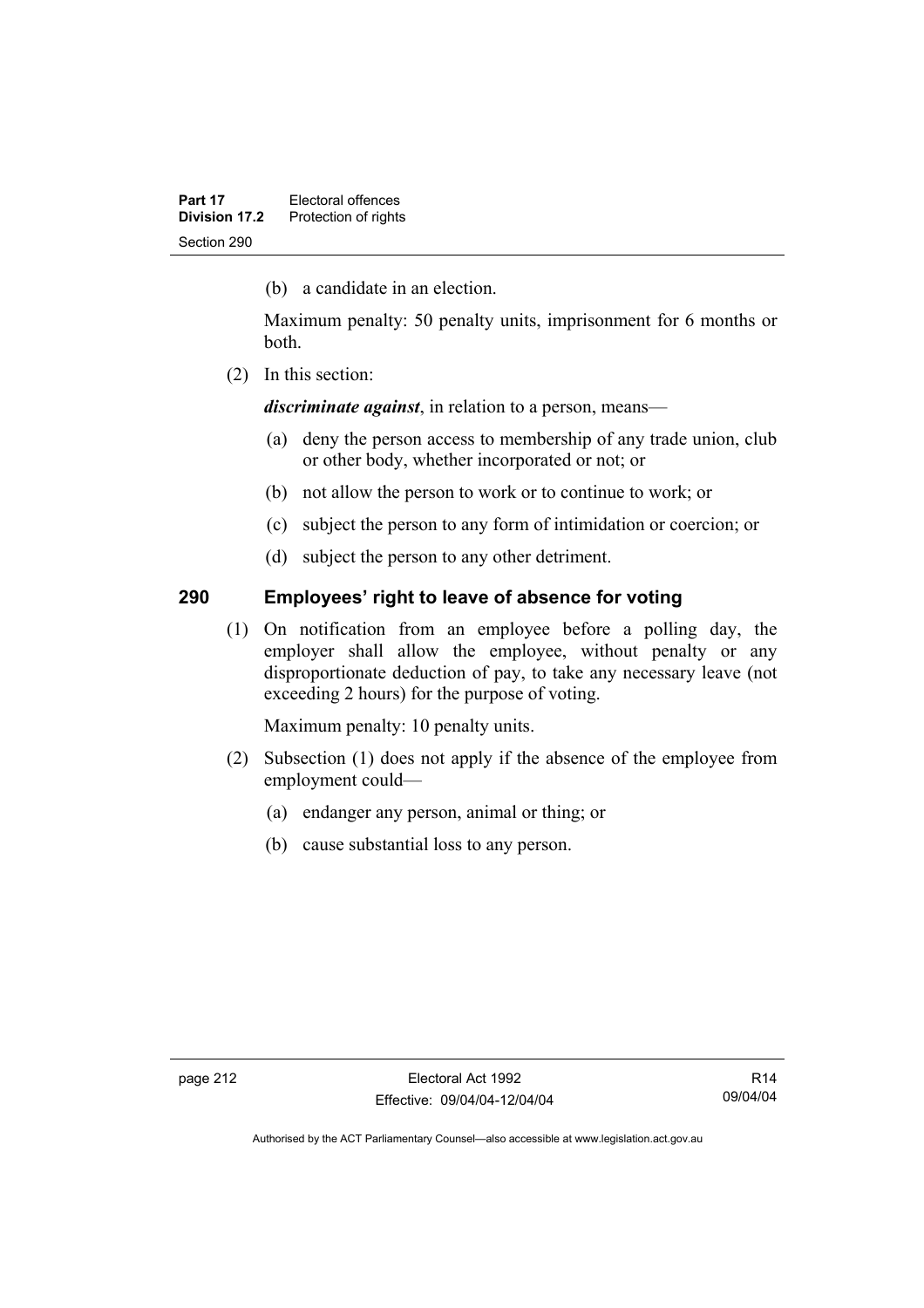(b) a candidate in an election.

Maximum penalty: 50 penalty units, imprisonment for 6 months or both.

(2) In this section:

***discriminate against***, in relation to a person, means—

(a) deny the person access to membership of any trade union, club or other body, whether incorporated or not; or

(b) not allow the person to work or to continue to work; or

(c) subject the person to any form of intimidation or coercion; or

(d) subject the person to any other detriment.

## 290 Employees' right to leave of absence for voting

(1) On notification from an employee before a polling day, the employer shall allow the employee, without penalty or any disproportionate deduction of pay, to take any necessary leave (not exceeding 2 hours) for the purpose of voting.

Maximum penalty: 10 penalty units.

(2) Subsection (1) does not apply if the absence of the employee from employment could—

(a) endanger any person, animal or thing; or

(b) cause substantial loss to any person.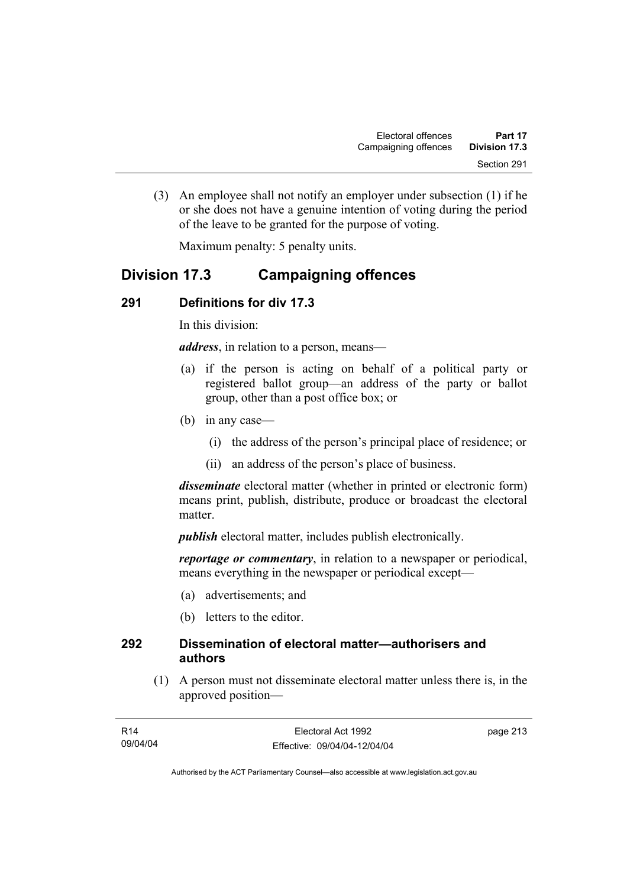(3) An employee shall not notify an employer under subsection (1) if he or she does not have a genuine intention of voting during the period of the leave to be granted for the purpose of voting.

Maximum penalty: 5 penalty units.

## Division 17.3 Campaigning offences

### 291 Definitions for div 17.3

In this division:

***address***, in relation to a person, means—

(a) if the person is acting on behalf of a political party or registered ballot group—an address of the party or ballot group, other than a post office box; or

(b) in any case—

(i) the address of the person's principal place of residence; or

(ii) an address of the person's place of business.

***disseminate*** electoral matter (whether in printed or electronic form) means print, publish, distribute, produce or broadcast the electoral matter.

***publish*** electoral matter, includes publish electronically.

***reportage or commentary***, in relation to a newspaper or periodical, means everything in the newspaper or periodical except—

(a) advertisements; and

(b) letters to the editor.

### 292 Dissemination of electoral matter—authorisers and authors

(1) A person must not disseminate electoral matter unless there is, in the approved position—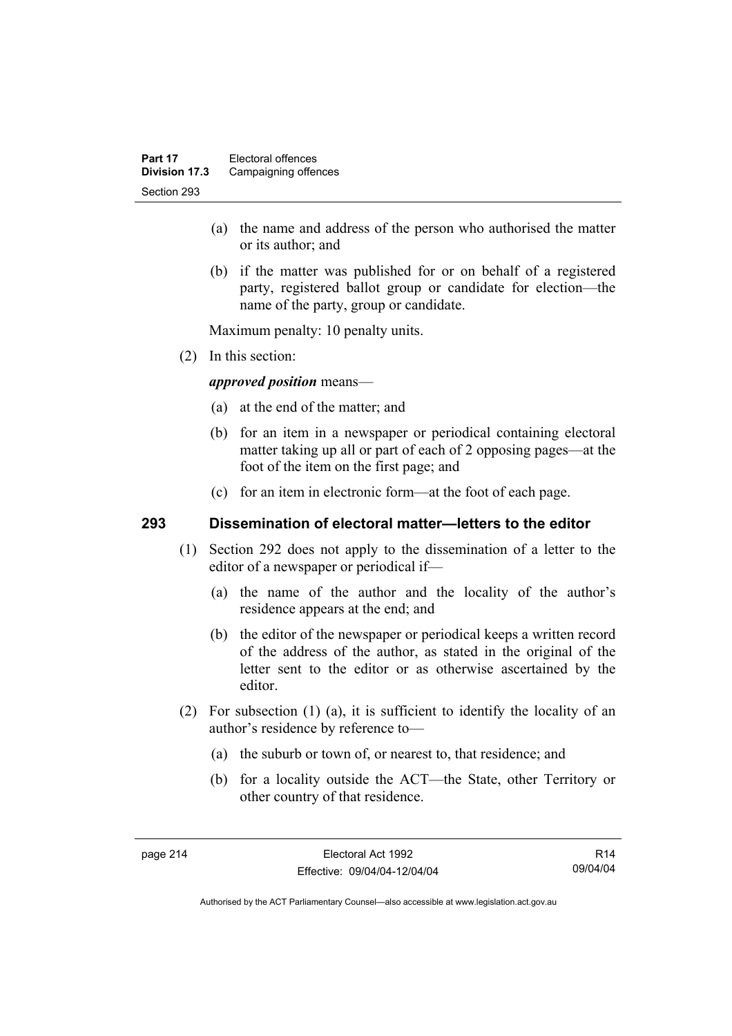(a) the name and address of the person who authorised the matter or its author; and

(b) if the matter was published for or on behalf of a registered party, registered ballot group or candidate for election—the name of the party, group or candidate.

Maximum penalty: 10 penalty units.

(2) In this section:

***approved position*** means—

(a) at the end of the matter; and

(b) for an item in a newspaper or periodical containing electoral matter taking up all or part of each of 2 opposing pages—at the foot of the item on the first page; and

(c) for an item in electronic form—at the foot of each page.

## 293 Dissemination of electoral matter—letters to the editor

(1) Section 292 does not apply to the dissemination of a letter to the editor of a newspaper or periodical if—

(a) the name of the author and the locality of the author's residence appears at the end; and

(b) the editor of the newspaper or periodical keeps a written record of the address of the author, as stated in the original of the letter sent to the editor or as otherwise ascertained by the editor.

(2) For subsection (1) (a), it is sufficient to identify the locality of an author's residence by reference to—

(a) the suburb or town of, or nearest to, that residence; and

(b) for a locality outside the ACT—the State, other Territory or other country of that residence.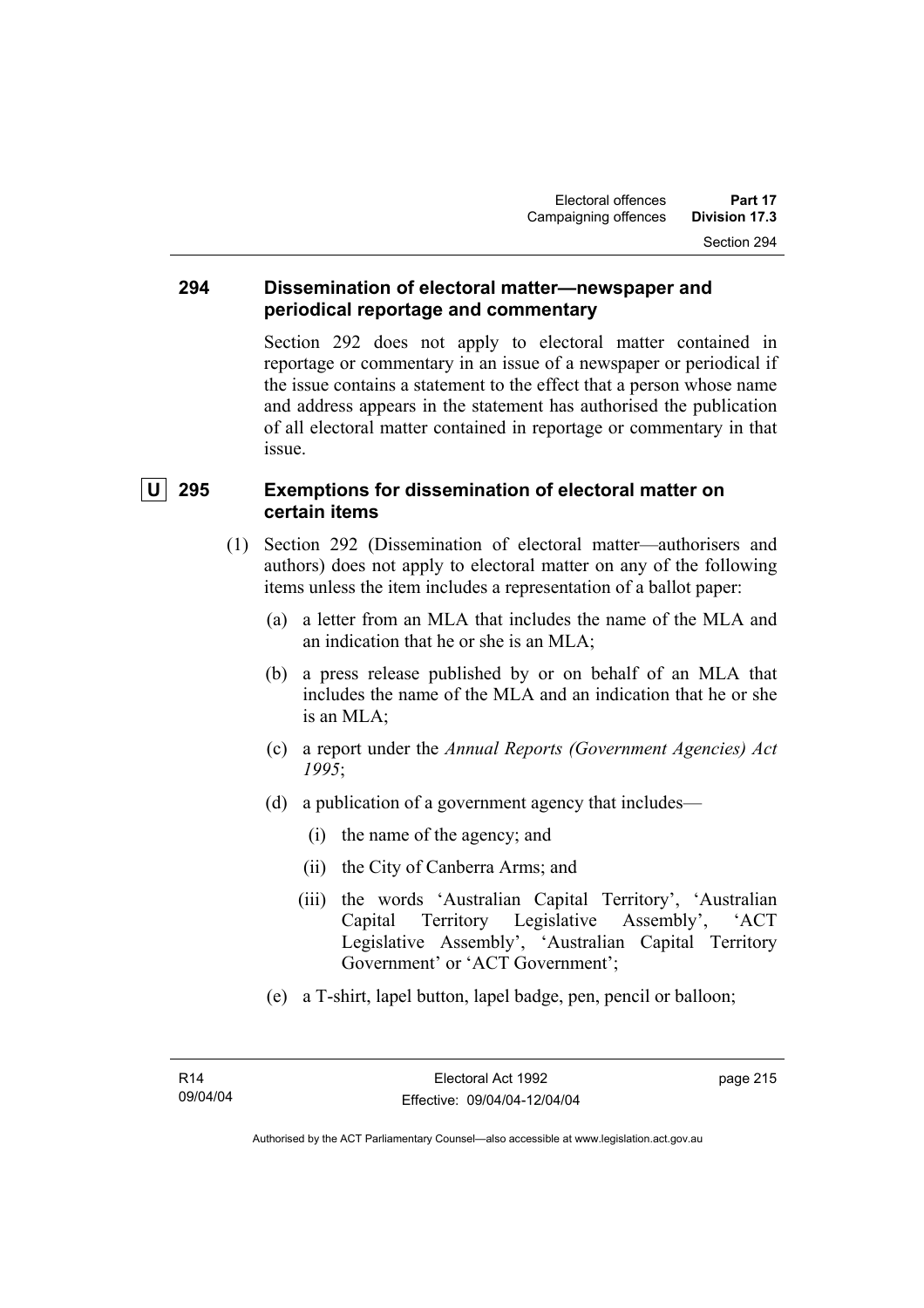## 294 Dissemination of electoral matter—newspaper and periodical reportage and commentary

Section 292 does not apply to electoral matter contained in reportage or commentary in an issue of a newspaper or periodical if the issue contains a statement to the effect that a person whose name and address appears in the statement has authorised the publication of all electoral matter contained in reportage or commentary in that issue.

## U 295 Exemptions for dissemination of electoral matter on certain items

(1) Section 292 (Dissemination of electoral matter—authorisers and authors) does not apply to electoral matter on any of the following items unless the item includes a representation of a ballot paper:

(a) a letter from an MLA that includes the name of the MLA and an indication that he or she is an MLA;

(b) a press release published by or on behalf of an MLA that includes the name of the MLA and an indication that he or she is an MLA;

(c) a report under the *Annual Reports (Government Agencies) Act 1995*;

(d) a publication of a government agency that includes—

(i) the name of the agency; and

(ii) the City of Canberra Arms; and

(iii) the words 'Australian Capital Territory', 'Australian Capital Territory Legislative Assembly', 'ACT Legislative Assembly', 'Australian Capital Territory Government' or 'ACT Government';

(e) a T-shirt, lapel button, lapel badge, pen, pencil or balloon;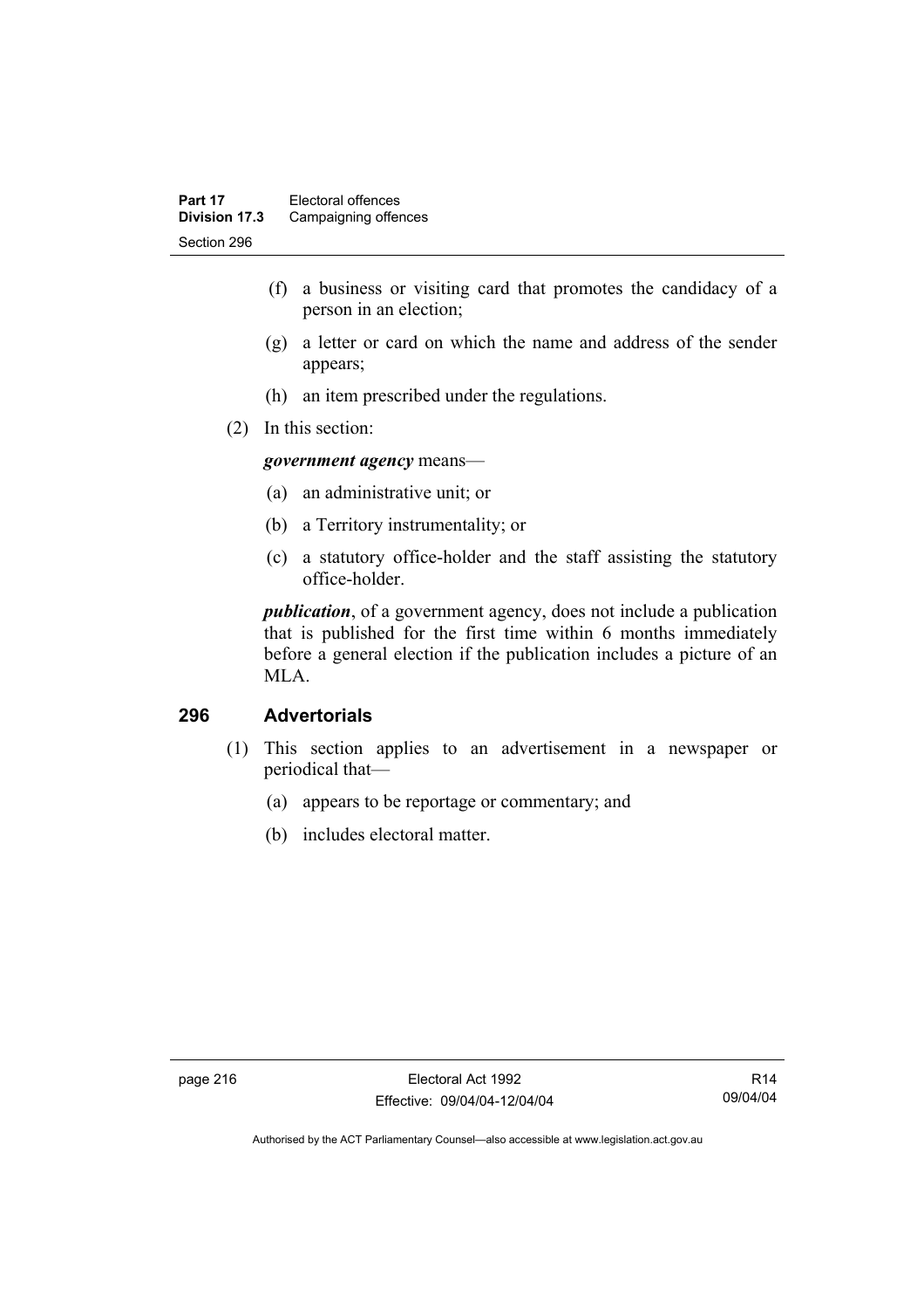(f) a business or visiting card that promotes the candidacy of a person in an election;

(g) a letter or card on which the name and address of the sender appears;

(h) an item prescribed under the regulations.

(2) In this section:

***government agency*** means—

(a) an administrative unit; or

(b) a Territory instrumentality; or

(c) a statutory office-holder and the staff assisting the statutory office-holder.

***publication***, of a government agency, does not include a publication that is published for the first time within 6 months immediately before a general election if the publication includes a picture of an MLA.

## 296 Advertorials

(1) This section applies to an advertisement in a newspaper or periodical that—

(a) appears to be reportage or commentary; and

(b) includes electoral matter.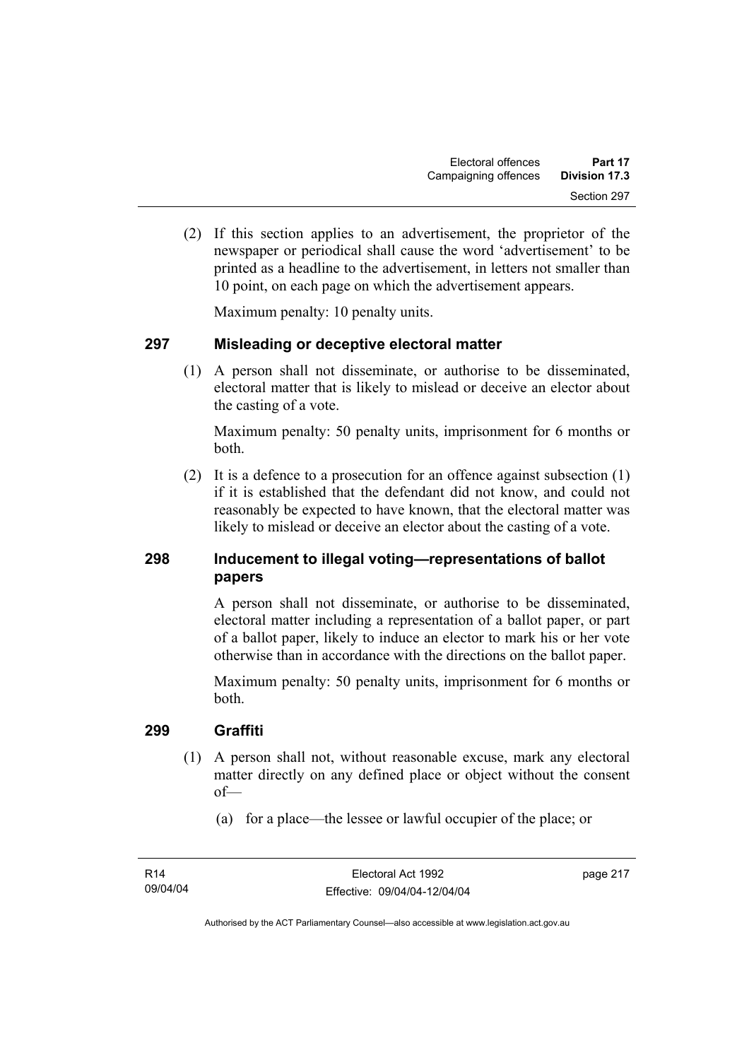(2) If this section applies to an advertisement, the proprietor of the newspaper or periodical shall cause the word 'advertisement' to be printed as a headline to the advertisement, in letters not smaller than 10 point, on each page on which the advertisement appears.

Maximum penalty: 10 penalty units.

## 297 Misleading or deceptive electoral matter

(1) A person shall not disseminate, or authorise to be disseminated, electoral matter that is likely to mislead or deceive an elector about the casting of a vote.

Maximum penalty: 50 penalty units, imprisonment for 6 months or both.

(2) It is a defence to a prosecution for an offence against subsection (1) if it is established that the defendant did not know, and could not reasonably be expected to have known, that the electoral matter was likely to mislead or deceive an elector about the casting of a vote.

## 298 Inducement to illegal voting—representations of ballot papers

A person shall not disseminate, or authorise to be disseminated, electoral matter including a representation of a ballot paper, or part of a ballot paper, likely to induce an elector to mark his or her vote otherwise than in accordance with the directions on the ballot paper.

Maximum penalty: 50 penalty units, imprisonment for 6 months or both.

## 299 Graffiti

(1) A person shall not, without reasonable excuse, mark any electoral matter directly on any defined place or object without the consent of—

(a) for a place—the lessee or lawful occupier of the place; or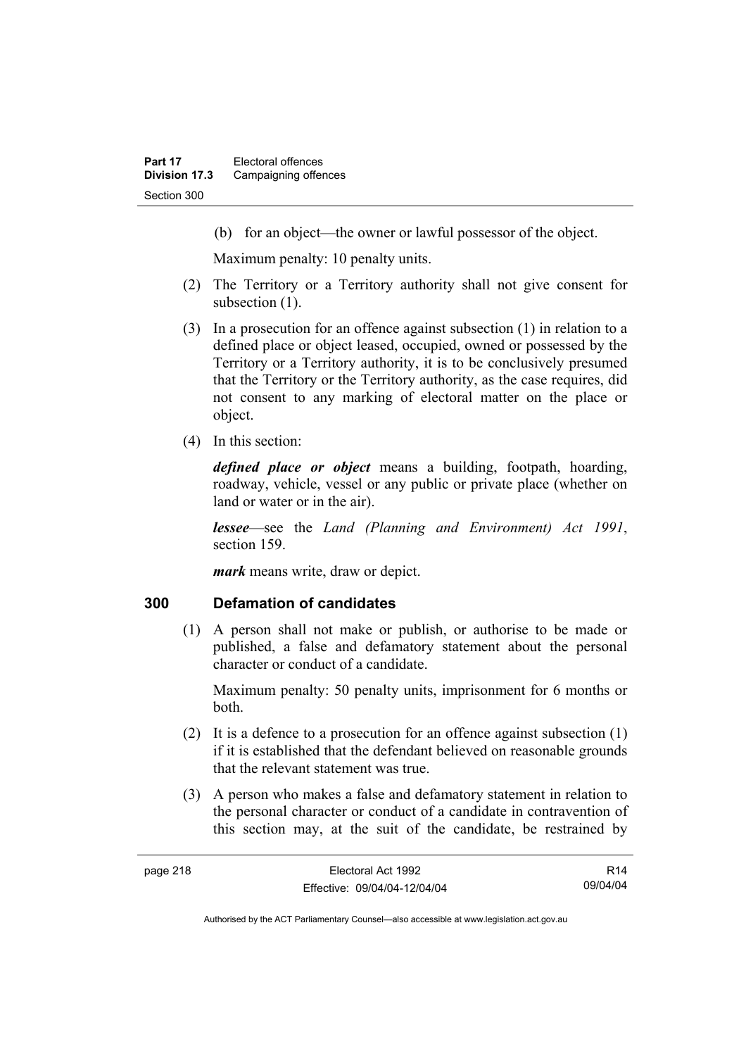(b) for an object—the owner or lawful possessor of the object.

Maximum penalty: 10 penalty units.

(2) The Territory or a Territory authority shall not give consent for subsection (1).

(3) In a prosecution for an offence against subsection (1) in relation to a defined place or object leased, occupied, owned or possessed by the Territory or a Territory authority, it is to be conclusively presumed that the Territory or the Territory authority, as the case requires, did not consent to any marking of electoral matter on the place or object.

(4) In this section:

***defined place or object*** means a building, footpath, hoarding, roadway, vehicle, vessel or any public or private place (whether on land or water or in the air).

***lessee***—see the *Land (Planning and Environment) Act 1991*, section 159.

***mark*** means write, draw or depict.

## 300 Defamation of candidates

(1) A person shall not make or publish, or authorise to be made or published, a false and defamatory statement about the personal character or conduct of a candidate.

Maximum penalty: 50 penalty units, imprisonment for 6 months or both.

(2) It is a defence to a prosecution for an offence against subsection (1) if it is established that the defendant believed on reasonable grounds that the relevant statement was true.

(3) A person who makes a false and defamatory statement in relation to the personal character or conduct of a candidate in contravention of this section may, at the suit of the candidate, be restrained by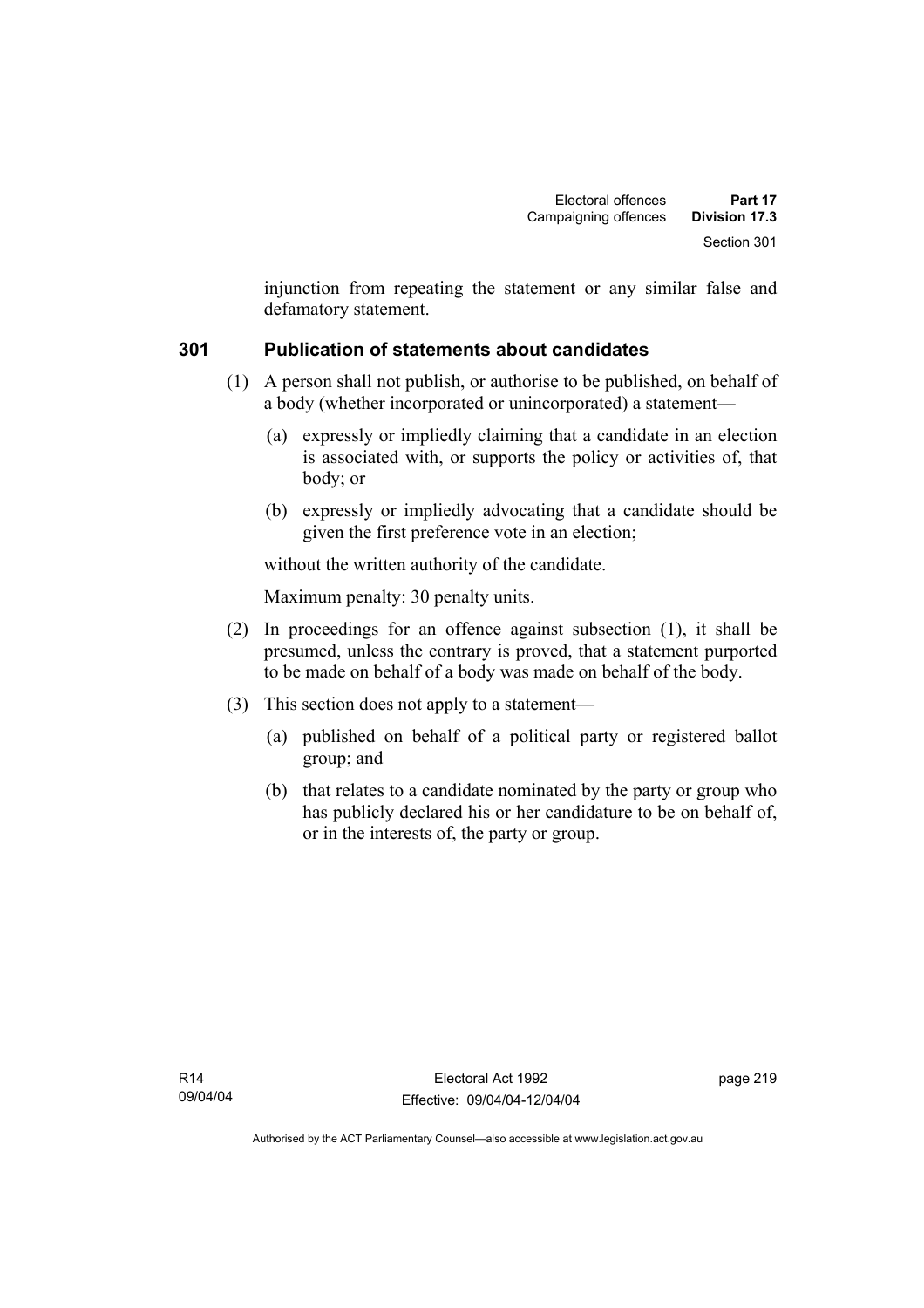injunction from repeating the statement or any similar false and defamatory statement.

## 301 Publication of statements about candidates

(1) A person shall not publish, or authorise to be published, on behalf of a body (whether incorporated or unincorporated) a statement—

(a) expressly or impliedly claiming that a candidate in an election is associated with, or supports the policy or activities of, that body; or

(b) expressly or impliedly advocating that a candidate should be given the first preference vote in an election;

without the written authority of the candidate.

Maximum penalty: 30 penalty units.

(2) In proceedings for an offence against subsection (1), it shall be presumed, unless the contrary is proved, that a statement purported to be made on behalf of a body was made on behalf of the body.

(3) This section does not apply to a statement—

(a) published on behalf of a political party or registered ballot group; and

(b) that relates to a candidate nominated by the party or group who has publicly declared his or her candidature to be on behalf of, or in the interests of, the party or group.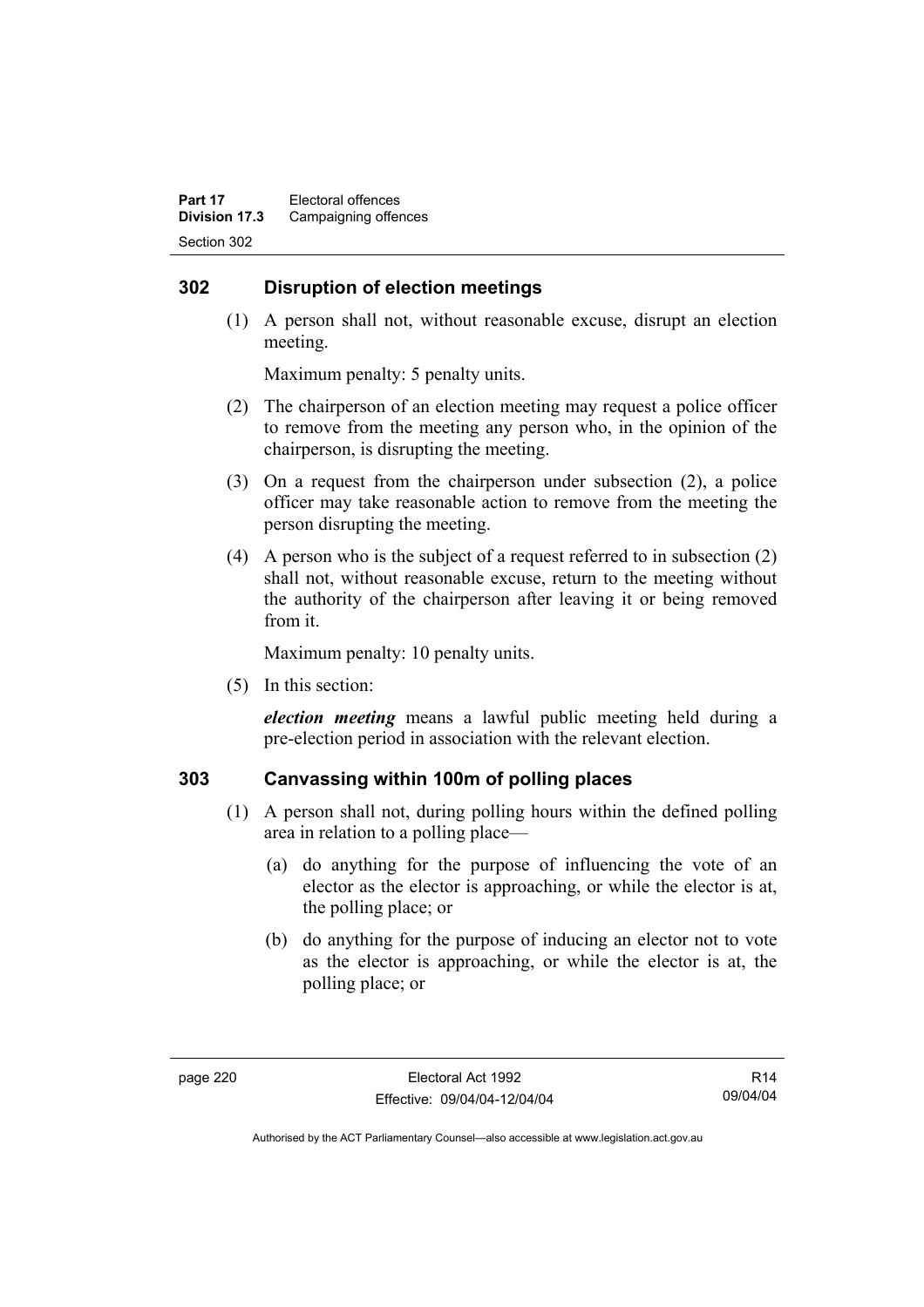## 302 Disruption of election meetings

(1) A person shall not, without reasonable excuse, disrupt an election meeting.

Maximum penalty: 5 penalty units.

(2) The chairperson of an election meeting may request a police officer to remove from the meeting any person who, in the opinion of the chairperson, is disrupting the meeting.

(3) On a request from the chairperson under subsection (2), a police officer may take reasonable action to remove from the meeting the person disrupting the meeting.

(4) A person who is the subject of a request referred to in subsection (2) shall not, without reasonable excuse, return to the meeting without the authority of the chairperson after leaving it or being removed from it.

Maximum penalty: 10 penalty units.

(5) In this section:

***election meeting*** means a lawful public meeting held during a pre-election period in association with the relevant election.

## 303 Canvassing within 100m of polling places

(1) A person shall not, during polling hours within the defined polling area in relation to a polling place—

(a) do anything for the purpose of influencing the vote of an elector as the elector is approaching, or while the elector is at, the polling place; or

(b) do anything for the purpose of inducing an elector not to vote as the elector is approaching, or while the elector is at, the polling place; or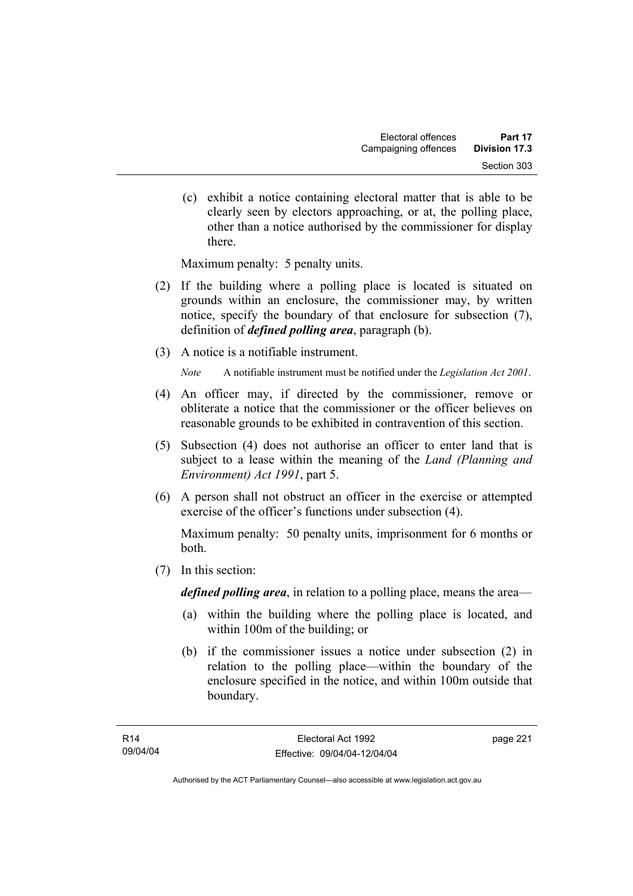(c) exhibit a notice containing electoral matter that is able to be clearly seen by electors approaching, or at, the polling place, other than a notice authorised by the commissioner for display there.

Maximum penalty: 5 penalty units.

(2) If the building where a polling place is located is situated on grounds within an enclosure, the commissioner may, by written notice, specify the boundary of that enclosure for subsection (7), definition of ***defined polling area***, paragraph (b).

(3) A notice is a notifiable instrument.

*Note* A notifiable instrument must be notified under the *Legislation Act 2001*.

(4) An officer may, if directed by the commissioner, remove or obliterate a notice that the commissioner or the officer believes on reasonable grounds to be exhibited in contravention of this section.

(5) Subsection (4) does not authorise an officer to enter land that is subject to a lease within the meaning of the *Land (Planning and Environment) Act 1991*, part 5.

(6) A person shall not obstruct an officer in the exercise or attempted exercise of the officer's functions under subsection (4).

Maximum penalty: 50 penalty units, imprisonment for 6 months or both.

(7) In this section:

***defined polling area***, in relation to a polling place, means the area—

(a) within the building where the polling place is located, and within 100m of the building; or

(b) if the commissioner issues a notice under subsection (2) in relation to the polling place—within the boundary of the enclosure specified in the notice, and within 100m outside that boundary.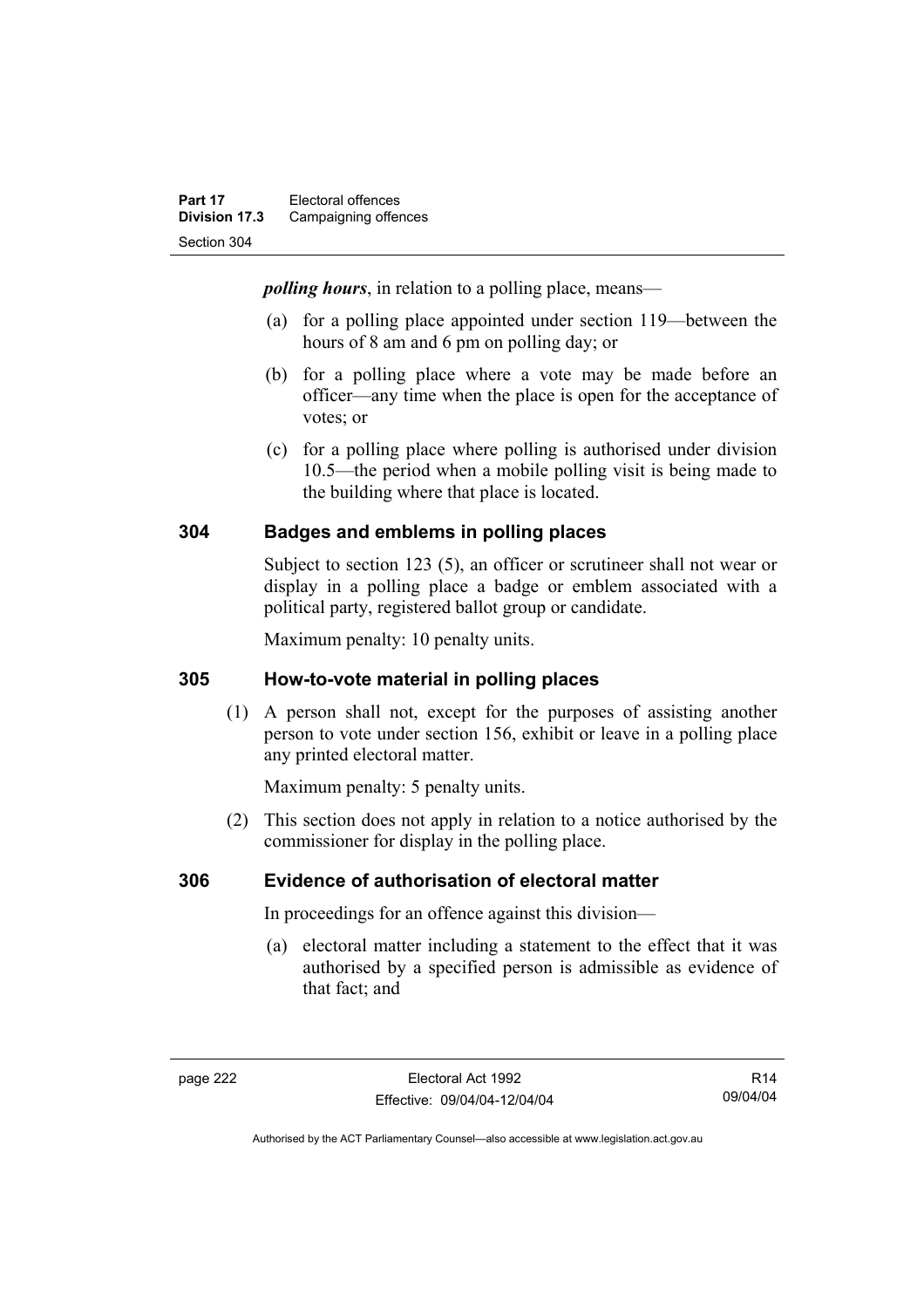***polling hours***, in relation to a polling place, means—

(a) for a polling place appointed under section 119—between the hours of 8 am and 6 pm on polling day; or

(b) for a polling place where a vote may be made before an officer—any time when the place is open for the acceptance of votes; or

(c) for a polling place where polling is authorised under division 10.5—the period when a mobile polling visit is being made to the building where that place is located.

## 304 Badges and emblems in polling places

Subject to section 123 (5), an officer or scrutineer shall not wear or display in a polling place a badge or emblem associated with a political party, registered ballot group or candidate.

Maximum penalty: 10 penalty units.

## 305 How-to-vote material in polling places

(1) A person shall not, except for the purposes of assisting another person to vote under section 156, exhibit or leave in a polling place any printed electoral matter.

Maximum penalty: 5 penalty units.

(2) This section does not apply in relation to a notice authorised by the commissioner for display in the polling place.

## 306 Evidence of authorisation of electoral matter

In proceedings for an offence against this division—

(a) electoral matter including a statement to the effect that it was authorised by a specified person is admissible as evidence of that fact; and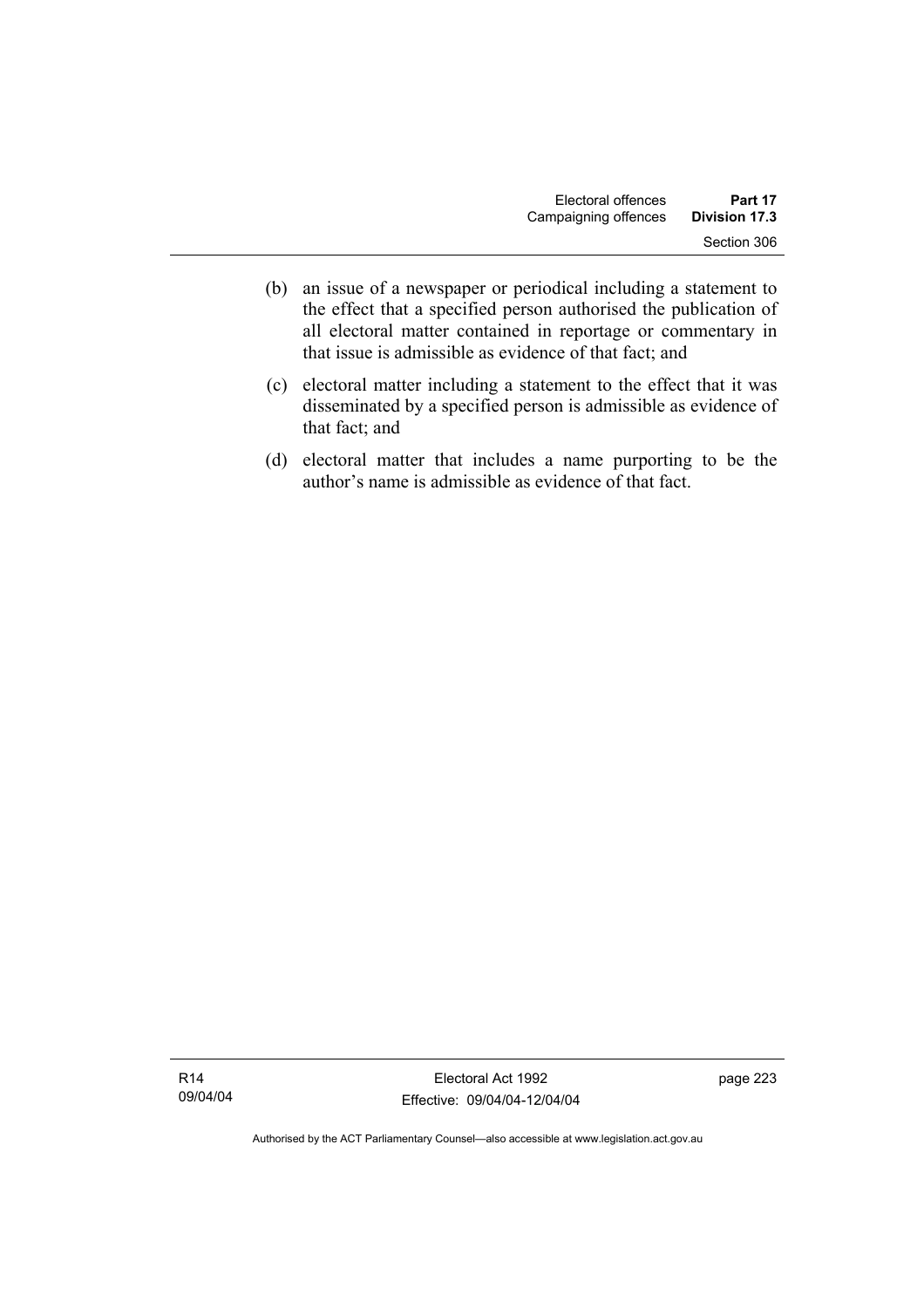(b) an issue of a newspaper or periodical including a statement to the effect that a specified person authorised the publication of all electoral matter contained in reportage or commentary in that issue is admissible as evidence of that fact; and

(c) electoral matter including a statement to the effect that it was disseminated by a specified person is admissible as evidence of that fact; and

(d) electoral matter that includes a name purporting to be the author's name is admissible as evidence of that fact.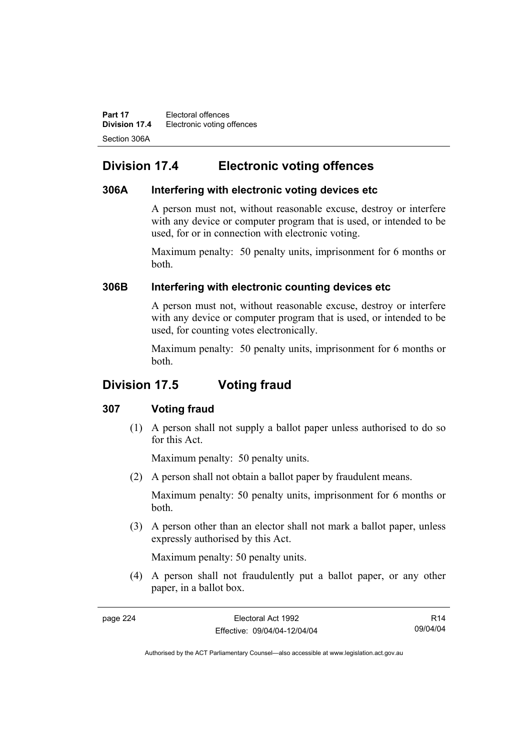## Division 17.4 Electronic voting offences

### 306A Interfering with electronic voting devices etc

A person must not, without reasonable excuse, destroy or interfere with any device or computer program that is used, or intended to be used, for or in connection with electronic voting.

Maximum penalty: 50 penalty units, imprisonment for 6 months or both.

### 306B Interfering with electronic counting devices etc

A person must not, without reasonable excuse, destroy or interfere with any device or computer program that is used, or intended to be used, for counting votes electronically.

Maximum penalty: 50 penalty units, imprisonment for 6 months or both.

## Division 17.5 Voting fraud

### 307 Voting fraud

(1) A person shall not supply a ballot paper unless authorised to do so for this Act.

Maximum penalty: 50 penalty units.

(2) A person shall not obtain a ballot paper by fraudulent means.

Maximum penalty: 50 penalty units, imprisonment for 6 months or both.

(3) A person other than an elector shall not mark a ballot paper, unless expressly authorised by this Act.

Maximum penalty: 50 penalty units.

(4) A person shall not fraudulently put a ballot paper, or any other paper, in a ballot box.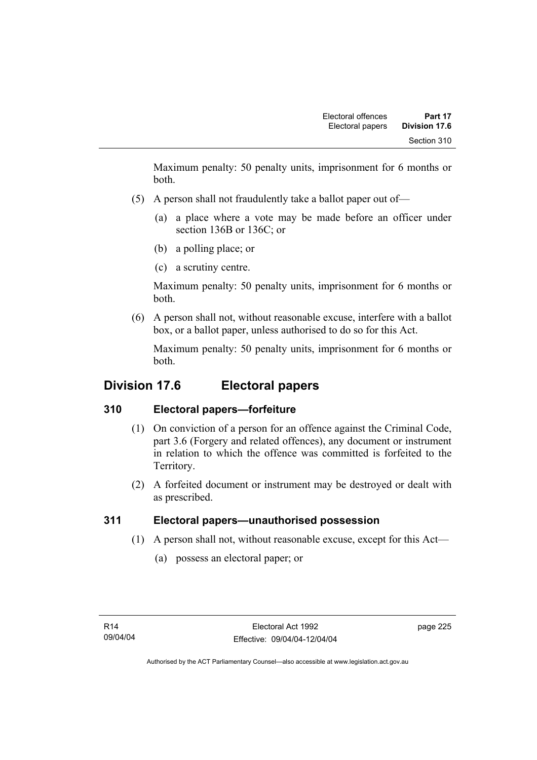Maximum penalty: 50 penalty units, imprisonment for 6 months or both.

(5) A person shall not fraudulently take a ballot paper out of—

(a) a place where a vote may be made before an officer under section 136B or 136C; or

(b) a polling place; or

(c) a scrutiny centre.

Maximum penalty: 50 penalty units, imprisonment for 6 months or both.

(6) A person shall not, without reasonable excuse, interfere with a ballot box, or a ballot paper, unless authorised to do so for this Act.

Maximum penalty: 50 penalty units, imprisonment for 6 months or both.

## Division 17.6 Electoral papers

### 310 Electoral papers—forfeiture

(1) On conviction of a person for an offence against the Criminal Code, part 3.6 (Forgery and related offences), any document or instrument in relation to which the offence was committed is forfeited to the Territory.

(2) A forfeited document or instrument may be destroyed or dealt with as prescribed.

### 311 Electoral papers—unauthorised possession

(1) A person shall not, without reasonable excuse, except for this Act—

(a) possess an electoral paper; or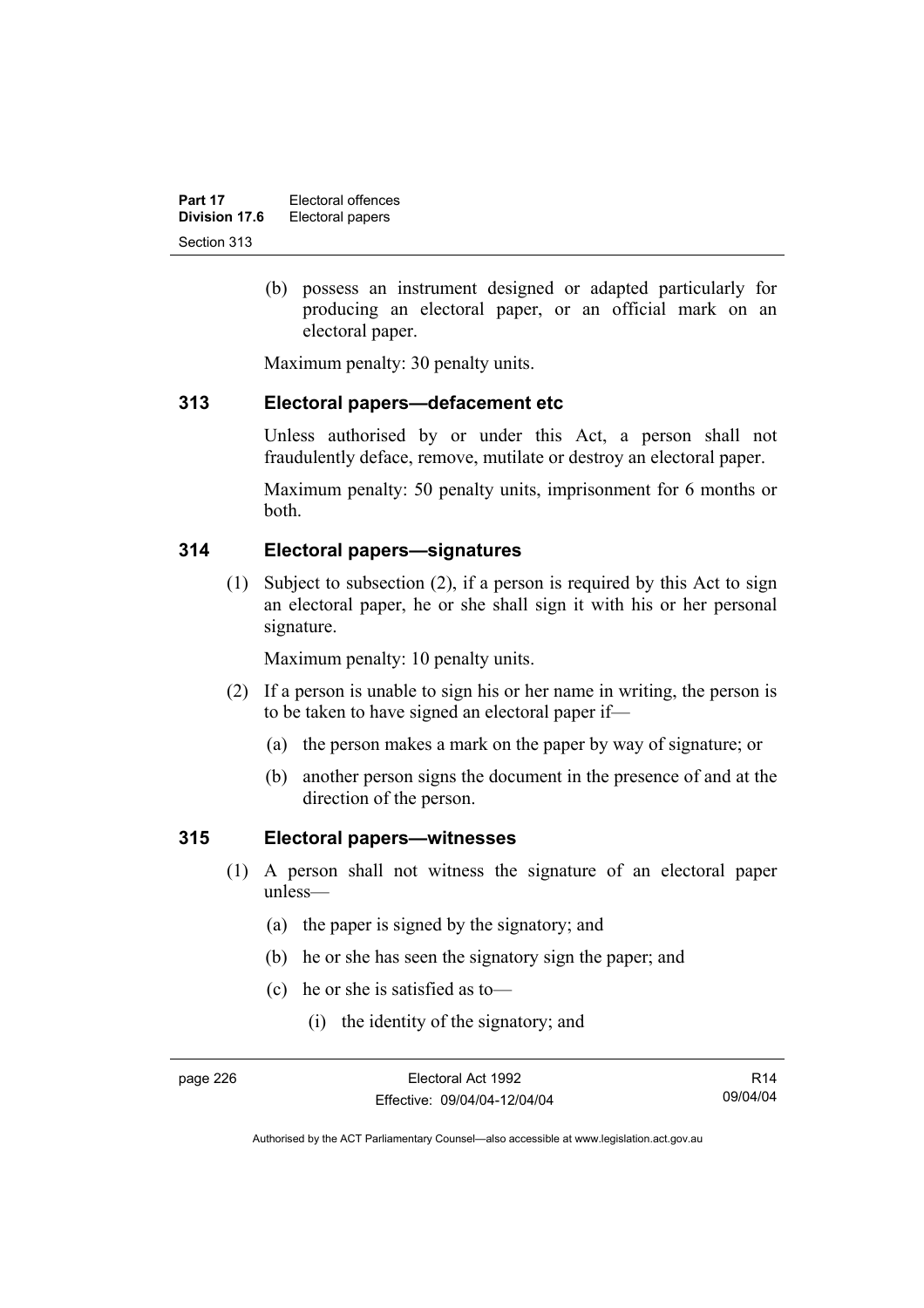(b) possess an instrument designed or adapted particularly for producing an electoral paper, or an official mark on an electoral paper.

Maximum penalty: 30 penalty units.

### 313 Electoral papers—defacement etc

Unless authorised by or under this Act, a person shall not fraudulently deface, remove, mutilate or destroy an electoral paper.

Maximum penalty: 50 penalty units, imprisonment for 6 months or both.

### 314 Electoral papers—signatures

(1) Subject to subsection (2), if a person is required by this Act to sign an electoral paper, he or she shall sign it with his or her personal signature.

Maximum penalty: 10 penalty units.

(2) If a person is unable to sign his or her name in writing, the person is to be taken to have signed an electoral paper if—

(a) the person makes a mark on the paper by way of signature; or

(b) another person signs the document in the presence of and at the direction of the person.

### 315 Electoral papers—witnesses

(1) A person shall not witness the signature of an electoral paper unless—

(a) the paper is signed by the signatory; and

(b) he or she has seen the signatory sign the paper; and

(c) he or she is satisfied as to—

(i) the identity of the signatory; and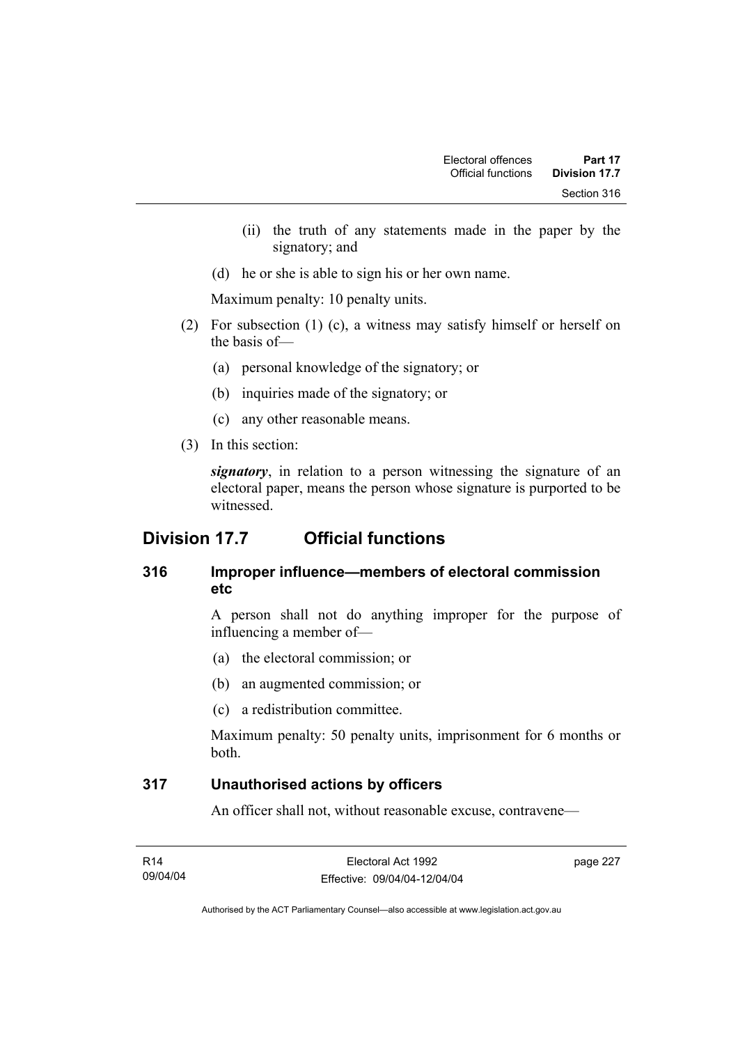(ii) the truth of any statements made in the paper by the signatory; and

(d) he or she is able to sign his or her own name.

Maximum penalty: 10 penalty units.

(2) For subsection (1) (c), a witness may satisfy himself or herself on the basis of—

(a) personal knowledge of the signatory; or

(b) inquiries made of the signatory; or

(c) any other reasonable means.

(3) In this section:

***signatory***, in relation to a person witnessing the signature of an electoral paper, means the person whose signature is purported to be witnessed.

## Division 17.7 Official functions

### 316 Improper influence—members of electoral commission etc

A person shall not do anything improper for the purpose of influencing a member of—

(a) the electoral commission; or

(b) an augmented commission; or

(c) a redistribution committee.

Maximum penalty: 50 penalty units, imprisonment for 6 months or both.

### 317 Unauthorised actions by officers

An officer shall not, without reasonable excuse, contravene—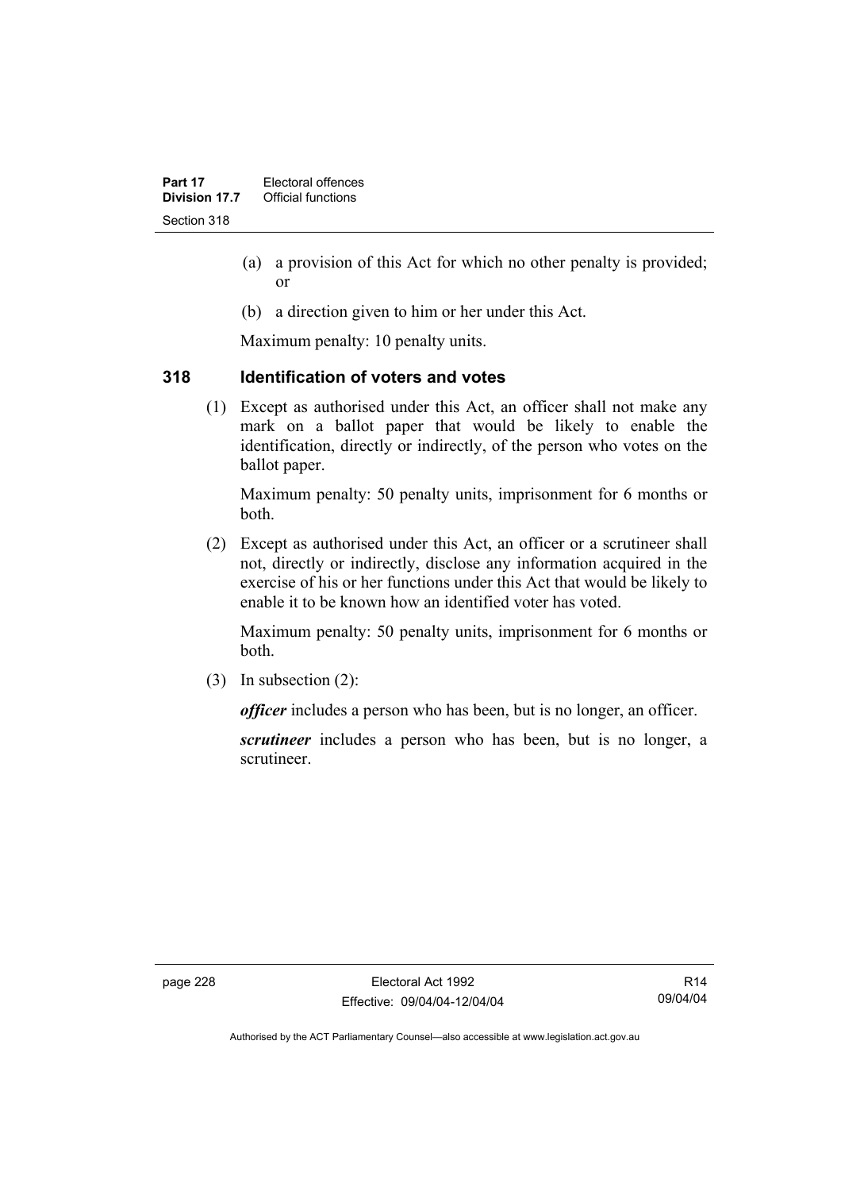(a) a provision of this Act for which no other penalty is provided; or

(b) a direction given to him or her under this Act.

Maximum penalty: 10 penalty units.

## 318 Identification of voters and votes

(1) Except as authorised under this Act, an officer shall not make any mark on a ballot paper that would be likely to enable the identification, directly or indirectly, of the person who votes on the ballot paper.

Maximum penalty: 50 penalty units, imprisonment for 6 months or both.

(2) Except as authorised under this Act, an officer or a scrutineer shall not, directly or indirectly, disclose any information acquired in the exercise of his or her functions under this Act that would be likely to enable it to be known how an identified voter has voted.

Maximum penalty: 50 penalty units, imprisonment for 6 months or both.

(3) In subsection (2):

***officer*** includes a person who has been, but is no longer, an officer.

***scrutineer*** includes a person who has been, but is no longer, a scrutineer.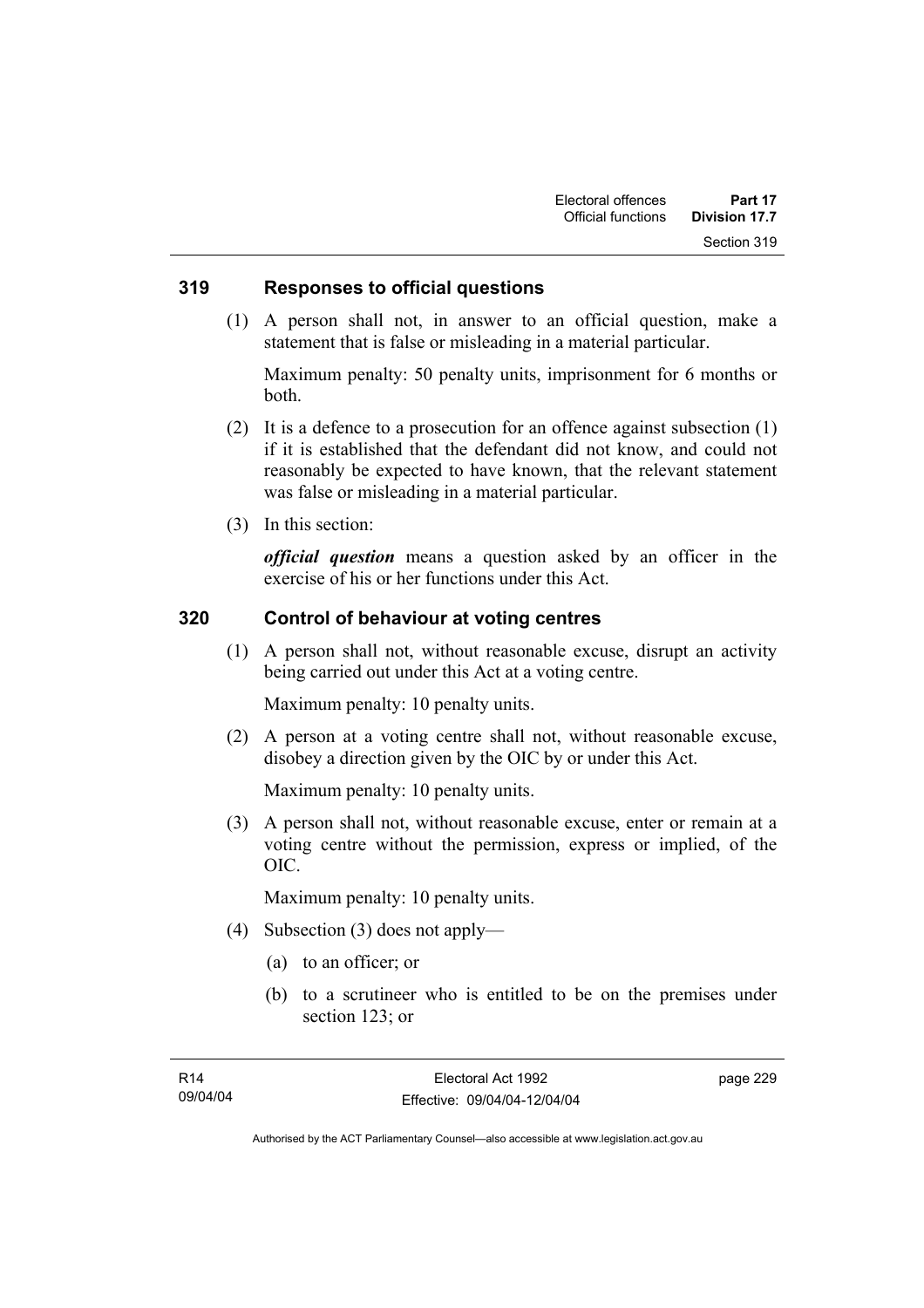### 319 Responses to official questions

(1) A person shall not, in answer to an official question, make a statement that is false or misleading in a material particular.

Maximum penalty: 50 penalty units, imprisonment for 6 months or both.

(2) It is a defence to a prosecution for an offence against subsection (1) if it is established that the defendant did not know, and could not reasonably be expected to have known, that the relevant statement was false or misleading in a material particular.

(3) In this section:

***official question*** means a question asked by an officer in the exercise of his or her functions under this Act.

### 320 Control of behaviour at voting centres

(1) A person shall not, without reasonable excuse, disrupt an activity being carried out under this Act at a voting centre.

Maximum penalty: 10 penalty units.

(2) A person at a voting centre shall not, without reasonable excuse, disobey a direction given by the OIC by or under this Act.

Maximum penalty: 10 penalty units.

(3) A person shall not, without reasonable excuse, enter or remain at a voting centre without the permission, express or implied, of the OIC.

Maximum penalty: 10 penalty units.

(4) Subsection (3) does not apply—

(a) to an officer; or

(b) to a scrutineer who is entitled to be on the premises under section 123; or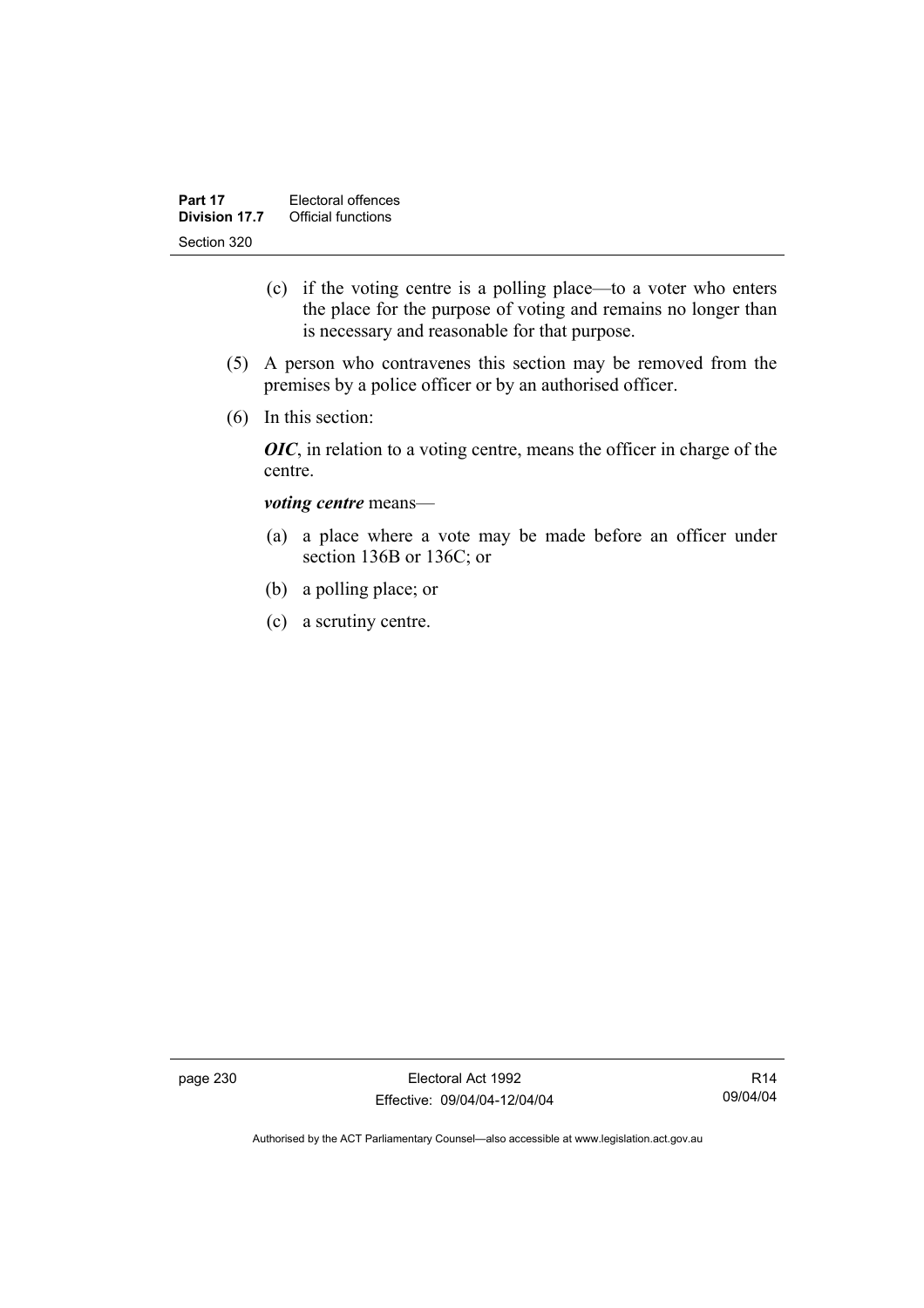(c) if the voting centre is a polling place—to a voter who enters the place for the purpose of voting and remains no longer than is necessary and reasonable for that purpose.

(5) A person who contravenes this section may be removed from the premises by a police officer or by an authorised officer.

(6) In this section:

***OIC***, in relation to a voting centre, means the officer in charge of the centre.

***voting centre*** means—

(a) a place where a vote may be made before an officer under section 136B or 136C; or

(b) a polling place; or

(c) a scrutiny centre.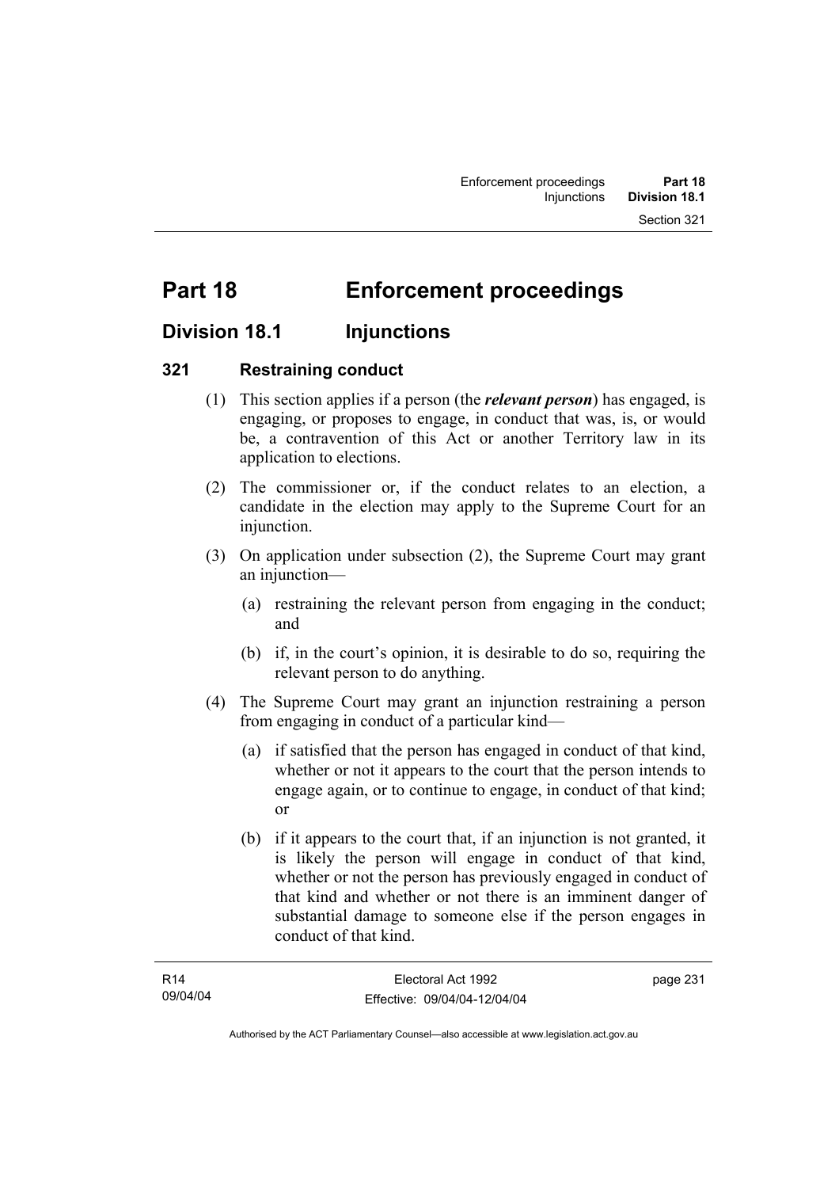# Part 18 Enforcement proceedings

## Division 18.1 Injunctions

### 321 Restraining conduct

(1) This section applies if a person (the ***relevant person***) has engaged, is engaging, or proposes to engage, in conduct that was, is, or would be, a contravention of this Act or another Territory law in its application to elections.

(2) The commissioner or, if the conduct relates to an election, a candidate in the election may apply to the Supreme Court for an injunction.

(3) On application under subsection (2), the Supreme Court may grant an injunction—

(a) restraining the relevant person from engaging in the conduct; and

(b) if, in the court's opinion, it is desirable to do so, requiring the relevant person to do anything.

(4) The Supreme Court may grant an injunction restraining a person from engaging in conduct of a particular kind—

(a) if satisfied that the person has engaged in conduct of that kind, whether or not it appears to the court that the person intends to engage again, or to continue to engage, in conduct of that kind; or

(b) if it appears to the court that, if an injunction is not granted, it is likely the person will engage in conduct of that kind, whether or not the person has previously engaged in conduct of that kind and whether or not there is an imminent danger of substantial damage to someone else if the person engages in conduct of that kind.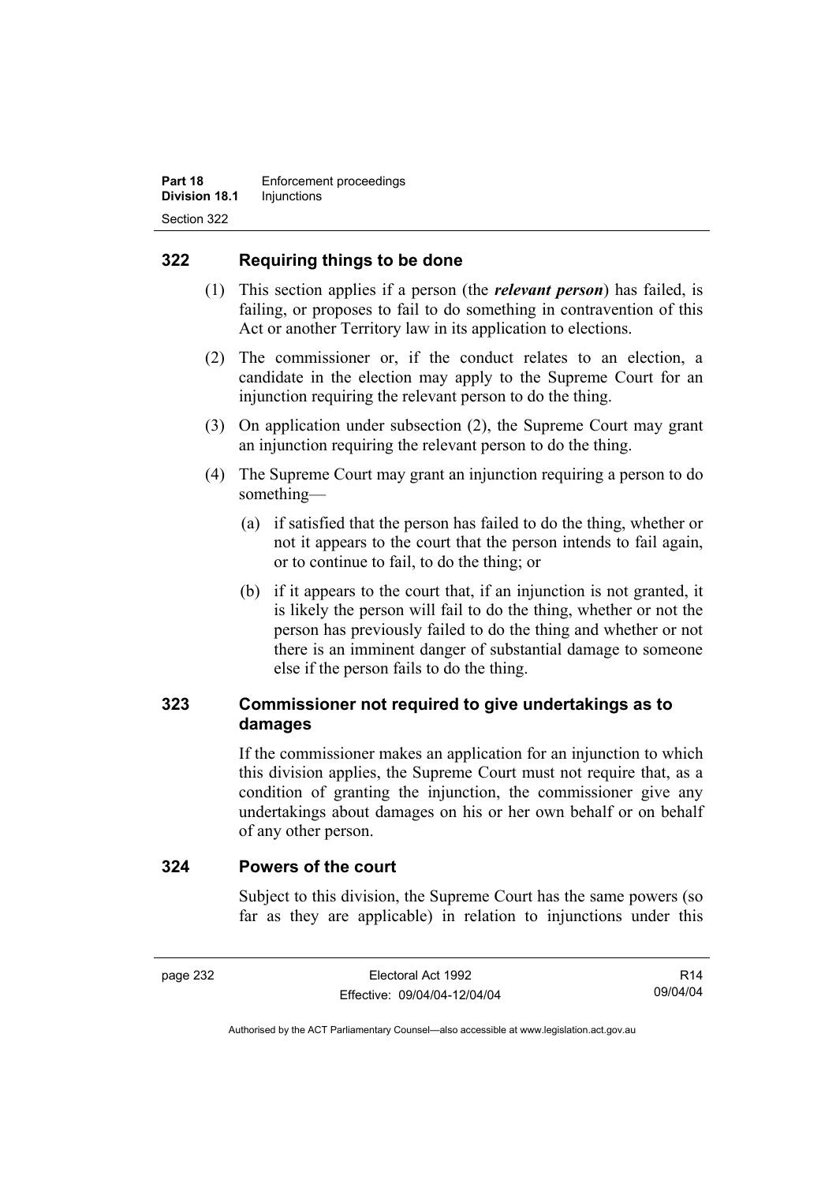## 322 Requiring things to be done

(1) This section applies if a person (the ***relevant person***) has failed, is failing, or proposes to fail to do something in contravention of this Act or another Territory law in its application to elections.

(2) The commissioner or, if the conduct relates to an election, a candidate in the election may apply to the Supreme Court for an injunction requiring the relevant person to do the thing.

(3) On application under subsection (2), the Supreme Court may grant an injunction requiring the relevant person to do the thing.

(4) The Supreme Court may grant an injunction requiring a person to do something—

(a) if satisfied that the person has failed to do the thing, whether or not it appears to the court that the person intends to fail again, or to continue to fail, to do the thing; or

(b) if it appears to the court that, if an injunction is not granted, it is likely the person will fail to do the thing, whether or not the person has previously failed to do the thing and whether or not there is an imminent danger of substantial damage to someone else if the person fails to do the thing.

## 323 Commissioner not required to give undertakings as to damages

If the commissioner makes an application for an injunction to which this division applies, the Supreme Court must not require that, as a condition of granting the injunction, the commissioner give any undertakings about damages on his or her own behalf or on behalf of any other person.

## 324 Powers of the court

Subject to this division, the Supreme Court has the same powers (so far as they are applicable) in relation to injunctions under this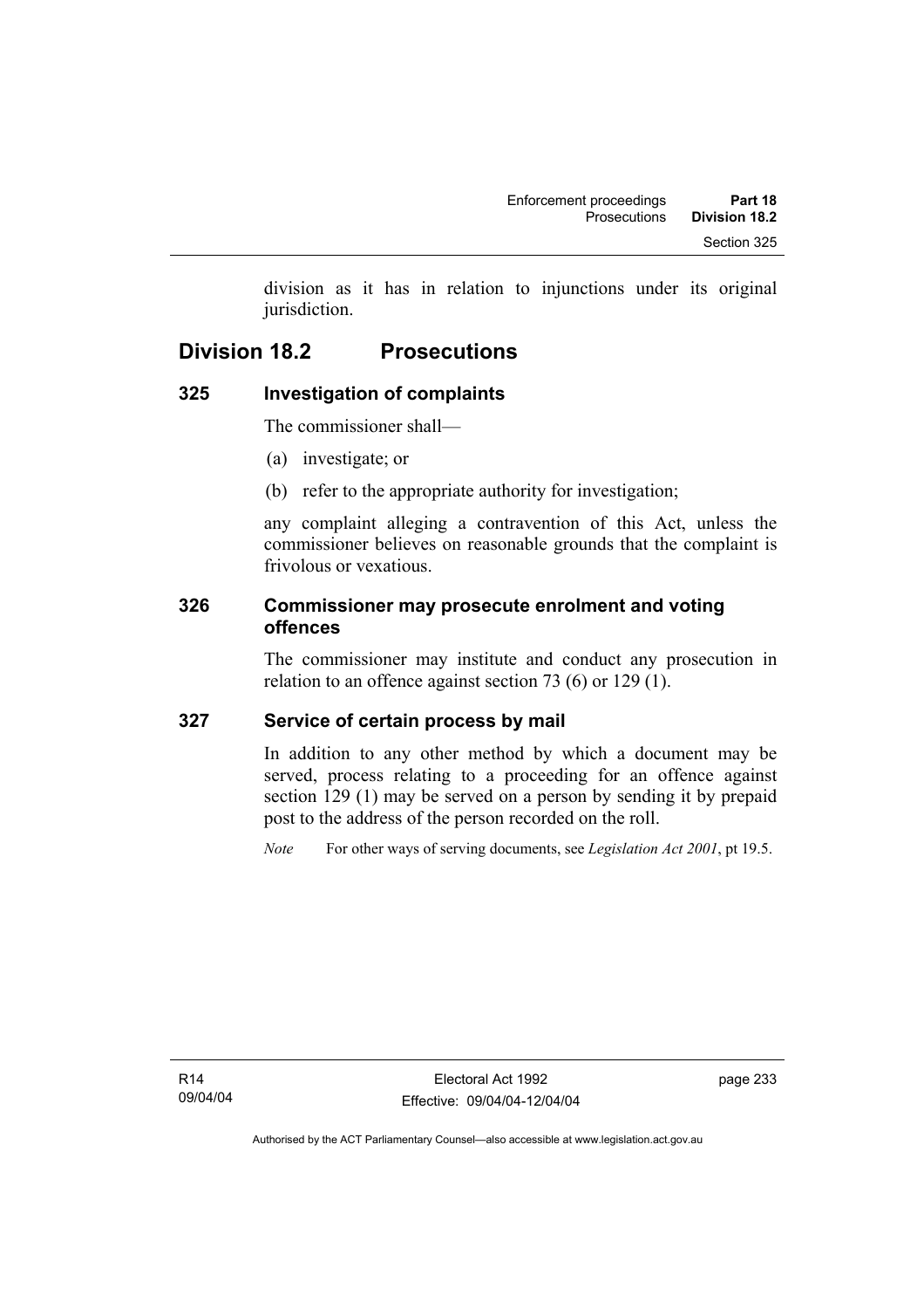division as it has in relation to injunctions under its original jurisdiction.

## Division 18.2 Prosecutions

### 325 Investigation of complaints

The commissioner shall—

(a) investigate; or

(b) refer to the appropriate authority for investigation;

any complaint alleging a contravention of this Act, unless the commissioner believes on reasonable grounds that the complaint is frivolous or vexatious.

### 326 Commissioner may prosecute enrolment and voting offences

The commissioner may institute and conduct any prosecution in relation to an offence against section 73 (6) or 129 (1).

### 327 Service of certain process by mail

In addition to any other method by which a document may be served, process relating to a proceeding for an offence against section 129 (1) may be served on a person by sending it by prepaid post to the address of the person recorded on the roll.

*Note* For other ways of serving documents, see *Legislation Act 2001*, pt 19.5.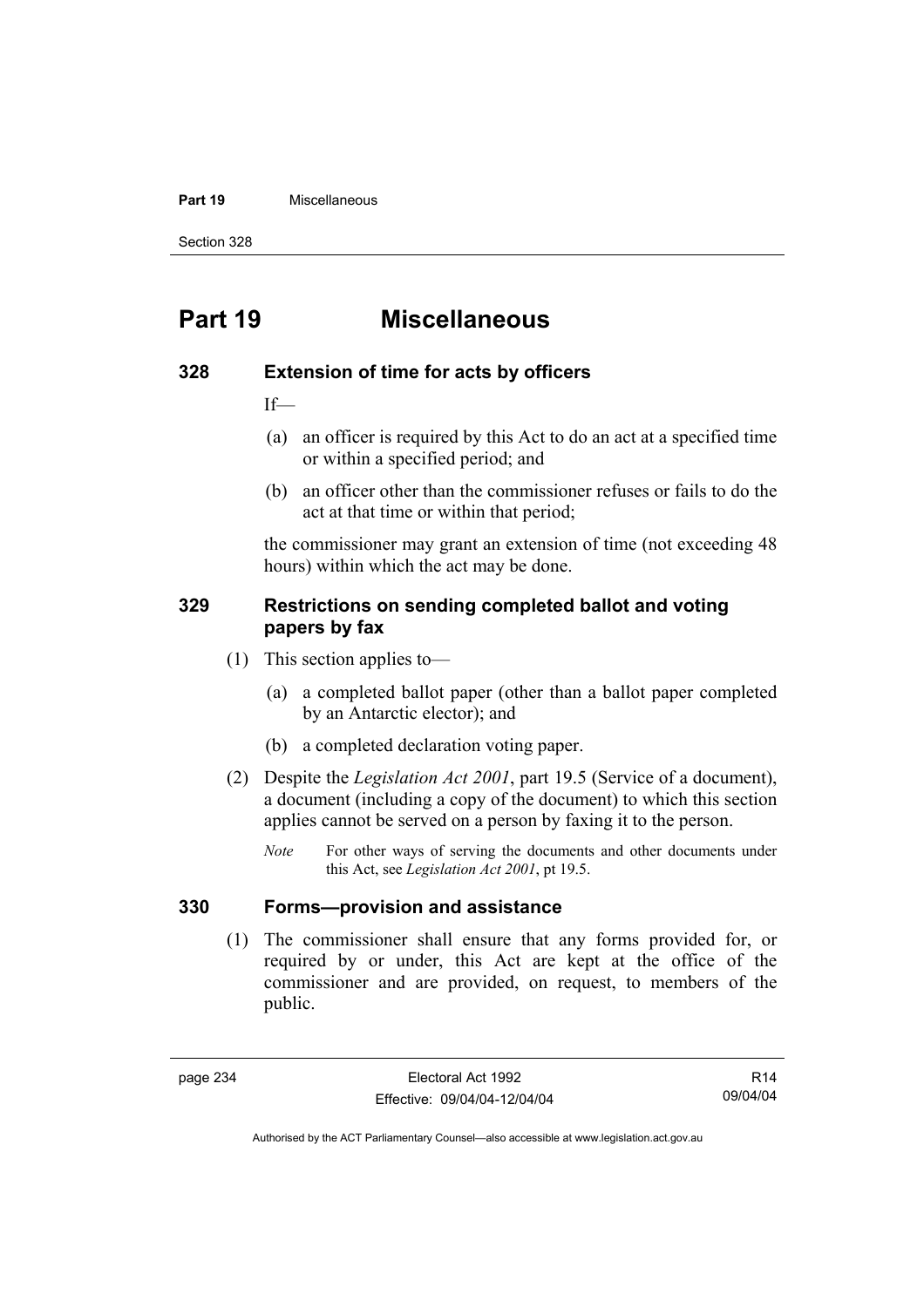# Part 19 Miscellaneous

### 328 Extension of time for acts by officers

If—

(a) an officer is required by this Act to do an act at a specified time or within a specified period; and

(b) an officer other than the commissioner refuses or fails to do the act at that time or within that period;

the commissioner may grant an extension of time (not exceeding 48 hours) within which the act may be done.

### 329 Restrictions on sending completed ballot and voting papers by fax

(1) This section applies to—

(a) a completed ballot paper (other than a ballot paper completed by an Antarctic elector); and

(b) a completed declaration voting paper.

(2) Despite the *Legislation Act 2001*, part 19.5 (Service of a document), a document (including a copy of the document) to which this section applies cannot be served on a person by faxing it to the person.

*Note* For other ways of serving the documents and other documents under this Act, see *Legislation Act 2001*, pt 19.5.

### 330 Forms—provision and assistance

(1) The commissioner shall ensure that any forms provided for, or required by or under, this Act are kept at the office of the commissioner and are provided, on request, to members of the public.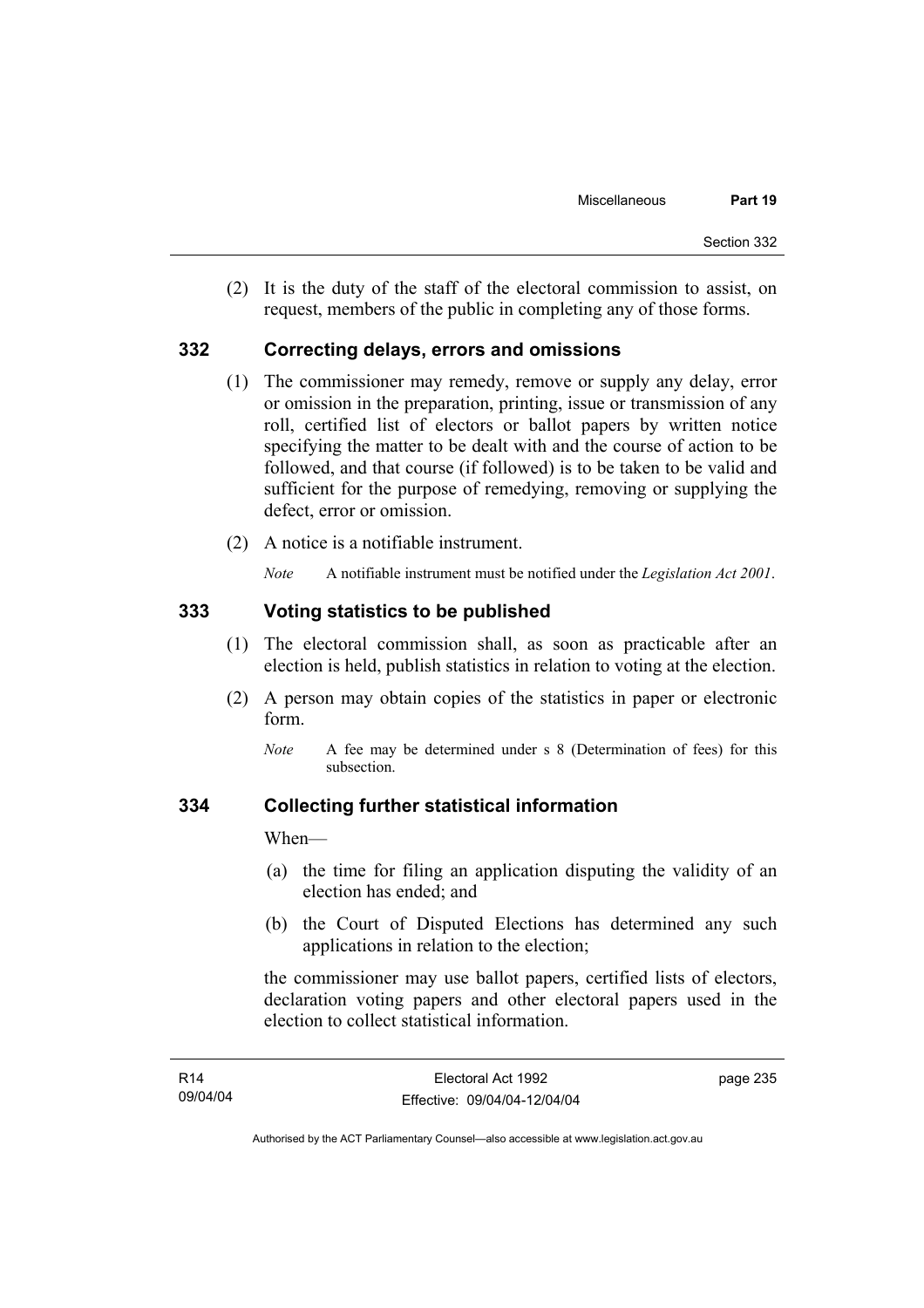(2) It is the duty of the staff of the electoral commission to assist, on request, members of the public in completing any of those forms.

## 332 Correcting delays, errors and omissions

(1) The commissioner may remedy, remove or supply any delay, error or omission in the preparation, printing, issue or transmission of any roll, certified list of electors or ballot papers by written notice specifying the matter to be dealt with and the course of action to be followed, and that course (if followed) is to be taken to be valid and sufficient for the purpose of remedying, removing or supplying the defect, error or omission.

(2) A notice is a notifiable instrument.

*Note* A notifiable instrument must be notified under the *Legislation Act 2001*.

## 333 Voting statistics to be published

(1) The electoral commission shall, as soon as practicable after an election is held, publish statistics in relation to voting at the election.

(2) A person may obtain copies of the statistics in paper or electronic form.

*Note* A fee may be determined under s 8 (Determination of fees) for this subsection.

## 334 Collecting further statistical information

When—

(a) the time for filing an application disputing the validity of an election has ended; and

(b) the Court of Disputed Elections has determined any such applications in relation to the election;

the commissioner may use ballot papers, certified lists of electors, declaration voting papers and other electoral papers used in the election to collect statistical information.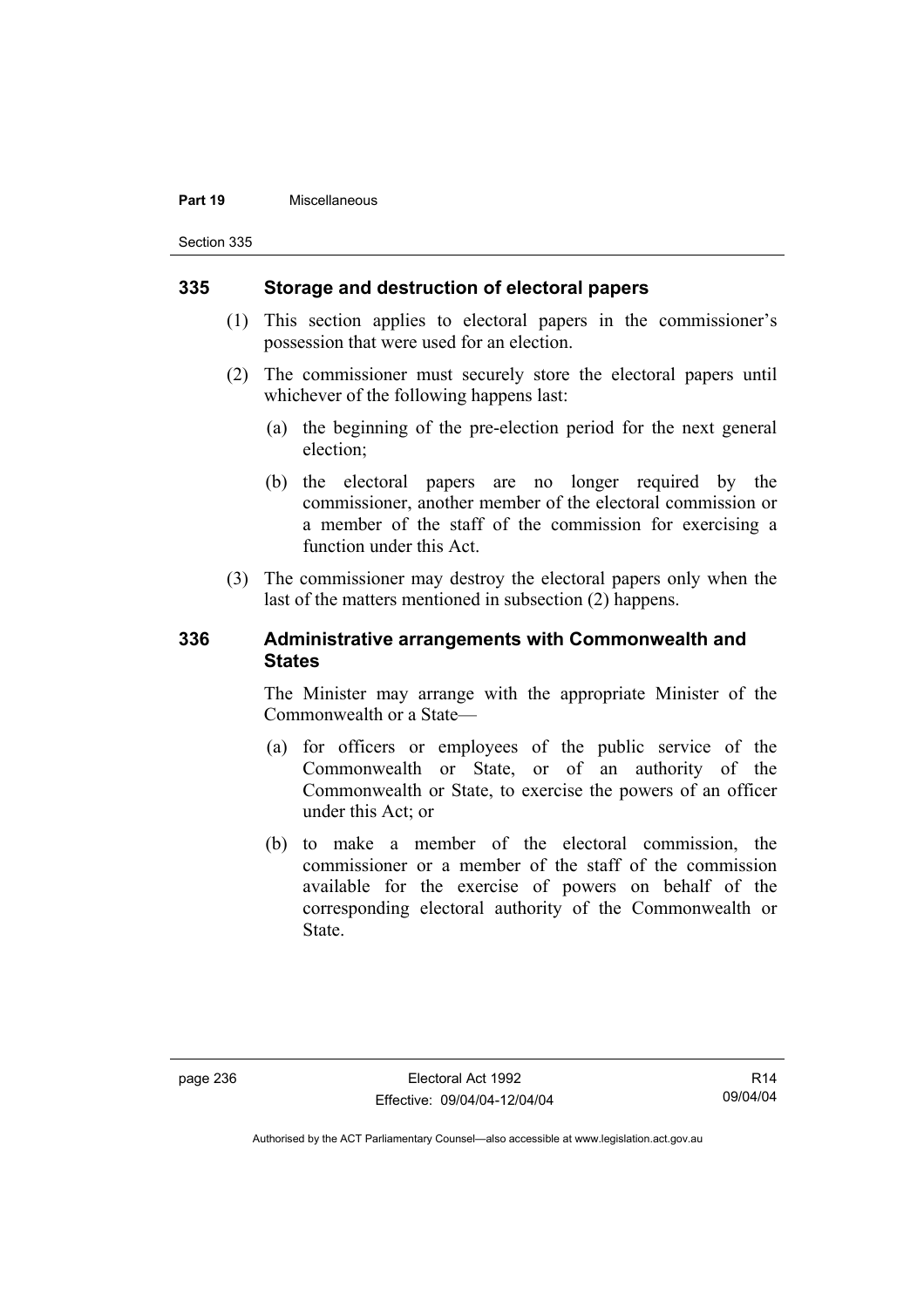### 335 Storage and destruction of electoral papers

(1) This section applies to electoral papers in the commissioner's possession that were used for an election.

(2) The commissioner must securely store the electoral papers until whichever of the following happens last:

(a) the beginning of the pre-election period for the next general election;

(b) the electoral papers are no longer required by the commissioner, another member of the electoral commission or a member of the staff of the commission for exercising a function under this Act.

(3) The commissioner may destroy the electoral papers only when the last of the matters mentioned in subsection (2) happens.

### 336 Administrative arrangements with Commonwealth and States

The Minister may arrange with the appropriate Minister of the Commonwealth or a State—

(a) for officers or employees of the public service of the Commonwealth or State, or of an authority of the Commonwealth or State, to exercise the powers of an officer under this Act; or

(b) to make a member of the electoral commission, the commissioner or a member of the staff of the commission available for the exercise of powers on behalf of the corresponding electoral authority of the Commonwealth or State.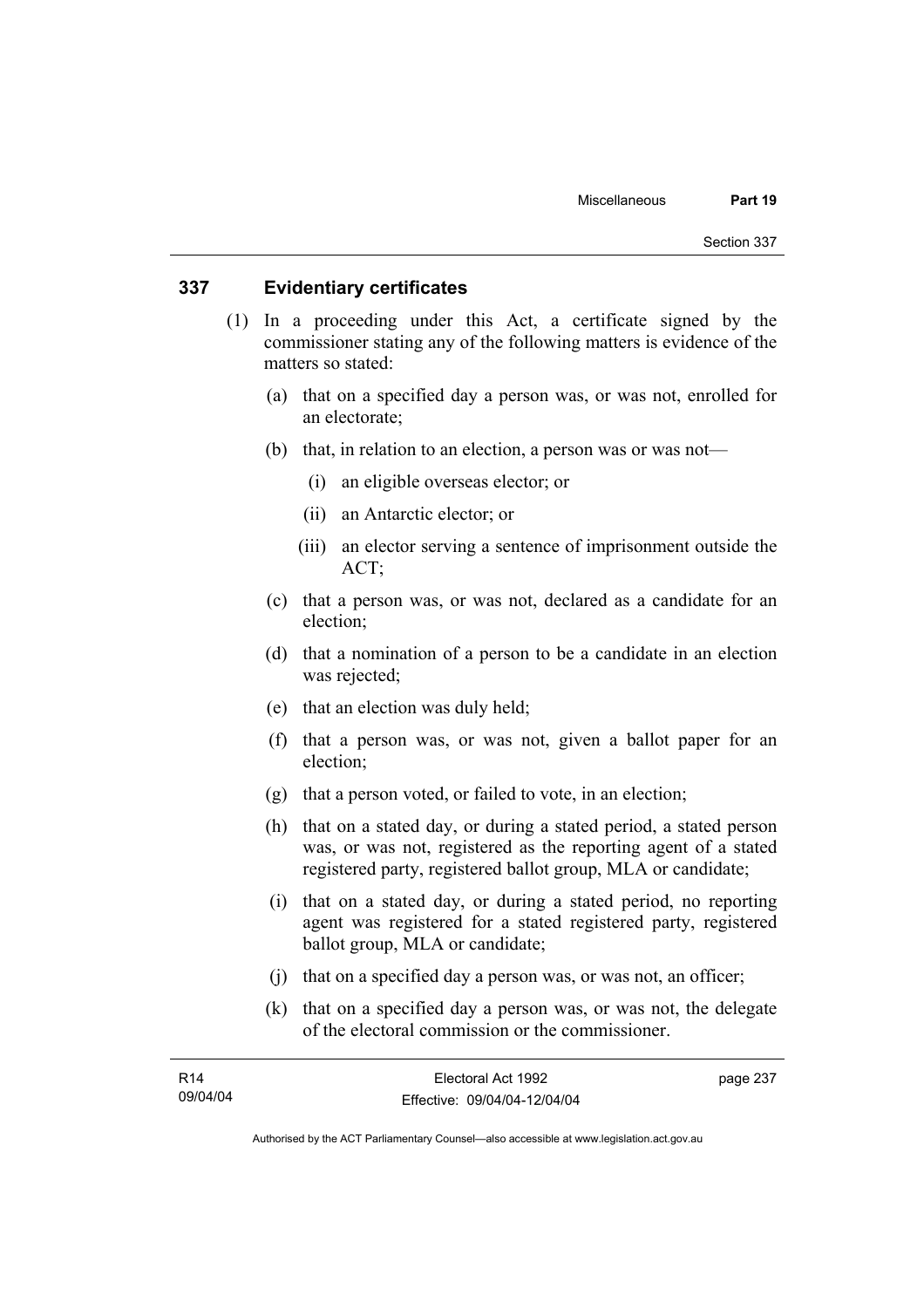## 337 Evidentiary certificates

(1) In a proceeding under this Act, a certificate signed by the commissioner stating any of the following matters is evidence of the matters so stated:

(a) that on a specified day a person was, or was not, enrolled for an electorate;

(b) that, in relation to an election, a person was or was not—

(i) an eligible overseas elector; or

(ii) an Antarctic elector; or

(iii) an elector serving a sentence of imprisonment outside the ACT;

(c) that a person was, or was not, declared as a candidate for an election;

(d) that a nomination of a person to be a candidate in an election was rejected;

(e) that an election was duly held;

(f) that a person was, or was not, given a ballot paper for an election;

(g) that a person voted, or failed to vote, in an election;

(h) that on a stated day, or during a stated period, a stated person was, or was not, registered as the reporting agent of a stated registered party, registered ballot group, MLA or candidate;

(i) that on a stated day, or during a stated period, no reporting agent was registered for a stated registered party, registered ballot group, MLA or candidate;

(j) that on a specified day a person was, or was not, an officer;

(k) that on a specified day a person was, or was not, the delegate of the electoral commission or the commissioner.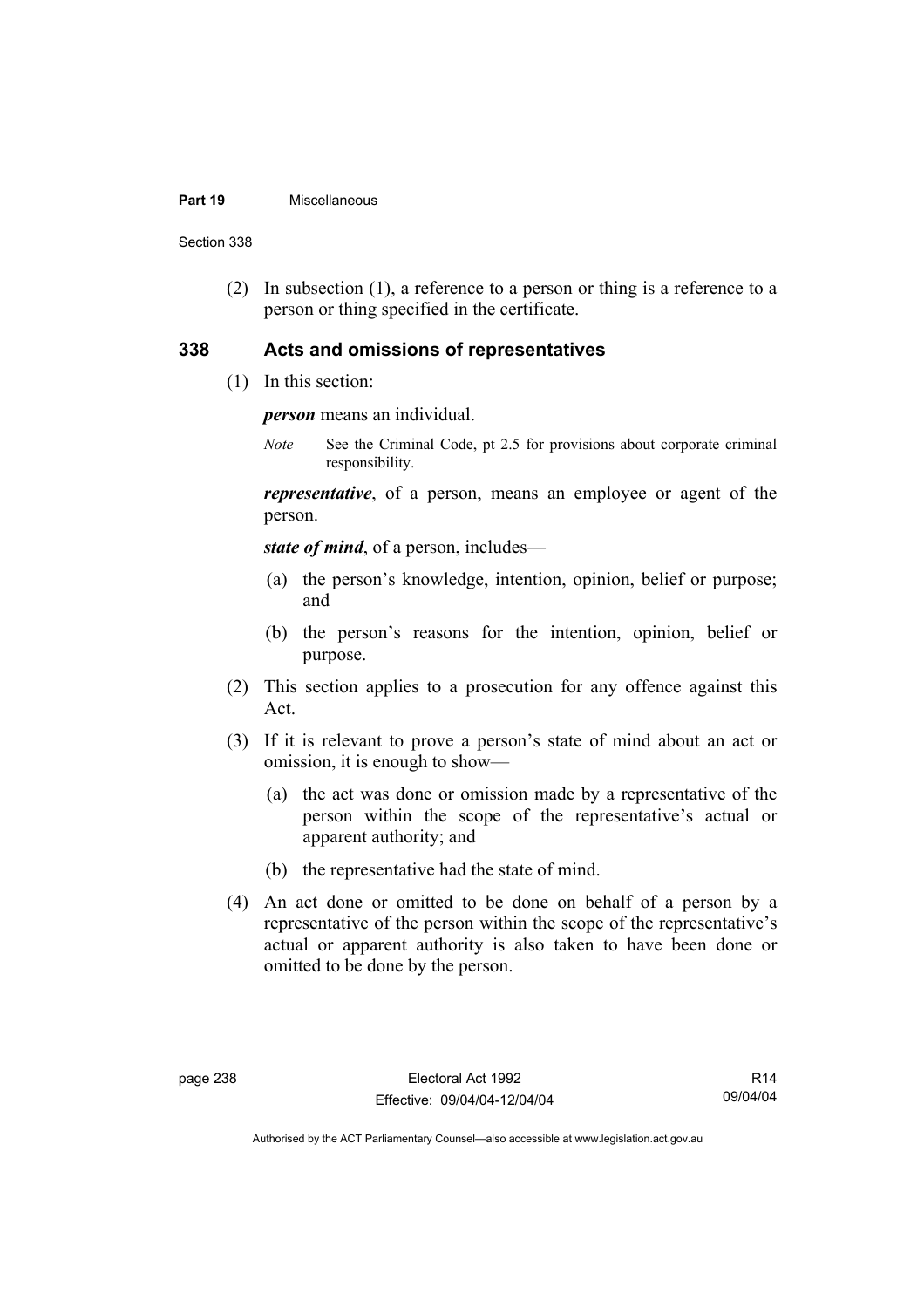(2) In subsection (1), a reference to a person or thing is a reference to a person or thing specified in the certificate.

## 338 Acts and omissions of representatives

(1) In this section:

***person*** means an individual.

*Note* See the Criminal Code, pt 2.5 for provisions about corporate criminal responsibility.

***representative***, of a person, means an employee or agent of the person.

***state of mind***, of a person, includes—

(a) the person's knowledge, intention, opinion, belief or purpose; and

(b) the person's reasons for the intention, opinion, belief or purpose.

(2) This section applies to a prosecution for any offence against this Act.

(3) If it is relevant to prove a person's state of mind about an act or omission, it is enough to show—

(a) the act was done or omission made by a representative of the person within the scope of the representative's actual or apparent authority; and

(b) the representative had the state of mind.

(4) An act done or omitted to be done on behalf of a person by a representative of the person within the scope of the representative's actual or apparent authority is also taken to have been done or omitted to be done by the person.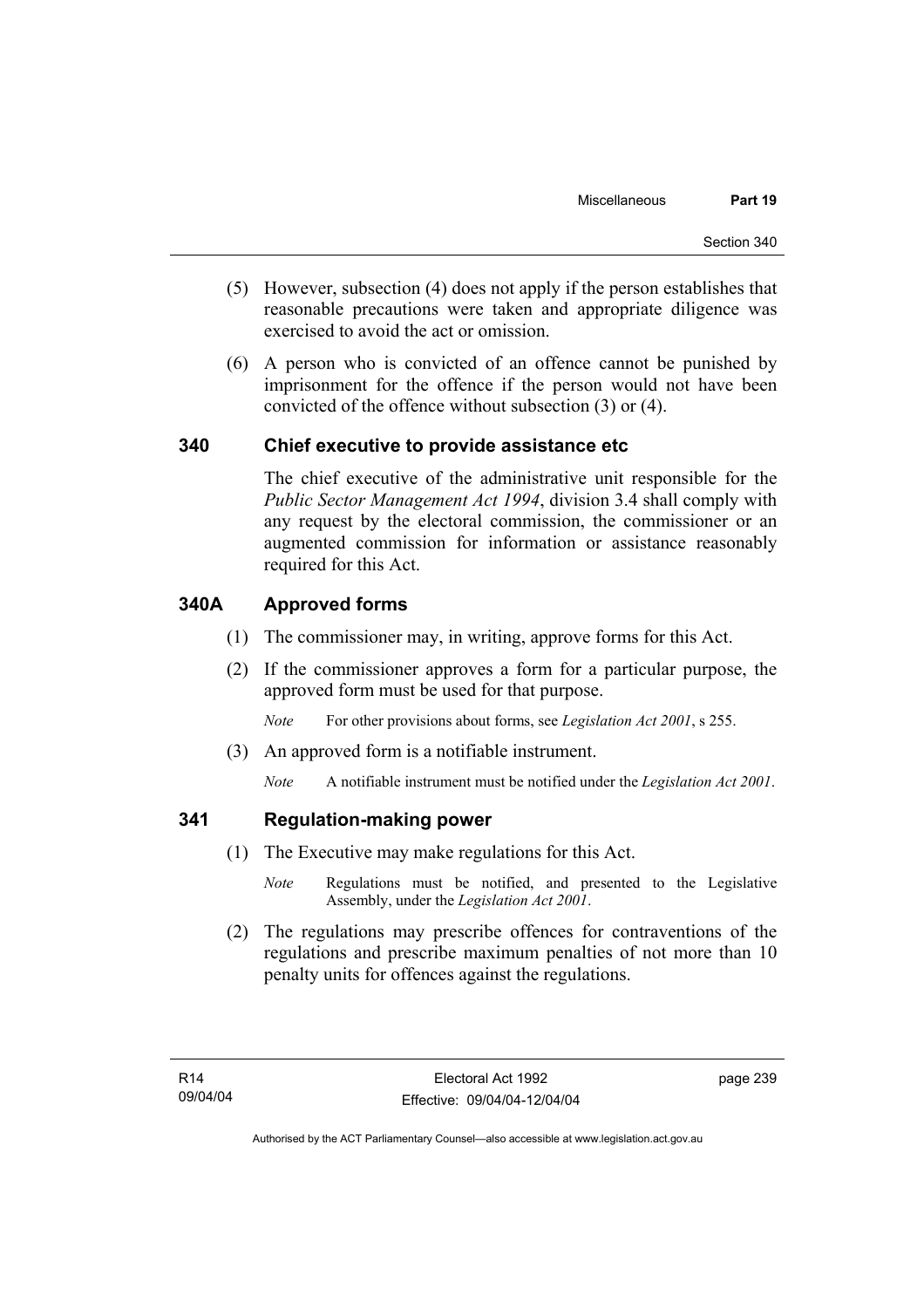(5) However, subsection (4) does not apply if the person establishes that reasonable precautions were taken and appropriate diligence was exercised to avoid the act or omission.

(6) A person who is convicted of an offence cannot be punished by imprisonment for the offence if the person would not have been convicted of the offence without subsection (3) or (4).

### 340 Chief executive to provide assistance etc

The chief executive of the administrative unit responsible for the *Public Sector Management Act 1994*, division 3.4 shall comply with any request by the electoral commission, the commissioner or an augmented commission for information or assistance reasonably required for this Act.

### 340A Approved forms

(1) The commissioner may, in writing, approve forms for this Act.

(2) If the commissioner approves a form for a particular purpose, the approved form must be used for that purpose.

*Note* For other provisions about forms, see *Legislation Act 2001*, s 255.

(3) An approved form is a notifiable instrument.

*Note* A notifiable instrument must be notified under the *Legislation Act 2001*.

### 341 Regulation-making power

(1) The Executive may make regulations for this Act.

*Note* Regulations must be notified, and presented to the Legislative Assembly, under the *Legislation Act 2001*.

(2) The regulations may prescribe offences for contraventions of the regulations and prescribe maximum penalties of not more than 10 penalty units for offences against the regulations.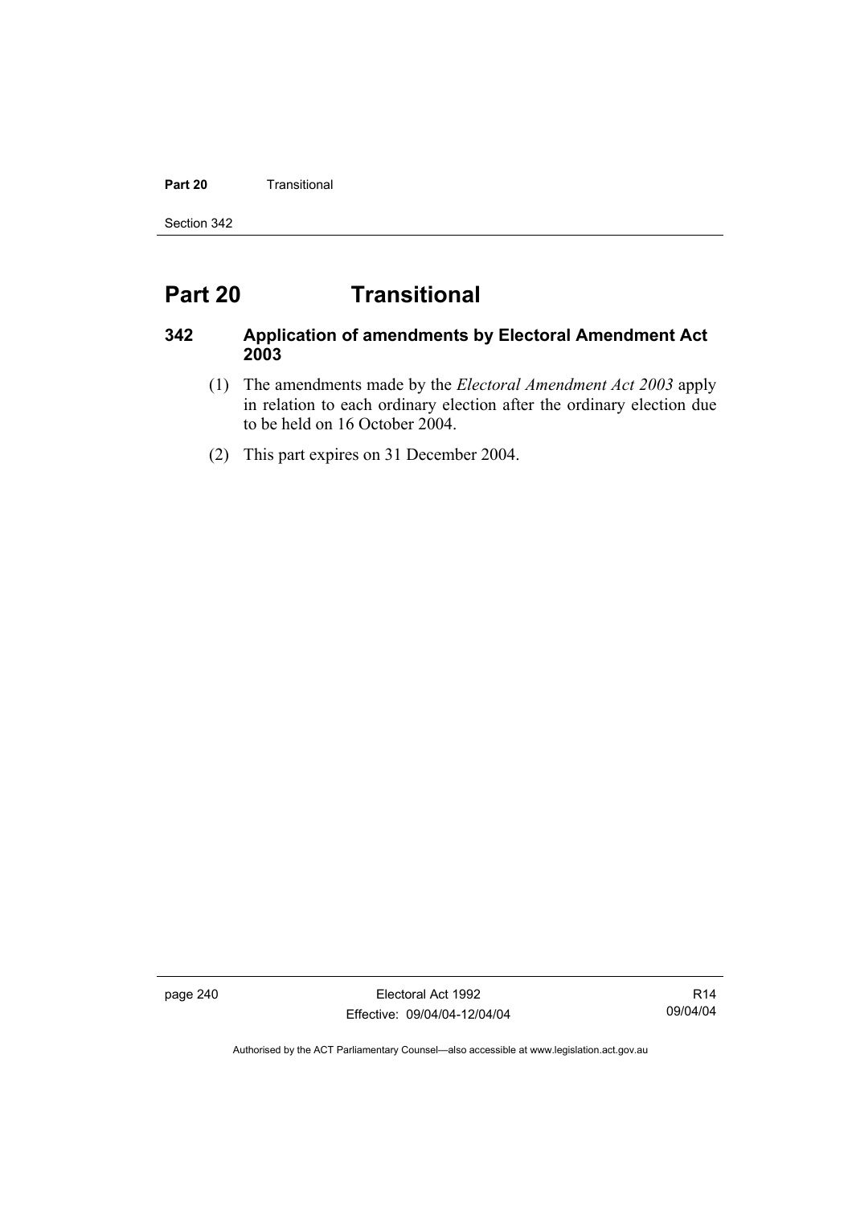# Part 20 Transitional

## 342 Application of amendments by Electoral Amendment Act 2003

(1) The amendments made by the *Electoral Amendment Act 2003* apply in relation to each ordinary election after the ordinary election due to be held on 16 October 2004.

(2) This part expires on 31 December 2004.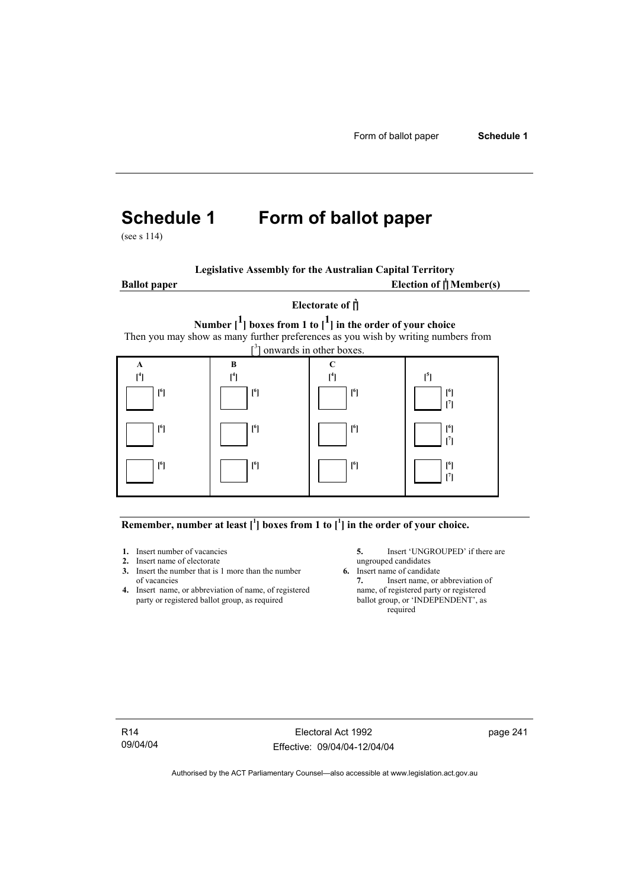# Schedule 1 Form of ballot paper

(see s 114)

**Legislative Assembly for the Australian Capital Territory**

**Ballot paper** **Election of [1] Member(s)**

**Electorate of [2]**

**Number [1] boxes from 1 to [1] in the order of your choice**

Then you may show as many further preferences as you wish by writing numbers from [3] onwards in other boxes.

| A<br>[4] | B<br>[4] | C<br>[4] | [5] |
|---|---|---|---|
| ☐ [6] | ☐ [6] | ☐ [6] | ☐ [6]<br>[7] |
| ☐ [6] | ☐ [6] | ☐ [6] | ☐ [6]<br>[7] |
| ☐ [6] | ☐ [6] | ☐ [6] | ☐ [6]<br>[7] |

**Remember, number at least [1] boxes from 1 to [1] in the order of your choice.**

1. Insert number of vacancies
2. Insert name of electorate
3. Insert the number that is 1 more than the number of vacancies
4. Insert name, or abbreviation of name, of registered party or registered ballot group, as required
5. Insert 'UNGROUPED' if there are ungrouped candidates
6. Insert name of candidate
7. Insert name, or abbreviation of name, of registered party or registered ballot group, or 'INDEPENDENT', as required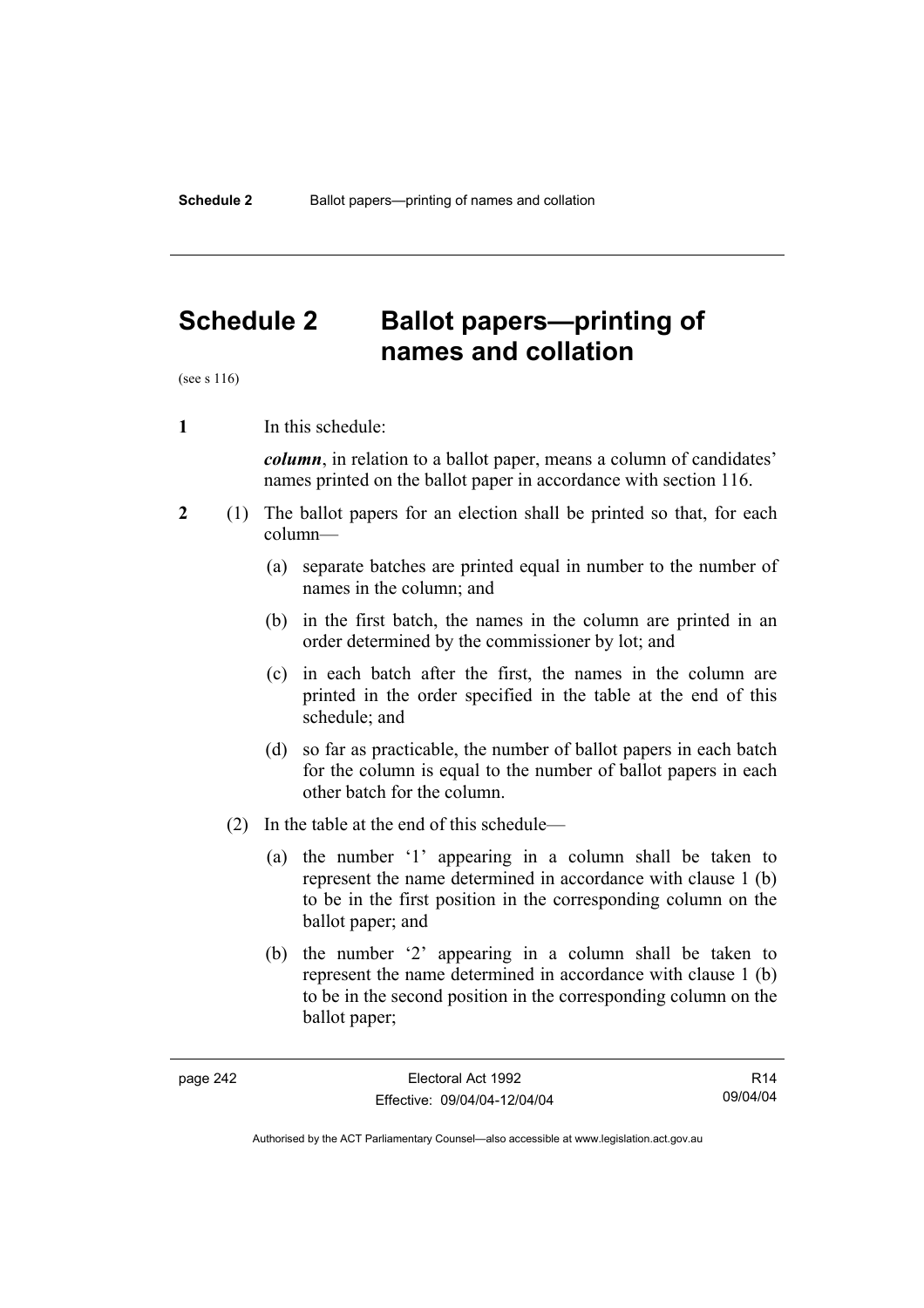# Schedule 2 Ballot papers—printing of names and collation

(see s 116)

**1** In this schedule:

***column***, in relation to a ballot paper, means a column of candidates' names printed on the ballot paper in accordance with section 116.

**2** (1) The ballot papers for an election shall be printed so that, for each column—

(a) separate batches are printed equal in number to the number of names in the column; and

(b) in the first batch, the names in the column are printed in an order determined by the commissioner by lot; and

(c) in each batch after the first, the names in the column are printed in the order specified in the table at the end of this schedule; and

(d) so far as practicable, the number of ballot papers in each batch for the column is equal to the number of ballot papers in each other batch for the column.

(2) In the table at the end of this schedule—

(a) the number '1' appearing in a column shall be taken to represent the name determined in accordance with clause 1 (b) to be in the first position in the corresponding column on the ballot paper; and

(b) the number '2' appearing in a column shall be taken to represent the name determined in accordance with clause 1 (b) to be in the second position in the corresponding column on the ballot paper;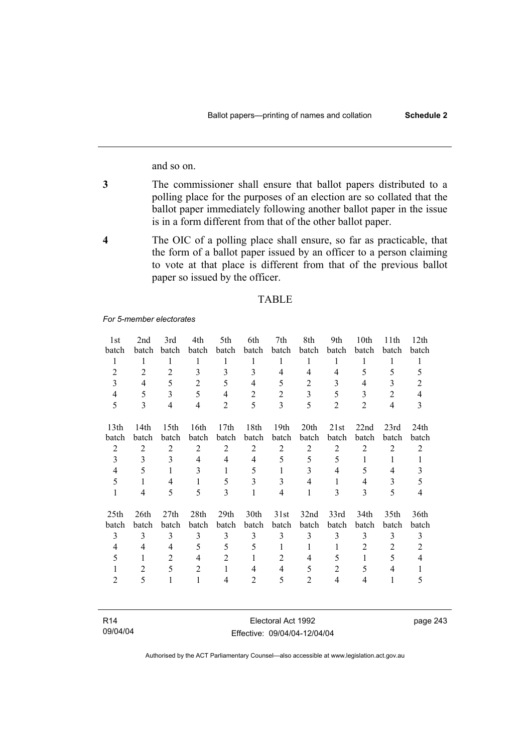and so on.

**3** The commissioner shall ensure that ballot papers distributed to a polling place for the purposes of an election are so collated that the ballot paper immediately following another ballot paper in the issue is in a form different from that of the other ballot paper.

**4** The OIC of a polling place shall ensure, so far as practicable, that the form of a ballot paper issued by an officer to a person claiming to vote at that place is different from that of the previous ballot paper so issued by the officer.

TABLE

*For 5-member electorates*

| 1st batch | 2nd batch | 3rd batch | 4th batch | 5th batch | 6th batch | 7th batch | 8th batch | 9th batch | 10th batch | 11th batch | 12th batch |
|---|---|---|---|---|---|---|---|---|---|---|---|
| 1 | 1 | 1 | 1 | 1 | 1 | 1 | 1 | 1 | 1 | 1 | 1 |
| 2 | 2 | 2 | 3 | 3 | 3 | 4 | 4 | 4 | 5 | 5 | 5 |
| 3 | 4 | 5 | 2 | 5 | 4 | 5 | 2 | 3 | 4 | 3 | 2 |
| 4 | 5 | 3 | 5 | 4 | 2 | 2 | 3 | 5 | 3 | 2 | 4 |
| 5 | 3 | 4 | 4 | 2 | 5 | 3 | 5 | 2 | 2 | 4 | 3 |

| 13th batch | 14th batch | 15th batch | 16th batch | 17th batch | 18th batch | 19th batch | 20th batch | 21st batch | 22nd batch | 23rd batch | 24th batch |
|---|---|---|---|---|---|---|---|---|---|---|---|
| 2 | 2 | 2 | 2 | 2 | 2 | 2 | 2 | 2 | 2 | 2 | 2 |
| 3 | 3 | 3 | 4 | 4 | 4 | 5 | 5 | 5 | 1 | 1 | 1 |
| 4 | 5 | 1 | 3 | 1 | 5 | 1 | 3 | 4 | 5 | 4 | 3 |
| 5 | 1 | 4 | 1 | 5 | 3 | 3 | 4 | 1 | 4 | 3 | 5 |
| 1 | 4 | 5 | 5 | 3 | 1 | 4 | 1 | 3 | 3 | 5 | 4 |

| 25th batch | 26th batch | 27th batch | 28th batch | 29th batch | 30th batch | 31st batch | 32nd batch | 33rd batch | 34th batch | 35th batch | 36th batch |
|---|---|---|---|---|---|---|---|---|---|---|---|
| 3 | 3 | 3 | 3 | 3 | 3 | 3 | 3 | 3 | 3 | 3 | 3 |
| 4 | 4 | 4 | 5 | 5 | 5 | 1 | 1 | 1 | 2 | 2 | 2 |
| 5 | 1 | 2 | 4 | 2 | 1 | 2 | 4 | 5 | 1 | 5 | 4 |
| 1 | 2 | 5 | 2 | 1 | 4 | 4 | 5 | 2 | 5 | 4 | 1 |
| 2 | 5 | 1 | 1 | 4 | 2 | 5 | 2 | 4 | 4 | 1 | 5 |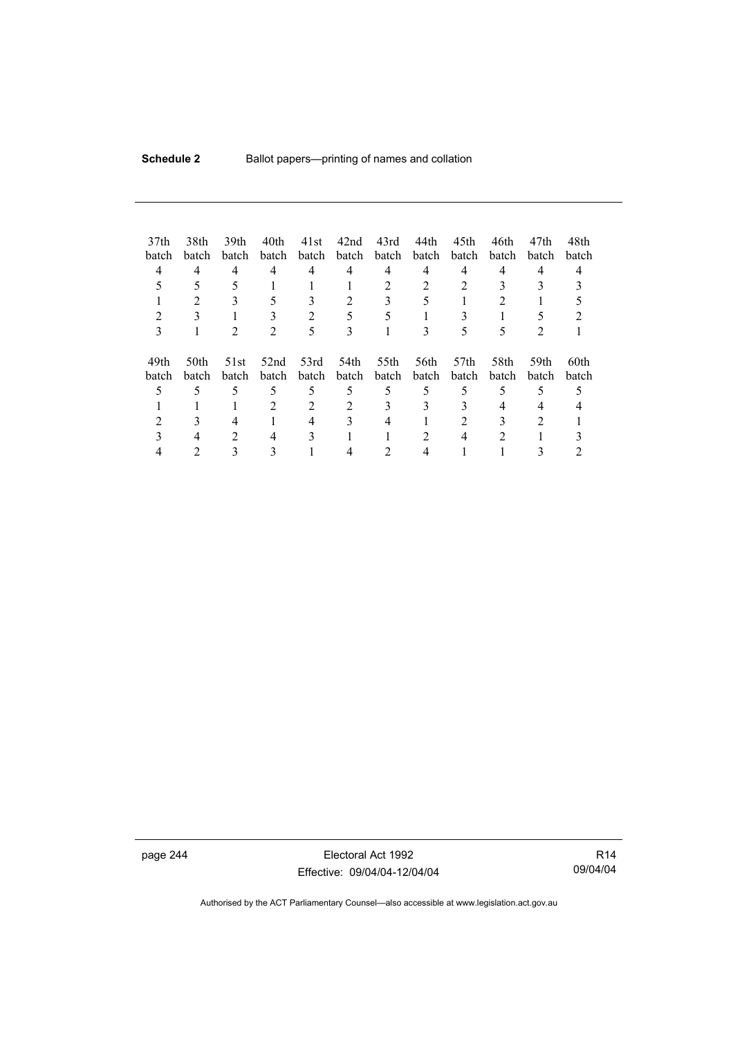| 37th batch | 38th batch | 39th batch | 40th batch | 41st batch | 42nd batch | 43rd batch | 44th batch | 45th batch | 46th batch | 47th batch | 48th batch |
|---|---|---|---|---|---|---|---|---|---|---|---|
| 4 | 4 | 4 | 4 | 4 | 4 | 4 | 4 | 4 | 4 | 4 | 4 |
| 5 | 5 | 5 | 1 | 1 | 1 | 2 | 2 | 2 | 3 | 3 | 3 |
| 1 | 2 | 3 | 5 | 3 | 2 | 3 | 5 | 1 | 2 | 1 | 5 |
| 2 | 3 | 1 | 3 | 2 | 5 | 5 | 1 | 3 | 1 | 5 | 2 |
| 3 | 1 | 2 | 2 | 5 | 3 | 1 | 3 | 5 | 5 | 2 | 1 |

| 49th batch | 50th batch | 51st batch | 52nd batch | 53rd batch | 54th batch | 55th batch | 56th batch | 57th batch | 58th batch | 59th batch | 60th batch |
|---|---|---|---|---|---|---|---|---|---|---|---|
| 5 | 5 | 5 | 5 | 5 | 5 | 5 | 5 | 5 | 5 | 5 | 5 |
| 1 | 1 | 1 | 2 | 2 | 2 | 3 | 3 | 3 | 4 | 4 | 4 |
| 2 | 3 | 4 | 1 | 4 | 3 | 4 | 1 | 2 | 3 | 2 | 1 |
| 3 | 4 | 2 | 4 | 3 | 1 | 1 | 2 | 4 | 2 | 1 | 3 |
| 4 | 2 | 3 | 3 | 1 | 4 | 2 | 4 | 1 | 1 | 3 | 2 |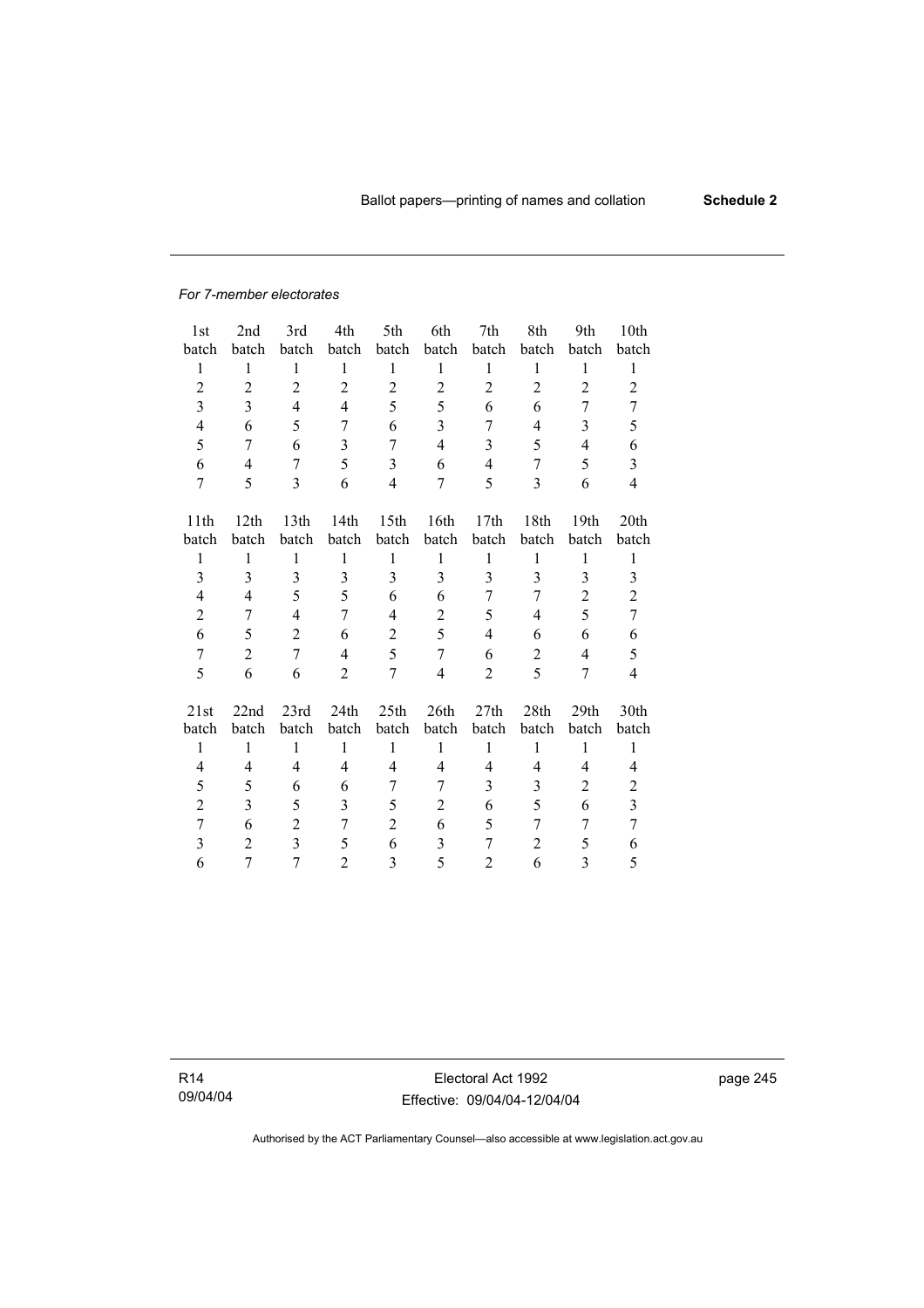*For 7-member electorates*

| 1st batch | 2nd batch | 3rd batch | 4th batch | 5th batch | 6th batch | 7th batch | 8th batch | 9th batch | 10th batch |
|---|---|---|---|---|---|---|---|---|---|
| 1 | 1 | 1 | 1 | 1 | 1 | 1 | 1 | 1 | 1 |
| 2 | 2 | 2 | 2 | 2 | 2 | 2 | 2 | 2 | 2 |
| 3 | 3 | 4 | 4 | 5 | 5 | 6 | 6 | 7 | 7 |
| 4 | 6 | 5 | 7 | 6 | 3 | 7 | 4 | 3 | 5 |
| 5 | 7 | 6 | 3 | 7 | 4 | 3 | 5 | 4 | 6 |
| 6 | 4 | 7 | 5 | 3 | 6 | 4 | 7 | 5 | 3 |
| 7 | 5 | 3 | 6 | 4 | 7 | 5 | 3 | 6 | 4 |

| 11th batch | 12th batch | 13th batch | 14th batch | 15th batch | 16th batch | 17th batch | 18th batch | 19th batch | 20th batch |
|---|---|---|---|---|---|---|---|---|---|
| 1 | 1 | 1 | 1 | 1 | 1 | 1 | 1 | 1 | 1 |
| 3 | 3 | 3 | 3 | 3 | 3 | 3 | 3 | 3 | 3 |
| 4 | 4 | 5 | 5 | 6 | 6 | 7 | 7 | 2 | 2 |
| 2 | 7 | 4 | 7 | 4 | 2 | 5 | 4 | 5 | 7 |
| 6 | 5 | 2 | 6 | 2 | 5 | 4 | 6 | 6 | 6 |
| 7 | 2 | 7 | 4 | 5 | 7 | 6 | 2 | 4 | 5 |
| 5 | 6 | 6 | 2 | 7 | 4 | 2 | 5 | 7 | 4 |

| 21st batch | 22nd batch | 23rd batch | 24th batch | 25th batch | 26th batch | 27th batch | 28th batch | 29th batch | 30th batch |
|---|---|---|---|---|---|---|---|---|---|
| 1 | 1 | 1 | 1 | 1 | 1 | 1 | 1 | 1 | 1 |
| 4 | 4 | 4 | 4 | 4 | 4 | 4 | 4 | 4 | 4 |
| 5 | 5 | 6 | 6 | 7 | 7 | 3 | 3 | 2 | 2 |
| 2 | 3 | 5 | 3 | 5 | 2 | 6 | 5 | 6 | 3 |
| 7 | 6 | 2 | 7 | 2 | 6 | 5 | 7 | 7 | 7 |
| 3 | 2 | 3 | 5 | 6 | 3 | 7 | 2 | 5 | 6 |
| 6 | 7 | 7 | 2 | 3 | 5 | 2 | 6 | 3 | 5 |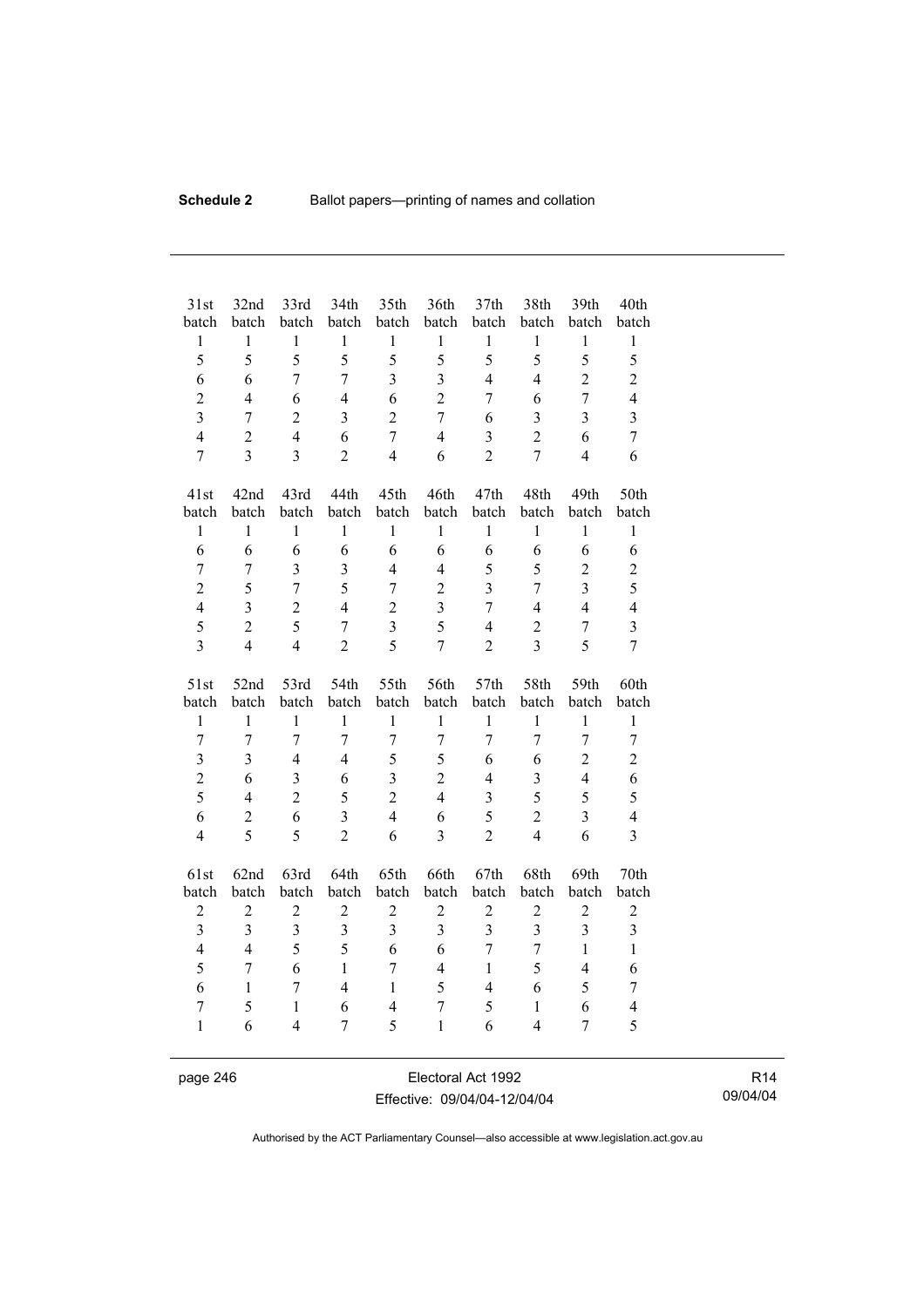| 31st batch | 32nd batch | 33rd batch | 34th batch | 35th batch | 36th batch | 37th batch | 38th batch | 39th batch | 40th batch |
|---|---|---|---|---|---|---|---|---|---|
| 1 | 1 | 1 | 1 | 1 | 1 | 1 | 1 | 1 | 1 |
| 5 | 5 | 5 | 5 | 5 | 5 | 5 | 5 | 5 | 5 |
| 6 | 6 | 7 | 7 | 3 | 3 | 4 | 4 | 2 | 2 |
| 2 | 4 | 6 | 4 | 6 | 2 | 7 | 6 | 7 | 4 |
| 3 | 7 | 2 | 3 | 2 | 7 | 6 | 3 | 3 | 3 |
| 4 | 2 | 4 | 6 | 7 | 4 | 3 | 2 | 6 | 7 |
| 7 | 3 | 3 | 2 | 4 | 6 | 2 | 7 | 4 | 6 |

| 41st batch | 42nd batch | 43rd batch | 44th batch | 45th batch | 46th batch | 47th batch | 48th batch | 49th batch | 50th batch |
|---|---|---|---|---|---|---|---|---|---|
| 1 | 1 | 1 | 1 | 1 | 1 | 1 | 1 | 1 | 1 |
| 6 | 6 | 6 | 6 | 6 | 6 | 6 | 6 | 6 | 6 |
| 7 | 7 | 3 | 3 | 4 | 4 | 5 | 5 | 2 | 2 |
| 2 | 5 | 7 | 5 | 7 | 2 | 3 | 7 | 3 | 5 |
| 4 | 3 | 2 | 4 | 2 | 3 | 7 | 4 | 4 | 4 |
| 5 | 2 | 5 | 7 | 3 | 5 | 4 | 2 | 7 | 3 |
| 3 | 4 | 4 | 2 | 5 | 7 | 2 | 3 | 5 | 7 |

| 51st batch | 52nd batch | 53rd batch | 54th batch | 55th batch | 56th batch | 57th batch | 58th batch | 59th batch | 60th batch |
|---|---|---|---|---|---|---|---|---|---|
| 1 | 1 | 1 | 1 | 1 | 1 | 1 | 1 | 1 | 1 |
| 7 | 7 | 7 | 7 | 7 | 7 | 7 | 7 | 7 | 7 |
| 3 | 3 | 4 | 4 | 5 | 5 | 6 | 6 | 2 | 2 |
| 2 | 6 | 3 | 6 | 3 | 2 | 4 | 3 | 4 | 6 |
| 5 | 4 | 2 | 5 | 2 | 4 | 3 | 5 | 5 | 5 |
| 6 | 2 | 6 | 3 | 4 | 6 | 5 | 2 | 3 | 4 |
| 4 | 5 | 5 | 2 | 6 | 3 | 2 | 4 | 6 | 3 |

| 61st batch | 62nd batch | 63rd batch | 64th batch | 65th batch | 66th batch | 67th batch | 68th batch | 69th batch | 70th batch |
|---|---|---|---|---|---|---|---|---|---|
| 2 | 2 | 2 | 2 | 2 | 2 | 2 | 2 | 2 | 2 |
| 3 | 3 | 3 | 3 | 3 | 3 | 3 | 3 | 3 | 3 |
| 4 | 4 | 5 | 5 | 6 | 6 | 7 | 7 | 1 | 1 |
| 5 | 7 | 6 | 1 | 7 | 4 | 1 | 5 | 4 | 6 |
| 6 | 1 | 7 | 4 | 1 | 5 | 4 | 6 | 5 | 7 |
| 7 | 5 | 1 | 6 | 4 | 7 | 5 | 1 | 6 | 4 |
| 1 | 6 | 4 | 7 | 5 | 1 | 6 | 4 | 7 | 5 |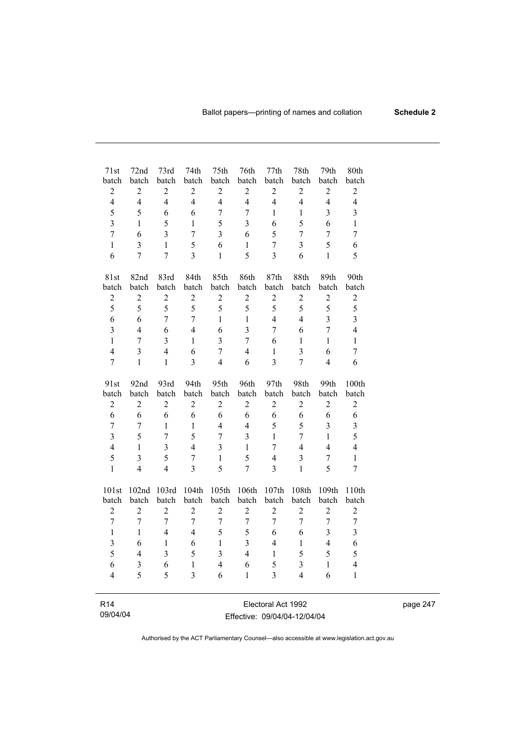| 71st batch | 72nd batch | 73rd batch | 74th batch | 75th batch | 76th batch | 77th batch | 78th batch | 79th batch | 80th batch |
|---|---|---|---|---|---|---|---|---|---|
| 2 | 2 | 2 | 2 | 2 | 2 | 2 | 2 | 2 | 2 |
| 4 | 4 | 4 | 4 | 4 | 4 | 4 | 4 | 4 | 4 |
| 5 | 5 | 6 | 6 | 7 | 7 | 1 | 1 | 3 | 3 |
| 3 | 1 | 5 | 1 | 5 | 3 | 6 | 5 | 6 | 1 |
| 7 | 6 | 3 | 7 | 3 | 6 | 5 | 7 | 7 | 7 |
| 1 | 3 | 1 | 5 | 6 | 1 | 7 | 3 | 5 | 6 |
| 6 | 7 | 7 | 3 | 1 | 5 | 3 | 6 | 1 | 5 |

| 81st batch | 82nd batch | 83rd batch | 84th batch | 85th batch | 86th batch | 87th batch | 88th batch | 89th batch | 90th batch |
|---|---|---|---|---|---|---|---|---|---|
| 2 | 2 | 2 | 2 | 2 | 2 | 2 | 2 | 2 | 2 |
| 5 | 5 | 5 | 5 | 5 | 5 | 5 | 5 | 5 | 5 |
| 6 | 6 | 7 | 7 | 1 | 1 | 4 | 4 | 3 | 3 |
| 3 | 4 | 6 | 4 | 6 | 3 | 7 | 6 | 7 | 4 |
| 1 | 7 | 3 | 1 | 3 | 7 | 6 | 1 | 1 | 1 |
| 4 | 3 | 4 | 6 | 7 | 4 | 1 | 3 | 6 | 7 |
| 7 | 1 | 1 | 3 | 4 | 6 | 3 | 7 | 4 | 6 |

| 91st batch | 92nd batch | 93rd batch | 94th batch | 95th batch | 96th batch | 97th batch | 98th batch | 99th batch | 100th batch |
|---|---|---|---|---|---|---|---|---|---|
| 2 | 2 | 2 | 2 | 2 | 2 | 2 | 2 | 2 | 2 |
| 6 | 6 | 6 | 6 | 6 | 6 | 6 | 6 | 6 | 6 |
| 7 | 7 | 1 | 1 | 4 | 4 | 5 | 5 | 3 | 3 |
| 3 | 5 | 7 | 5 | 7 | 3 | 1 | 7 | 1 | 5 |
| 4 | 1 | 3 | 4 | 3 | 1 | 7 | 4 | 4 | 4 |
| 5 | 3 | 5 | 7 | 1 | 5 | 4 | 3 | 7 | 1 |
| 1 | 4 | 4 | 3 | 5 | 7 | 3 | 1 | 5 | 7 |

| 101st batch | 102nd batch | 103rd batch | 104th batch | 105th batch | 106th batch | 107th batch | 108th batch | 109th batch | 110th batch |
|---|---|---|---|---|---|---|---|---|---|
| 2 | 2 | 2 | 2 | 2 | 2 | 2 | 2 | 2 | 2 |
| 7 | 7 | 7 | 7 | 7 | 7 | 7 | 7 | 7 | 7 |
| 1 | 1 | 4 | 4 | 5 | 5 | 6 | 6 | 3 | 3 |
| 3 | 6 | 1 | 6 | 1 | 3 | 4 | 1 | 4 | 6 |
| 5 | 4 | 3 | 5 | 3 | 4 | 1 | 5 | 5 | 5 |
| 6 | 3 | 6 | 1 | 4 | 6 | 5 | 3 | 1 | 4 |
| 4 | 5 | 5 | 3 | 6 | 1 | 3 | 4 | 6 | 1 |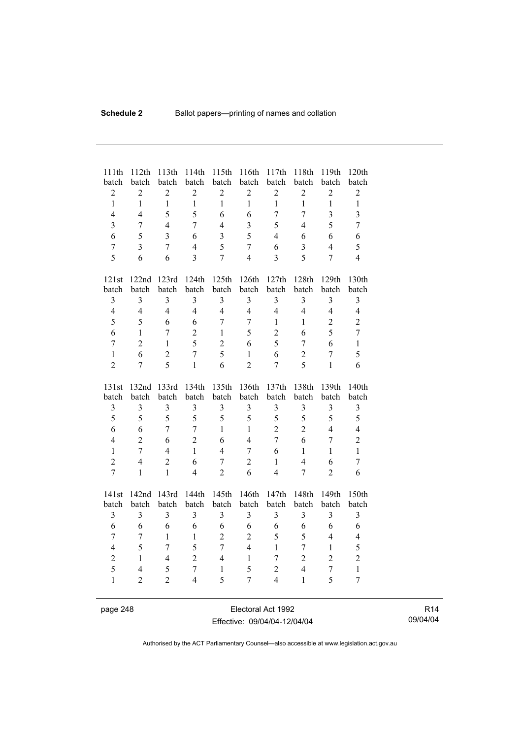| 111th batch | 112th batch | 113th batch | 114th batch | 115th batch | 116th batch | 117th batch | 118th batch | 119th batch | 120th batch |
|---|---|---|---|---|---|---|---|---|---|
| 2 | 2 | 2 | 2 | 2 | 2 | 2 | 2 | 2 | 2 |
| 1 | 1 | 1 | 1 | 1 | 1 | 1 | 1 | 1 | 1 |
| 4 | 4 | 5 | 5 | 6 | 6 | 7 | 7 | 3 | 3 |
| 3 | 7 | 4 | 7 | 4 | 3 | 5 | 4 | 5 | 7 |
| 6 | 5 | 3 | 6 | 3 | 5 | 4 | 6 | 6 | 6 |
| 7 | 3 | 7 | 4 | 5 | 7 | 6 | 3 | 4 | 5 |
| 5 | 6 | 6 | 3 | 7 | 4 | 3 | 5 | 7 | 4 |

| 121st batch | 122nd batch | 123rd batch | 124th batch | 125th batch | 126th batch | 127th batch | 128th batch | 129th batch | 130th batch |
|---|---|---|---|---|---|---|---|---|---|
| 3 | 3 | 3 | 3 | 3 | 3 | 3 | 3 | 3 | 3 |
| 4 | 4 | 4 | 4 | 4 | 4 | 4 | 4 | 4 | 4 |
| 5 | 5 | 6 | 6 | 7 | 7 | 1 | 1 | 2 | 2 |
| 6 | 1 | 7 | 2 | 1 | 5 | 2 | 6 | 5 | 7 |
| 7 | 2 | 1 | 5 | 2 | 6 | 5 | 7 | 6 | 1 |
| 1 | 6 | 2 | 7 | 5 | 1 | 6 | 2 | 7 | 5 |
| 2 | 7 | 5 | 1 | 6 | 2 | 7 | 5 | 1 | 6 |

| 131st batch | 132nd batch | 133rd batch | 134th batch | 135th batch | 136th batch | 137th batch | 138th batch | 139th batch | 140th batch |
|---|---|---|---|---|---|---|---|---|---|
| 3 | 3 | 3 | 3 | 3 | 3 | 3 | 3 | 3 | 3 |
| 5 | 5 | 5 | 5 | 5 | 5 | 5 | 5 | 5 | 5 |
| 6 | 6 | 7 | 7 | 1 | 1 | 2 | 2 | 4 | 4 |
| 4 | 2 | 6 | 2 | 6 | 4 | 7 | 6 | 7 | 2 |
| 1 | 7 | 4 | 1 | 4 | 7 | 6 | 1 | 1 | 1 |
| 2 | 4 | 2 | 6 | 7 | 2 | 1 | 4 | 6 | 7 |
| 7 | 1 | 1 | 4 | 2 | 6 | 4 | 7 | 2 | 6 |

| 141st batch | 142nd batch | 143rd batch | 144th batch | 145th batch | 146th batch | 147th batch | 148th batch | 149th batch | 150th batch |
|---|---|---|---|---|---|---|---|---|---|
| 3 | 3 | 3 | 3 | 3 | 3 | 3 | 3 | 3 | 3 |
| 6 | 6 | 6 | 6 | 6 | 6 | 6 | 6 | 6 | 6 |
| 7 | 7 | 1 | 1 | 2 | 2 | 5 | 5 | 4 | 4 |
| 4 | 5 | 7 | 5 | 7 | 4 | 1 | 7 | 1 | 5 |
| 2 | 1 | 4 | 2 | 4 | 1 | 7 | 2 | 2 | 2 |
| 5 | 4 | 5 | 7 | 1 | 5 | 2 | 4 | 7 | 1 |
| 1 | 2 | 2 | 4 | 5 | 7 | 4 | 1 | 5 | 7 |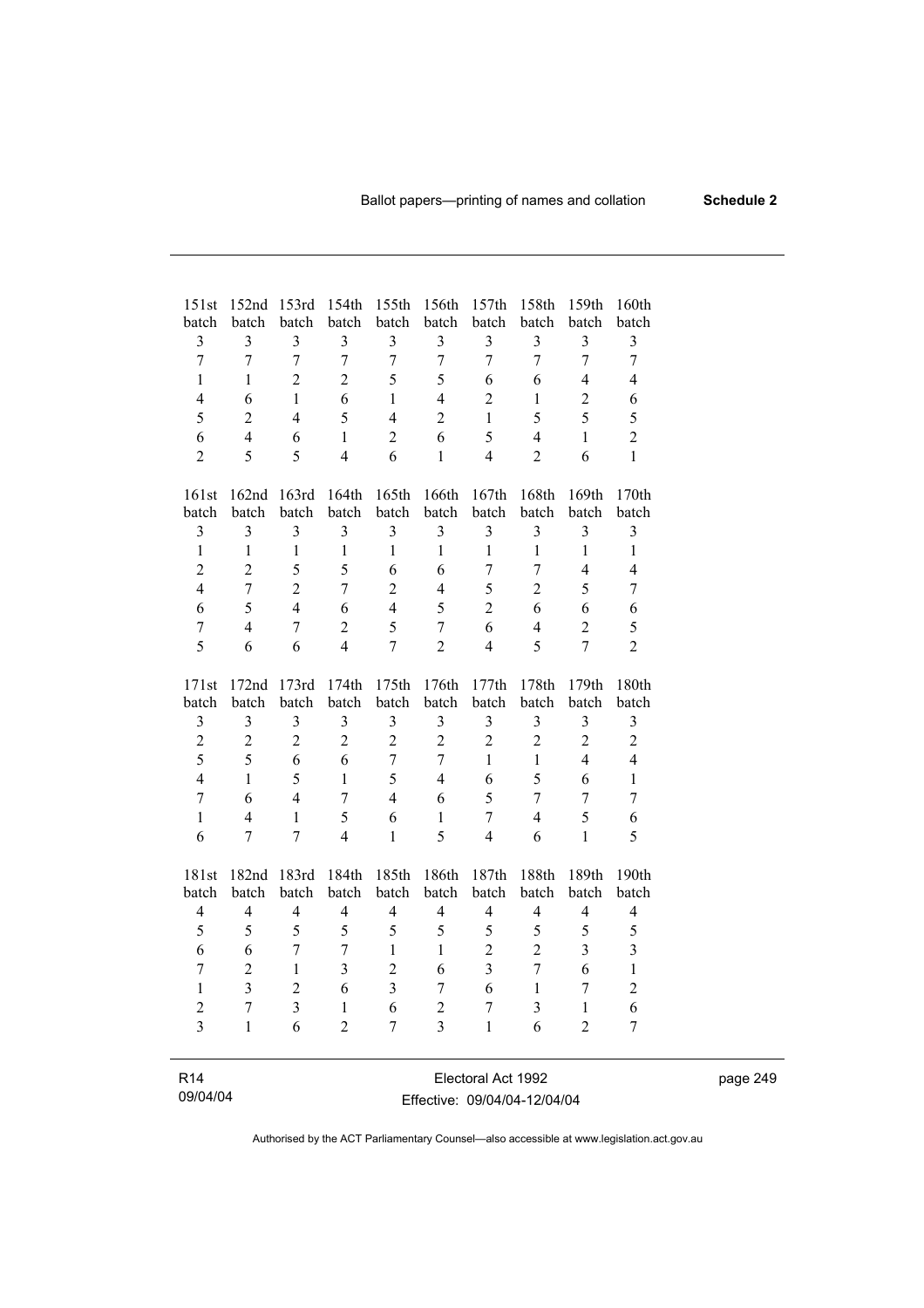| 151st batch | 152nd batch | 153rd batch | 154th batch | 155th batch | 156th batch | 157th batch | 158th batch | 159th batch | 160th batch |
|---|---|---|---|---|---|---|---|---|---|
| 3 | 3 | 3 | 3 | 3 | 3 | 3 | 3 | 3 | 3 |
| 7 | 7 | 7 | 7 | 7 | 7 | 7 | 7 | 7 | 7 |
| 1 | 1 | 2 | 2 | 5 | 5 | 6 | 6 | 4 | 4 |
| 4 | 6 | 1 | 6 | 1 | 4 | 2 | 1 | 2 | 6 |
| 5 | 2 | 4 | 5 | 4 | 2 | 1 | 5 | 5 | 5 |
| 6 | 4 | 6 | 1 | 2 | 6 | 5 | 4 | 1 | 2 |
| 2 | 5 | 5 | 4 | 6 | 1 | 4 | 2 | 6 | 1 |

| 161st batch | 162nd batch | 163rd batch | 164th batch | 165th batch | 166th batch | 167th batch | 168th batch | 169th batch | 170th batch |
|---|---|---|---|---|---|---|---|---|---|
| 3 | 3 | 3 | 3 | 3 | 3 | 3 | 3 | 3 | 3 |
| 1 | 1 | 1 | 1 | 1 | 1 | 1 | 1 | 1 | 1 |
| 2 | 2 | 5 | 5 | 6 | 6 | 7 | 7 | 4 | 4 |
| 4 | 7 | 2 | 7 | 2 | 4 | 5 | 2 | 5 | 7 |
| 6 | 5 | 4 | 6 | 4 | 5 | 2 | 6 | 6 | 6 |
| 7 | 4 | 7 | 2 | 5 | 7 | 6 | 4 | 2 | 5 |
| 5 | 6 | 6 | 4 | 7 | 2 | 4 | 5 | 7 | 2 |

| 171st batch | 172nd batch | 173rd batch | 174th batch | 175th batch | 176th batch | 177th batch | 178th batch | 179th batch | 180th batch |
|---|---|---|---|---|---|---|---|---|---|
| 3 | 3 | 3 | 3 | 3 | 3 | 3 | 3 | 3 | 3 |
| 2 | 2 | 2 | 2 | 2 | 2 | 2 | 2 | 2 | 2 |
| 5 | 5 | 6 | 6 | 7 | 7 | 1 | 1 | 4 | 4 |
| 4 | 1 | 5 | 1 | 5 | 4 | 6 | 5 | 6 | 1 |
| 7 | 6 | 4 | 7 | 4 | 6 | 5 | 7 | 7 | 7 |
| 1 | 4 | 1 | 5 | 6 | 1 | 7 | 4 | 5 | 6 |
| 6 | 7 | 7 | 4 | 1 | 5 | 4 | 6 | 1 | 5 |

| 181st batch | 182nd batch | 183rd batch | 184th batch | 185th batch | 186th batch | 187th batch | 188th batch | 189th batch | 190th batch |
|---|---|---|---|---|---|---|---|---|---|
| 4 | 4 | 4 | 4 | 4 | 4 | 4 | 4 | 4 | 4 |
| 5 | 5 | 5 | 5 | 5 | 5 | 5 | 5 | 5 | 5 |
| 6 | 6 | 7 | 7 | 1 | 1 | 2 | 2 | 3 | 3 |
| 7 | 2 | 1 | 3 | 2 | 6 | 3 | 7 | 6 | 1 |
| 1 | 3 | 2 | 6 | 3 | 7 | 6 | 1 | 7 | 2 |
| 2 | 7 | 3 | 1 | 6 | 2 | 7 | 3 | 1 | 6 |
| 3 | 1 | 6 | 2 | 7 | 3 | 1 | 6 | 2 | 7 |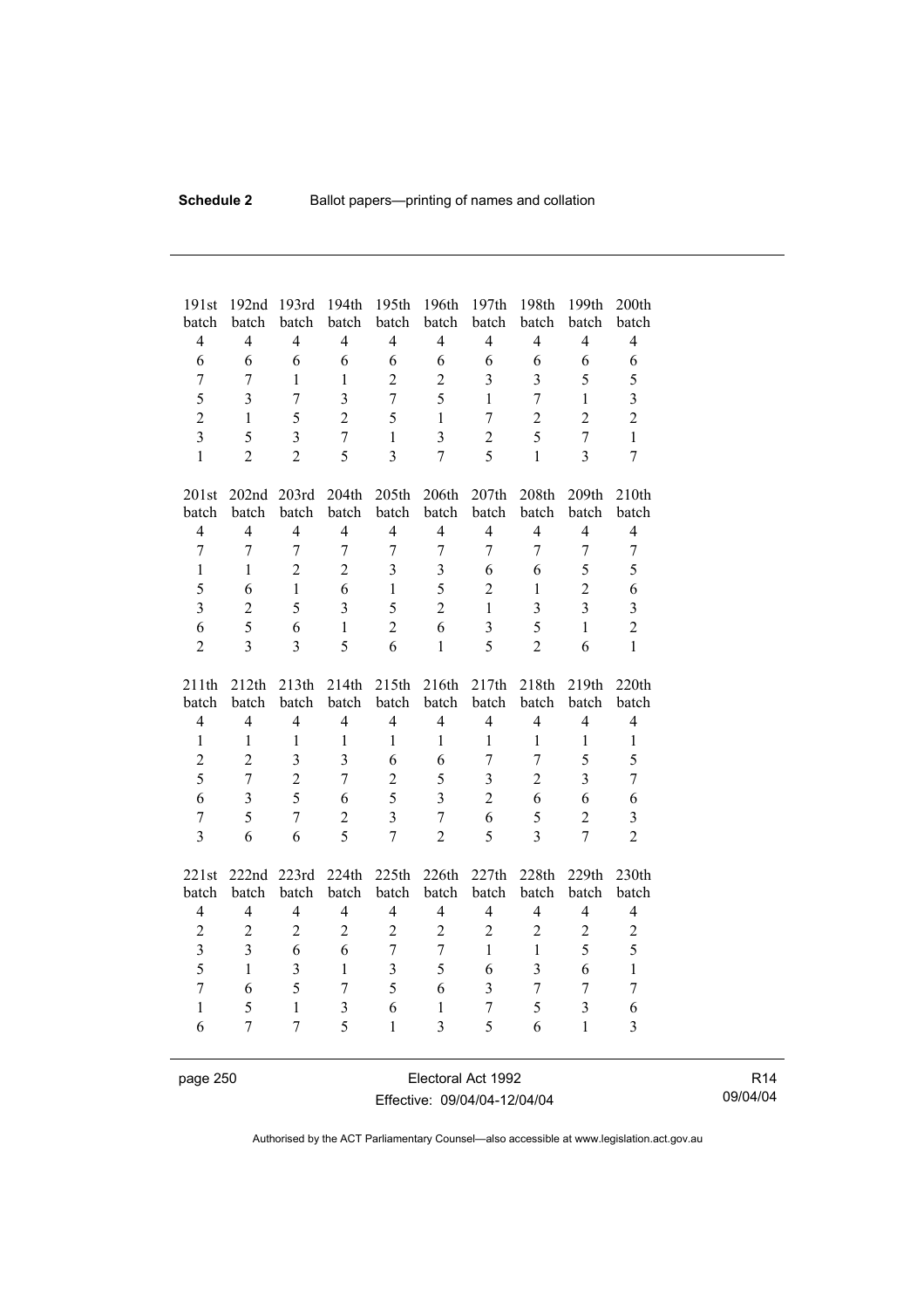| 191st batch | 192nd batch | 193rd batch | 194th batch | 195th batch | 196th batch | 197th batch | 198th batch | 199th batch | 200th batch |
|---|---|---|---|---|---|---|---|---|---|
| 4 | 4 | 4 | 4 | 4 | 4 | 4 | 4 | 4 | 4 |
| 6 | 6 | 6 | 6 | 6 | 6 | 6 | 6 | 6 | 6 |
| 7 | 7 | 1 | 1 | 2 | 2 | 3 | 3 | 5 | 5 |
| 5 | 3 | 7 | 3 | 7 | 5 | 1 | 7 | 1 | 3 |
| 2 | 1 | 5 | 2 | 5 | 1 | 7 | 2 | 2 | 2 |
| 3 | 5 | 3 | 7 | 1 | 3 | 2 | 5 | 7 | 1 |
| 1 | 2 | 2 | 5 | 3 | 7 | 5 | 1 | 3 | 7 |

| 201st batch | 202nd batch | 203rd batch | 204th batch | 205th batch | 206th batch | 207th batch | 208th batch | 209th batch | 210th batch |
|---|---|---|---|---|---|---|---|---|---|
| 4 | 4 | 4 | 4 | 4 | 4 | 4 | 4 | 4 | 4 |
| 7 | 7 | 7 | 7 | 7 | 7 | 7 | 7 | 7 | 7 |
| 1 | 1 | 2 | 2 | 3 | 3 | 6 | 6 | 5 | 5 |
| 5 | 6 | 1 | 6 | 1 | 5 | 2 | 1 | 2 | 6 |
| 3 | 2 | 5 | 3 | 5 | 2 | 1 | 3 | 3 | 3 |
| 6 | 5 | 6 | 1 | 2 | 6 | 3 | 5 | 1 | 2 |
| 2 | 3 | 3 | 5 | 6 | 1 | 5 | 2 | 6 | 1 |

| 211th batch | 212th batch | 213th batch | 214th batch | 215th batch | 216th batch | 217th batch | 218th batch | 219th batch | 220th batch |
|---|---|---|---|---|---|---|---|---|---|
| 4 | 4 | 4 | 4 | 4 | 4 | 4 | 4 | 4 | 4 |
| 1 | 1 | 1 | 1 | 1 | 1 | 1 | 1 | 1 | 1 |
| 2 | 2 | 3 | 3 | 6 | 6 | 7 | 7 | 5 | 5 |
| 5 | 7 | 2 | 7 | 2 | 5 | 3 | 2 | 3 | 7 |
| 6 | 3 | 5 | 6 | 5 | 3 | 2 | 6 | 6 | 6 |
| 7 | 5 | 7 | 2 | 3 | 7 | 6 | 5 | 2 | 3 |
| 3 | 6 | 6 | 5 | 7 | 2 | 5 | 3 | 7 | 2 |

| 221st batch | 222nd batch | 223rd batch | 224th batch | 225th batch | 226th batch | 227th batch | 228th batch | 229th batch | 230th batch |
|---|---|---|---|---|---|---|---|---|---|
| 4 | 4 | 4 | 4 | 4 | 4 | 4 | 4 | 4 | 4 |
| 2 | 2 | 2 | 2 | 2 | 2 | 2 | 2 | 2 | 2 |
| 3 | 3 | 6 | 6 | 7 | 7 | 1 | 1 | 5 | 5 |
| 5 | 1 | 3 | 1 | 3 | 5 | 6 | 3 | 6 | 1 |
| 7 | 6 | 5 | 7 | 5 | 6 | 3 | 7 | 7 | 7 |
| 1 | 5 | 1 | 3 | 6 | 1 | 7 | 5 | 3 | 6 |
| 6 | 7 | 7 | 5 | 1 | 3 | 5 | 6 | 1 | 3 |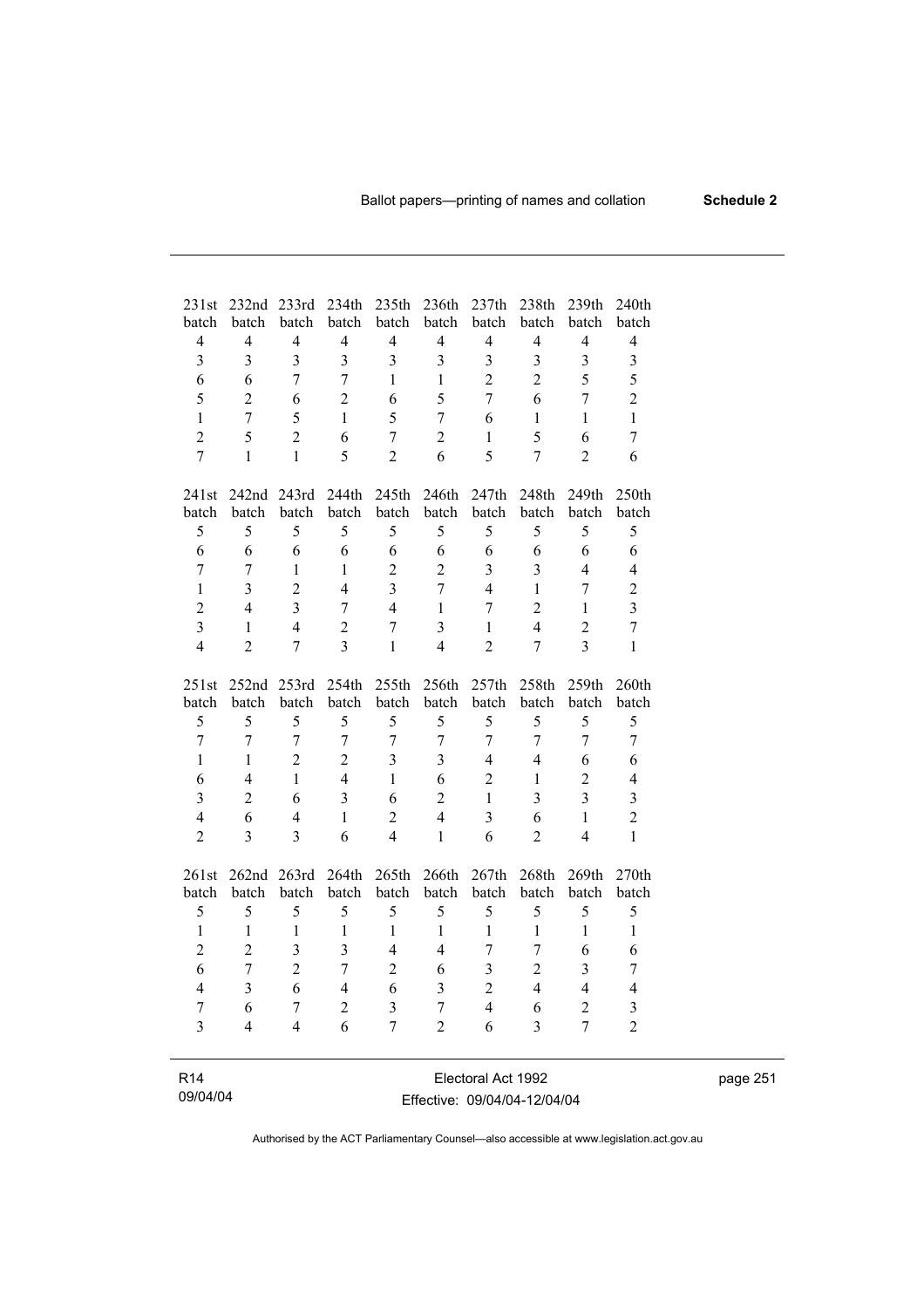| 231st batch | 232nd batch | 233rd batch | 234th batch | 235th batch | 236th batch | 237th batch | 238th batch | 239th batch | 240th batch |
|---|---|---|---|---|---|---|---|---|---|
| 4 | 4 | 4 | 4 | 4 | 4 | 4 | 4 | 4 | 4 |
| 3 | 3 | 3 | 3 | 3 | 3 | 3 | 3 | 3 | 3 |
| 6 | 6 | 7 | 7 | 1 | 1 | 2 | 2 | 5 | 5 |
| 5 | 2 | 6 | 2 | 6 | 5 | 7 | 6 | 7 | 2 |
| 1 | 7 | 5 | 1 | 5 | 7 | 6 | 1 | 1 | 1 |
| 2 | 5 | 2 | 6 | 7 | 2 | 1 | 5 | 6 | 7 |
| 7 | 1 | 1 | 5 | 2 | 6 | 5 | 7 | 2 | 6 |

| 241st batch | 242nd batch | 243rd batch | 244th batch | 245th batch | 246th batch | 247th batch | 248th batch | 249th batch | 250th batch |
|---|---|---|---|---|---|---|---|---|---|
| 5 | 5 | 5 | 5 | 5 | 5 | 5 | 5 | 5 | 5 |
| 6 | 6 | 6 | 6 | 6 | 6 | 6 | 6 | 6 | 6 |
| 7 | 7 | 1 | 1 | 2 | 2 | 3 | 3 | 4 | 4 |
| 1 | 3 | 2 | 4 | 3 | 7 | 4 | 1 | 7 | 2 |
| 2 | 4 | 3 | 7 | 4 | 1 | 7 | 2 | 1 | 3 |
| 3 | 1 | 4 | 2 | 7 | 3 | 1 | 4 | 2 | 7 |
| 4 | 2 | 7 | 3 | 1 | 4 | 2 | 7 | 3 | 1 |

| 251st batch | 252nd batch | 253rd batch | 254th batch | 255th batch | 256th batch | 257th batch | 258th batch | 259th batch | 260th batch |
|---|---|---|---|---|---|---|---|---|---|
| 5 | 5 | 5 | 5 | 5 | 5 | 5 | 5 | 5 | 5 |
| 7 | 7 | 7 | 7 | 7 | 7 | 7 | 7 | 7 | 7 |
| 1 | 1 | 2 | 2 | 3 | 3 | 4 | 4 | 6 | 6 |
| 6 | 4 | 1 | 4 | 1 | 6 | 2 | 1 | 2 | 4 |
| 3 | 2 | 6 | 3 | 6 | 2 | 1 | 3 | 3 | 3 |
| 4 | 6 | 4 | 1 | 2 | 4 | 3 | 6 | 1 | 2 |
| 2 | 3 | 3 | 6 | 4 | 1 | 6 | 2 | 4 | 1 |

| 261st batch | 262nd batch | 263rd batch | 264th batch | 265th batch | 266th batch | 267th batch | 268th batch | 269th batch | 270th batch |
|---|---|---|---|---|---|---|---|---|---|
| 5 | 5 | 5 | 5 | 5 | 5 | 5 | 5 | 5 | 5 |
| 1 | 1 | 1 | 1 | 1 | 1 | 1 | 1 | 1 | 1 |
| 2 | 2 | 3 | 3 | 4 | 4 | 7 | 7 | 6 | 6 |
| 6 | 7 | 2 | 7 | 2 | 6 | 3 | 2 | 3 | 7 |
| 4 | 3 | 6 | 4 | 6 | 3 | 2 | 4 | 4 | 4 |
| 7 | 6 | 7 | 2 | 3 | 7 | 4 | 6 | 2 | 3 |
| 3 | 4 | 4 | 6 | 7 | 2 | 6 | 3 | 7 | 2 |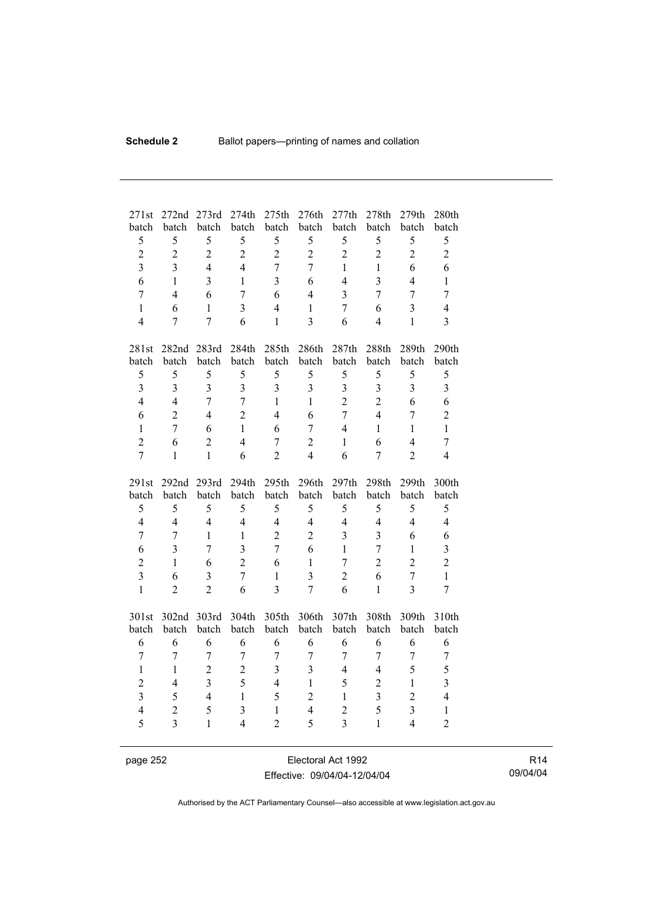| 271st batch | 272nd batch | 273rd batch | 274th batch | 275th batch | 276th batch | 277th batch | 278th batch | 279th batch | 280th batch |
|---|---|---|---|---|---|---|---|---|---|
| 5 | 5 | 5 | 5 | 5 | 5 | 5 | 5 | 5 | 5 |
| 2 | 2 | 2 | 2 | 2 | 2 | 2 | 2 | 2 | 2 |
| 3 | 3 | 4 | 4 | 7 | 7 | 1 | 1 | 6 | 6 |
| 6 | 1 | 3 | 1 | 3 | 6 | 4 | 3 | 4 | 1 |
| 7 | 4 | 6 | 7 | 6 | 4 | 3 | 7 | 7 | 7 |
| 1 | 6 | 1 | 3 | 4 | 1 | 7 | 6 | 3 | 4 |
| 4 | 7 | 7 | 6 | 1 | 3 | 6 | 4 | 1 | 3 |

| 281st batch | 282nd batch | 283rd batch | 284th batch | 285th batch | 286th batch | 287th batch | 288th batch | 289th batch | 290th batch |
|---|---|---|---|---|---|---|---|---|---|
| 5 | 5 | 5 | 5 | 5 | 5 | 5 | 5 | 5 | 5 |
| 3 | 3 | 3 | 3 | 3 | 3 | 3 | 3 | 3 | 3 |
| 4 | 4 | 7 | 7 | 1 | 1 | 2 | 2 | 6 | 6 |
| 6 | 2 | 4 | 2 | 4 | 6 | 7 | 4 | 7 | 2 |
| 1 | 7 | 6 | 1 | 6 | 7 | 4 | 1 | 1 | 1 |
| 2 | 6 | 2 | 4 | 7 | 2 | 1 | 6 | 4 | 7 |
| 7 | 1 | 1 | 6 | 2 | 4 | 6 | 7 | 2 | 4 |

| 291st batch | 292nd batch | 293rd batch | 294th batch | 295th batch | 296th batch | 297th batch | 298th batch | 299th batch | 300th batch |
|---|---|---|---|---|---|---|---|---|---|
| 5 | 5 | 5 | 5 | 5 | 5 | 5 | 5 | 5 | 5 |
| 4 | 4 | 4 | 4 | 4 | 4 | 4 | 4 | 4 | 4 |
| 7 | 7 | 1 | 1 | 2 | 2 | 3 | 3 | 6 | 6 |
| 6 | 3 | 7 | 3 | 7 | 6 | 1 | 7 | 1 | 3 |
| 2 | 1 | 6 | 2 | 6 | 1 | 7 | 2 | 2 | 2 |
| 3 | 6 | 3 | 7 | 1 | 3 | 2 | 6 | 7 | 1 |
| 1 | 2 | 2 | 6 | 3 | 7 | 6 | 1 | 3 | 7 |

| 301st batch | 302nd batch | 303rd batch | 304th batch | 305th batch | 306th batch | 307th batch | 308th batch | 309th batch | 310th batch |
|---|---|---|---|---|---|---|---|---|---|
| 6 | 6 | 6 | 6 | 6 | 6 | 6 | 6 | 6 | 6 |
| 7 | 7 | 7 | 7 | 7 | 7 | 7 | 7 | 7 | 7 |
| 1 | 1 | 2 | 2 | 3 | 3 | 4 | 4 | 5 | 5 |
| 2 | 4 | 3 | 5 | 4 | 1 | 5 | 2 | 1 | 3 |
| 3 | 5 | 4 | 1 | 5 | 2 | 1 | 3 | 2 | 4 |
| 4 | 2 | 5 | 3 | 1 | 4 | 2 | 5 | 3 | 1 |
| 5 | 3 | 1 | 4 | 2 | 5 | 3 | 1 | 4 | 2 |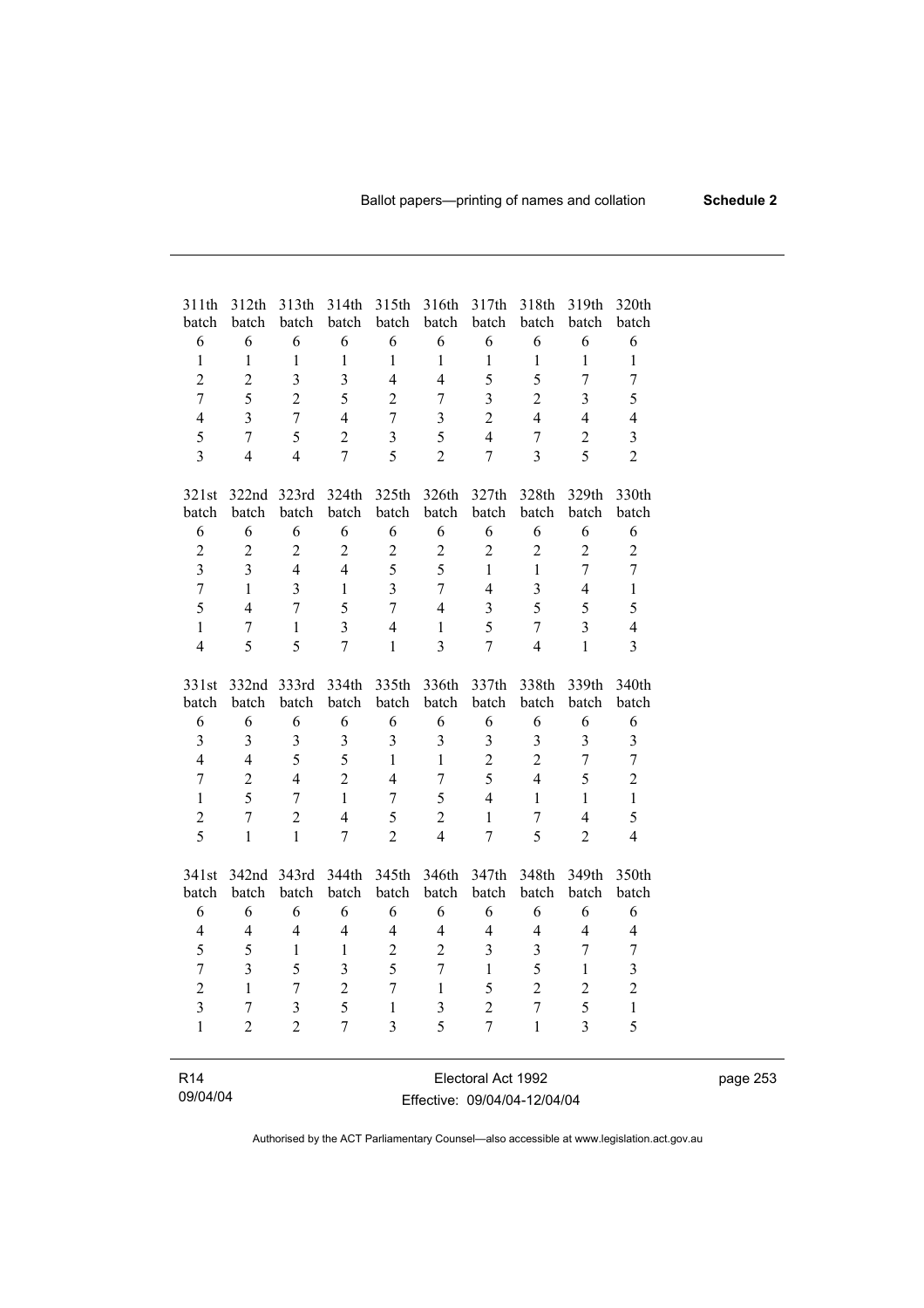| 311th batch | 312th batch | 313th batch | 314th batch | 315th batch | 316th batch | 317th batch | 318th batch | 319th batch | 320th batch |
|---|---|---|---|---|---|---|---|---|---|
| 6 | 6 | 6 | 6 | 6 | 6 | 6 | 6 | 6 | 6 |
| 1 | 1 | 1 | 1 | 1 | 1 | 1 | 1 | 1 | 1 |
| 2 | 2 | 3 | 3 | 4 | 4 | 5 | 5 | 7 | 7 |
| 7 | 5 | 2 | 5 | 2 | 7 | 3 | 2 | 3 | 5 |
| 4 | 3 | 7 | 4 | 7 | 3 | 2 | 4 | 4 | 4 |
| 5 | 7 | 5 | 2 | 3 | 5 | 4 | 7 | 2 | 3 |
| 3 | 4 | 4 | 7 | 5 | 2 | 7 | 3 | 5 | 2 |

| 321st batch | 322nd batch | 323rd batch | 324th batch | 325th batch | 326th batch | 327th batch | 328th batch | 329th batch | 330th batch |
|---|---|---|---|---|---|---|---|---|---|
| 6 | 6 | 6 | 6 | 6 | 6 | 6 | 6 | 6 | 6 |
| 2 | 2 | 2 | 2 | 2 | 2 | 2 | 2 | 2 | 2 |
| 3 | 3 | 4 | 4 | 5 | 5 | 1 | 1 | 7 | 7 |
| 7 | 1 | 3 | 1 | 3 | 7 | 4 | 3 | 4 | 1 |
| 5 | 4 | 7 | 5 | 7 | 4 | 3 | 5 | 5 | 5 |
| 1 | 7 | 1 | 3 | 4 | 1 | 5 | 7 | 3 | 4 |
| 4 | 5 | 5 | 7 | 1 | 3 | 7 | 4 | 1 | 3 |

| 331st batch | 332nd batch | 333rd batch | 334th batch | 335th batch | 336th batch | 337th batch | 338th batch | 339th batch | 340th batch |
|---|---|---|---|---|---|---|---|---|---|
| 6 | 6 | 6 | 6 | 6 | 6 | 6 | 6 | 6 | 6 |
| 3 | 3 | 3 | 3 | 3 | 3 | 3 | 3 | 3 | 3 |
| 4 | 4 | 5 | 5 | 1 | 1 | 2 | 2 | 7 | 7 |
| 7 | 2 | 4 | 2 | 4 | 7 | 5 | 4 | 5 | 2 |
| 1 | 5 | 7 | 1 | 7 | 5 | 4 | 1 | 1 | 1 |
| 2 | 7 | 2 | 4 | 5 | 2 | 1 | 7 | 4 | 5 |
| 5 | 1 | 1 | 7 | 2 | 4 | 7 | 5 | 2 | 4 |

| 341st batch | 342nd batch | 343rd batch | 344th batch | 345th batch | 346th batch | 347th batch | 348th batch | 349th batch | 350th batch |
|---|---|---|---|---|---|---|---|---|---|
| 6 | 6 | 6 | 6 | 6 | 6 | 6 | 6 | 6 | 6 |
| 4 | 4 | 4 | 4 | 4 | 4 | 4 | 4 | 4 | 4 |
| 5 | 5 | 1 | 1 | 2 | 2 | 3 | 3 | 7 | 7 |
| 7 | 3 | 5 | 3 | 5 | 7 | 1 | 5 | 1 | 3 |
| 2 | 1 | 7 | 2 | 7 | 1 | 5 | 2 | 2 | 2 |
| 3 | 7 | 3 | 5 | 1 | 3 | 2 | 7 | 5 | 1 |
| 1 | 2 | 2 | 7 | 3 | 5 | 7 | 1 | 3 | 5 |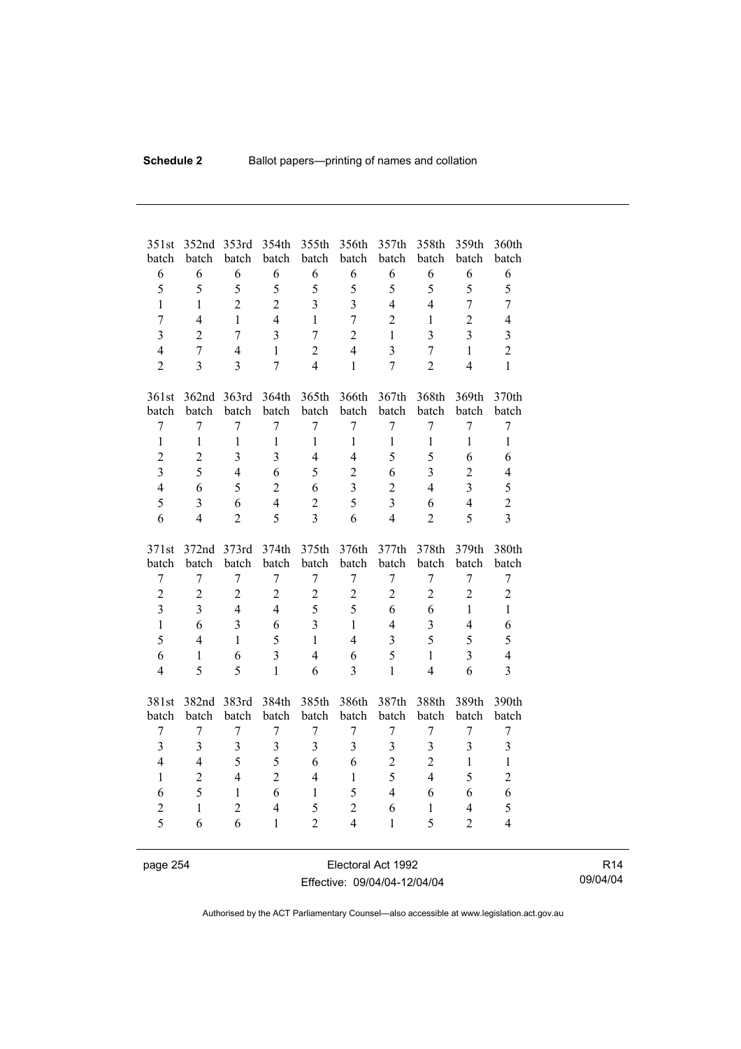| 351st batch | 352nd batch | 353rd batch | 354th batch | 355th batch | 356th batch | 357th batch | 358th batch | 359th batch | 360th batch |
|---|---|---|---|---|---|---|---|---|---|
| 6 | 6 | 6 | 6 | 6 | 6 | 6 | 6 | 6 | 6 |
| 5 | 5 | 5 | 5 | 5 | 5 | 5 | 5 | 5 | 5 |
| 1 | 1 | 2 | 2 | 3 | 3 | 4 | 4 | 7 | 7 |
| 7 | 4 | 1 | 4 | 1 | 7 | 2 | 1 | 2 | 4 |
| 3 | 2 | 7 | 3 | 7 | 2 | 1 | 3 | 3 | 3 |
| 4 | 7 | 4 | 1 | 2 | 4 | 3 | 7 | 1 | 2 |
| 2 | 3 | 3 | 7 | 4 | 1 | 7 | 2 | 4 | 1 |

| 361st batch | 362nd batch | 363rd batch | 364th batch | 365th batch | 366th batch | 367th batch | 368th batch | 369th batch | 370th batch |
|---|---|---|---|---|---|---|---|---|---|
| 7 | 7 | 7 | 7 | 7 | 7 | 7 | 7 | 7 | 7 |
| 1 | 1 | 1 | 1 | 1 | 1 | 1 | 1 | 1 | 1 |
| 2 | 2 | 3 | 3 | 4 | 4 | 5 | 5 | 6 | 6 |
| 3 | 5 | 4 | 6 | 5 | 2 | 6 | 3 | 2 | 4 |
| 4 | 6 | 5 | 2 | 6 | 3 | 2 | 4 | 3 | 5 |
| 5 | 3 | 6 | 4 | 2 | 5 | 3 | 6 | 4 | 2 |
| 6 | 4 | 2 | 5 | 3 | 6 | 4 | 2 | 5 | 3 |

| 371st batch | 372nd batch | 373rd batch | 374th batch | 375th batch | 376th batch | 377th batch | 378th batch | 379th batch | 380th batch |
|---|---|---|---|---|---|---|---|---|---|
| 7 | 7 | 7 | 7 | 7 | 7 | 7 | 7 | 7 | 7 |
| 2 | 2 | 2 | 2 | 2 | 2 | 2 | 2 | 2 | 2 |
| 3 | 3 | 4 | 4 | 5 | 5 | 6 | 6 | 1 | 1 |
| 1 | 6 | 3 | 6 | 3 | 1 | 4 | 3 | 4 | 6 |
| 5 | 4 | 1 | 5 | 1 | 4 | 3 | 5 | 5 | 5 |
| 6 | 1 | 6 | 3 | 4 | 6 | 5 | 1 | 3 | 4 |
| 4 | 5 | 5 | 1 | 6 | 3 | 1 | 4 | 6 | 3 |

| 381st batch | 382nd batch | 383rd batch | 384th batch | 385th batch | 386th batch | 387th batch | 388th batch | 389th batch | 390th batch |
|---|---|---|---|---|---|---|---|---|---|
| 7 | 7 | 7 | 7 | 7 | 7 | 7 | 7 | 7 | 7 |
| 3 | 3 | 3 | 3 | 3 | 3 | 3 | 3 | 3 | 3 |
| 4 | 4 | 5 | 5 | 6 | 6 | 2 | 2 | 1 | 1 |
| 1 | 2 | 4 | 2 | 4 | 1 | 5 | 4 | 5 | 2 |
| 6 | 5 | 1 | 6 | 1 | 5 | 4 | 6 | 6 | 6 |
| 2 | 1 | 2 | 4 | 5 | 2 | 6 | 1 | 4 | 5 |
| 5 | 6 | 6 | 1 | 2 | 4 | 1 | 5 | 2 | 4 |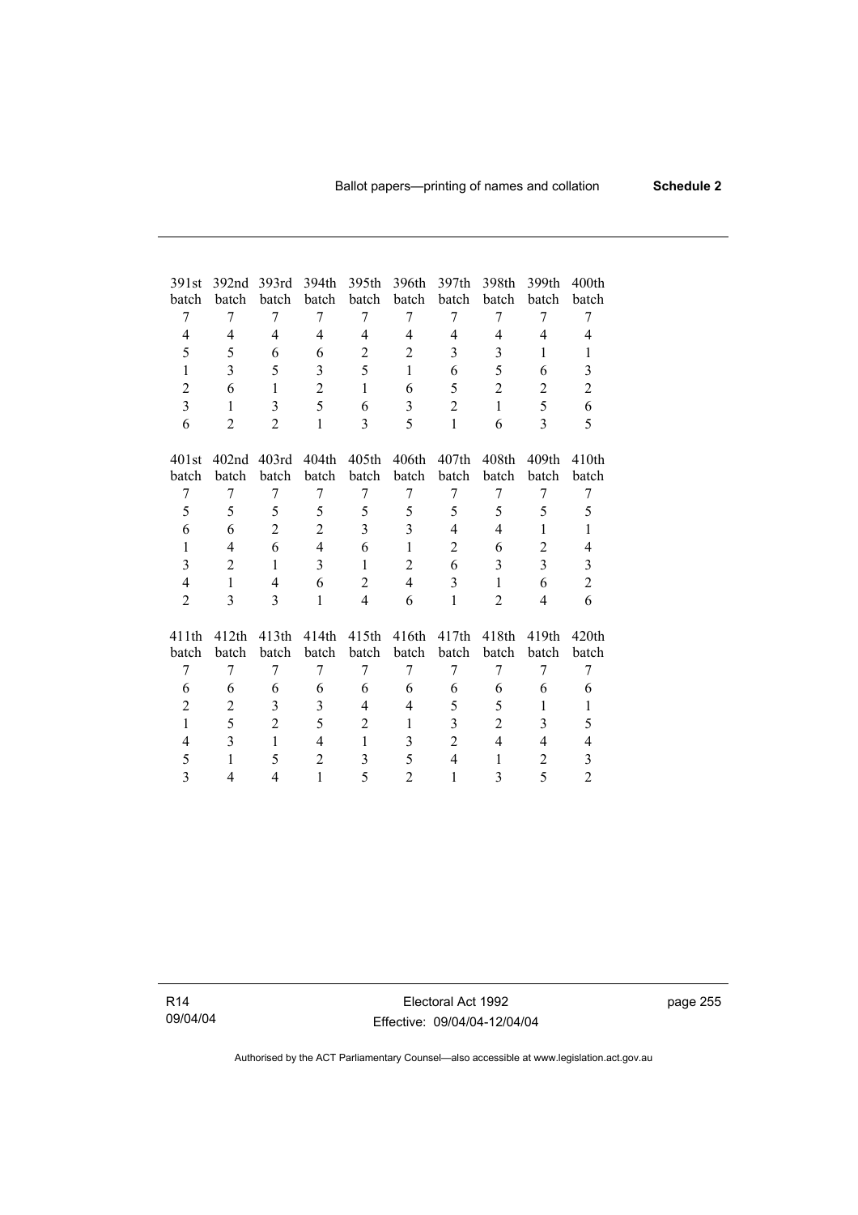| 391st batch | 392nd batch | 393rd batch | 394th batch | 395th batch | 396th batch | 397th batch | 398th batch | 399th batch | 400th batch |
|---|---|---|---|---|---|---|---|---|---|
| 7 | 7 | 7 | 7 | 7 | 7 | 7 | 7 | 7 | 7 |
| 4 | 4 | 4 | 4 | 4 | 4 | 4 | 4 | 4 | 4 |
| 5 | 5 | 6 | 6 | 2 | 2 | 3 | 3 | 1 | 1 |
| 1 | 3 | 5 | 3 | 5 | 1 | 6 | 5 | 6 | 3 |
| 2 | 6 | 1 | 2 | 1 | 6 | 5 | 2 | 2 | 2 |
| 3 | 1 | 3 | 5 | 6 | 3 | 2 | 1 | 5 | 6 |
| 6 | 2 | 2 | 1 | 3 | 5 | 1 | 6 | 3 | 5 |

| 401st batch | 402nd batch | 403rd batch | 404th batch | 405th batch | 406th batch | 407th batch | 408th batch | 409th batch | 410th batch |
|---|---|---|---|---|---|---|---|---|---|
| 7 | 7 | 7 | 7 | 7 | 7 | 7 | 7 | 7 | 7 |
| 5 | 5 | 5 | 5 | 5 | 5 | 5 | 5 | 5 | 5 |
| 6 | 6 | 2 | 2 | 3 | 3 | 4 | 4 | 1 | 1 |
| 1 | 4 | 6 | 4 | 6 | 1 | 2 | 6 | 2 | 4 |
| 3 | 2 | 1 | 3 | 1 | 2 | 6 | 3 | 3 | 3 |
| 4 | 1 | 4 | 6 | 2 | 4 | 3 | 1 | 6 | 2 |
| 2 | 3 | 3 | 1 | 4 | 6 | 1 | 2 | 4 | 6 |

| 411th batch | 412th batch | 413th batch | 414th batch | 415th batch | 416th batch | 417th batch | 418th batch | 419th batch | 420th batch |
|---|---|---|---|---|---|---|---|---|---|
| 7 | 7 | 7 | 7 | 7 | 7 | 7 | 7 | 7 | 7 |
| 6 | 6 | 6 | 6 | 6 | 6 | 6 | 6 | 6 | 6 |
| 2 | 2 | 3 | 3 | 4 | 4 | 5 | 5 | 1 | 1 |
| 1 | 5 | 2 | 5 | 2 | 1 | 3 | 2 | 3 | 5 |
| 4 | 3 | 1 | 4 | 1 | 3 | 2 | 4 | 4 | 4 |
| 5 | 1 | 5 | 2 | 3 | 5 | 4 | 1 | 2 | 3 |
| 3 | 4 | 4 | 1 | 5 | 2 | 1 | 3 | 5 | 2 |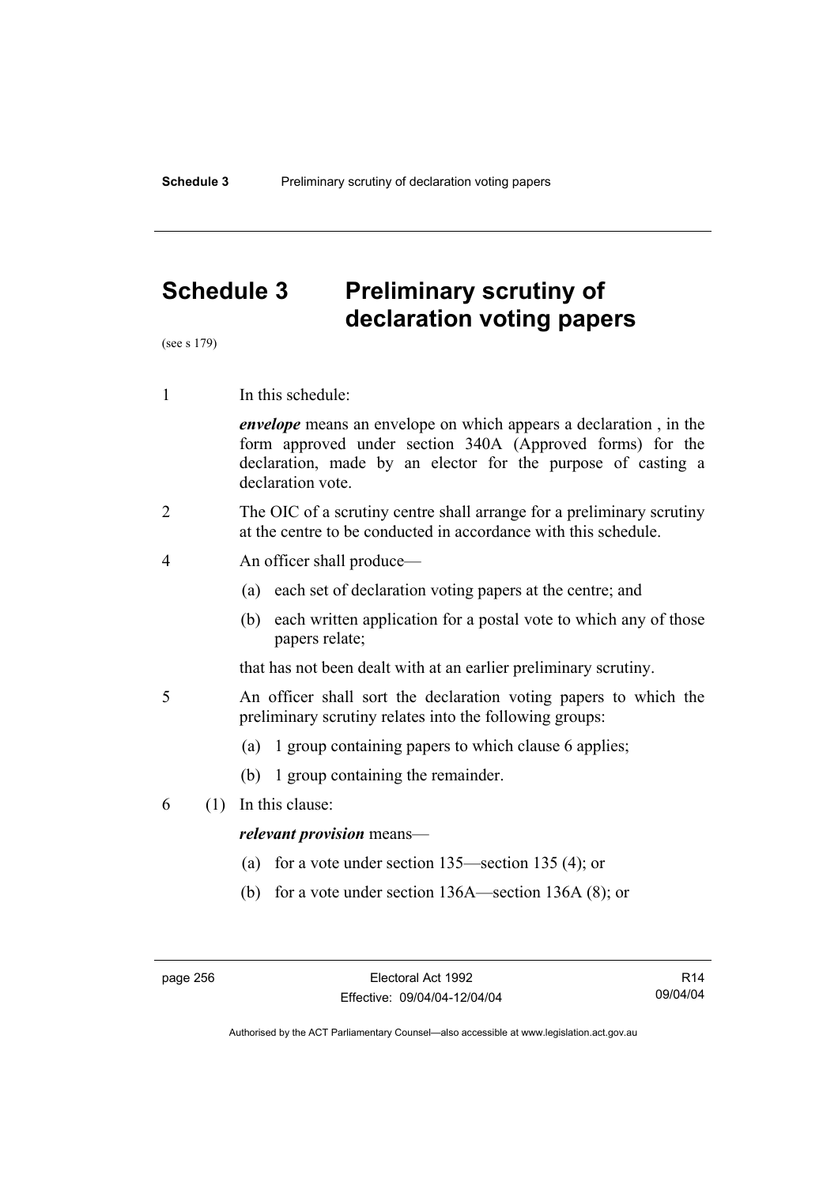# Schedule 3 Preliminary scrutiny of declaration voting papers

(see s 179)

1 In this schedule:

***envelope*** means an envelope on which appears a declaration , in the form approved under section 340A (Approved forms) for the declaration, made by an elector for the purpose of casting a declaration vote.

2 The OIC of a scrutiny centre shall arrange for a preliminary scrutiny at the centre to be conducted in accordance with this schedule.

4 An officer shall produce—

(a) each set of declaration voting papers at the centre; and

(b) each written application for a postal vote to which any of those papers relate;

that has not been dealt with at an earlier preliminary scrutiny.

5 An officer shall sort the declaration voting papers to which the preliminary scrutiny relates into the following groups:

(a) 1 group containing papers to which clause 6 applies;

(b) 1 group containing the remainder.

6 (1) In this clause:

***relevant provision*** means—

(a) for a vote under section 135—section 135 (4); or

(b) for a vote under section 136A—section 136A (8); or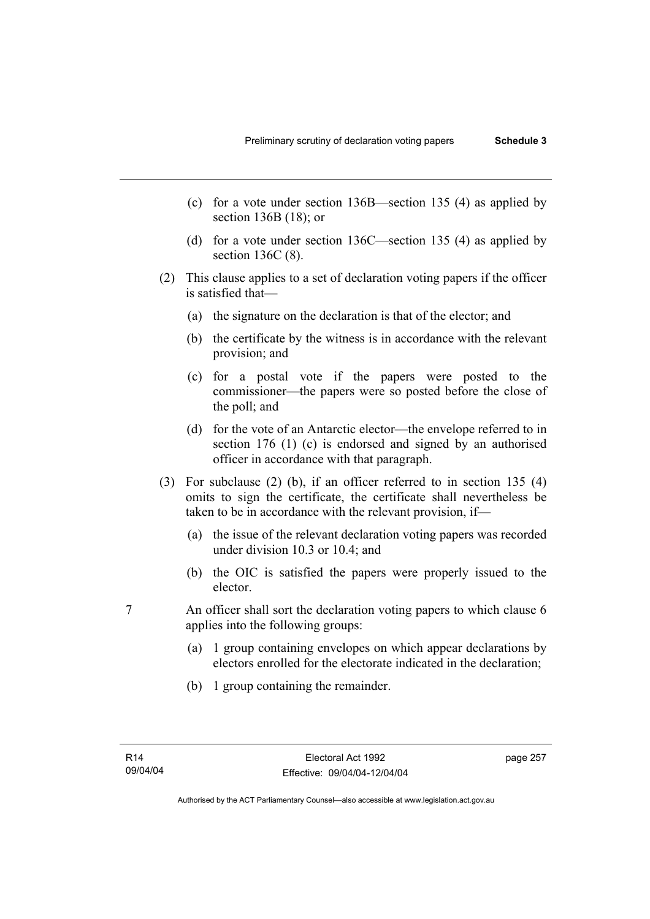(c) for a vote under section 136B—section 135 (4) as applied by section 136B (18); or

(d) for a vote under section 136C—section 135 (4) as applied by section 136C (8).

(2) This clause applies to a set of declaration voting papers if the officer is satisfied that—

(a) the signature on the declaration is that of the elector; and

(b) the certificate by the witness is in accordance with the relevant provision; and

(c) for a postal vote if the papers were posted to the commissioner—the papers were so posted before the close of the poll; and

(d) for the vote of an Antarctic elector—the envelope referred to in section 176 (1) (c) is endorsed and signed by an authorised officer in accordance with that paragraph.

(3) For subclause (2) (b), if an officer referred to in section 135 (4) omits to sign the certificate, the certificate shall nevertheless be taken to be in accordance with the relevant provision, if—

(a) the issue of the relevant declaration voting papers was recorded under division 10.3 or 10.4; and

(b) the OIC is satisfied the papers were properly issued to the elector.

7 An officer shall sort the declaration voting papers to which clause 6 applies into the following groups:

(a) 1 group containing envelopes on which appear declarations by electors enrolled for the electorate indicated in the declaration;

(b) 1 group containing the remainder.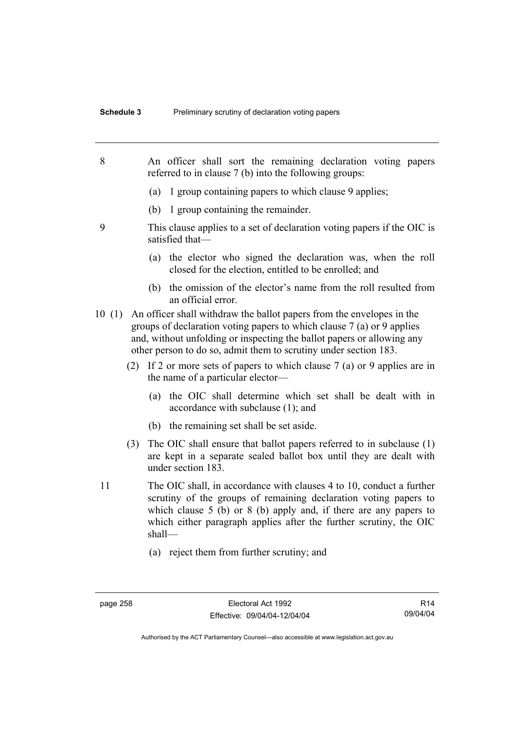8 An officer shall sort the remaining declaration voting papers referred to in clause 7 (b) into the following groups:

(a) 1 group containing papers to which clause 9 applies;

(b) 1 group containing the remainder.

9 This clause applies to a set of declaration voting papers if the OIC is satisfied that—

(a) the elector who signed the declaration was, when the roll closed for the election, entitled to be enrolled; and

(b) the omission of the elector's name from the roll resulted from an official error.

10 (1) An officer shall withdraw the ballot papers from the envelopes in the groups of declaration voting papers to which clause 7 (a) or 9 applies and, without unfolding or inspecting the ballot papers or allowing any other person to do so, admit them to scrutiny under section 183.

(2) If 2 or more sets of papers to which clause 7 (a) or 9 applies are in the name of a particular elector—

(a) the OIC shall determine which set shall be dealt with in accordance with subclause (1); and

(b) the remaining set shall be set aside.

(3) The OIC shall ensure that ballot papers referred to in subclause (1) are kept in a separate sealed ballot box until they are dealt with under section 183.

11 The OIC shall, in accordance with clauses 4 to 10, conduct a further scrutiny of the groups of remaining declaration voting papers to which clause 5 (b) or 8 (b) apply and, if there are any papers to which either paragraph applies after the further scrutiny, the OIC shall—

(a) reject them from further scrutiny; and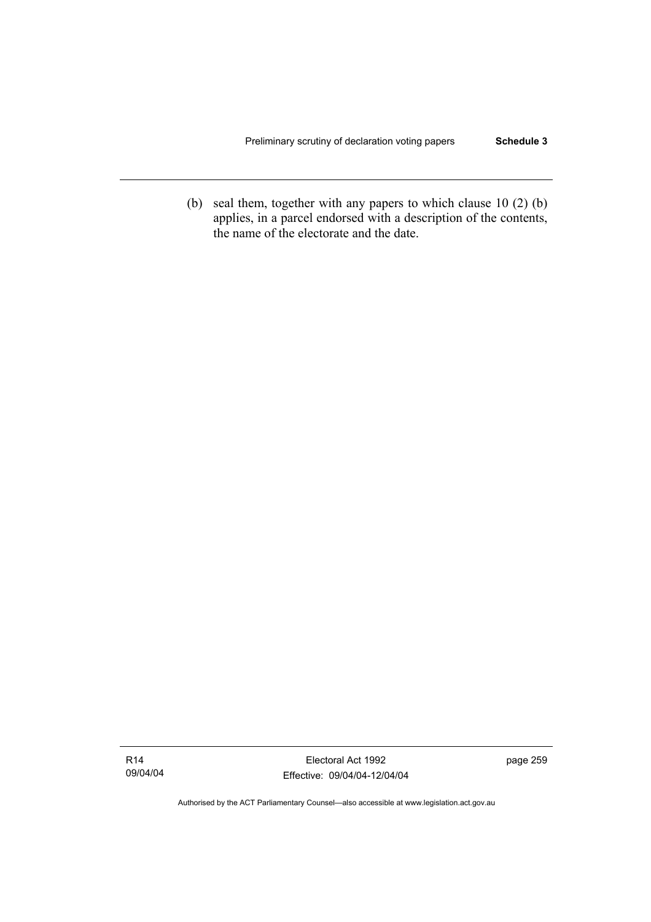(b) seal them, together with any papers to which clause 10 (2) (b) applies, in a parcel endorsed with a description of the contents, the name of the electorate and the date.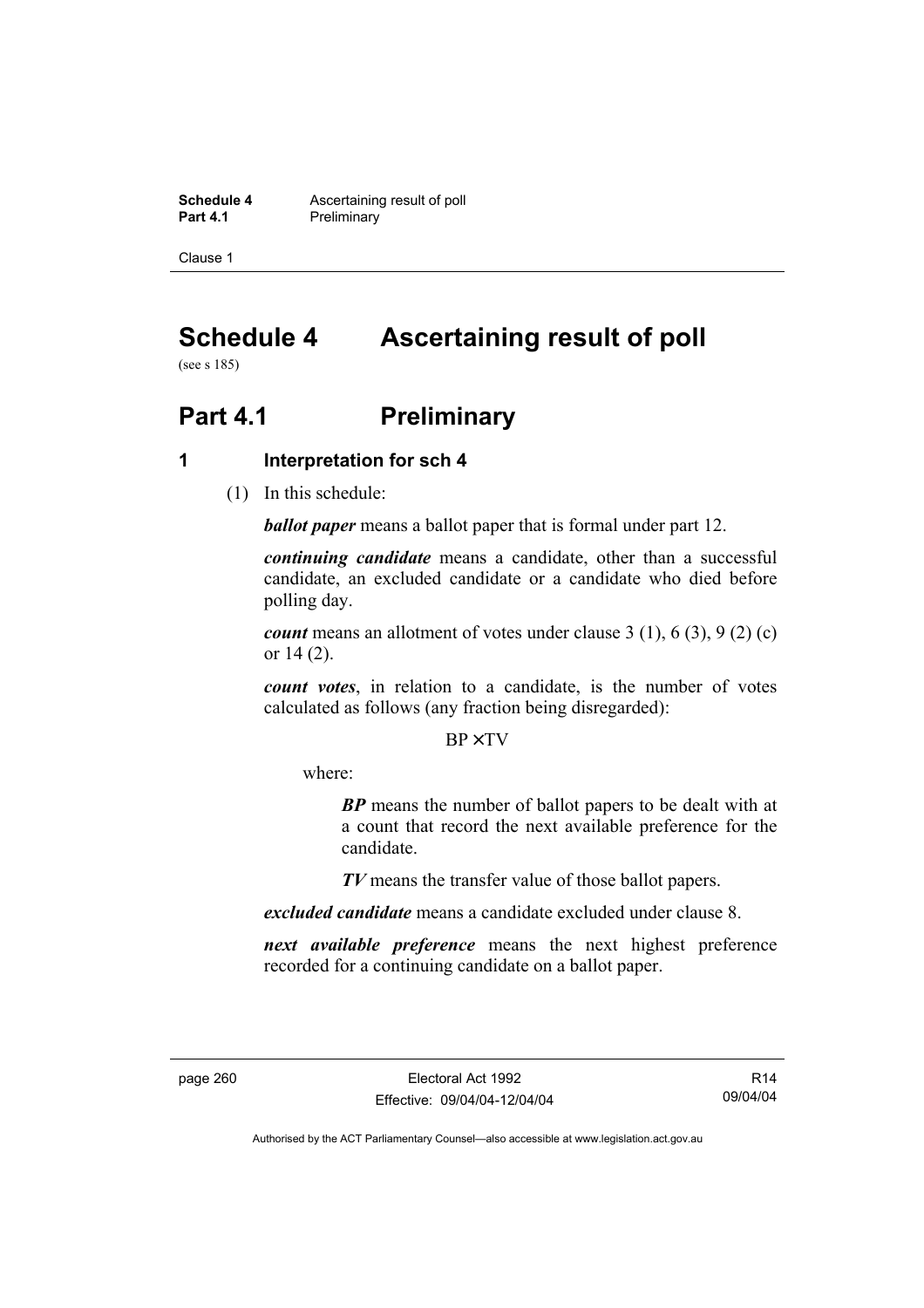# Schedule 4 Ascertaining result of poll

(see s 185)

## Part 4.1 Preliminary

### 1 Interpretation for sch 4

(1) In this schedule:

***ballot paper*** means a ballot paper that is formal under part 12.

***continuing candidate*** means a candidate, other than a successful candidate, an excluded candidate or a candidate who died before polling day.

***count*** means an allotment of votes under clause 3 (1), 6 (3), 9 (2) (c) or 14 (2).

***count votes***, in relation to a candidate, is the number of votes calculated as follows (any fraction being disregarded):

$$BP \times TV$$

where:

> ***BP*** means the number of ballot papers to be dealt with at a count that record the next available preference for the candidate.
>
> ***TV*** means the transfer value of those ballot papers.

***excluded candidate*** means a candidate excluded under clause 8.

***next available preference*** means the next highest preference recorded for a continuing candidate on a ballot paper.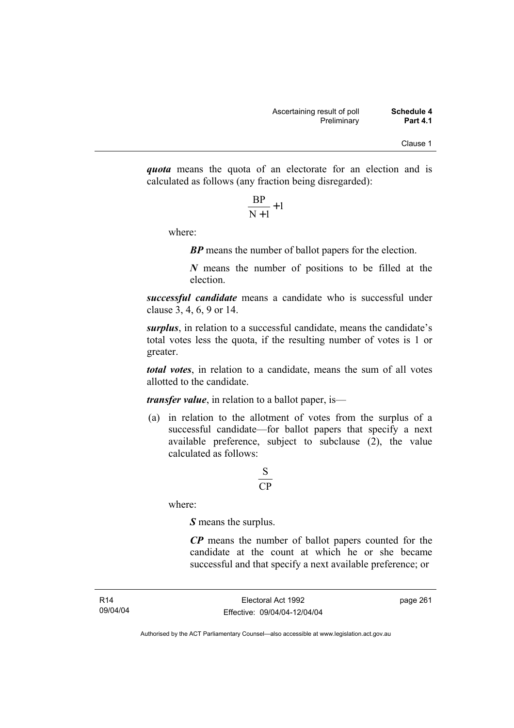***quota*** means the quota of an electorate for an election and is calculated as follows (any fraction being disregarded):

$$\frac{BP}{N+1}+1$$

where:

***BP*** means the number of ballot papers for the election.

***N*** means the number of positions to be filled at the election.

***successful candidate*** means a candidate who is successful under clause 3, 4, 6, 9 or 14.

***surplus***, in relation to a successful candidate, means the candidate's total votes less the quota, if the resulting number of votes is 1 or greater.

***total votes***, in relation to a candidate, means the sum of all votes allotted to the candidate.

***transfer value***, in relation to a ballot paper, is—

(a) in relation to the allotment of votes from the surplus of a successful candidate—for ballot papers that specify a next available preference, subject to subclause (2), the value calculated as follows:

$$\frac{S}{CP}$$

where:

***S*** means the surplus.

***CP*** means the number of ballot papers counted for the candidate at the count at which he or she became successful and that specify a next available preference; or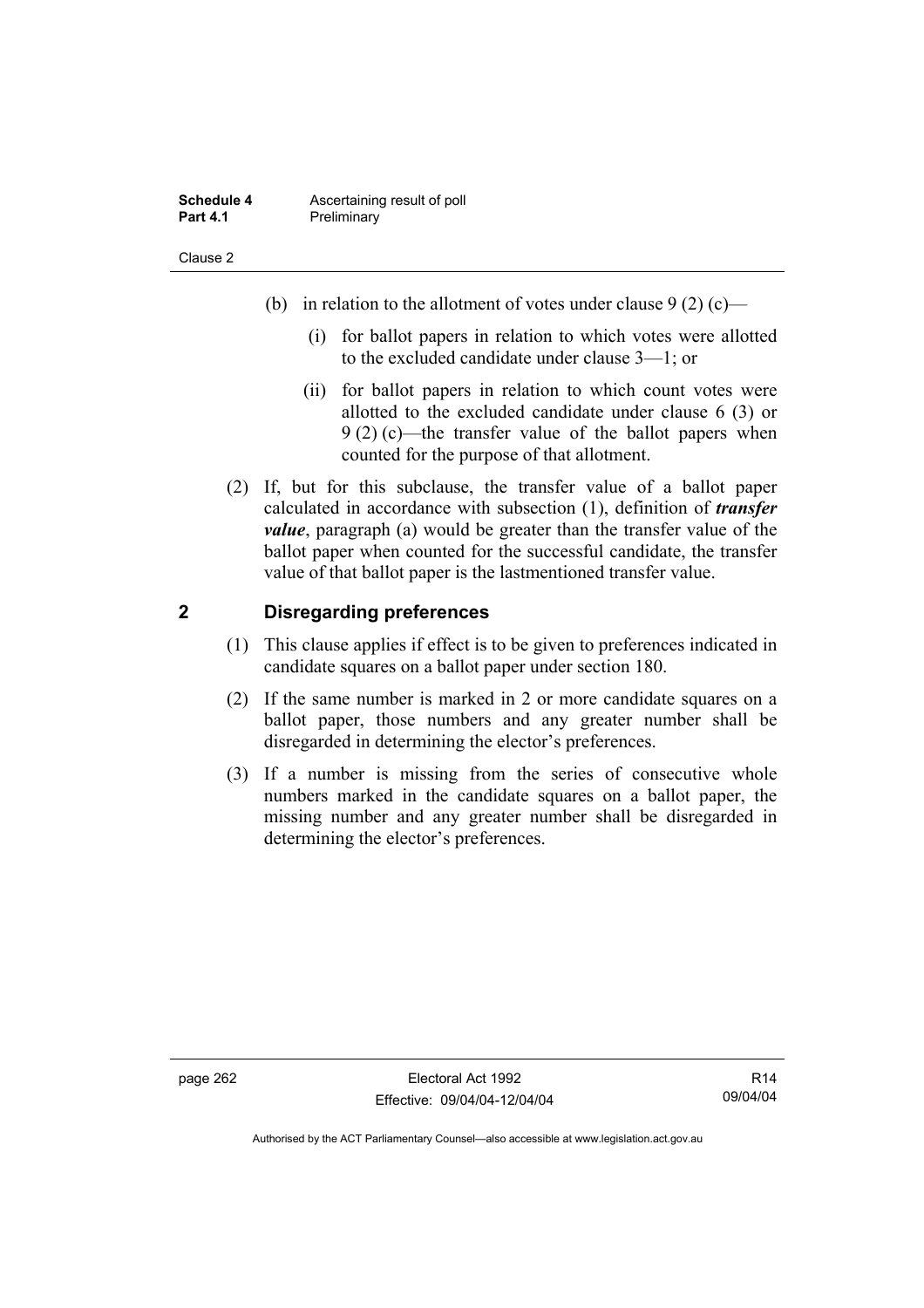(b) in relation to the allotment of votes under clause 9 (2) (c)—

(i) for ballot papers in relation to which votes were allotted to the excluded candidate under clause 3—1; or

(ii) for ballot papers in relation to which count votes were allotted to the excluded candidate under clause 6 (3) or 9 (2) (c)—the transfer value of the ballot papers when counted for the purpose of that allotment.

(2) If, but for this subclause, the transfer value of a ballot paper calculated in accordance with subsection (1), definition of ***transfer value***, paragraph (a) would be greater than the transfer value of the ballot paper when counted for the successful candidate, the transfer value of that ballot paper is the lastmentioned transfer value.

## 2 Disregarding preferences

(1) This clause applies if effect is to be given to preferences indicated in candidate squares on a ballot paper under section 180.

(2) If the same number is marked in 2 or more candidate squares on a ballot paper, those numbers and any greater number shall be disregarded in determining the elector's preferences.

(3) If a number is missing from the series of consecutive whole numbers marked in the candidate squares on a ballot paper, the missing number and any greater number shall be disregarded in determining the elector's preferences.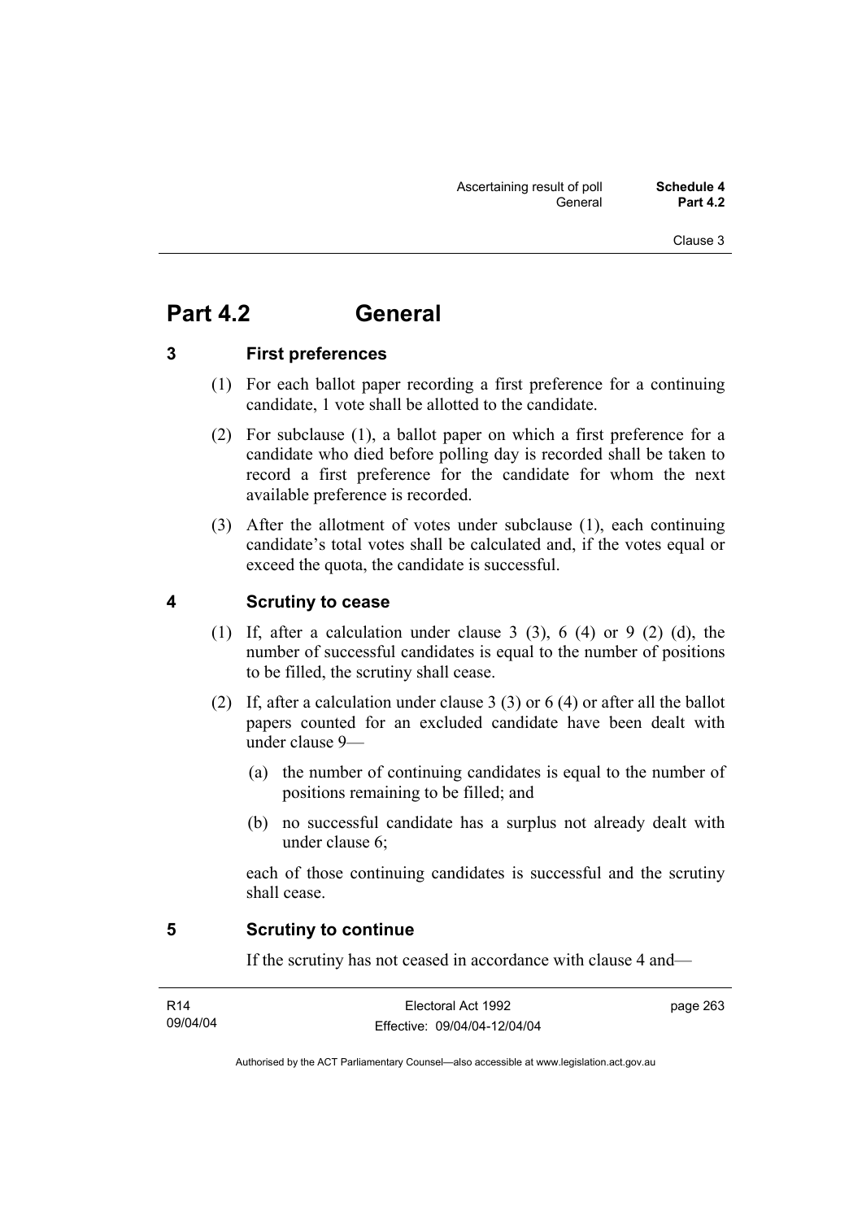# Part 4.2 General

## 3 First preferences

(1) For each ballot paper recording a first preference for a continuing candidate, 1 vote shall be allotted to the candidate.

(2) For subclause (1), a ballot paper on which a first preference for a candidate who died before polling day is recorded shall be taken to record a first preference for the candidate for whom the next available preference is recorded.

(3) After the allotment of votes under subclause (1), each continuing candidate's total votes shall be calculated and, if the votes equal or exceed the quota, the candidate is successful.

## 4 Scrutiny to cease

(1) If, after a calculation under clause 3 (3), 6 (4) or 9 (2) (d), the number of successful candidates is equal to the number of positions to be filled, the scrutiny shall cease.

(2) If, after a calculation under clause 3 (3) or 6 (4) or after all the ballot papers counted for an excluded candidate have been dealt with under clause 9—

(a) the number of continuing candidates is equal to the number of positions remaining to be filled; and

(b) no successful candidate has a surplus not already dealt with under clause 6;

each of those continuing candidates is successful and the scrutiny shall cease.

## 5 Scrutiny to continue

If the scrutiny has not ceased in accordance with clause 4 and—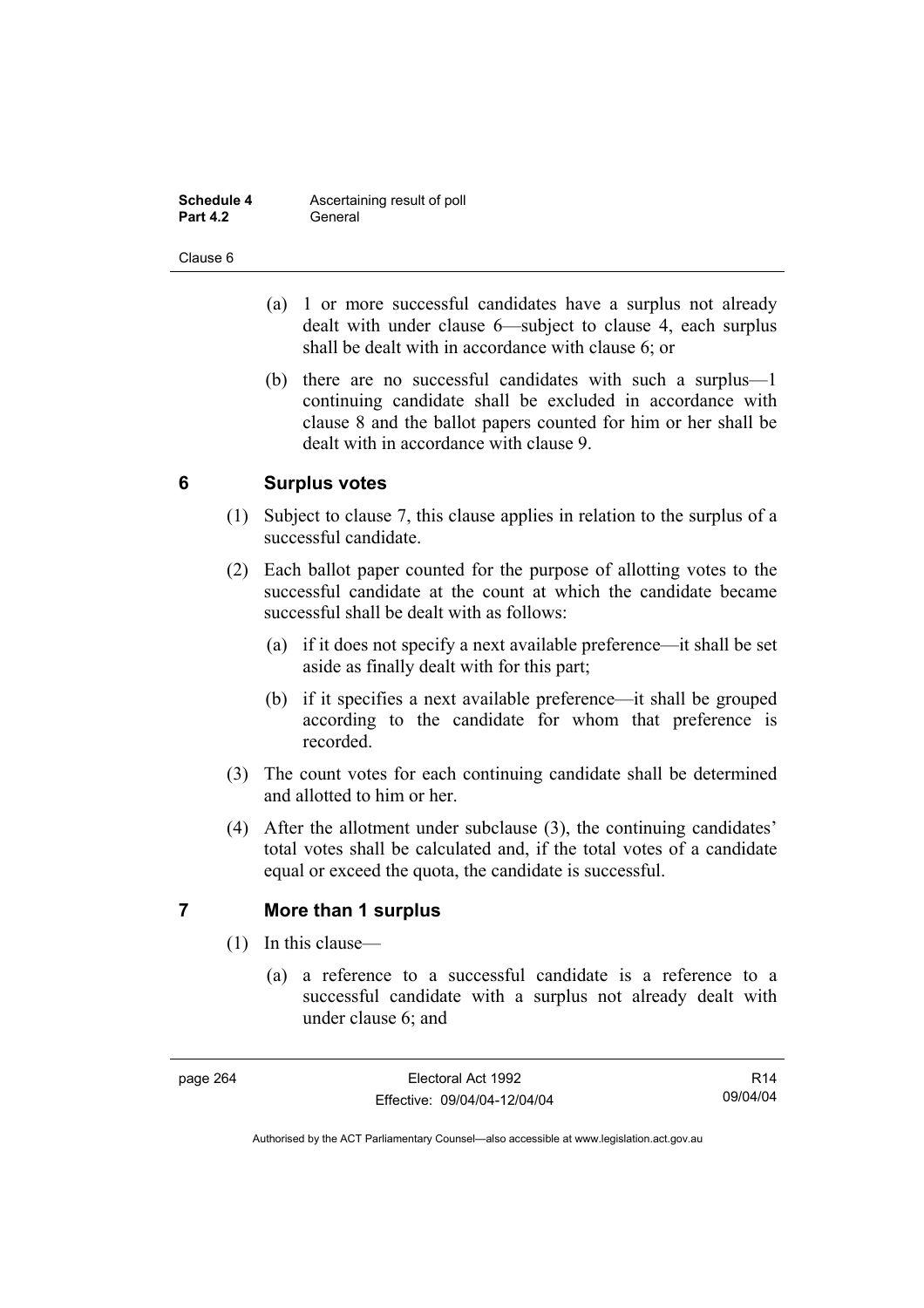- (a) 1 or more successful candidates have a surplus not already dealt with under clause 6—subject to clause 4, each surplus shall be dealt with in accordance with clause 6; or
- (b) there are no successful candidates with such a surplus—1 continuing candidate shall be excluded in accordance with clause 8 and the ballot papers counted for him or her shall be dealt with in accordance with clause 9.

## 6 Surplus votes

(1) Subject to clause 7, this clause applies in relation to the surplus of a successful candidate.

(2) Each ballot paper counted for the purpose of allotting votes to the successful candidate at the count at which the candidate became successful shall be dealt with as follows:

- (a) if it does not specify a next available preference—it shall be set aside as finally dealt with for this part;
- (b) if it specifies a next available preference—it shall be grouped according to the candidate for whom that preference is recorded.

(3) The count votes for each continuing candidate shall be determined and allotted to him or her.

(4) After the allotment under subclause (3), the continuing candidates' total votes shall be calculated and, if the total votes of a candidate equal or exceed the quota, the candidate is successful.

## 7 More than 1 surplus

(1) In this clause—

- (a) a reference to a successful candidate is a reference to a successful candidate with a surplus not already dealt with under clause 6; and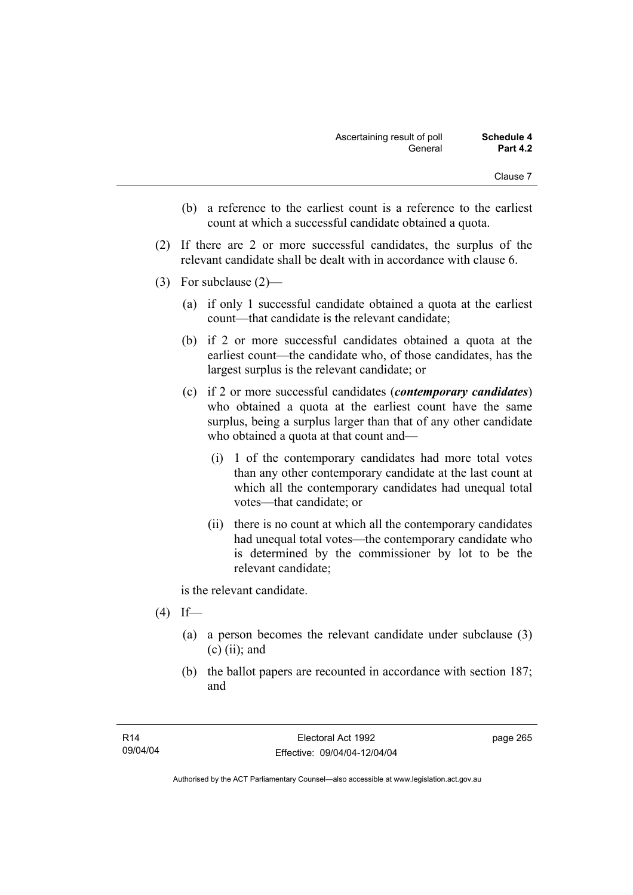(b) a reference to the earliest count is a reference to the earliest count at which a successful candidate obtained a quota.

(2) If there are 2 or more successful candidates, the surplus of the relevant candidate shall be dealt with in accordance with clause 6.

(3) For subclause (2)—

(a) if only 1 successful candidate obtained a quota at the earliest count—that candidate is the relevant candidate;

(b) if 2 or more successful candidates obtained a quota at the earliest count—the candidate who, of those candidates, has the largest surplus is the relevant candidate; or

(c) if 2 or more successful candidates (***contemporary candidates***) who obtained a quota at the earliest count have the same surplus, being a surplus larger than that of any other candidate who obtained a quota at that count and—

(i) 1 of the contemporary candidates had more total votes than any other contemporary candidate at the last count at which all the contemporary candidates had unequal total votes—that candidate; or

(ii) there is no count at which all the contemporary candidates had unequal total votes—the contemporary candidate who is determined by the commissioner by lot to be the relevant candidate;

is the relevant candidate.

(4) If—

(a) a person becomes the relevant candidate under subclause (3) (c) (ii); and

(b) the ballot papers are recounted in accordance with section 187; and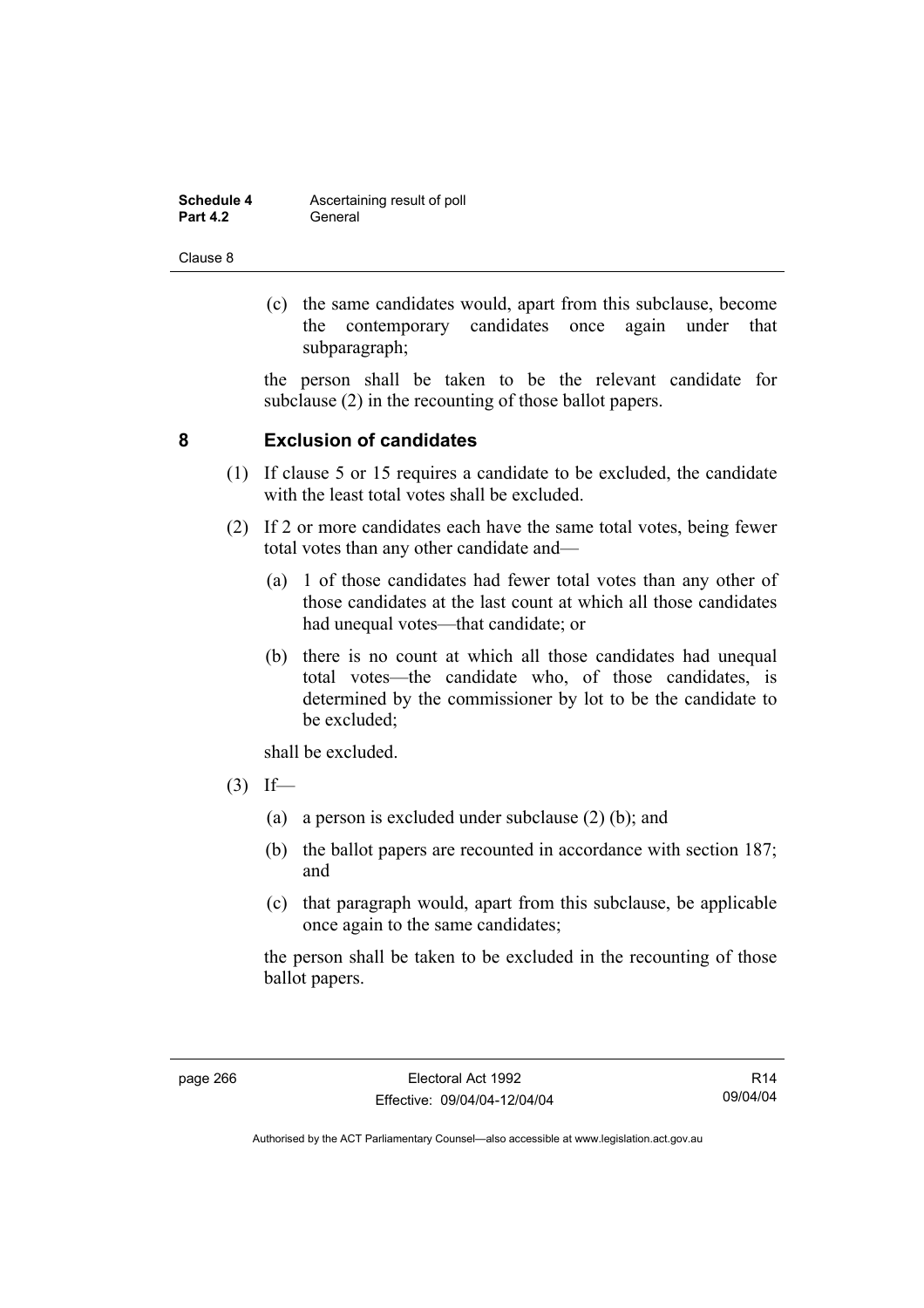(c) the same candidates would, apart from this subclause, become the contemporary candidates once again under that subparagraph;

the person shall be taken to be the relevant candidate for subclause (2) in the recounting of those ballot papers.

## 8 Exclusion of candidates

(1) If clause 5 or 15 requires a candidate to be excluded, the candidate with the least total votes shall be excluded.

(2) If 2 or more candidates each have the same total votes, being fewer total votes than any other candidate and—

(a) 1 of those candidates had fewer total votes than any other of those candidates at the last count at which all those candidates had unequal votes—that candidate; or

(b) there is no count at which all those candidates had unequal total votes—the candidate who, of those candidates, is determined by the commissioner by lot to be the candidate to be excluded;

shall be excluded.

(3) If—

(a) a person is excluded under subclause (2) (b); and

(b) the ballot papers are recounted in accordance with section 187; and

(c) that paragraph would, apart from this subclause, be applicable once again to the same candidates;

the person shall be taken to be excluded in the recounting of those ballot papers.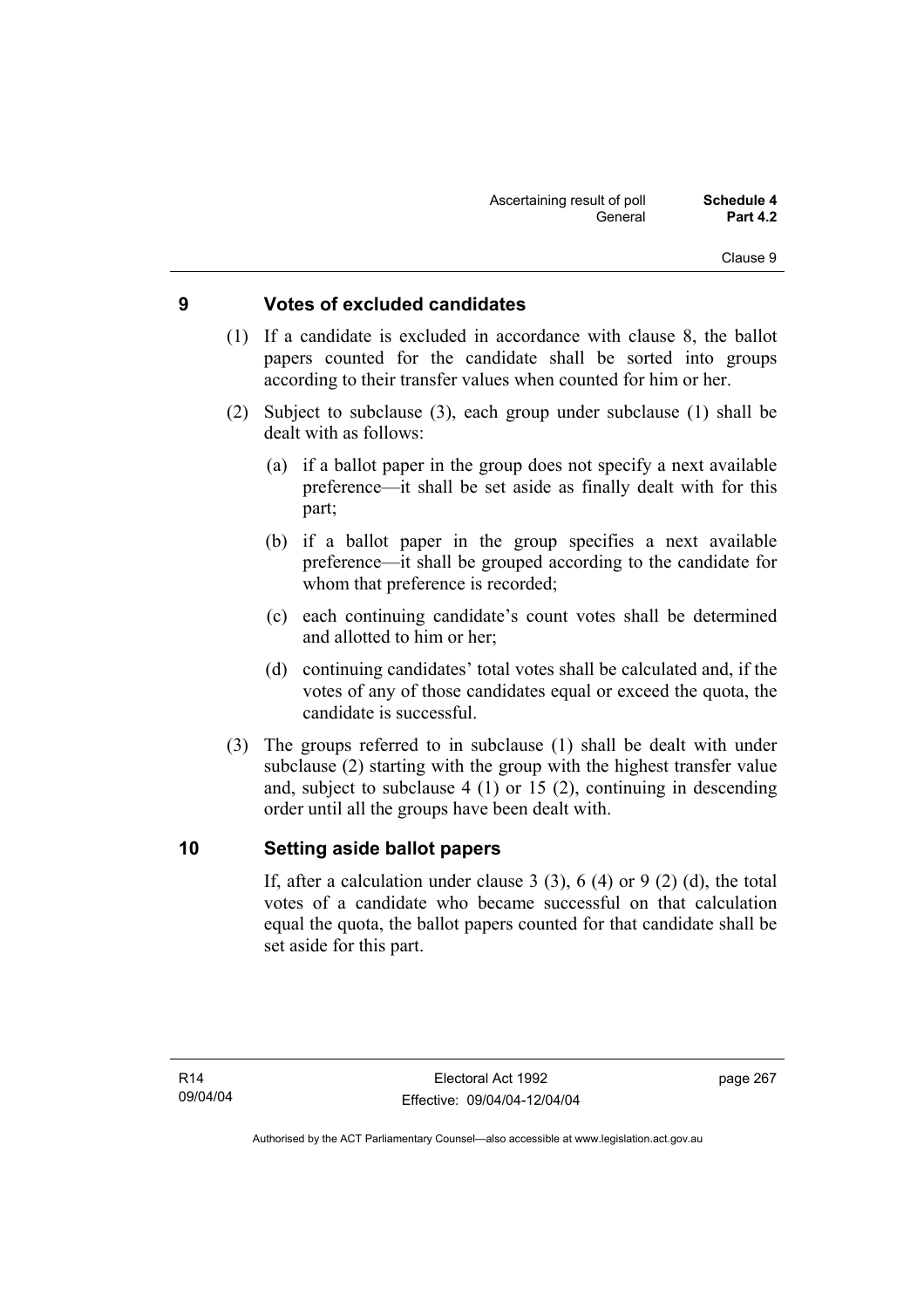## 9 Votes of excluded candidates

(1) If a candidate is excluded in accordance with clause 8, the ballot papers counted for the candidate shall be sorted into groups according to their transfer values when counted for him or her.

(2) Subject to subclause (3), each group under subclause (1) shall be dealt with as follows:

(a) if a ballot paper in the group does not specify a next available preference—it shall be set aside as finally dealt with for this part;

(b) if a ballot paper in the group specifies a next available preference—it shall be grouped according to the candidate for whom that preference is recorded;

(c) each continuing candidate's count votes shall be determined and allotted to him or her;

(d) continuing candidates' total votes shall be calculated and, if the votes of any of those candidates equal or exceed the quota, the candidate is successful.

(3) The groups referred to in subclause (1) shall be dealt with under subclause (2) starting with the group with the highest transfer value and, subject to subclause 4 (1) or 15 (2), continuing in descending order until all the groups have been dealt with.

## 10 Setting aside ballot papers

If, after a calculation under clause 3 (3), 6 (4) or 9 (2) (d), the total votes of a candidate who became successful on that calculation equal the quota, the ballot papers counted for that candidate shall be set aside for this part.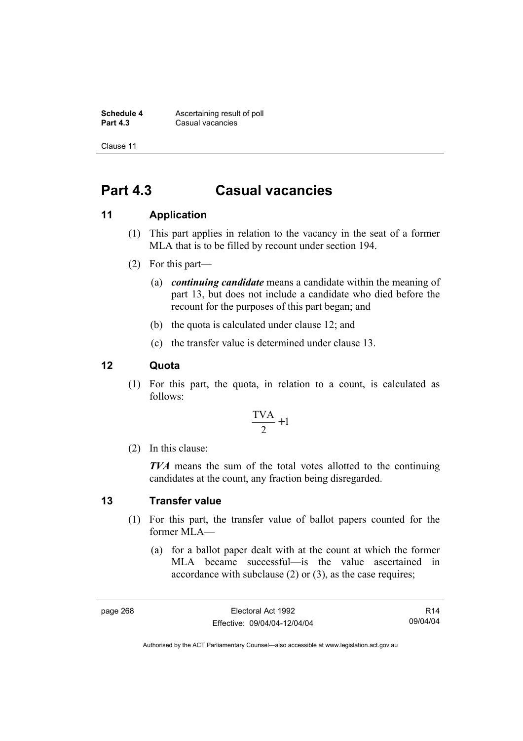# Part 4.3 Casual vacancies

## 11 Application

(1) This part applies in relation to the vacancy in the seat of a former MLA that is to be filled by recount under section 194.

(2) For this part—

(a) ***continuing candidate*** means a candidate within the meaning of part 13, but does not include a candidate who died before the recount for the purposes of this part began; and

(b) the quota is calculated under clause 12; and

(c) the transfer value is determined under clause 13.

## 12 Quota

(1) For this part, the quota, in relation to a count, is calculated as follows:

$$\frac{\text{TVA}}{2} + 1$$

(2) In this clause:

***TVA*** means the sum of the total votes allotted to the continuing candidates at the count, any fraction being disregarded.

## 13 Transfer value

(1) For this part, the transfer value of ballot papers counted for the former MLA—

(a) for a ballot paper dealt with at the count at which the former MLA became successful—is the value ascertained in accordance with subclause (2) or (3), as the case requires;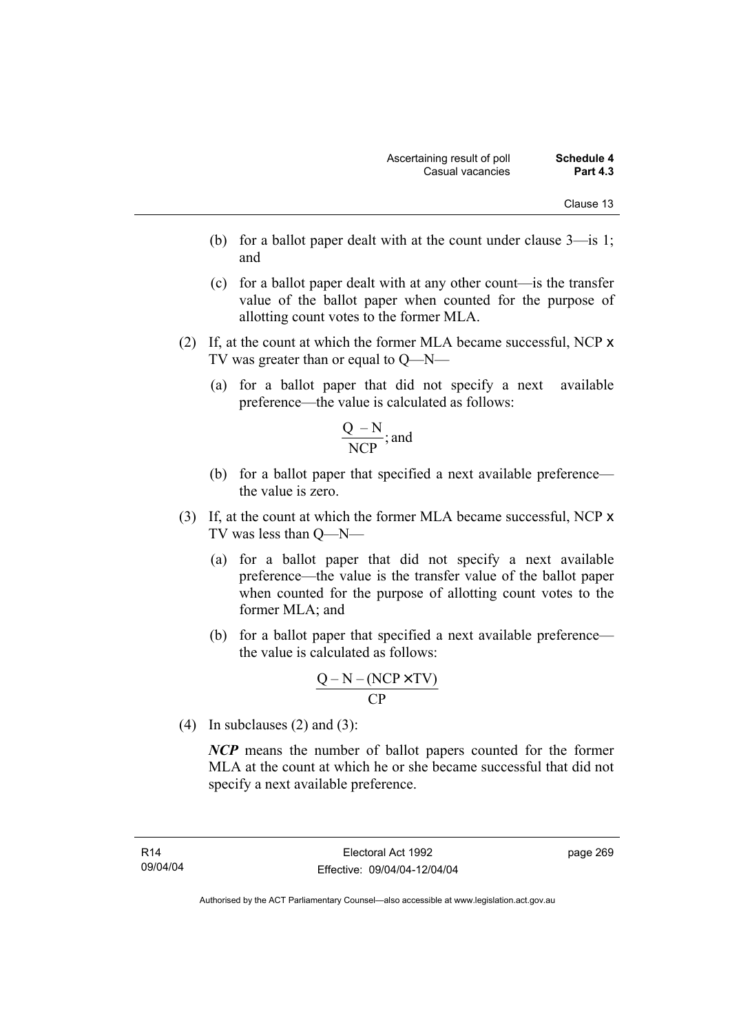(b) for a ballot paper dealt with at the count under clause 3—is 1; and

(c) for a ballot paper dealt with at any other count—is the transfer value of the ballot paper when counted for the purpose of allotting count votes to the former MLA.

(2) If, at the count at which the former MLA became successful, NCP x TV was greater than or equal to Q—N—

(a) for a ballot paper that did not specify a next available preference—the value is calculated as follows:

$$\frac{Q - N}{NCP}; \text{ and}$$

(b) for a ballot paper that specified a next available preference—the value is zero.

(3) If, at the count at which the former MLA became successful, NCP x TV was less than Q—N—

(a) for a ballot paper that did not specify a next available preference—the value is the transfer value of the ballot paper when counted for the purpose of allotting count votes to the former MLA; and

(b) for a ballot paper that specified a next available preference—the value is calculated as follows:

$$\frac{Q - N - (NCP \times TV)}{CP}$$

(4) In subclauses (2) and (3):

***NCP*** means the number of ballot papers counted for the former MLA at the count at which he or she became successful that did not specify a next available preference.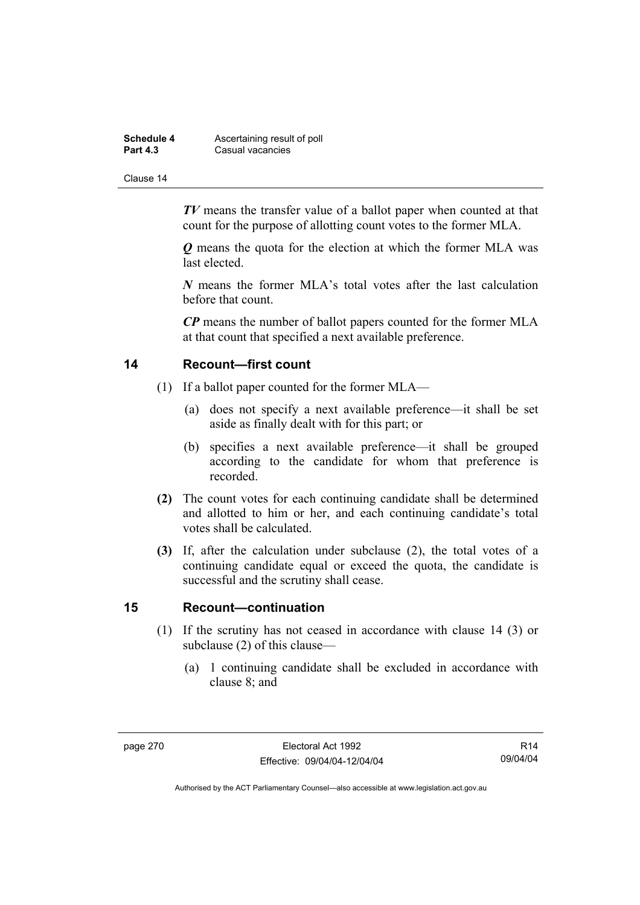***TV*** means the transfer value of a ballot paper when counted at that count for the purpose of allotting count votes to the former MLA.

***Q*** means the quota for the election at which the former MLA was last elected.

***N*** means the former MLA's total votes after the last calculation before that count.

***CP*** means the number of ballot papers counted for the former MLA at that count that specified a next available preference.

## 14 Recount—first count

(1) If a ballot paper counted for the former MLA—

(a) does not specify a next available preference—it shall be set aside as finally dealt with for this part; or

(b) specifies a next available preference—it shall be grouped according to the candidate for whom that preference is recorded.

**(2)** The count votes for each continuing candidate shall be determined and allotted to him or her, and each continuing candidate's total votes shall be calculated.

**(3)** If, after the calculation under subclause (2), the total votes of a continuing candidate equal or exceed the quota, the candidate is successful and the scrutiny shall cease.

## 15 Recount—continuation

(1) If the scrutiny has not ceased in accordance with clause 14 (3) or subclause (2) of this clause—

(a) 1 continuing candidate shall be excluded in accordance with clause 8; and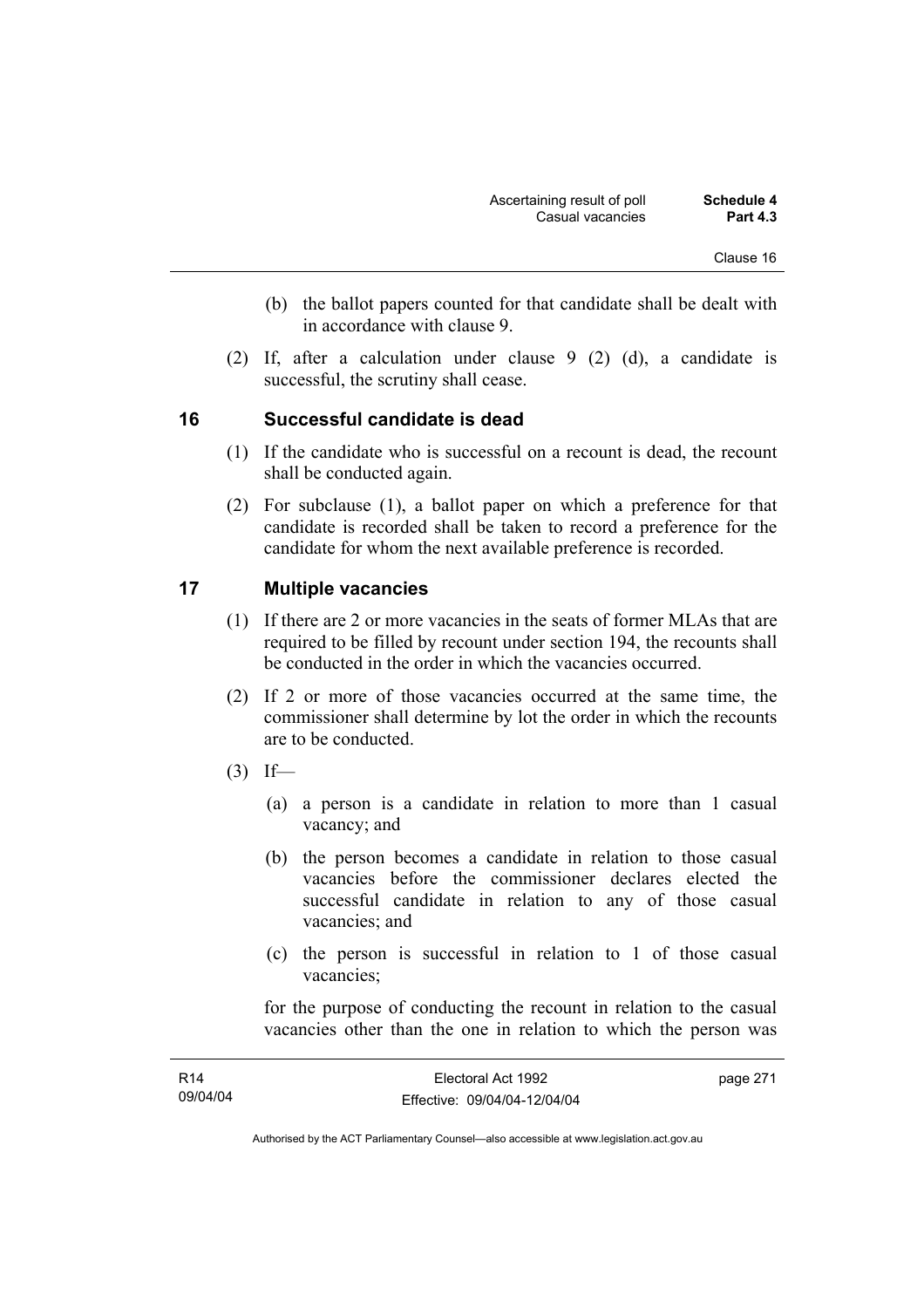(b) the ballot papers counted for that candidate shall be dealt with in accordance with clause 9.

(2) If, after a calculation under clause 9 (2) (d), a candidate is successful, the scrutiny shall cease.

## 16 Successful candidate is dead

(1) If the candidate who is successful on a recount is dead, the recount shall be conducted again.

(2) For subclause (1), a ballot paper on which a preference for that candidate is recorded shall be taken to record a preference for the candidate for whom the next available preference is recorded.

## 17 Multiple vacancies

(1) If there are 2 or more vacancies in the seats of former MLAs that are required to be filled by recount under section 194, the recounts shall be conducted in the order in which the vacancies occurred.

(2) If 2 or more of those vacancies occurred at the same time, the commissioner shall determine by lot the order in which the recounts are to be conducted.

(3) If—

(a) a person is a candidate in relation to more than 1 casual vacancy; and

(b) the person becomes a candidate in relation to those casual vacancies before the commissioner declares elected the successful candidate in relation to any of those casual vacancies; and

(c) the person is successful in relation to 1 of those casual vacancies;

for the purpose of conducting the recount in relation to the casual vacancies other than the one in relation to which the person was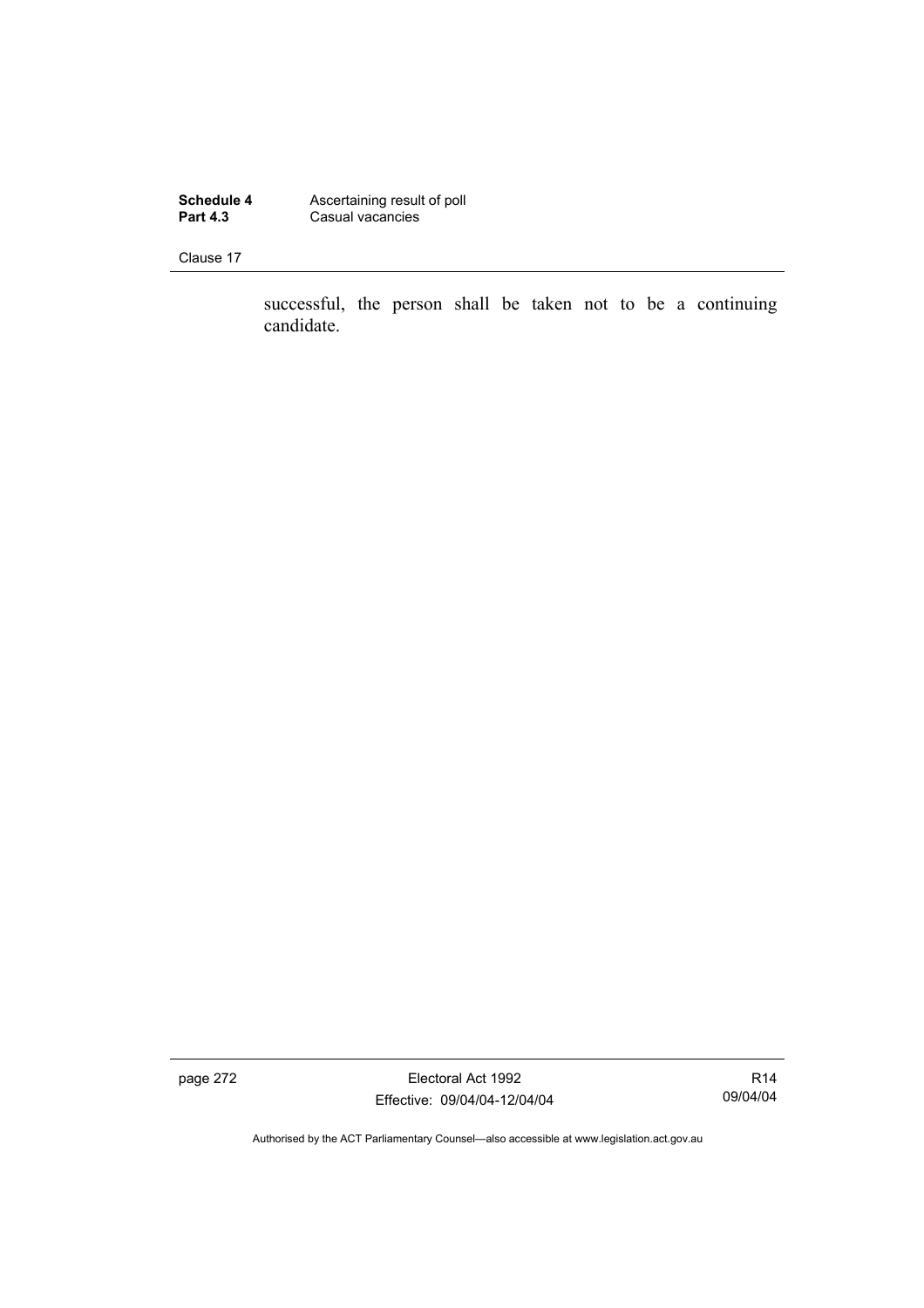successful, the person shall be taken not to be a continuing candidate.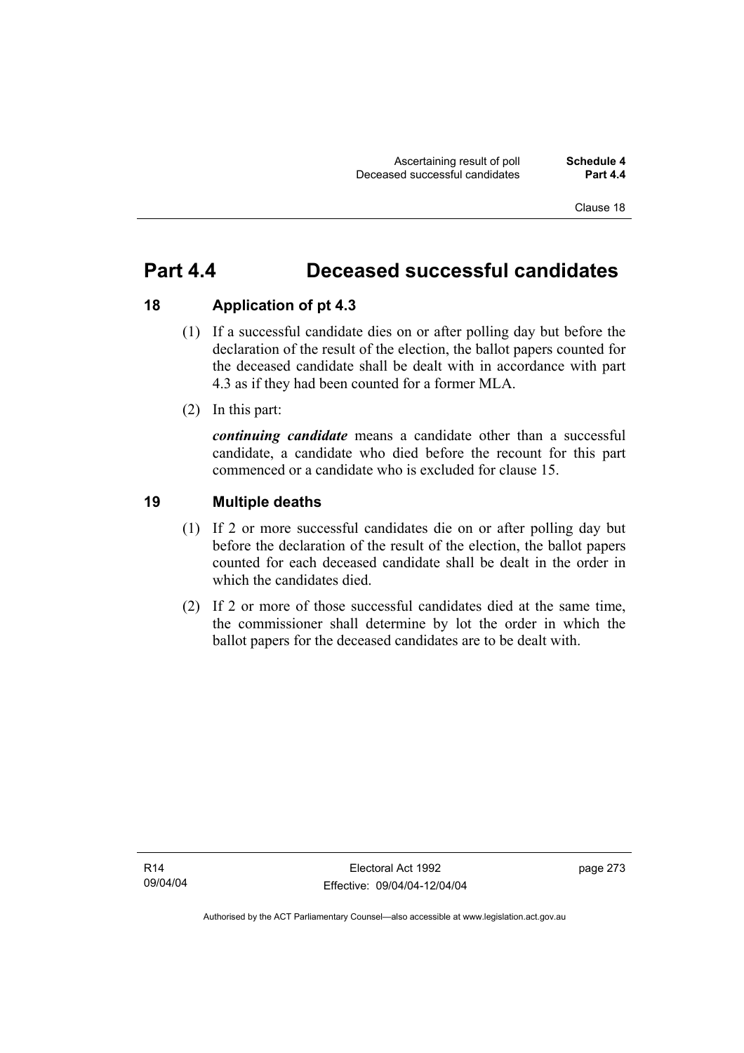# Part 4.4 Deceased successful candidates

## 18 Application of pt 4.3

(1) If a successful candidate dies on or after polling day but before the declaration of the result of the election, the ballot papers counted for the deceased candidate shall be dealt with in accordance with part 4.3 as if they had been counted for a former MLA.

(2) In this part:

***continuing candidate*** means a candidate other than a successful candidate, a candidate who died before the recount for this part commenced or a candidate who is excluded for clause 15.

## 19 Multiple deaths

(1) If 2 or more successful candidates die on or after polling day but before the declaration of the result of the election, the ballot papers counted for each deceased candidate shall be dealt in the order in which the candidates died.

(2) If 2 or more of those successful candidates died at the same time, the commissioner shall determine by lot the order in which the ballot papers for the deceased candidates are to be dealt with.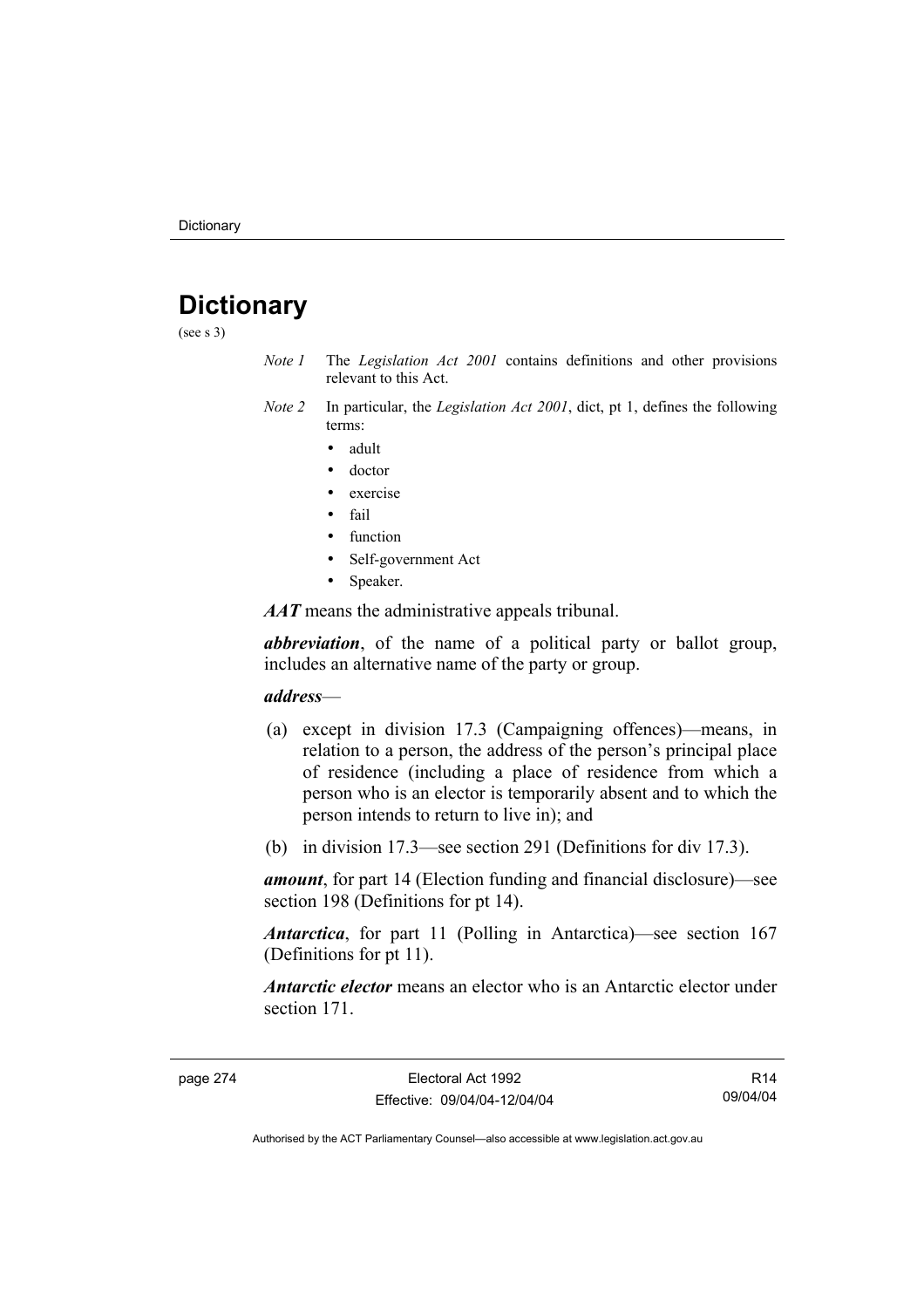# Dictionary

(see s 3)

*Note 1* The *Legislation Act 2001* contains definitions and other provisions relevant to this Act.

*Note 2* In particular, the *Legislation Act 2001*, dict, pt 1, defines the following terms:

- adult
- doctor
- exercise
- fail
- function
- Self-government Act
- Speaker.

***AAT*** means the administrative appeals tribunal.

***abbreviation***, of the name of a political party or ballot group, includes an alternative name of the party or group.

***address***—

(a) except in division 17.3 (Campaigning offences)—means, in relation to a person, the address of the person's principal place of residence (including a place of residence from which a person who is an elector is temporarily absent and to which the person intends to return to live in); and

(b) in division 17.3—see section 291 (Definitions for div 17.3).

***amount***, for part 14 (Election funding and financial disclosure)—see section 198 (Definitions for pt 14).

***Antarctica***, for part 11 (Polling in Antarctica)—see section 167 (Definitions for pt 11).

***Antarctic elector*** means an elector who is an Antarctic elector under section 171.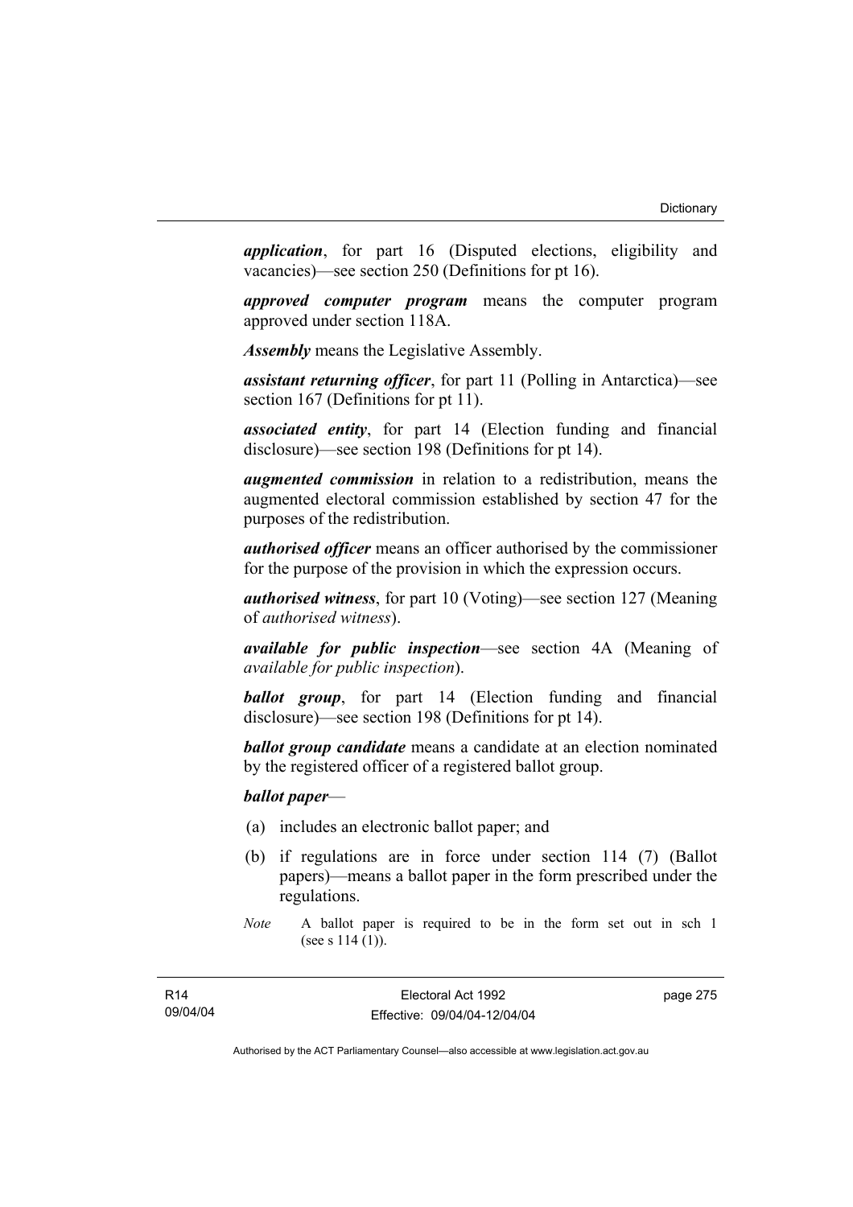***application***, for part 16 (Disputed elections, eligibility and vacancies)—see section 250 (Definitions for pt 16).

***approved computer program*** means the computer program approved under section 118A.

***Assembly*** means the Legislative Assembly.

***assistant returning officer***, for part 11 (Polling in Antarctica)—see section 167 (Definitions for pt 11).

***associated entity***, for part 14 (Election funding and financial disclosure)—see section 198 (Definitions for pt 14).

***augmented commission*** in relation to a redistribution, means the augmented electoral commission established by section 47 for the purposes of the redistribution.

***authorised officer*** means an officer authorised by the commissioner for the purpose of the provision in which the expression occurs.

***authorised witness***, for part 10 (Voting)—see section 127 (Meaning of *authorised witness*).

***available for public inspection***—see section 4A (Meaning of *available for public inspection*).

***ballot group***, for part 14 (Election funding and financial disclosure)—see section 198 (Definitions for pt 14).

***ballot group candidate*** means a candidate at an election nominated by the registered officer of a registered ballot group.

***ballot paper***—

(a) includes an electronic ballot paper; and

(b) if regulations are in force under section 114 (7) (Ballot papers)—means a ballot paper in the form prescribed under the regulations.

*Note* A ballot paper is required to be in the form set out in sch 1 (see s 114 (1)).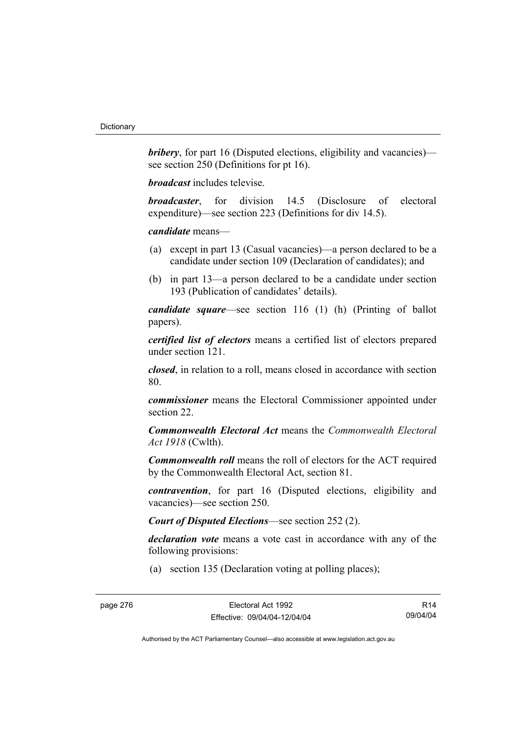***bribery***, for part 16 (Disputed elections, eligibility and vacancies)—see section 250 (Definitions for pt 16).

***broadcast*** includes televise.

***broadcaster***, for division 14.5 (Disclosure of electoral expenditure)—see section 223 (Definitions for div 14.5).

***candidate*** means—

(a) except in part 13 (Casual vacancies)—a person declared to be a candidate under section 109 (Declaration of candidates); and

(b) in part 13—a person declared to be a candidate under section 193 (Publication of candidates' details).

***candidate square***—see section 116 (1) (h) (Printing of ballot papers).

***certified list of electors*** means a certified list of electors prepared under section 121.

***closed***, in relation to a roll, means closed in accordance with section 80.

***commissioner*** means the Electoral Commissioner appointed under section 22.

***Commonwealth Electoral Act*** means the *Commonwealth Electoral Act 1918* (Cwlth).

***Commonwealth roll*** means the roll of electors for the ACT required by the Commonwealth Electoral Act, section 81.

***contravention***, for part 16 (Disputed elections, eligibility and vacancies)—see section 250.

***Court of Disputed Elections***—see section 252 (2).

***declaration vote*** means a vote cast in accordance with any of the following provisions:

(a) section 135 (Declaration voting at polling places);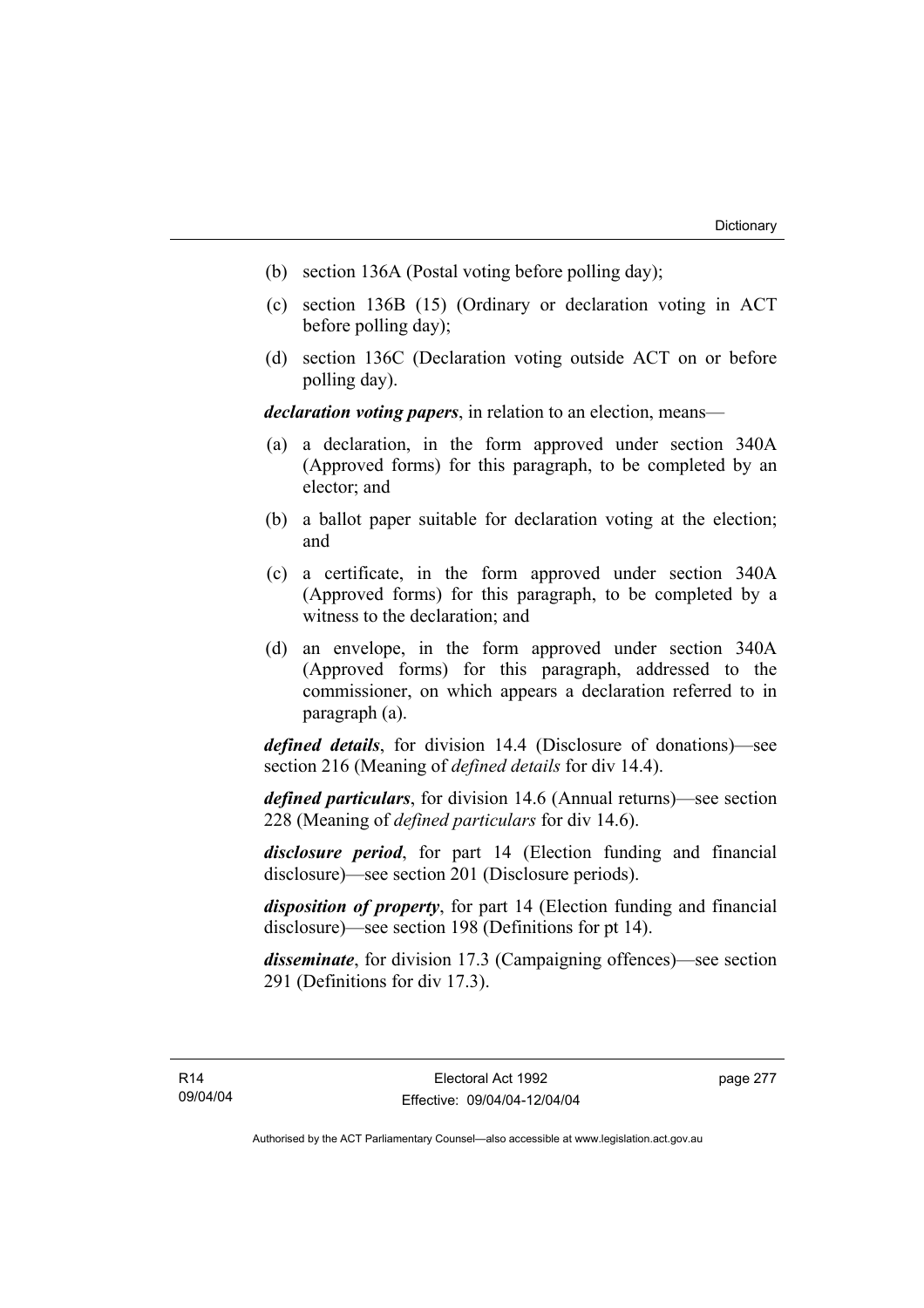(b) section 136A (Postal voting before polling day);

(c) section 136B (15) (Ordinary or declaration voting in ACT before polling day);

(d) section 136C (Declaration voting outside ACT on or before polling day).

***declaration voting papers***, in relation to an election, means—

(a) a declaration, in the form approved under section 340A (Approved forms) for this paragraph, to be completed by an elector; and

(b) a ballot paper suitable for declaration voting at the election; and

(c) a certificate, in the form approved under section 340A (Approved forms) for this paragraph, to be completed by a witness to the declaration; and

(d) an envelope, in the form approved under section 340A (Approved forms) for this paragraph, addressed to the commissioner, on which appears a declaration referred to in paragraph (a).

***defined details***, for division 14.4 (Disclosure of donations)—see section 216 (Meaning of *defined details* for div 14.4).

***defined particulars***, for division 14.6 (Annual returns)—see section 228 (Meaning of *defined particulars* for div 14.6).

***disclosure period***, for part 14 (Election funding and financial disclosure)—see section 201 (Disclosure periods).

***disposition of property***, for part 14 (Election funding and financial disclosure)—see section 198 (Definitions for pt 14).

***disseminate***, for division 17.3 (Campaigning offences)—see section 291 (Definitions for div 17.3).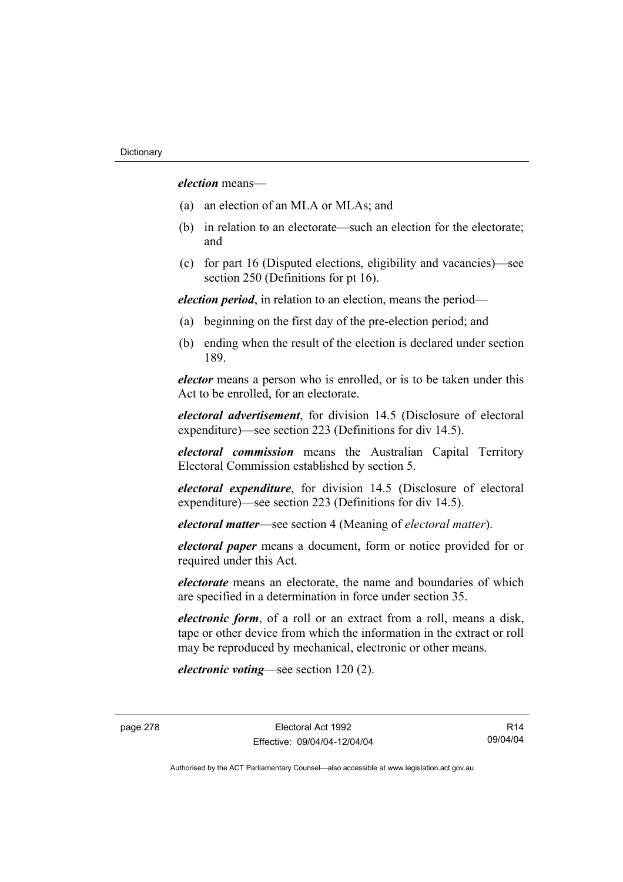***election*** means—

(a) an election of an MLA or MLAs; and

(b) in relation to an electorate—such an election for the electorate; and

(c) for part 16 (Disputed elections, eligibility and vacancies)—see section 250 (Definitions for pt 16).

***election period***, in relation to an election, means the period—

(a) beginning on the first day of the pre-election period; and

(b) ending when the result of the election is declared under section 189.

***elector*** means a person who is enrolled, or is to be taken under this Act to be enrolled, for an electorate.

***electoral advertisement***, for division 14.5 (Disclosure of electoral expenditure)—see section 223 (Definitions for div 14.5).

***electoral commission*** means the Australian Capital Territory Electoral Commission established by section 5.

***electoral expenditure***, for division 14.5 (Disclosure of electoral expenditure)—see section 223 (Definitions for div 14.5).

***electoral matter***—see section 4 (Meaning of *electoral matter*).

***electoral paper*** means a document, form or notice provided for or required under this Act.

***electorate*** means an electorate, the name and boundaries of which are specified in a determination in force under section 35.

***electronic form***, of a roll or an extract from a roll, means a disk, tape or other device from which the information in the extract or roll may be reproduced by mechanical, electronic or other means.

***electronic voting***—see section 120 (2).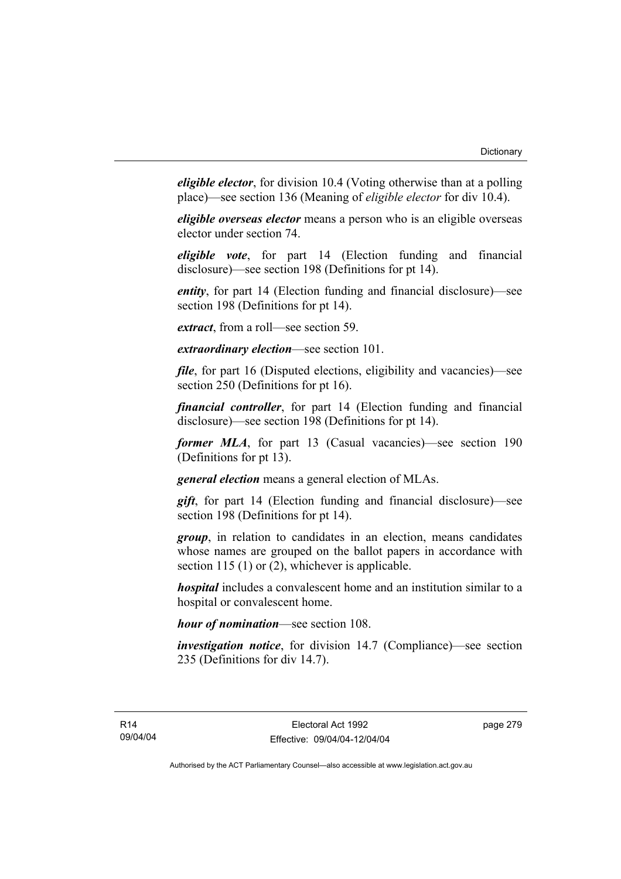***eligible elector***, for division 10.4 (Voting otherwise than at a polling place)—see section 136 (Meaning of *eligible elector* for div 10.4).

***eligible overseas elector*** means a person who is an eligible overseas elector under section 74.

***eligible vote***, for part 14 (Election funding and financial disclosure)—see section 198 (Definitions for pt 14).

***entity***, for part 14 (Election funding and financial disclosure)—see section 198 (Definitions for pt 14).

***extract***, from a roll—see section 59.

***extraordinary election***—see section 101.

***file***, for part 16 (Disputed elections, eligibility and vacancies)—see section 250 (Definitions for pt 16).

***financial controller***, for part 14 (Election funding and financial disclosure)—see section 198 (Definitions for pt 14).

***former MLA***, for part 13 (Casual vacancies)—see section 190 (Definitions for pt 13).

***general election*** means a general election of MLAs.

***gift***, for part 14 (Election funding and financial disclosure)—see section 198 (Definitions for pt 14).

***group***, in relation to candidates in an election, means candidates whose names are grouped on the ballot papers in accordance with section 115 (1) or (2), whichever is applicable.

***hospital*** includes a convalescent home and an institution similar to a hospital or convalescent home.

***hour of nomination***—see section 108.

***investigation notice***, for division 14.7 (Compliance)—see section 235 (Definitions for div 14.7).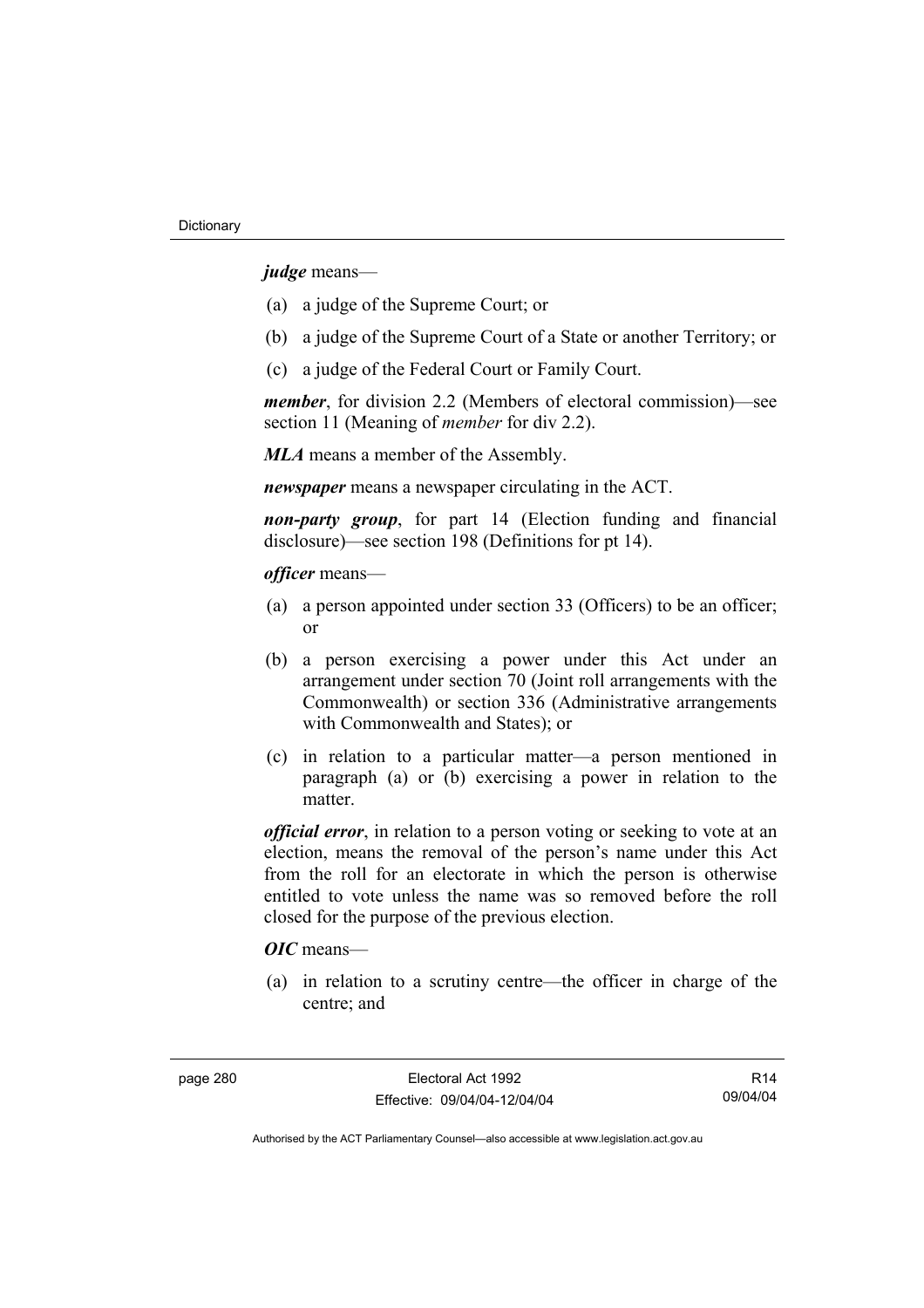***judge*** means—

(a) a judge of the Supreme Court; or

(b) a judge of the Supreme Court of a State or another Territory; or

(c) a judge of the Federal Court or Family Court.

***member***, for division 2.2 (Members of electoral commission)—see section 11 (Meaning of *member* for div 2.2).

***MLA*** means a member of the Assembly.

***newspaper*** means a newspaper circulating in the ACT.

***non-party group***, for part 14 (Election funding and financial disclosure)—see section 198 (Definitions for pt 14).

***officer*** means—

(a) a person appointed under section 33 (Officers) to be an officer; or

(b) a person exercising a power under this Act under an arrangement under section 70 (Joint roll arrangements with the Commonwealth) or section 336 (Administrative arrangements with Commonwealth and States); or

(c) in relation to a particular matter—a person mentioned in paragraph (a) or (b) exercising a power in relation to the matter.

***official error***, in relation to a person voting or seeking to vote at an election, means the removal of the person's name under this Act from the roll for an electorate in which the person is otherwise entitled to vote unless the name was so removed before the roll closed for the purpose of the previous election.

***OIC*** means—

(a) in relation to a scrutiny centre—the officer in charge of the centre; and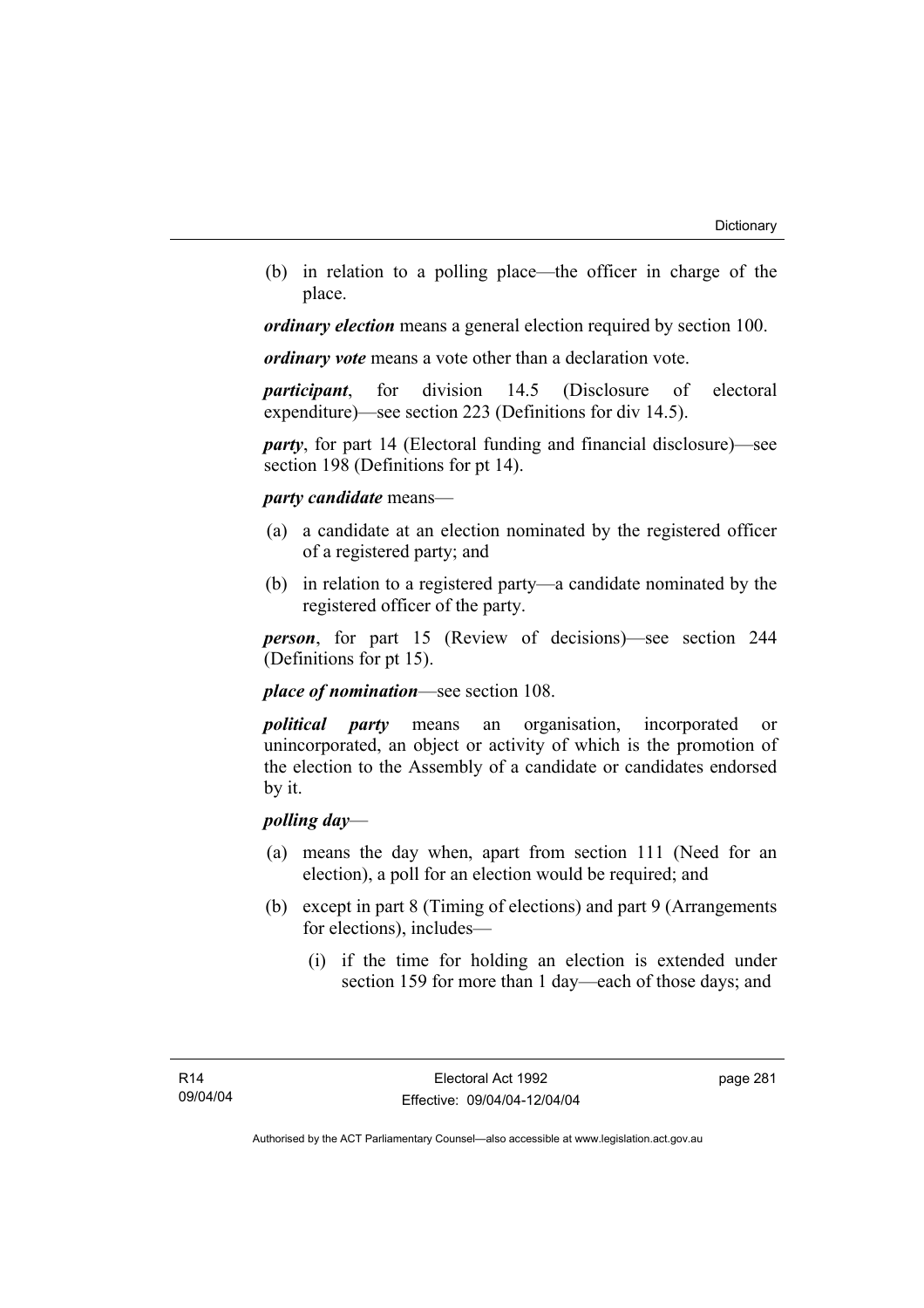(b) in relation to a polling place—the officer in charge of the place.

***ordinary election*** means a general election required by section 100.

***ordinary vote*** means a vote other than a declaration vote.

***participant***, for division 14.5 (Disclosure of electoral expenditure)—see section 223 (Definitions for div 14.5).

***party***, for part 14 (Electoral funding and financial disclosure)—see section 198 (Definitions for pt 14).

***party candidate*** means—

(a) a candidate at an election nominated by the registered officer of a registered party; and

(b) in relation to a registered party—a candidate nominated by the registered officer of the party.

***person***, for part 15 (Review of decisions)—see section 244 (Definitions for pt 15).

***place of nomination***—see section 108.

***political party*** means an organisation, incorporated or unincorporated, an object or activity of which is the promotion of the election to the Assembly of a candidate or candidates endorsed by it.

***polling day***—

(a) means the day when, apart from section 111 (Need for an election), a poll for an election would be required; and

(b) except in part 8 (Timing of elections) and part 9 (Arrangements for elections), includes—

 (i) if the time for holding an election is extended under section 159 for more than 1 day—each of those days; and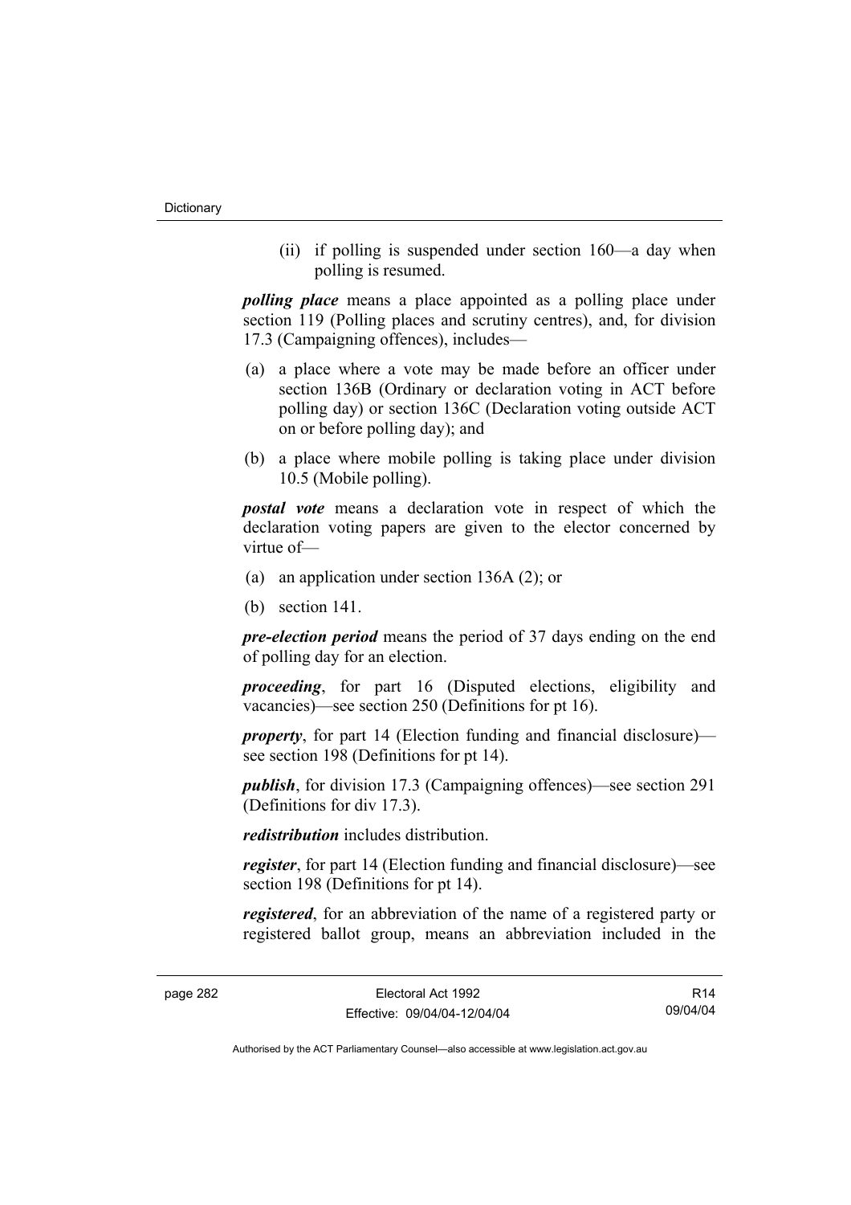(ii) if polling is suspended under section 160—a day when polling is resumed.

***polling place*** means a place appointed as a polling place under section 119 (Polling places and scrutiny centres), and, for division 17.3 (Campaigning offences), includes—

(a) a place where a vote may be made before an officer under section 136B (Ordinary or declaration voting in ACT before polling day) or section 136C (Declaration voting outside ACT on or before polling day); and

(b) a place where mobile polling is taking place under division 10.5 (Mobile polling).

***postal vote*** means a declaration vote in respect of which the declaration voting papers are given to the elector concerned by virtue of—

(a) an application under section 136A (2); or

(b) section 141.

***pre-election period*** means the period of 37 days ending on the end of polling day for an election.

***proceeding***, for part 16 (Disputed elections, eligibility and vacancies)—see section 250 (Definitions for pt 16).

***property***, for part 14 (Election funding and financial disclosure)—see section 198 (Definitions for pt 14).

***publish***, for division 17.3 (Campaigning offences)—see section 291 (Definitions for div 17.3).

***redistribution*** includes distribution.

***register***, for part 14 (Election funding and financial disclosure)—see section 198 (Definitions for pt 14).

***registered***, for an abbreviation of the name of a registered party or registered ballot group, means an abbreviation included in the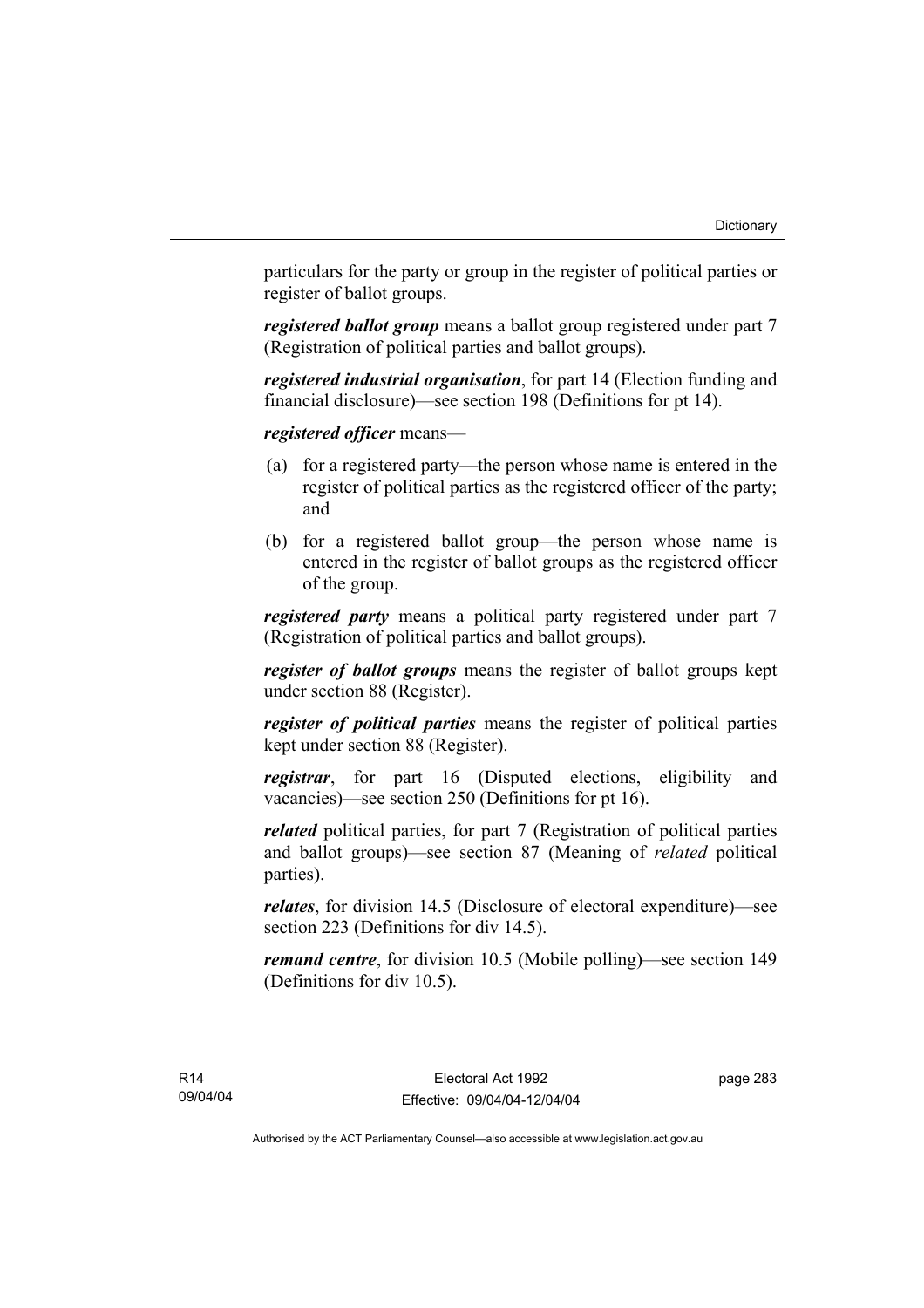particulars for the party or group in the register of political parties or register of ballot groups.

***registered ballot group*** means a ballot group registered under part 7 (Registration of political parties and ballot groups).

***registered industrial organisation***, for part 14 (Election funding and financial disclosure)—see section 198 (Definitions for pt 14).

***registered officer*** means—

(a) for a registered party—the person whose name is entered in the register of political parties as the registered officer of the party; and

(b) for a registered ballot group—the person whose name is entered in the register of ballot groups as the registered officer of the group.

***registered party*** means a political party registered under part 7 (Registration of political parties and ballot groups).

***register of ballot groups*** means the register of ballot groups kept under section 88 (Register).

***register of political parties*** means the register of political parties kept under section 88 (Register).

***registrar***, for part 16 (Disputed elections, eligibility and vacancies)—see section 250 (Definitions for pt 16).

***related*** political parties, for part 7 (Registration of political parties and ballot groups)—see section 87 (Meaning of *related* political parties).

***relates***, for division 14.5 (Disclosure of electoral expenditure)—see section 223 (Definitions for div 14.5).

***remand centre***, for division 10.5 (Mobile polling)—see section 149 (Definitions for div 10.5).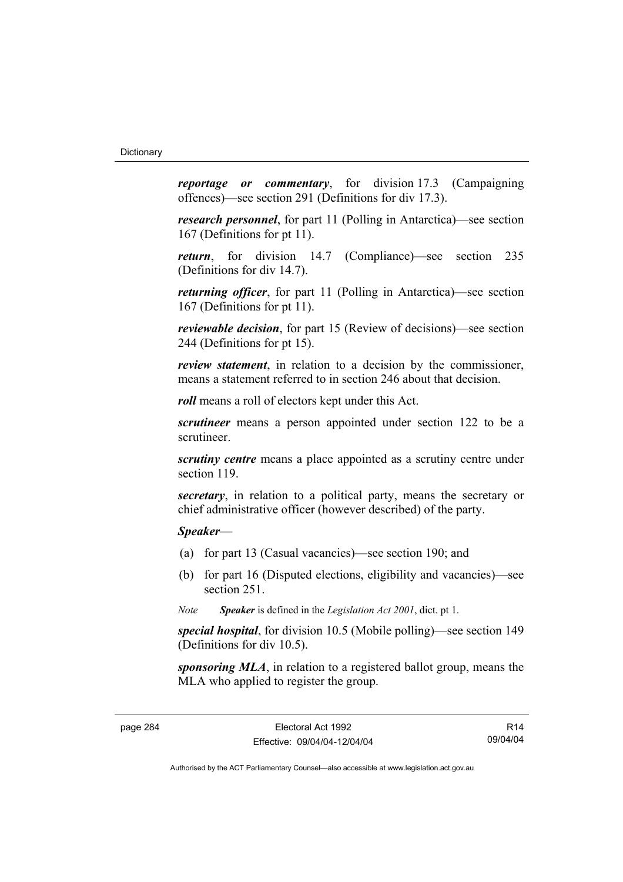***reportage or commentary***, for division 17.3 (Campaigning offences)—see section 291 (Definitions for div 17.3).

***research personnel***, for part 11 (Polling in Antarctica)—see section 167 (Definitions for pt 11).

***return***, for division 14.7 (Compliance)—see section 235 (Definitions for div 14.7).

***returning officer***, for part 11 (Polling in Antarctica)—see section 167 (Definitions for pt 11).

***reviewable decision***, for part 15 (Review of decisions)—see section 244 (Definitions for pt 15).

***review statement***, in relation to a decision by the commissioner, means a statement referred to in section 246 about that decision.

***roll*** means a roll of electors kept under this Act.

***scrutineer*** means a person appointed under section 122 to be a scrutineer.

***scrutiny centre*** means a place appointed as a scrutiny centre under section 119.

***secretary***, in relation to a political party, means the secretary or chief administrative officer (however described) of the party.

***Speaker***—

(a) for part 13 (Casual vacancies)—see section 190; and

(b) for part 16 (Disputed elections, eligibility and vacancies)—see section 251.

*Note* ***Speaker*** is defined in the *Legislation Act 2001*, dict. pt 1.

***special hospital***, for division 10.5 (Mobile polling)—see section 149 (Definitions for div 10.5).

***sponsoring MLA***, in relation to a registered ballot group, means the MLA who applied to register the group.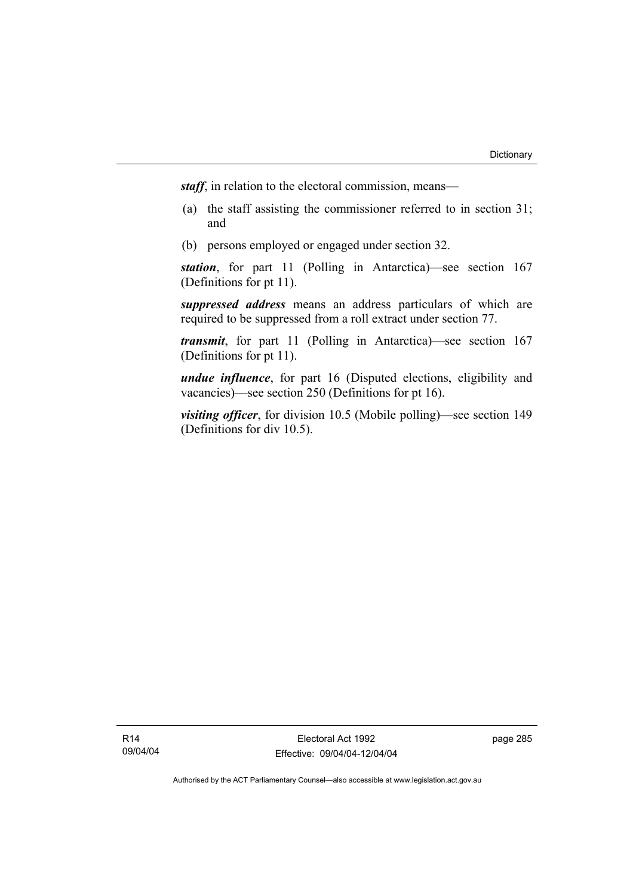***staff***, in relation to the electoral commission, means—

(a) the staff assisting the commissioner referred to in section 31; and

(b) persons employed or engaged under section 32.

***station***, for part 11 (Polling in Antarctica)—see section 167 (Definitions for pt 11).

***suppressed address*** means an address particulars of which are required to be suppressed from a roll extract under section 77.

***transmit***, for part 11 (Polling in Antarctica)—see section 167 (Definitions for pt 11).

***undue influence***, for part 16 (Disputed elections, eligibility and vacancies)—see section 250 (Definitions for pt 16).

***visiting officer***, for division 10.5 (Mobile polling)—see section 149 (Definitions for div 10.5).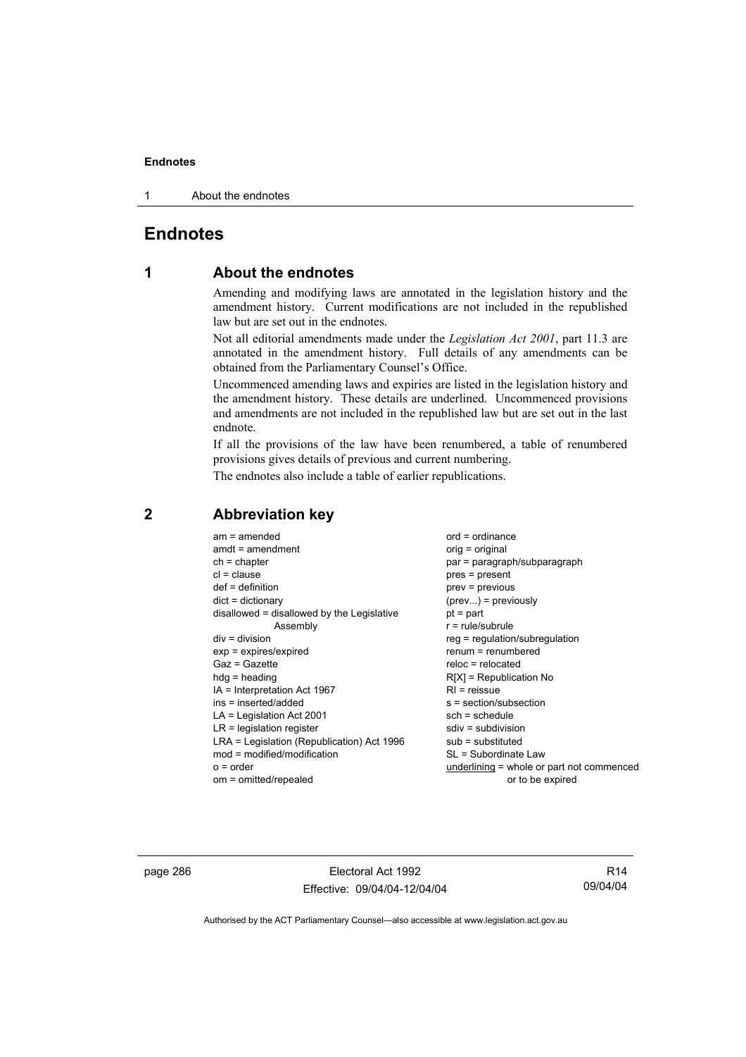# Endnotes

## 1 About the endnotes

Amending and modifying laws are annotated in the legislation history and the amendment history. Current modifications are not included in the republished law but are set out in the endnotes.

Not all editorial amendments made under the *Legislation Act 2001*, part 11.3 are annotated in the amendment history. Full details of any amendments can be obtained from the Parliamentary Counsel's Office.

Uncommenced amending laws and expiries are listed in the legislation history and the amendment history. These details are underlined. Uncommenced provisions and amendments are not included in the republished law but are set out in the last endnote.

If all the provisions of the law have been renumbered, a table of renumbered provisions gives details of previous and current numbering.

The endnotes also include a table of earlier republications.

## 2 Abbreviation key

am = amended
amdt = amendment
ch = chapter
cl = clause
def = definition
dict = dictionary
disallowed = disallowed by the Legislative Assembly
div = division
exp = expires/expired
Gaz = Gazette
hdg = heading
IA = Interpretation Act 1967
ins = inserted/added
LA = Legislation Act 2001
LR = legislation register
LRA = Legislation (Republication) Act 1996
mod = modified/modification
o = order
om = omitted/repealed
ord = ordinance
orig = original
par = paragraph/subparagraph
pres = present
prev = previous
(prev...) = previously
pt = part
r = rule/subrule
reg = regulation/subregulation
renum = renumbered
reloc = relocated
R[X] = Republication No
RI = reissue
s = section/subsection
sch = schedule
sdiv = subdivision
sub = substituted
SL = Subordinate Law
underlining = whole or part not commenced or to be expired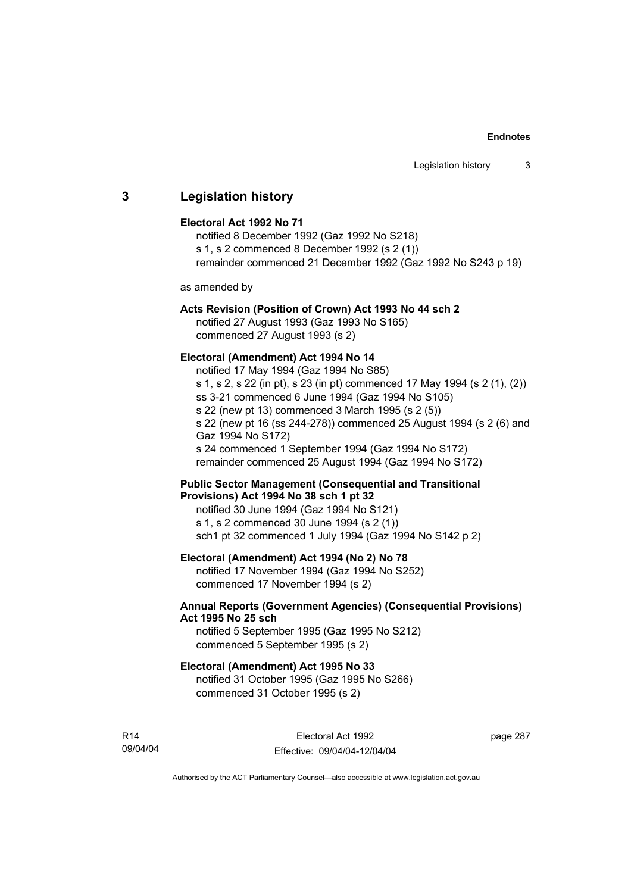## 3 Legislation history

**Electoral Act 1992 No 71**

notified 8 December 1992 (Gaz 1992 No S218)
s 1, s 2 commenced 8 December 1992 (s 2 (1))
remainder commenced 21 December 1992 (Gaz 1992 No S243 p 19)

as amended by

**Acts Revision (Position of Crown) Act 1993 No 44 sch 2**

notified 27 August 1993 (Gaz 1993 No S165)
commenced 27 August 1993 (s 2)

**Electoral (Amendment) Act 1994 No 14**

notified 17 May 1994 (Gaz 1994 No S85)
s 1, s 2, s 22 (in pt), s 23 (in pt) commenced 17 May 1994 (s 2 (1), (2))
ss 3-21 commenced 6 June 1994 (Gaz 1994 No S105)
s 22 (new pt 13) commenced 3 March 1995 (s 2 (5))
s 22 (new pt 16 (ss 244-278)) commenced 25 August 1994 (s 2 (6) and Gaz 1994 No S172)
s 24 commenced 1 September 1994 (Gaz 1994 No S172)
remainder commenced 25 August 1994 (Gaz 1994 No S172)

**Public Sector Management (Consequential and Transitional Provisions) Act 1994 No 38 sch 1 pt 32**

notified 30 June 1994 (Gaz 1994 No S121)
s 1, s 2 commenced 30 June 1994 (s 2 (1))
sch1 pt 32 commenced 1 July 1994 (Gaz 1994 No S142 p 2)

**Electoral (Amendment) Act 1994 (No 2) No 78**

notified 17 November 1994 (Gaz 1994 No S252)
commenced 17 November 1994 (s 2)

**Annual Reports (Government Agencies) (Consequential Provisions) Act 1995 No 25 sch**

notified 5 September 1995 (Gaz 1995 No S212)
commenced 5 September 1995 (s 2)

**Electoral (Amendment) Act 1995 No 33**

notified 31 October 1995 (Gaz 1995 No S266)
commenced 31 October 1995 (s 2)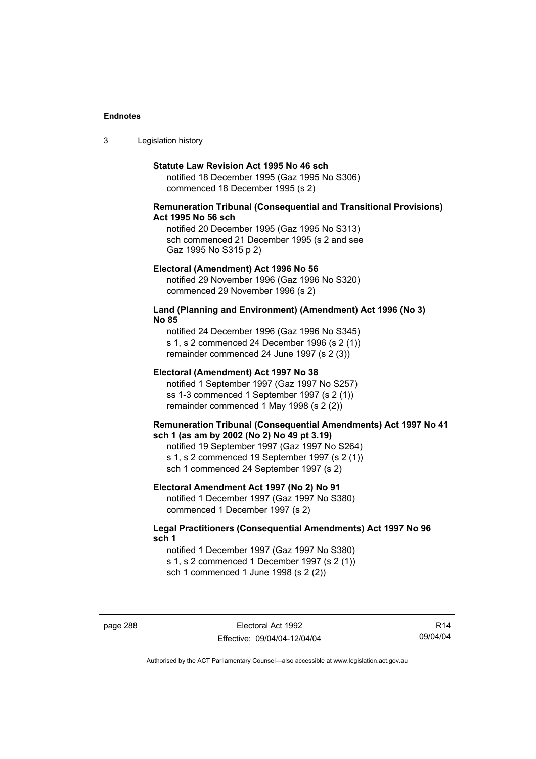**Statute Law Revision Act 1995 No 46 sch**

notified 18 December 1995 (Gaz 1995 No S306)
commenced 18 December 1995 (s 2)

**Remuneration Tribunal (Consequential and Transitional Provisions) Act 1995 No 56 sch**

notified 20 December 1995 (Gaz 1995 No S313)
sch commenced 21 December 1995 (s 2 and see Gaz 1995 No S315 p 2)

**Electoral (Amendment) Act 1996 No 56**

notified 29 November 1996 (Gaz 1996 No S320)
commenced 29 November 1996 (s 2)

**Land (Planning and Environment) (Amendment) Act 1996 (No 3) No 85**

notified 24 December 1996 (Gaz 1996 No S345)
s 1, s 2 commenced 24 December 1996 (s 2 (1))
remainder commenced 24 June 1997 (s 2 (3))

**Electoral (Amendment) Act 1997 No 38**

notified 1 September 1997 (Gaz 1997 No S257)
ss 1-3 commenced 1 September 1997 (s 2 (1))
remainder commenced 1 May 1998 (s 2 (2))

**Remuneration Tribunal (Consequential Amendments) Act 1997 No 41 sch 1 (as am by 2002 (No 2) No 49 pt 3.19)**

notified 19 September 1997 (Gaz 1997 No S264)
s 1, s 2 commenced 19 September 1997 (s 2 (1))
sch 1 commenced 24 September 1997 (s 2)

**Electoral Amendment Act 1997 (No 2) No 91**

notified 1 December 1997 (Gaz 1997 No S380)
commenced 1 December 1997 (s 2)

**Legal Practitioners (Consequential Amendments) Act 1997 No 96 sch 1**

notified 1 December 1997 (Gaz 1997 No S380)
s 1, s 2 commenced 1 December 1997 (s 2 (1))
sch 1 commenced 1 June 1998 (s 2 (2))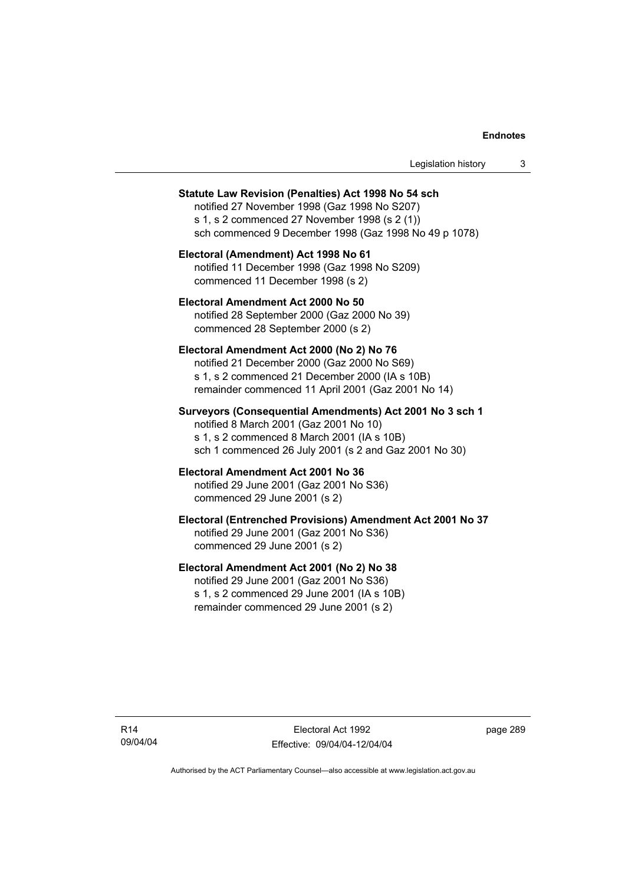**Statute Law Revision (Penalties) Act 1998 No 54 sch**
notified 27 November 1998 (Gaz 1998 No S207)
s 1, s 2 commenced 27 November 1998 (s 2 (1))
sch commenced 9 December 1998 (Gaz 1998 No 49 p 1078)

**Electoral (Amendment) Act 1998 No 61**
notified 11 December 1998 (Gaz 1998 No S209)
commenced 11 December 1998 (s 2)

**Electoral Amendment Act 2000 No 50**
notified 28 September 2000 (Gaz 2000 No 39)
commenced 28 September 2000 (s 2)

**Electoral Amendment Act 2000 (No 2) No 76**
notified 21 December 2000 (Gaz 2000 No S69)
s 1, s 2 commenced 21 December 2000 (IA s 10B)
remainder commenced 11 April 2001 (Gaz 2001 No 14)

**Surveyors (Consequential Amendments) Act 2001 No 3 sch 1**
notified 8 March 2001 (Gaz 2001 No 10)
s 1, s 2 commenced 8 March 2001 (IA s 10B)
sch 1 commenced 26 July 2001 (s 2 and Gaz 2001 No 30)

**Electoral Amendment Act 2001 No 36**
notified 29 June 2001 (Gaz 2001 No S36)
commenced 29 June 2001 (s 2)

**Electoral (Entrenched Provisions) Amendment Act 2001 No 37**
notified 29 June 2001 (Gaz 2001 No S36)
commenced 29 June 2001 (s 2)

**Electoral Amendment Act 2001 (No 2) No 38**
notified 29 June 2001 (Gaz 2001 No S36)
s 1, s 2 commenced 29 June 2001 (IA s 10B)
remainder commenced 29 June 2001 (s 2)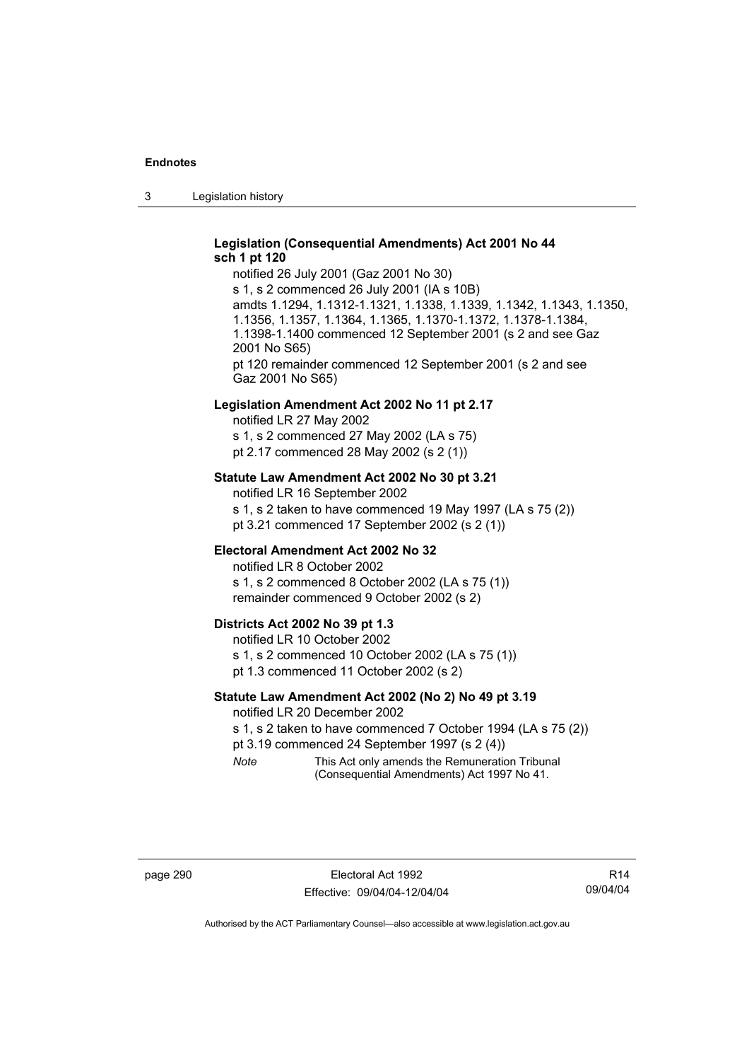**Legislation (Consequential Amendments) Act 2001 No 44 sch 1 pt 120**

notified 26 July 2001 (Gaz 2001 No 30)

s 1, s 2 commenced 26 July 2001 (IA s 10B)

amdts 1.1294, 1.1312-1.1321, 1.1338, 1.1339, 1.1342, 1.1343, 1.1350, 1.1356, 1.1357, 1.1364, 1.1365, 1.1370-1.1372, 1.1378-1.1384, 1.1398-1.1400 commenced 12 September 2001 (s 2 and see Gaz 2001 No S65)

pt 120 remainder commenced 12 September 2001 (s 2 and see Gaz 2001 No S65)

**Legislation Amendment Act 2002 No 11 pt 2.17**

notified LR 27 May 2002

s 1, s 2 commenced 27 May 2002 (LA s 75)

pt 2.17 commenced 28 May 2002 (s 2 (1))

**Statute Law Amendment Act 2002 No 30 pt 3.21**

notified LR 16 September 2002

s 1, s 2 taken to have commenced 19 May 1997 (LA s 75 (2))

pt 3.21 commenced 17 September 2002 (s 2 (1))

**Electoral Amendment Act 2002 No 32**

notified LR 8 October 2002

s 1, s 2 commenced 8 October 2002 (LA s 75 (1))

remainder commenced 9 October 2002 (s 2)

**Districts Act 2002 No 39 pt 1.3**

notified LR 10 October 2002

s 1, s 2 commenced 10 October 2002 (LA s 75 (1))

pt 1.3 commenced 11 October 2002 (s 2)

**Statute Law Amendment Act 2002 (No 2) No 49 pt 3.19**

notified LR 20 December 2002

s 1, s 2 taken to have commenced 7 October 1994 (LA s 75 (2))

pt 3.19 commenced 24 September 1997 (s 2 (4))

*Note* This Act only amends the Remuneration Tribunal (Consequential Amendments) Act 1997 No 41.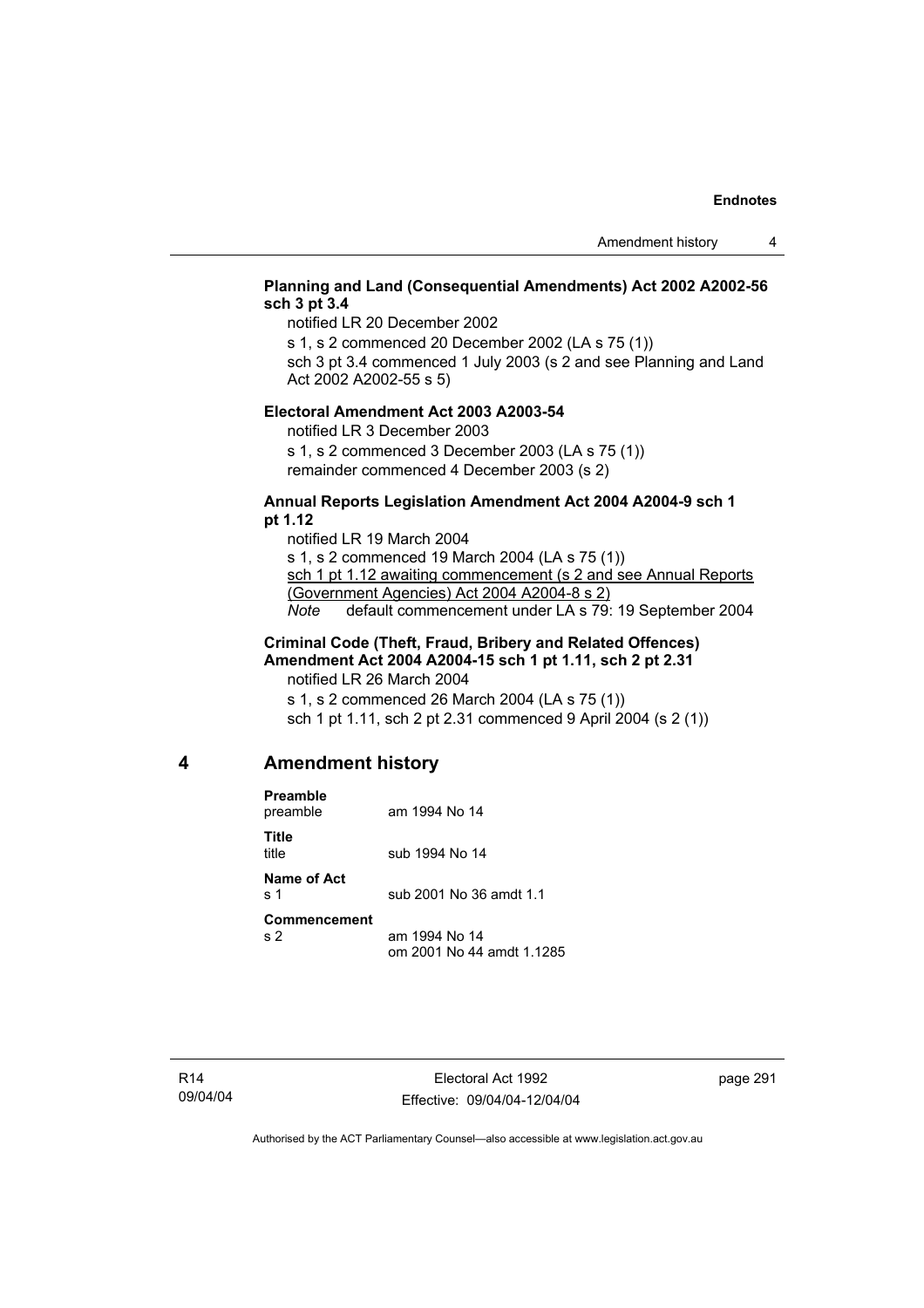**Planning and Land (Consequential Amendments) Act 2002 A2002-56 sch 3 pt 3.4**

notified LR 20 December 2002

s 1, s 2 commenced 20 December 2002 (LA s 75 (1))

sch 3 pt 3.4 commenced 1 July 2003 (s 2 and see Planning and Land Act 2002 A2002-55 s 5)

**Electoral Amendment Act 2003 A2003-54**

notified LR 3 December 2003

s 1, s 2 commenced 3 December 2003 (LA s 75 (1))

remainder commenced 4 December 2003 (s 2)

**Annual Reports Legislation Amendment Act 2004 A2004-9 sch 1 pt 1.12**

notified LR 19 March 2004

s 1, s 2 commenced 19 March 2004 (LA s 75 (1))

sch 1 pt 1.12 awaiting commencement (s 2 and see Annual Reports (Government Agencies) Act 2004 A2004-8 s 2)

*Note* default commencement under LA s 79: 19 September 2004

**Criminal Code (Theft, Fraud, Bribery and Related Offences) Amendment Act 2004 A2004-15 sch 1 pt 1.11, sch 2 pt 2.31**

notified LR 26 March 2004

s 1, s 2 commenced 26 March 2004 (LA s 75 (1))

sch 1 pt 1.11, sch 2 pt 2.31 commenced 9 April 2004 (s 2 (1))

## 4 Amendment history

**Preamble**

| | |
|---|---|
| preamble | am 1994 No 14 |

**Title**

| | |
|---|---|
| title | sub 1994 No 14 |

**Name of Act**

| | |
|---|---|
| s 1 | sub 2001 No 36 amdt 1.1 |

**Commencement**

| | |
|---|---|
| s 2 | am 1994 No 14<br>om 2001 No 44 amdt 1.1285 |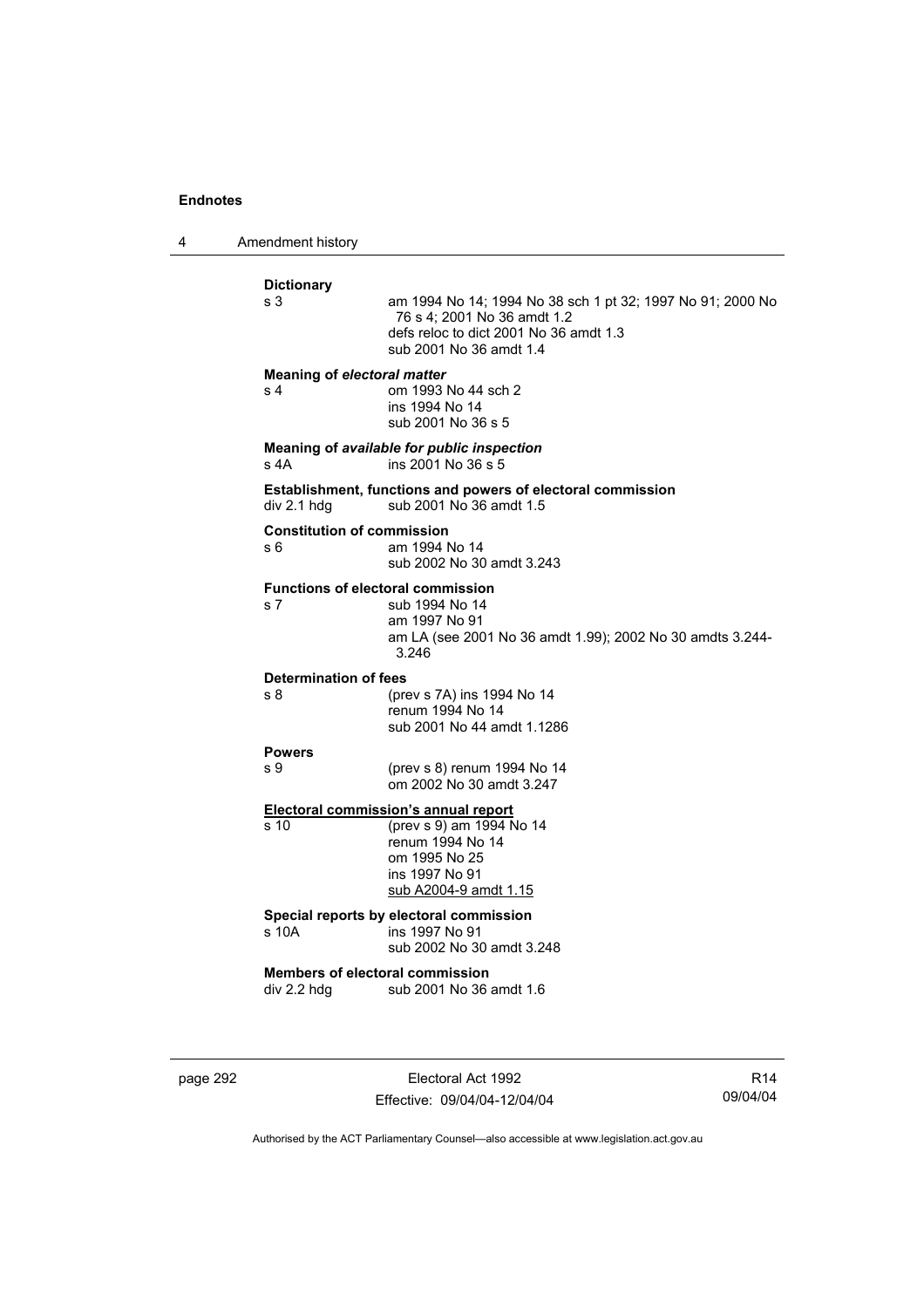**Dictionary**

s 3 — am 1994 No 14; 1994 No 38 sch 1 pt 32; 1997 No 91; 2000 No 76 s 4; 2001 No 36 amdt 1.2
defs reloc to dict 2001 No 36 amdt 1.3
sub 2001 No 36 amdt 1.4

**Meaning of *electoral matter***

s 4 — om 1993 No 44 sch 2
ins 1994 No 14
sub 2001 No 36 s 5

**Meaning of *available for public inspection***

s 4A — ins 2001 No 36 s 5

**Establishment, functions and powers of electoral commission**

div 2.1 hdg — sub 2001 No 36 amdt 1.5

**Constitution of commission**

s 6 — am 1994 No 14
sub 2002 No 30 amdt 3.243

**Functions of electoral commission**

s 7 — sub 1994 No 14
am 1997 No 91
am LA (see 2001 No 36 amdt 1.99); 2002 No 30 amdts 3.244-3.246

**Determination of fees**

s 8 — (prev s 7A) ins 1994 No 14
renum 1994 No 14
sub 2001 No 44 amdt 1.1286

**Powers**

s 9 — (prev s 8) renum 1994 No 14
om 2002 No 30 amdt 3.247

**Electoral commission's annual report**

s 10 — (prev s 9) am 1994 No 14
renum 1994 No 14
om 1995 No 25
ins 1997 No 91
sub A2004-9 amdt 1.15

**Special reports by electoral commission**

s 10A — ins 1997 No 91
sub 2002 No 30 amdt 3.248

**Members of electoral commission**

div 2.2 hdg — sub 2001 No 36 amdt 1.6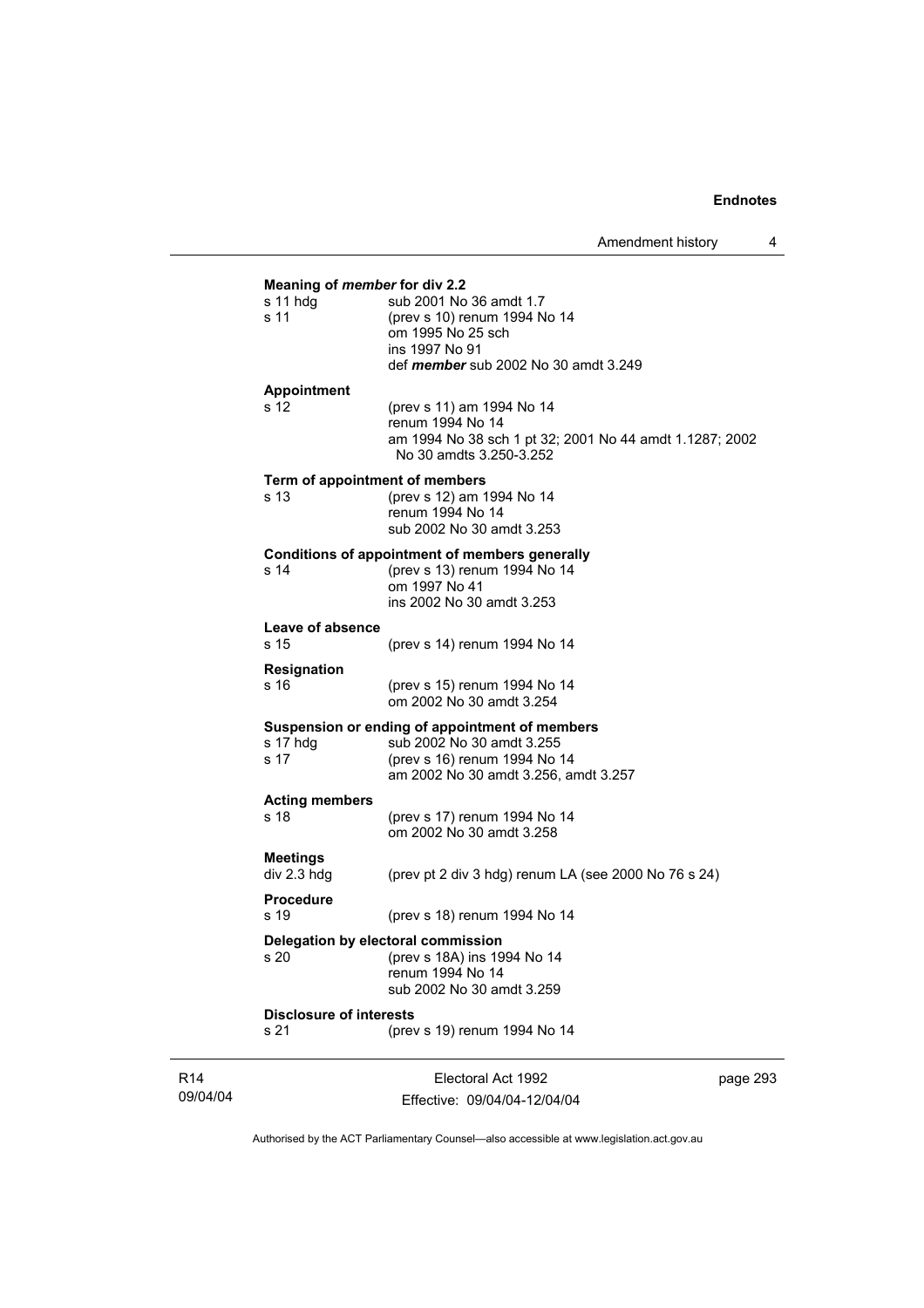**Meaning of *member* for div 2.2**

| | |
|---|---|
| s 11 hdg | sub 2001 No 36 amdt 1.7 |
| s 11 | (prev s 10) renum 1994 No 14<br>om 1995 No 25 sch<br>ins 1997 No 91<br>def ***member*** sub 2002 No 30 amdt 3.249 |

**Appointment**

| | |
|---|---|
| s 12 | (prev s 11) am 1994 No 14<br>renum 1994 No 14<br>am 1994 No 38 sch 1 pt 32; 2001 No 44 amdt 1.1287; 2002 No 30 amdts 3.250-3.252 |

**Term of appointment of members**

| | |
|---|---|
| s 13 | (prev s 12) am 1994 No 14<br>renum 1994 No 14<br>sub 2002 No 30 amdt 3.253 |

**Conditions of appointment of members generally**

| | |
|---|---|
| s 14 | (prev s 13) renum 1994 No 14<br>om 1997 No 41<br>ins 2002 No 30 amdt 3.253 |

**Leave of absence**

| | |
|---|---|
| s 15 | (prev s 14) renum 1994 No 14 |

**Resignation**

| | |
|---|---|
| s 16 | (prev s 15) renum 1994 No 14<br>om 2002 No 30 amdt 3.254 |

**Suspension or ending of appointment of members**

| | |
|---|---|
| s 17 hdg | sub 2002 No 30 amdt 3.255 |
| s 17 | (prev s 16) renum 1994 No 14<br>am 2002 No 30 amdt 3.256, amdt 3.257 |

**Acting members**

| | |
|---|---|
| s 18 | (prev s 17) renum 1994 No 14<br>om 2002 No 30 amdt 3.258 |

**Meetings**

| | |
|---|---|
| div 2.3 hdg | (prev pt 2 div 3 hdg) renum LA (see 2000 No 76 s 24) |

**Procedure**

| | |
|---|---|
| s 19 | (prev s 18) renum 1994 No 14 |

**Delegation by electoral commission**

| | |
|---|---|
| s 20 | (prev s 18A) ins 1994 No 14<br>renum 1994 No 14<br>sub 2002 No 30 amdt 3.259 |

**Disclosure of interests**

| | |
|---|---|
| s 21 | (prev s 19) renum 1994 No 14 |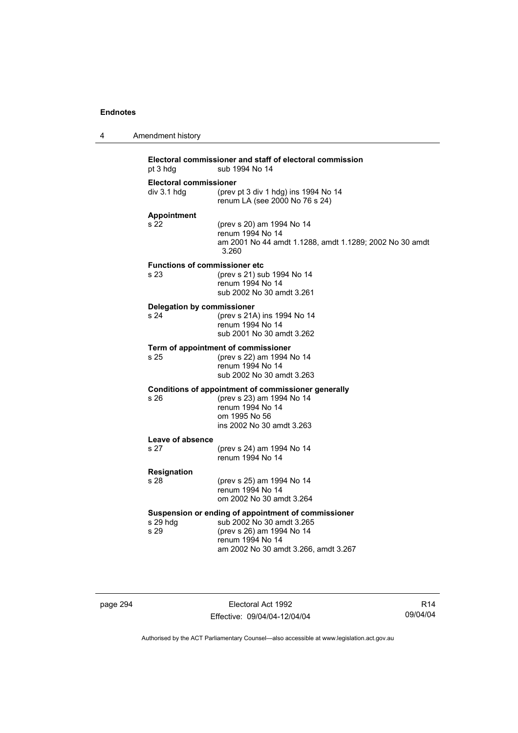**Electoral commissioner and staff of electoral commission**
pt 3 hdg sub 1994 No 14

**Electoral commissioner**
div 3.1 hdg (prev pt 3 div 1 hdg) ins 1994 No 14
renum LA (see 2000 No 76 s 24)

**Appointment**
s 22 (prev s 20) am 1994 No 14
renum 1994 No 14
am 2001 No 44 amdt 1.1288, amdt 1.1289; 2002 No 30 amdt 3.260

**Functions of commissioner etc**
s 23 (prev s 21) sub 1994 No 14
renum 1994 No 14
sub 2002 No 30 amdt 3.261

**Delegation by commissioner**
s 24 (prev s 21A) ins 1994 No 14
renum 1994 No 14
sub 2001 No 30 amdt 3.262

**Term of appointment of commissioner**
s 25 (prev s 22) am 1994 No 14
renum 1994 No 14
sub 2002 No 30 amdt 3.263

**Conditions of appointment of commissioner generally**
s 26 (prev s 23) am 1994 No 14
renum 1994 No 14
om 1995 No 56
ins 2002 No 30 amdt 3.263

**Leave of absence**
s 27 (prev s 24) am 1994 No 14
renum 1994 No 14

**Resignation**
s 28 (prev s 25) am 1994 No 14
renum 1994 No 14
om 2002 No 30 amdt 3.264

**Suspension or ending of appointment of commissioner**
s 29 hdg sub 2002 No 30 amdt 3.265
s 29 (prev s 26) am 1994 No 14
renum 1994 No 14
am 2002 No 30 amdt 3.266, amdt 3.267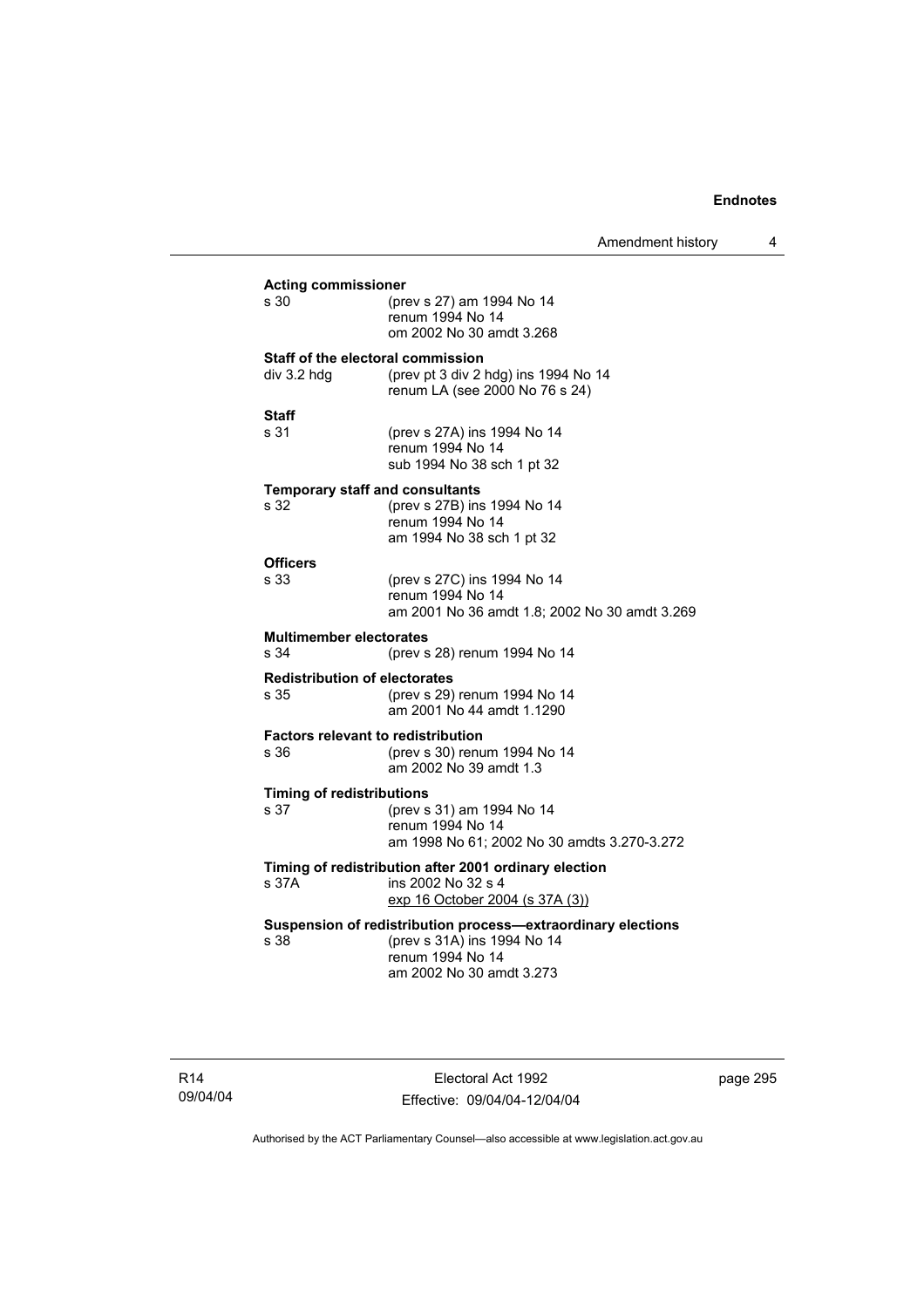**Acting commissioner**

| | |
|---|---|
| s 30 | (prev s 27) am 1994 No 14<br>renum 1994 No 14<br>om 2002 No 30 amdt 3.268 |

**Staff of the electoral commission**

| | |
|---|---|
| div 3.2 hdg | (prev pt 3 div 2 hdg) ins 1994 No 14<br>renum LA (see 2000 No 76 s 24) |

**Staff**

| | |
|---|---|
| s 31 | (prev s 27A) ins 1994 No 14<br>renum 1994 No 14<br>sub 1994 No 38 sch 1 pt 32 |

**Temporary staff and consultants**

| | |
|---|---|
| s 32 | (prev s 27B) ins 1994 No 14<br>renum 1994 No 14<br>am 1994 No 38 sch 1 pt 32 |

**Officers**

| | |
|---|---|
| s 33 | (prev s 27C) ins 1994 No 14<br>renum 1994 No 14<br>am 2001 No 36 amdt 1.8; 2002 No 30 amdt 3.269 |

**Multimember electorates**

| | |
|---|---|
| s 34 | (prev s 28) renum 1994 No 14 |

**Redistribution of electorates**

| | |
|---|---|
| s 35 | (prev s 29) renum 1994 No 14<br>am 2001 No 44 amdt 1.1290 |

**Factors relevant to redistribution**

| | |
|---|---|
| s 36 | (prev s 30) renum 1994 No 14<br>am 2002 No 39 amdt 1.3 |

**Timing of redistributions**

| | |
|---|---|
| s 37 | (prev s 31) am 1994 No 14<br>renum 1994 No 14<br>am 1998 No 61; 2002 No 30 amdts 3.270-3.272 |

**Timing of redistribution after 2001 ordinary election**

| | |
|---|---|
| s 37A | ins 2002 No 32 s 4<br>exp 16 October 2004 (s 37A (3)) |

**Suspension of redistribution process—extraordinary elections**

| | |
|---|---|
| s 38 | (prev s 31A) ins 1994 No 14<br>renum 1994 No 14<br>am 2002 No 30 amdt 3.273 |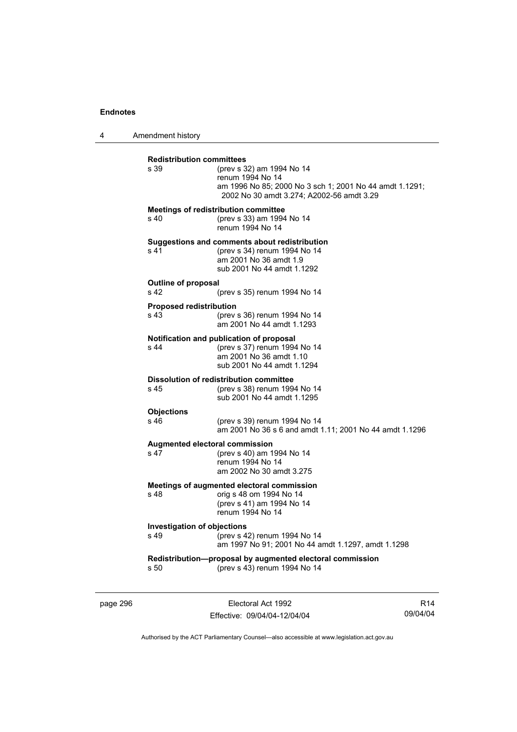**Redistribution committees**

s 39 (prev s 32) am 1994 No 14
renum 1994 No 14
am 1996 No 85; 2000 No 3 sch 1; 2001 No 44 amdt 1.1291; 2002 No 30 amdt 3.274; A2002-56 amdt 3.29

**Meetings of redistribution committee**

s 40 (prev s 33) am 1994 No 14
renum 1994 No 14

**Suggestions and comments about redistribution**

s 41 (prev s 34) renum 1994 No 14
am 2001 No 36 amdt 1.9
sub 2001 No 44 amdt 1.1292

**Outline of proposal**

s 42 (prev s 35) renum 1994 No 14

**Proposed redistribution**

s 43 (prev s 36) renum 1994 No 14
am 2001 No 44 amdt 1.1293

**Notification and publication of proposal**

s 44 (prev s 37) renum 1994 No 14
am 2001 No 36 amdt 1.10
sub 2001 No 44 amdt 1.1294

**Dissolution of redistribution committee**

s 45 (prev s 38) renum 1994 No 14
sub 2001 No 44 amdt 1.1295

**Objections**

s 46 (prev s 39) renum 1994 No 14
am 2001 No 36 s 6 and amdt 1.11; 2001 No 44 amdt 1.1296

**Augmented electoral commission**

s 47 (prev s 40) am 1994 No 14
renum 1994 No 14
am 2002 No 30 amdt 3.275

**Meetings of augmented electoral commission**

s 48 orig s 48 om 1994 No 14
(prev s 41) am 1994 No 14
renum 1994 No 14

**Investigation of objections**

s 49 (prev s 42) renum 1994 No 14
am 1997 No 91; 2001 No 44 amdt 1.1297, amdt 1.1298

**Redistribution—proposal by augmented electoral commission**

s 50 (prev s 43) renum 1994 No 14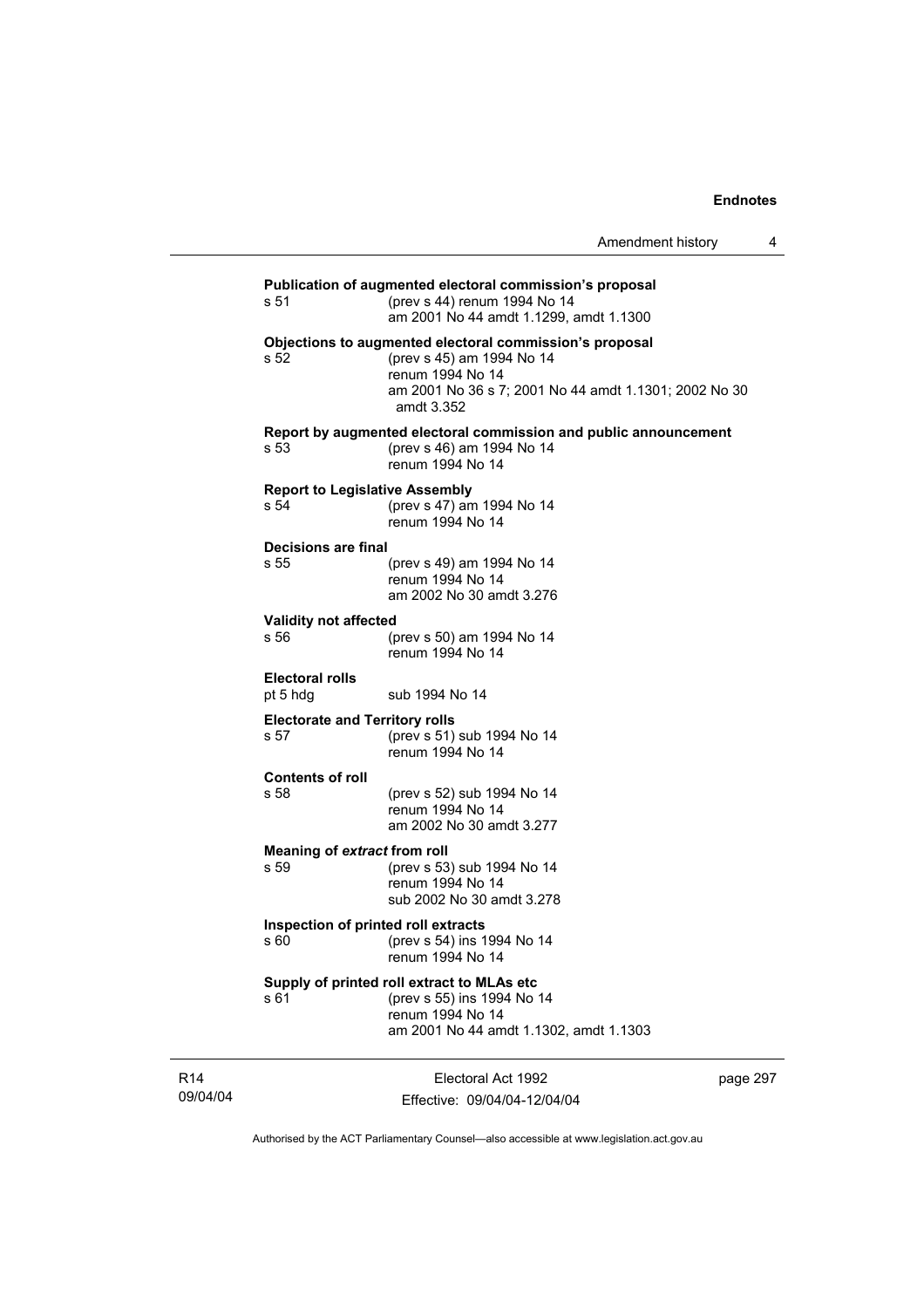**Publication of augmented electoral commission's proposal**

s 51 (prev s 44) renum 1994 No 14
am 2001 No 44 amdt 1.1299, amdt 1.1300

**Objections to augmented electoral commission's proposal**

s 52 (prev s 45) am 1994 No 14
renum 1994 No 14
am 2001 No 36 s 7; 2001 No 44 amdt 1.1301; 2002 No 30 amdt 3.352

**Report by augmented electoral commission and public announcement**

s 53 (prev s 46) am 1994 No 14
renum 1994 No 14

**Report to Legislative Assembly**

s 54 (prev s 47) am 1994 No 14
renum 1994 No 14

**Decisions are final**

s 55 (prev s 49) am 1994 No 14
renum 1994 No 14
am 2002 No 30 amdt 3.276

**Validity not affected**

s 56 (prev s 50) am 1994 No 14
renum 1994 No 14

**Electoral rolls**

pt 5 hdg sub 1994 No 14

**Electorate and Territory rolls**

s 57 (prev s 51) sub 1994 No 14
renum 1994 No 14

**Contents of roll**

s 58 (prev s 52) sub 1994 No 14
renum 1994 No 14
am 2002 No 30 amdt 3.277

**Meaning of *extract* from roll**

s 59 (prev s 53) sub 1994 No 14
renum 1994 No 14
sub 2002 No 30 amdt 3.278

**Inspection of printed roll extracts**

s 60 (prev s 54) ins 1994 No 14
renum 1994 No 14

**Supply of printed roll extract to MLAs etc**

s 61 (prev s 55) ins 1994 No 14
renum 1994 No 14
am 2001 No 44 amdt 1.1302, amdt 1.1303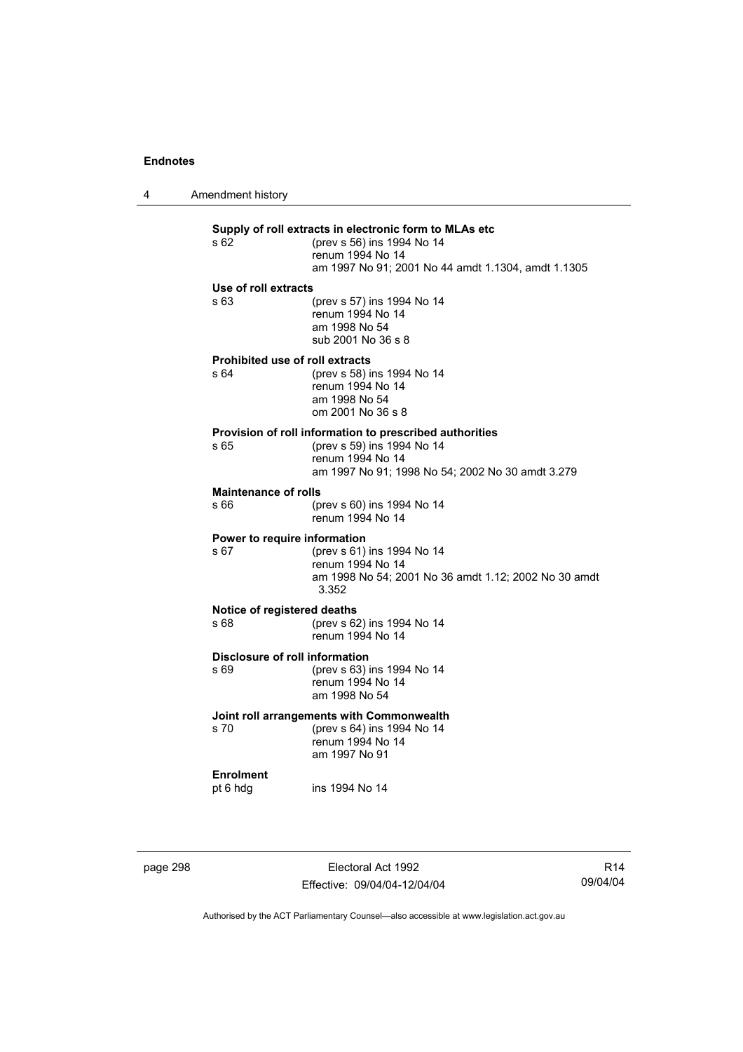**Supply of roll extracts in electronic form to MLAs etc**

s 62 (prev s 56) ins 1994 No 14
renum 1994 No 14
am 1997 No 91; 2001 No 44 amdt 1.1304, amdt 1.1305

**Use of roll extracts**

s 63 (prev s 57) ins 1994 No 14
renum 1994 No 14
am 1998 No 54
sub 2001 No 36 s 8

**Prohibited use of roll extracts**

s 64 (prev s 58) ins 1994 No 14
renum 1994 No 14
am 1998 No 54
om 2001 No 36 s 8

**Provision of roll information to prescribed authorities**

s 65 (prev s 59) ins 1994 No 14
renum 1994 No 14
am 1997 No 91; 1998 No 54; 2002 No 30 amdt 3.279

**Maintenance of rolls**

s 66 (prev s 60) ins 1994 No 14
renum 1994 No 14

**Power to require information**

s 67 (prev s 61) ins 1994 No 14
renum 1994 No 14
am 1998 No 54; 2001 No 36 amdt 1.12; 2002 No 30 amdt 3.352

**Notice of registered deaths**

s 68 (prev s 62) ins 1994 No 14
renum 1994 No 14

**Disclosure of roll information**

s 69 (prev s 63) ins 1994 No 14
renum 1994 No 14
am 1998 No 54

**Joint roll arrangements with Commonwealth**

s 70 (prev s 64) ins 1994 No 14
renum 1994 No 14
am 1997 No 91

**Enrolment**

pt 6 hdg ins 1994 No 14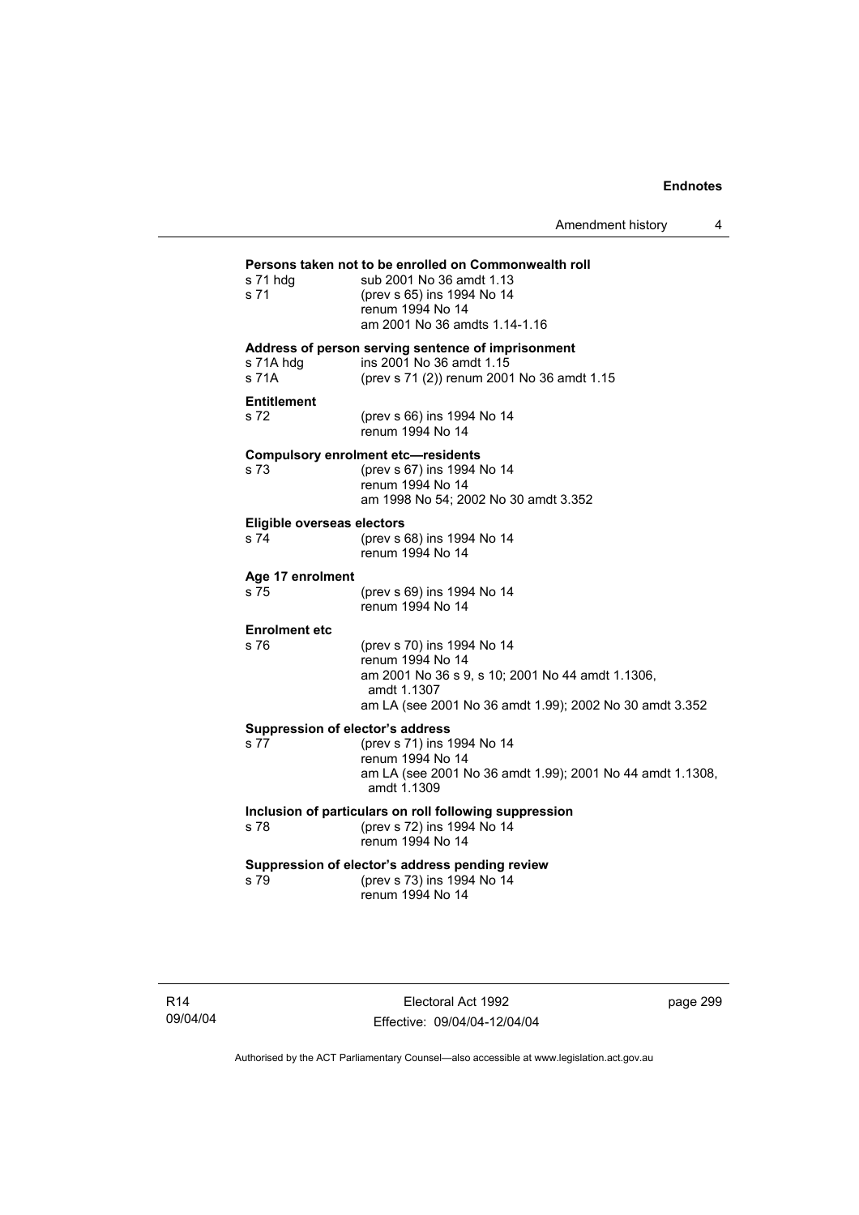**Persons taken not to be enrolled on Commonwealth roll**

| | |
|---|---|
| s 71 hdg | sub 2001 No 36 amdt 1.13 |
| s 71 | (prev s 65) ins 1994 No 14<br>renum 1994 No 14<br>am 2001 No 36 amdts 1.14-1.16 |

**Address of person serving sentence of imprisonment**

| | |
|---|---|
| s 71A hdg | ins 2001 No 36 amdt 1.15 |
| s 71A | (prev s 71 (2)) renum 2001 No 36 amdt 1.15 |

**Entitlement**

| | |
|---|---|
| s 72 | (prev s 66) ins 1994 No 14<br>renum 1994 No 14 |

**Compulsory enrolment etc—residents**

| | |
|---|---|
| s 73 | (prev s 67) ins 1994 No 14<br>renum 1994 No 14<br>am 1998 No 54; 2002 No 30 amdt 3.352 |

**Eligible overseas electors**

| | |
|---|---|
| s 74 | (prev s 68) ins 1994 No 14<br>renum 1994 No 14 |

**Age 17 enrolment**

| | |
|---|---|
| s 75 | (prev s 69) ins 1994 No 14<br>renum 1994 No 14 |

**Enrolment etc**

| | |
|---|---|
| s 76 | (prev s 70) ins 1994 No 14<br>renum 1994 No 14<br>am 2001 No 36 s 9, s 10; 2001 No 44 amdt 1.1306, amdt 1.1307<br>am LA (see 2001 No 36 amdt 1.99); 2002 No 30 amdt 3.352 |

**Suppression of elector's address**

| | |
|---|---|
| s 77 | (prev s 71) ins 1994 No 14<br>renum 1994 No 14<br>am LA (see 2001 No 36 amdt 1.99); 2001 No 44 amdt 1.1308, amdt 1.1309 |

**Inclusion of particulars on roll following suppression**

| | |
|---|---|
| s 78 | (prev s 72) ins 1994 No 14<br>renum 1994 No 14 |

**Suppression of elector's address pending review**

| | |
|---|---|
| s 79 | (prev s 73) ins 1994 No 14<br>renum 1994 No 14 |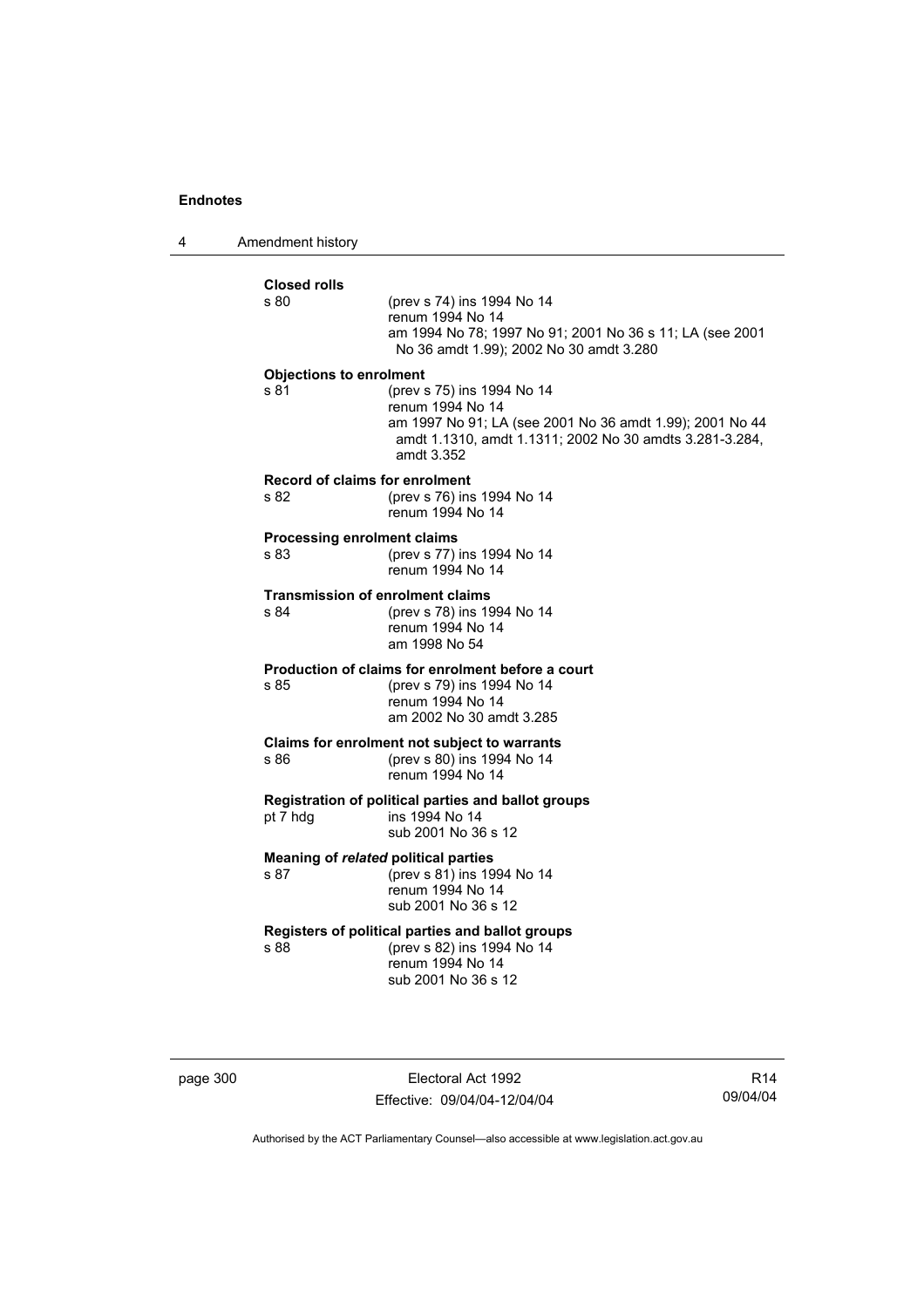**Closed rolls**

s 80 (prev s 74) ins 1994 No 14
renum 1994 No 14
am 1994 No 78; 1997 No 91; 2001 No 36 s 11; LA (see 2001 No 36 amdt 1.99); 2002 No 30 amdt 3.280

**Objections to enrolment**

s 81 (prev s 75) ins 1994 No 14
renum 1994 No 14
am 1997 No 91; LA (see 2001 No 36 amdt 1.99); 2001 No 44 amdt 1.1310, amdt 1.1311; 2002 No 30 amdts 3.281-3.284, amdt 3.352

**Record of claims for enrolment**

s 82 (prev s 76) ins 1994 No 14
renum 1994 No 14

**Processing enrolment claims**

s 83 (prev s 77) ins 1994 No 14
renum 1994 No 14

**Transmission of enrolment claims**

s 84 (prev s 78) ins 1994 No 14
renum 1994 No 14
am 1998 No 54

**Production of claims for enrolment before a court**

s 85 (prev s 79) ins 1994 No 14
renum 1994 No 14
am 2002 No 30 amdt 3.285

**Claims for enrolment not subject to warrants**

s 86 (prev s 80) ins 1994 No 14
renum 1994 No 14

**Registration of political parties and ballot groups**

pt 7 hdg ins 1994 No 14
sub 2001 No 36 s 12

**Meaning of *related* political parties**

s 87 (prev s 81) ins 1994 No 14
renum 1994 No 14
sub 2001 No 36 s 12

**Registers of political parties and ballot groups**

s 88 (prev s 82) ins 1994 No 14
renum 1994 No 14
sub 2001 No 36 s 12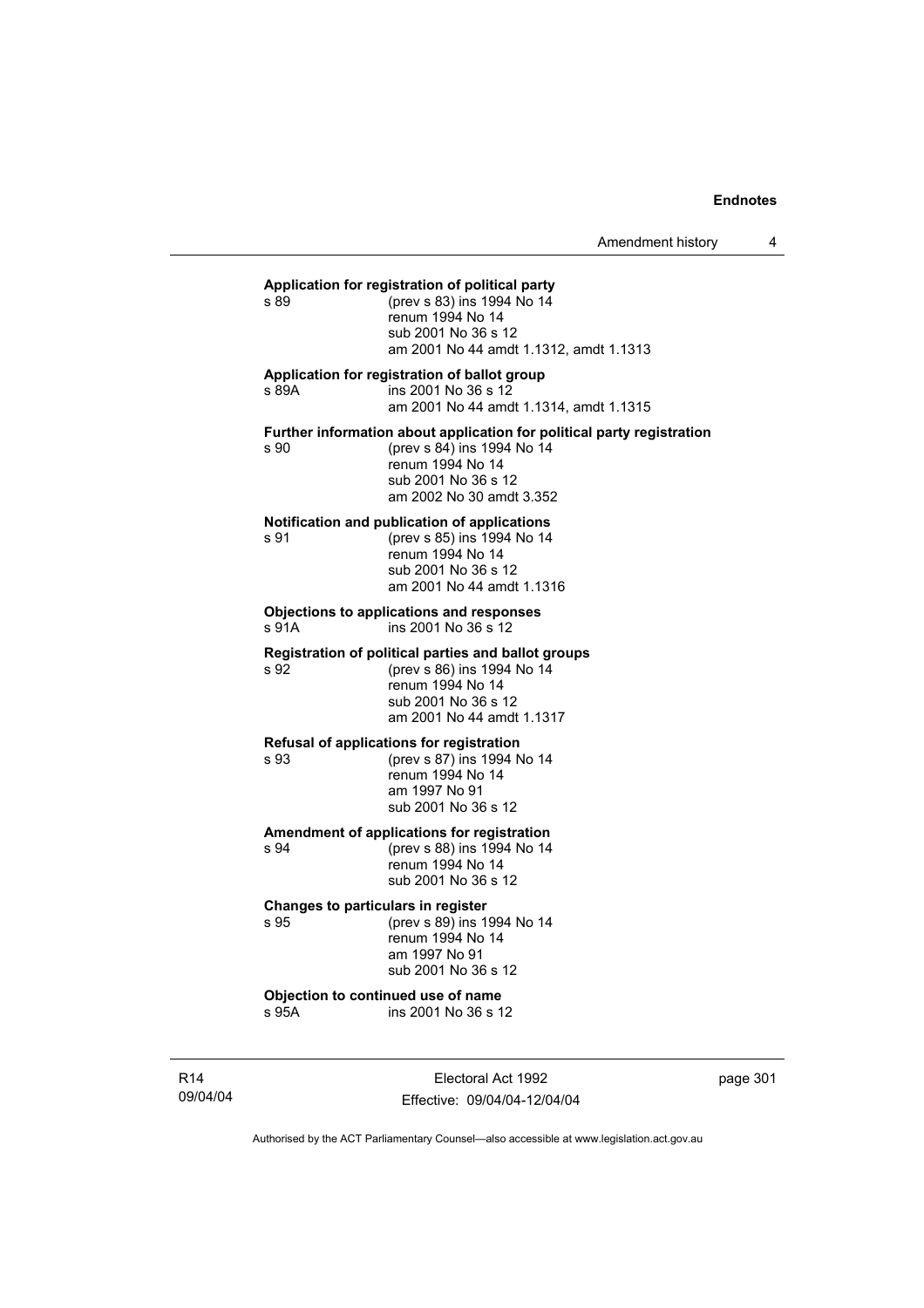**Application for registration of political party**

s 89 (prev s 83) ins 1994 No 14
renum 1994 No 14
sub 2001 No 36 s 12
am 2001 No 44 amdt 1.1312, amdt 1.1313

**Application for registration of ballot group**

s 89A ins 2001 No 36 s 12
am 2001 No 44 amdt 1.1314, amdt 1.1315

**Further information about application for political party registration**

s 90 (prev s 84) ins 1994 No 14
renum 1994 No 14
sub 2001 No 36 s 12
am 2002 No 30 amdt 3.352

**Notification and publication of applications**

s 91 (prev s 85) ins 1994 No 14
renum 1994 No 14
sub 2001 No 36 s 12
am 2001 No 44 amdt 1.1316

**Objections to applications and responses**

s 91A ins 2001 No 36 s 12

**Registration of political parties and ballot groups**

s 92 (prev s 86) ins 1994 No 14
renum 1994 No 14
sub 2001 No 36 s 12
am 2001 No 44 amdt 1.1317

**Refusal of applications for registration**

s 93 (prev s 87) ins 1994 No 14
renum 1994 No 14
am 1997 No 91
sub 2001 No 36 s 12

**Amendment of applications for registration**

s 94 (prev s 88) ins 1994 No 14
renum 1994 No 14
sub 2001 No 36 s 12

**Changes to particulars in register**

s 95 (prev s 89) ins 1994 No 14
renum 1994 No 14
am 1997 No 91
sub 2001 No 36 s 12

**Objection to continued use of name**

s 95A ins 2001 No 36 s 12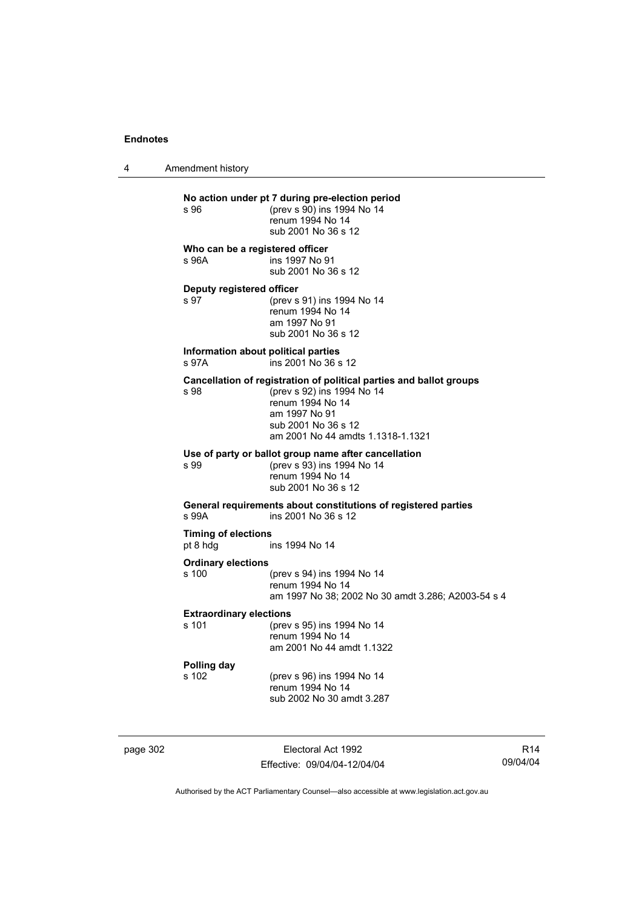**No action under pt 7 during pre-election period**

s 96 (prev s 90) ins 1994 No 14
renum 1994 No 14
sub 2001 No 36 s 12

**Who can be a registered officer**

s 96A ins 1997 No 91
sub 2001 No 36 s 12

**Deputy registered officer**

s 97 (prev s 91) ins 1994 No 14
renum 1994 No 14
am 1997 No 91
sub 2001 No 36 s 12

**Information about political parties**

s 97A ins 2001 No 36 s 12

**Cancellation of registration of political parties and ballot groups**

s 98 (prev s 92) ins 1994 No 14
renum 1994 No 14
am 1997 No 91
sub 2001 No 36 s 12
am 2001 No 44 amdts 1.1318-1.1321

**Use of party or ballot group name after cancellation**

s 99 (prev s 93) ins 1994 No 14
renum 1994 No 14
sub 2001 No 36 s 12

**General requirements about constitutions of registered parties**

s 99A ins 2001 No 36 s 12

**Timing of elections**

pt 8 hdg ins 1994 No 14

**Ordinary elections**

s 100 (prev s 94) ins 1994 No 14
renum 1994 No 14
am 1997 No 38; 2002 No 30 amdt 3.286; A2003-54 s 4

**Extraordinary elections**

s 101 (prev s 95) ins 1994 No 14
renum 1994 No 14
am 2001 No 44 amdt 1.1322

**Polling day**

s 102 (prev s 96) ins 1994 No 14
renum 1994 No 14
sub 2002 No 30 amdt 3.287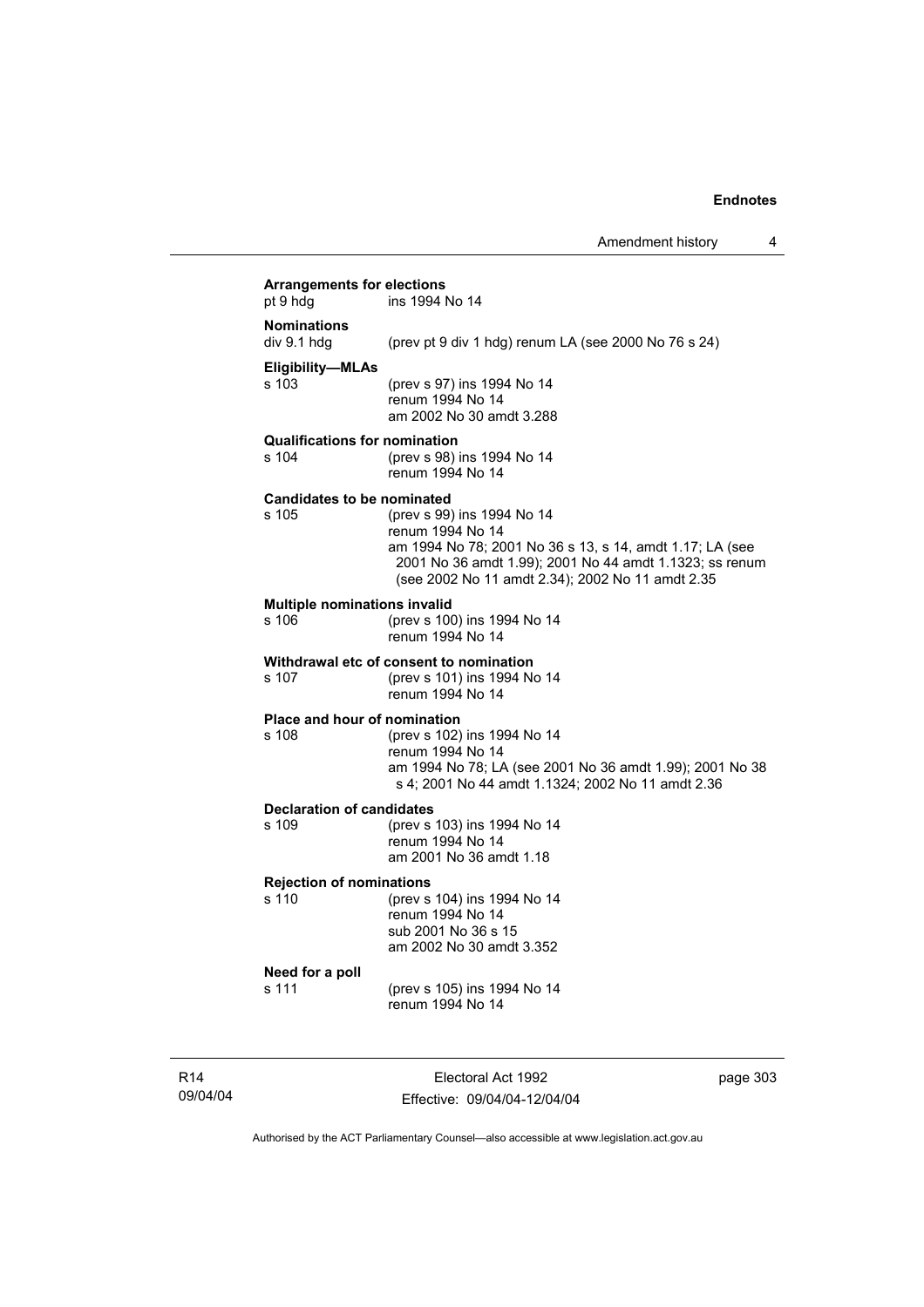**Arrangements for elections**
pt 9 hdg ins 1994 No 14

**Nominations**
div 9.1 hdg (prev pt 9 div 1 hdg) renum LA (see 2000 No 76 s 24)

**Eligibility—MLAs**
s 103 (prev s 97) ins 1994 No 14
renum 1994 No 14
am 2002 No 30 amdt 3.288

**Qualifications for nomination**
s 104 (prev s 98) ins 1994 No 14
renum 1994 No 14

**Candidates to be nominated**
s 105 (prev s 99) ins 1994 No 14
renum 1994 No 14
am 1994 No 78; 2001 No 36 s 13, s 14, amdt 1.17; LA (see 2001 No 36 amdt 1.99); 2001 No 44 amdt 1.1323; ss renum (see 2002 No 11 amdt 2.34); 2002 No 11 amdt 2.35

**Multiple nominations invalid**
s 106 (prev s 100) ins 1994 No 14
renum 1994 No 14

**Withdrawal etc of consent to nomination**
s 107 (prev s 101) ins 1994 No 14
renum 1994 No 14

**Place and hour of nomination**
s 108 (prev s 102) ins 1994 No 14
renum 1994 No 14
am 1994 No 78; LA (see 2001 No 36 amdt 1.99); 2001 No 38 s 4; 2001 No 44 amdt 1.1324; 2002 No 11 amdt 2.36

**Declaration of candidates**
s 109 (prev s 103) ins 1994 No 14
renum 1994 No 14
am 2001 No 36 amdt 1.18

**Rejection of nominations**
s 110 (prev s 104) ins 1994 No 14
renum 1994 No 14
sub 2001 No 36 s 15
am 2002 No 30 amdt 3.352

**Need for a poll**
s 111 (prev s 105) ins 1994 No 14
renum 1994 No 14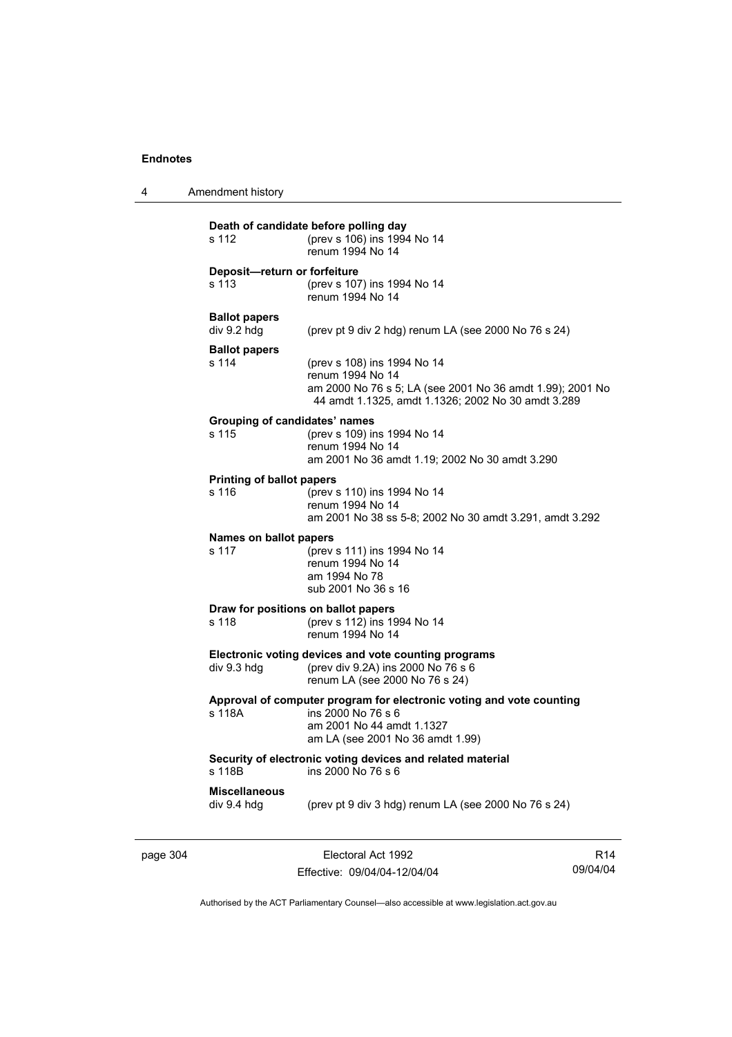**Death of candidate before polling day**

s 112 (prev s 106) ins 1994 No 14
renum 1994 No 14

**Deposit—return or forfeiture**

s 113 (prev s 107) ins 1994 No 14
renum 1994 No 14

**Ballot papers**

div 9.2 hdg (prev pt 9 div 2 hdg) renum LA (see 2000 No 76 s 24)

**Ballot papers**

s 114 (prev s 108) ins 1994 No 14
renum 1994 No 14
am 2000 No 76 s 5; LA (see 2001 No 36 amdt 1.99); 2001 No 44 amdt 1.1325, amdt 1.1326; 2002 No 30 amdt 3.289

**Grouping of candidates' names**

s 115 (prev s 109) ins 1994 No 14
renum 1994 No 14
am 2001 No 36 amdt 1.19; 2002 No 30 amdt 3.290

**Printing of ballot papers**

s 116 (prev s 110) ins 1994 No 14
renum 1994 No 14
am 2001 No 38 ss 5-8; 2002 No 30 amdt 3.291, amdt 3.292

**Names on ballot papers**

s 117 (prev s 111) ins 1994 No 14
renum 1994 No 14
am 1994 No 78
sub 2001 No 36 s 16

**Draw for positions on ballot papers**

s 118 (prev s 112) ins 1994 No 14
renum 1994 No 14

**Electronic voting devices and vote counting programs**

div 9.3 hdg (prev div 9.2A) ins 2000 No 76 s 6
renum LA (see 2000 No 76 s 24)

**Approval of computer program for electronic voting and vote counting**

s 118A ins 2000 No 76 s 6
am 2001 No 44 amdt 1.1327
am LA (see 2001 No 36 amdt 1.99)

**Security of electronic voting devices and related material**

s 118B ins 2000 No 76 s 6

**Miscellaneous**

div 9.4 hdg (prev pt 9 div 3 hdg) renum LA (see 2000 No 76 s 24)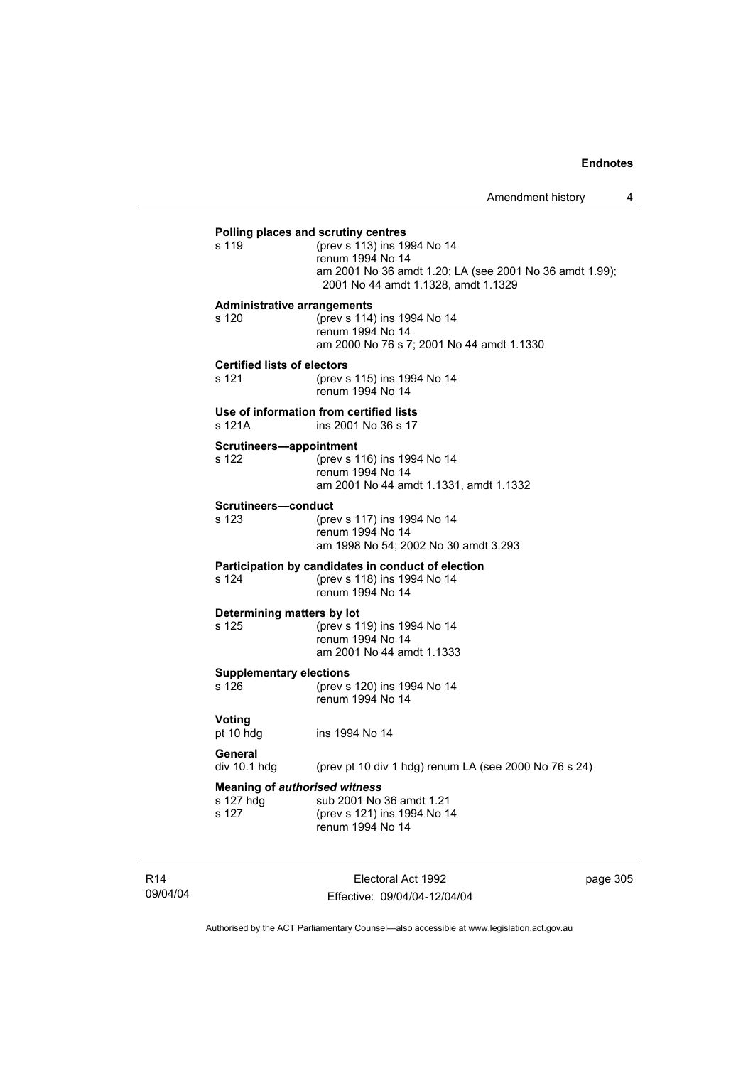**Polling places and scrutiny centres**

s 119 (prev s 113) ins 1994 No 14
renum 1994 No 14
am 2001 No 36 amdt 1.20; LA (see 2001 No 36 amdt 1.99); 2001 No 44 amdt 1.1328, amdt 1.1329

**Administrative arrangements**

s 120 (prev s 114) ins 1994 No 14
renum 1994 No 14
am 2000 No 76 s 7; 2001 No 44 amdt 1.1330

**Certified lists of electors**

s 121 (prev s 115) ins 1994 No 14
renum 1994 No 14

**Use of information from certified lists**

s 121A ins 2001 No 36 s 17

**Scrutineers—appointment**

s 122 (prev s 116) ins 1994 No 14
renum 1994 No 14
am 2001 No 44 amdt 1.1331, amdt 1.1332

**Scrutineers—conduct**

s 123 (prev s 117) ins 1994 No 14
renum 1994 No 14
am 1998 No 54; 2002 No 30 amdt 3.293

**Participation by candidates in conduct of election**

s 124 (prev s 118) ins 1994 No 14
renum 1994 No 14

**Determining matters by lot**

s 125 (prev s 119) ins 1994 No 14
renum 1994 No 14
am 2001 No 44 amdt 1.1333

**Supplementary elections**

s 126 (prev s 120) ins 1994 No 14
renum 1994 No 14

**Voting**

pt 10 hdg ins 1994 No 14

**General**

div 10.1 hdg (prev pt 10 div 1 hdg) renum LA (see 2000 No 76 s 24)

**Meaning of *authorised witness***

s 127 hdg sub 2001 No 36 amdt 1.21
s 127 (prev s 121) ins 1994 No 14
renum 1994 No 14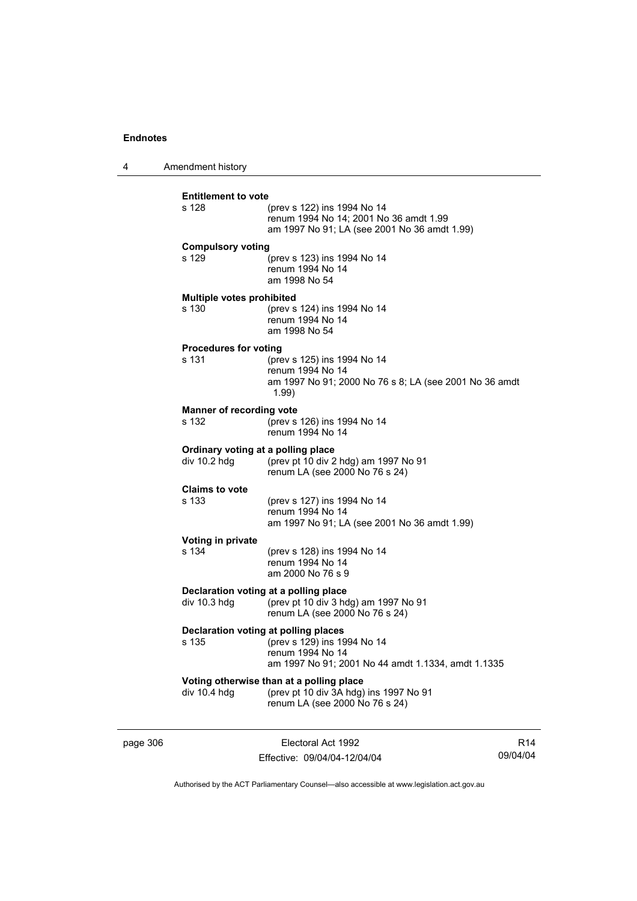**Entitlement to vote**

s 128 (prev s 122) ins 1994 No 14
renum 1994 No 14; 2001 No 36 amdt 1.99
am 1997 No 91; LA (see 2001 No 36 amdt 1.99)

**Compulsory voting**

s 129 (prev s 123) ins 1994 No 14
renum 1994 No 14
am 1998 No 54

**Multiple votes prohibited**

s 130 (prev s 124) ins 1994 No 14
renum 1994 No 14
am 1998 No 54

**Procedures for voting**

s 131 (prev s 125) ins 1994 No 14
renum 1994 No 14
am 1997 No 91; 2000 No 76 s 8; LA (see 2001 No 36 amdt 1.99)

**Manner of recording vote**

s 132 (prev s 126) ins 1994 No 14
renum 1994 No 14

**Ordinary voting at a polling place**

div 10.2 hdg (prev pt 10 div 2 hdg) am 1997 No 91
renum LA (see 2000 No 76 s 24)

**Claims to vote**

s 133 (prev s 127) ins 1994 No 14
renum 1994 No 14
am 1997 No 91; LA (see 2001 No 36 amdt 1.99)

**Voting in private**

s 134 (prev s 128) ins 1994 No 14
renum 1994 No 14
am 2000 No 76 s 9

**Declaration voting at a polling place**

div 10.3 hdg (prev pt 10 div 3 hdg) am 1997 No 91
renum LA (see 2000 No 76 s 24)

**Declaration voting at polling places**

s 135 (prev s 129) ins 1994 No 14
renum 1994 No 14
am 1997 No 91; 2001 No 44 amdt 1.1334, amdt 1.1335

**Voting otherwise than at a polling place**

div 10.4 hdg (prev pt 10 div 3A hdg) ins 1997 No 91
renum LA (see 2000 No 76 s 24)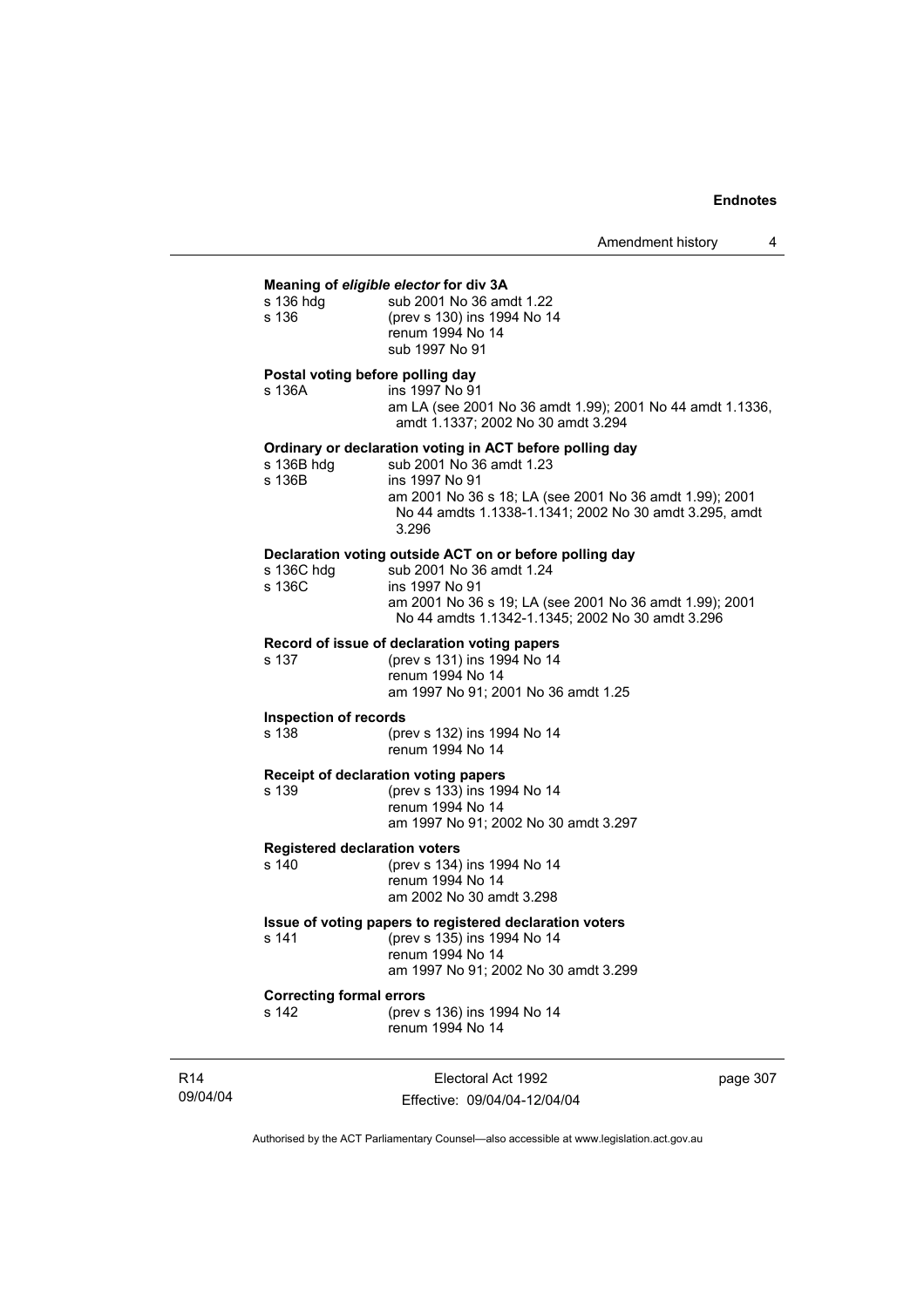**Meaning of *eligible elector* for div 3A**

s 136 hdg — sub 2001 No 36 amdt 1.22
s 136 — (prev s 130) ins 1994 No 14
renum 1994 No 14
sub 1997 No 91

**Postal voting before polling day**

s 136A — ins 1997 No 91
am LA (see 2001 No 36 amdt 1.99); 2001 No 44 amdt 1.1336, amdt 1.1337; 2002 No 30 amdt 3.294

**Ordinary or declaration voting in ACT before polling day**

s 136B hdg — sub 2001 No 36 amdt 1.23
s 136B — ins 1997 No 91
am 2001 No 36 s 18; LA (see 2001 No 36 amdt 1.99); 2001 No 44 amdts 1.1338-1.1341; 2002 No 30 amdt 3.295, amdt 3.296

**Declaration voting outside ACT on or before polling day**

s 136C hdg — sub 2001 No 36 amdt 1.24
s 136C — ins 1997 No 91
am 2001 No 36 s 19; LA (see 2001 No 36 amdt 1.99); 2001 No 44 amdts 1.1342-1.1345; 2002 No 30 amdt 3.296

**Record of issue of declaration voting papers**

s 137 — (prev s 131) ins 1994 No 14
renum 1994 No 14
am 1997 No 91; 2001 No 36 amdt 1.25

**Inspection of records**

s 138 — (prev s 132) ins 1994 No 14
renum 1994 No 14

**Receipt of declaration voting papers**

s 139 — (prev s 133) ins 1994 No 14
renum 1994 No 14
am 1997 No 91; 2002 No 30 amdt 3.297

**Registered declaration voters**

s 140 — (prev s 134) ins 1994 No 14
renum 1994 No 14
am 2002 No 30 amdt 3.298

**Issue of voting papers to registered declaration voters**

s 141 — (prev s 135) ins 1994 No 14
renum 1994 No 14
am 1997 No 91; 2002 No 30 amdt 3.299

**Correcting formal errors**

s 142 — (prev s 136) ins 1994 No 14
renum 1994 No 14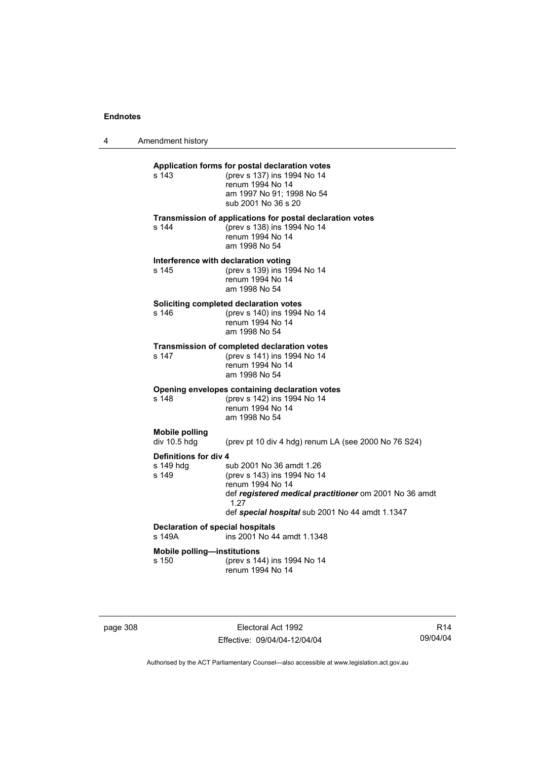**Application forms for postal declaration votes**

| | |
|---|---|
| s 143 | (prev s 137) ins 1994 No 14<br>renum 1994 No 14<br>am 1997 No 91; 1998 No 54<br>sub 2001 No 36 s 20 |

**Transmission of applications for postal declaration votes**

| | |
|---|---|
| s 144 | (prev s 138) ins 1994 No 14<br>renum 1994 No 14<br>am 1998 No 54 |

**Interference with declaration voting**

| | |
|---|---|
| s 145 | (prev s 139) ins 1994 No 14<br>renum 1994 No 14<br>am 1998 No 54 |

**Soliciting completed declaration votes**

| | |
|---|---|
| s 146 | (prev s 140) ins 1994 No 14<br>renum 1994 No 14<br>am 1998 No 54 |

**Transmission of completed declaration votes**

| | |
|---|---|
| s 147 | (prev s 141) ins 1994 No 14<br>renum 1994 No 14<br>am 1998 No 54 |

**Opening envelopes containing declaration votes**

| | |
|---|---|
| s 148 | (prev s 142) ins 1994 No 14<br>renum 1994 No 14<br>am 1998 No 54 |

**Mobile polling**

| | |
|---|---|
| div 10.5 hdg | (prev pt 10 div 4 hdg) renum LA (see 2000 No 76 S24) |

**Definitions for div 4**

| | |
|---|---|
| s 149 hdg | sub 2001 No 36 amdt 1.26 |
| s 149 | (prev s 143) ins 1994 No 14<br>renum 1994 No 14<br>def ***registered medical practitioner*** om 2001 No 36 amdt 1.27<br>def ***special hospital*** sub 2001 No 44 amdt 1.1347 |

**Declaration of special hospitals**

| | |
|---|---|
| s 149A | ins 2001 No 44 amdt 1.1348 |

**Mobile polling—institutions**

| | |
|---|---|
| s 150 | (prev s 144) ins 1994 No 14<br>renum 1994 No 14 |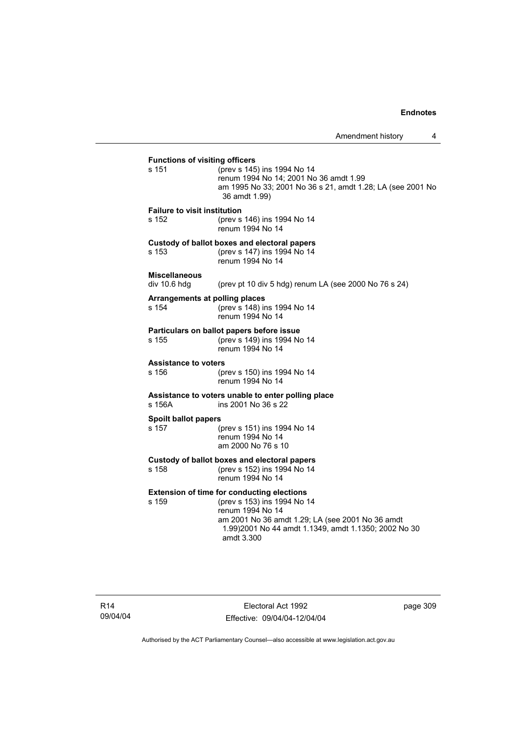**Functions of visiting officers**

s 151 (prev s 145) ins 1994 No 14
renum 1994 No 14; 2001 No 36 amdt 1.99
am 1995 No 33; 2001 No 36 s 21, amdt 1.28; LA (see 2001 No 36 amdt 1.99)

**Failure to visit institution**

s 152 (prev s 146) ins 1994 No 14
renum 1994 No 14

**Custody of ballot boxes and electoral papers**

s 153 (prev s 147) ins 1994 No 14
renum 1994 No 14

**Miscellaneous**

div 10.6 hdg (prev pt 10 div 5 hdg) renum LA (see 2000 No 76 s 24)

**Arrangements at polling places**

s 154 (prev s 148) ins 1994 No 14
renum 1994 No 14

**Particulars on ballot papers before issue**

s 155 (prev s 149) ins 1994 No 14
renum 1994 No 14

**Assistance to voters**

s 156 (prev s 150) ins 1994 No 14
renum 1994 No 14

**Assistance to voters unable to enter polling place**

s 156A ins 2001 No 36 s 22

**Spoilt ballot papers**

s 157 (prev s 151) ins 1994 No 14
renum 1994 No 14
am 2000 No 76 s 10

**Custody of ballot boxes and electoral papers**

s 158 (prev s 152) ins 1994 No 14
renum 1994 No 14

**Extension of time for conducting elections**

s 159 (prev s 153) ins 1994 No 14
renum 1994 No 14
am 2001 No 36 amdt 1.29; LA (see 2001 No 36 amdt 1.99)2001 No 44 amdt 1.1349, amdt 1.1350; 2002 No 30 amdt 3.300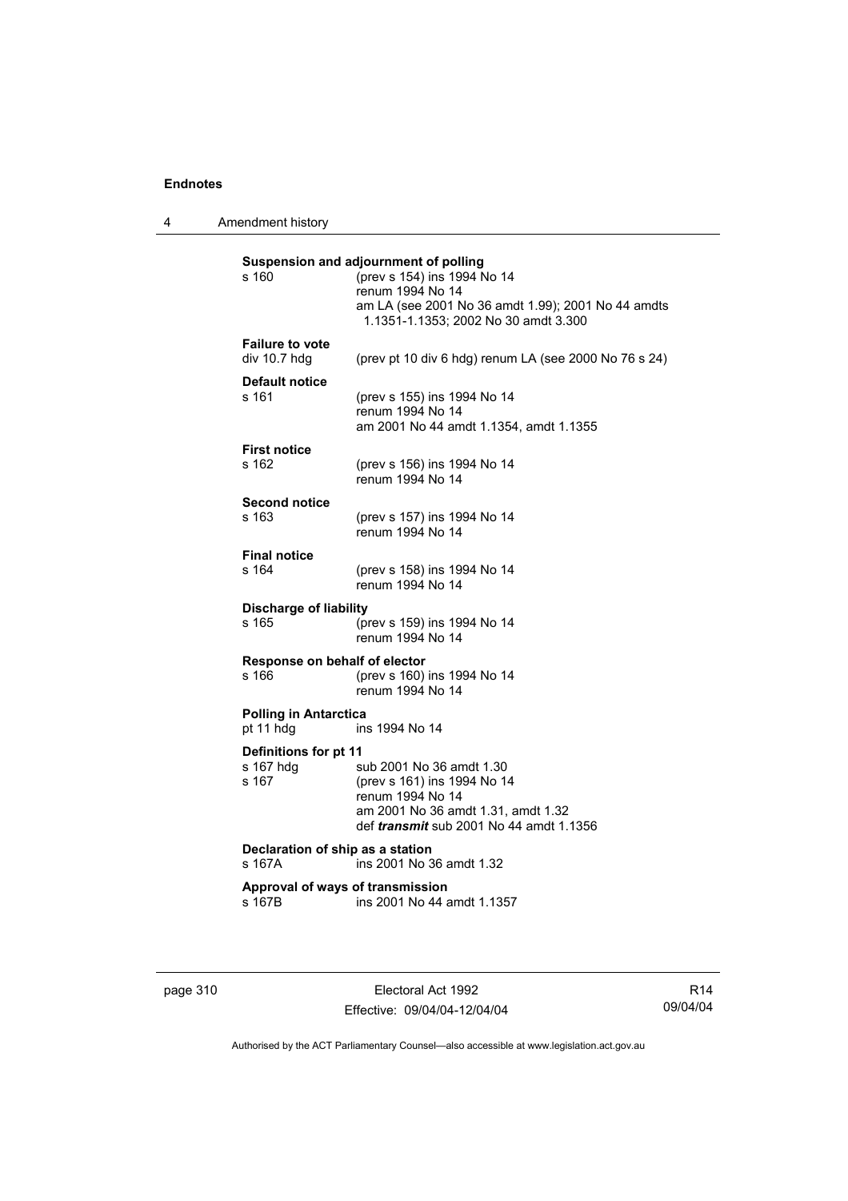**Suspension and adjournment of polling**

| | |
|---|---|
| s 160 | (prev s 154) ins 1994 No 14<br>renum 1994 No 14<br>am LA (see 2001 No 36 amdt 1.99); 2001 No 44 amdts 1.1351-1.1353; 2002 No 30 amdt 3.300 |

**Failure to vote**

| | |
|---|---|
| div 10.7 hdg | (prev pt 10 div 6 hdg) renum LA (see 2000 No 76 s 24) |

**Default notice**

| | |
|---|---|
| s 161 | (prev s 155) ins 1994 No 14<br>renum 1994 No 14<br>am 2001 No 44 amdt 1.1354, amdt 1.1355 |

**First notice**

| | |
|---|---|
| s 162 | (prev s 156) ins 1994 No 14<br>renum 1994 No 14 |

**Second notice**

| | |
|---|---|
| s 163 | (prev s 157) ins 1994 No 14<br>renum 1994 No 14 |

**Final notice**

| | |
|---|---|
| s 164 | (prev s 158) ins 1994 No 14<br>renum 1994 No 14 |

**Discharge of liability**

| | |
|---|---|
| s 165 | (prev s 159) ins 1994 No 14<br>renum 1994 No 14 |

**Response on behalf of elector**

| | |
|---|---|
| s 166 | (prev s 160) ins 1994 No 14<br>renum 1994 No 14 |

**Polling in Antarctica**

| | |
|---|---|
| pt 11 hdg | ins 1994 No 14 |

**Definitions for pt 11**

| | |
|---|---|
| s 167 hdg | sub 2001 No 36 amdt 1.30 |
| s 167 | (prev s 161) ins 1994 No 14<br>renum 1994 No 14<br>am 2001 No 36 amdt 1.31, amdt 1.32<br>def ***transmit*** sub 2001 No 44 amdt 1.1356 |

**Declaration of ship as a station**

| | |
|---|---|
| s 167A | ins 2001 No 36 amdt 1.32 |

**Approval of ways of transmission**

| | |
|---|---|
| s 167B | ins 2001 No 44 amdt 1.1357 |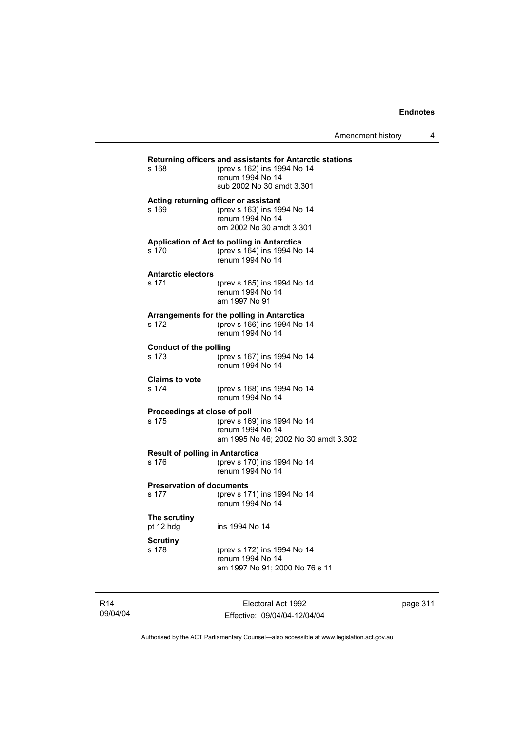**Returning officers and assistants for Antarctic stations**

s 168 (prev s 162) ins 1994 No 14
renum 1994 No 14
sub 2002 No 30 amdt 3.301

**Acting returning officer or assistant**

s 169 (prev s 163) ins 1994 No 14
renum 1994 No 14
om 2002 No 30 amdt 3.301

**Application of Act to polling in Antarctica**

s 170 (prev s 164) ins 1994 No 14
renum 1994 No 14

**Antarctic electors**

s 171 (prev s 165) ins 1994 No 14
renum 1994 No 14
am 1997 No 91

**Arrangements for the polling in Antarctica**

s 172 (prev s 166) ins 1994 No 14
renum 1994 No 14

**Conduct of the polling**

s 173 (prev s 167) ins 1994 No 14
renum 1994 No 14

**Claims to vote**

s 174 (prev s 168) ins 1994 No 14
renum 1994 No 14

**Proceedings at close of poll**

s 175 (prev s 169) ins 1994 No 14
renum 1994 No 14
am 1995 No 46; 2002 No 30 amdt 3.302

**Result of polling in Antarctica**

s 176 (prev s 170) ins 1994 No 14
renum 1994 No 14

**Preservation of documents**

s 177 (prev s 171) ins 1994 No 14
renum 1994 No 14

**The scrutiny**

pt 12 hdg ins 1994 No 14

**Scrutiny**

s 178 (prev s 172) ins 1994 No 14
renum 1994 No 14
am 1997 No 91; 2000 No 76 s 11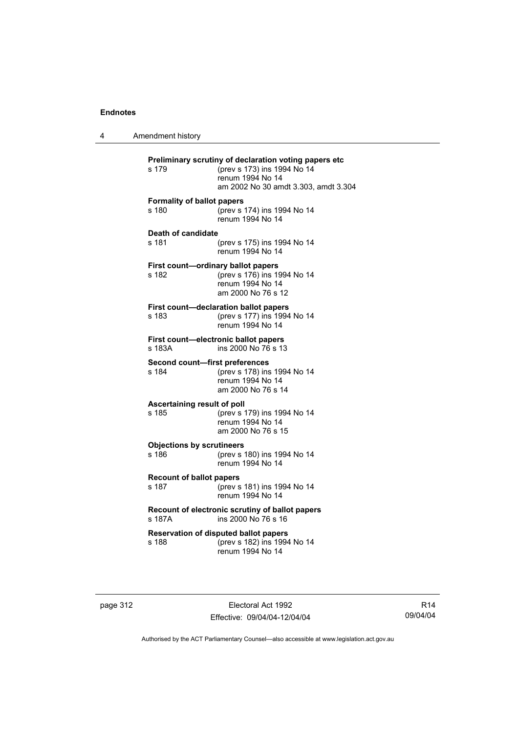**Preliminary scrutiny of declaration voting papers etc**

s 179 (prev s 173) ins 1994 No 14
renum 1994 No 14
am 2002 No 30 amdt 3.303, amdt 3.304

**Formality of ballot papers**

s 180 (prev s 174) ins 1994 No 14
renum 1994 No 14

**Death of candidate**

s 181 (prev s 175) ins 1994 No 14
renum 1994 No 14

**First count—ordinary ballot papers**

s 182 (prev s 176) ins 1994 No 14
renum 1994 No 14
am 2000 No 76 s 12

**First count—declaration ballot papers**

s 183 (prev s 177) ins 1994 No 14
renum 1994 No 14

**First count—electronic ballot papers**

s 183A ins 2000 No 76 s 13

**Second count—first preferences**

s 184 (prev s 178) ins 1994 No 14
renum 1994 No 14
am 2000 No 76 s 14

**Ascertaining result of poll**

s 185 (prev s 179) ins 1994 No 14
renum 1994 No 14
am 2000 No 76 s 15

**Objections by scrutineers**

s 186 (prev s 180) ins 1994 No 14
renum 1994 No 14

**Recount of ballot papers**

s 187 (prev s 181) ins 1994 No 14
renum 1994 No 14

**Recount of electronic scrutiny of ballot papers**

s 187A ins 2000 No 76 s 16

**Reservation of disputed ballot papers**

s 188 (prev s 182) ins 1994 No 14
renum 1994 No 14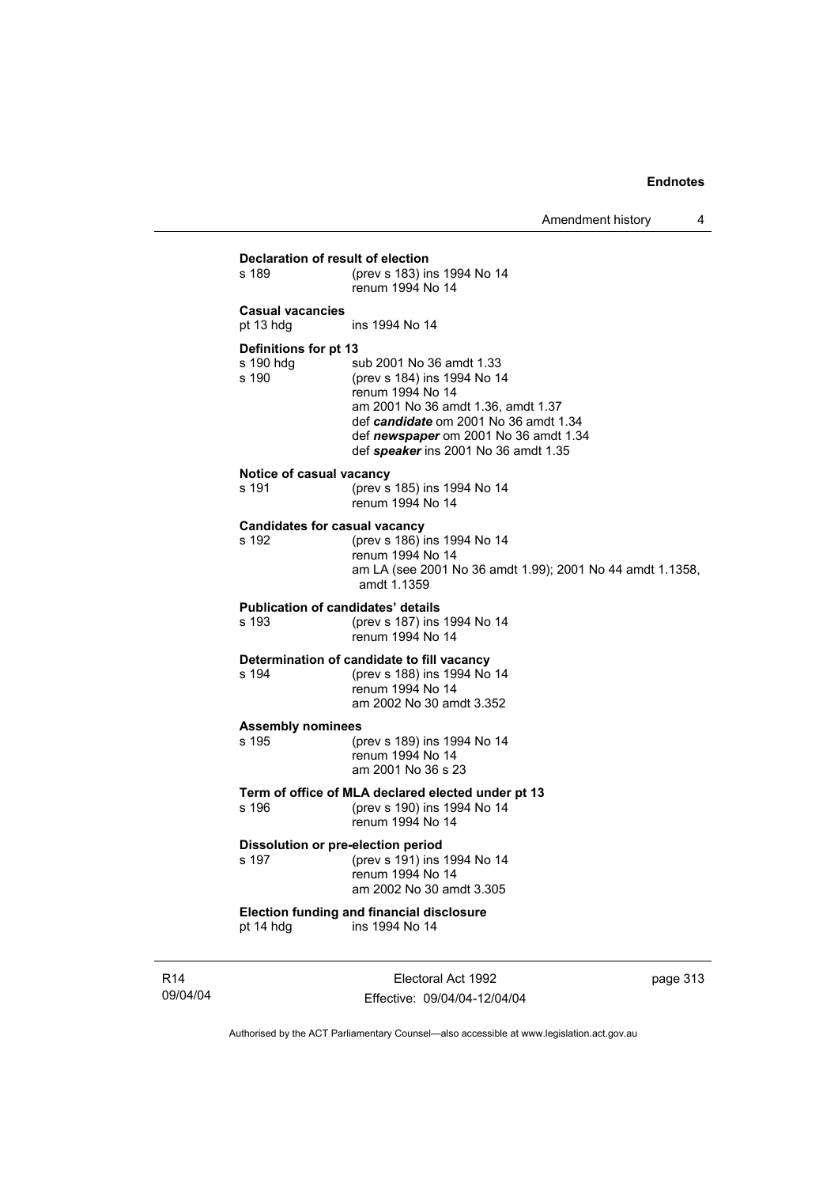**Declaration of result of election**

s 189 (prev s 183) ins 1994 No 14
renum 1994 No 14

**Casual vacancies**

pt 13 hdg ins 1994 No 14

**Definitions for pt 13**

s 190 hdg sub 2001 No 36 amdt 1.33

s 190 (prev s 184) ins 1994 No 14
renum 1994 No 14
am 2001 No 36 amdt 1.36, amdt 1.37
def ***candidate*** om 2001 No 36 amdt 1.34
def ***newspaper*** om 2001 No 36 amdt 1.34
def ***speaker*** ins 2001 No 36 amdt 1.35

**Notice of casual vacancy**

s 191 (prev s 185) ins 1994 No 14
renum 1994 No 14

**Candidates for casual vacancy**

s 192 (prev s 186) ins 1994 No 14
renum 1994 No 14
am LA (see 2001 No 36 amdt 1.99); 2001 No 44 amdt 1.1358, amdt 1.1359

**Publication of candidates' details**

s 193 (prev s 187) ins 1994 No 14
renum 1994 No 14

**Determination of candidate to fill vacancy**

s 194 (prev s 188) ins 1994 No 14
renum 1994 No 14
am 2002 No 30 amdt 3.352

**Assembly nominees**

s 195 (prev s 189) ins 1994 No 14
renum 1994 No 14
am 2001 No 36 s 23

**Term of office of MLA declared elected under pt 13**

s 196 (prev s 190) ins 1994 No 14
renum 1994 No 14

**Dissolution or pre-election period**

s 197 (prev s 191) ins 1994 No 14
renum 1994 No 14
am 2002 No 30 amdt 3.305

**Election funding and financial disclosure**

pt 14 hdg ins 1994 No 14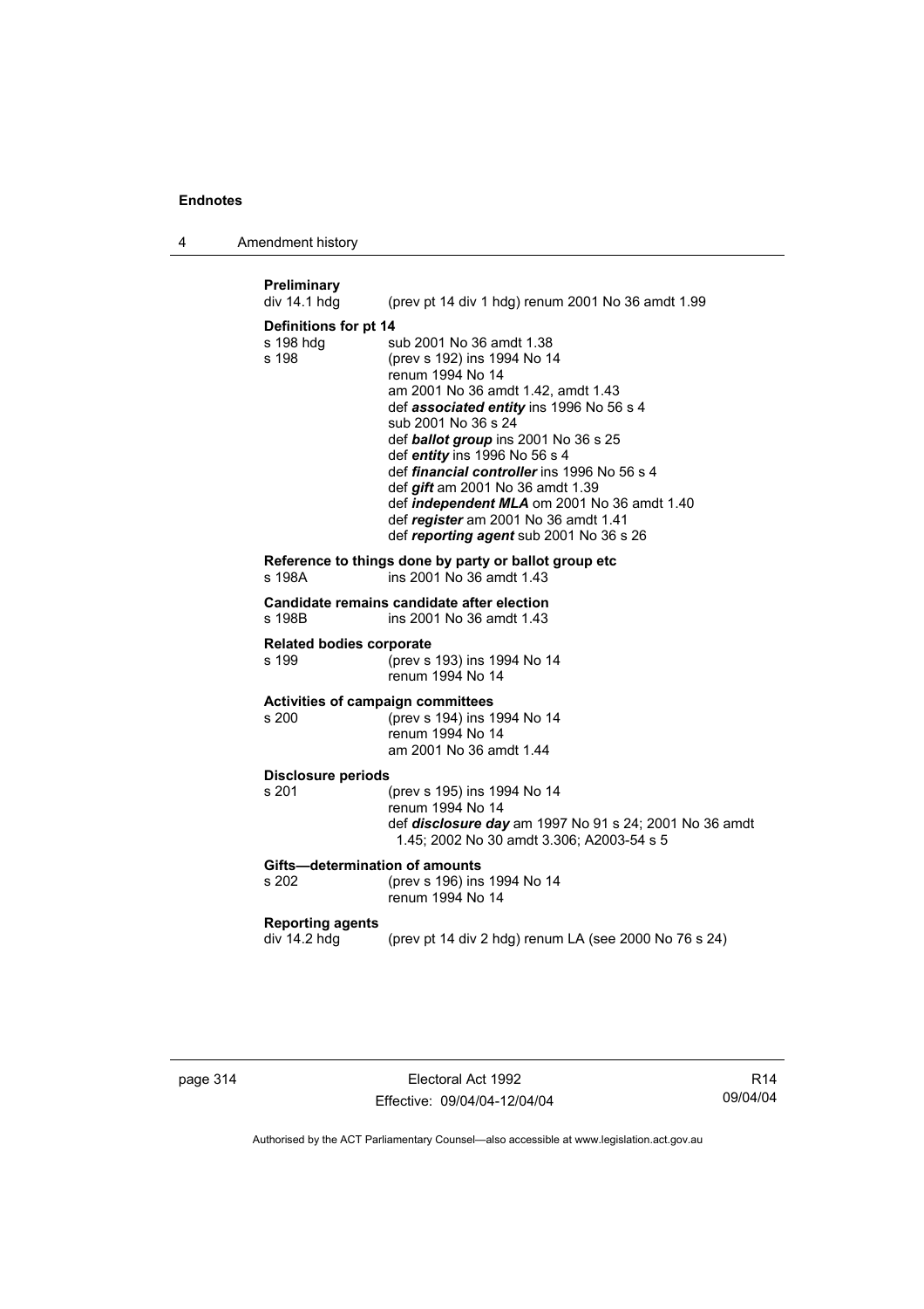**Preliminary**
div 14.1 hdg (prev pt 14 div 1 hdg) renum 2001 No 36 amdt 1.99

**Definitions for pt 14**
s 198 hdg sub 2001 No 36 amdt 1.38
s 198 (prev s 192) ins 1994 No 14
renum 1994 No 14
am 2001 No 36 amdt 1.42, amdt 1.43
def ***associated entity*** ins 1996 No 56 s 4
sub 2001 No 36 s 24
def ***ballot group*** ins 2001 No 36 s 25
def ***entity*** ins 1996 No 56 s 4
def ***financial controller*** ins 1996 No 56 s 4
def ***gift*** am 2001 No 36 amdt 1.39
def ***independent MLA*** om 2001 No 36 amdt 1.40
def ***register*** am 2001 No 36 amdt 1.41
def ***reporting agent*** sub 2001 No 36 s 26

**Reference to things done by party or ballot group etc**
s 198A ins 2001 No 36 amdt 1.43

**Candidate remains candidate after election**
s 198B ins 2001 No 36 amdt 1.43

**Related bodies corporate**
s 199 (prev s 193) ins 1994 No 14
renum 1994 No 14

**Activities of campaign committees**
s 200 (prev s 194) ins 1994 No 14
renum 1994 No 14
am 2001 No 36 amdt 1.44

**Disclosure periods**
s 201 (prev s 195) ins 1994 No 14
renum 1994 No 14
def ***disclosure day*** am 1997 No 91 s 24; 2001 No 36 amdt 1.45; 2002 No 30 amdt 3.306; A2003-54 s 5

**Gifts—determination of amounts**
s 202 (prev s 196) ins 1994 No 14
renum 1994 No 14

**Reporting agents**
div 14.2 hdg (prev pt 14 div 2 hdg) renum LA (see 2000 No 76 s 24)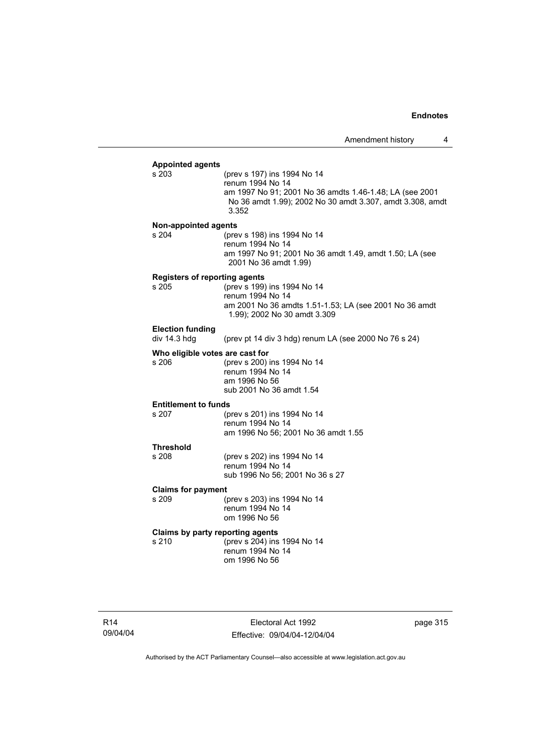**Appointed agents**

s 203 (prev s 197) ins 1994 No 14
renum 1994 No 14
am 1997 No 91; 2001 No 36 amdts 1.46-1.48; LA (see 2001 No 36 amdt 1.99); 2002 No 30 amdt 3.307, amdt 3.308, amdt 3.352

**Non-appointed agents**

s 204 (prev s 198) ins 1994 No 14
renum 1994 No 14
am 1997 No 91; 2001 No 36 amdt 1.49, amdt 1.50; LA (see 2001 No 36 amdt 1.99)

**Registers of reporting agents**

s 205 (prev s 199) ins 1994 No 14
renum 1994 No 14
am 2001 No 36 amdts 1.51-1.53; LA (see 2001 No 36 amdt 1.99); 2002 No 30 amdt 3.309

**Election funding**

div 14.3 hdg (prev pt 14 div 3 hdg) renum LA (see 2000 No 76 s 24)

**Who eligible votes are cast for**

s 206 (prev s 200) ins 1994 No 14
renum 1994 No 14
am 1996 No 56
sub 2001 No 36 amdt 1.54

**Entitlement to funds**

s 207 (prev s 201) ins 1994 No 14
renum 1994 No 14
am 1996 No 56; 2001 No 36 amdt 1.55

**Threshold**

s 208 (prev s 202) ins 1994 No 14
renum 1994 No 14
sub 1996 No 56; 2001 No 36 s 27

**Claims for payment**

s 209 (prev s 203) ins 1994 No 14
renum 1994 No 14
om 1996 No 56

**Claims by party reporting agents**

s 210 (prev s 204) ins 1994 No 14
renum 1994 No 14
om 1996 No 56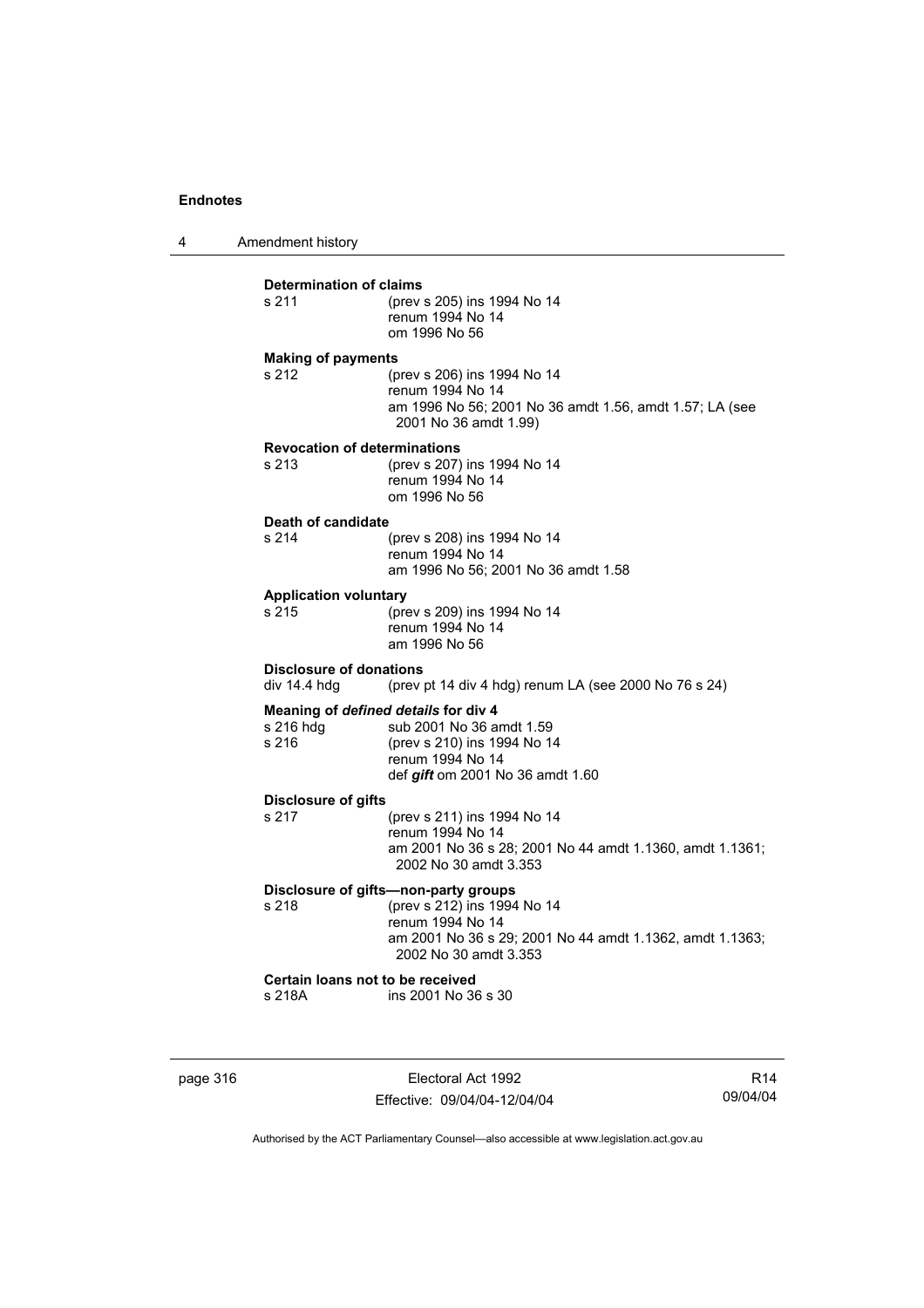**Determination of claims**

s 211 (prev s 205) ins 1994 No 14
renum 1994 No 14
om 1996 No 56

**Making of payments**

s 212 (prev s 206) ins 1994 No 14
renum 1994 No 14
am 1996 No 56; 2001 No 36 amdt 1.56, amdt 1.57; LA (see 2001 No 36 amdt 1.99)

**Revocation of determinations**

s 213 (prev s 207) ins 1994 No 14
renum 1994 No 14
om 1996 No 56

**Death of candidate**

s 214 (prev s 208) ins 1994 No 14
renum 1994 No 14
am 1996 No 56; 2001 No 36 amdt 1.58

**Application voluntary**

s 215 (prev s 209) ins 1994 No 14
renum 1994 No 14
am 1996 No 56

**Disclosure of donations**

div 14.4 hdg (prev pt 14 div 4 hdg) renum LA (see 2000 No 76 s 24)

**Meaning of *defined details* for div 4**

s 216 hdg sub 2001 No 36 amdt 1.59
s 216 (prev s 210) ins 1994 No 14
renum 1994 No 14
def ***gift*** om 2001 No 36 amdt 1.60

**Disclosure of gifts**

s 217 (prev s 211) ins 1994 No 14
renum 1994 No 14
am 2001 No 36 s 28; 2001 No 44 amdt 1.1360, amdt 1.1361; 2002 No 30 amdt 3.353

**Disclosure of gifts—non-party groups**

s 218 (prev s 212) ins 1994 No 14
renum 1994 No 14
am 2001 No 36 s 29; 2001 No 44 amdt 1.1362, amdt 1.1363; 2002 No 30 amdt 3.353

**Certain loans not to be received**

s 218A ins 2001 No 36 s 30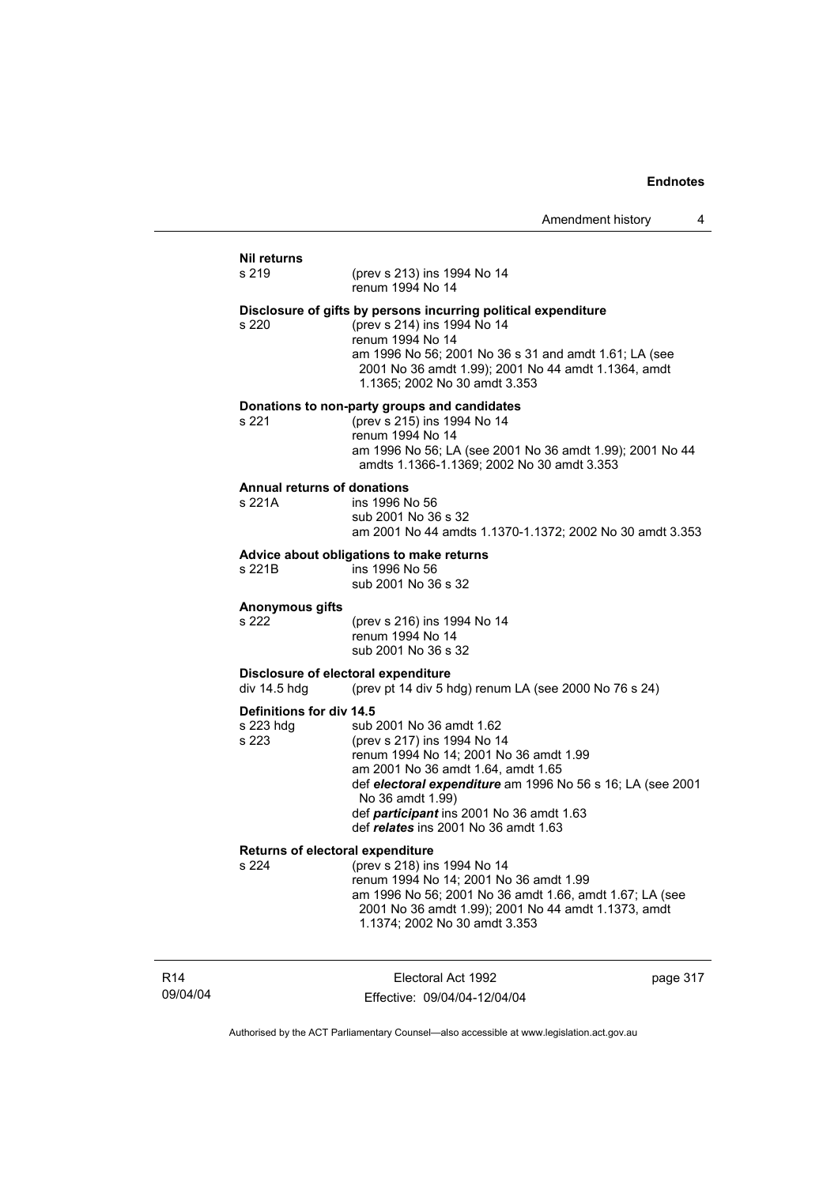**Nil returns**

s 219 (prev s 213) ins 1994 No 14
renum 1994 No 14

**Disclosure of gifts by persons incurring political expenditure**

s 220 (prev s 214) ins 1994 No 14
renum 1994 No 14
am 1996 No 56; 2001 No 36 s 31 and amdt 1.61; LA (see 2001 No 36 amdt 1.99); 2001 No 44 amdt 1.1364, amdt 1.1365; 2002 No 30 amdt 3.353

**Donations to non-party groups and candidates**

s 221 (prev s 215) ins 1994 No 14
renum 1994 No 14
am 1996 No 56; LA (see 2001 No 36 amdt 1.99); 2001 No 44 amdts 1.1366-1.1369; 2002 No 30 amdt 3.353

**Annual returns of donations**

s 221A ins 1996 No 56
sub 2001 No 36 s 32
am 2001 No 44 amdts 1.1370-1.1372; 2002 No 30 amdt 3.353

**Advice about obligations to make returns**

s 221B ins 1996 No 56
sub 2001 No 36 s 32

**Anonymous gifts**

s 222 (prev s 216) ins 1994 No 14
renum 1994 No 14
sub 2001 No 36 s 32

**Disclosure of electoral expenditure**

div 14.5 hdg (prev pt 14 div 5 hdg) renum LA (see 2000 No 76 s 24)

**Definitions for div 14.5**

s 223 hdg sub 2001 No 36 amdt 1.62
s 223 (prev s 217) ins 1994 No 14
renum 1994 No 14; 2001 No 36 amdt 1.99
am 2001 No 36 amdt 1.64, amdt 1.65
def ***electoral expenditure*** am 1996 No 56 s 16; LA (see 2001 No 36 amdt 1.99)
def ***participant*** ins 2001 No 36 amdt 1.63
def ***relates*** ins 2001 No 36 amdt 1.63

**Returns of electoral expenditure**

s 224 (prev s 218) ins 1994 No 14
renum 1994 No 14; 2001 No 36 amdt 1.99
am 1996 No 56; 2001 No 36 amdt 1.66, amdt 1.67; LA (see 2001 No 36 amdt 1.99); 2001 No 44 amdt 1.1373, amdt 1.1374; 2002 No 30 amdt 3.353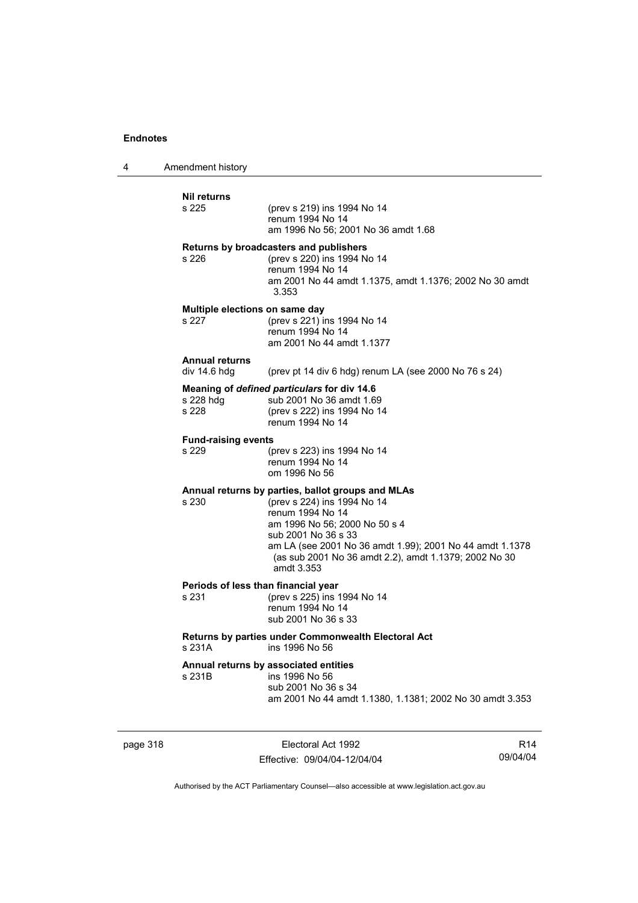**Nil returns**

s 225 (prev s 219) ins 1994 No 14
renum 1994 No 14
am 1996 No 56; 2001 No 36 amdt 1.68

**Returns by broadcasters and publishers**

s 226 (prev s 220) ins 1994 No 14
renum 1994 No 14
am 2001 No 44 amdt 1.1375, amdt 1.1376; 2002 No 30 amdt 3.353

**Multiple elections on same day**

s 227 (prev s 221) ins 1994 No 14
renum 1994 No 14
am 2001 No 44 amdt 1.1377

**Annual returns**

div 14.6 hdg (prev pt 14 div 6 hdg) renum LA (see 2000 No 76 s 24)

**Meaning of *defined particulars* for div 14.6**

s 228 hdg sub 2001 No 36 amdt 1.69
s 228 (prev s 222) ins 1994 No 14
renum 1994 No 14

**Fund-raising events**

s 229 (prev s 223) ins 1994 No 14
renum 1994 No 14
om 1996 No 56

**Annual returns by parties, ballot groups and MLAs**

s 230 (prev s 224) ins 1994 No 14
renum 1994 No 14
am 1996 No 56; 2000 No 50 s 4
sub 2001 No 36 s 33
am LA (see 2001 No 36 amdt 1.99); 2001 No 44 amdt 1.1378 (as sub 2001 No 36 amdt 2.2), amdt 1.1379; 2002 No 30 amdt 3.353

**Periods of less than financial year**

s 231 (prev s 225) ins 1994 No 14
renum 1994 No 14
sub 2001 No 36 s 33

**Returns by parties under Commonwealth Electoral Act**

s 231A ins 1996 No 56

**Annual returns by associated entities**

s 231B ins 1996 No 56
sub 2001 No 36 s 34
am 2001 No 44 amdt 1.1380, 1.1381; 2002 No 30 amdt 3.353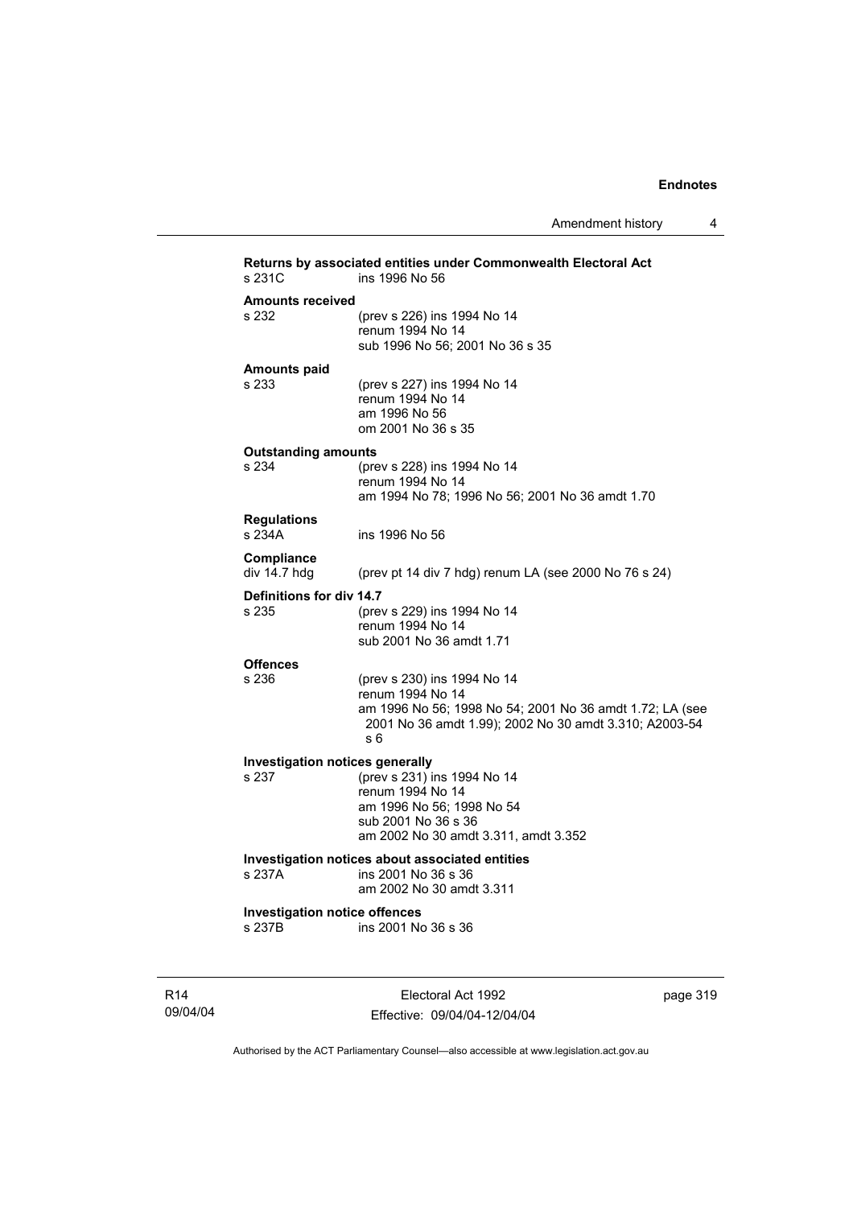**Returns by associated entities under Commonwealth Electoral Act**
s 231C ins 1996 No 56

**Amounts received**
s 232 (prev s 226) ins 1994 No 14
renum 1994 No 14
sub 1996 No 56; 2001 No 36 s 35

**Amounts paid**
s 233 (prev s 227) ins 1994 No 14
renum 1994 No 14
am 1996 No 56
om 2001 No 36 s 35

**Outstanding amounts**
s 234 (prev s 228) ins 1994 No 14
renum 1994 No 14
am 1994 No 78; 1996 No 56; 2001 No 36 amdt 1.70

**Regulations**
s 234A ins 1996 No 56

**Compliance**
div 14.7 hdg (prev pt 14 div 7 hdg) renum LA (see 2000 No 76 s 24)

**Definitions for div 14.7**
s 235 (prev s 229) ins 1994 No 14
renum 1994 No 14
sub 2001 No 36 amdt 1.71

**Offences**
s 236 (prev s 230) ins 1994 No 14
renum 1994 No 14
am 1996 No 56; 1998 No 54; 2001 No 36 amdt 1.72; LA (see 2001 No 36 amdt 1.99); 2002 No 30 amdt 3.310; A2003-54 s 6

**Investigation notices generally**
s 237 (prev s 231) ins 1994 No 14
renum 1994 No 14
am 1996 No 56; 1998 No 54
sub 2001 No 36 s 36
am 2002 No 30 amdt 3.311, amdt 3.352

**Investigation notices about associated entities**
s 237A ins 2001 No 36 s 36
am 2002 No 30 amdt 3.311

**Investigation notice offences**
s 237B ins 2001 No 36 s 36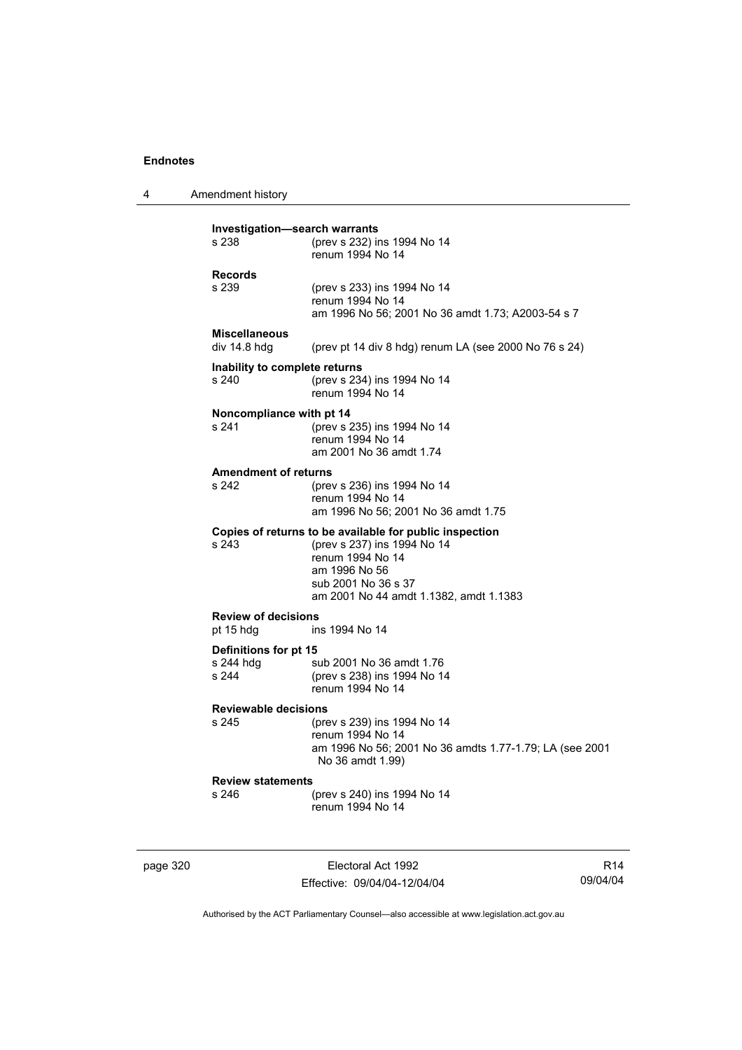**Investigation—search warrants**

s 238 (prev s 232) ins 1994 No 14
renum 1994 No 14

**Records**

s 239 (prev s 233) ins 1994 No 14
renum 1994 No 14
am 1996 No 56; 2001 No 36 amdt 1.73; A2003-54 s 7

**Miscellaneous**

div 14.8 hdg (prev pt 14 div 8 hdg) renum LA (see 2000 No 76 s 24)

**Inability to complete returns**

s 240 (prev s 234) ins 1994 No 14
renum 1994 No 14

**Noncompliance with pt 14**

s 241 (prev s 235) ins 1994 No 14
renum 1994 No 14
am 2001 No 36 amdt 1.74

**Amendment of returns**

s 242 (prev s 236) ins 1994 No 14
renum 1994 No 14
am 1996 No 56; 2001 No 36 amdt 1.75

**Copies of returns to be available for public inspection**

s 243 (prev s 237) ins 1994 No 14
renum 1994 No 14
am 1996 No 56
sub 2001 No 36 s 37
am 2001 No 44 amdt 1.1382, amdt 1.1383

**Review of decisions**

pt 15 hdg ins 1994 No 14

**Definitions for pt 15**

s 244 hdg sub 2001 No 36 amdt 1.76
s 244 (prev s 238) ins 1994 No 14
renum 1994 No 14

**Reviewable decisions**

s 245 (prev s 239) ins 1994 No 14
renum 1994 No 14
am 1996 No 56; 2001 No 36 amdts 1.77-1.79; LA (see 2001 No 36 amdt 1.99)

**Review statements**

s 246 (prev s 240) ins 1994 No 14
renum 1994 No 14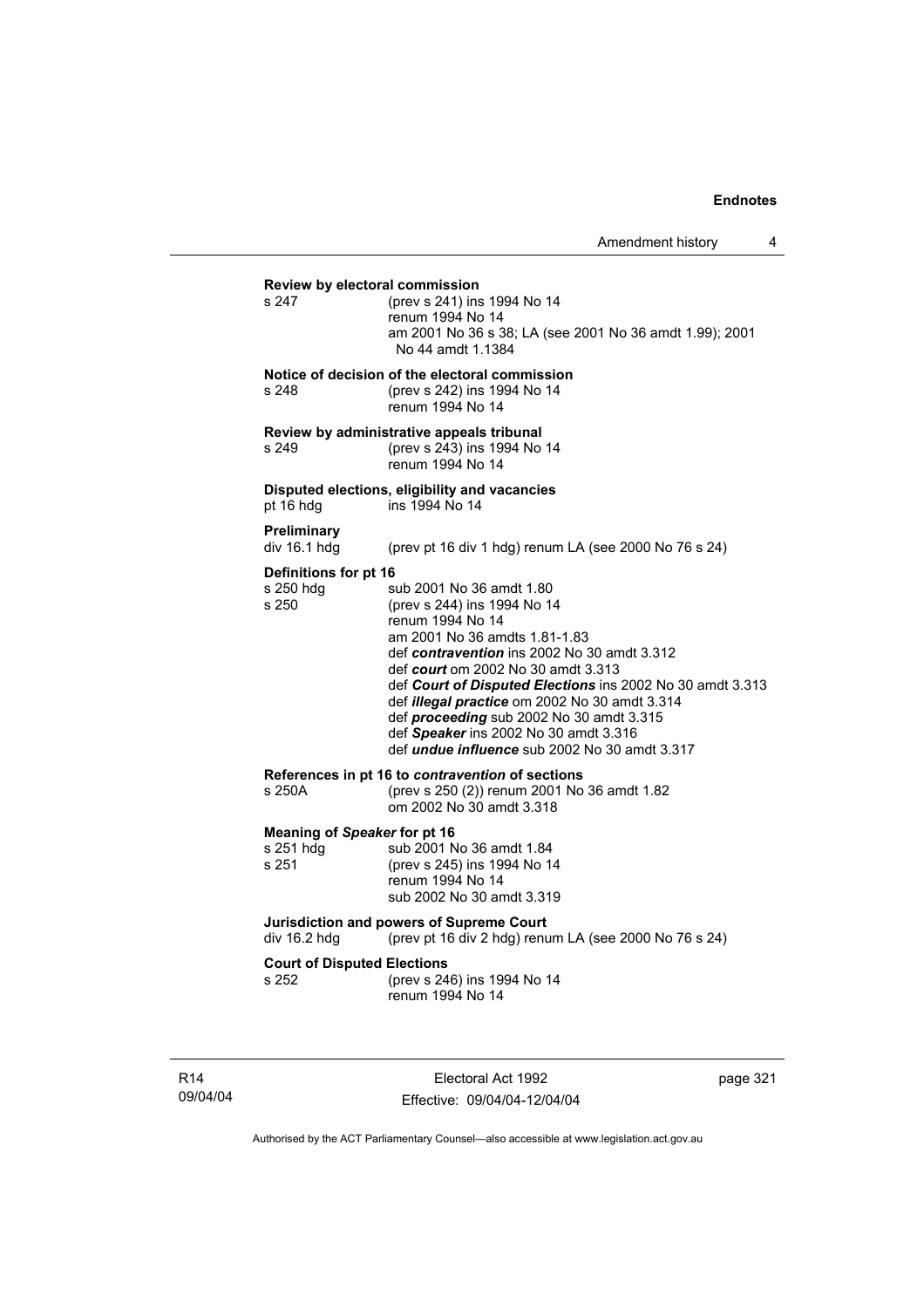**Review by electoral commission**

s 247 (prev s 241) ins 1994 No 14
renum 1994 No 14
am 2001 No 36 s 38; LA (see 2001 No 36 amdt 1.99); 2001 No 44 amdt 1.1384

**Notice of decision of the electoral commission**

s 248 (prev s 242) ins 1994 No 14
renum 1994 No 14

**Review by administrative appeals tribunal**

s 249 (prev s 243) ins 1994 No 14
renum 1994 No 14

**Disputed elections, eligibility and vacancies**

pt 16 hdg ins 1994 No 14

**Preliminary**

div 16.1 hdg (prev pt 16 div 1 hdg) renum LA (see 2000 No 76 s 24)

**Definitions for pt 16**

s 250 hdg sub 2001 No 36 amdt 1.80
s 250 (prev s 244) ins 1994 No 14
renum 1994 No 14
am 2001 No 36 amdts 1.81-1.83
def ***contravention*** ins 2002 No 30 amdt 3.312
def ***court*** om 2002 No 30 amdt 3.313
def ***Court of Disputed Elections*** ins 2002 No 30 amdt 3.313
def ***illegal practice*** om 2002 No 30 amdt 3.314
def ***proceeding*** sub 2002 No 30 amdt 3.315
def ***Speaker*** ins 2002 No 30 amdt 3.316
def ***undue influence*** sub 2002 No 30 amdt 3.317

**References in pt 16 to *contravention* of sections**

s 250A (prev s 250 (2)) renum 2001 No 36 amdt 1.82
om 2002 No 30 amdt 3.318

**Meaning of *Speaker* for pt 16**

s 251 hdg sub 2001 No 36 amdt 1.84
s 251 (prev s 245) ins 1994 No 14
renum 1994 No 14
sub 2002 No 30 amdt 3.319

**Jurisdiction and powers of Supreme Court**

div 16.2 hdg (prev pt 16 div 2 hdg) renum LA (see 2000 No 76 s 24)

**Court of Disputed Elections**

s 252 (prev s 246) ins 1994 No 14
renum 1994 No 14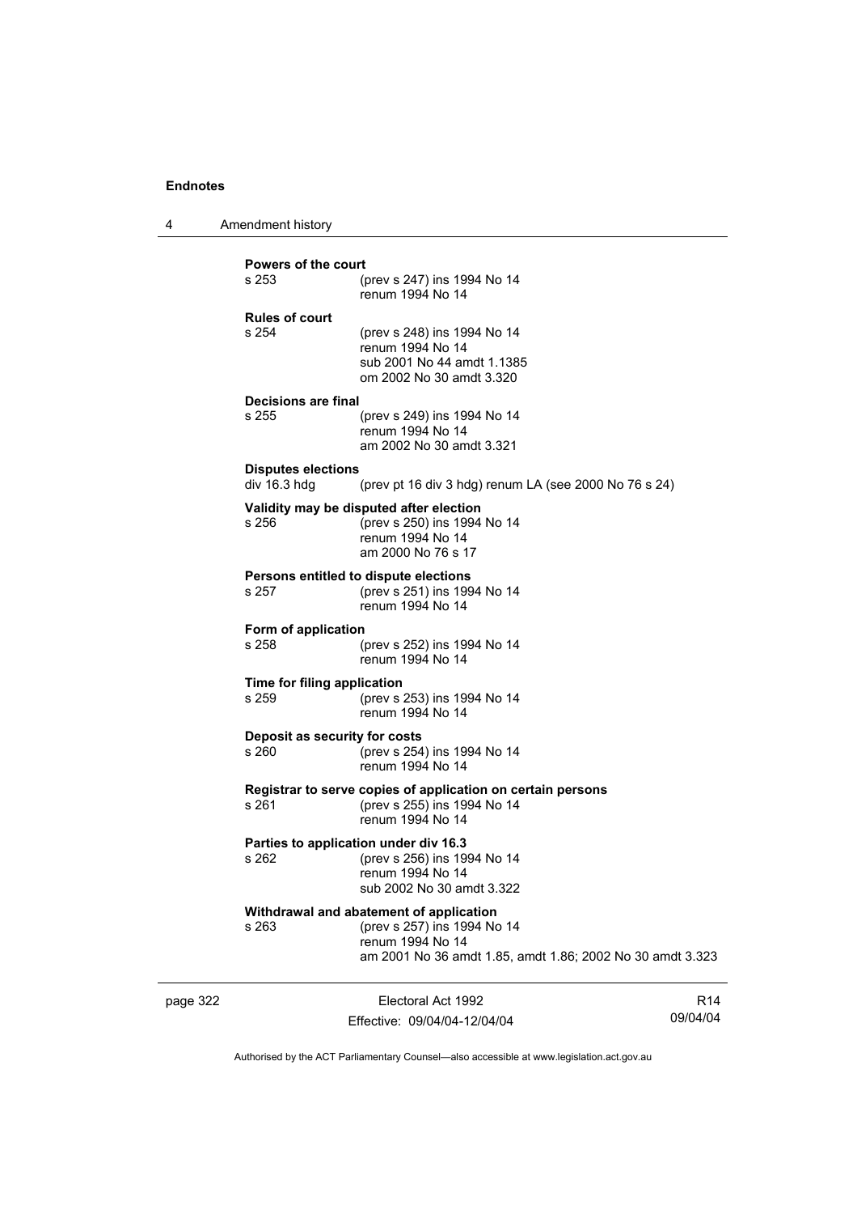**Powers of the court**

s 253 (prev s 247) ins 1994 No 14
renum 1994 No 14

**Rules of court**

s 254 (prev s 248) ins 1994 No 14
renum 1994 No 14
sub 2001 No 44 amdt 1.1385
om 2002 No 30 amdt 3.320

**Decisions are final**

s 255 (prev s 249) ins 1994 No 14
renum 1994 No 14
am 2002 No 30 amdt 3.321

**Disputes elections**

div 16.3 hdg (prev pt 16 div 3 hdg) renum LA (see 2000 No 76 s 24)

**Validity may be disputed after election**

s 256 (prev s 250) ins 1994 No 14
renum 1994 No 14
am 2000 No 76 s 17

**Persons entitled to dispute elections**

s 257 (prev s 251) ins 1994 No 14
renum 1994 No 14

**Form of application**

s 258 (prev s 252) ins 1994 No 14
renum 1994 No 14

**Time for filing application**

s 259 (prev s 253) ins 1994 No 14
renum 1994 No 14

**Deposit as security for costs**

s 260 (prev s 254) ins 1994 No 14
renum 1994 No 14

**Registrar to serve copies of application on certain persons**

s 261 (prev s 255) ins 1994 No 14
renum 1994 No 14

**Parties to application under div 16.3**

s 262 (prev s 256) ins 1994 No 14
renum 1994 No 14
sub 2002 No 30 amdt 3.322

**Withdrawal and abatement of application**

s 263 (prev s 257) ins 1994 No 14
renum 1994 No 14
am 2001 No 36 amdt 1.85, amdt 1.86; 2002 No 30 amdt 3.323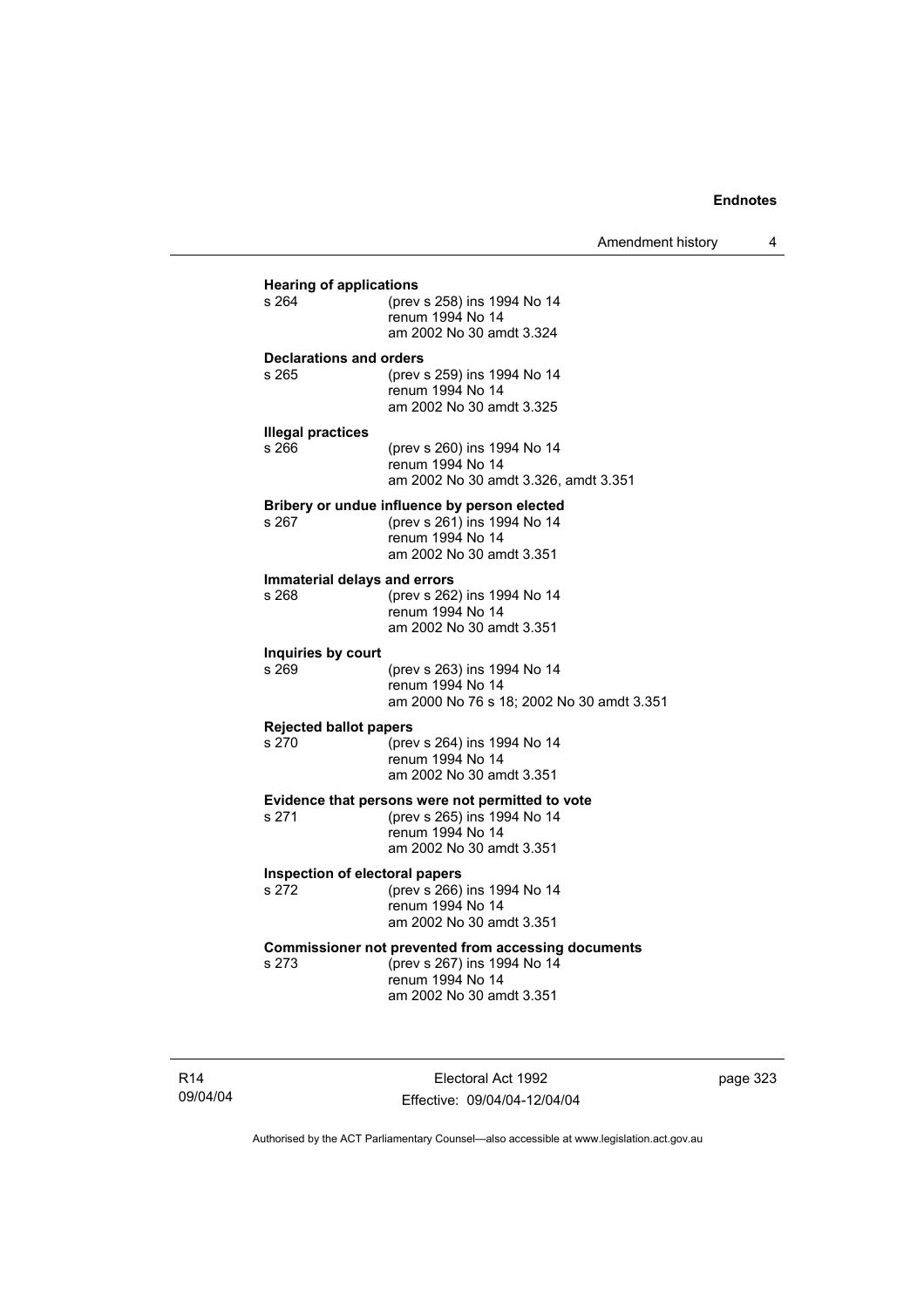**Hearing of applications**
s 264 (prev s 258) ins 1994 No 14
renum 1994 No 14
am 2002 No 30 amdt 3.324

**Declarations and orders**
s 265 (prev s 259) ins 1994 No 14
renum 1994 No 14
am 2002 No 30 amdt 3.325

**Illegal practices**
s 266 (prev s 260) ins 1994 No 14
renum 1994 No 14
am 2002 No 30 amdt 3.326, amdt 3.351

**Bribery or undue influence by person elected**
s 267 (prev s 261) ins 1994 No 14
renum 1994 No 14
am 2002 No 30 amdt 3.351

**Immaterial delays and errors**
s 268 (prev s 262) ins 1994 No 14
renum 1994 No 14
am 2002 No 30 amdt 3.351

**Inquiries by court**
s 269 (prev s 263) ins 1994 No 14
renum 1994 No 14
am 2000 No 76 s 18; 2002 No 30 amdt 3.351

**Rejected ballot papers**
s 270 (prev s 264) ins 1994 No 14
renum 1994 No 14
am 2002 No 30 amdt 3.351

**Evidence that persons were not permitted to vote**
s 271 (prev s 265) ins 1994 No 14
renum 1994 No 14
am 2002 No 30 amdt 3.351

**Inspection of electoral papers**
s 272 (prev s 266) ins 1994 No 14
renum 1994 No 14
am 2002 No 30 amdt 3.351

**Commissioner not prevented from accessing documents**
s 273 (prev s 267) ins 1994 No 14
renum 1994 No 14
am 2002 No 30 amdt 3.351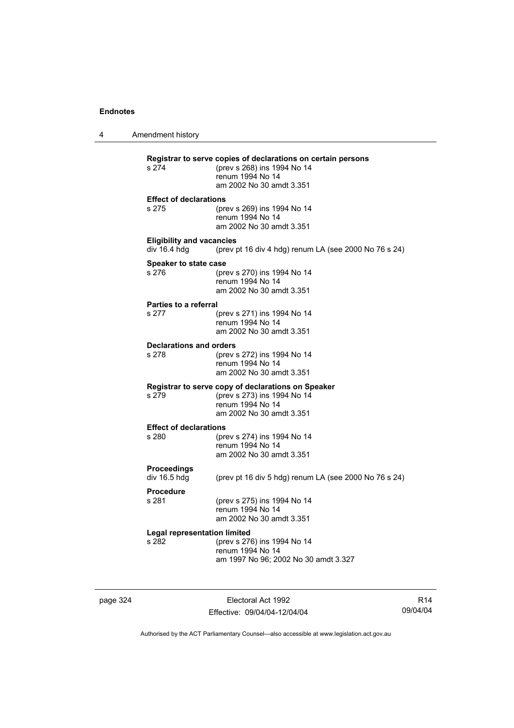**Registrar to serve copies of declarations on certain persons**
s 274 (prev s 268) ins 1994 No 14
renum 1994 No 14
am 2002 No 30 amdt 3.351

**Effect of declarations**
s 275 (prev s 269) ins 1994 No 14
renum 1994 No 14
am 2002 No 30 amdt 3.351

**Eligibility and vacancies**
div 16.4 hdg (prev pt 16 div 4 hdg) renum LA (see 2000 No 76 s 24)

**Speaker to state case**
s 276 (prev s 270) ins 1994 No 14
renum 1994 No 14
am 2002 No 30 amdt 3.351

**Parties to a referral**
s 277 (prev s 271) ins 1994 No 14
renum 1994 No 14
am 2002 No 30 amdt 3.351

**Declarations and orders**
s 278 (prev s 272) ins 1994 No 14
renum 1994 No 14
am 2002 No 30 amdt 3.351

**Registrar to serve copy of declarations on Speaker**
s 279 (prev s 273) ins 1994 No 14
renum 1994 No 14
am 2002 No 30 amdt 3.351

**Effect of declarations**
s 280 (prev s 274) ins 1994 No 14
renum 1994 No 14
am 2002 No 30 amdt 3.351

**Proceedings**
div 16.5 hdg (prev pt 16 div 5 hdg) renum LA (see 2000 No 76 s 24)

**Procedure**
s 281 (prev s 275) ins 1994 No 14
renum 1994 No 14
am 2002 No 30 amdt 3.351

**Legal representation limited**
s 282 (prev s 276) ins 1994 No 14
renum 1994 No 14
am 1997 No 96; 2002 No 30 amdt 3.327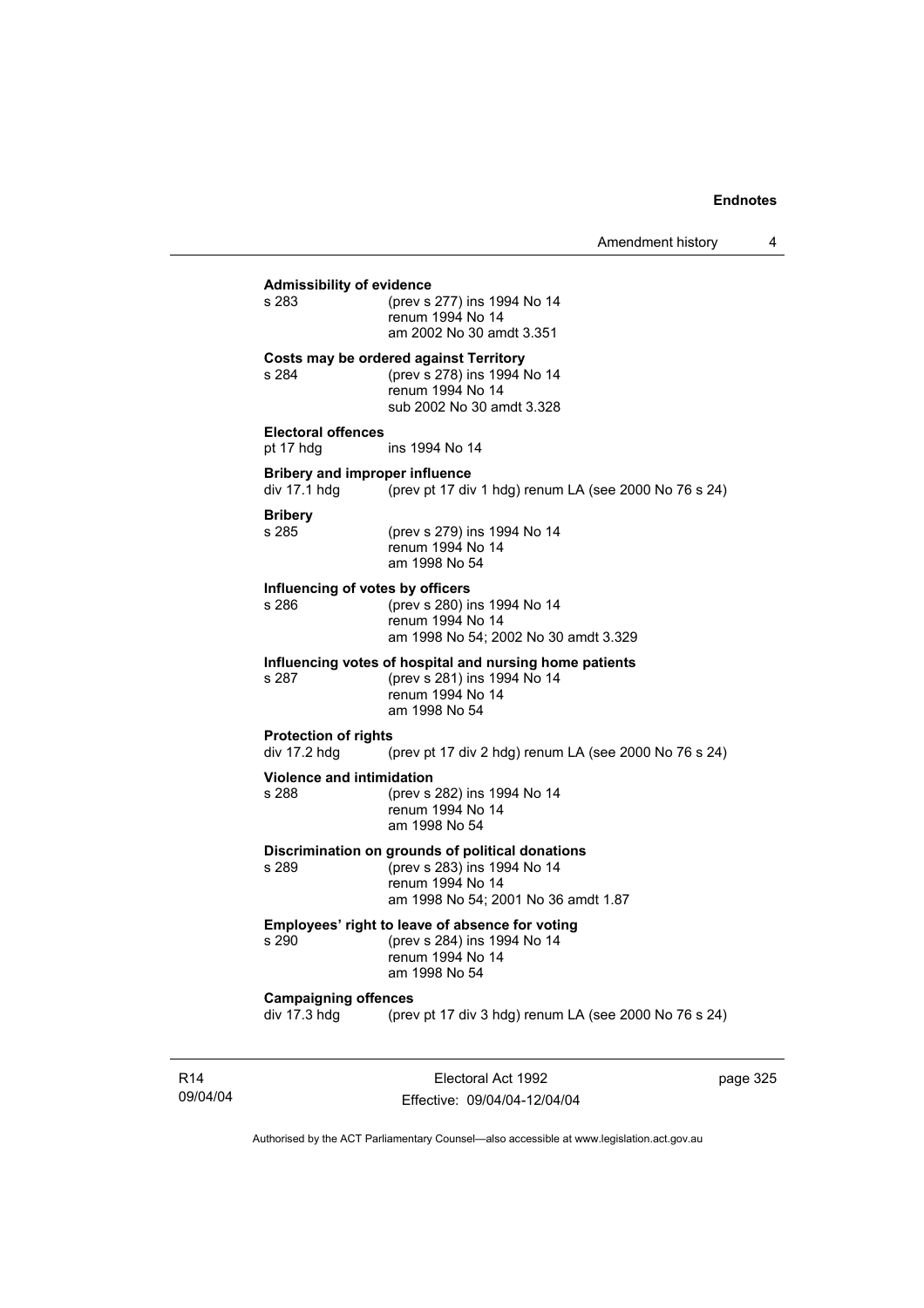**Admissibility of evidence**

s 283 (prev s 277) ins 1994 No 14
renum 1994 No 14
am 2002 No 30 amdt 3.351

**Costs may be ordered against Territory**

s 284 (prev s 278) ins 1994 No 14
renum 1994 No 14
sub 2002 No 30 amdt 3.328

**Electoral offences**

pt 17 hdg ins 1994 No 14

**Bribery and improper influence**

div 17.1 hdg (prev pt 17 div 1 hdg) renum LA (see 2000 No 76 s 24)

**Bribery**

s 285 (prev s 279) ins 1994 No 14
renum 1994 No 14
am 1998 No 54

**Influencing of votes by officers**

s 286 (prev s 280) ins 1994 No 14
renum 1994 No 14
am 1998 No 54; 2002 No 30 amdt 3.329

**Influencing votes of hospital and nursing home patients**

s 287 (prev s 281) ins 1994 No 14
renum 1994 No 14
am 1998 No 54

**Protection of rights**

div 17.2 hdg (prev pt 17 div 2 hdg) renum LA (see 2000 No 76 s 24)

**Violence and intimidation**

s 288 (prev s 282) ins 1994 No 14
renum 1994 No 14
am 1998 No 54

**Discrimination on grounds of political donations**

s 289 (prev s 283) ins 1994 No 14
renum 1994 No 14
am 1998 No 54; 2001 No 36 amdt 1.87

**Employees' right to leave of absence for voting**

s 290 (prev s 284) ins 1994 No 14
renum 1994 No 14
am 1998 No 54

**Campaigning offences**

div 17.3 hdg (prev pt 17 div 3 hdg) renum LA (see 2000 No 76 s 24)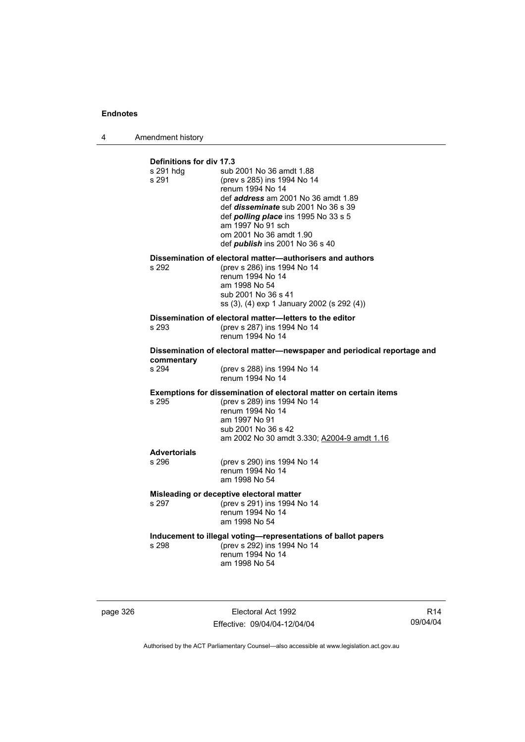**Definitions for div 17.3**

| | |
|---|---|
| s 291 hdg | sub 2001 No 36 amdt 1.88 |
| s 291 | (prev s 285) ins 1994 No 14 |
| | renum 1994 No 14 |
| | def ***address*** am 2001 No 36 amdt 1.89 |
| | def ***disseminate*** sub 2001 No 36 s 39 |
| | def ***polling place*** ins 1995 No 33 s 5 |
| | am 1997 No 91 sch |
| | om 2001 No 36 amdt 1.90 |
| | def ***publish*** ins 2001 No 36 s 40 |

**Dissemination of electoral matter—authorisers and authors**

| | |
|---|---|
| s 292 | (prev s 286) ins 1994 No 14 |
| | renum 1994 No 14 |
| | am 1998 No 54 |
| | sub 2001 No 36 s 41 |
| | ss (3), (4) exp 1 January 2002 (s 292 (4)) |

**Dissemination of electoral matter—letters to the editor**

| | |
|---|---|
| s 293 | (prev s 287) ins 1994 No 14 |
| | renum 1994 No 14 |

**Dissemination of electoral matter—newspaper and periodical reportage and commentary**

| | |
|---|---|
| s 294 | (prev s 288) ins 1994 No 14 |
| | renum 1994 No 14 |

**Exemptions for dissemination of electoral matter on certain items**

| | |
|---|---|
| s 295 | (prev s 289) ins 1994 No 14 |
| | renum 1994 No 14 |
| | am 1997 No 91 |
| | sub 2001 No 36 s 42 |
| | am 2002 No 30 amdt 3.330; A2004-9 amdt 1.16 |

**Advertorials**

| | |
|---|---|
| s 296 | (prev s 290) ins 1994 No 14 |
| | renum 1994 No 14 |
| | am 1998 No 54 |

**Misleading or deceptive electoral matter**

| | |
|---|---|
| s 297 | (prev s 291) ins 1994 No 14 |
| | renum 1994 No 14 |
| | am 1998 No 54 |

**Inducement to illegal voting—representations of ballot papers**

| | |
|---|---|
| s 298 | (prev s 292) ins 1994 No 14 |
| | renum 1994 No 14 |
| | am 1998 No 54 |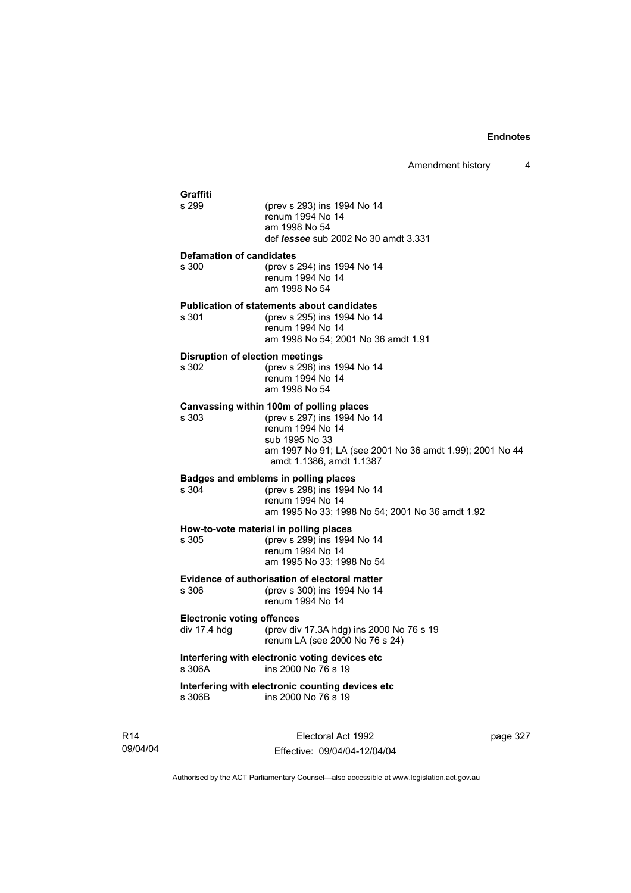**Graffiti**

s 299 (prev s 293) ins 1994 No 14
renum 1994 No 14
am 1998 No 54
def ***lessee*** sub 2002 No 30 amdt 3.331

**Defamation of candidates**

s 300 (prev s 294) ins 1994 No 14
renum 1994 No 14
am 1998 No 54

**Publication of statements about candidates**

s 301 (prev s 295) ins 1994 No 14
renum 1994 No 14
am 1998 No 54; 2001 No 36 amdt 1.91

**Disruption of election meetings**

s 302 (prev s 296) ins 1994 No 14
renum 1994 No 14
am 1998 No 54

**Canvassing within 100m of polling places**

s 303 (prev s 297) ins 1994 No 14
renum 1994 No 14
sub 1995 No 33
am 1997 No 91; LA (see 2001 No 36 amdt 1.99); 2001 No 44 amdt 1.1386, amdt 1.1387

**Badges and emblems in polling places**

s 304 (prev s 298) ins 1994 No 14
renum 1994 No 14
am 1995 No 33; 1998 No 54; 2001 No 36 amdt 1.92

**How-to-vote material in polling places**

s 305 (prev s 299) ins 1994 No 14
renum 1994 No 14
am 1995 No 33; 1998 No 54

**Evidence of authorisation of electoral matter**

s 306 (prev s 300) ins 1994 No 14
renum 1994 No 14

**Electronic voting offences**

div 17.4 hdg (prev div 17.3A hdg) ins 2000 No 76 s 19
renum LA (see 2000 No 76 s 24)

**Interfering with electronic voting devices etc**

s 306A ins 2000 No 76 s 19

**Interfering with electronic counting devices etc**

s 306B ins 2000 No 76 s 19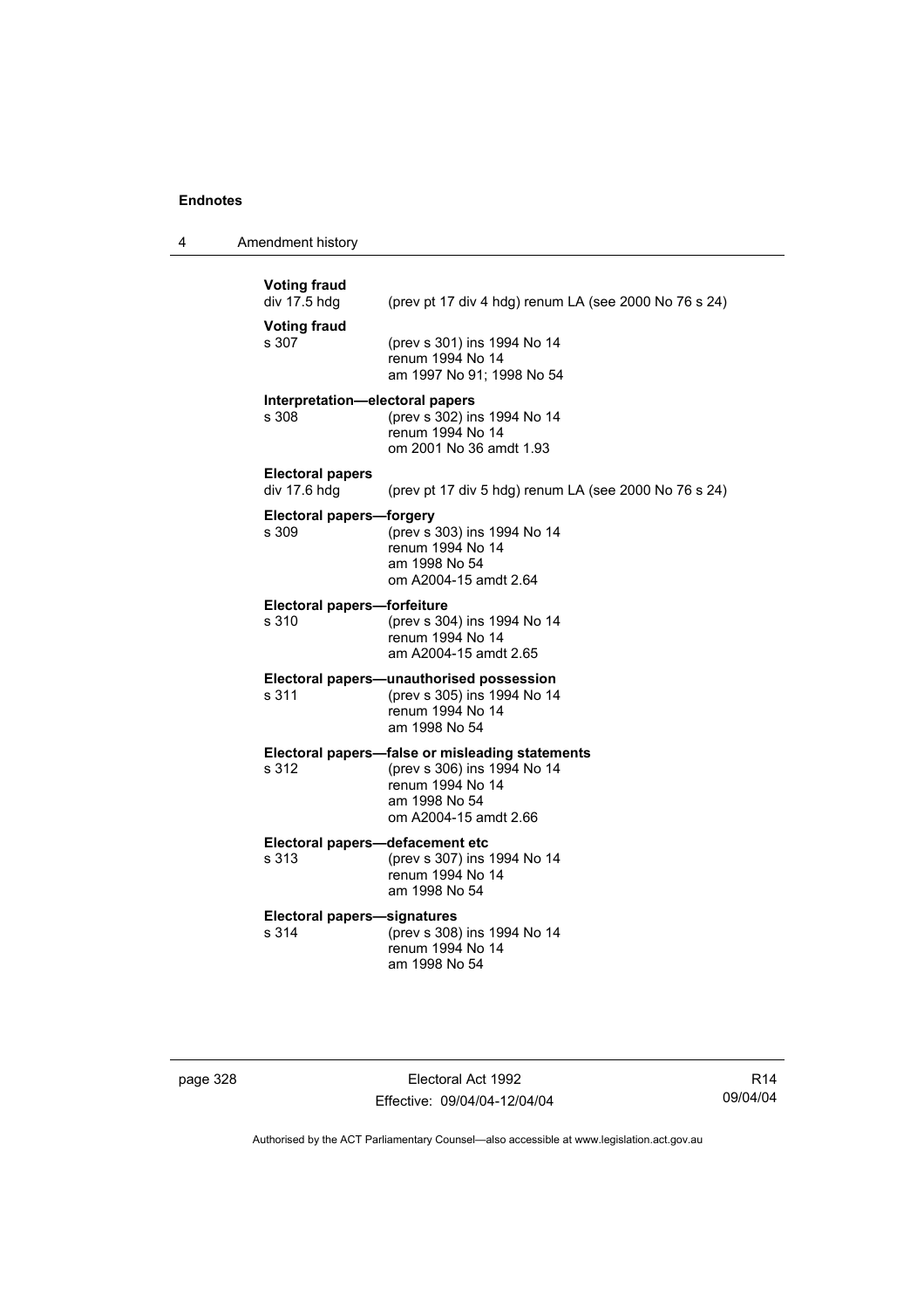**Voting fraud**

div 17.5 hdg — (prev pt 17 div 4 hdg) renum LA (see 2000 No 76 s 24)

**Voting fraud**

s 307 — (prev s 301) ins 1994 No 14
renum 1994 No 14
am 1997 No 91; 1998 No 54

**Interpretation—electoral papers**

s 308 — (prev s 302) ins 1994 No 14
renum 1994 No 14
om 2001 No 36 amdt 1.93

**Electoral papers**

div 17.6 hdg — (prev pt 17 div 5 hdg) renum LA (see 2000 No 76 s 24)

**Electoral papers—forgery**

s 309 — (prev s 303) ins 1994 No 14
renum 1994 No 14
am 1998 No 54
om A2004-15 amdt 2.64

**Electoral papers—forfeiture**

s 310 — (prev s 304) ins 1994 No 14
renum 1994 No 14
am A2004-15 amdt 2.65

**Electoral papers—unauthorised possession**

s 311 — (prev s 305) ins 1994 No 14
renum 1994 No 14
am 1998 No 54

**Electoral papers—false or misleading statements**

s 312 — (prev s 306) ins 1994 No 14
renum 1994 No 14
am 1998 No 54
om A2004-15 amdt 2.66

**Electoral papers—defacement etc**

s 313 — (prev s 307) ins 1994 No 14
renum 1994 No 14
am 1998 No 54

**Electoral papers—signatures**

s 314 — (prev s 308) ins 1994 No 14
renum 1994 No 14
am 1998 No 54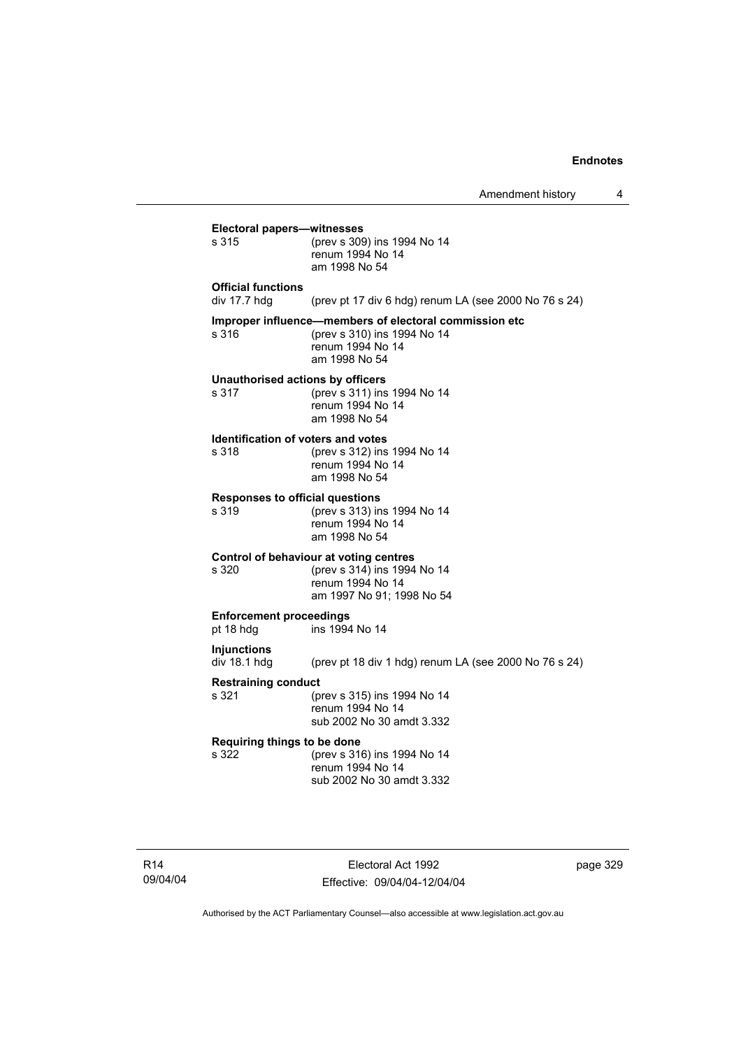**Electoral papers—witnesses**

s 315 (prev s 309) ins 1994 No 14
renum 1994 No 14
am 1998 No 54

**Official functions**

div 17.7 hdg (prev pt 17 div 6 hdg) renum LA (see 2000 No 76 s 24)

**Improper influence—members of electoral commission etc**

s 316 (prev s 310) ins 1994 No 14
renum 1994 No 14
am 1998 No 54

**Unauthorised actions by officers**

s 317 (prev s 311) ins 1994 No 14
renum 1994 No 14
am 1998 No 54

**Identification of voters and votes**

s 318 (prev s 312) ins 1994 No 14
renum 1994 No 14
am 1998 No 54

**Responses to official questions**

s 319 (prev s 313) ins 1994 No 14
renum 1994 No 14
am 1998 No 54

**Control of behaviour at voting centres**

s 320 (prev s 314) ins 1994 No 14
renum 1994 No 14
am 1997 No 91; 1998 No 54

**Enforcement proceedings**

pt 18 hdg ins 1994 No 14

**Injunctions**

div 18.1 hdg (prev pt 18 div 1 hdg) renum LA (see 2000 No 76 s 24)

**Restraining conduct**

s 321 (prev s 315) ins 1994 No 14
renum 1994 No 14
sub 2002 No 30 amdt 3.332

**Requiring things to be done**

s 322 (prev s 316) ins 1994 No 14
renum 1994 No 14
sub 2002 No 30 amdt 3.332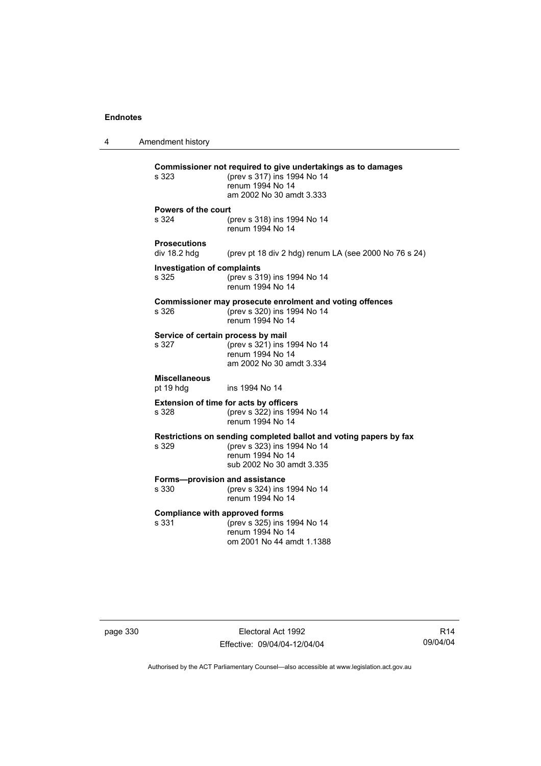**Commissioner not required to give undertakings as to damages**
s 323 (prev s 317) ins 1994 No 14
renum 1994 No 14
am 2002 No 30 amdt 3.333

**Powers of the court**
s 324 (prev s 318) ins 1994 No 14
renum 1994 No 14

**Prosecutions**
div 18.2 hdg (prev pt 18 div 2 hdg) renum LA (see 2000 No 76 s 24)

**Investigation of complaints**
s 325 (prev s 319) ins 1994 No 14
renum 1994 No 14

**Commissioner may prosecute enrolment and voting offences**
s 326 (prev s 320) ins 1994 No 14
renum 1994 No 14

**Service of certain process by mail**
s 327 (prev s 321) ins 1994 No 14
renum 1994 No 14
am 2002 No 30 amdt 3.334

**Miscellaneous**
pt 19 hdg ins 1994 No 14

**Extension of time for acts by officers**
s 328 (prev s 322) ins 1994 No 14
renum 1994 No 14

**Restrictions on sending completed ballot and voting papers by fax**
s 329 (prev s 323) ins 1994 No 14
renum 1994 No 14
sub 2002 No 30 amdt 3.335

**Forms—provision and assistance**
s 330 (prev s 324) ins 1994 No 14
renum 1994 No 14

**Compliance with approved forms**
s 331 (prev s 325) ins 1994 No 14
renum 1994 No 14
om 2001 No 44 amdt 1.1388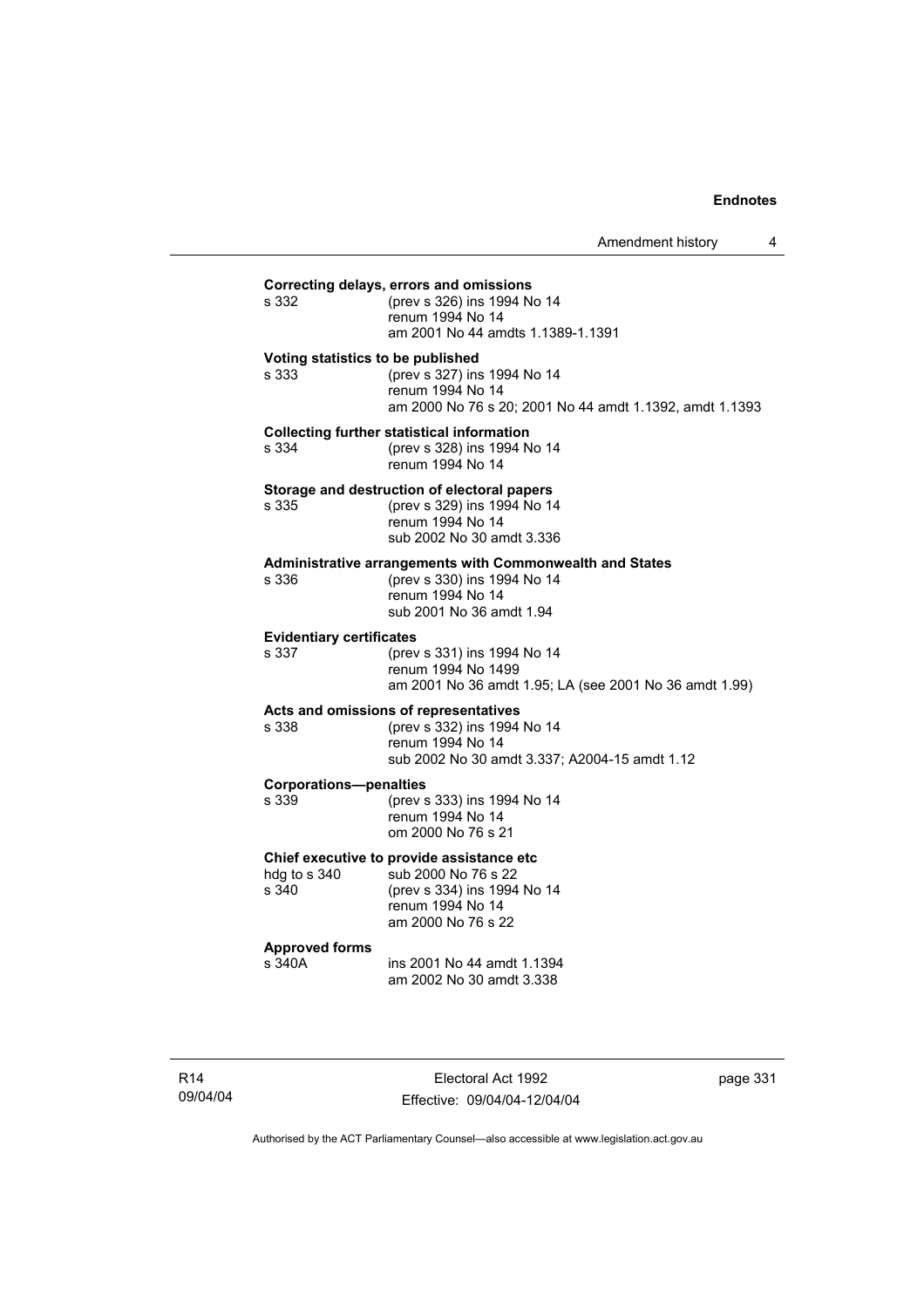**Correcting delays, errors and omissions**

s 332 (prev s 326) ins 1994 No 14
renum 1994 No 14
am 2001 No 44 amdts 1.1389-1.1391

**Voting statistics to be published**

s 333 (prev s 327) ins 1994 No 14
renum 1994 No 14
am 2000 No 76 s 20; 2001 No 44 amdt 1.1392, amdt 1.1393

**Collecting further statistical information**

s 334 (prev s 328) ins 1994 No 14
renum 1994 No 14

**Storage and destruction of electoral papers**

s 335 (prev s 329) ins 1994 No 14
renum 1994 No 14
sub 2002 No 30 amdt 3.336

**Administrative arrangements with Commonwealth and States**

s 336 (prev s 330) ins 1994 No 14
renum 1994 No 14
sub 2001 No 36 amdt 1.94

**Evidentiary certificates**

s 337 (prev s 331) ins 1994 No 14
renum 1994 No 1499
am 2001 No 36 amdt 1.95; LA (see 2001 No 36 amdt 1.99)

**Acts and omissions of representatives**

s 338 (prev s 332) ins 1994 No 14
renum 1994 No 14
sub 2002 No 30 amdt 3.337; A2004-15 amdt 1.12

**Corporations—penalties**

s 339 (prev s 333) ins 1994 No 14
renum 1994 No 14
om 2000 No 76 s 21

**Chief executive to provide assistance etc**

hdg to s 340 sub 2000 No 76 s 22
s 340 (prev s 334) ins 1994 No 14
renum 1994 No 14
am 2000 No 76 s 22

**Approved forms**

s 340A ins 2001 No 44 amdt 1.1394
am 2002 No 30 amdt 3.338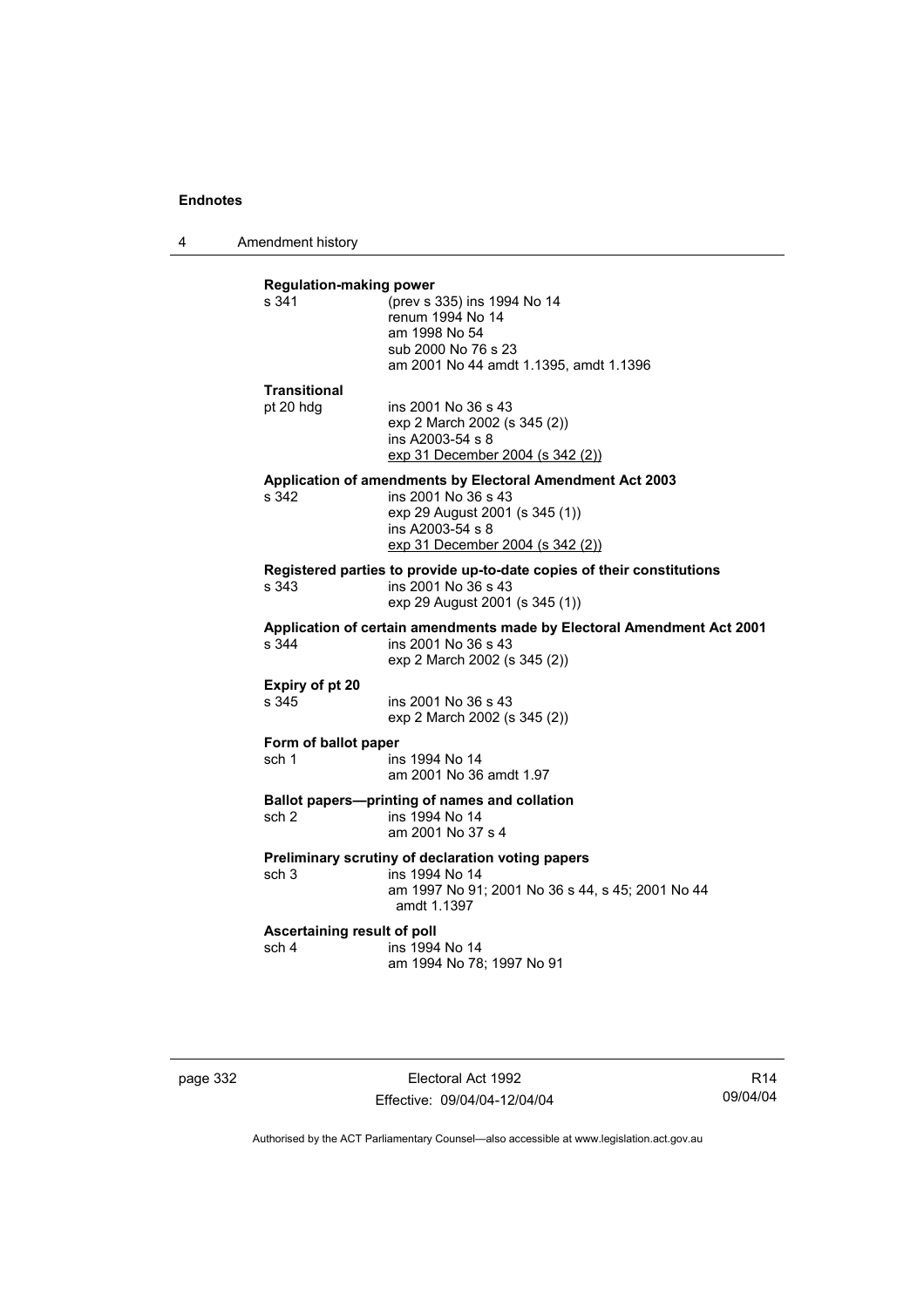**Regulation-making power**

s 341 (prev s 335) ins 1994 No 14
renum 1994 No 14
am 1998 No 54
sub 2000 No 76 s 23
am 2001 No 44 amdt 1.1395, amdt 1.1396

**Transitional**

pt 20 hdg ins 2001 No 36 s 43
exp 2 March 2002 (s 345 (2))
ins A2003-54 s 8
exp 31 December 2004 (s 342 (2))

**Application of amendments by Electoral Amendment Act 2003**

s 342 ins 2001 No 36 s 43
exp 29 August 2001 (s 345 (1))
ins A2003-54 s 8
exp 31 December 2004 (s 342 (2))

**Registered parties to provide up-to-date copies of their constitutions**

s 343 ins 2001 No 36 s 43
exp 29 August 2001 (s 345 (1))

**Application of certain amendments made by Electoral Amendment Act 2001**

s 344 ins 2001 No 36 s 43
exp 2 March 2002 (s 345 (2))

**Expiry of pt 20**

s 345 ins 2001 No 36 s 43
exp 2 March 2002 (s 345 (2))

**Form of ballot paper**

sch 1 ins 1994 No 14
am 2001 No 36 amdt 1.97

**Ballot papers—printing of names and collation**

sch 2 ins 1994 No 14
am 2001 No 37 s 4

**Preliminary scrutiny of declaration voting papers**

sch 3 ins 1994 No 14
am 1997 No 91; 2001 No 36 s 44, s 45; 2001 No 44 amdt 1.1397

**Ascertaining result of poll**

sch 4 ins 1994 No 14
am 1994 No 78; 1997 No 91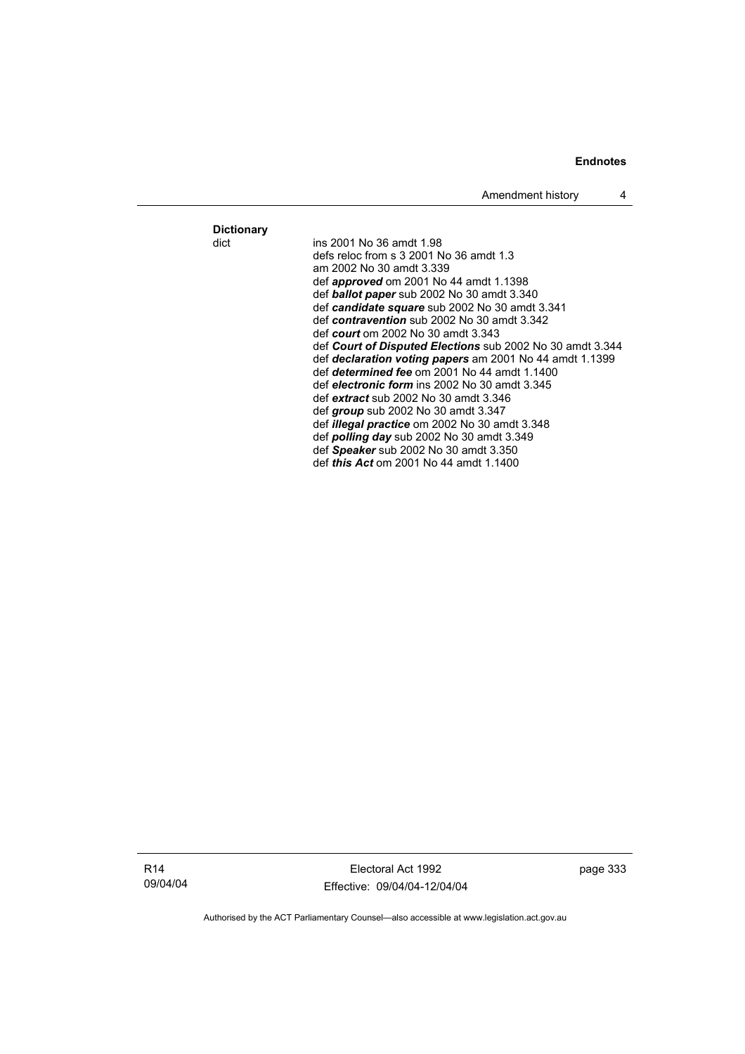**Dictionary**

dict ins 2001 No 36 amdt 1.98
defs reloc from s 3 2001 No 36 amdt 1.3
am 2002 No 30 amdt 3.339
def ***approved*** om 2001 No 44 amdt 1.1398
def ***ballot paper*** sub 2002 No 30 amdt 3.340
def ***candidate square*** sub 2002 No 30 amdt 3.341
def ***contravention*** sub 2002 No 30 amdt 3.342
def ***court*** om 2002 No 30 amdt 3.343
def ***Court of Disputed Elections*** sub 2002 No 30 amdt 3.344
def ***declaration voting papers*** am 2001 No 44 amdt 1.1399
def ***determined fee*** om 2001 No 44 amdt 1.1400
def ***electronic form*** ins 2002 No 30 amdt 3.345
def ***extract*** sub 2002 No 30 amdt 3.346
def ***group*** sub 2002 No 30 amdt 3.347
def ***illegal practice*** om 2002 No 30 amdt 3.348
def ***polling day*** sub 2002 No 30 amdt 3.349
def ***Speaker*** sub 2002 No 30 amdt 3.350
def ***this Act*** om 2001 No 44 amdt 1.1400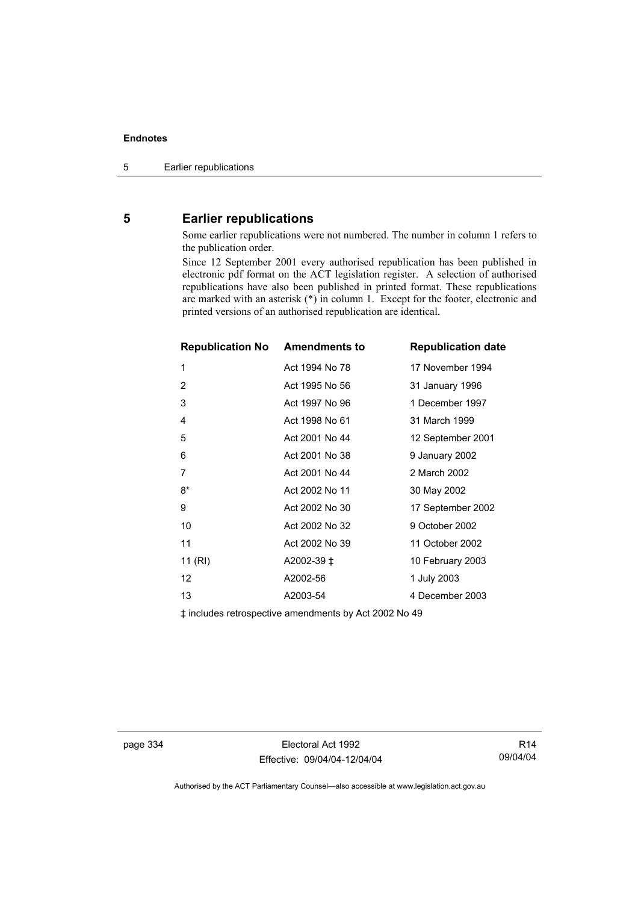## 5 Earlier republications

Some earlier republications were not numbered. The number in column 1 refers to the publication order.

Since 12 September 2001 every authorised republication has been published in electronic pdf format on the ACT legislation register. A selection of authorised republications have also been published in printed format. These republications are marked with an asterisk (*) in column 1. Except for the footer, electronic and printed versions of an authorised republication are identical.

| Republication No | Amendments to | Republication date |
|---|---|---|
| 1 | Act 1994 No 78 | 17 November 1994 |
| 2 | Act 1995 No 56 | 31 January 1996 |
| 3 | Act 1997 No 96 | 1 December 1997 |
| 4 | Act 1998 No 61 | 31 March 1999 |
| 5 | Act 2001 No 44 | 12 September 2001 |
| 6 | Act 2001 No 38 | 9 January 2002 |
| 7 | Act 2001 No 44 | 2 March 2002 |
| 8* | Act 2002 No 11 | 30 May 2002 |
| 9 | Act 2002 No 30 | 17 September 2002 |
| 10 | Act 2002 No 32 | 9 October 2002 |
| 11 | Act 2002 No 39 | 11 October 2002 |
| 11 (RI) | A2002-39 ‡ | 10 February 2003 |
| 12 | A2002-56 | 1 July 2003 |
| 13 | A2003-54 | 4 December 2003 |

‡ includes retrospective amendments by Act 2002 No 49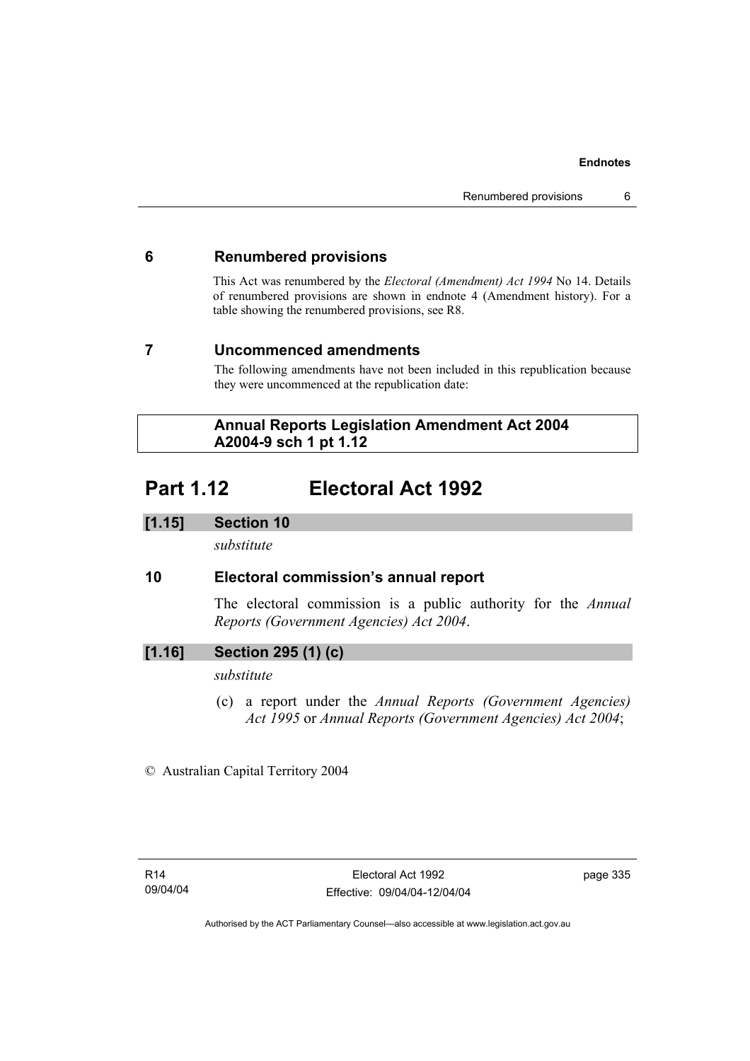## 6 Renumbered provisions

This Act was renumbered by the *Electoral (Amendment) Act 1994* No 14. Details of renumbered provisions are shown in endnote 4 (Amendment history). For a table showing the renumbered provisions, see R8.

## 7 Uncommenced amendments

The following amendments have not been included in this republication because they were uncommenced at the republication date:

**Annual Reports Legislation Amendment Act 2004**
**A2004-9 sch 1 pt 1.12**

# Part 1.12 Electoral Act 1992

### [1.15] Section 10

*substitute*

### 10 Electoral commission's annual report

The electoral commission is a public authority for the *Annual Reports (Government Agencies) Act 2004*.

### [1.16] Section 295 (1) (c)

*substitute*

(c) a report under the *Annual Reports (Government Agencies) Act 1995* or *Annual Reports (Government Agencies) Act 2004*;

© Australian Capital Territory 2004